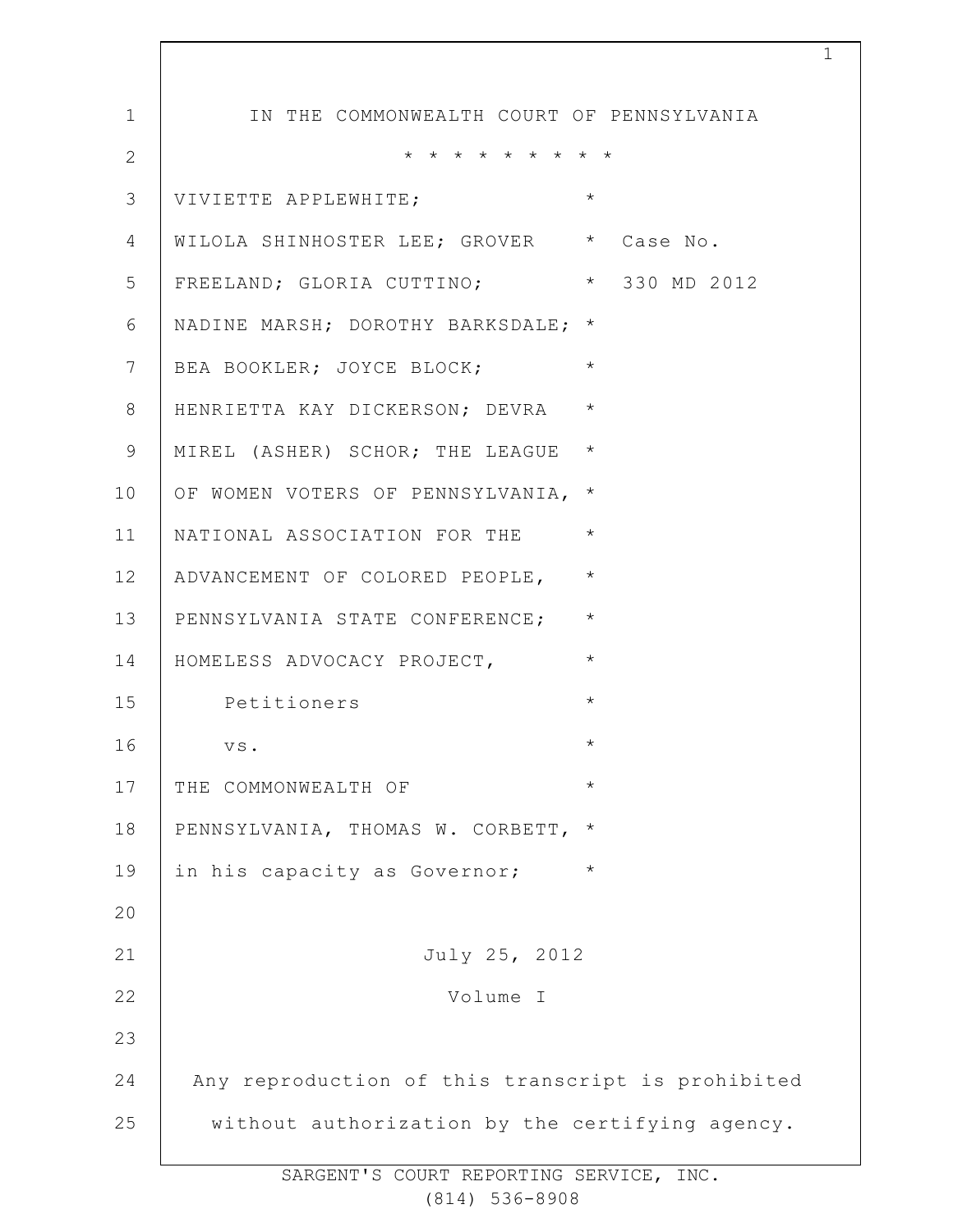IN THE COMMONWEALTH COURT OF PENNSYLVANIA

* * * * * * * * *

VIVIETTE APPLEWHITE; *
WILOLA SHINHOSTER LEE; GROVER * Case No.
FREELAND; GLORIA CUTTINO; * 330 MD 2012
NADINE MARSH; DOROTHY BARKSDALE; *
BEA BOOKLER; JOYCE BLOCK; *
HENRIETTA KAY DICKERSON; DEVRA *
MIREL (ASHER) SCHOR; THE LEAGUE *
OF WOMEN VOTERS OF PENNSYLVANIA, *
NATIONAL ASSOCIATION FOR THE *
ADVANCEMENT OF COLORED PEOPLE, *
PENNSYLVANIA STATE CONFERENCE; *
HOMELESS ADVOCACY PROJECT, *
Petitioners *
vs. *
THE COMMONWEALTH OF *
PENNSYLVANIA, THOMAS W. CORBETT, *
in his capacity as Governor; *

July 25, 2012

Volume I

Any reproduction of this transcript is prohibited without authorization by the certifying agency.

SARGENT'S COURT REPORTING SERVICE, INC.
(814) 536-8908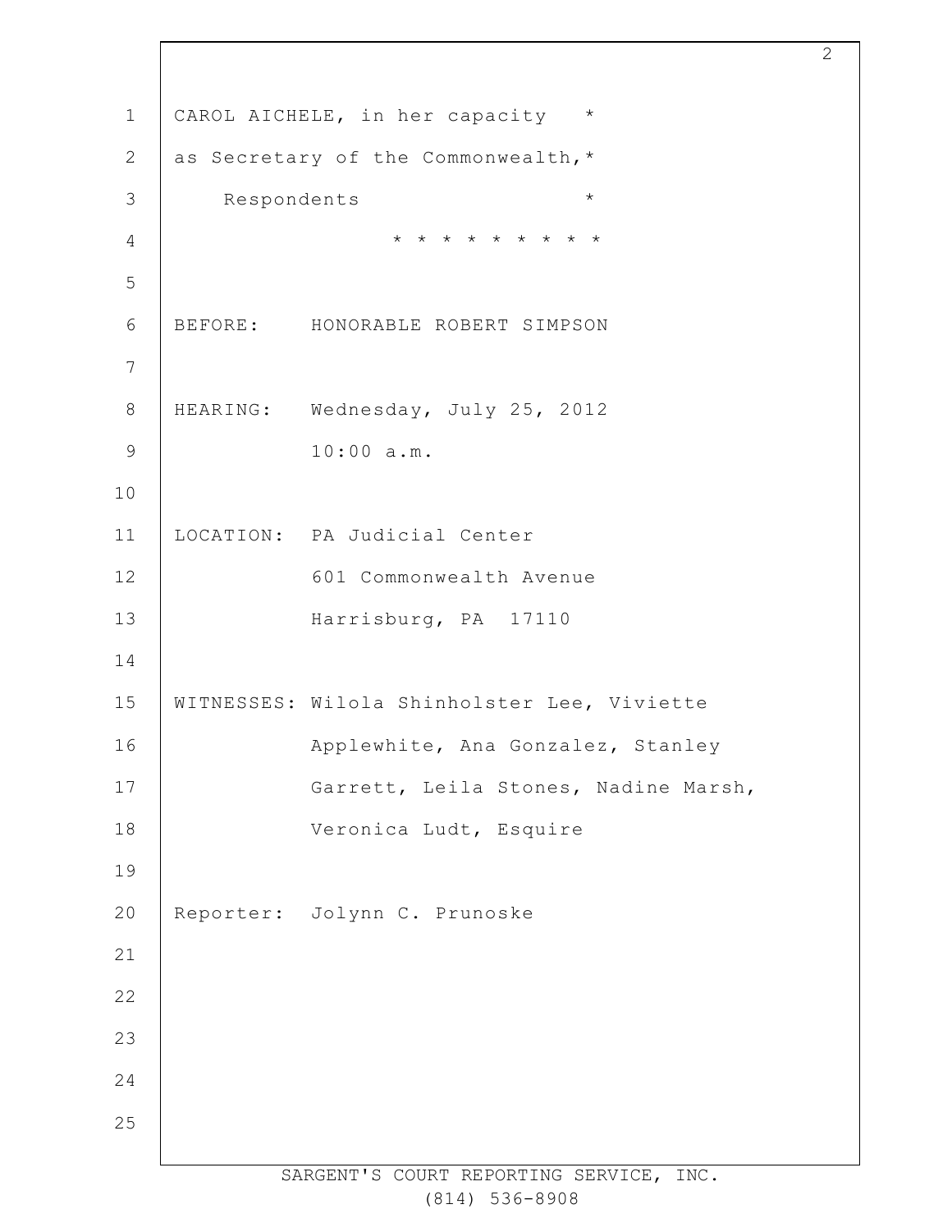CAROL AICHELE, in her capacity *
as Secretary of the Commonwealth,*
Respondents *
* * * * * * * * * *

BEFORE: HONORABLE ROBERT SIMPSON

HEARING: Wednesday, July 25, 2012
10:00 a.m.

LOCATION: PA Judicial Center
601 Commonwealth Avenue
Harrisburg, PA 17110

WITNESSES: Wilola Shinholster Lee, Viviette Applewhite, Ana Gonzalez, Stanley Garrett, Leila Stones, Nadine Marsh, Veronica Ludt, Esquire

Reporter: Jolynn C. Prunoske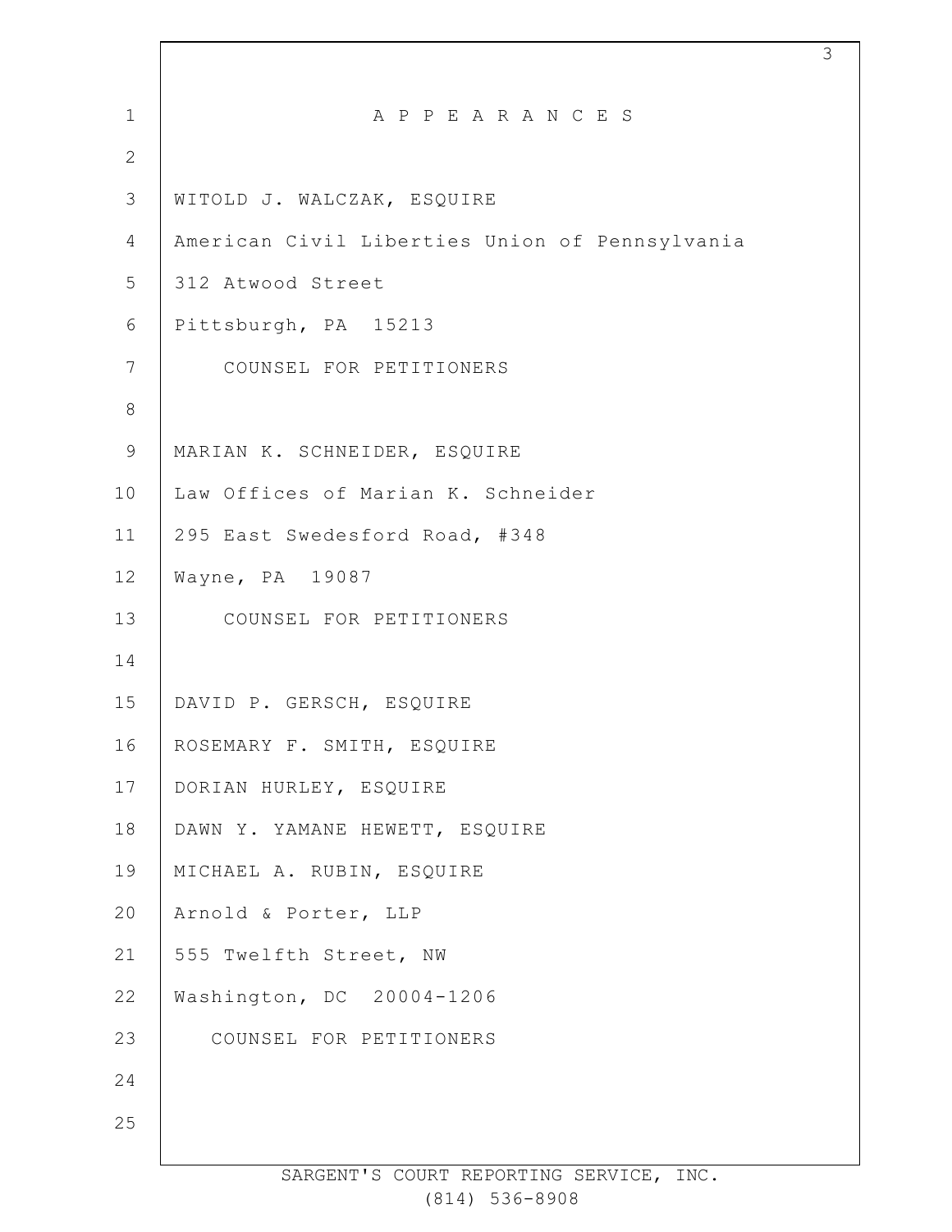# A P P E A R A N C E S

WITOLD J. WALCZAK, ESQUIRE
American Civil Liberties Union of Pennsylvania
312 Atwood Street
Pittsburgh, PA 15213
COUNSEL FOR PETITIONERS

MARIAN K. SCHNEIDER, ESQUIRE
Law Offices of Marian K. Schneider
295 East Swedesford Road, #348
Wayne, PA 19087
COUNSEL FOR PETITIONERS

DAVID P. GERSCH, ESQUIRE
ROSEMARY F. SMITH, ESQUIRE
DORIAN HURLEY, ESQUIRE
DAWN Y. YAMANE HEWETT, ESQUIRE
MICHAEL A. RUBIN, ESQUIRE
Arnold & Porter, LLP
555 Twelfth Street, NW
Washington, DC 20004-1206
COUNSEL FOR PETITIONERS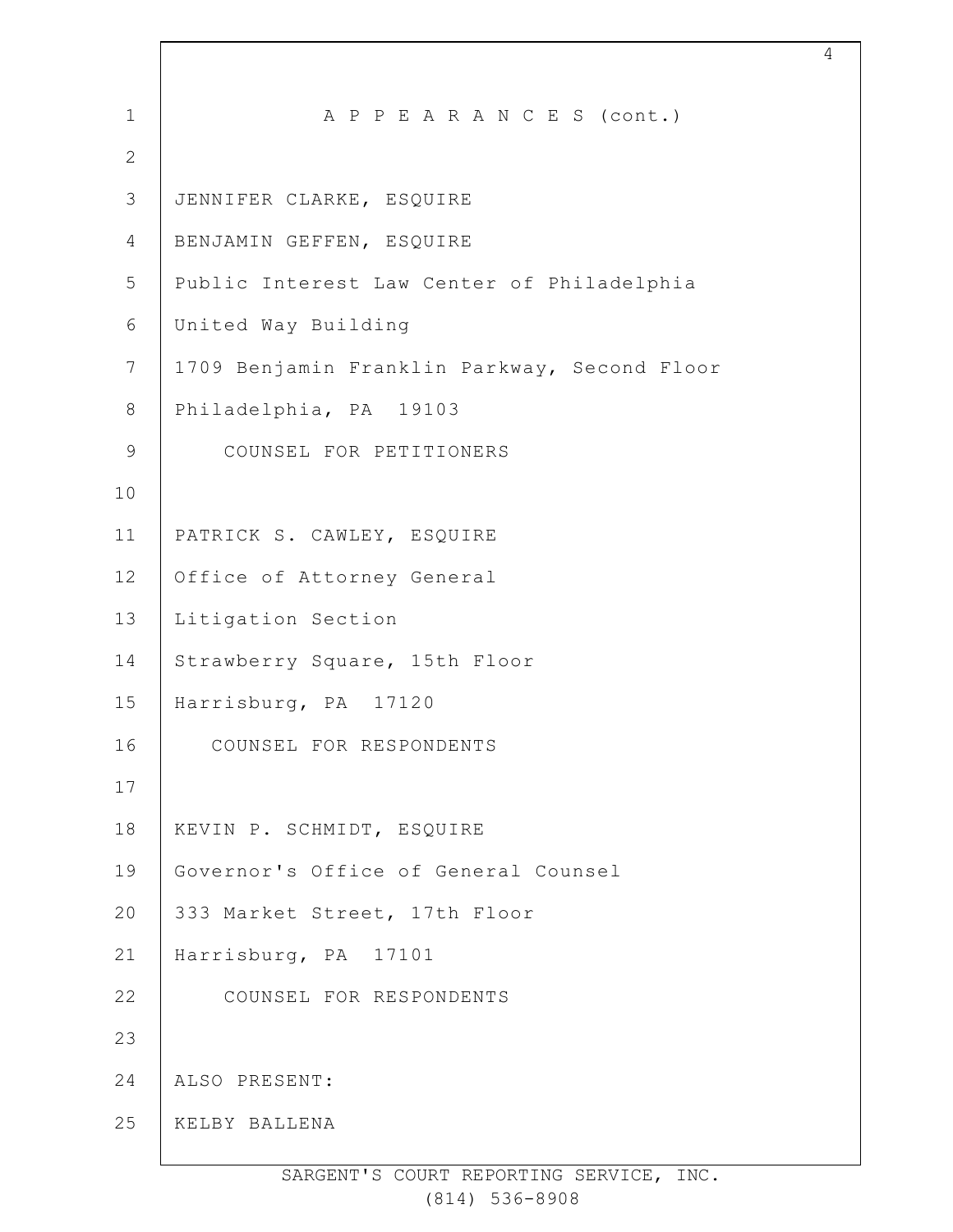# A P P E A R A N C E S (cont.)

JENNIFER CLARKE, ESQUIRE
BENJAMIN GEFFEN, ESQUIRE
Public Interest Law Center of Philadelphia
United Way Building
1709 Benjamin Franklin Parkway, Second Floor
Philadelphia, PA 19103

COUNSEL FOR PETITIONERS

PATRICK S. CAWLEY, ESQUIRE
Office of Attorney General
Litigation Section
Strawberry Square, 15th Floor
Harrisburg, PA 17120

COUNSEL FOR RESPONDENTS

KEVIN P. SCHMIDT, ESQUIRE
Governor's Office of General Counsel
333 Market Street, 17th Floor
Harrisburg, PA 17101

COUNSEL FOR RESPONDENTS

ALSO PRESENT:
KELBY BALLENA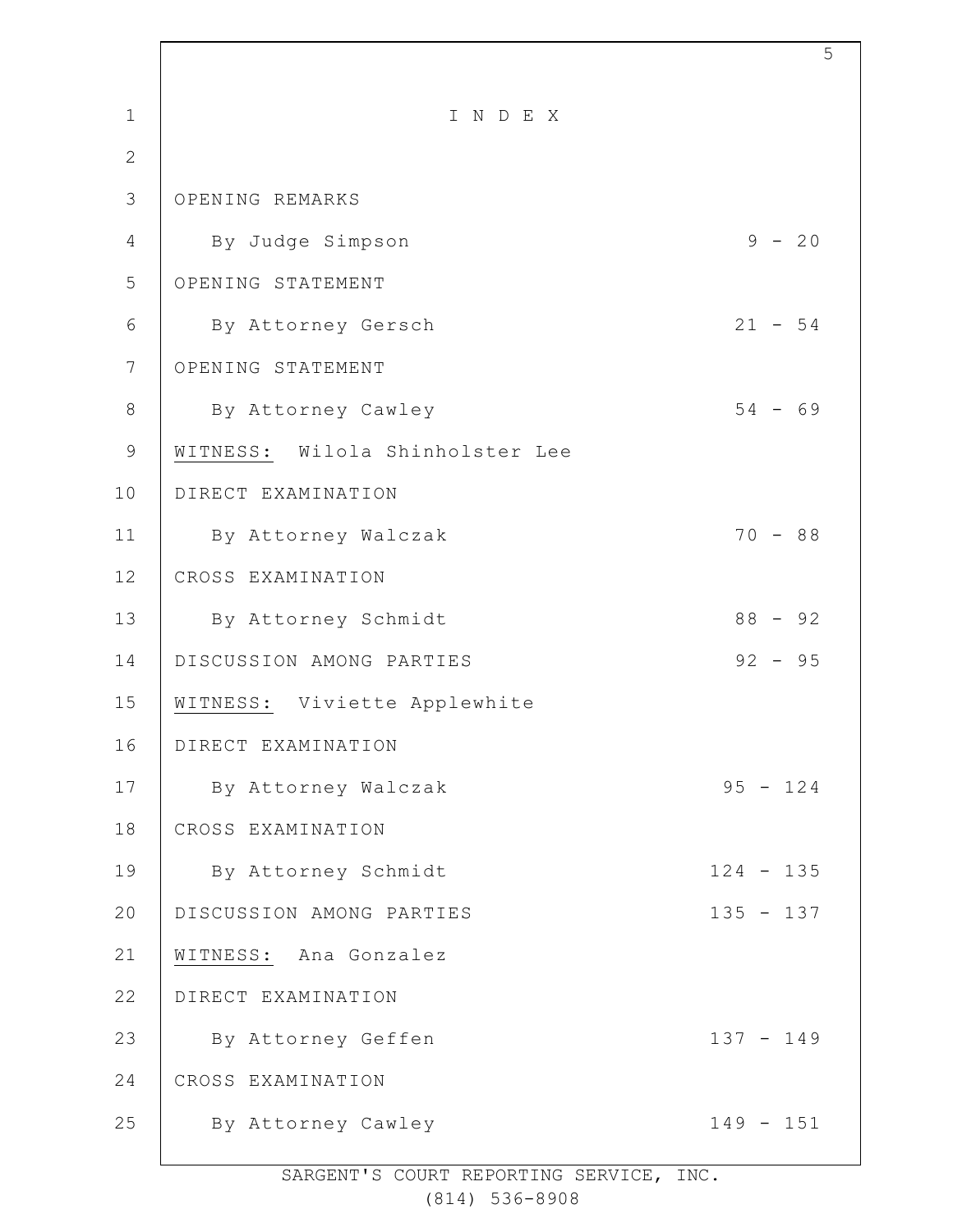# I N D E X

| | |
|---|---|
| OPENING REMARKS | |
| By Judge Simpson | 9 - 20 |
| OPENING STATEMENT | |
| By Attorney Gersch | 21 - 54 |
| OPENING STATEMENT | |
| By Attorney Cawley | 54 - 69 |
| WITNESS: Wilola Shinholster Lee | |
| DIRECT EXAMINATION | |
| By Attorney Walczak | 70 - 88 |
| CROSS EXAMINATION | |
| By Attorney Schmidt | 88 - 92 |
| DISCUSSION AMONG PARTIES | 92 - 95 |
| WITNESS: Viviette Applewhite | |
| DIRECT EXAMINATION | |
| By Attorney Walczak | 95 - 124 |
| CROSS EXAMINATION | |
| By Attorney Schmidt | 124 - 135 |
| DISCUSSION AMONG PARTIES | 135 - 137 |
| WITNESS: Ana Gonzalez | |
| DIRECT EXAMINATION | |
| By Attorney Geffen | 137 - 149 |
| CROSS EXAMINATION | |
| By Attorney Cawley | 149 - 151 |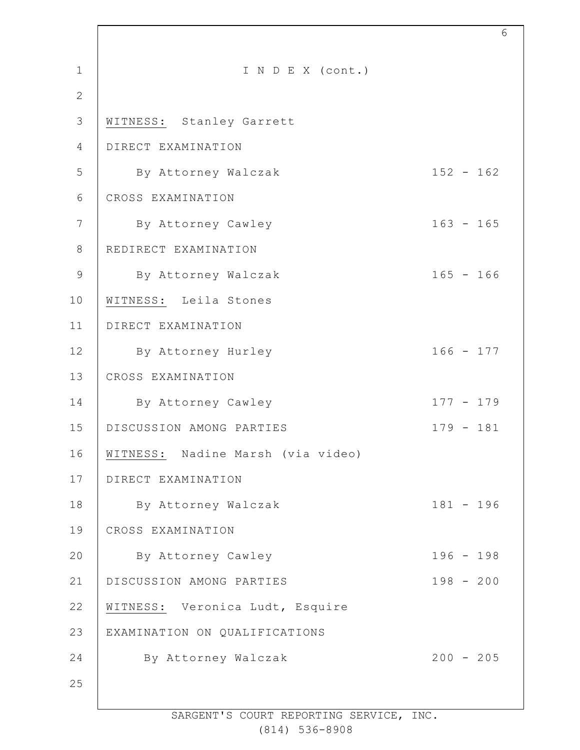I N D E X (cont.)

WITNESS: Stanley Garrett

| | |
|---|---|
| DIRECT EXAMINATION | |
| By Attorney Walczak | 152 - 162 |
| CROSS EXAMINATION | |
| By Attorney Cawley | 163 - 165 |
| REDIRECT EXAMINATION | |
| By Attorney Walczak | 165 - 166 |

WITNESS: Leila Stones

| | |
|---|---|
| DIRECT EXAMINATION | |
| By Attorney Hurley | 166 - 177 |
| CROSS EXAMINATION | |
| By Attorney Cawley | 177 - 179 |
| DISCUSSION AMONG PARTIES | 179 - 181 |

WITNESS: Nadine Marsh (via video)

| | |
|---|---|
| DIRECT EXAMINATION | |
| By Attorney Walczak | 181 - 196 |
| CROSS EXAMINATION | |
| By Attorney Cawley | 196 - 198 |
| DISCUSSION AMONG PARTIES | 198 - 200 |

WITNESS: Veronica Ludt, Esquire

| | |
|---|---|
| EXAMINATION ON QUALIFICATIONS | |
| By Attorney Walczak | 200 - 205 |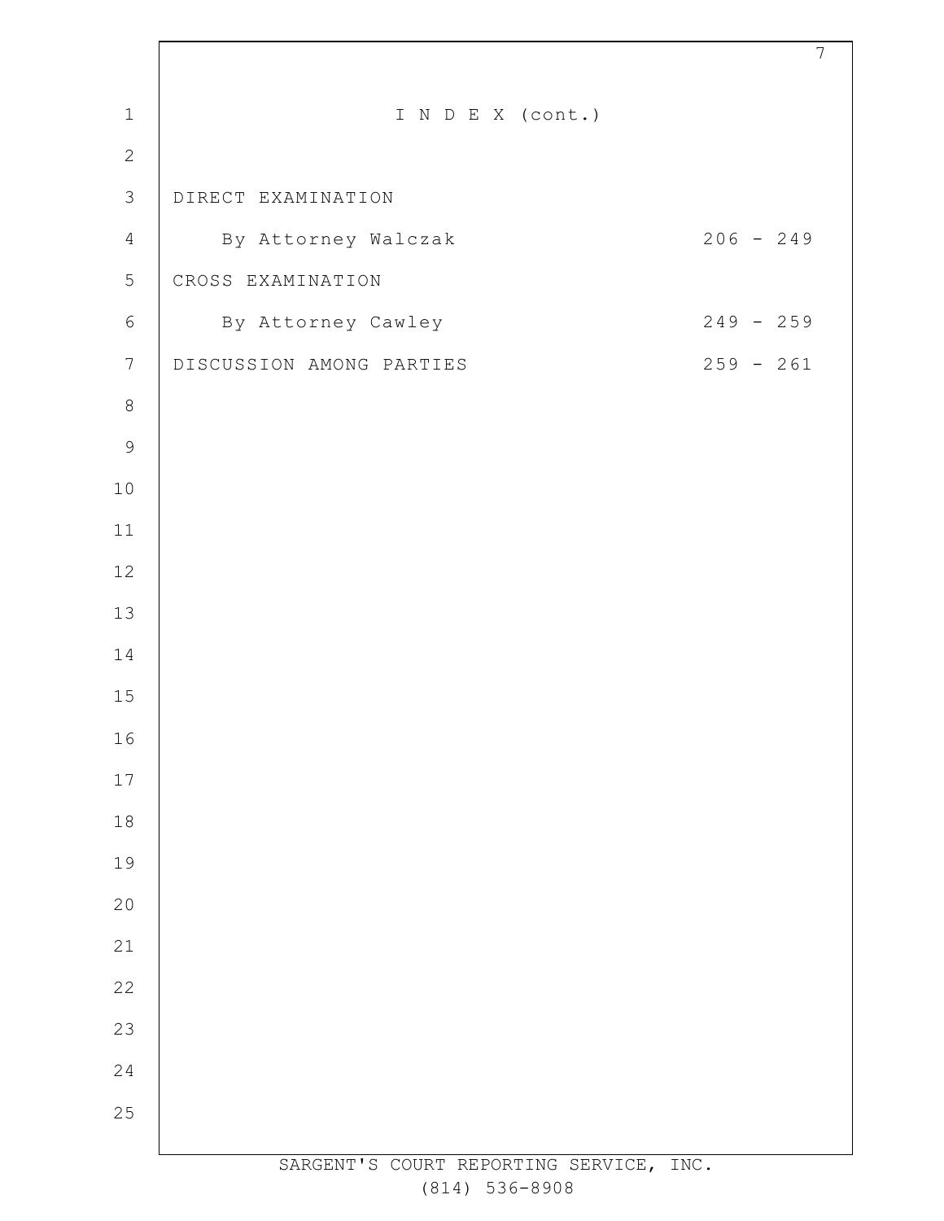# I N D E X (cont.)

| | |
|---|---|
| DIRECT EXAMINATION | |
| By Attorney Walczak | 206 - 249 |
| CROSS EXAMINATION | |
| By Attorney Cawley | 249 - 259 |
| DISCUSSION AMONG PARTIES | 259 - 261 |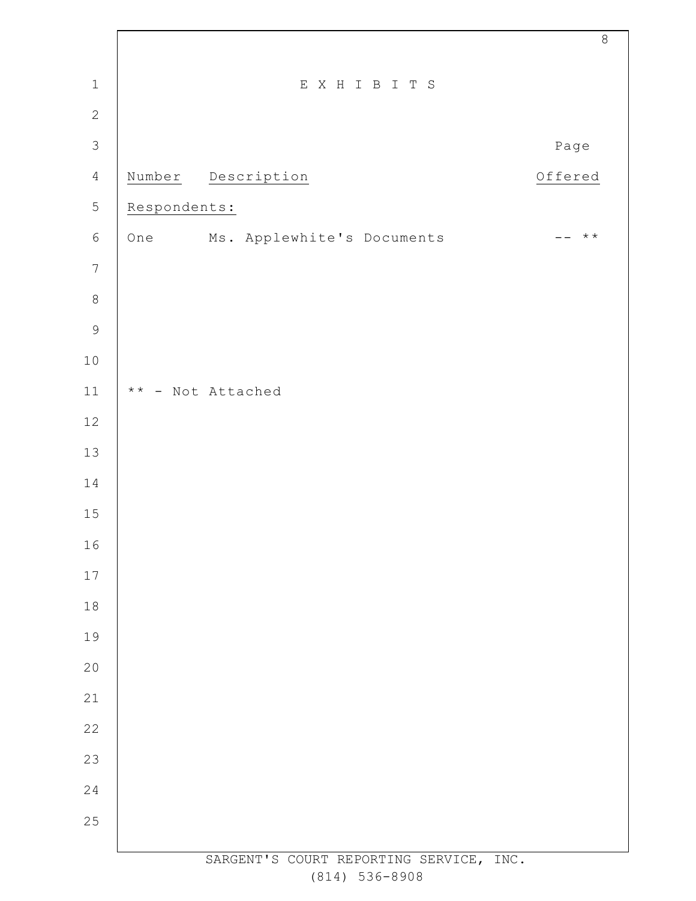# E X H I B I T S

| Number | Description | Page Offered |
|---|---|---|
| Respondents: | | |
| One | Ms. Applewhite's Documents | -- ** |

** - Not Attached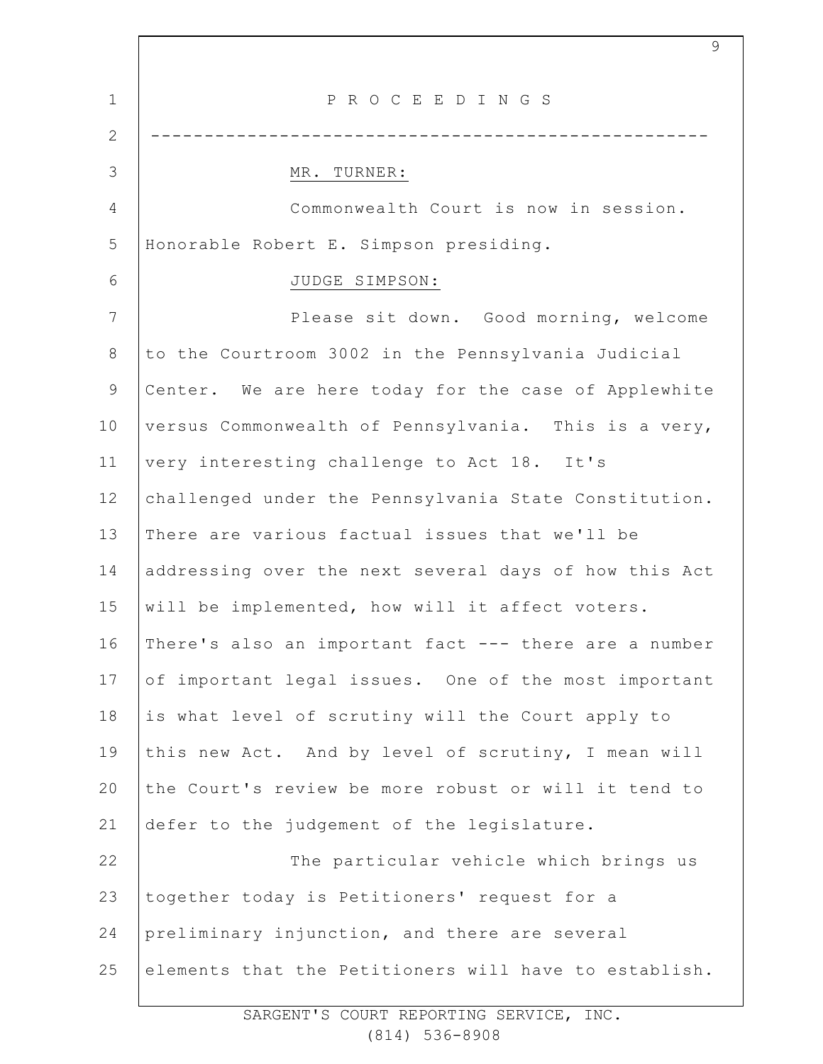P R O C E E D I N G S

---

MR. TURNER:

Commonwealth Court is now in session. Honorable Robert E. Simpson presiding.

JUDGE SIMPSON:

Please sit down. Good morning, welcome to the Courtroom 3002 in the Pennsylvania Judicial Center. We are here today for the case of Applewhite versus Commonwealth of Pennsylvania. This is a very, very interesting challenge to Act 18. It's challenged under the Pennsylvania State Constitution. There are various factual issues that we'll be addressing over the next several days of how this Act will be implemented, how will it affect voters. There's also an important fact --- there are a number of important legal issues. One of the most important is what level of scrutiny will the Court apply to this new Act. And by level of scrutiny, I mean will the Court's review be more robust or will it tend to defer to the judgement of the legislature.

The particular vehicle which brings us together today is Petitioners' request for a preliminary injunction, and there are several elements that the Petitioners will have to establish.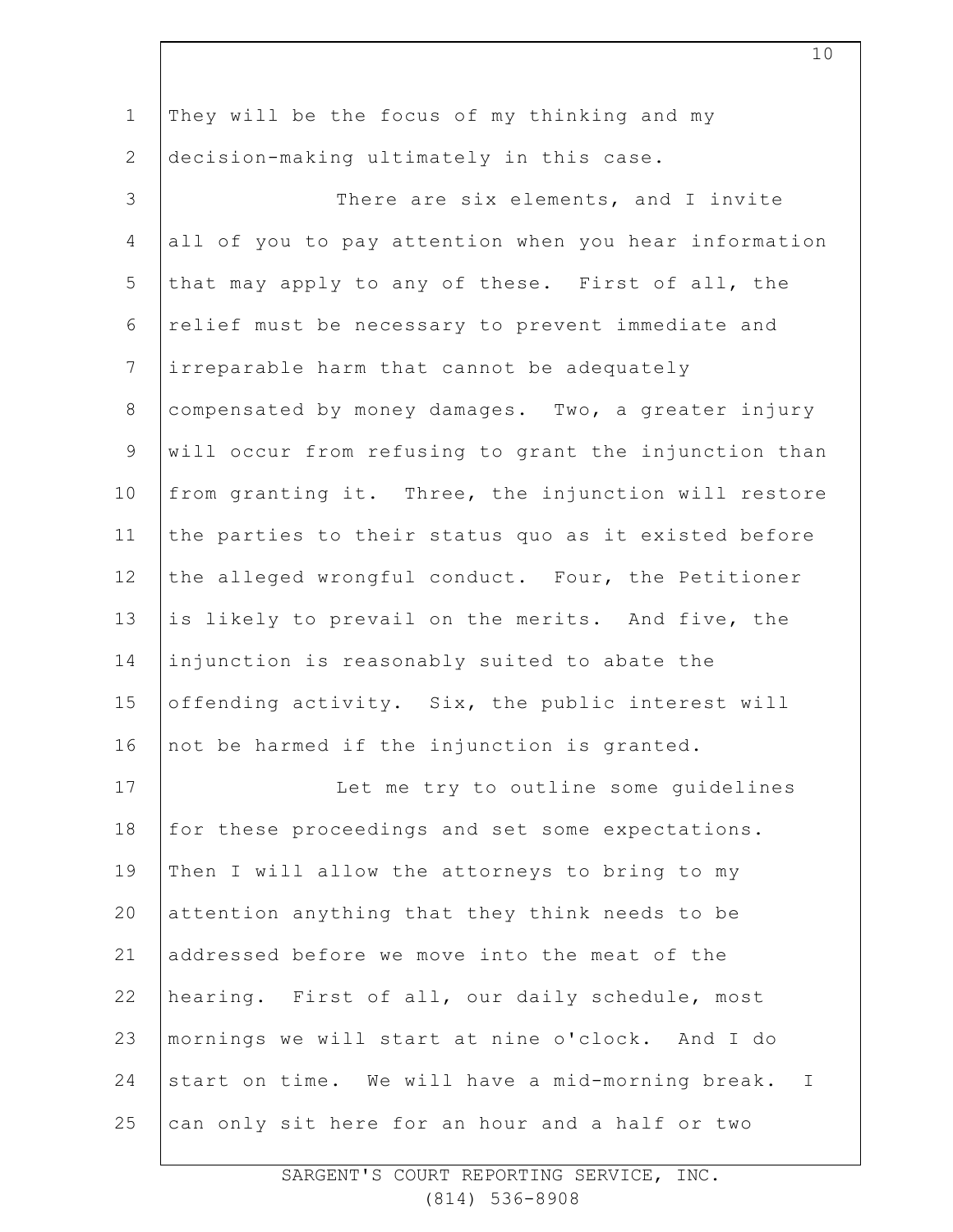They will be the focus of my thinking and my decision-making ultimately in this case.

There are six elements, and I invite all of you to pay attention when you hear information that may apply to any of these. First of all, the relief must be necessary to prevent immediate and irreparable harm that cannot be adequately compensated by money damages. Two, a greater injury will occur from refusing to grant the injunction than from granting it. Three, the injunction will restore the parties to their status quo as it existed before the alleged wrongful conduct. Four, the Petitioner is likely to prevail on the merits. And five, the injunction is reasonably suited to abate the offending activity. Six, the public interest will not be harmed if the injunction is granted.

Let me try to outline some guidelines for these proceedings and set some expectations. Then I will allow the attorneys to bring to my attention anything that they think needs to be addressed before we move into the meat of the hearing. First of all, our daily schedule, most mornings we will start at nine o'clock. And I do start on time. We will have a mid-morning break. I can only sit here for an hour and a half or two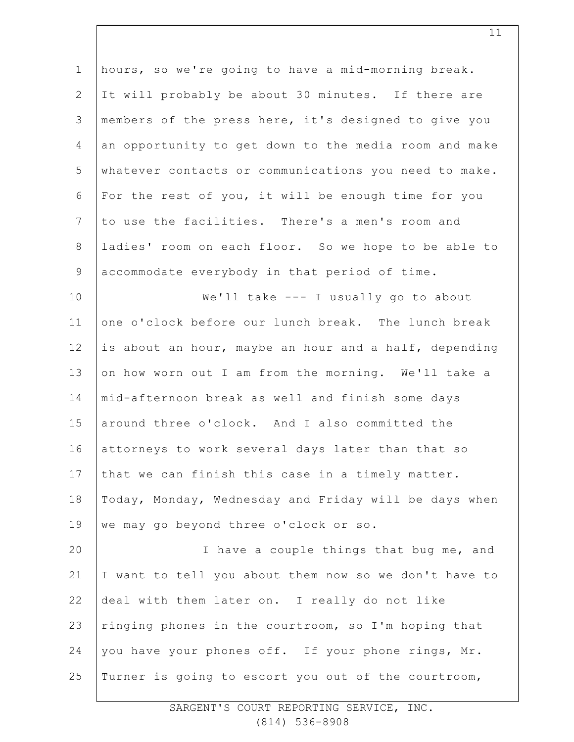hours, so we're going to have a mid-morning break. It will probably be about 30 minutes. If there are members of the press here, it's designed to give you an opportunity to get down to the media room and make whatever contacts or communications you need to make. For the rest of you, it will be enough time for you to use the facilities. There's a men's room and ladies' room on each floor. So we hope to be able to accommodate everybody in that period of time.

We'll take --- I usually go to about one o'clock before our lunch break. The lunch break is about an hour, maybe an hour and a half, depending on how worn out I am from the morning. We'll take a mid-afternoon break as well and finish some days around three o'clock. And I also committed the attorneys to work several days later than that so that we can finish this case in a timely matter. Today, Monday, Wednesday and Friday will be days when we may go beyond three o'clock or so.

I have a couple things that bug me, and I want to tell you about them now so we don't have to deal with them later on. I really do not like ringing phones in the courtroom, so I'm hoping that you have your phones off. If your phone rings, Mr. Turner is going to escort you out of the courtroom,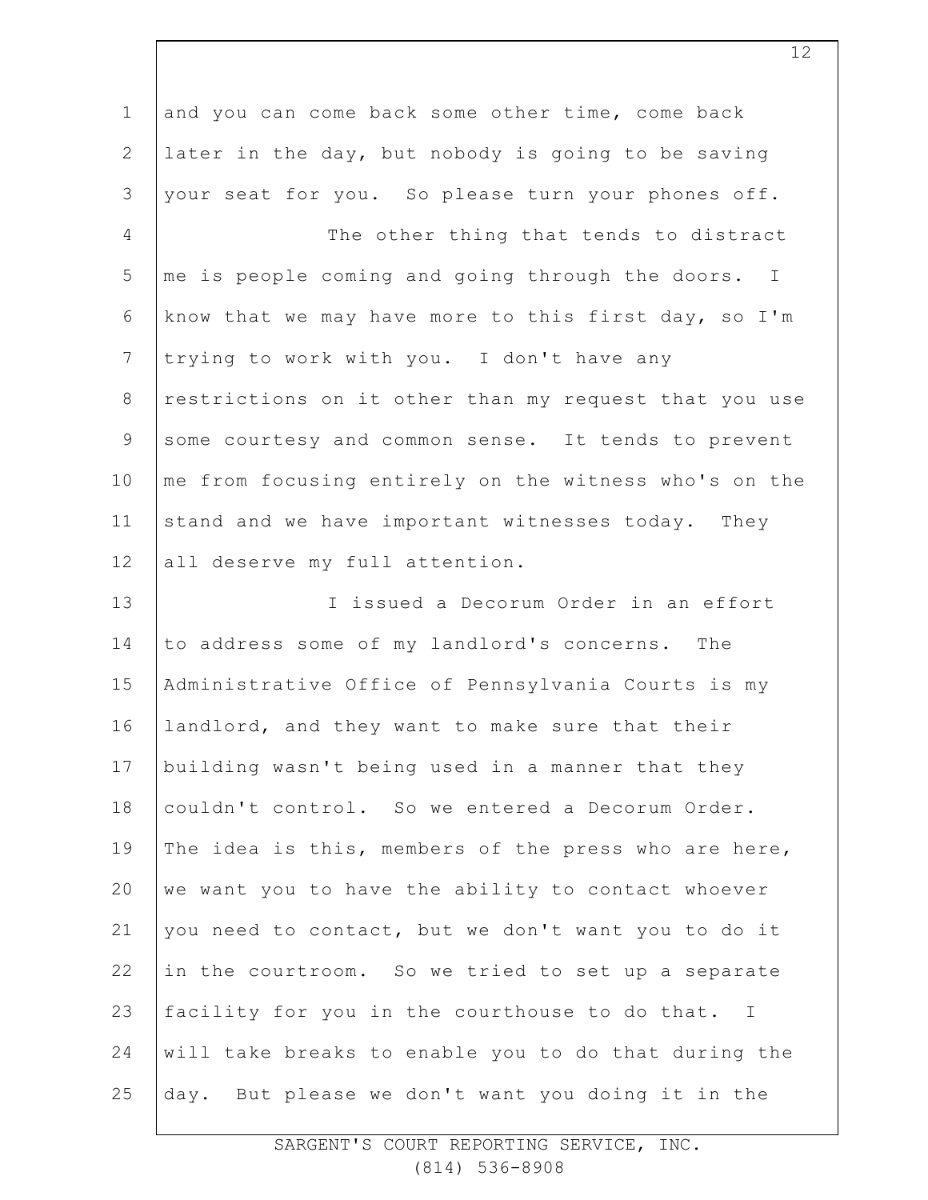and you can come back some other time, come back later in the day, but nobody is going to be saving your seat for you. So please turn your phones off.

The other thing that tends to distract me is people coming and going through the doors. I know that we may have more to this first day, so I'm trying to work with you. I don't have any restrictions on it other than my request that you use some courtesy and common sense. It tends to prevent me from focusing entirely on the witness who's on the stand and we have important witnesses today. They all deserve my full attention.

I issued a Decorum Order in an effort to address some of my landlord's concerns. The Administrative Office of Pennsylvania Courts is my landlord, and they want to make sure that their building wasn't being used in a manner that they couldn't control. So we entered a Decorum Order. The idea is this, members of the press who are here, we want you to have the ability to contact whoever you need to contact, but we don't want you to do it in the courtroom. So we tried to set up a separate facility for you in the courthouse to do that. I will take breaks to enable you to do that during the day. But please we don't want you doing it in the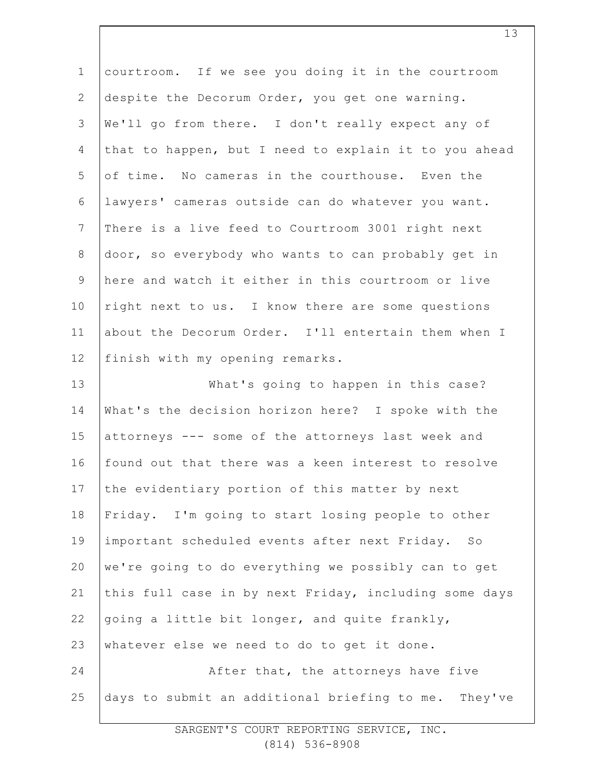courtroom. If we see you doing it in the courtroom despite the Decorum Order, you get one warning. We'll go from there. I don't really expect any of that to happen, but I need to explain it to you ahead of time. No cameras in the courthouse. Even the lawyers' cameras outside can do whatever you want. There is a live feed to Courtroom 3001 right next door, so everybody who wants to can probably get in here and watch it either in this courtroom or live right next to us. I know there are some questions about the Decorum Order. I'll entertain them when I finish with my opening remarks.

What's going to happen in this case? What's the decision horizon here? I spoke with the attorneys --- some of the attorneys last week and found out that there was a keen interest to resolve the evidentiary portion of this matter by next Friday. I'm going to start losing people to other important scheduled events after next Friday. So we're going to do everything we possibly can to get this full case in by next Friday, including some days going a little bit longer, and quite frankly, whatever else we need to do to get it done.

After that, the attorneys have five days to submit an additional briefing to me. They've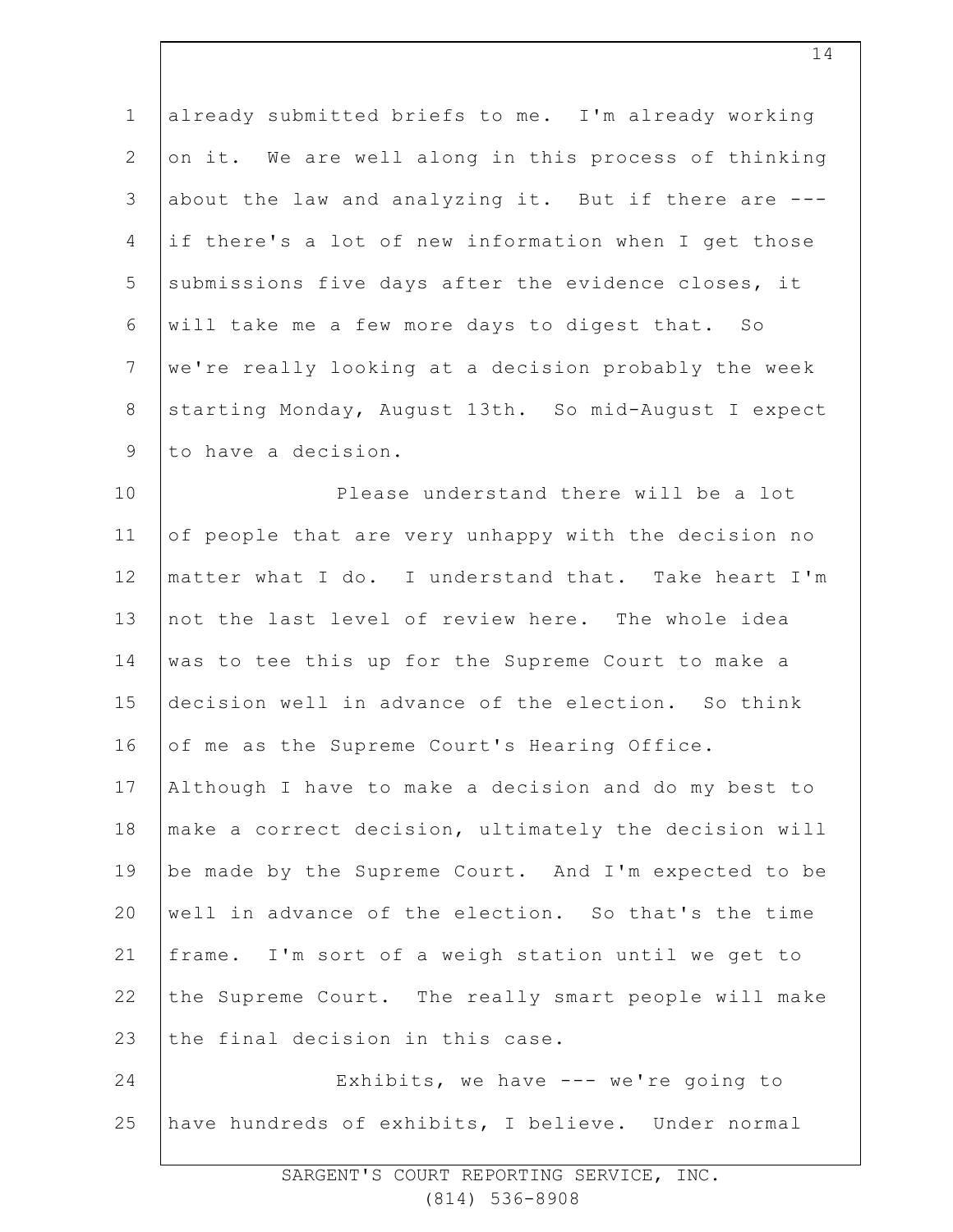already submitted briefs to me. I'm already working on it. We are well along in this process of thinking about the law and analyzing it. But if there are --- if there's a lot of new information when I get those submissions five days after the evidence closes, it will take me a few more days to digest that. So we're really looking at a decision probably the week starting Monday, August 13th. So mid-August I expect to have a decision.

Please understand there will be a lot of people that are very unhappy with the decision no matter what I do. I understand that. Take heart I'm not the last level of review here. The whole idea was to tee this up for the Supreme Court to make a decision well in advance of the election. So think of me as the Supreme Court's Hearing Office. Although I have to make a decision and do my best to make a correct decision, ultimately the decision will be made by the Supreme Court. And I'm expected to be well in advance of the election. So that's the time frame. I'm sort of a weigh station until we get to the Supreme Court. The really smart people will make the final decision in this case.

Exhibits, we have --- we're going to have hundreds of exhibits, I believe. Under normal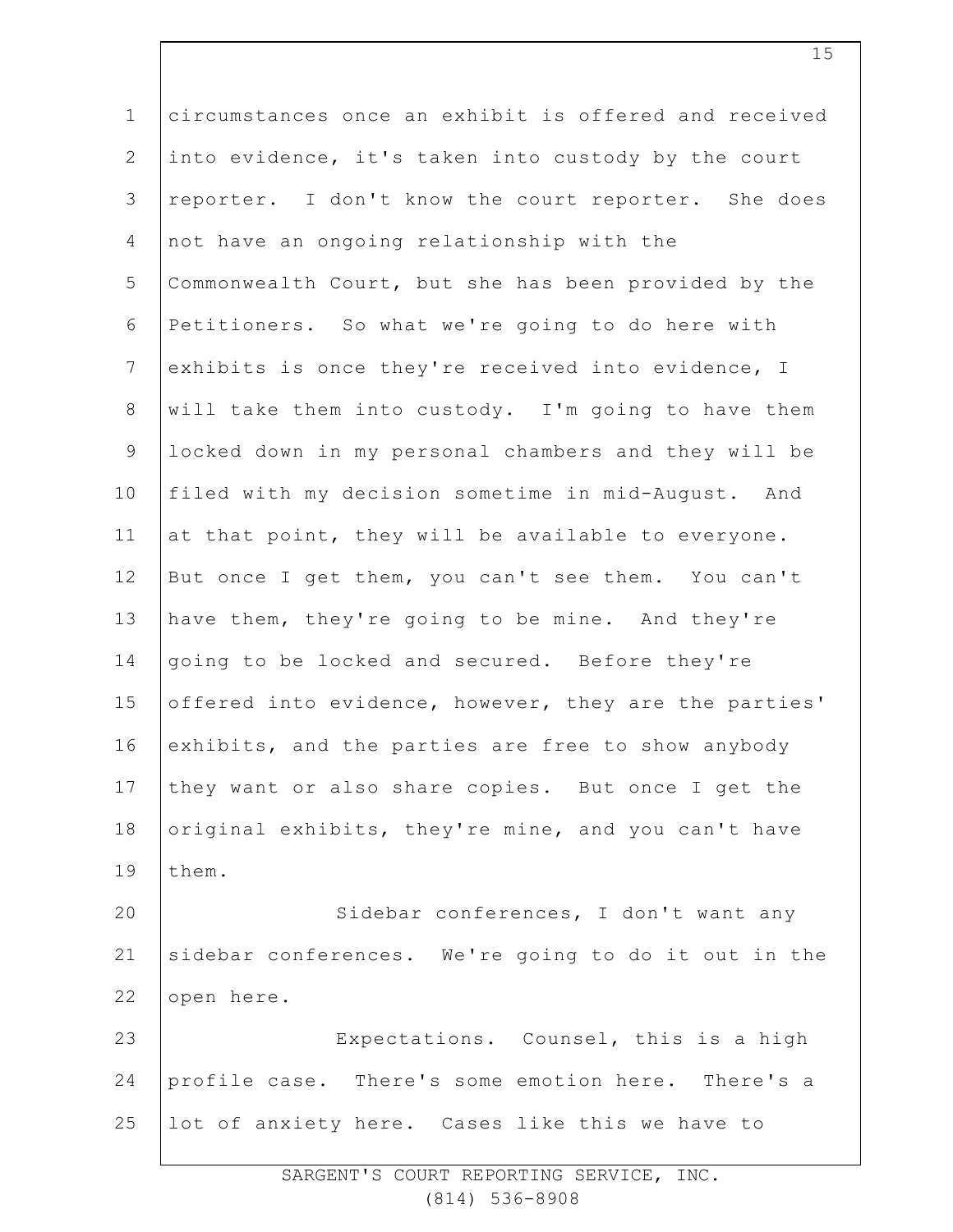circumstances once an exhibit is offered and received into evidence, it's taken into custody by the court reporter. I don't know the court reporter. She does not have an ongoing relationship with the Commonwealth Court, but she has been provided by the Petitioners. So what we're going to do here with exhibits is once they're received into evidence, I will take them into custody. I'm going to have them locked down in my personal chambers and they will be filed with my decision sometime in mid-August. And at that point, they will be available to everyone. But once I get them, you can't see them. You can't have them, they're going to be mine. And they're going to be locked and secured. Before they're offered into evidence, however, they are the parties' exhibits, and the parties are free to show anybody they want or also share copies. But once I get the original exhibits, they're mine, and you can't have them.

Sidebar conferences, I don't want any sidebar conferences. We're going to do it out in the open here.

Expectations. Counsel, this is a high profile case. There's some emotion here. There's a lot of anxiety here. Cases like this we have to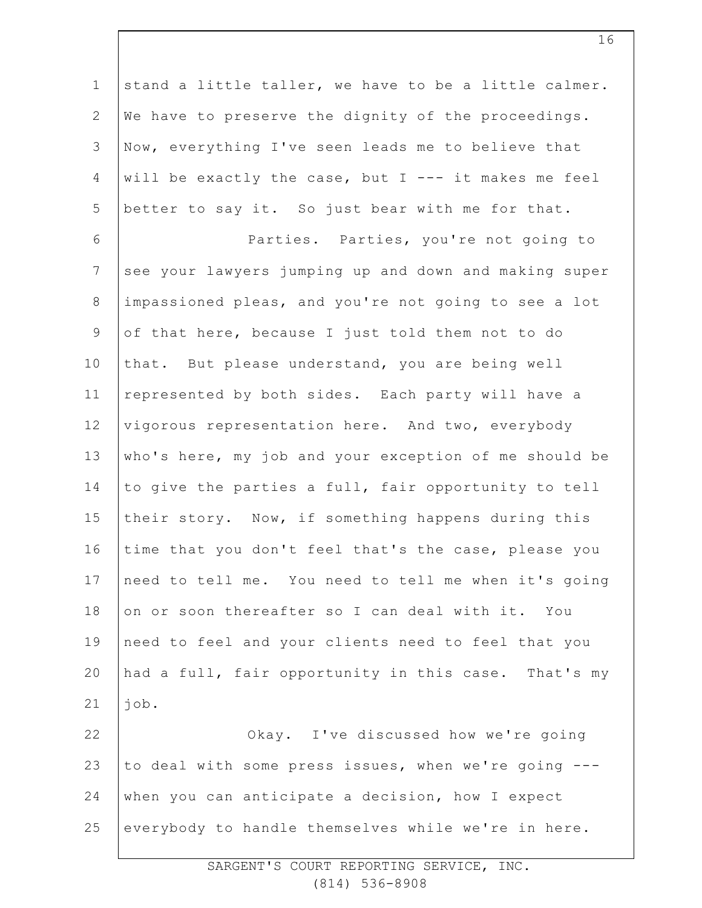stand a little taller, we have to be a little calmer. We have to preserve the dignity of the proceedings. Now, everything I've seen leads me to believe that will be exactly the case, but I --- it makes me feel better to say it. So just bear with me for that.

Parties. Parties, you're not going to see your lawyers jumping up and down and making super impassioned pleas, and you're not going to see a lot of that here, because I just told them not to do that. But please understand, you are being well represented by both sides. Each party will have a vigorous representation here. And two, everybody who's here, my job and your exception of me should be to give the parties a full, fair opportunity to tell their story. Now, if something happens during this time that you don't feel that's the case, please you need to tell me. You need to tell me when it's going on or soon thereafter so I can deal with it. You need to feel and your clients need to feel that you had a full, fair opportunity in this case. That's my job.

Okay. I've discussed how we're going to deal with some press issues, when we're going --- when you can anticipate a decision, how I expect everybody to handle themselves while we're in here.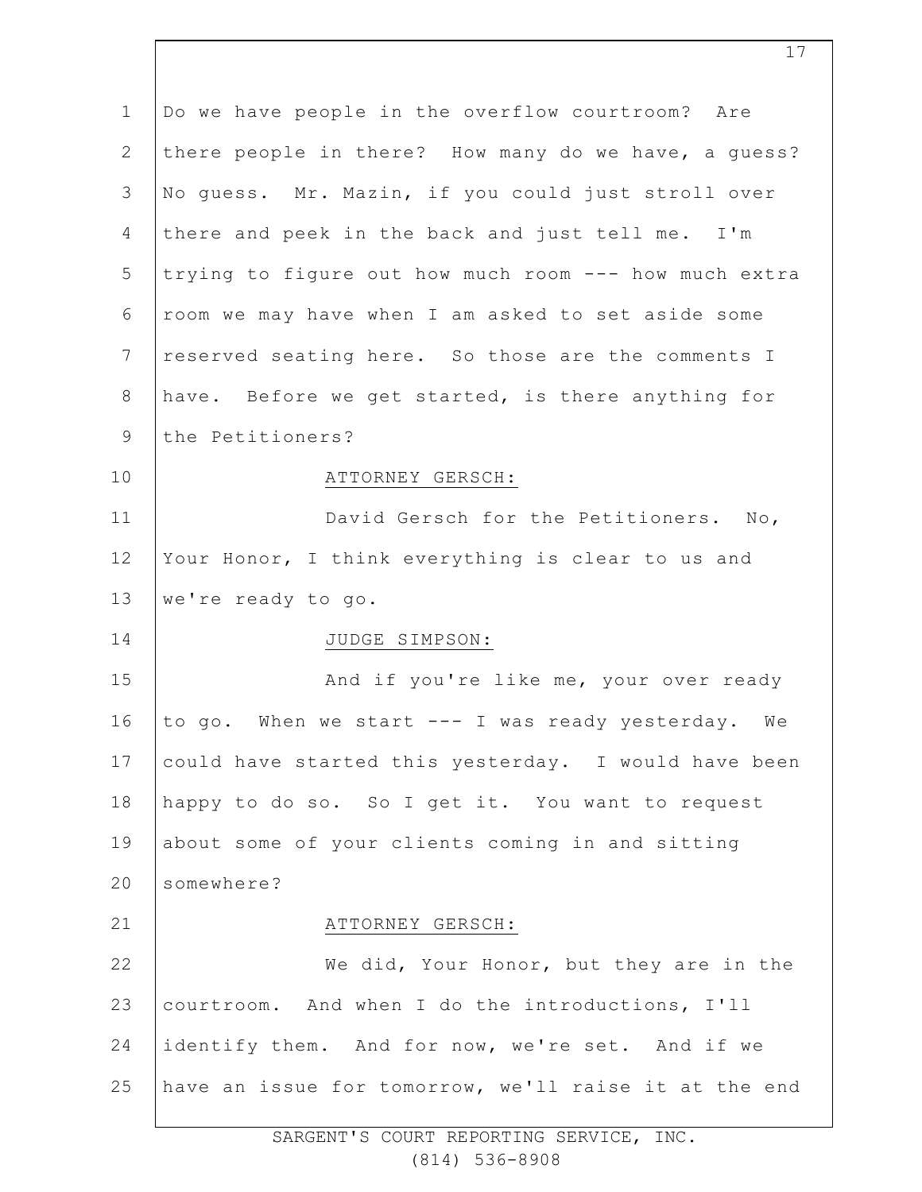Do we have people in the overflow courtroom? Are there people in there? How many do we have, a guess? No guess. Mr. Mazin, if you could just stroll over there and peek in the back and just tell me. I'm trying to figure out how much room --- how much extra room we may have when I am asked to set aside some reserved seating here. So those are the comments I have. Before we get started, is there anything for the Petitioners?

ATTORNEY GERSCH:

David Gersch for the Petitioners. No, Your Honor, I think everything is clear to us and we're ready to go.

JUDGE SIMPSON:

And if you're like me, your over ready to go. When we start --- I was ready yesterday. We could have started this yesterday. I would have been happy to do so. So I get it. You want to request about some of your clients coming in and sitting somewhere?

ATTORNEY GERSCH:

We did, Your Honor, but they are in the courtroom. And when I do the introductions, I'll identify them. And for now, we're set. And if we have an issue for tomorrow, we'll raise it at the end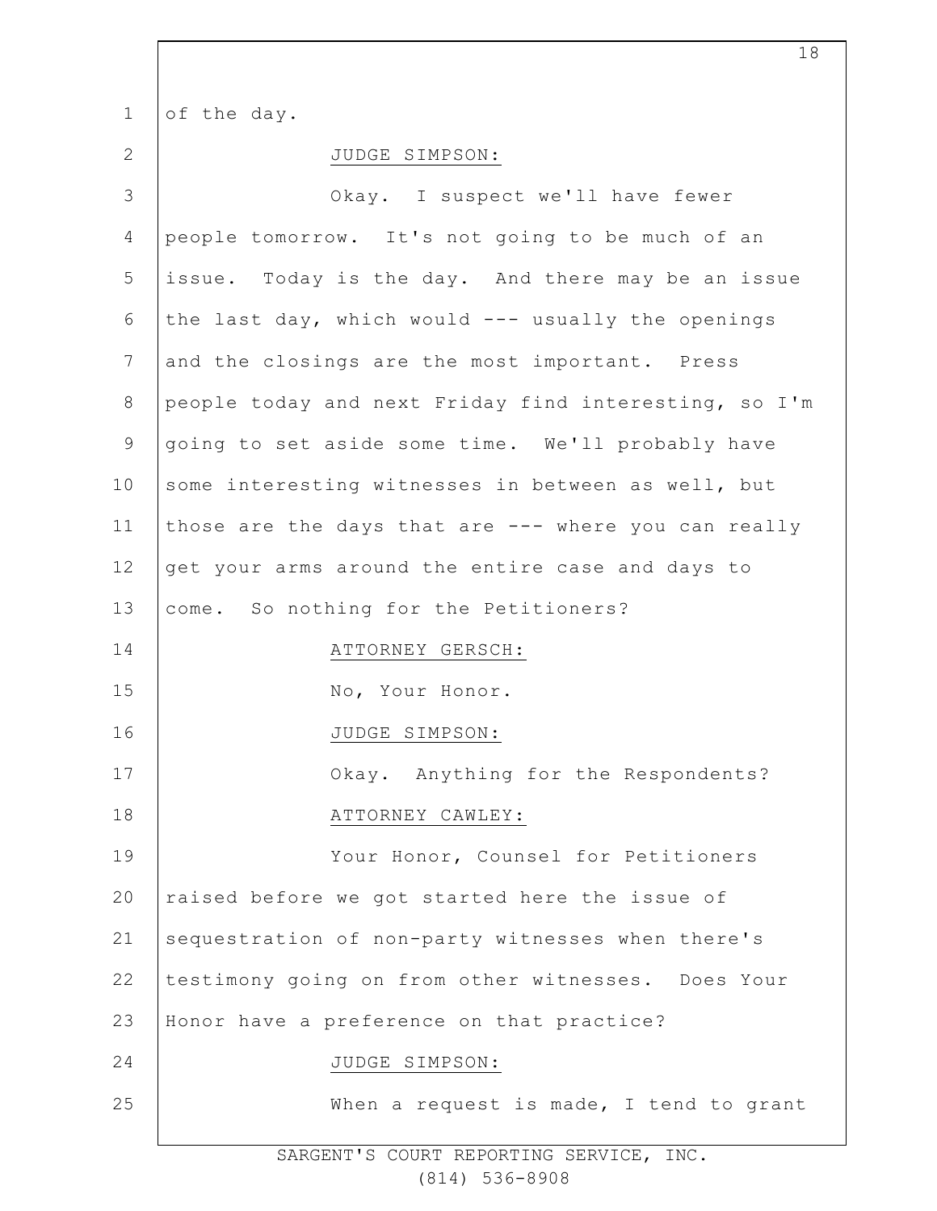of the day.

JUDGE SIMPSON:

Okay. I suspect we'll have fewer people tomorrow. It's not going to be much of an issue. Today is the day. And there may be an issue the last day, which would --- usually the openings and the closings are the most important. Press people today and next Friday find interesting, so I'm going to set aside some time. We'll probably have some interesting witnesses in between as well, but those are the days that are --- where you can really get your arms around the entire case and days to come. So nothing for the Petitioners?

ATTORNEY GERSCH:

No, Your Honor.

JUDGE SIMPSON:

Okay. Anything for the Respondents?

ATTORNEY CAWLEY:

Your Honor, Counsel for Petitioners raised before we got started here the issue of sequestration of non-party witnesses when there's testimony going on from other witnesses. Does Your Honor have a preference on that practice?

JUDGE SIMPSON:

When a request is made, I tend to grant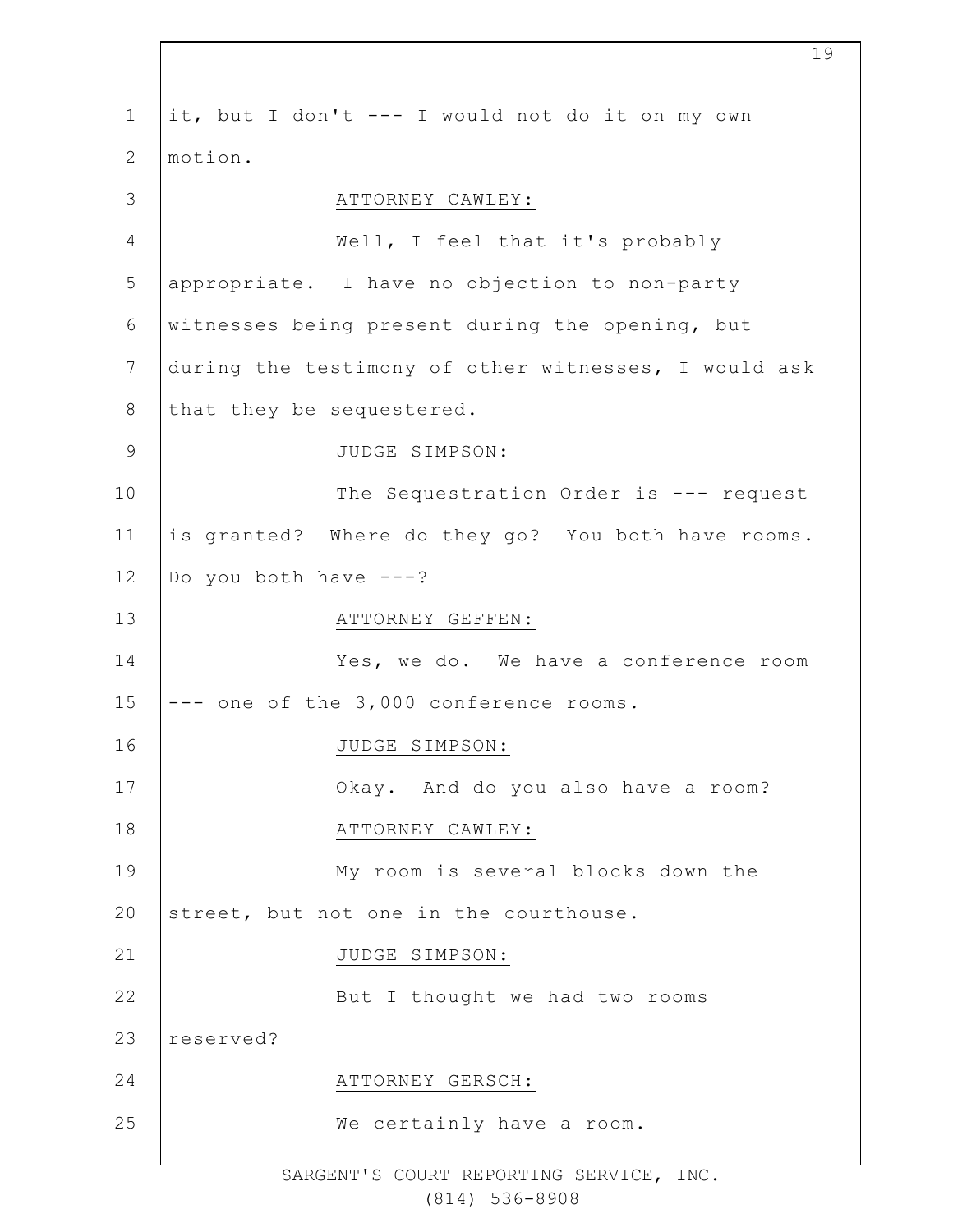it, but I don't --- I would not do it on my own motion.

ATTORNEY CAWLEY:

Well, I feel that it's probably appropriate. I have no objection to non-party witnesses being present during the opening, but during the testimony of other witnesses, I would ask that they be sequestered.

JUDGE SIMPSON:

The Sequestration Order is --- request is granted? Where do they go? You both have rooms. Do you both have ---?

ATTORNEY GEFFEN:

Yes, we do. We have a conference room --- one of the 3,000 conference rooms.

JUDGE SIMPSON:

Okay. And do you also have a room?

ATTORNEY CAWLEY:

My room is several blocks down the street, but not one in the courthouse.

JUDGE SIMPSON:

But I thought we had two rooms reserved?

ATTORNEY GERSCH:

We certainly have a room.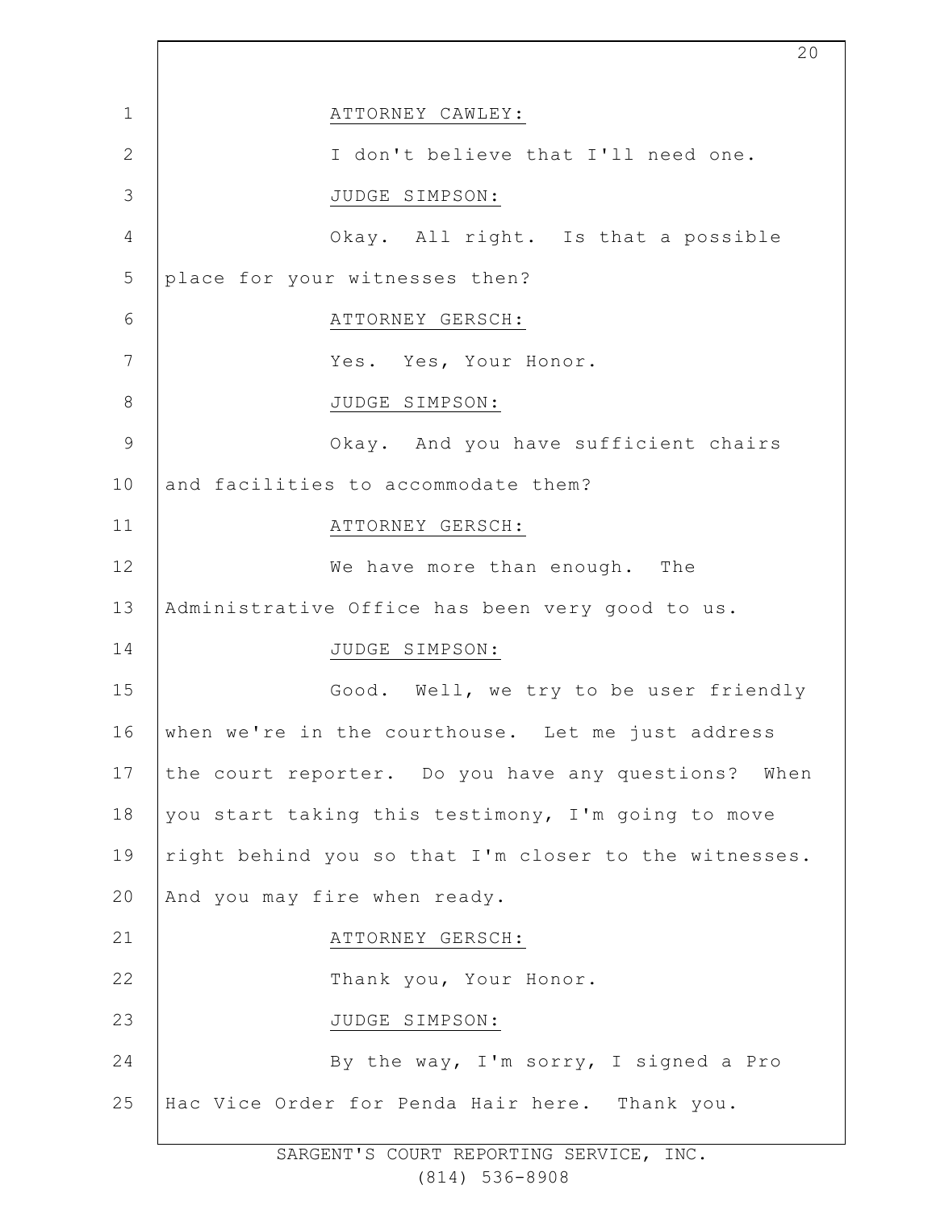ATTORNEY CAWLEY:

I don't believe that I'll need one.

JUDGE SIMPSON:

Okay. All right. Is that a possible place for your witnesses then?

ATTORNEY GERSCH:

Yes. Yes, Your Honor.

JUDGE SIMPSON:

Okay. And you have sufficient chairs and facilities to accommodate them?

ATTORNEY GERSCH:

We have more than enough. The Administrative Office has been very good to us.

JUDGE SIMPSON:

Good. Well, we try to be user friendly when we're in the courthouse. Let me just address the court reporter. Do you have any questions? When you start taking this testimony, I'm going to move right behind you so that I'm closer to the witnesses. And you may fire when ready.

ATTORNEY GERSCH:

Thank you, Your Honor.

JUDGE SIMPSON:

By the way, I'm sorry, I signed a Pro Hac Vice Order for Penda Hair here. Thank you.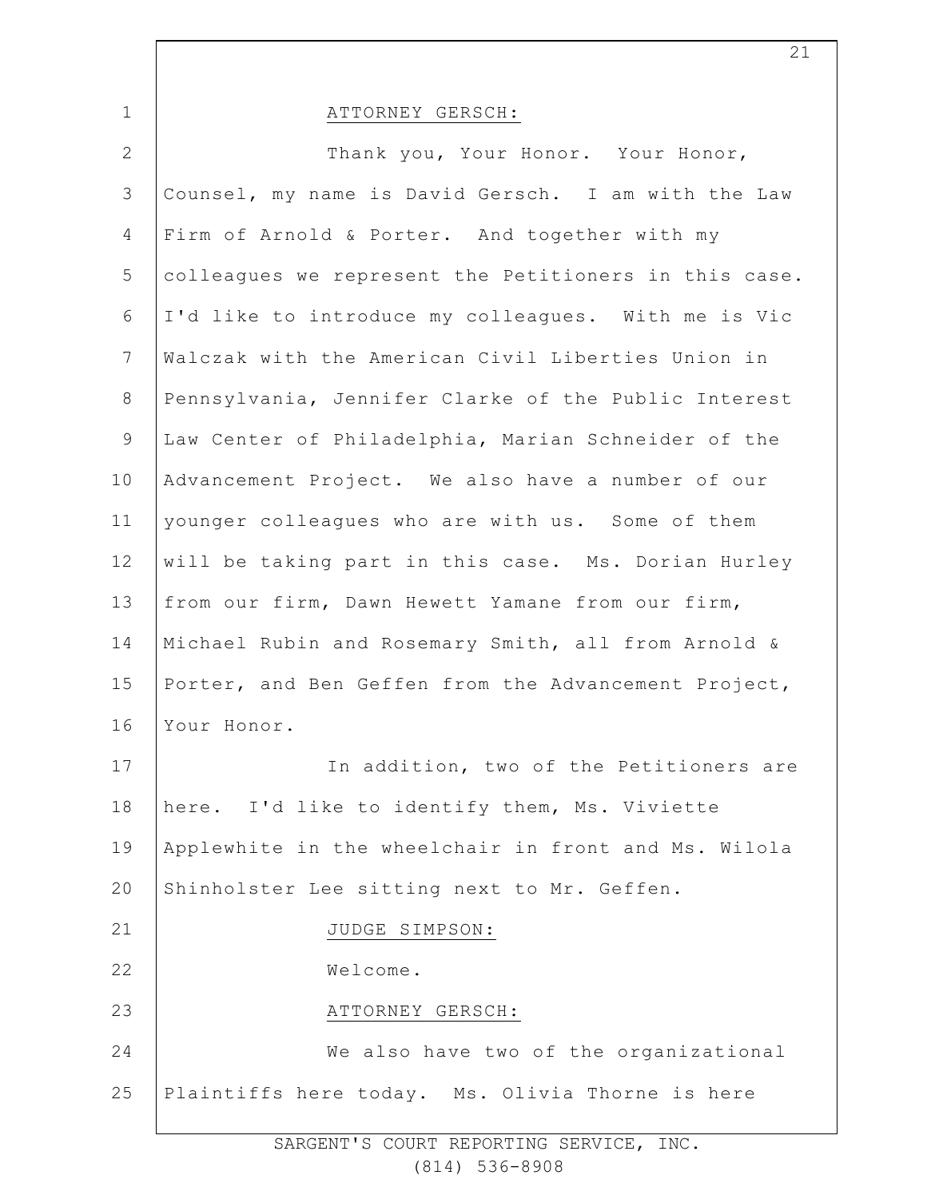ATTORNEY GERSCH:

Thank you, Your Honor. Your Honor, Counsel, my name is David Gersch. I am with the Law Firm of Arnold & Porter. And together with my colleagues we represent the Petitioners in this case. I'd like to introduce my colleagues. With me is Vic Walczak with the American Civil Liberties Union in Pennsylvania, Jennifer Clarke of the Public Interest Law Center of Philadelphia, Marian Schneider of the Advancement Project. We also have a number of our younger colleagues who are with us. Some of them will be taking part in this case. Ms. Dorian Hurley from our firm, Dawn Hewett Yamane from our firm, Michael Rubin and Rosemary Smith, all from Arnold & Porter, and Ben Geffen from the Advancement Project, Your Honor.

In addition, two of the Petitioners are here. I'd like to identify them, Ms. Viviette Applewhite in the wheelchair in front and Ms. Wilola Shinholster Lee sitting next to Mr. Geffen.

JUDGE SIMPSON:

Welcome.

ATTORNEY GERSCH:

We also have two of the organizational Plaintiffs here today. Ms. Olivia Thorne is here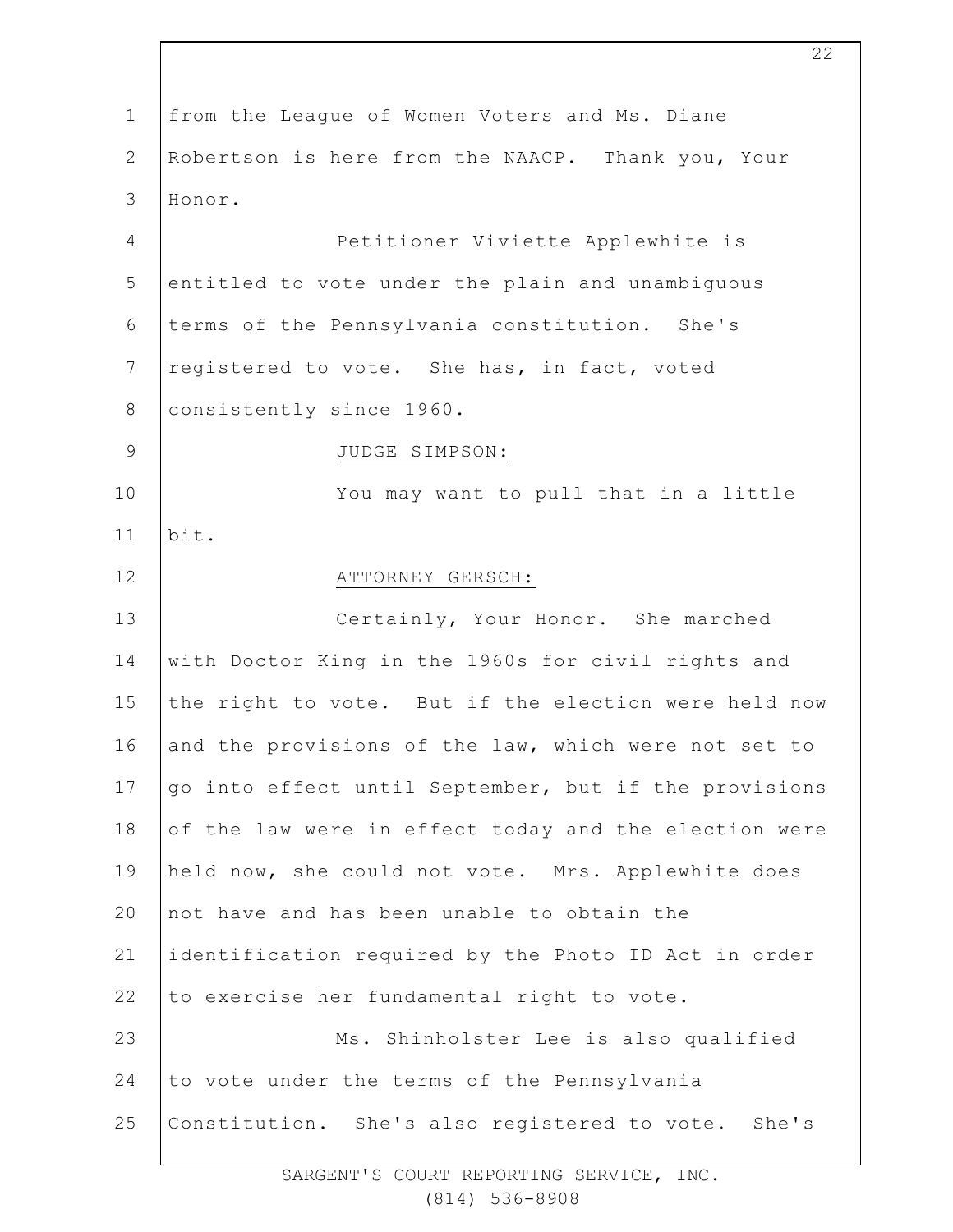from the League of Women Voters and Ms. Diane Robertson is here from the NAACP. Thank you, Your Honor.

Petitioner Viviette Applewhite is entitled to vote under the plain and unambiguous terms of the Pennsylvania constitution. She's registered to vote. She has, in fact, voted consistently since 1960.

JUDGE SIMPSON:

You may want to pull that in a little bit.

ATTORNEY GERSCH:

Certainly, Your Honor. She marched with Doctor King in the 1960s for civil rights and the right to vote. But if the election were held now and the provisions of the law, which were not set to go into effect until September, but if the provisions of the law were in effect today and the election were held now, she could not vote. Mrs. Applewhite does not have and has been unable to obtain the identification required by the Photo ID Act in order to exercise her fundamental right to vote.

Ms. Shinholster Lee is also qualified to vote under the terms of the Pennsylvania Constitution. She's also registered to vote. She's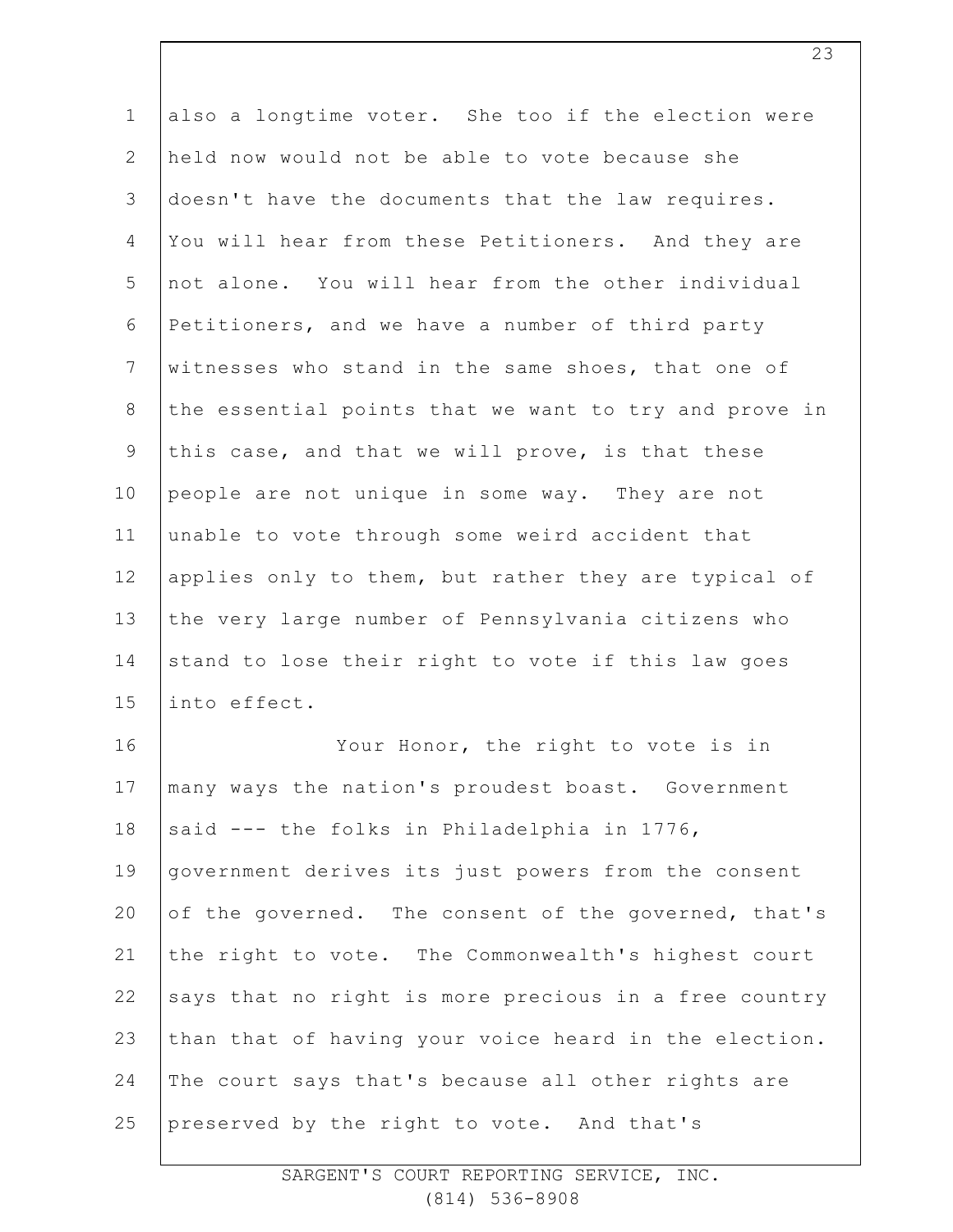also a longtime voter. She too if the election were held now would not be able to vote because she doesn't have the documents that the law requires. You will hear from these Petitioners. And they are not alone. You will hear from the other individual Petitioners, and we have a number of third party witnesses who stand in the same shoes, that one of the essential points that we want to try and prove in this case, and that we will prove, is that these people are not unique in some way. They are not unable to vote through some weird accident that applies only to them, but rather they are typical of the very large number of Pennsylvania citizens who stand to lose their right to vote if this law goes into effect.

Your Honor, the right to vote is in many ways the nation's proudest boast. Government said --- the folks in Philadelphia in 1776, government derives its just powers from the consent of the governed. The consent of the governed, that's the right to vote. The Commonwealth's highest court says that no right is more precious in a free country than that of having your voice heard in the election. The court says that's because all other rights are preserved by the right to vote. And that's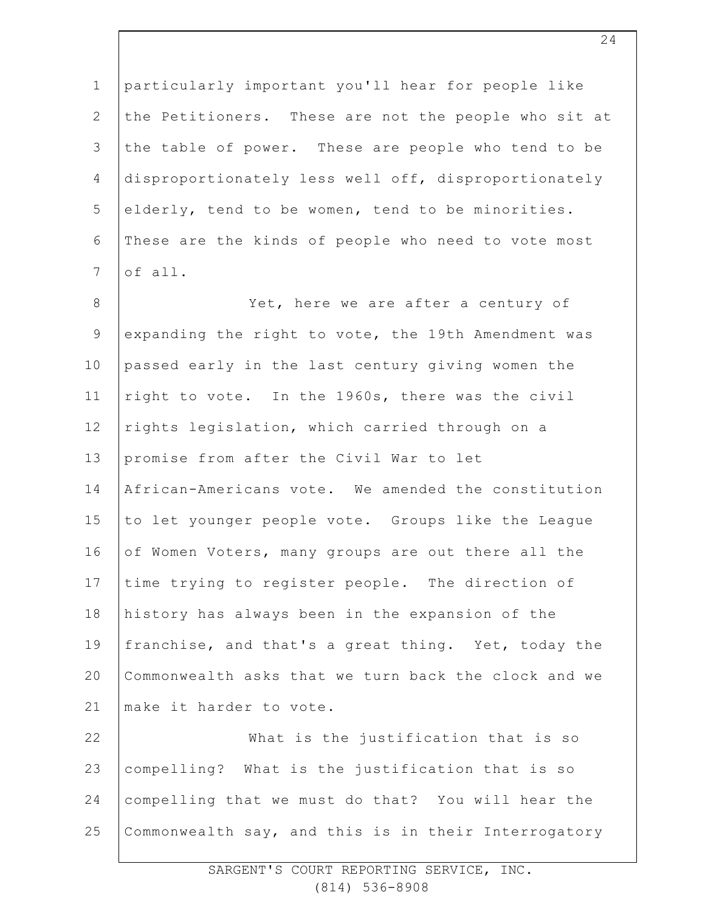particularly important you'll hear for people like the Petitioners. These are not the people who sit at the table of power. These are people who tend to be disproportionately less well off, disproportionately elderly, tend to be women, tend to be minorities. These are the kinds of people who need to vote most of all.

Yet, here we are after a century of expanding the right to vote, the 19th Amendment was passed early in the last century giving women the right to vote. In the 1960s, there was the civil rights legislation, which carried through on a promise from after the Civil War to let African-Americans vote. We amended the constitution to let younger people vote. Groups like the League of Women Voters, many groups are out there all the time trying to register people. The direction of history has always been in the expansion of the franchise, and that's a great thing. Yet, today the Commonwealth asks that we turn back the clock and we make it harder to vote.

What is the justification that is so compelling? What is the justification that is so compelling that we must do that? You will hear the Commonwealth say, and this is in their Interrogatory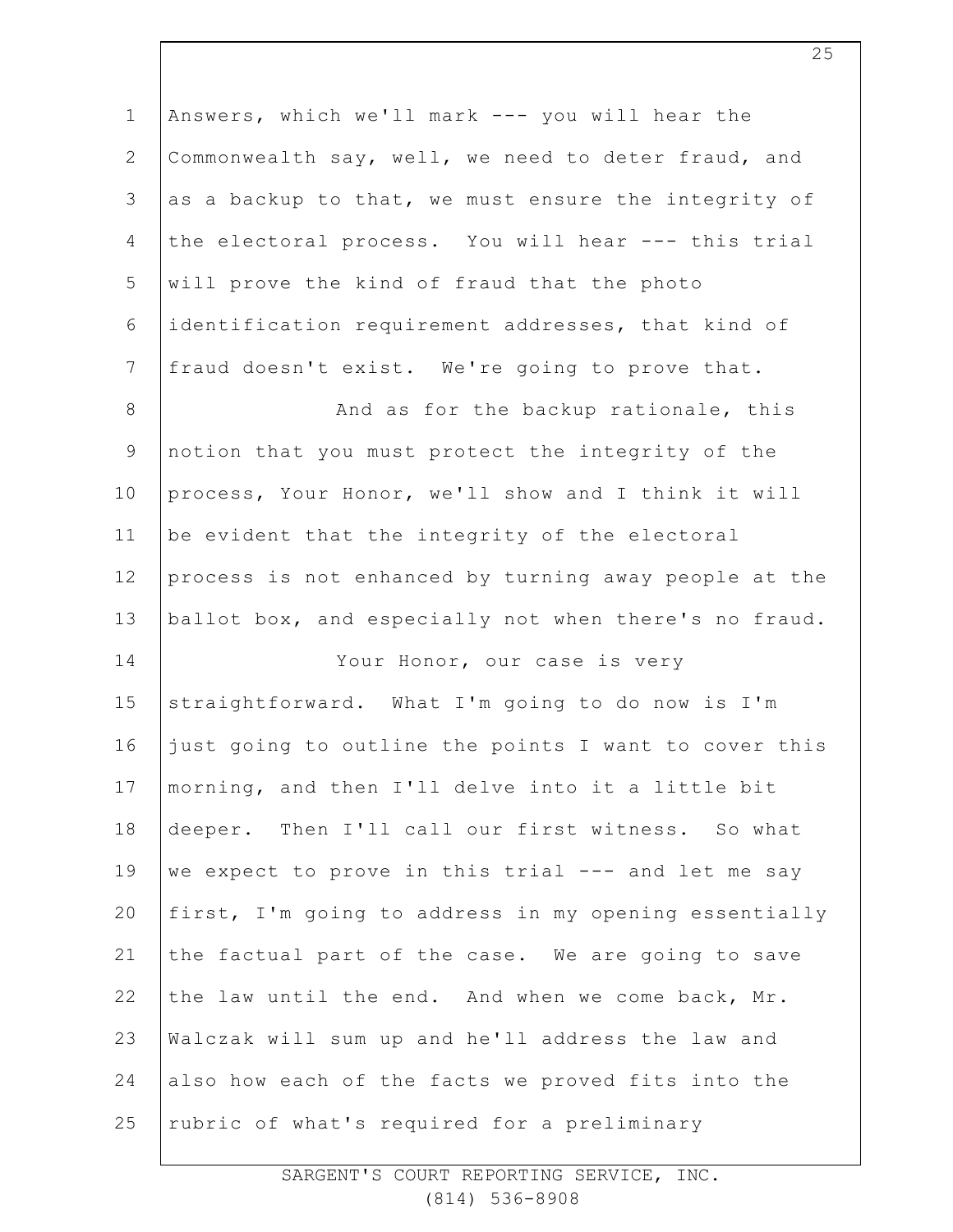Answers, which we'll mark --- you will hear the Commonwealth say, well, we need to deter fraud, and as a backup to that, we must ensure the integrity of the electoral process. You will hear --- this trial will prove the kind of fraud that the photo identification requirement addresses, that kind of fraud doesn't exist. We're going to prove that.

And as for the backup rationale, this notion that you must protect the integrity of the process, Your Honor, we'll show and I think it will be evident that the integrity of the electoral process is not enhanced by turning away people at the ballot box, and especially not when there's no fraud.

Your Honor, our case is very straightforward. What I'm going to do now is I'm just going to outline the points I want to cover this morning, and then I'll delve into it a little bit deeper. Then I'll call our first witness. So what we expect to prove in this trial --- and let me say first, I'm going to address in my opening essentially the factual part of the case. We are going to save the law until the end. And when we come back, Mr. Walczak will sum up and he'll address the law and also how each of the facts we proved fits into the rubric of what's required for a preliminary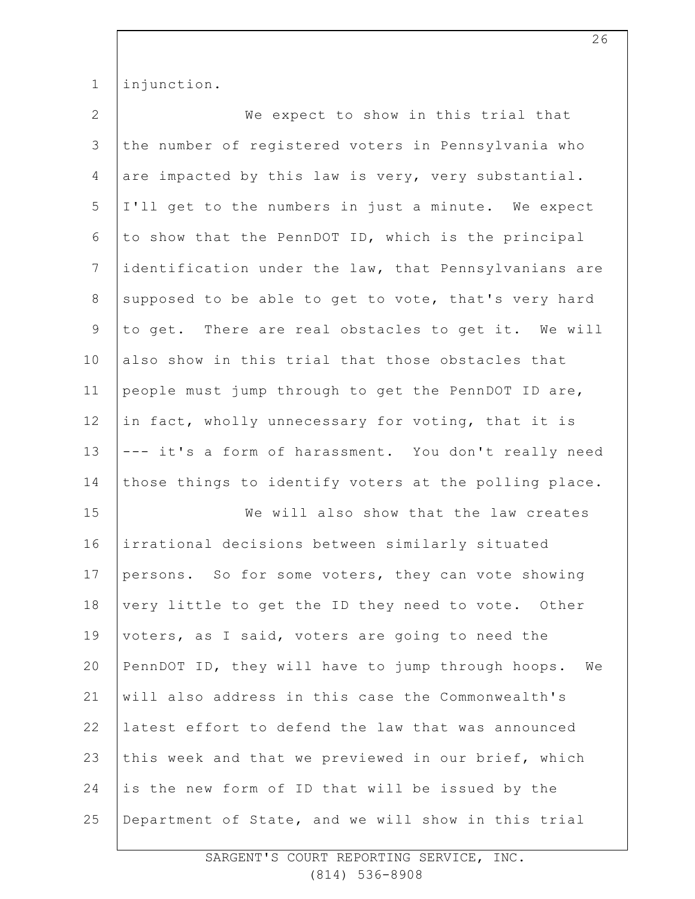injunction.

We expect to show in this trial that the number of registered voters in Pennsylvania who are impacted by this law is very, very substantial. I'll get to the numbers in just a minute. We expect to show that the PennDOT ID, which is the principal identification under the law, that Pennsylvanians are supposed to be able to get to vote, that's very hard to get. There are real obstacles to get it. We will also show in this trial that those obstacles that people must jump through to get the PennDOT ID are, in fact, wholly unnecessary for voting, that it is --- it's a form of harassment. You don't really need those things to identify voters at the polling place.

We will also show that the law creates irrational decisions between similarly situated persons. So for some voters, they can vote showing very little to get the ID they need to vote. Other voters, as I said, voters are going to need the PennDOT ID, they will have to jump through hoops. We will also address in this case the Commonwealth's latest effort to defend the law that was announced this week and that we previewed in our brief, which is the new form of ID that will be issued by the Department of State, and we will show in this trial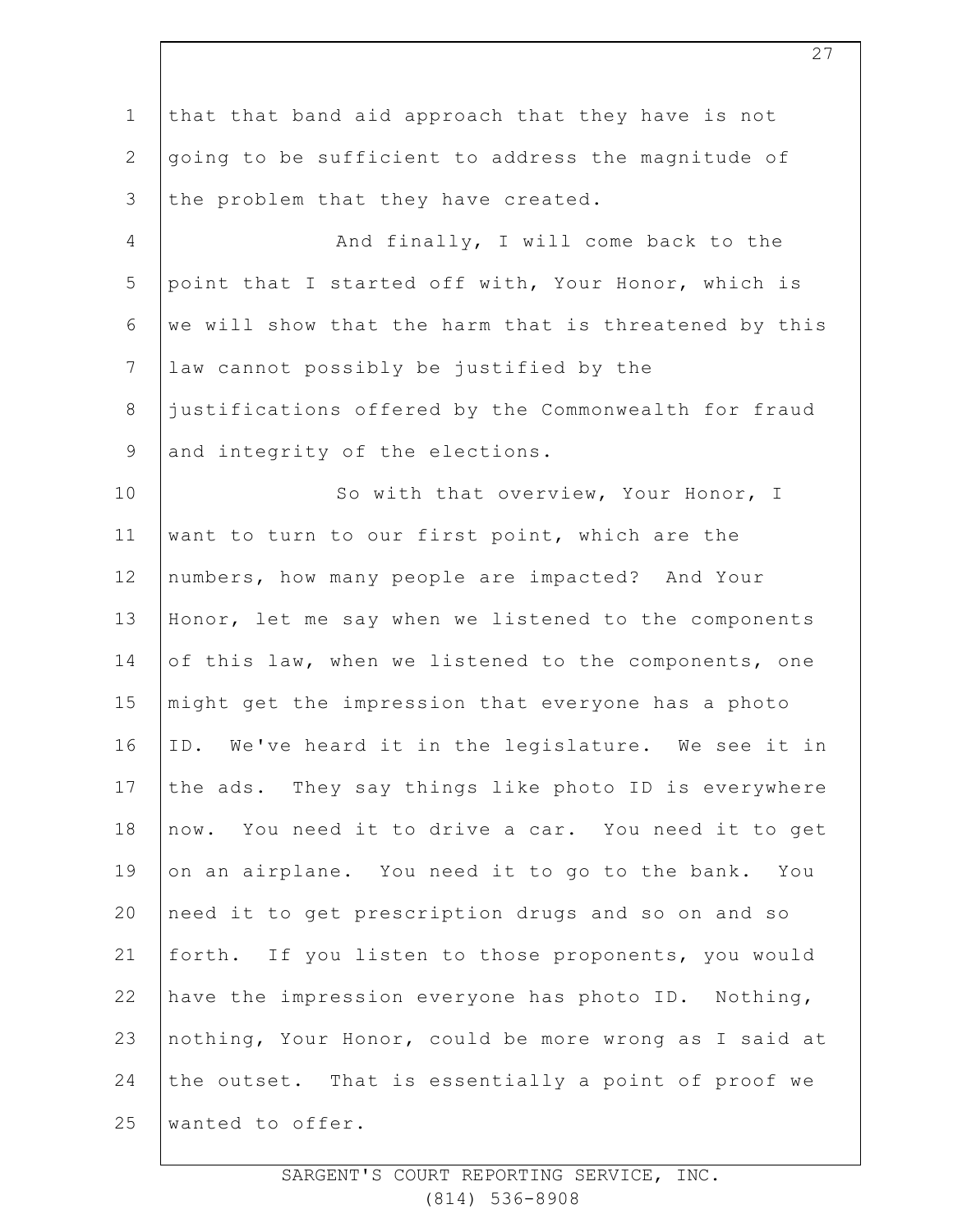that that band aid approach that they have is not going to be sufficient to address the magnitude of the problem that they have created.

And finally, I will come back to the point that I started off with, Your Honor, which is we will show that the harm that is threatened by this law cannot possibly be justified by the justifications offered by the Commonwealth for fraud and integrity of the elections.

So with that overview, Your Honor, I want to turn to our first point, which are the numbers, how many people are impacted? And Your Honor, let me say when we listened to the components of this law, when we listened to the components, one might get the impression that everyone has a photo ID. We've heard it in the legislature. We see it in the ads. They say things like photo ID is everywhere now. You need it to drive a car. You need it to get on an airplane. You need it to go to the bank. You need it to get prescription drugs and so on and so forth. If you listen to those proponents, you would have the impression everyone has photo ID. Nothing, nothing, Your Honor, could be more wrong as I said at the outset. That is essentially a point of proof we wanted to offer.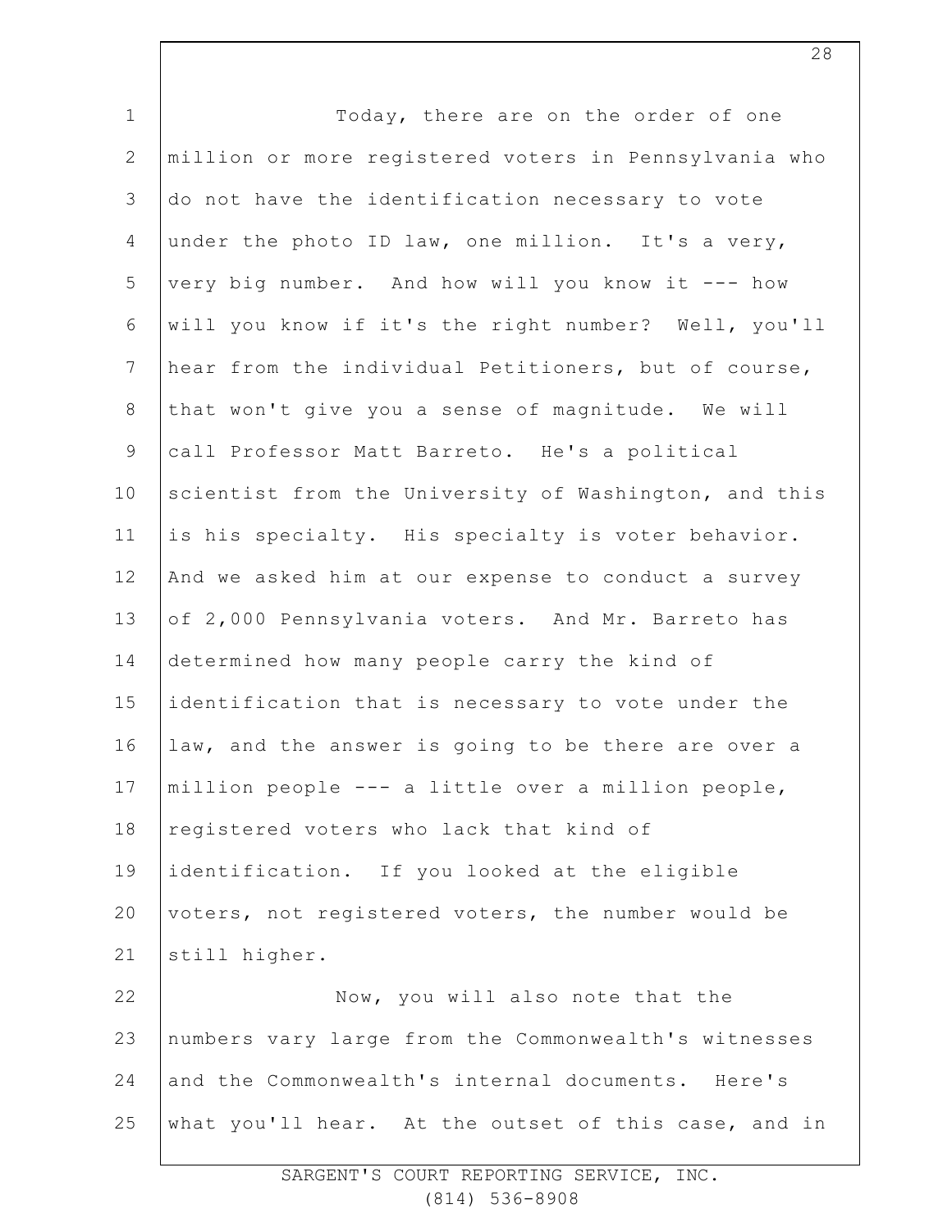Today, there are on the order of one million or more registered voters in Pennsylvania who do not have the identification necessary to vote under the photo ID law, one million. It's a very, very big number. And how will you know it --- how will you know if it's the right number? Well, you'll hear from the individual Petitioners, but of course, that won't give you a sense of magnitude. We will call Professor Matt Barreto. He's a political scientist from the University of Washington, and this is his specialty. His specialty is voter behavior. And we asked him at our expense to conduct a survey of 2,000 Pennsylvania voters. And Mr. Barreto has determined how many people carry the kind of identification that is necessary to vote under the law, and the answer is going to be there are over a million people --- a little over a million people, registered voters who lack that kind of identification. If you looked at the eligible voters, not registered voters, the number would be still higher.

Now, you will also note that the numbers vary large from the Commonwealth's witnesses and the Commonwealth's internal documents. Here's what you'll hear. At the outset of this case, and in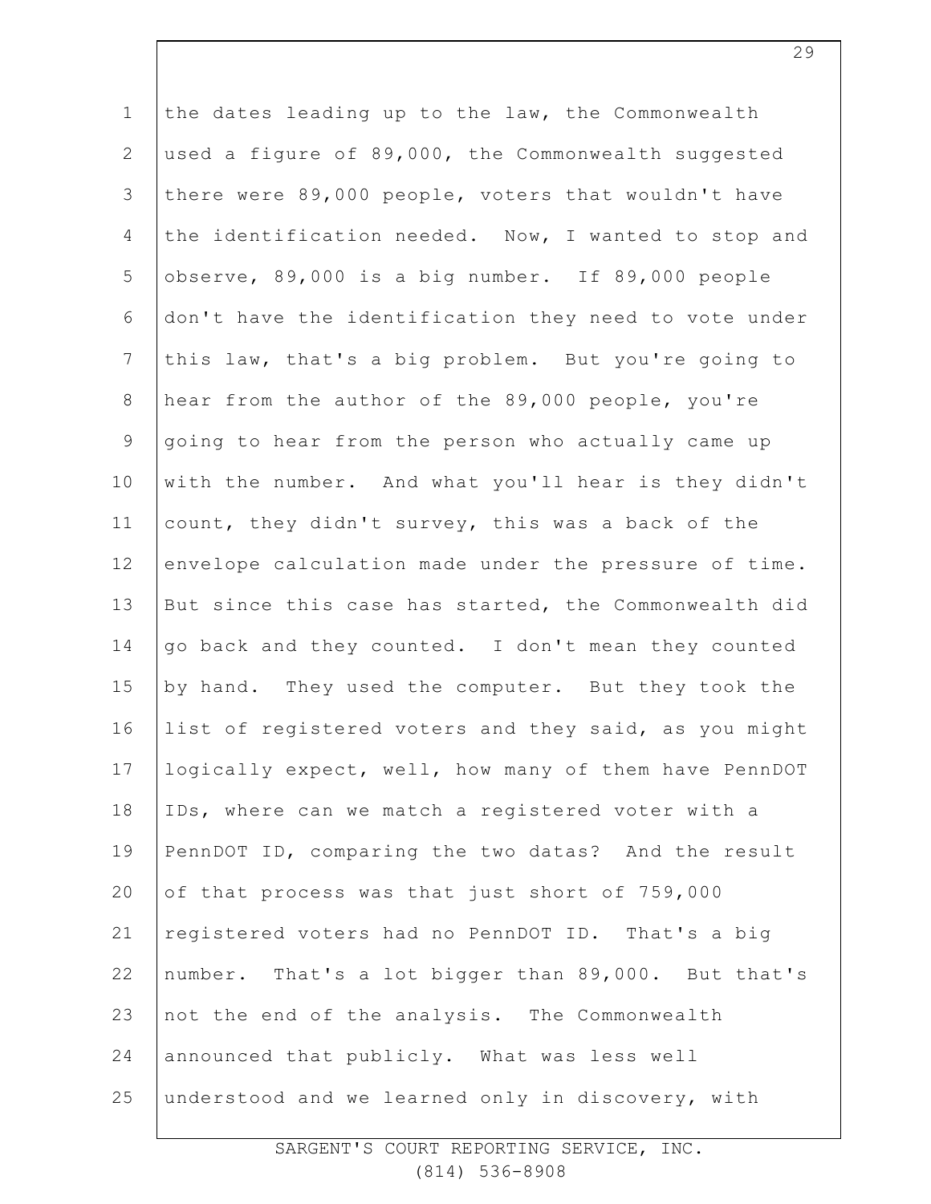the dates leading up to the law, the Commonwealth used a figure of 89,000, the Commonwealth suggested there were 89,000 people, voters that wouldn't have the identification needed. Now, I wanted to stop and observe, 89,000 is a big number. If 89,000 people don't have the identification they need to vote under this law, that's a big problem. But you're going to hear from the author of the 89,000 people, you're going to hear from the person who actually came up with the number. And what you'll hear is they didn't count, they didn't survey, this was a back of the envelope calculation made under the pressure of time. But since this case has started, the Commonwealth did go back and they counted. I don't mean they counted by hand. They used the computer. But they took the list of registered voters and they said, as you might logically expect, well, how many of them have PennDOT IDs, where can we match a registered voter with a PennDOT ID, comparing the two datas? And the result of that process was that just short of 759,000 registered voters had no PennDOT ID. That's a big number. That's a lot bigger than 89,000. But that's not the end of the analysis. The Commonwealth announced that publicly. What was less well understood and we learned only in discovery, with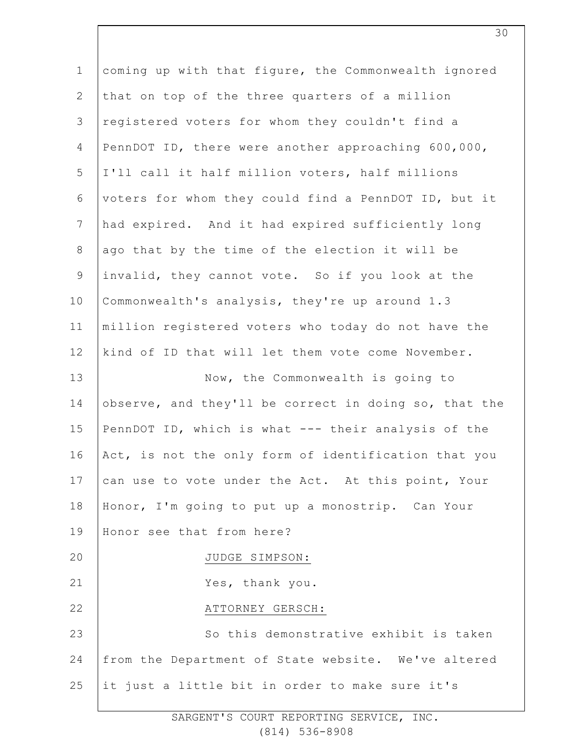coming up with that figure, the Commonwealth ignored that on top of the three quarters of a million registered voters for whom they couldn't find a PennDOT ID, there were another approaching 600,000, I'll call it half million voters, half millions voters for whom they could find a PennDOT ID, but it had expired. And it had expired sufficiently long ago that by the time of the election it will be invalid, they cannot vote. So if you look at the Commonwealth's analysis, they're up around 1.3 million registered voters who today do not have the kind of ID that will let them vote come November.

Now, the Commonwealth is going to observe, and they'll be correct in doing so, that the PennDOT ID, which is what --- their analysis of the Act, is not the only form of identification that you can use to vote under the Act. At this point, Your Honor, I'm going to put up a monostrip. Can Your Honor see that from here?

JUDGE SIMPSON:

Yes, thank you.

ATTORNEY GERSCH:

So this demonstrative exhibit is taken from the Department of State website. We've altered it just a little bit in order to make sure it's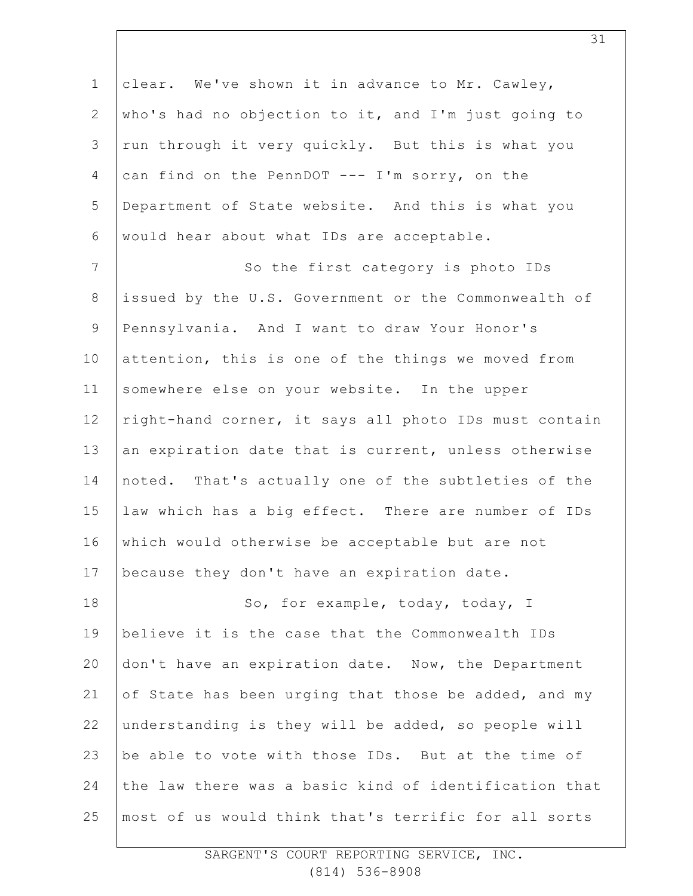clear. We've shown it in advance to Mr. Cawley, who's had no objection to it, and I'm just going to run through it very quickly. But this is what you can find on the PennDOT --- I'm sorry, on the Department of State website. And this is what you would hear about what IDs are acceptable.

So the first category is photo IDs issued by the U.S. Government or the Commonwealth of Pennsylvania. And I want to draw Your Honor's attention, this is one of the things we moved from somewhere else on your website. In the upper right-hand corner, it says all photo IDs must contain an expiration date that is current, unless otherwise noted. That's actually one of the subtleties of the law which has a big effect. There are number of IDs which would otherwise be acceptable but are not because they don't have an expiration date.

So, for example, today, today, I believe it is the case that the Commonwealth IDs don't have an expiration date. Now, the Department of State has been urging that those be added, and my understanding is they will be added, so people will be able to vote with those IDs. But at the time of the law there was a basic kind of identification that most of us would think that's terrific for all sorts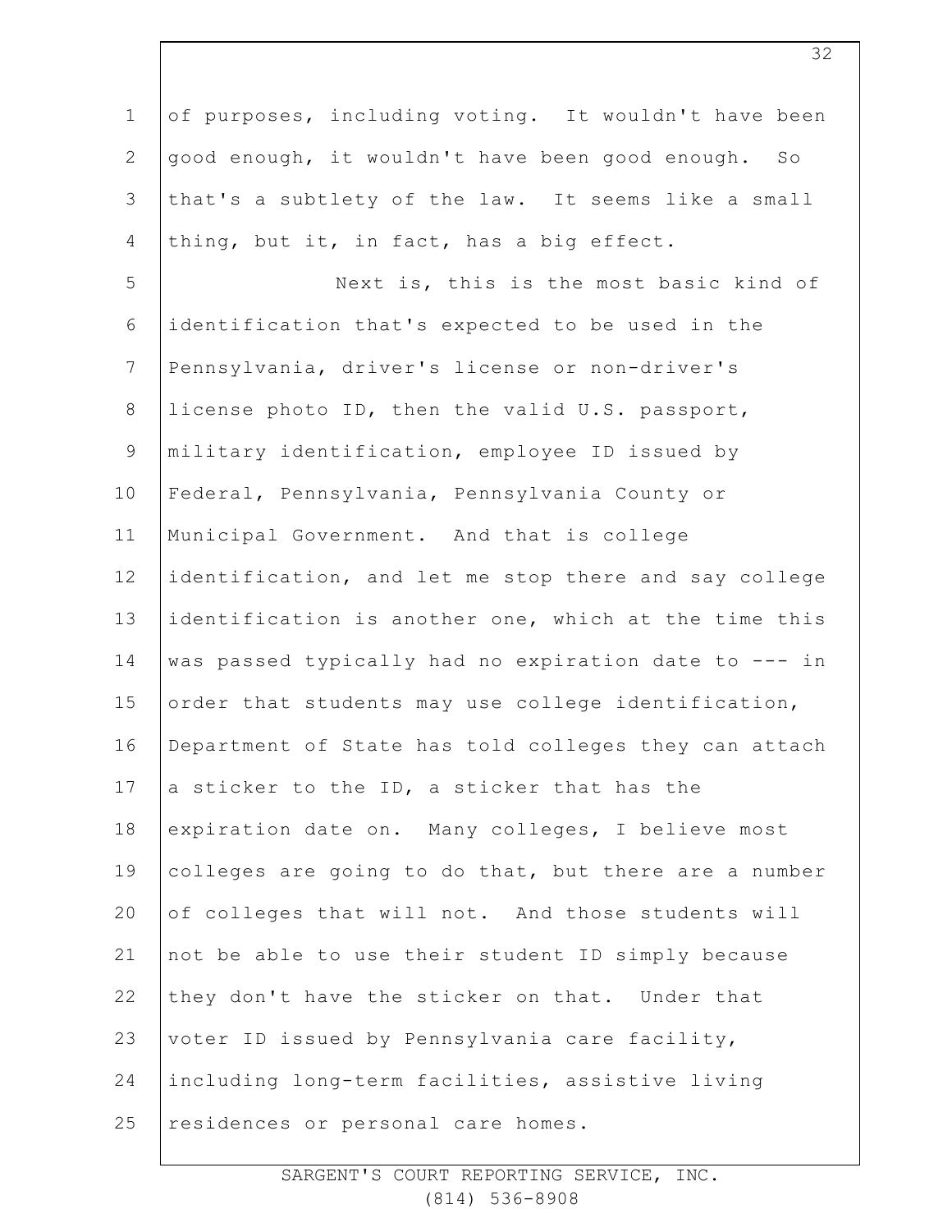of purposes, including voting. It wouldn't have been good enough, it wouldn't have been good enough. So that's a subtlety of the law. It seems like a small thing, but it, in fact, has a big effect.

Next is, this is the most basic kind of identification that's expected to be used in the Pennsylvania, driver's license or non-driver's license photo ID, then the valid U.S. passport, military identification, employee ID issued by Federal, Pennsylvania, Pennsylvania County or Municipal Government. And that is college identification, and let me stop there and say college identification is another one, which at the time this was passed typically had no expiration date to --- in order that students may use college identification, Department of State has told colleges they can attach a sticker to the ID, a sticker that has the expiration date on. Many colleges, I believe most colleges are going to do that, but there are a number of colleges that will not. And those students will not be able to use their student ID simply because they don't have the sticker on that. Under that voter ID issued by Pennsylvania care facility, including long-term facilities, assistive living residences or personal care homes.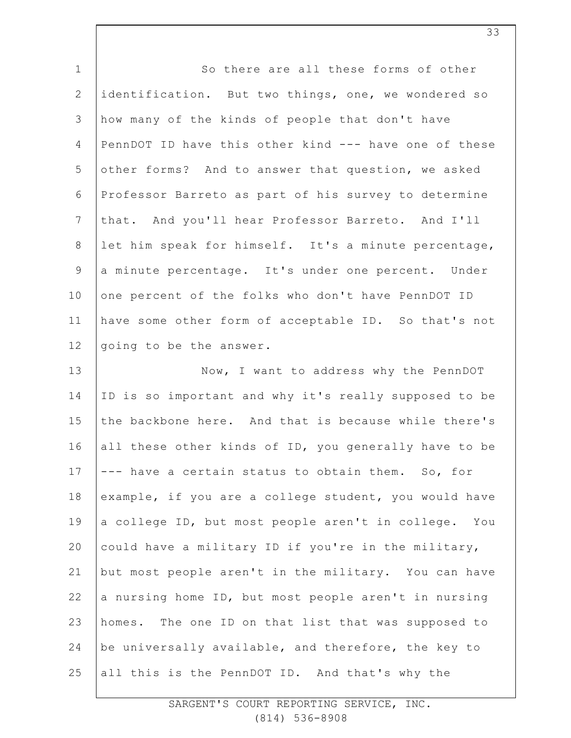So there are all these forms of other identification. But two things, one, we wondered so how many of the kinds of people that don't have PennDOT ID have this other kind --- have one of these other forms? And to answer that question, we asked Professor Barreto as part of his survey to determine that. And you'll hear Professor Barreto. And I'll let him speak for himself. It's a minute percentage, a minute percentage. It's under one percent. Under one percent of the folks who don't have PennDOT ID have some other form of acceptable ID. So that's not going to be the answer.

Now, I want to address why the PennDOT ID is so important and why it's really supposed to be the backbone here. And that is because while there's all these other kinds of ID, you generally have to be --- have a certain status to obtain them. So, for example, if you are a college student, you would have a college ID, but most people aren't in college. You could have a military ID if you're in the military, but most people aren't in the military. You can have a nursing home ID, but most people aren't in nursing homes. The one ID on that list that was supposed to be universally available, and therefore, the key to all this is the PennDOT ID. And that's why the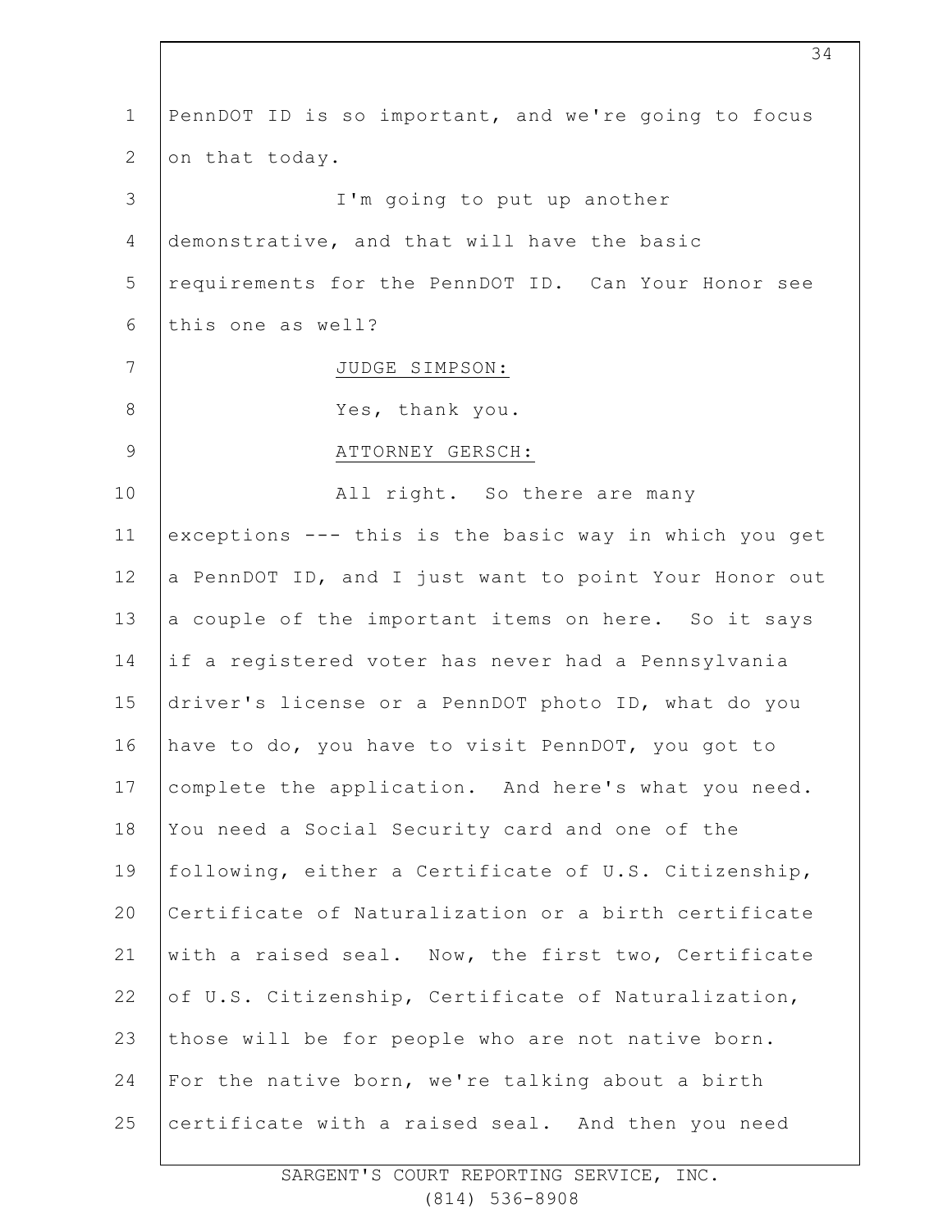PennDOT ID is so important, and we're going to focus on that today.

I'm going to put up another demonstrative, and that will have the basic requirements for the PennDOT ID. Can Your Honor see this one as well?

JUDGE SIMPSON:

Yes, thank you.

ATTORNEY GERSCH:

All right. So there are many exceptions --- this is the basic way in which you get a PennDOT ID, and I just want to point Your Honor out a couple of the important items on here. So it says if a registered voter has never had a Pennsylvania driver's license or a PennDOT photo ID, what do you have to do, you have to visit PennDOT, you got to complete the application. And here's what you need. You need a Social Security card and one of the following, either a Certificate of U.S. Citizenship, Certificate of Naturalization or a birth certificate with a raised seal. Now, the first two, Certificate of U.S. Citizenship, Certificate of Naturalization, those will be for people who are not native born. For the native born, we're talking about a birth certificate with a raised seal. And then you need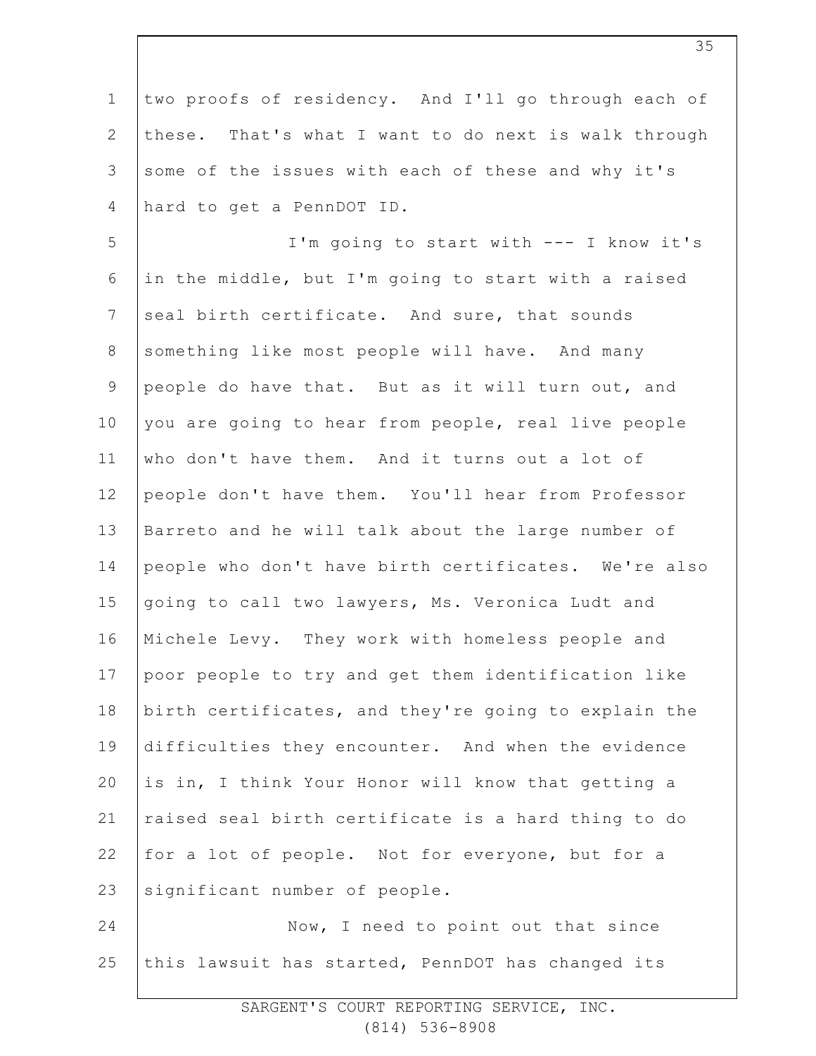two proofs of residency. And I'll go through each of these. That's what I want to do next is walk through some of the issues with each of these and why it's hard to get a PennDOT ID.

I'm going to start with --- I know it's in the middle, but I'm going to start with a raised seal birth certificate. And sure, that sounds something like most people will have. And many people do have that. But as it will turn out, and you are going to hear from people, real live people who don't have them. And it turns out a lot of people don't have them. You'll hear from Professor Barreto and he will talk about the large number of people who don't have birth certificates. We're also going to call two lawyers, Ms. Veronica Ludt and Michele Levy. They work with homeless people and poor people to try and get them identification like birth certificates, and they're going to explain the difficulties they encounter. And when the evidence is in, I think Your Honor will know that getting a raised seal birth certificate is a hard thing to do for a lot of people. Not for everyone, but for a significant number of people.

Now, I need to point out that since this lawsuit has started, PennDOT has changed its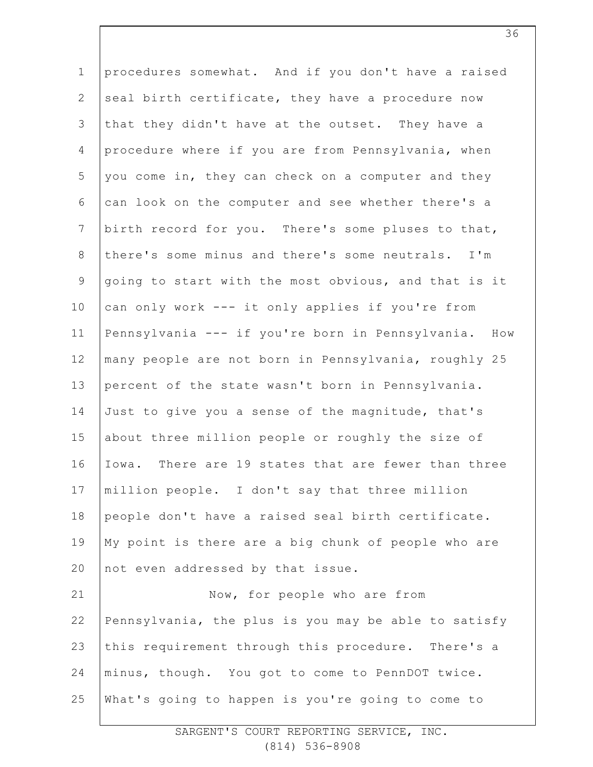procedures somewhat. And if you don't have a raised seal birth certificate, they have a procedure now that they didn't have at the outset. They have a procedure where if you are from Pennsylvania, when you come in, they can check on a computer and they can look on the computer and see whether there's a birth record for you. There's some pluses to that, there's some minus and there's some neutrals. I'm going to start with the most obvious, and that is it can only work --- it only applies if you're from Pennsylvania --- if you're born in Pennsylvania. How many people are not born in Pennsylvania, roughly 25 percent of the state wasn't born in Pennsylvania. Just to give you a sense of the magnitude, that's about three million people or roughly the size of Iowa. There are 19 states that are fewer than three million people. I don't say that three million people don't have a raised seal birth certificate. My point is there are a big chunk of people who are not even addressed by that issue.

Now, for people who are from Pennsylvania, the plus is you may be able to satisfy this requirement through this procedure. There's a minus, though. You got to come to PennDOT twice. What's going to happen is you're going to come to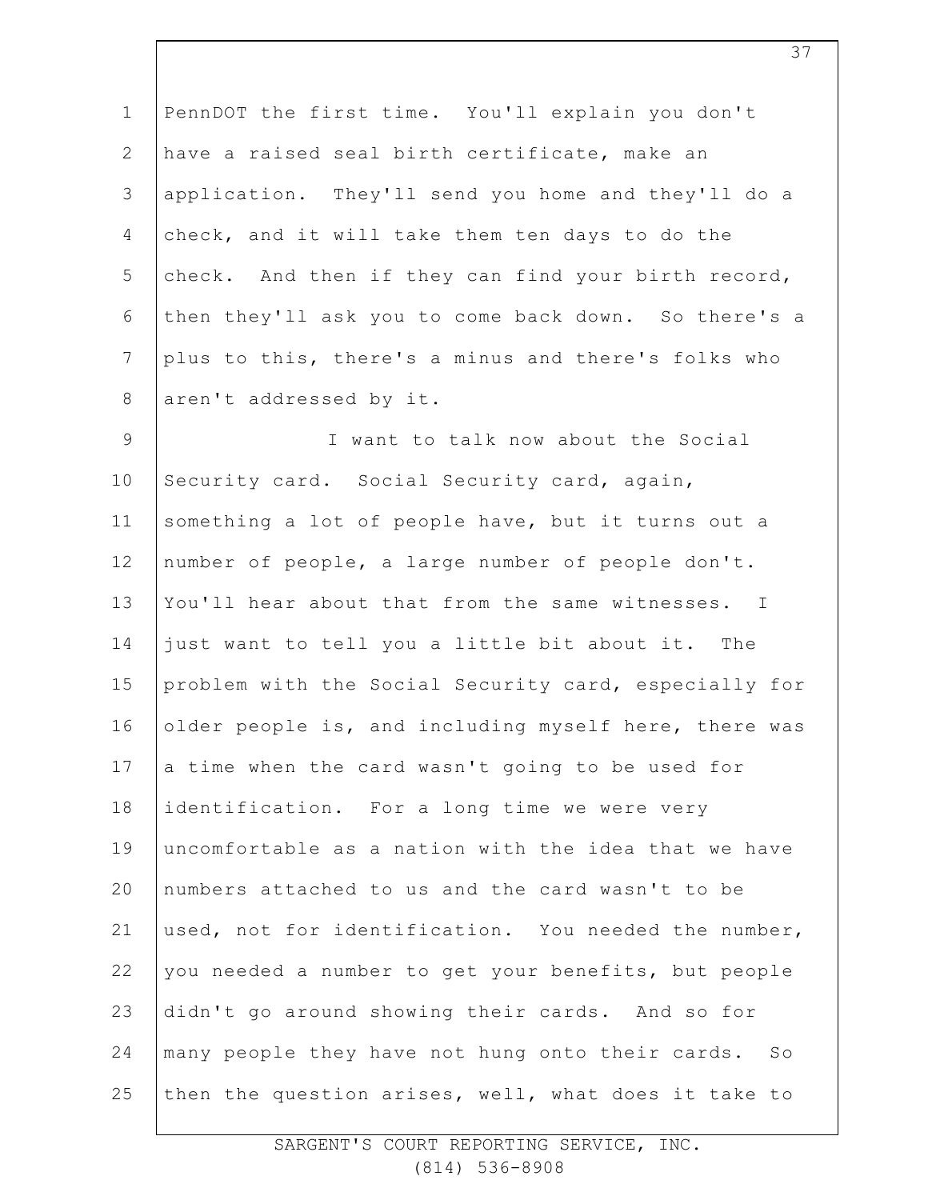PennDOT the first time. You'll explain you don't have a raised seal birth certificate, make an application. They'll send you home and they'll do a check, and it will take them ten days to do the check. And then if they can find your birth record, then they'll ask you to come back down. So there's a plus to this, there's a minus and there's folks who aren't addressed by it.

I want to talk now about the Social Security card. Social Security card, again, something a lot of people have, but it turns out a number of people, a large number of people don't. You'll hear about that from the same witnesses. I just want to tell you a little bit about it. The problem with the Social Security card, especially for older people is, and including myself here, there was a time when the card wasn't going to be used for identification. For a long time we were very uncomfortable as a nation with the idea that we have numbers attached to us and the card wasn't to be used, not for identification. You needed the number, you needed a number to get your benefits, but people didn't go around showing their cards. And so for many people they have not hung onto their cards. So then the question arises, well, what does it take to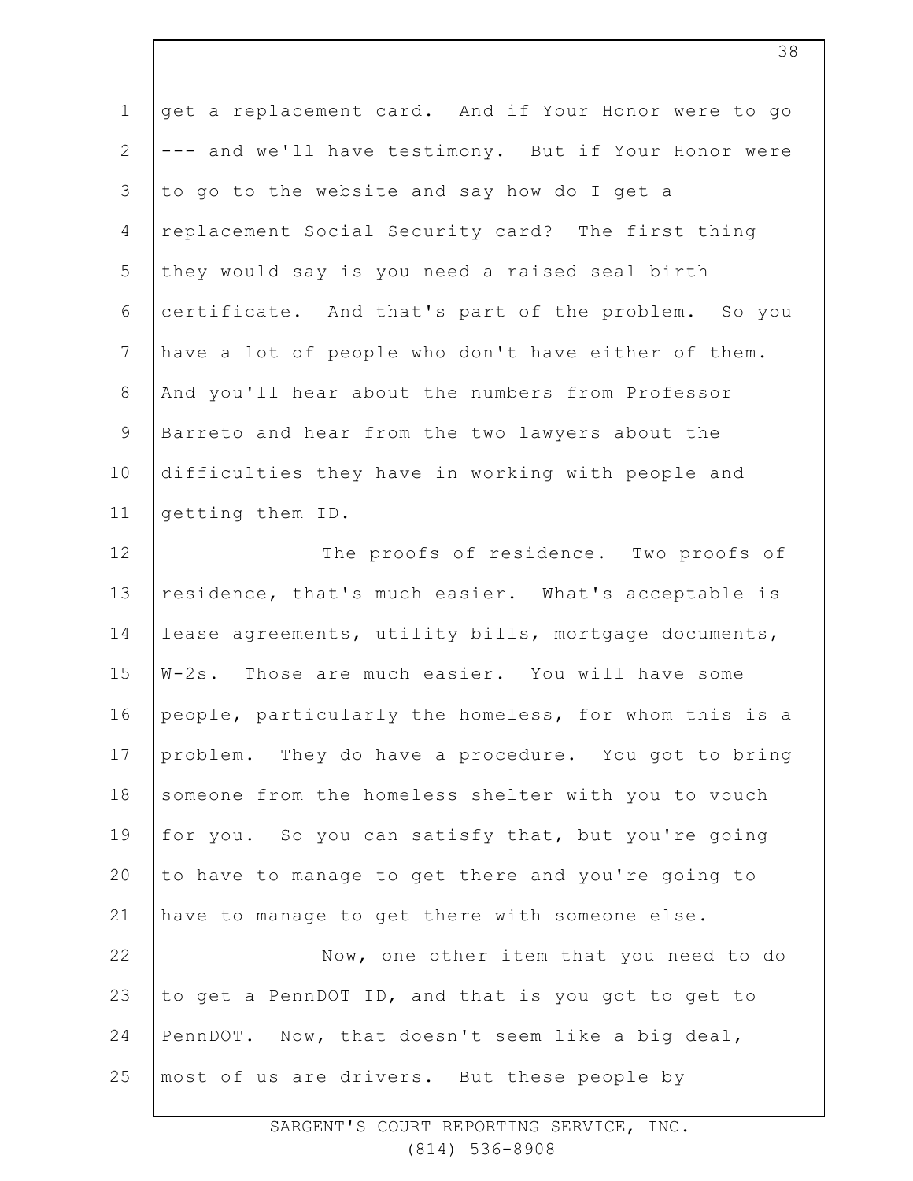get a replacement card. And if Your Honor were to go --- and we'll have testimony. But if Your Honor were to go to the website and say how do I get a replacement Social Security card? The first thing they would say is you need a raised seal birth certificate. And that's part of the problem. So you have a lot of people who don't have either of them. And you'll hear about the numbers from Professor Barreto and hear from the two lawyers about the difficulties they have in working with people and getting them ID.

The proofs of residence. Two proofs of residence, that's much easier. What's acceptable is lease agreements, utility bills, mortgage documents, W-2s. Those are much easier. You will have some people, particularly the homeless, for whom this is a problem. They do have a procedure. You got to bring someone from the homeless shelter with you to vouch for you. So you can satisfy that, but you're going to have to manage to get there and you're going to have to manage to get there with someone else.

Now, one other item that you need to do to get a PennDOT ID, and that is you got to get to PennDOT. Now, that doesn't seem like a big deal, most of us are drivers. But these people by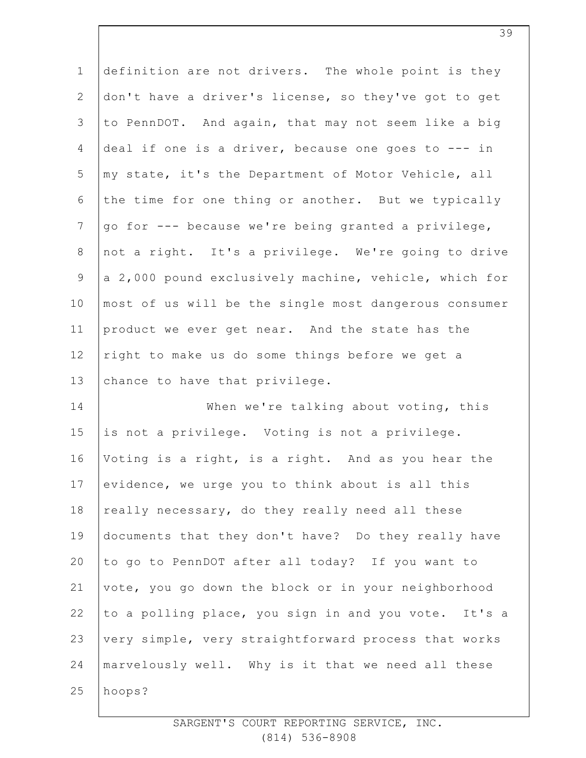definition are not drivers. The whole point is they don't have a driver's license, so they've got to get to PennDOT. And again, that may not seem like a big deal if one is a driver, because one goes to --- in my state, it's the Department of Motor Vehicle, all the time for one thing or another. But we typically go for --- because we're being granted a privilege, not a right. It's a privilege. We're going to drive a 2,000 pound exclusively machine, vehicle, which for most of us will be the single most dangerous consumer product we ever get near. And the state has the right to make us do some things before we get a chance to have that privilege.

When we're talking about voting, this is not a privilege. Voting is not a privilege. Voting is a right, is a right. And as you hear the evidence, we urge you to think about is all this really necessary, do they really need all these documents that they don't have? Do they really have to go to PennDOT after all today? If you want to vote, you go down the block or in your neighborhood to a polling place, you sign in and you vote. It's a very simple, very straightforward process that works marvelously well. Why is it that we need all these hoops?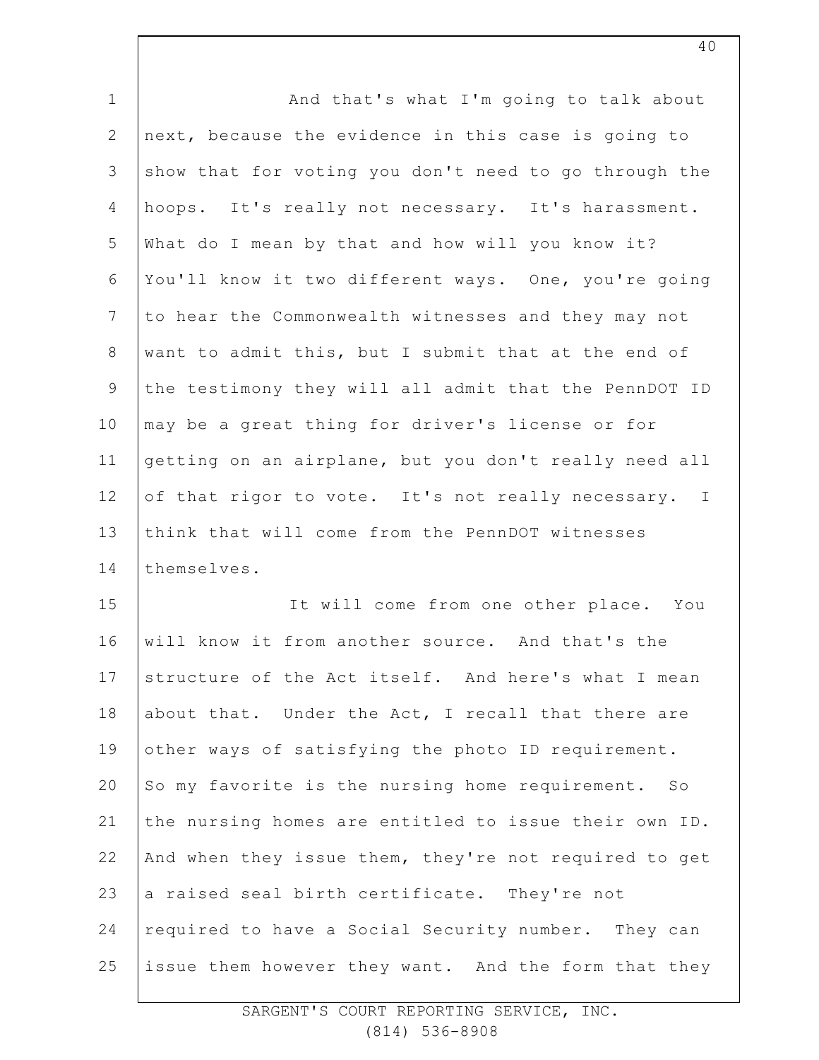And that's what I'm going to talk about next, because the evidence in this case is going to show that for voting you don't need to go through the hoops. It's really not necessary. It's harassment. What do I mean by that and how will you know it? You'll know it two different ways. One, you're going to hear the Commonwealth witnesses and they may not want to admit this, but I submit that at the end of the testimony they will all admit that the PennDOT ID may be a great thing for driver's license or for getting on an airplane, but you don't really need all of that rigor to vote. It's not really necessary. I think that will come from the PennDOT witnesses themselves.

It will come from one other place. You will know it from another source. And that's the structure of the Act itself. And here's what I mean about that. Under the Act, I recall that there are other ways of satisfying the photo ID requirement. So my favorite is the nursing home requirement. So the nursing homes are entitled to issue their own ID. And when they issue them, they're not required to get a raised seal birth certificate. They're not required to have a Social Security number. They can issue them however they want. And the form that they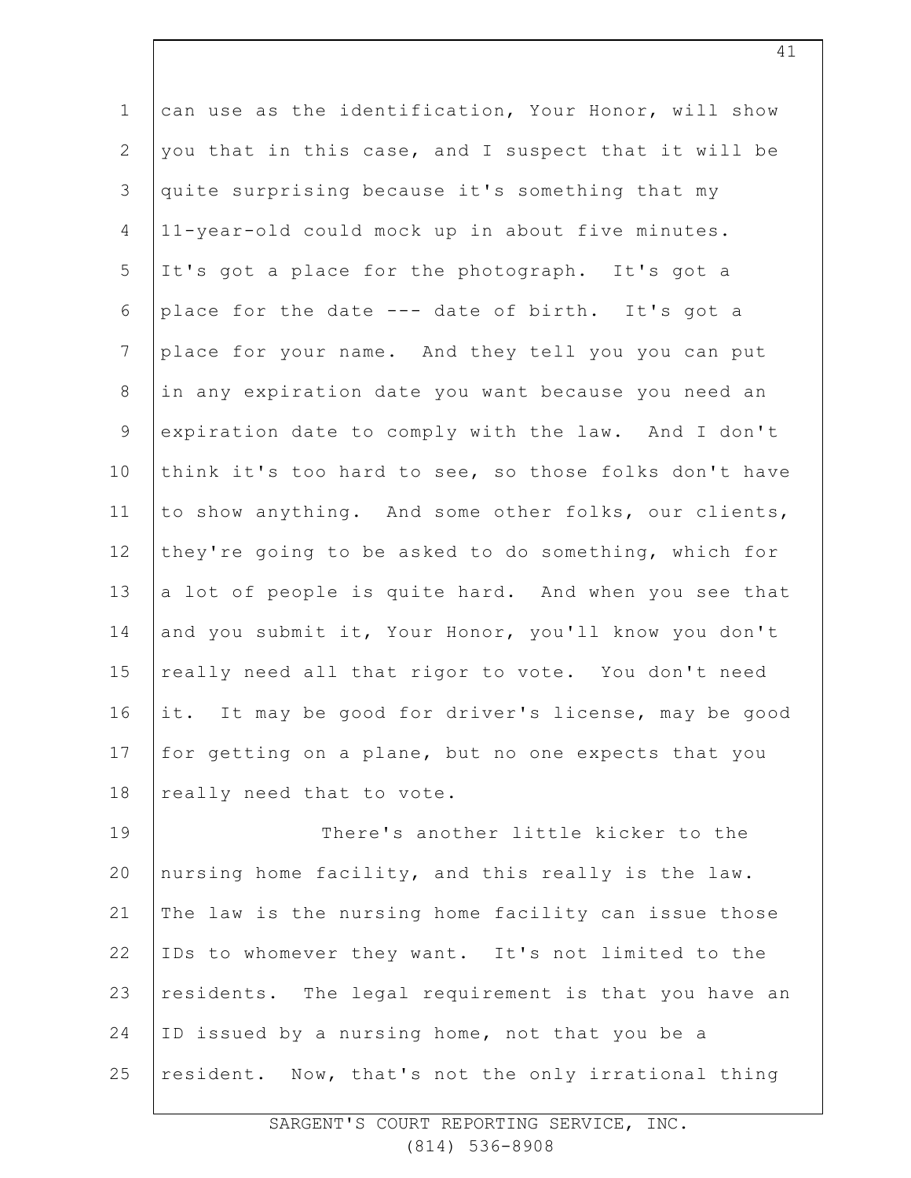can use as the identification, Your Honor, will show you that in this case, and I suspect that it will be quite surprising because it's something that my 11-year-old could mock up in about five minutes. It's got a place for the photograph. It's got a place for the date --- date of birth. It's got a place for your name. And they tell you you can put in any expiration date you want because you need an expiration date to comply with the law. And I don't think it's too hard to see, so those folks don't have to show anything. And some other folks, our clients, they're going to be asked to do something, which for a lot of people is quite hard. And when you see that and you submit it, Your Honor, you'll know you don't really need all that rigor to vote. You don't need it. It may be good for driver's license, may be good for getting on a plane, but no one expects that you really need that to vote.

There's another little kicker to the nursing home facility, and this really is the law. The law is the nursing home facility can issue those IDs to whomever they want. It's not limited to the residents. The legal requirement is that you have an ID issued by a nursing home, not that you be a resident. Now, that's not the only irrational thing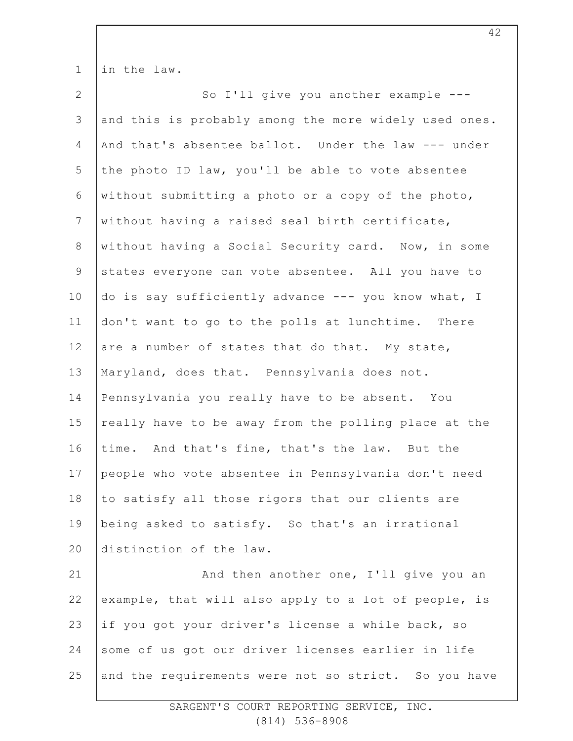in the law.

So I'll give you another example --- and this is probably among the more widely used ones. And that's absentee ballot. Under the law --- under the photo ID law, you'll be able to vote absentee without submitting a photo or a copy of the photo, without having a raised seal birth certificate, without having a Social Security card. Now, in some states everyone can vote absentee. All you have to do is say sufficiently advance --- you know what, I don't want to go to the polls at lunchtime. There are a number of states that do that. My state, Maryland, does that. Pennsylvania does not. Pennsylvania you really have to be absent. You really have to be away from the polling place at the time. And that's fine, that's the law. But the people who vote absentee in Pennsylvania don't need to satisfy all those rigors that our clients are being asked to satisfy. So that's an irrational distinction of the law.

And then another one, I'll give you an example, that will also apply to a lot of people, is if you got your driver's license a while back, so some of us got our driver licenses earlier in life and the requirements were not so strict. So you have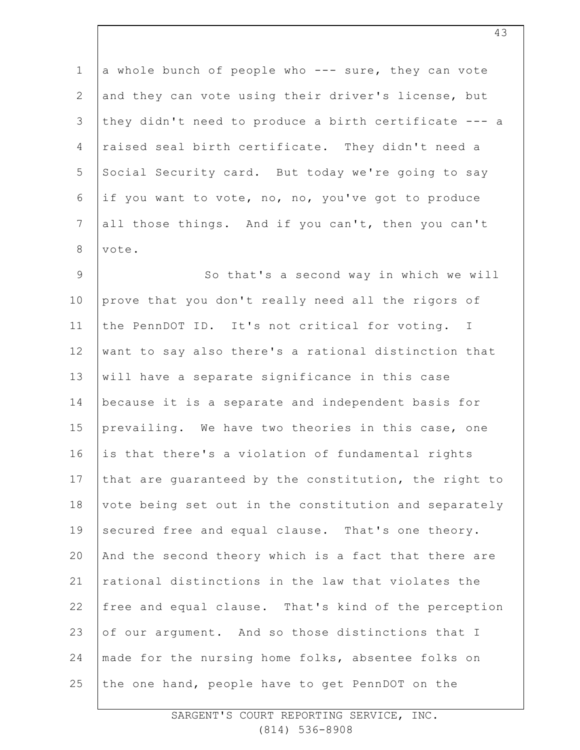a whole bunch of people who --- sure, they can vote and they can vote using their driver's license, but they didn't need to produce a birth certificate --- a raised seal birth certificate. They didn't need a Social Security card. But today we're going to say if you want to vote, no, no, you've got to produce all those things. And if you can't, then you can't vote.

So that's a second way in which we will prove that you don't really need all the rigors of the PennDOT ID. It's not critical for voting. I want to say also there's a rational distinction that will have a separate significance in this case because it is a separate and independent basis for prevailing. We have two theories in this case, one is that there's a violation of fundamental rights that are guaranteed by the constitution, the right to vote being set out in the constitution and separately secured free and equal clause. That's one theory. And the second theory which is a fact that there are rational distinctions in the law that violates the free and equal clause. That's kind of the perception of our argument. And so those distinctions that I made for the nursing home folks, absentee folks on the one hand, people have to get PennDOT on the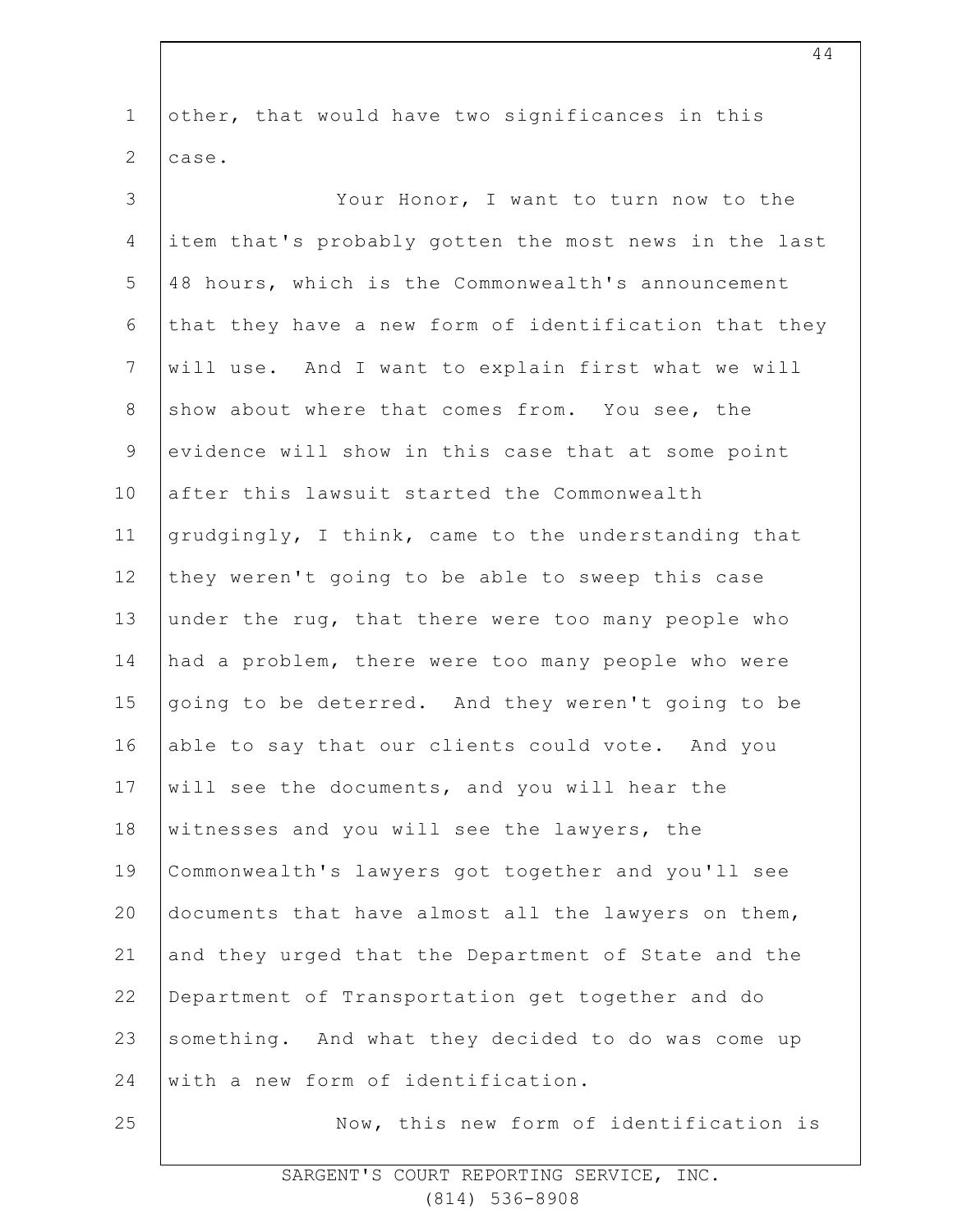other, that would have two significances in this case.

Your Honor, I want to turn now to the item that's probably gotten the most news in the last 48 hours, which is the Commonwealth's announcement that they have a new form of identification that they will use. And I want to explain first what we will show about where that comes from. You see, the evidence will show in this case that at some point after this lawsuit started the Commonwealth grudgingly, I think, came to the understanding that they weren't going to be able to sweep this case under the rug, that there were too many people who had a problem, there were too many people who were going to be deterred. And they weren't going to be able to say that our clients could vote. And you will see the documents, and you will hear the witnesses and you will see the lawyers, the Commonwealth's lawyers got together and you'll see documents that have almost all the lawyers on them, and they urged that the Department of State and the Department of Transportation get together and do something. And what they decided to do was come up with a new form of identification.

Now, this new form of identification is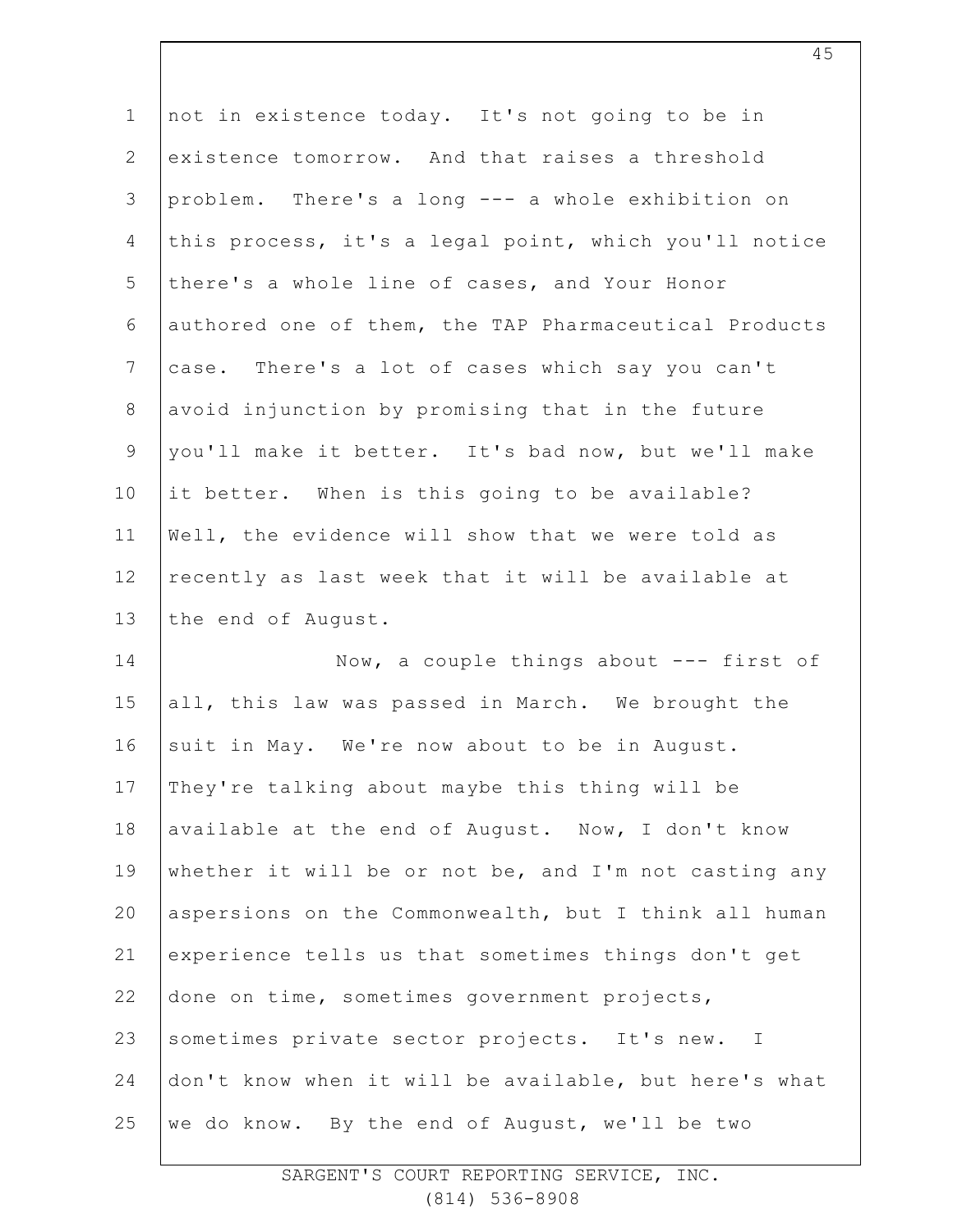not in existence today. It's not going to be in existence tomorrow. And that raises a threshold problem. There's a long --- a whole exhibition on this process, it's a legal point, which you'll notice there's a whole line of cases, and Your Honor authored one of them, the TAP Pharmaceutical Products case. There's a lot of cases which say you can't avoid injunction by promising that in the future you'll make it better. It's bad now, but we'll make it better. When is this going to be available? Well, the evidence will show that we were told as recently as last week that it will be available at the end of August.

Now, a couple things about --- first of all, this law was passed in March. We brought the suit in May. We're now about to be in August. They're talking about maybe this thing will be available at the end of August. Now, I don't know whether it will be or not be, and I'm not casting any aspersions on the Commonwealth, but I think all human experience tells us that sometimes things don't get done on time, sometimes government projects, sometimes private sector projects. It's new. I don't know when it will be available, but here's what we do know. By the end of August, we'll be two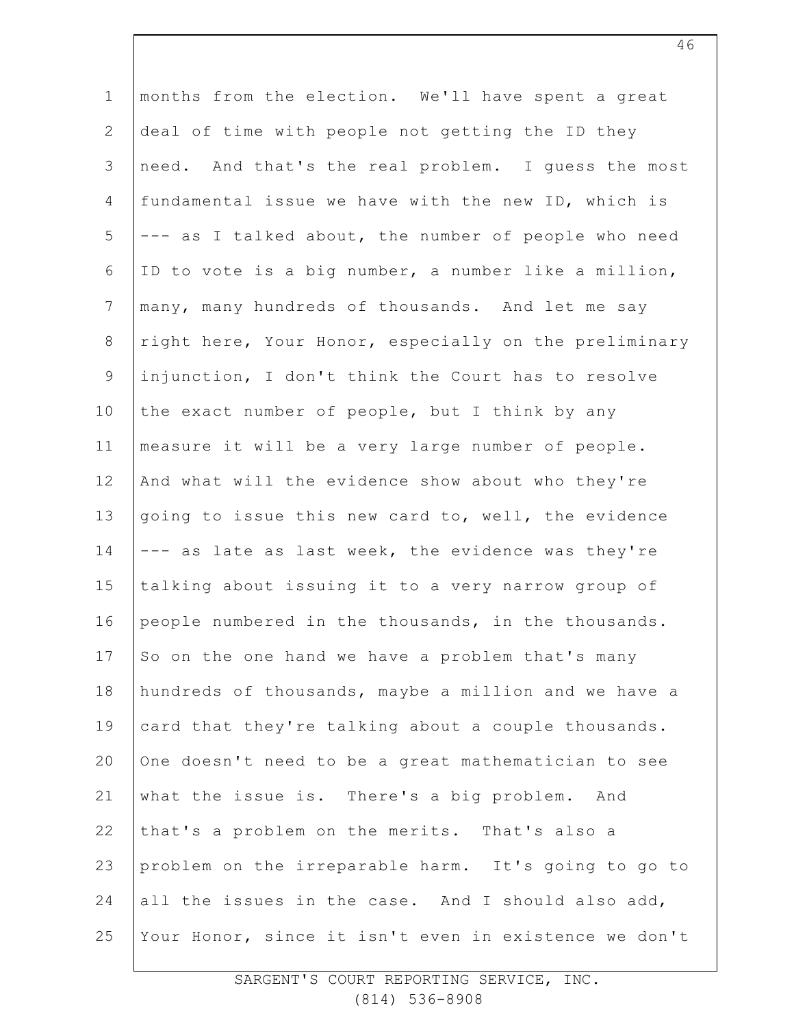months from the election. We'll have spent a great deal of time with people not getting the ID they need. And that's the real problem. I guess the most fundamental issue we have with the new ID, which is --- as I talked about, the number of people who need ID to vote is a big number, a number like a million, many, many hundreds of thousands. And let me say right here, Your Honor, especially on the preliminary injunction, I don't think the Court has to resolve the exact number of people, but I think by any measure it will be a very large number of people. And what will the evidence show about who they're going to issue this new card to, well, the evidence --- as late as last week, the evidence was they're talking about issuing it to a very narrow group of people numbered in the thousands, in the thousands. So on the one hand we have a problem that's many hundreds of thousands, maybe a million and we have a card that they're talking about a couple thousands. One doesn't need to be a great mathematician to see what the issue is. There's a big problem. And that's a problem on the merits. That's also a problem on the irreparable harm. It's going to go to all the issues in the case. And I should also add, Your Honor, since it isn't even in existence we don't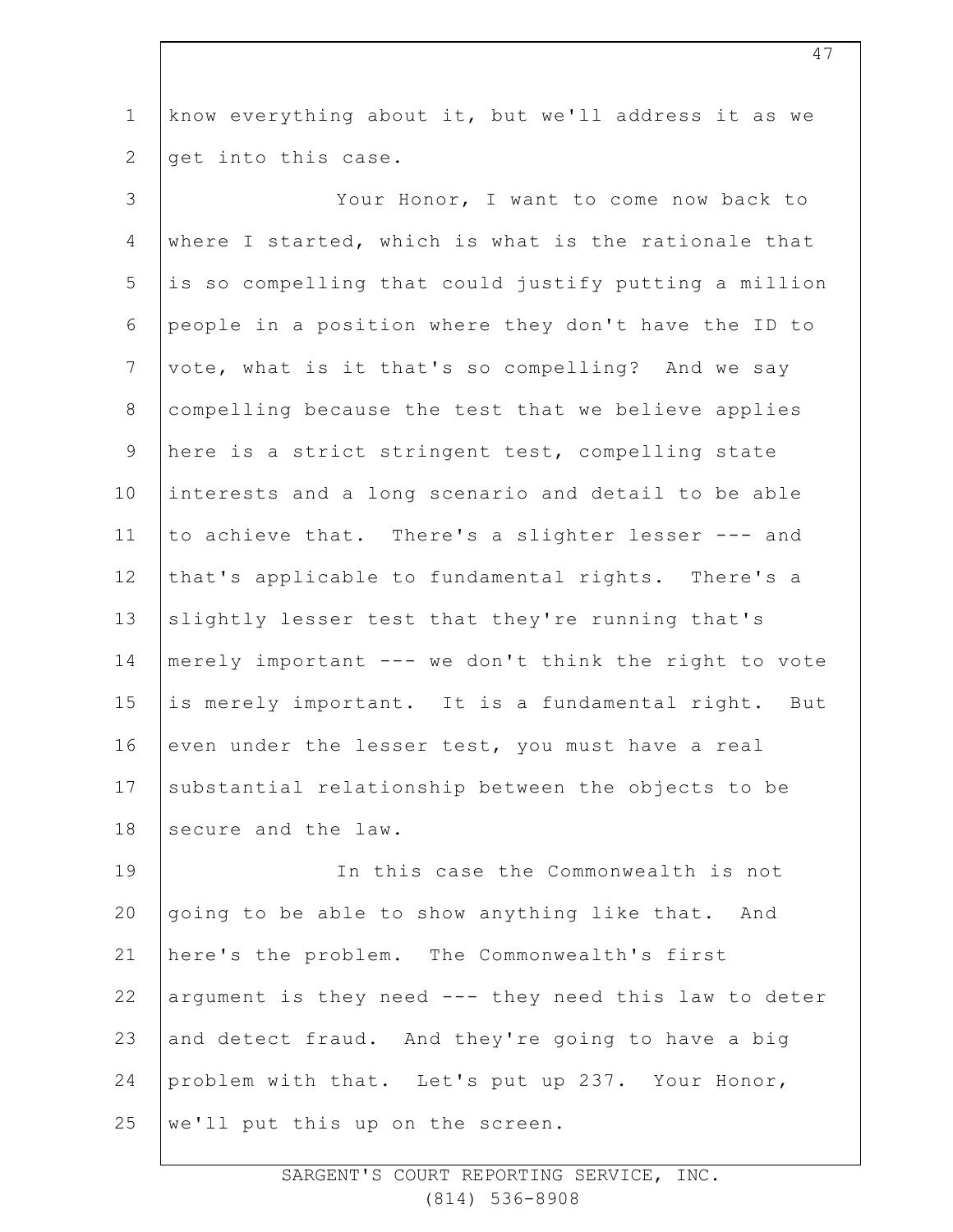know everything about it, but we'll address it as we get into this case.

Your Honor, I want to come now back to where I started, which is what is the rationale that is so compelling that could justify putting a million people in a position where they don't have the ID to vote, what is it that's so compelling? And we say compelling because the test that we believe applies here is a strict stringent test, compelling state interests and a long scenario and detail to be able to achieve that. There's a slighter lesser --- and that's applicable to fundamental rights. There's a slightly lesser test that they're running that's merely important --- we don't think the right to vote is merely important. It is a fundamental right. But even under the lesser test, you must have a real substantial relationship between the objects to be secure and the law.

In this case the Commonwealth is not going to be able to show anything like that. And here's the problem. The Commonwealth's first argument is they need --- they need this law to deter and detect fraud. And they're going to have a big problem with that. Let's put up 237. Your Honor, we'll put this up on the screen.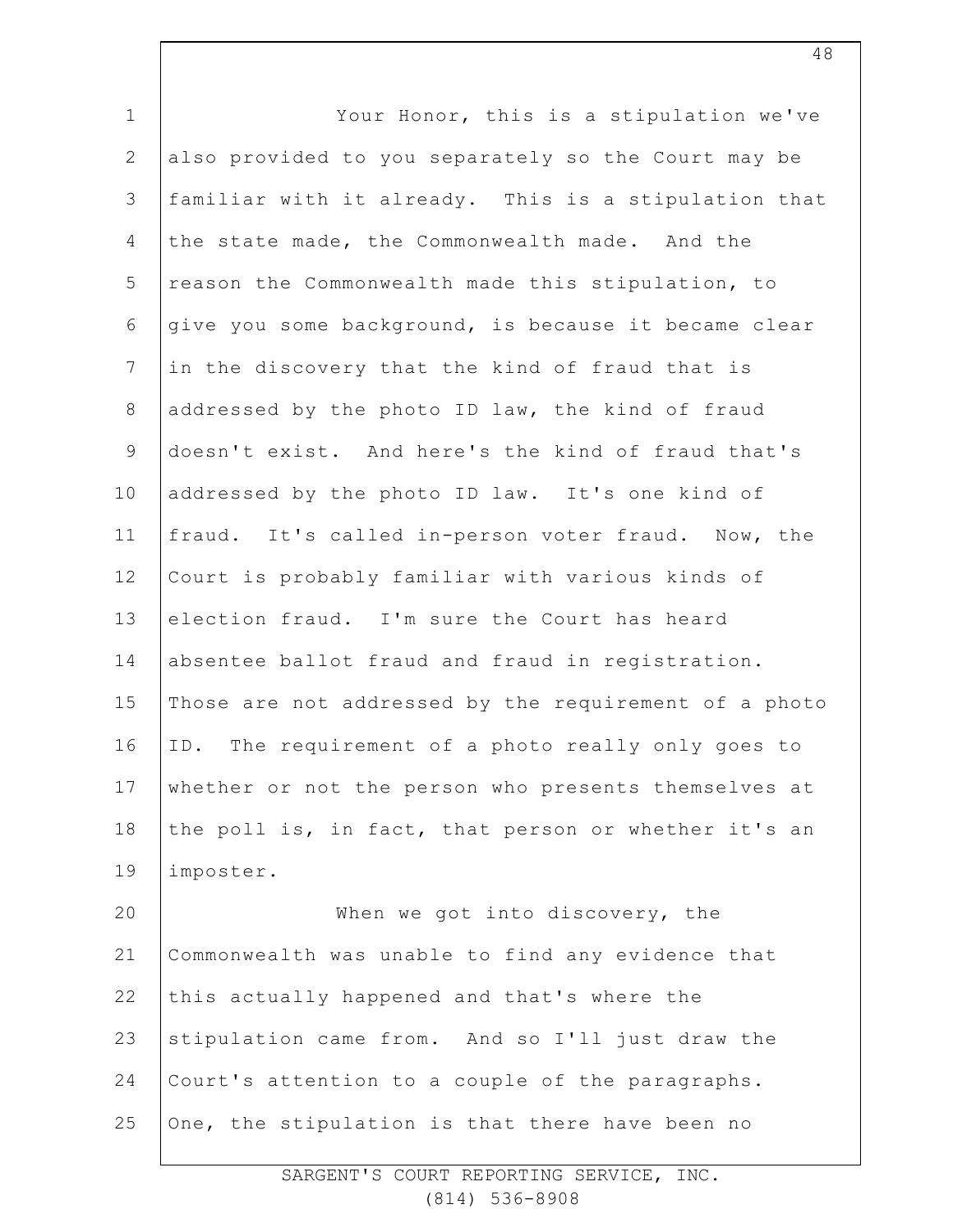Your Honor, this is a stipulation we've also provided to you separately so the Court may be familiar with it already. This is a stipulation that the state made, the Commonwealth made. And the reason the Commonwealth made this stipulation, to give you some background, is because it became clear in the discovery that the kind of fraud that is addressed by the photo ID law, the kind of fraud doesn't exist. And here's the kind of fraud that's addressed by the photo ID law. It's one kind of fraud. It's called in-person voter fraud. Now, the Court is probably familiar with various kinds of election fraud. I'm sure the Court has heard absentee ballot fraud and fraud in registration. Those are not addressed by the requirement of a photo ID. The requirement of a photo really only goes to whether or not the person who presents themselves at the poll is, in fact, that person or whether it's an imposter.

When we got into discovery, the Commonwealth was unable to find any evidence that this actually happened and that's where the stipulation came from. And so I'll just draw the Court's attention to a couple of the paragraphs. One, the stipulation is that there have been no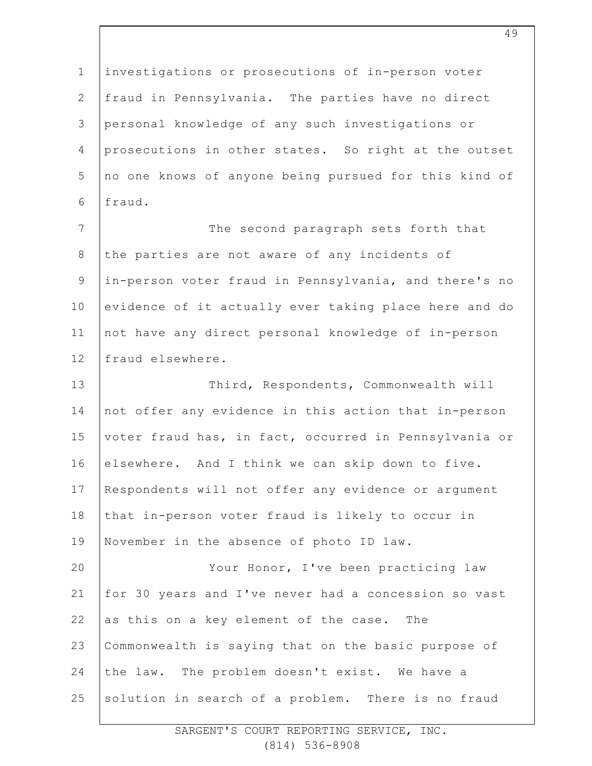investigations or prosecutions of in-person voter fraud in Pennsylvania. The parties have no direct personal knowledge of any such investigations or prosecutions in other states. So right at the outset no one knows of anyone being pursued for this kind of fraud.

The second paragraph sets forth that the parties are not aware of any incidents of in-person voter fraud in Pennsylvania, and there's no evidence of it actually ever taking place here and do not have any direct personal knowledge of in-person fraud elsewhere.

Third, Respondents, Commonwealth will not offer any evidence in this action that in-person voter fraud has, in fact, occurred in Pennsylvania or elsewhere. And I think we can skip down to five. Respondents will not offer any evidence or argument that in-person voter fraud is likely to occur in November in the absence of photo ID law.

Your Honor, I've been practicing law for 30 years and I've never had a concession so vast as this on a key element of the case. The Commonwealth is saying that on the basic purpose of the law. The problem doesn't exist. We have a solution in search of a problem. There is no fraud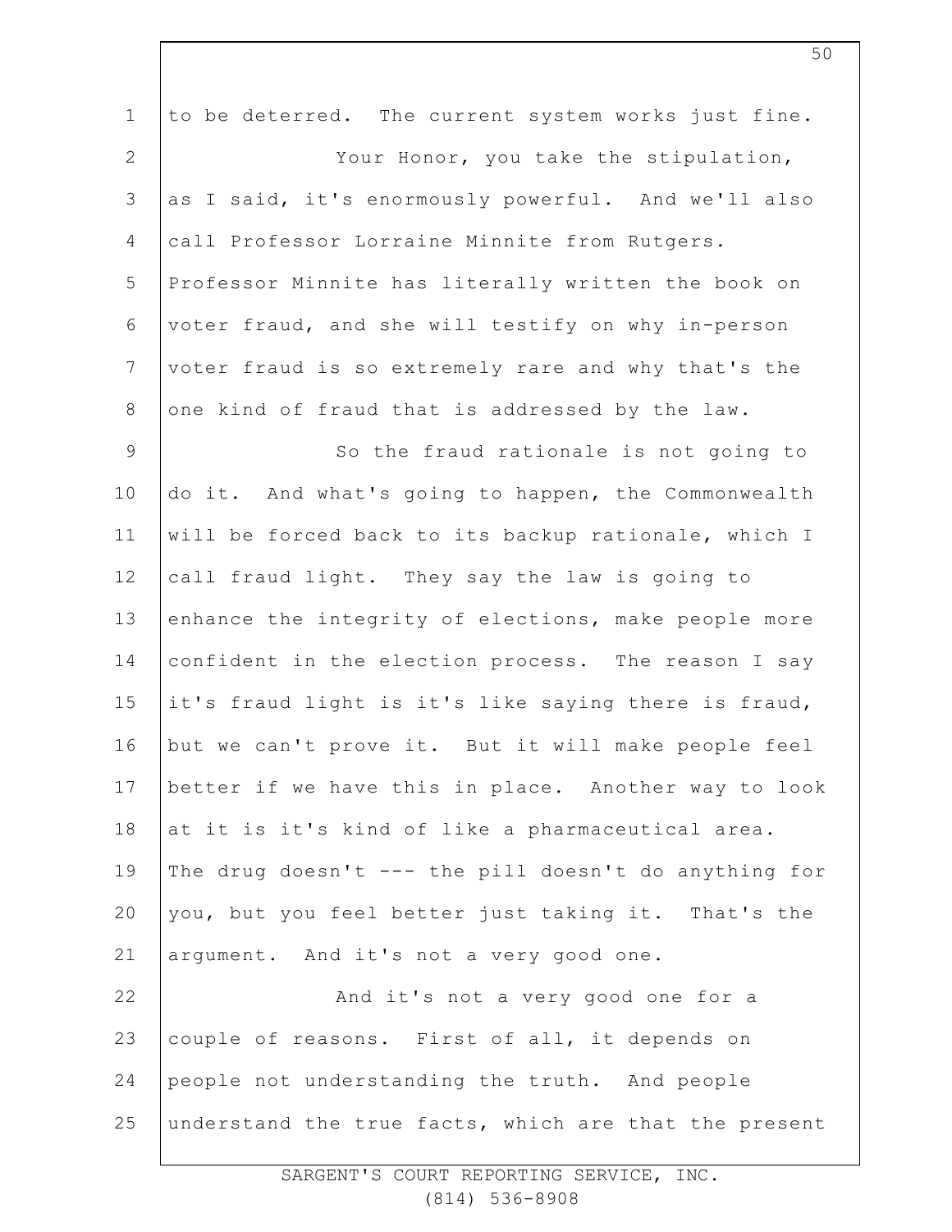to be deterred. The current system works just fine.

Your Honor, you take the stipulation, as I said, it's enormously powerful. And we'll also call Professor Lorraine Minnite from Rutgers. Professor Minnite has literally written the book on voter fraud, and she will testify on why in-person voter fraud is so extremely rare and why that's the one kind of fraud that is addressed by the law.

So the fraud rationale is not going to do it. And what's going to happen, the Commonwealth will be forced back to its backup rationale, which I call fraud light. They say the law is going to enhance the integrity of elections, make people more confident in the election process. The reason I say it's fraud light is it's like saying there is fraud, but we can't prove it. But it will make people feel better if we have this in place. Another way to look at it is it's kind of like a pharmaceutical area. The drug doesn't --- the pill doesn't do anything for you, but you feel better just taking it. That's the argument. And it's not a very good one.

And it's not a very good one for a couple of reasons. First of all, it depends on people not understanding the truth. And people understand the true facts, which are that the present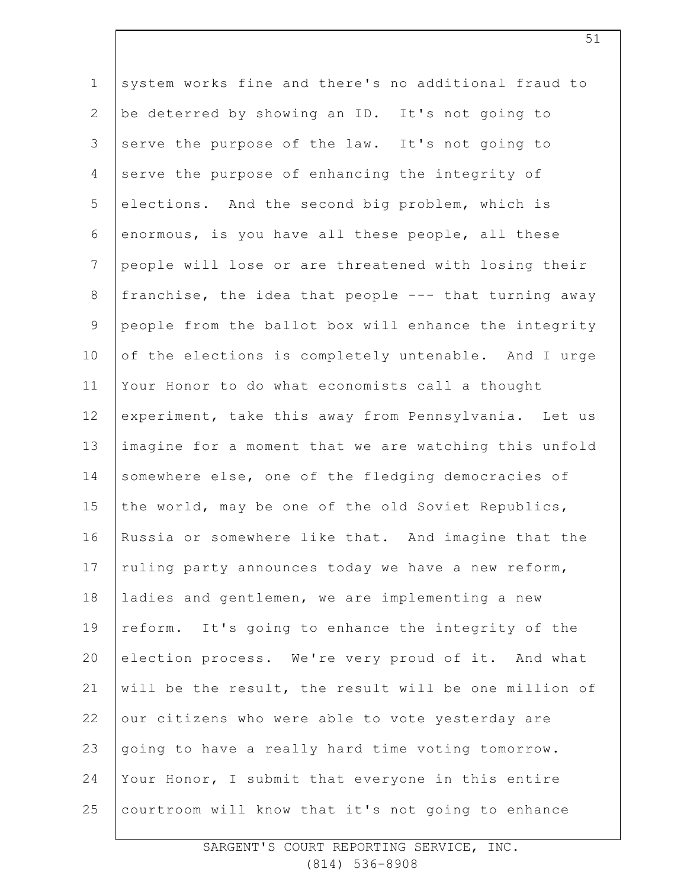system works fine and there's no additional fraud to be deterred by showing an ID. It's not going to serve the purpose of the law. It's not going to serve the purpose of enhancing the integrity of elections. And the second big problem, which is enormous, is you have all these people, all these people will lose or are threatened with losing their franchise, the idea that people --- that turning away people from the ballot box will enhance the integrity of the elections is completely untenable. And I urge Your Honor to do what economists call a thought experiment, take this away from Pennsylvania. Let us imagine for a moment that we are watching this unfold somewhere else, one of the fledging democracies of the world, may be one of the old Soviet Republics, Russia or somewhere like that. And imagine that the ruling party announces today we have a new reform, ladies and gentlemen, we are implementing a new reform. It's going to enhance the integrity of the election process. We're very proud of it. And what will be the result, the result will be one million of our citizens who were able to vote yesterday are going to have a really hard time voting tomorrow. Your Honor, I submit that everyone in this entire courtroom will know that it's not going to enhance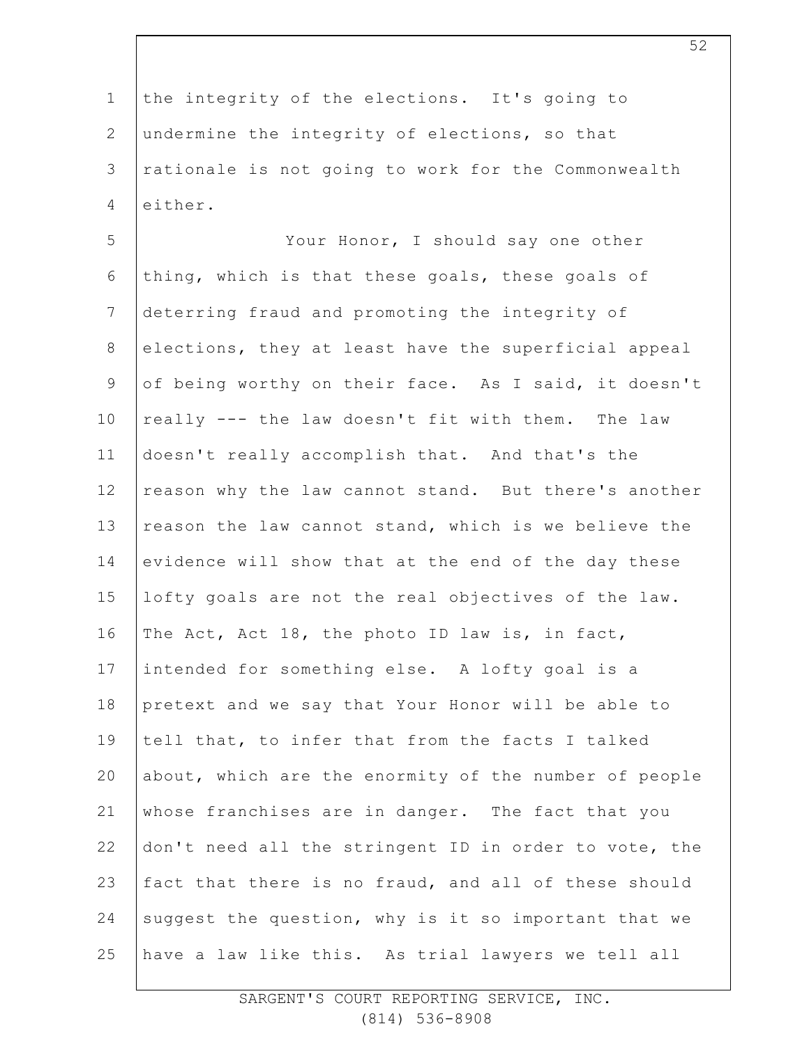the integrity of the elections. It's going to undermine the integrity of elections, so that rationale is not going to work for the Commonwealth either.

Your Honor, I should say one other thing, which is that these goals, these goals of deterring fraud and promoting the integrity of elections, they at least have the superficial appeal of being worthy on their face. As I said, it doesn't really --- the law doesn't fit with them. The law doesn't really accomplish that. And that's the reason why the law cannot stand. But there's another reason the law cannot stand, which is we believe the evidence will show that at the end of the day these lofty goals are not the real objectives of the law. The Act, Act 18, the photo ID law is, in fact, intended for something else. A lofty goal is a pretext and we say that Your Honor will be able to tell that, to infer that from the facts I talked about, which are the enormity of the number of people whose franchises are in danger. The fact that you don't need all the stringent ID in order to vote, the fact that there is no fraud, and all of these should suggest the question, why is it so important that we have a law like this. As trial lawyers we tell all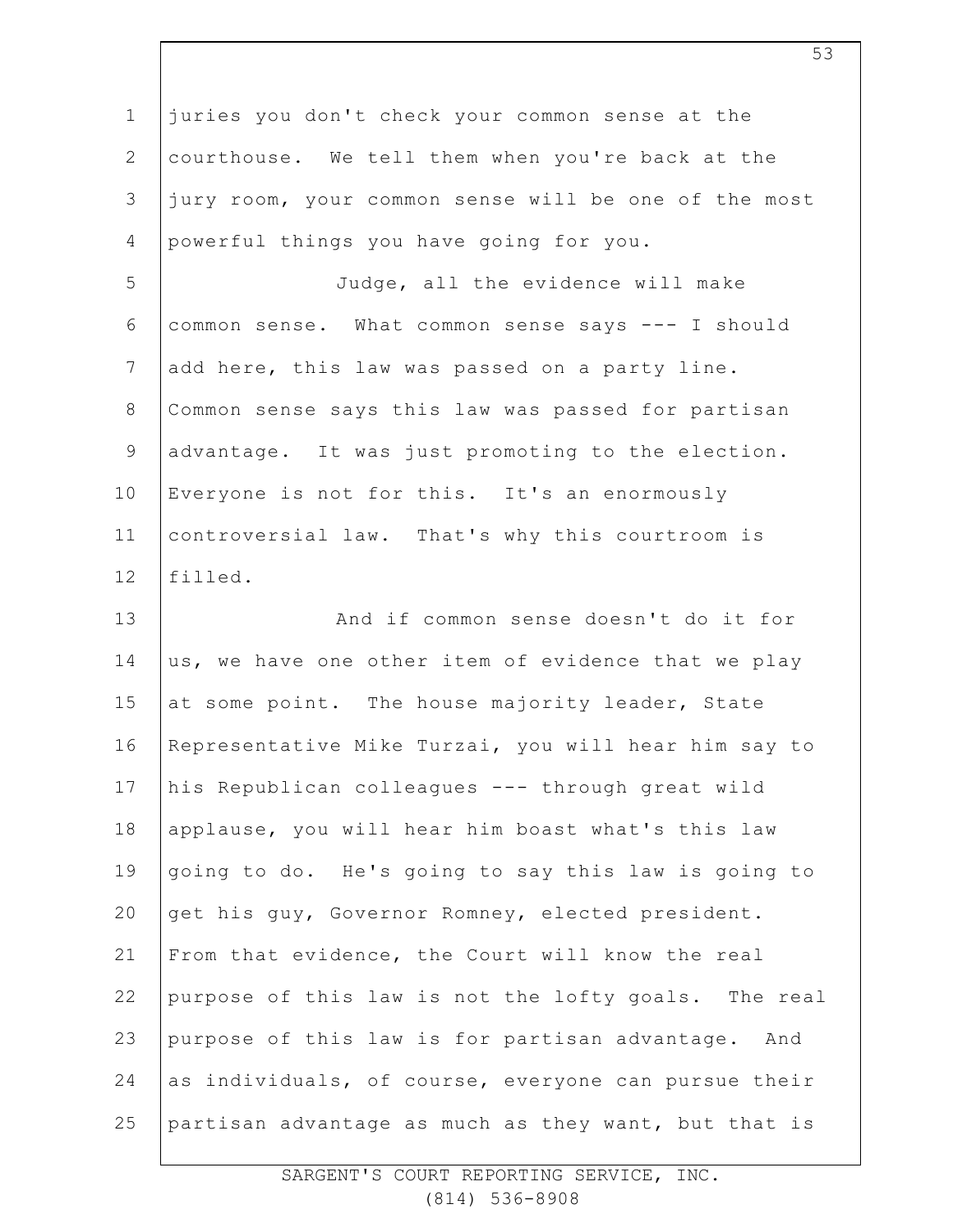juries you don't check your common sense at the courthouse. We tell them when you're back at the jury room, your common sense will be one of the most powerful things you have going for you.

Judge, all the evidence will make common sense. What common sense says --- I should add here, this law was passed on a party line. Common sense says this law was passed for partisan advantage. It was just promoting to the election. Everyone is not for this. It's an enormously controversial law. That's why this courtroom is filled.

And if common sense doesn't do it for us, we have one other item of evidence that we play at some point. The house majority leader, State Representative Mike Turzai, you will hear him say to his Republican colleagues --- through great wild applause, you will hear him boast what's this law going to do. He's going to say this law is going to get his guy, Governor Romney, elected president. From that evidence, the Court will know the real purpose of this law is not the lofty goals. The real purpose of this law is for partisan advantage. And as individuals, of course, everyone can pursue their partisan advantage as much as they want, but that is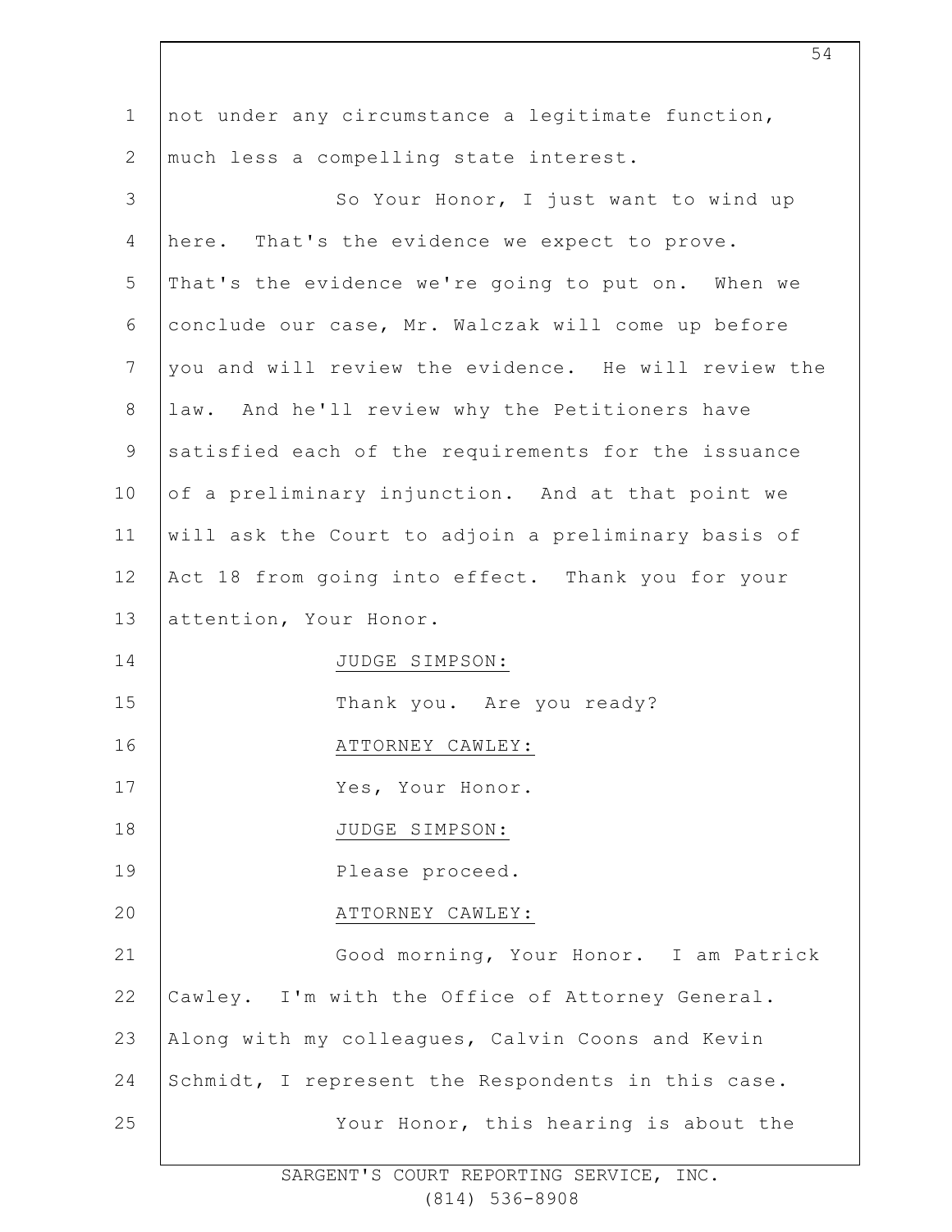not under any circumstance a legitimate function, much less a compelling state interest.

So Your Honor, I just want to wind up here. That's the evidence we expect to prove. That's the evidence we're going to put on. When we conclude our case, Mr. Walczak will come up before you and will review the evidence. He will review the law. And he'll review why the Petitioners have satisfied each of the requirements for the issuance of a preliminary injunction. And at that point we will ask the Court to adjoin a preliminary basis of Act 18 from going into effect. Thank you for your attention, Your Honor.

JUDGE SIMPSON:

Thank you. Are you ready?

ATTORNEY CAWLEY:

Yes, Your Honor.

JUDGE SIMPSON:

Please proceed.

ATTORNEY CAWLEY:

Good morning, Your Honor. I am Patrick Cawley. I'm with the Office of Attorney General. Along with my colleagues, Calvin Coons and Kevin Schmidt, I represent the Respondents in this case.

Your Honor, this hearing is about the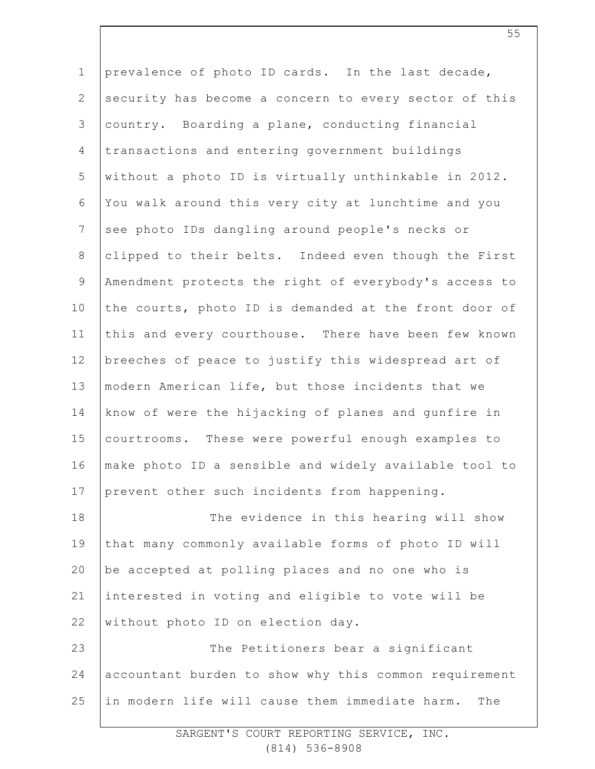prevalence of photo ID cards. In the last decade, security has become a concern to every sector of this country. Boarding a plane, conducting financial transactions and entering government buildings without a photo ID is virtually unthinkable in 2012. You walk around this very city at lunchtime and you see photo IDs dangling around people's necks or clipped to their belts. Indeed even though the First Amendment protects the right of everybody's access to the courts, photo ID is demanded at the front door of this and every courthouse. There have been few known breeches of peace to justify this widespread art of modern American life, but those incidents that we know of were the hijacking of planes and gunfire in courtrooms. These were powerful enough examples to make photo ID a sensible and widely available tool to prevent other such incidents from happening.

The evidence in this hearing will show that many commonly available forms of photo ID will be accepted at polling places and no one who is interested in voting and eligible to vote will be without photo ID on election day.

The Petitioners bear a significant accountant burden to show why this common requirement in modern life will cause them immediate harm. The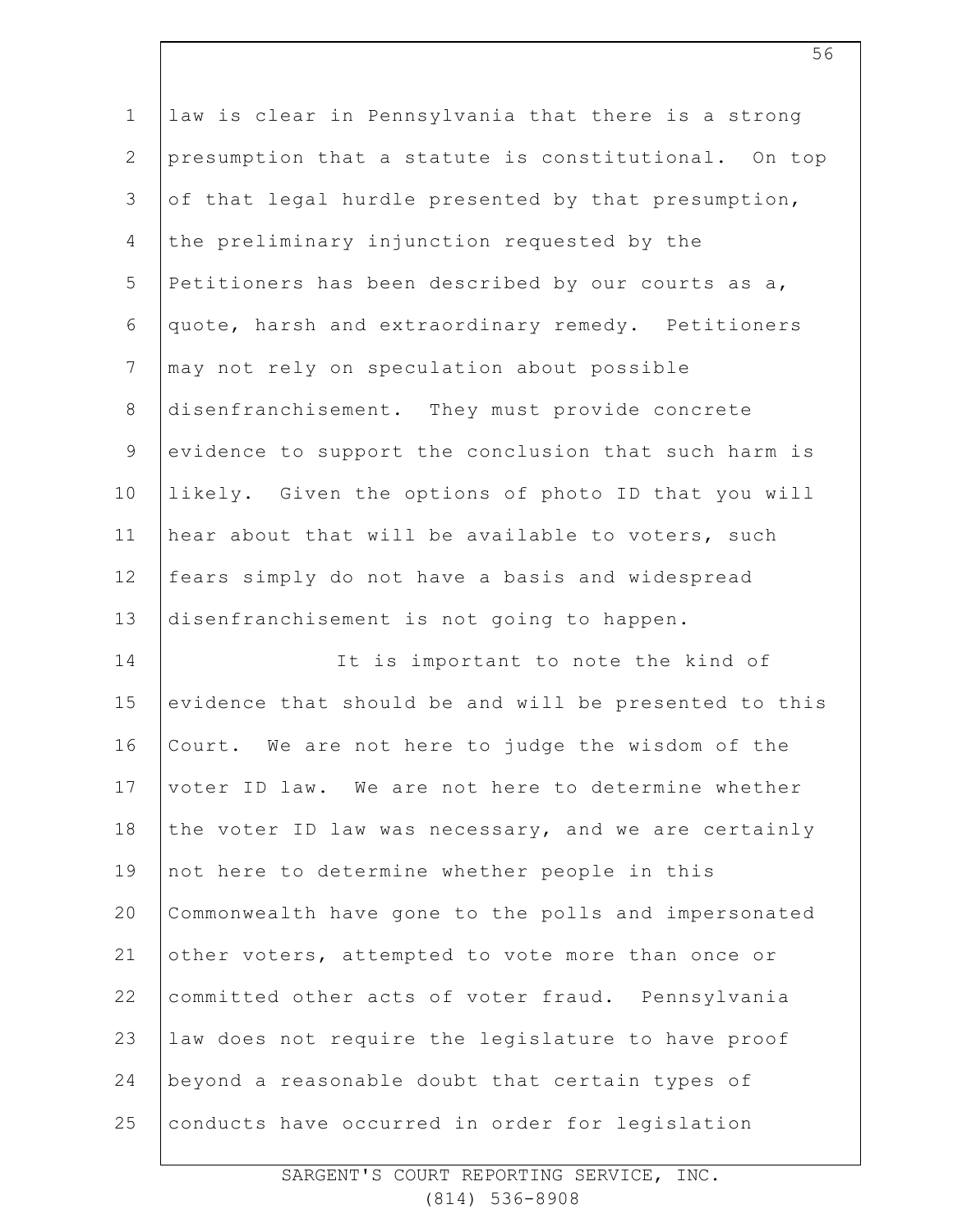law is clear in Pennsylvania that there is a strong presumption that a statute is constitutional. On top of that legal hurdle presented by that presumption, the preliminary injunction requested by the Petitioners has been described by our courts as a, quote, harsh and extraordinary remedy. Petitioners may not rely on speculation about possible disenfranchisement. They must provide concrete evidence to support the conclusion that such harm is likely. Given the options of photo ID that you will hear about that will be available to voters, such fears simply do not have a basis and widespread disenfranchisement is not going to happen.

It is important to note the kind of evidence that should be and will be presented to this Court. We are not here to judge the wisdom of the voter ID law. We are not here to determine whether the voter ID law was necessary, and we are certainly not here to determine whether people in this Commonwealth have gone to the polls and impersonated other voters, attempted to vote more than once or committed other acts of voter fraud. Pennsylvania law does not require the legislature to have proof beyond a reasonable doubt that certain types of conducts have occurred in order for legislation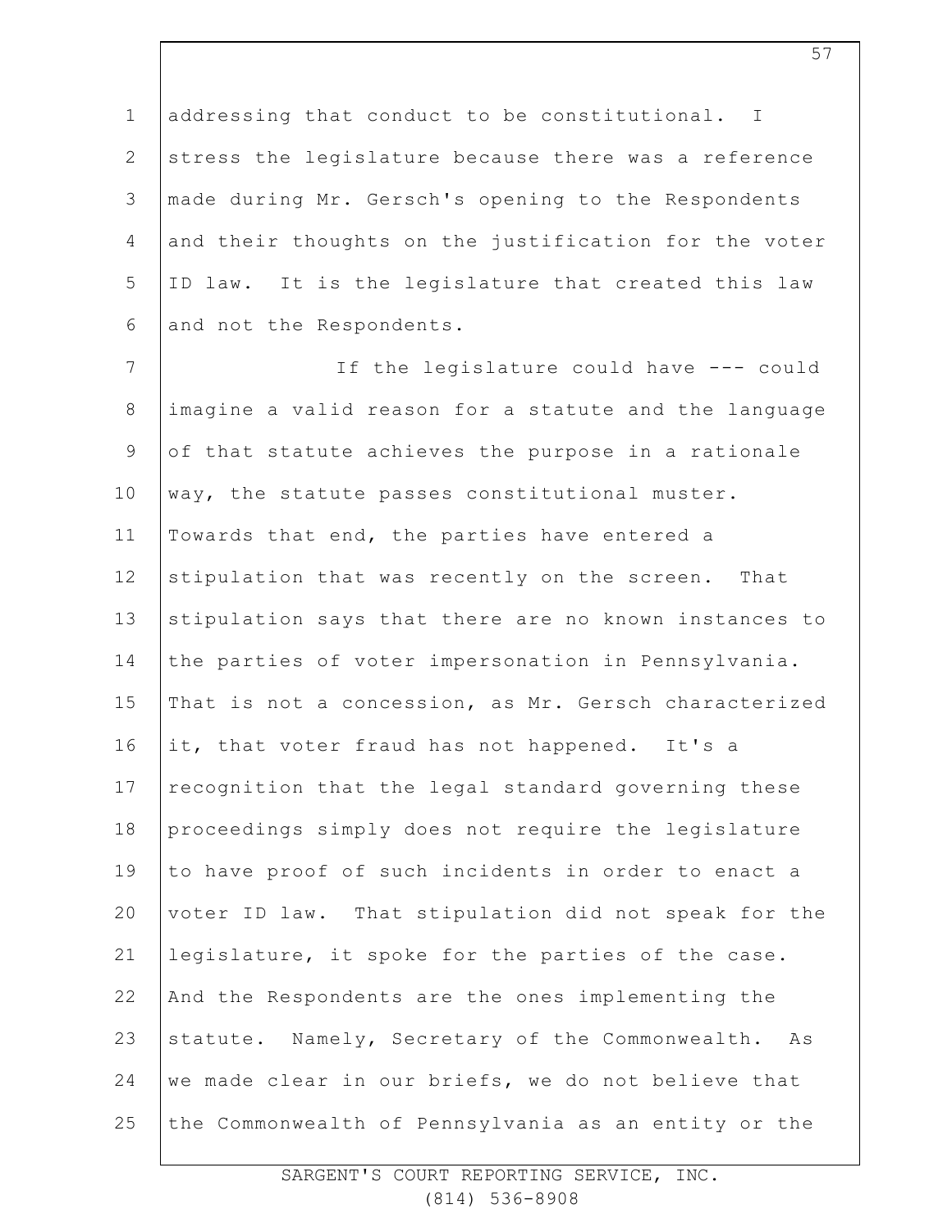addressing that conduct to be constitutional. I stress the legislature because there was a reference made during Mr. Gersch's opening to the Respondents and their thoughts on the justification for the voter ID law. It is the legislature that created this law and not the Respondents.

If the legislature could have --- could imagine a valid reason for a statute and the language of that statute achieves the purpose in a rationale way, the statute passes constitutional muster. Towards that end, the parties have entered a stipulation that was recently on the screen. That stipulation says that there are no known instances to the parties of voter impersonation in Pennsylvania. That is not a concession, as Mr. Gersch characterized it, that voter fraud has not happened. It's a recognition that the legal standard governing these proceedings simply does not require the legislature to have proof of such incidents in order to enact a voter ID law. That stipulation did not speak for the legislature, it spoke for the parties of the case. And the Respondents are the ones implementing the statute. Namely, Secretary of the Commonwealth. As we made clear in our briefs, we do not believe that the Commonwealth of Pennsylvania as an entity or the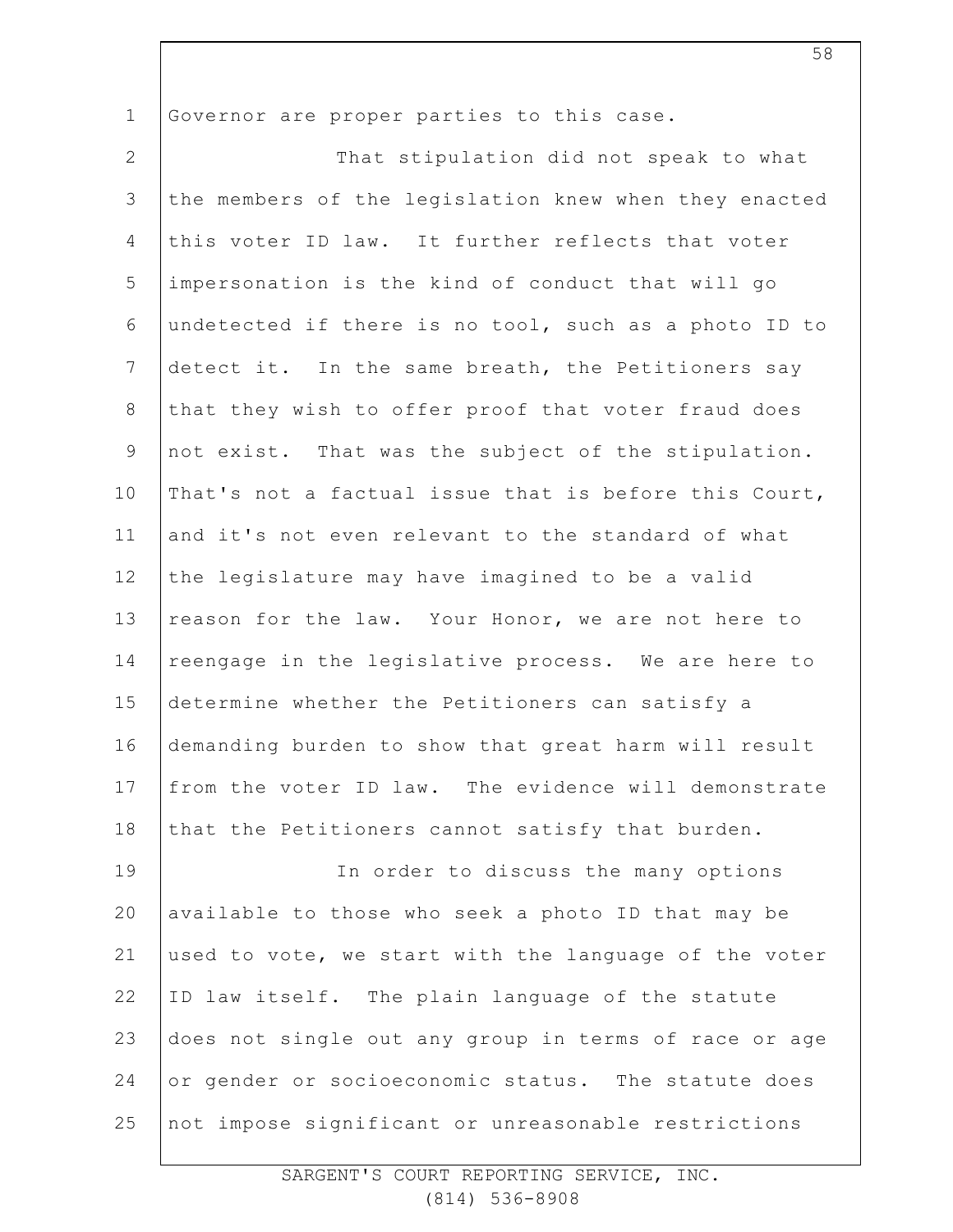Governor are proper parties to this case.

That stipulation did not speak to what the members of the legislation knew when they enacted this voter ID law. It further reflects that voter impersonation is the kind of conduct that will go undetected if there is no tool, such as a photo ID to detect it. In the same breath, the Petitioners say that they wish to offer proof that voter fraud does not exist. That was the subject of the stipulation. That's not a factual issue that is before this Court, and it's not even relevant to the standard of what the legislature may have imagined to be a valid reason for the law. Your Honor, we are not here to reengage in the legislative process. We are here to determine whether the Petitioners can satisfy a demanding burden to show that great harm will result from the voter ID law. The evidence will demonstrate that the Petitioners cannot satisfy that burden.

In order to discuss the many options available to those who seek a photo ID that may be used to vote, we start with the language of the voter ID law itself. The plain language of the statute does not single out any group in terms of race or age or gender or socioeconomic status. The statute does not impose significant or unreasonable restrictions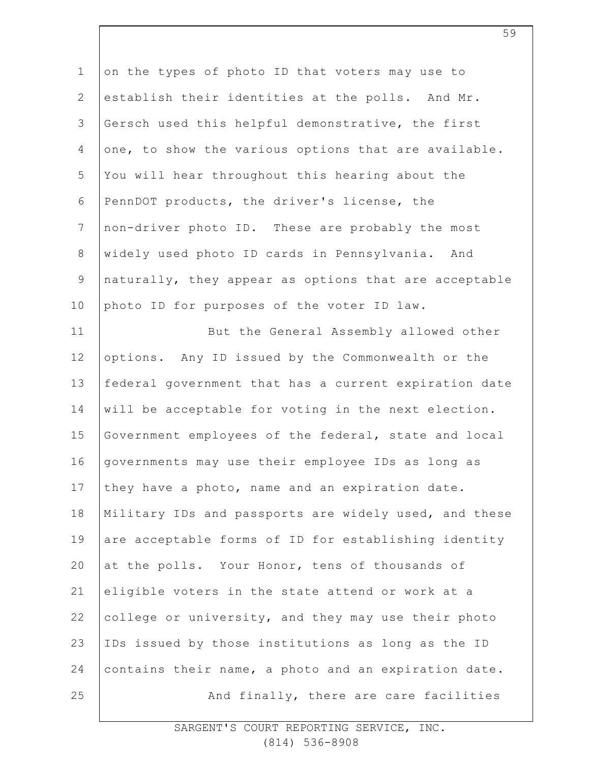on the types of photo ID that voters may use to establish their identities at the polls. And Mr. Gersch used this helpful demonstrative, the first one, to show the various options that are available. You will hear throughout this hearing about the PennDOT products, the driver's license, the non-driver photo ID. These are probably the most widely used photo ID cards in Pennsylvania. And naturally, they appear as options that are acceptable photo ID for purposes of the voter ID law.

But the General Assembly allowed other options. Any ID issued by the Commonwealth or the federal government that has a current expiration date will be acceptable for voting in the next election. Government employees of the federal, state and local governments may use their employee IDs as long as they have a photo, name and an expiration date. Military IDs and passports are widely used, and these are acceptable forms of ID for establishing identity at the polls. Your Honor, tens of thousands of eligible voters in the state attend or work at a college or university, and they may use their photo IDs issued by those institutions as long as the ID contains their name, a photo and an expiration date.

And finally, there are care facilities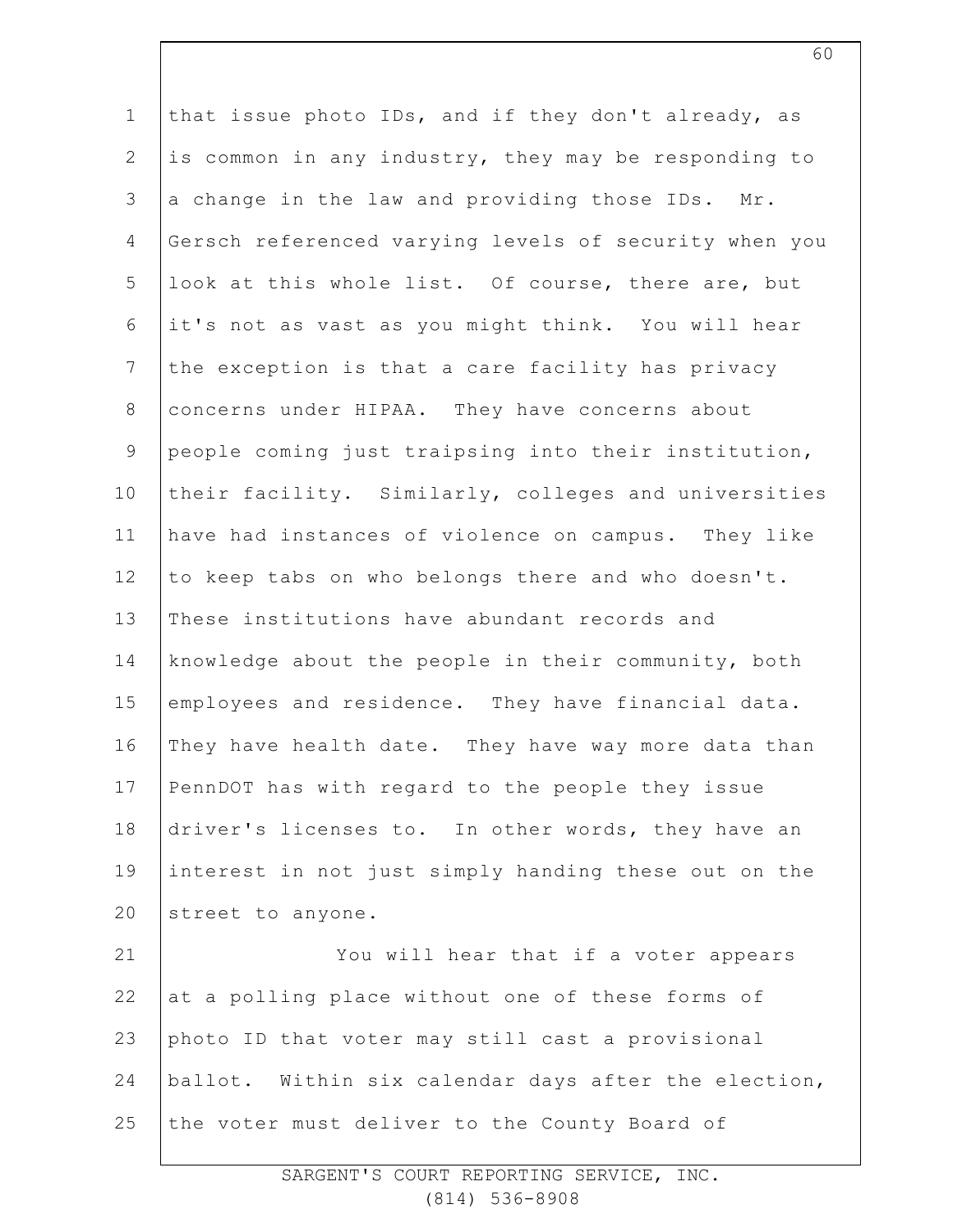that issue photo IDs, and if they don't already, as is common in any industry, they may be responding to a change in the law and providing those IDs. Mr. Gersch referenced varying levels of security when you look at this whole list. Of course, there are, but it's not as vast as you might think. You will hear the exception is that a care facility has privacy concerns under HIPAA. They have concerns about people coming just traipsing into their institution, their facility. Similarly, colleges and universities have had instances of violence on campus. They like to keep tabs on who belongs there and who doesn't. These institutions have abundant records and knowledge about the people in their community, both employees and residence. They have financial data. They have health date. They have way more data than PennDOT has with regard to the people they issue driver's licenses to. In other words, they have an interest in not just simply handing these out on the street to anyone.

You will hear that if a voter appears at a polling place without one of these forms of photo ID that voter may still cast a provisional ballot. Within six calendar days after the election, the voter must deliver to the County Board of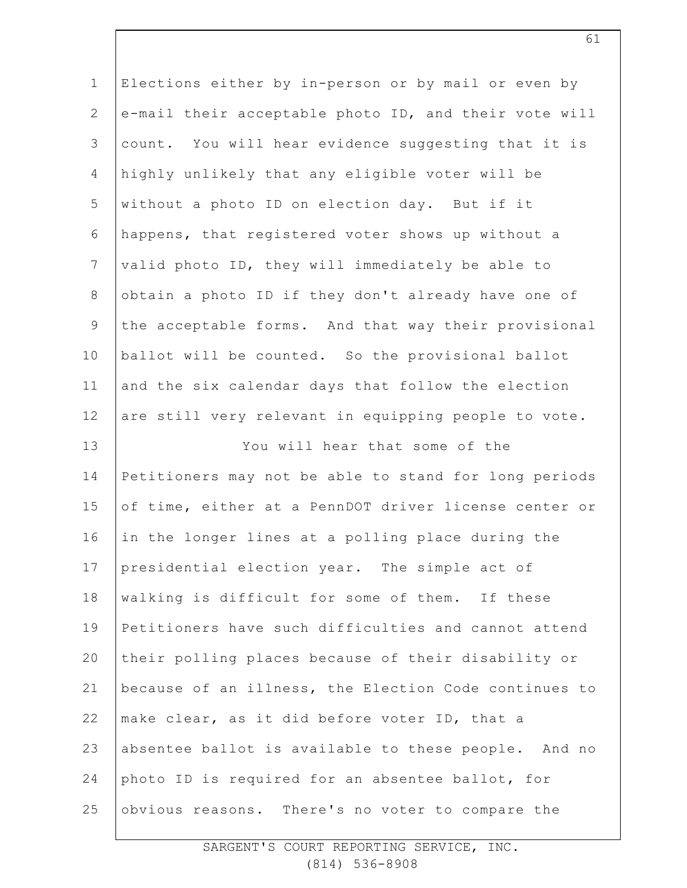Elections either by in-person or by mail or even by e-mail their acceptable photo ID, and their vote will count. You will hear evidence suggesting that it is highly unlikely that any eligible voter will be without a photo ID on election day. But if it happens, that registered voter shows up without a valid photo ID, they will immediately be able to obtain a photo ID if they don't already have one of the acceptable forms. And that way their provisional ballot will be counted. So the provisional ballot and the six calendar days that follow the election are still very relevant in equipping people to vote.

You will hear that some of the Petitioners may not be able to stand for long periods of time, either at a PennDOT driver license center or in the longer lines at a polling place during the presidential election year. The simple act of walking is difficult for some of them. If these Petitioners have such difficulties and cannot attend their polling places because of their disability or because of an illness, the Election Code continues to make clear, as it did before voter ID, that a absentee ballot is available to these people. And no photo ID is required for an absentee ballot, for obvious reasons. There's no voter to compare the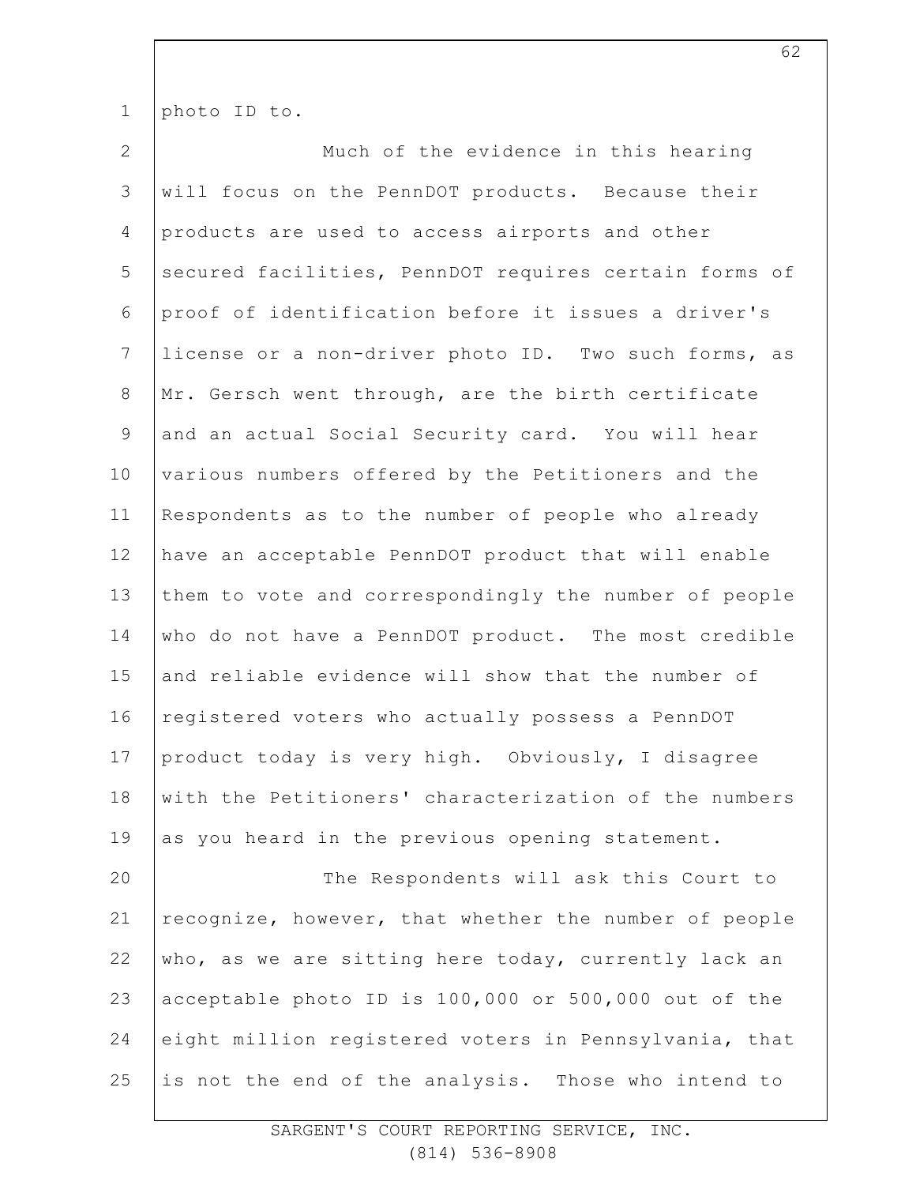photo ID to.

Much of the evidence in this hearing will focus on the PennDOT products. Because their products are used to access airports and other secured facilities, PennDOT requires certain forms of proof of identification before it issues a driver's license or a non-driver photo ID. Two such forms, as Mr. Gersch went through, are the birth certificate and an actual Social Security card. You will hear various numbers offered by the Petitioners and the Respondents as to the number of people who already have an acceptable PennDOT product that will enable them to vote and correspondingly the number of people who do not have a PennDOT product. The most credible and reliable evidence will show that the number of registered voters who actually possess a PennDOT product today is very high. Obviously, I disagree with the Petitioners' characterization of the numbers as you heard in the previous opening statement.

The Respondents will ask this Court to recognize, however, that whether the number of people who, as we are sitting here today, currently lack an acceptable photo ID is 100,000 or 500,000 out of the eight million registered voters in Pennsylvania, that is not the end of the analysis. Those who intend to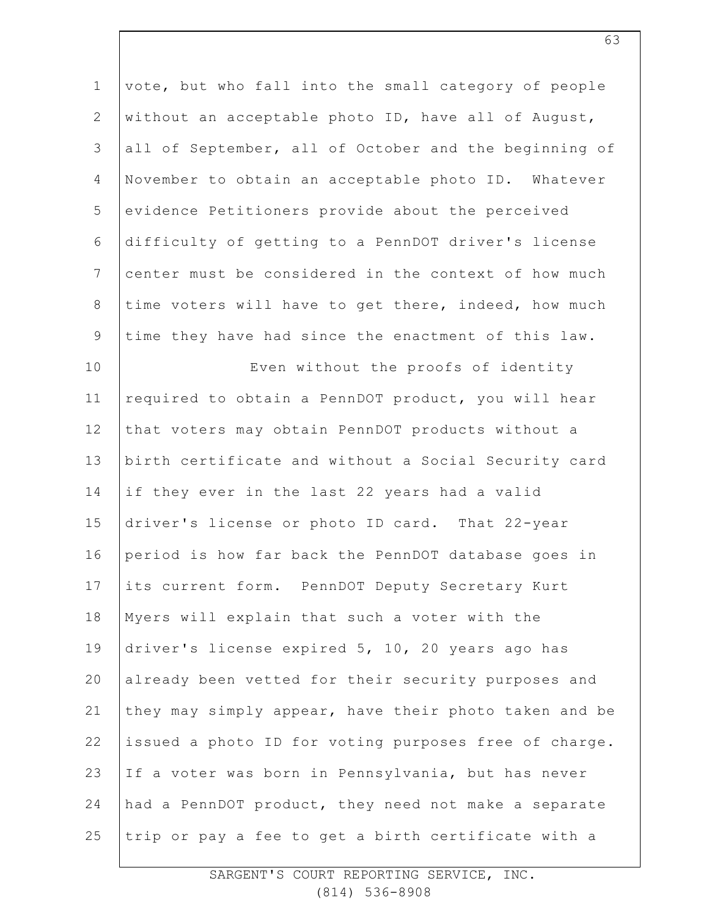vote, but who fall into the small category of people without an acceptable photo ID, have all of August, all of September, all of October and the beginning of November to obtain an acceptable photo ID. Whatever evidence Petitioners provide about the perceived difficulty of getting to a PennDOT driver's license center must be considered in the context of how much time voters will have to get there, indeed, how much time they have had since the enactment of this law.

Even without the proofs of identity required to obtain a PennDOT product, you will hear that voters may obtain PennDOT products without a birth certificate and without a Social Security card if they ever in the last 22 years had a valid driver's license or photo ID card. That 22-year period is how far back the PennDOT database goes in its current form. PennDOT Deputy Secretary Kurt Myers will explain that such a voter with the driver's license expired 5, 10, 20 years ago has already been vetted for their security purposes and they may simply appear, have their photo taken and be issued a photo ID for voting purposes free of charge. If a voter was born in Pennsylvania, but has never had a PennDOT product, they need not make a separate trip or pay a fee to get a birth certificate with a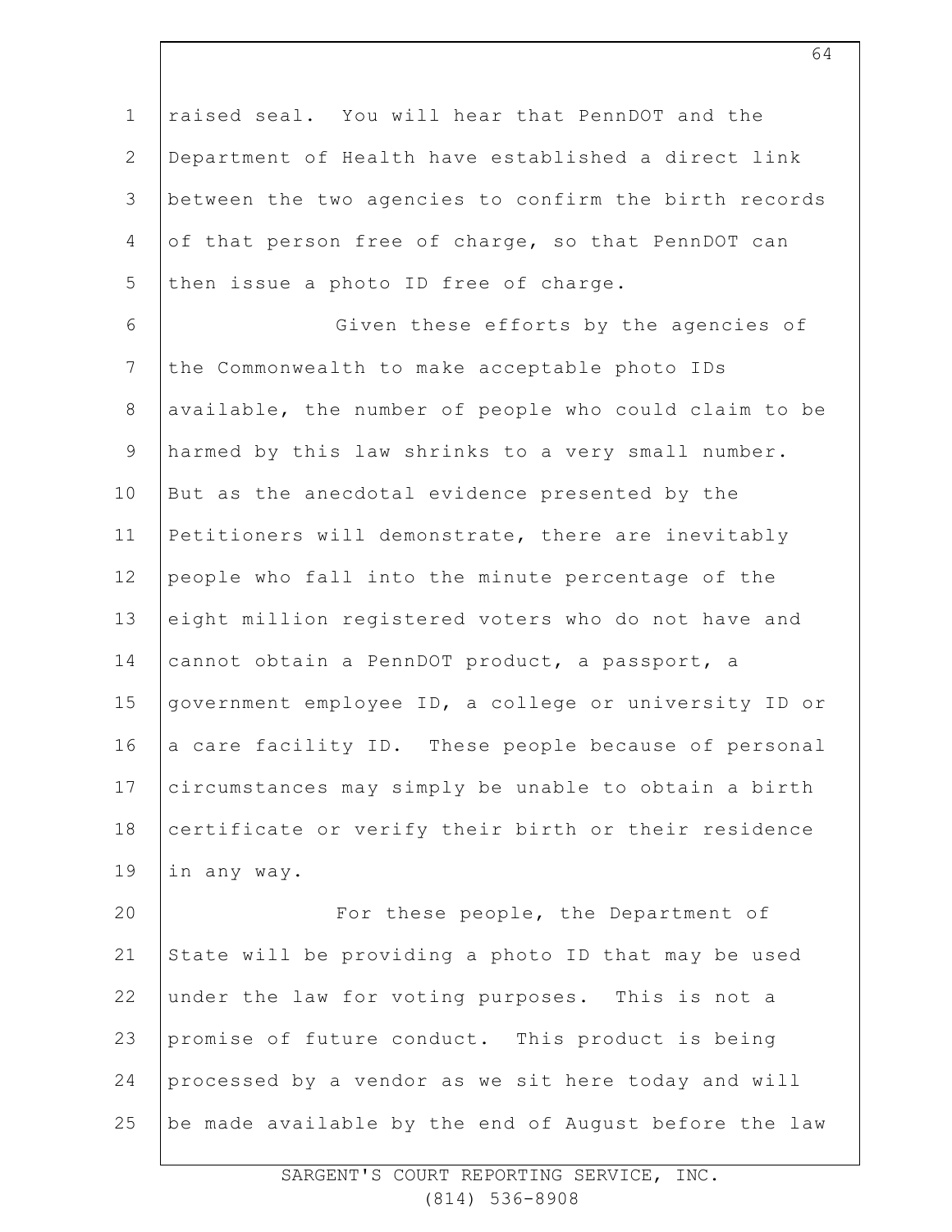raised seal. You will hear that PennDOT and the Department of Health have established a direct link between the two agencies to confirm the birth records of that person free of charge, so that PennDOT can then issue a photo ID free of charge.

Given these efforts by the agencies of the Commonwealth to make acceptable photo IDs available, the number of people who could claim to be harmed by this law shrinks to a very small number. But as the anecdotal evidence presented by the Petitioners will demonstrate, there are inevitably people who fall into the minute percentage of the eight million registered voters who do not have and cannot obtain a PennDOT product, a passport, a government employee ID, a college or university ID or a care facility ID. These people because of personal circumstances may simply be unable to obtain a birth certificate or verify their birth or their residence in any way.

For these people, the Department of State will be providing a photo ID that may be used under the law for voting purposes. This is not a promise of future conduct. This product is being processed by a vendor as we sit here today and will be made available by the end of August before the law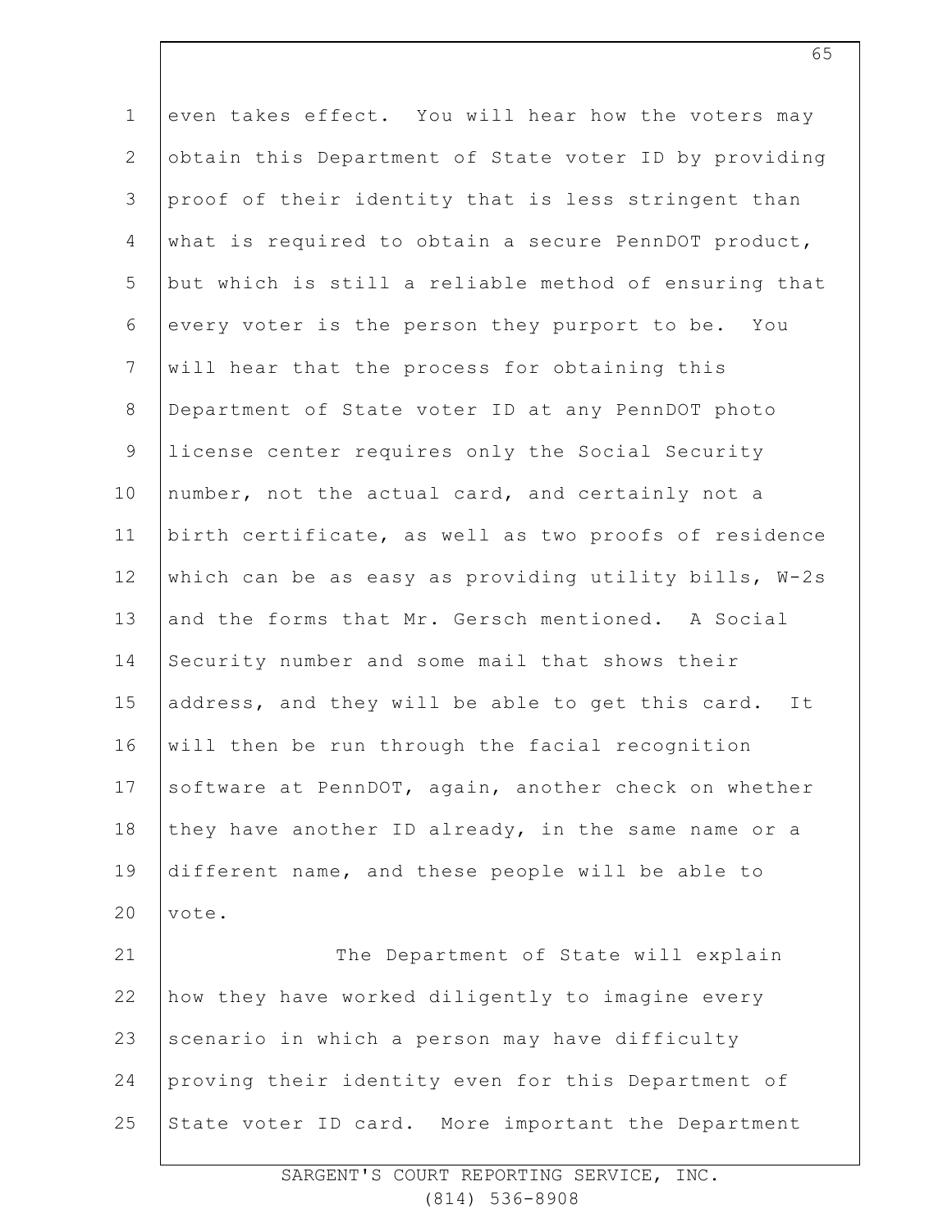even takes effect. You will hear how the voters may obtain this Department of State voter ID by providing proof of their identity that is less stringent than what is required to obtain a secure PennDOT product, but which is still a reliable method of ensuring that every voter is the person they purport to be. You will hear that the process for obtaining this Department of State voter ID at any PennDOT photo license center requires only the Social Security number, not the actual card, and certainly not a birth certificate, as well as two proofs of residence which can be as easy as providing utility bills, W-2s and the forms that Mr. Gersch mentioned. A Social Security number and some mail that shows their address, and they will be able to get this card. It will then be run through the facial recognition software at PennDOT, again, another check on whether they have another ID already, in the same name or a different name, and these people will be able to vote.

The Department of State will explain how they have worked diligently to imagine every scenario in which a person may have difficulty proving their identity even for this Department of State voter ID card. More important the Department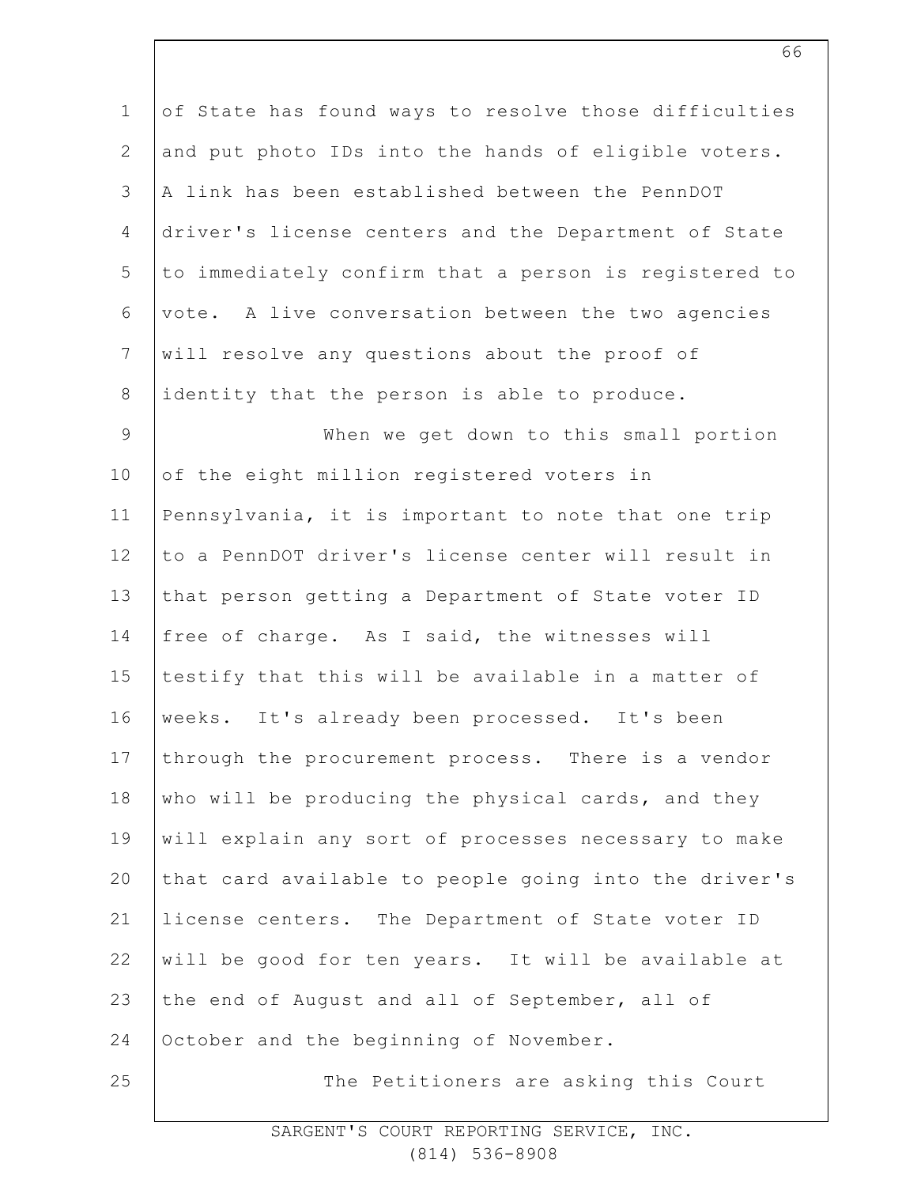of State has found ways to resolve those difficulties and put photo IDs into the hands of eligible voters. A link has been established between the PennDOT driver's license centers and the Department of State to immediately confirm that a person is registered to vote. A live conversation between the two agencies will resolve any questions about the proof of identity that the person is able to produce.

When we get down to this small portion of the eight million registered voters in Pennsylvania, it is important to note that one trip to a PennDOT driver's license center will result in that person getting a Department of State voter ID free of charge. As I said, the witnesses will testify that this will be available in a matter of weeks. It's already been processed. It's been through the procurement process. There is a vendor who will be producing the physical cards, and they will explain any sort of processes necessary to make that card available to people going into the driver's license centers. The Department of State voter ID will be good for ten years. It will be available at the end of August and all of September, all of October and the beginning of November.

The Petitioners are asking this Court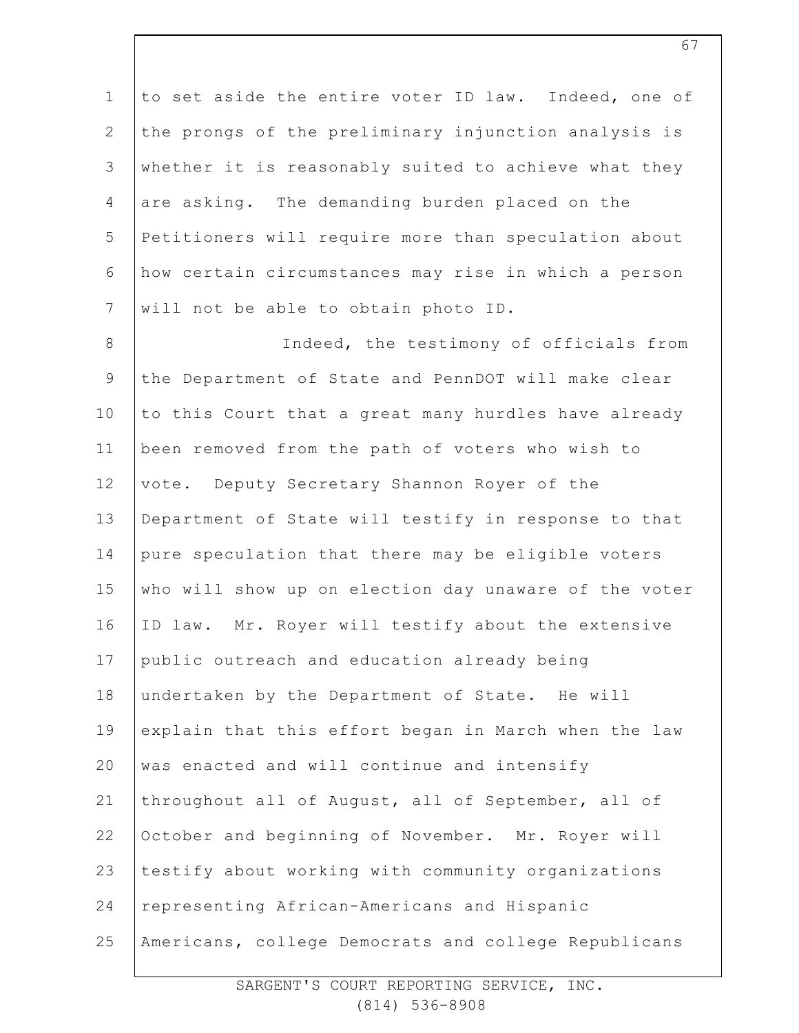to set aside the entire voter ID law. Indeed, one of the prongs of the preliminary injunction analysis is whether it is reasonably suited to achieve what they are asking. The demanding burden placed on the Petitioners will require more than speculation about how certain circumstances may rise in which a person will not be able to obtain photo ID.

Indeed, the testimony of officials from the Department of State and PennDOT will make clear to this Court that a great many hurdles have already been removed from the path of voters who wish to vote. Deputy Secretary Shannon Royer of the Department of State will testify in response to that pure speculation that there may be eligible voters who will show up on election day unaware of the voter ID law. Mr. Royer will testify about the extensive public outreach and education already being undertaken by the Department of State. He will explain that this effort began in March when the law was enacted and will continue and intensify throughout all of August, all of September, all of October and beginning of November. Mr. Royer will testify about working with community organizations representing African-Americans and Hispanic Americans, college Democrats and college Republicans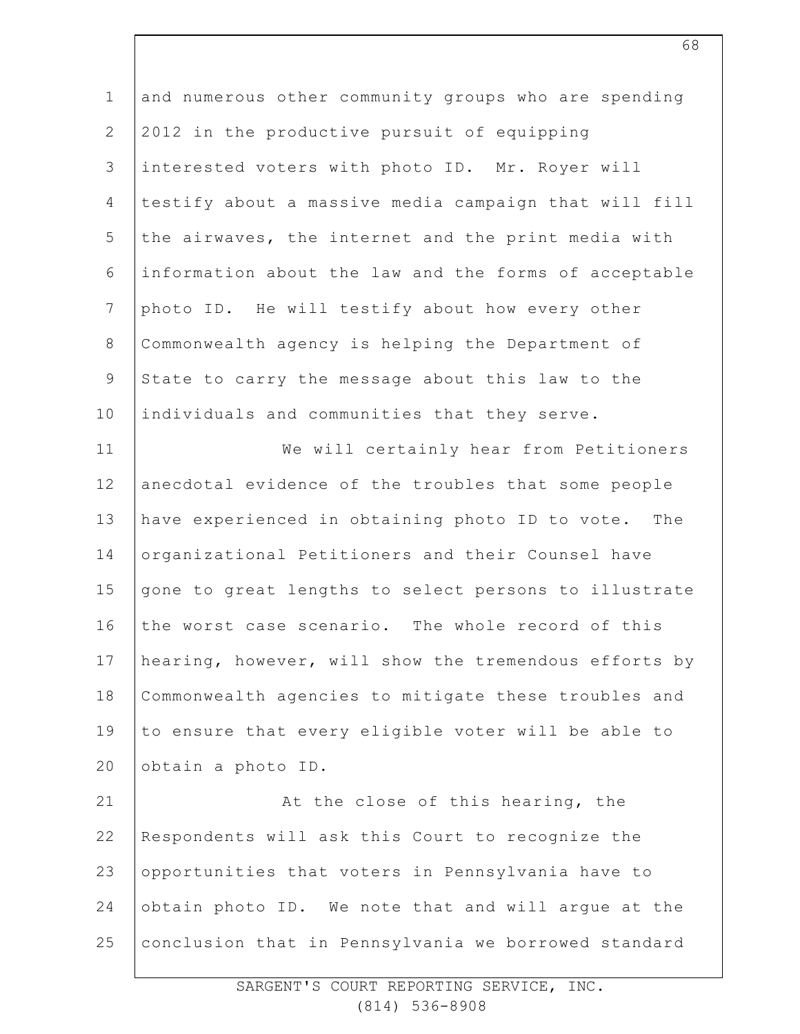and numerous other community groups who are spending 2012 in the productive pursuit of equipping interested voters with photo ID. Mr. Royer will testify about a massive media campaign that will fill the airwaves, the internet and the print media with information about the law and the forms of acceptable photo ID. He will testify about how every other Commonwealth agency is helping the Department of State to carry the message about this law to the individuals and communities that they serve.

We will certainly hear from Petitioners anecdotal evidence of the troubles that some people have experienced in obtaining photo ID to vote. The organizational Petitioners and their Counsel have gone to great lengths to select persons to illustrate the worst case scenario. The whole record of this hearing, however, will show the tremendous efforts by Commonwealth agencies to mitigate these troubles and to ensure that every eligible voter will be able to obtain a photo ID.

At the close of this hearing, the Respondents will ask this Court to recognize the opportunities that voters in Pennsylvania have to obtain photo ID. We note that and will argue at the conclusion that in Pennsylvania we borrowed standard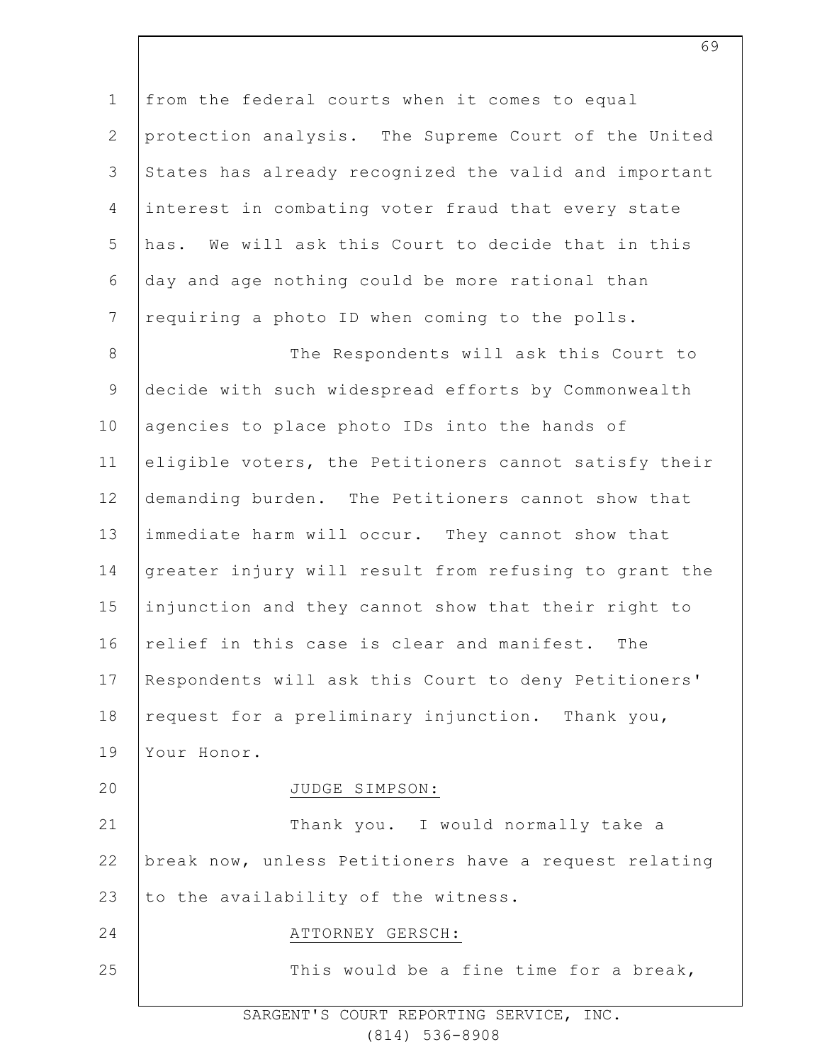from the federal courts when it comes to equal protection analysis. The Supreme Court of the United States has already recognized the valid and important interest in combating voter fraud that every state has. We will ask this Court to decide that in this day and age nothing could be more rational than requiring a photo ID when coming to the polls.

The Respondents will ask this Court to decide with such widespread efforts by Commonwealth agencies to place photo IDs into the hands of eligible voters, the Petitioners cannot satisfy their demanding burden. The Petitioners cannot show that immediate harm will occur. They cannot show that greater injury will result from refusing to grant the injunction and they cannot show that their right to relief in this case is clear and manifest. The Respondents will ask this Court to deny Petitioners' request for a preliminary injunction. Thank you, Your Honor.

JUDGE SIMPSON:

Thank you. I would normally take a break now, unless Petitioners have a request relating to the availability of the witness.

ATTORNEY GERSCH:

This would be a fine time for a break,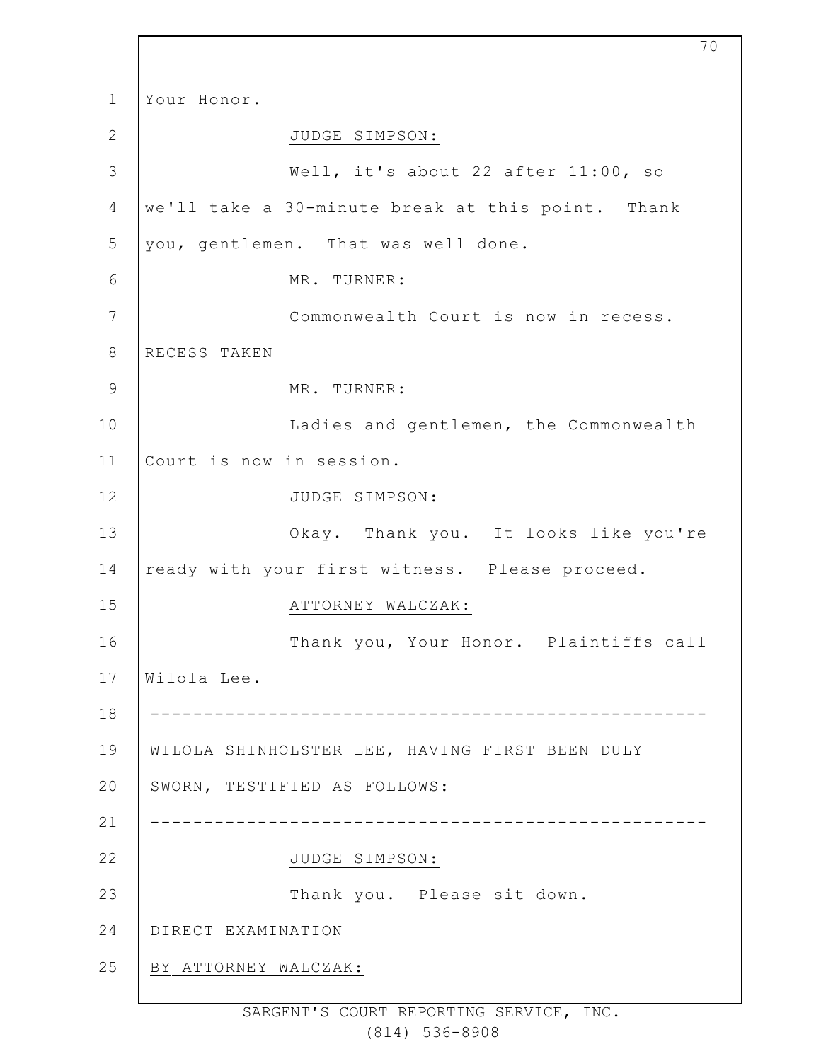Your Honor.

JUDGE SIMPSON:

Well, it's about 22 after 11:00, so we'll take a 30-minute break at this point. Thank you, gentlemen. That was well done.

MR. TURNER:

Commonwealth Court is now in recess.

RECESS TAKEN

MR. TURNER:

Ladies and gentlemen, the Commonwealth Court is now in session.

JUDGE SIMPSON:

Okay. Thank you. It looks like you're ready with your first witness. Please proceed.

ATTORNEY WALCZAK:

Thank you, Your Honor. Plaintiffs call Wilola Lee.

---

WILOLA SHINHOLSTER LEE, HAVING FIRST BEEN DULY SWORN, TESTIFIED AS FOLLOWS:

---

JUDGE SIMPSON:

Thank you. Please sit down.

DIRECT EXAMINATION

BY ATTORNEY WALCZAK: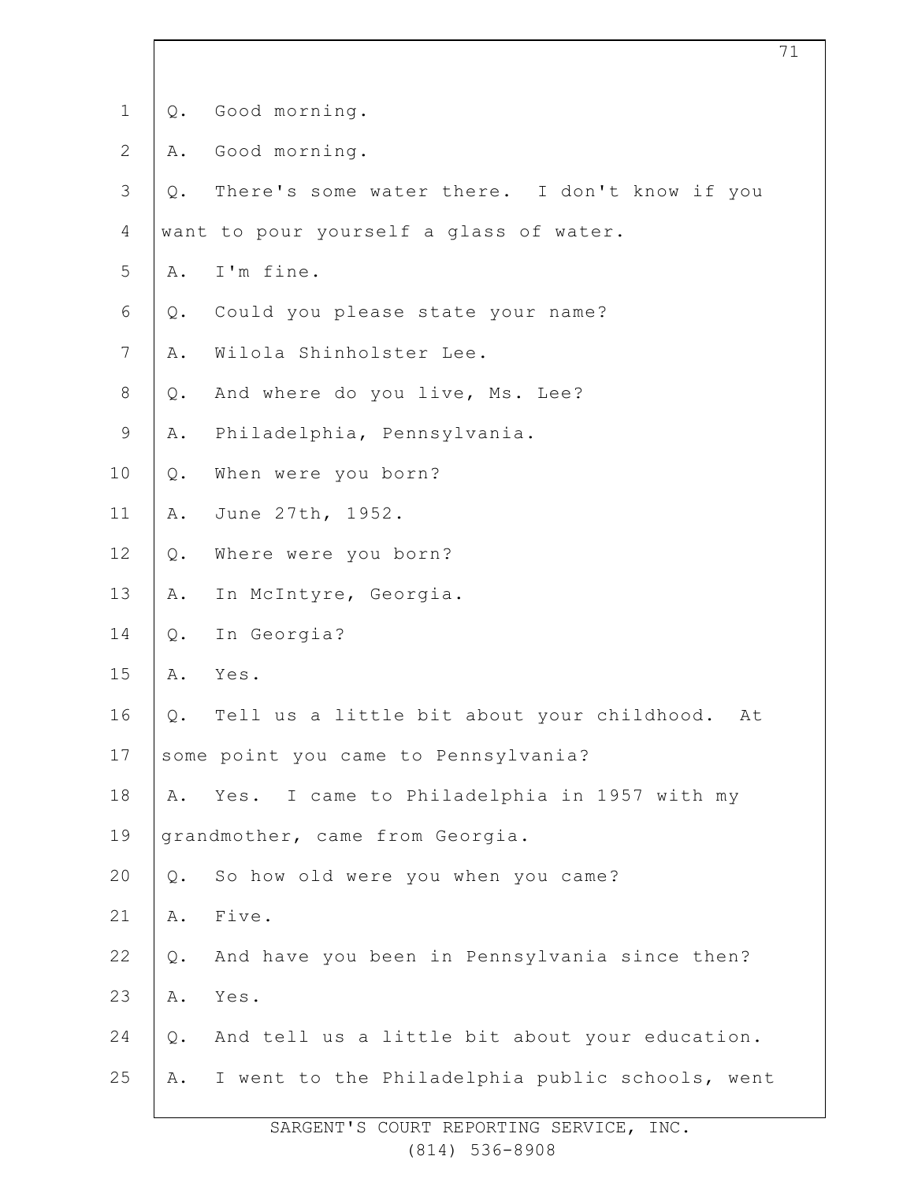Q. Good morning.

A. Good morning.

Q. There's some water there. I don't know if you want to pour yourself a glass of water.

A. I'm fine.

Q. Could you please state your name?

A. Wilola Shinholster Lee.

Q. And where do you live, Ms. Lee?

A. Philadelphia, Pennsylvania.

Q. When were you born?

A. June 27th, 1952.

Q. Where were you born?

A. In McIntyre, Georgia.

Q. In Georgia?

A. Yes.

Q. Tell us a little bit about your childhood. At some point you came to Pennsylvania?

A. Yes. I came to Philadelphia in 1957 with my grandmother, came from Georgia.

Q. So how old were you when you came?

A. Five.

Q. And have you been in Pennsylvania since then?

A. Yes.

Q. And tell us a little bit about your education.

A. I went to the Philadelphia public schools, went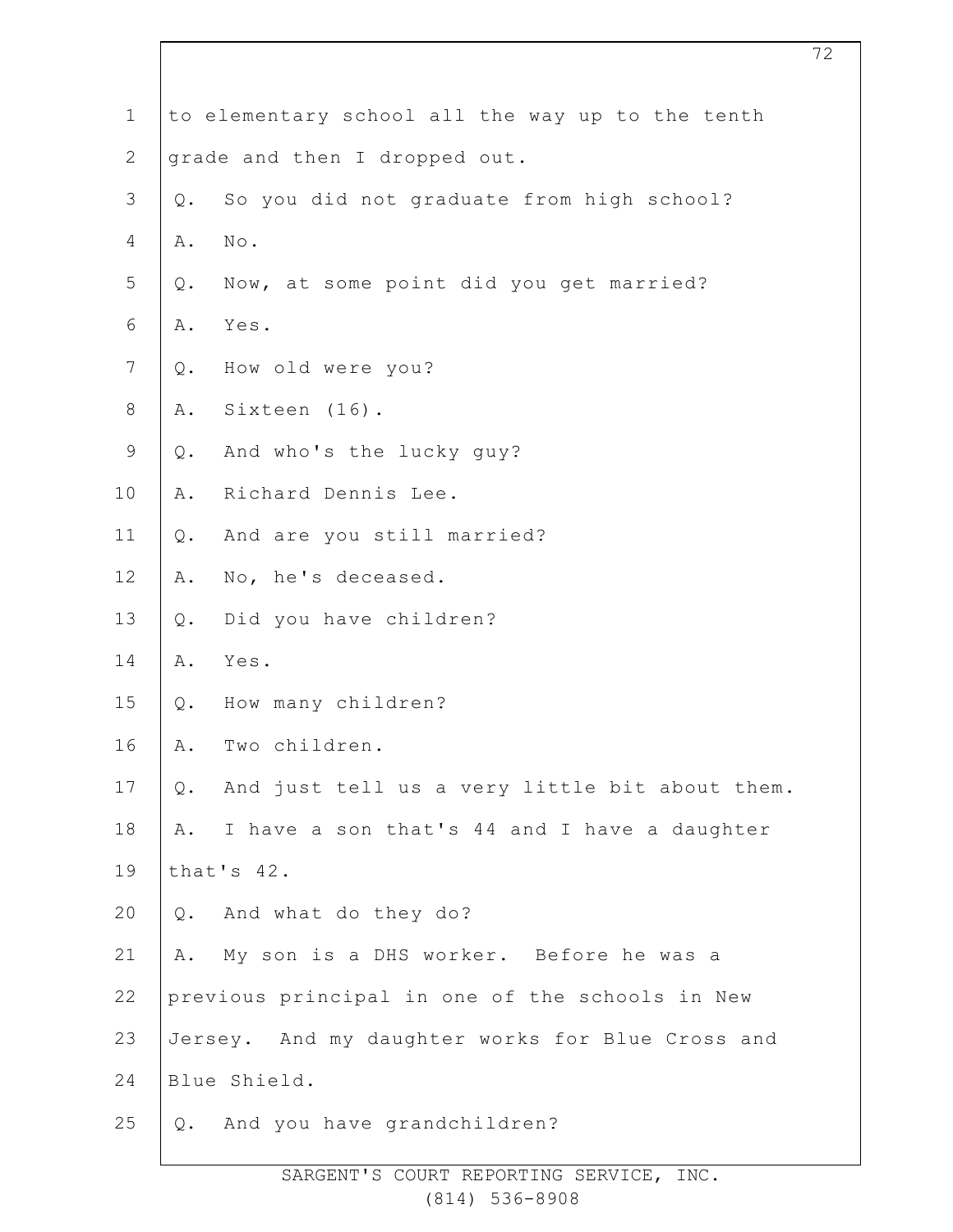to elementary school all the way up to the tenth grade and then I dropped out.

Q. So you did not graduate from high school?

A. No.

Q. Now, at some point did you get married?

A. Yes.

Q. How old were you?

A. Sixteen (16).

Q. And who's the lucky guy?

A. Richard Dennis Lee.

Q. And are you still married?

A. No, he's deceased.

Q. Did you have children?

A. Yes.

Q. How many children?

A. Two children.

Q. And just tell us a very little bit about them.

A. I have a son that's 44 and I have a daughter that's 42.

Q. And what do they do?

A. My son is a DHS worker. Before he was a previous principal in one of the schools in New Jersey. And my daughter works for Blue Cross and Blue Shield.

Q. And you have grandchildren?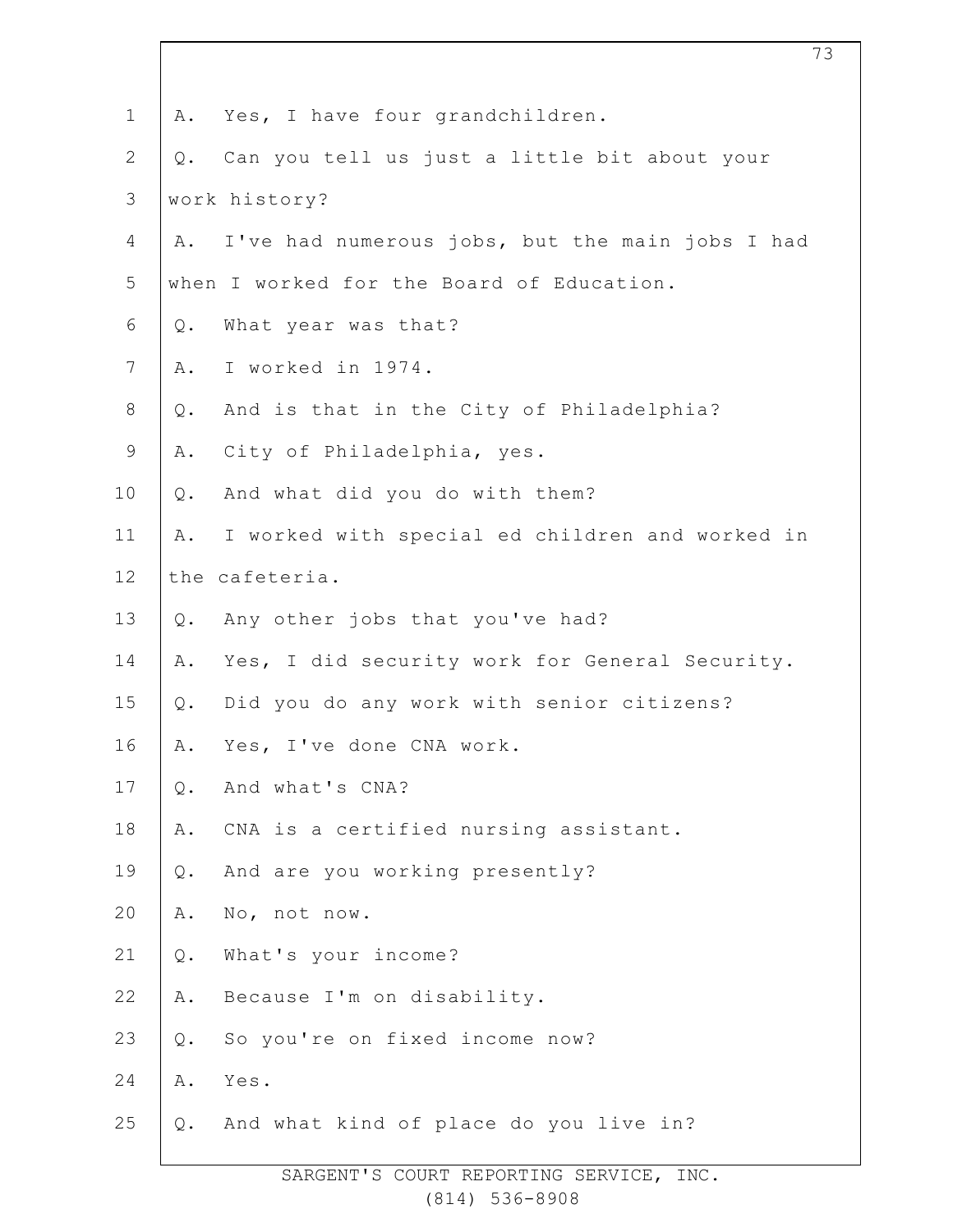A. Yes, I have four grandchildren.

Q. Can you tell us just a little bit about your work history?

A. I've had numerous jobs, but the main jobs I had when I worked for the Board of Education.

Q. What year was that?

A. I worked in 1974.

Q. And is that in the City of Philadelphia?

A. City of Philadelphia, yes.

Q. And what did you do with them?

A. I worked with special ed children and worked in the cafeteria.

Q. Any other jobs that you've had?

A. Yes, I did security work for General Security.

Q. Did you do any work with senior citizens?

A. Yes, I've done CNA work.

Q. And what's CNA?

A. CNA is a certified nursing assistant.

Q. And are you working presently?

A. No, not now.

Q. What's your income?

A. Because I'm on disability.

Q. So you're on fixed income now?

A. Yes.

Q. And what kind of place do you live in?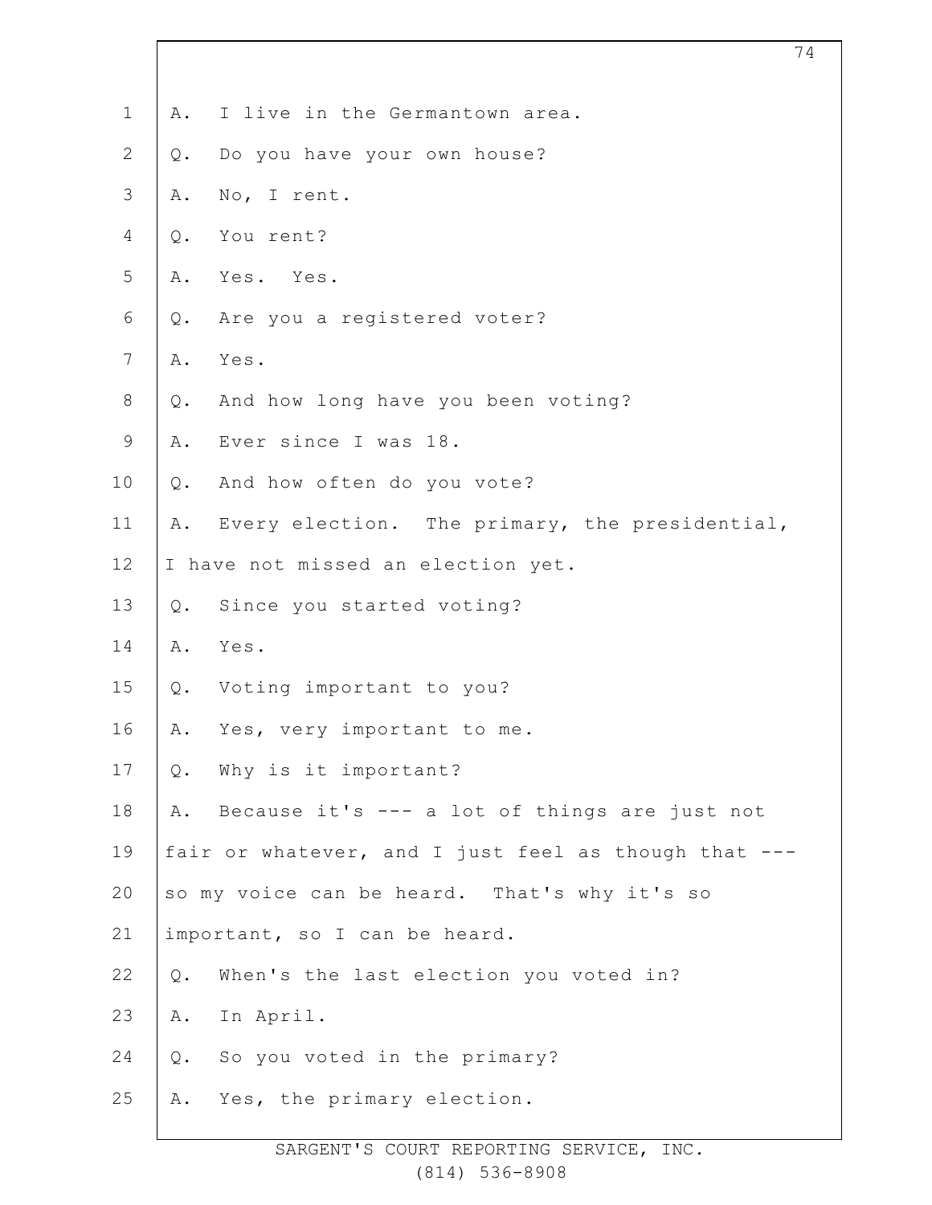A. I live in the Germantown area.

Q. Do you have your own house?

A. No, I rent.

Q. You rent?

A. Yes. Yes.

Q. Are you a registered voter?

A. Yes.

Q. And how long have you been voting?

A. Ever since I was 18.

Q. And how often do you vote?

A. Every election. The primary, the presidential, I have not missed an election yet.

Q. Since you started voting?

A. Yes.

Q. Voting important to you?

A. Yes, very important to me.

Q. Why is it important?

A. Because it's --- a lot of things are just not fair or whatever, and I just feel as though that --- so my voice can be heard. That's why it's so important, so I can be heard.

Q. When's the last election you voted in?

A. In April.

Q. So you voted in the primary?

A. Yes, the primary election.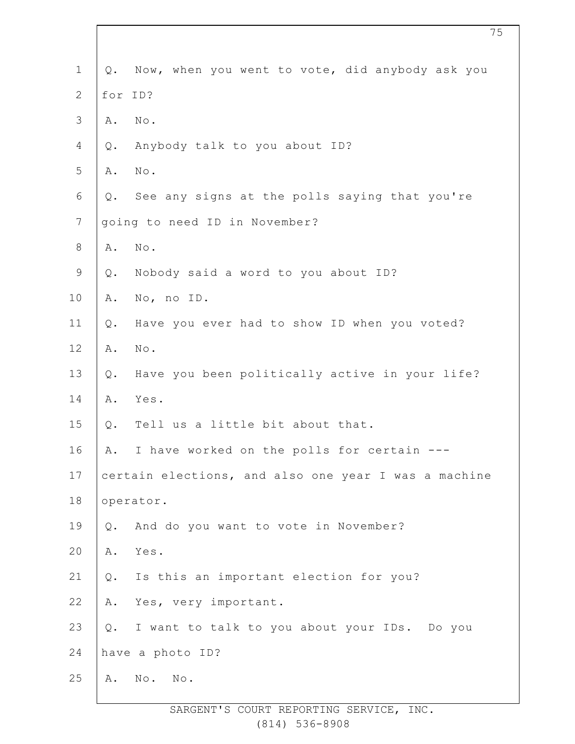Q. Now, when you went to vote, did anybody ask you for ID?

A. No.

Q. Anybody talk to you about ID?

A. No.

Q. See any signs at the polls saying that you're going to need ID in November?

A. No.

Q. Nobody said a word to you about ID?

A. No, no ID.

Q. Have you ever had to show ID when you voted?

A. No.

Q. Have you been politically active in your life?

A. Yes.

Q. Tell us a little bit about that.

A. I have worked on the polls for certain --- certain elections, and also one year I was a machine operator.

Q. And do you want to vote in November?

A. Yes.

Q. Is this an important election for you?

A. Yes, very important.

Q. I want to talk to you about your IDs. Do you have a photo ID?

A. No. No.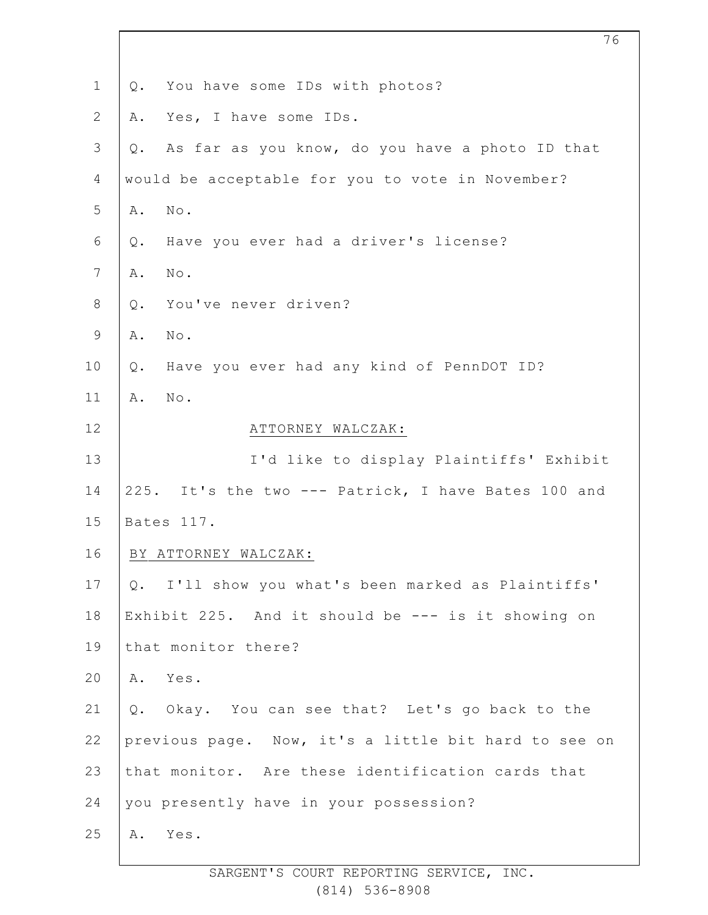Q. You have some IDs with photos?

A. Yes, I have some IDs.

Q. As far as you know, do you have a photo ID that would be acceptable for you to vote in November?

A. No.

Q. Have you ever had a driver's license?

A. No.

Q. You've never driven?

A. No.

Q. Have you ever had any kind of PennDOT ID?

A. No.

ATTORNEY WALCZAK:

I'd like to display Plaintiffs' Exhibit 225. It's the two --- Patrick, I have Bates 100 and Bates 117.

BY ATTORNEY WALCZAK:

Q. I'll show you what's been marked as Plaintiffs' Exhibit 225. And it should be --- is it showing on that monitor there?

A. Yes.

Q. Okay. You can see that? Let's go back to the previous page. Now, it's a little bit hard to see on that monitor. Are these identification cards that you presently have in your possession?

A. Yes.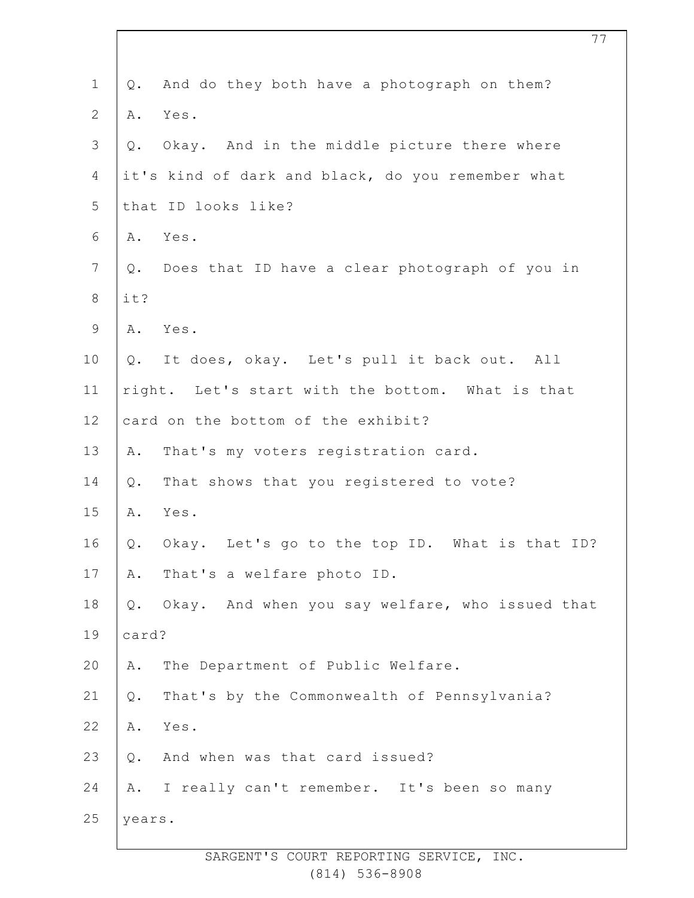Q. And do they both have a photograph on them?

A. Yes.

Q. Okay. And in the middle picture there where it's kind of dark and black, do you remember what that ID looks like?

A. Yes.

Q. Does that ID have a clear photograph of you in it?

A. Yes.

Q. It does, okay. Let's pull it back out. All right. Let's start with the bottom. What is that card on the bottom of the exhibit?

A. That's my voters registration card.

Q. That shows that you registered to vote?

A. Yes.

Q. Okay. Let's go to the top ID. What is that ID?

A. That's a welfare photo ID.

Q. Okay. And when you say welfare, who issued that card?

A. The Department of Public Welfare.

Q. That's by the Commonwealth of Pennsylvania?

A. Yes.

Q. And when was that card issued?

A. I really can't remember. It's been so many years.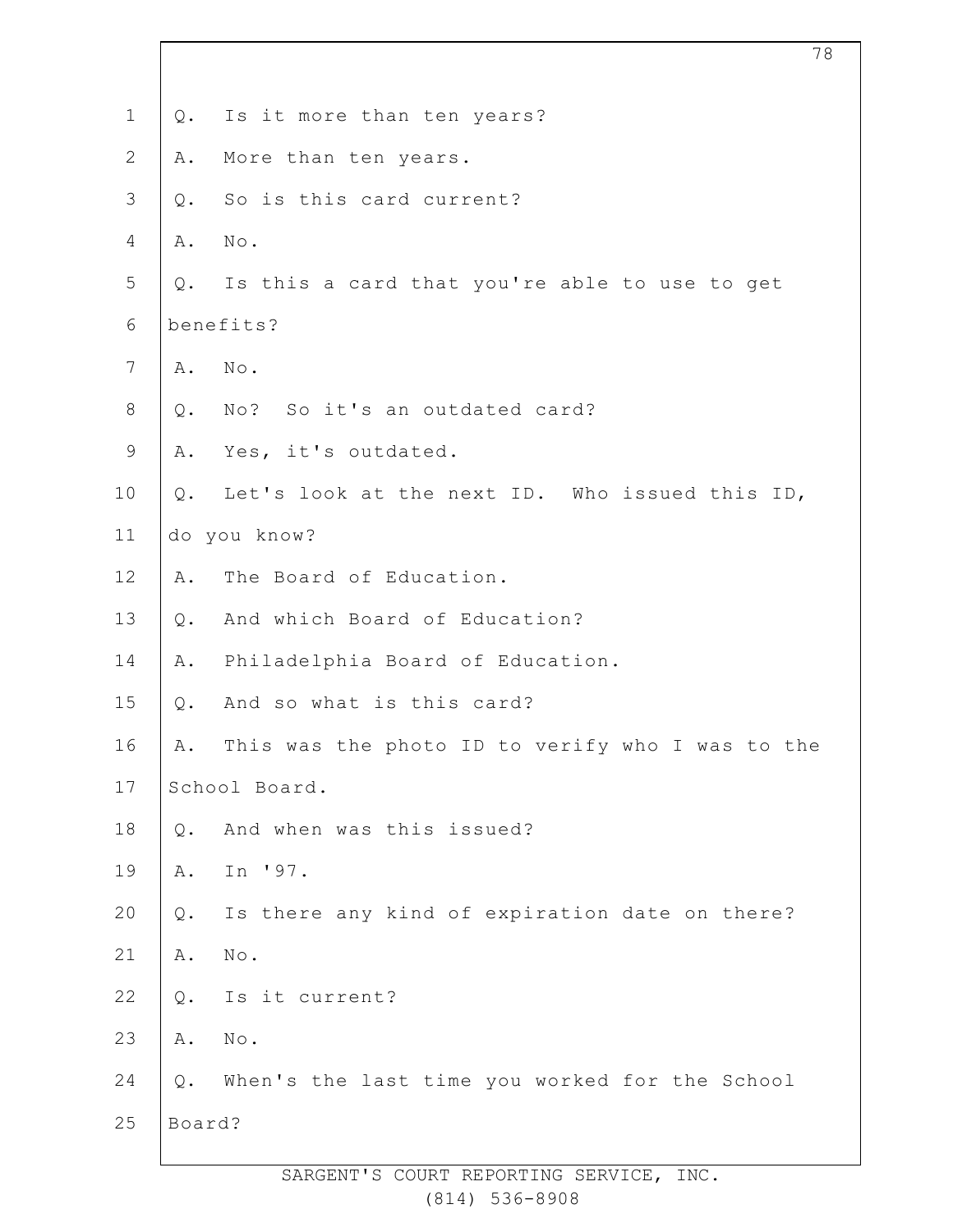1 Q. Is it more than ten years?

2 A. More than ten years.

3 Q. So is this card current?

4 A. No.

5 Q. Is this a card that you're able to use to get

6 benefits?

7 A. No.

8 Q. No? So it's an outdated card?

9 A. Yes, it's outdated.

10 Q. Let's look at the next ID. Who issued this ID,

11 do you know?

12 A. The Board of Education.

13 Q. And which Board of Education?

14 A. Philadelphia Board of Education.

15 Q. And so what is this card?

16 A. This was the photo ID to verify who I was to the

17 School Board.

18 Q. And when was this issued?

19 A. In '97.

20 Q. Is there any kind of expiration date on there?

21 A. No.

22 Q. Is it current?

23 A. No.

24 Q. When's the last time you worked for the School

25 Board?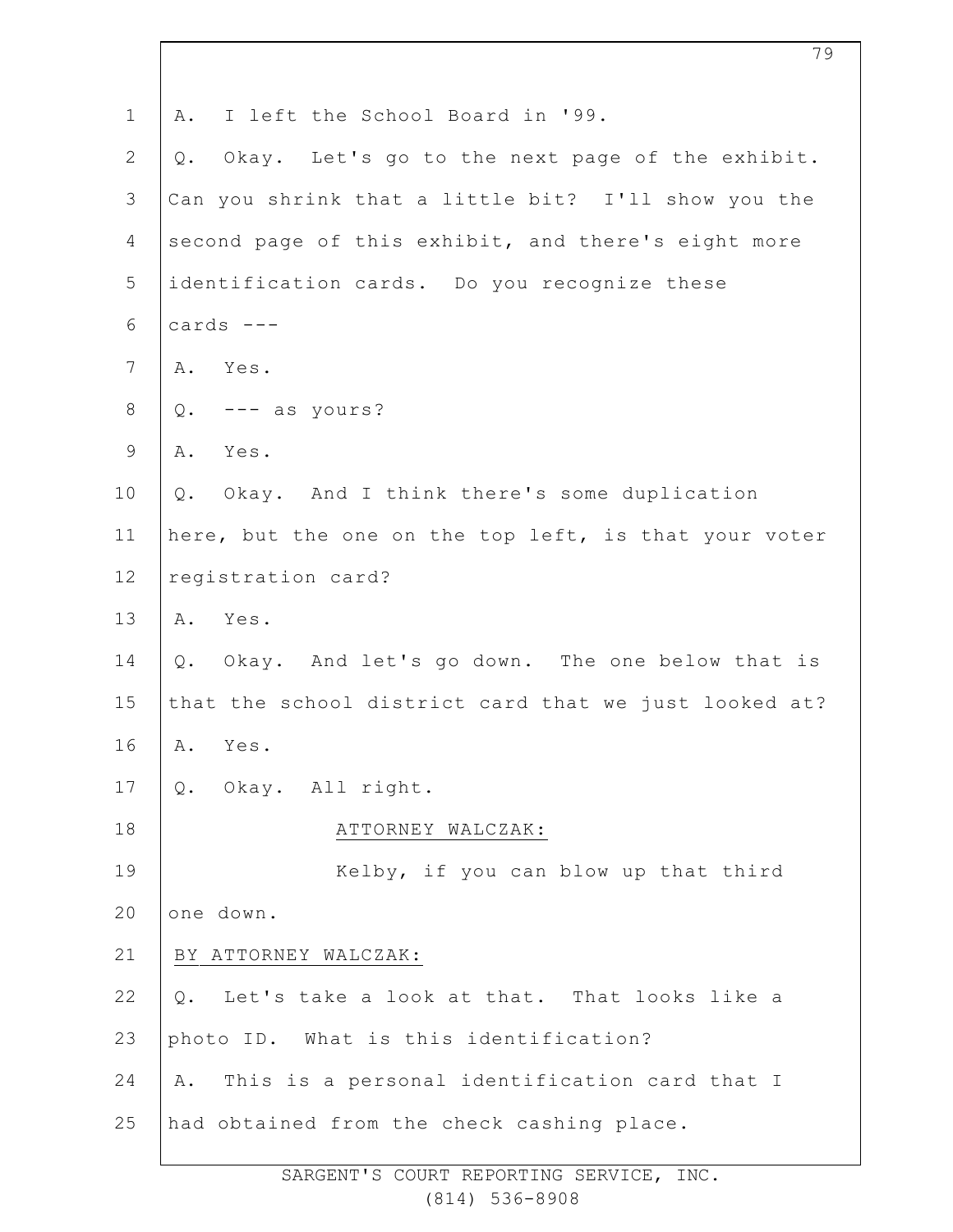A. I left the School Board in '99.

Q. Okay. Let's go to the next page of the exhibit. Can you shrink that a little bit? I'll show you the second page of this exhibit, and there's eight more identification cards. Do you recognize these cards ---

A. Yes.

Q. --- as yours?

A. Yes.

Q. Okay. And I think there's some duplication here, but the one on the top left, is that your voter registration card?

A. Yes.

Q. Okay. And let's go down. The one below that is that the school district card that we just looked at?

A. Yes.

Q. Okay. All right.

ATTORNEY WALCZAK:

Kelby, if you can blow up that third one down.

BY ATTORNEY WALCZAK:

Q. Let's take a look at that. That looks like a photo ID. What is this identification?

A. This is a personal identification card that I had obtained from the check cashing place.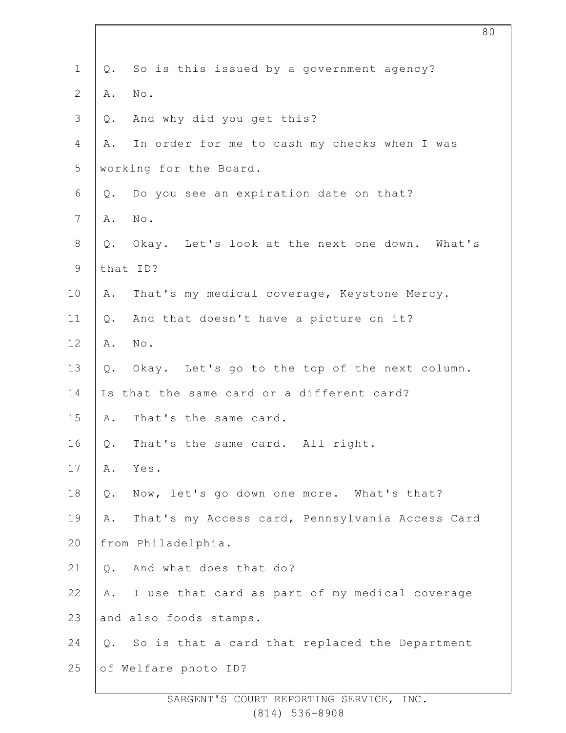Q. So is this issued by a government agency?

A. No.

Q. And why did you get this?

A. In order for me to cash my checks when I was working for the Board.

Q. Do you see an expiration date on that?

A. No.

Q. Okay. Let's look at the next one down. What's that ID?

A. That's my medical coverage, Keystone Mercy.

Q. And that doesn't have a picture on it?

A. No.

Q. Okay. Let's go to the top of the next column. Is that the same card or a different card?

A. That's the same card.

Q. That's the same card. All right.

A. Yes.

Q. Now, let's go down one more. What's that?

A. That's my Access card, Pennsylvania Access Card from Philadelphia.

Q. And what does that do?

A. I use that card as part of my medical coverage and also foods stamps.

Q. So is that a card that replaced the Department of Welfare photo ID?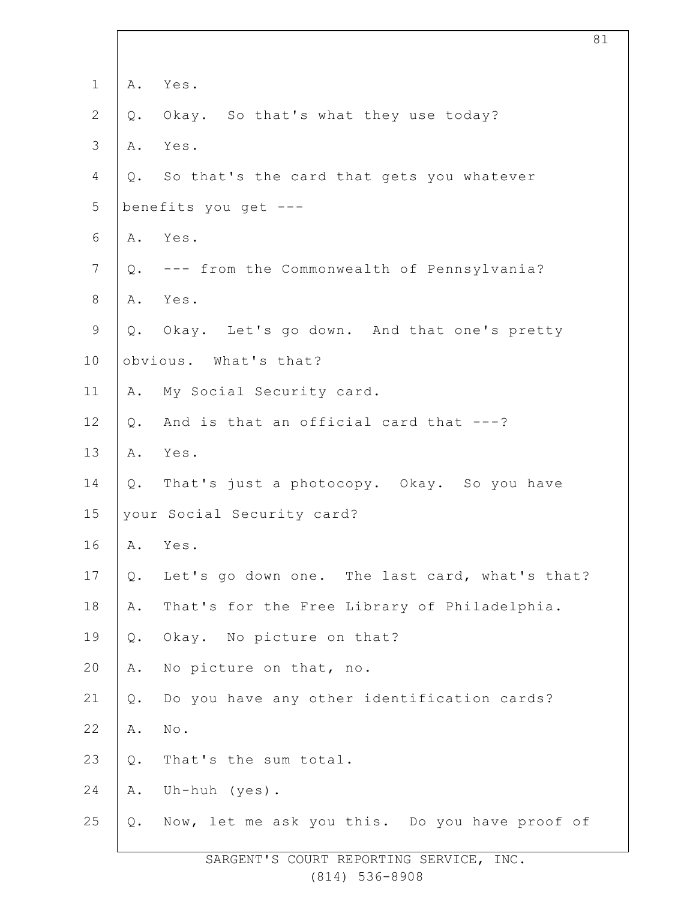1 A. Yes.

2 Q. Okay. So that's what they use today?

3 A. Yes.

4 Q. So that's the card that gets you whatever

5 benefits you get ---

6 A. Yes.

7 Q. --- from the Commonwealth of Pennsylvania?

8 A. Yes.

9 Q. Okay. Let's go down. And that one's pretty

10 obvious. What's that?

11 A. My Social Security card.

12 Q. And is that an official card that ---?

13 A. Yes.

14 Q. That's just a photocopy. Okay. So you have

15 your Social Security card?

16 A. Yes.

17 Q. Let's go down one. The last card, what's that?

18 A. That's for the Free Library of Philadelphia.

19 Q. Okay. No picture on that?

20 A. No picture on that, no.

21 Q. Do you have any other identification cards?

22 A. No.

23 Q. That's the sum total.

24 A. Uh-huh (yes).

25 Q. Now, let me ask you this. Do you have proof of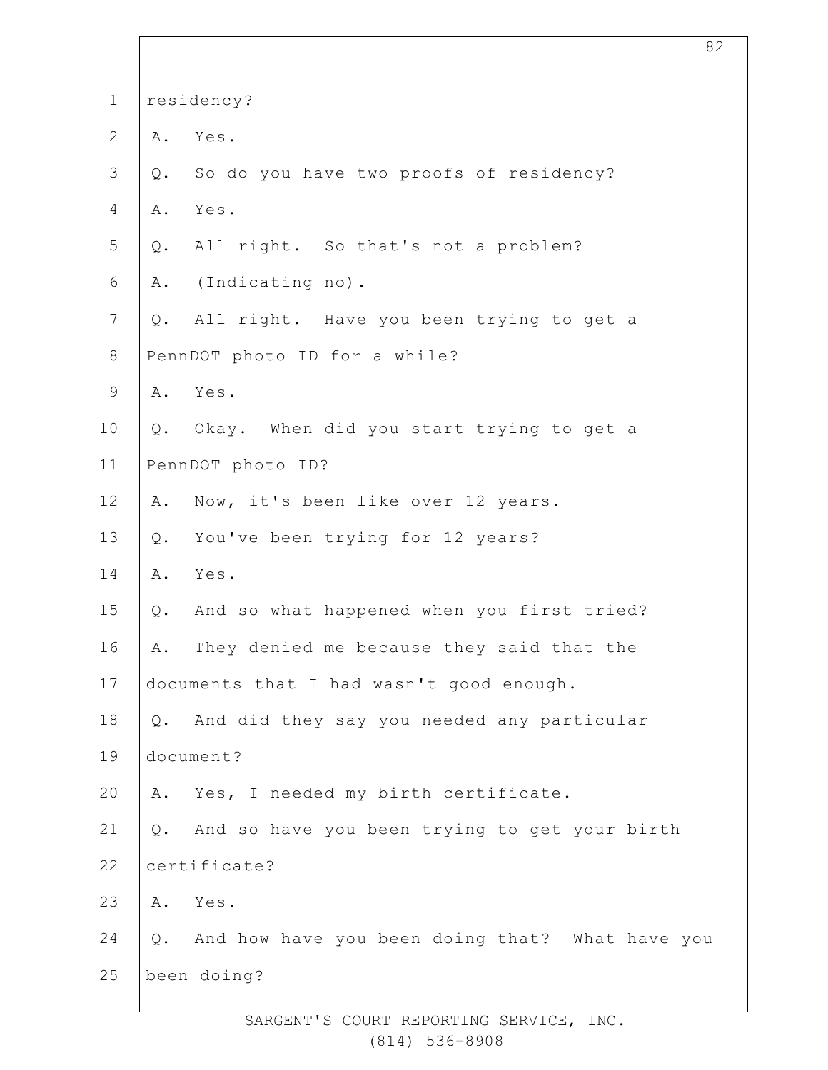1 residency?

2 A. Yes.

3 Q. So do you have two proofs of residency?

4 A. Yes.

5 Q. All right. So that's not a problem?

6 A. (Indicating no).

7 Q. All right. Have you been trying to get a

8 PennDOT photo ID for a while?

9 A. Yes.

10 Q. Okay. When did you start trying to get a

11 PennDOT photo ID?

12 A. Now, it's been like over 12 years.

13 Q. You've been trying for 12 years?

14 A. Yes.

15 Q. And so what happened when you first tried?

16 A. They denied me because they said that the

17 documents that I had wasn't good enough.

18 Q. And did they say you needed any particular

19 document?

20 A. Yes, I needed my birth certificate.

21 Q. And so have you been trying to get your birth

22 certificate?

23 A. Yes.

24 Q. And how have you been doing that? What have you

25 been doing?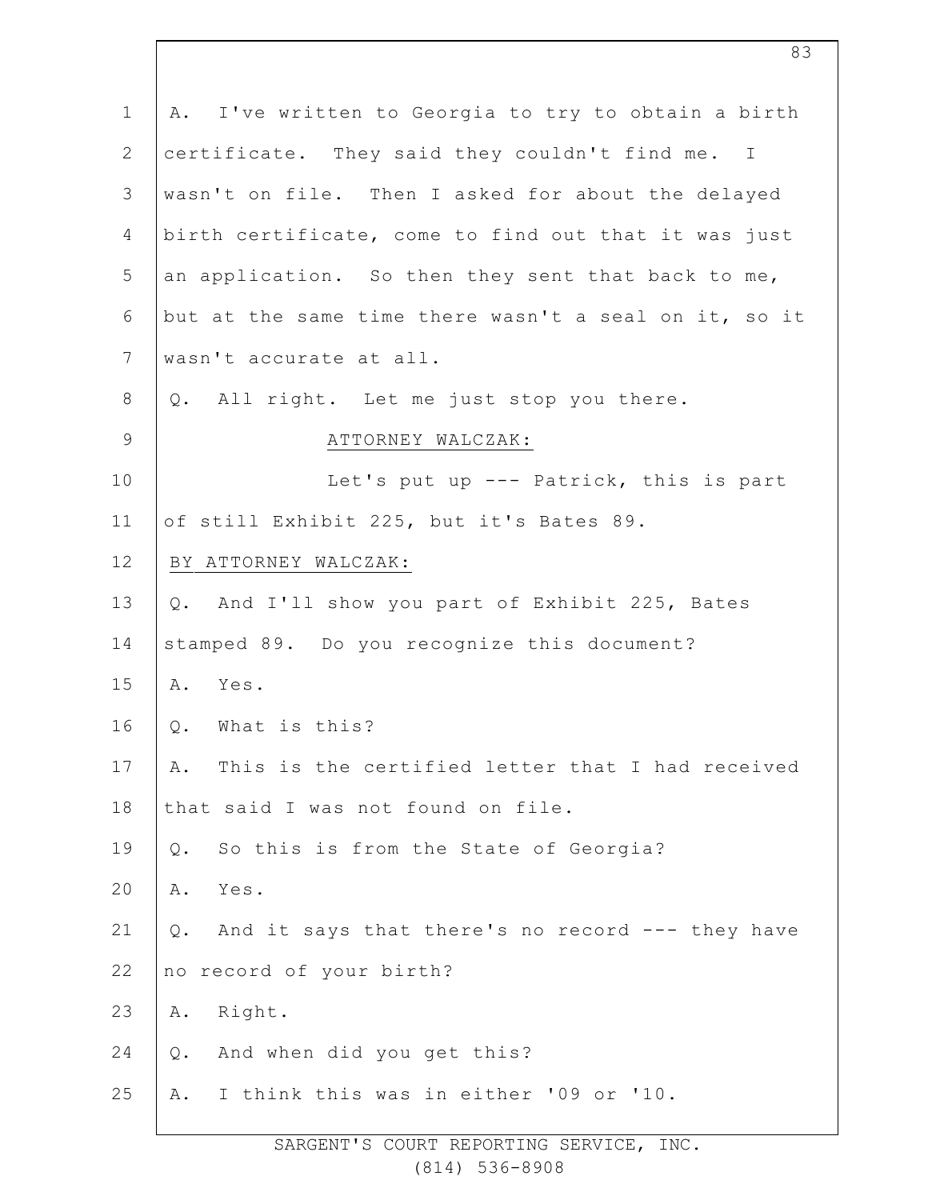A. I've written to Georgia to try to obtain a birth certificate. They said they couldn't find me. I wasn't on file. Then I asked for about the delayed birth certificate, come to find out that it was just an application. So then they sent that back to me, but at the same time there wasn't a seal on it, so it wasn't accurate at all.

Q. All right. Let me just stop you there.

ATTORNEY WALCZAK:

Let's put up --- Patrick, this is part of still Exhibit 225, but it's Bates 89.

BY ATTORNEY WALCZAK:

Q. And I'll show you part of Exhibit 225, Bates stamped 89. Do you recognize this document?

A. Yes.

Q. What is this?

A. This is the certified letter that I had received that said I was not found on file.

Q. So this is from the State of Georgia?

A. Yes.

Q. And it says that there's no record --- they have no record of your birth?

A. Right.

Q. And when did you get this?

A. I think this was in either '09 or '10.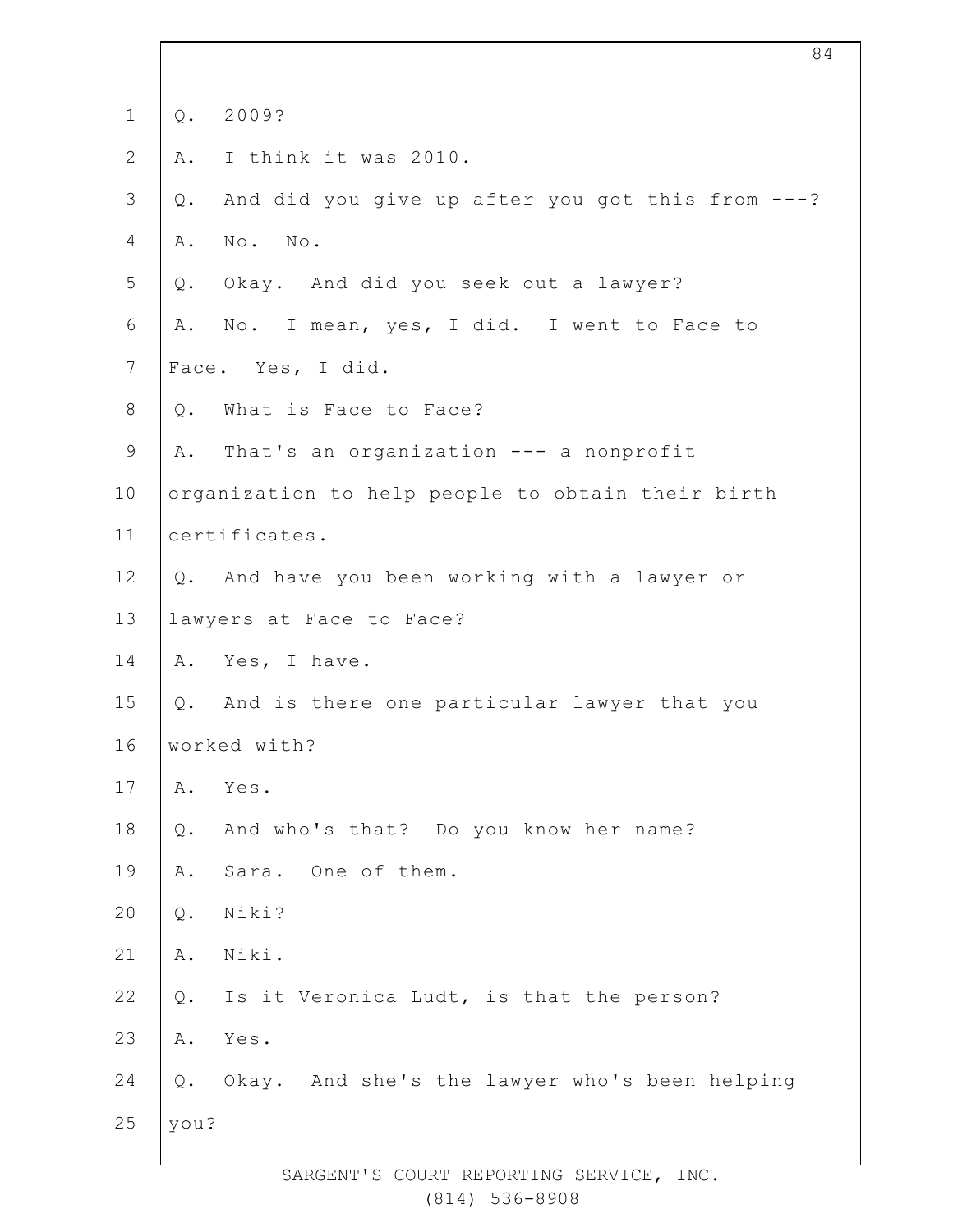1 Q. 2009?

2 A. I think it was 2010.

3 Q. And did you give up after you got this from ---?

4 A. No. No.

5 Q. Okay. And did you seek out a lawyer?

6 A. No. I mean, yes, I did. I went to Face to

7 Face. Yes, I did.

8 Q. What is Face to Face?

9 A. That's an organization --- a nonprofit

10 organization to help people to obtain their birth

11 certificates.

12 Q. And have you been working with a lawyer or

13 lawyers at Face to Face?

14 A. Yes, I have.

15 Q. And is there one particular lawyer that you

16 worked with?

17 A. Yes.

18 Q. And who's that? Do you know her name?

19 A. Sara. One of them.

20 Q. Niki?

21 A. Niki.

22 Q. Is it Veronica Ludt, is that the person?

23 A. Yes.

24 Q. Okay. And she's the lawyer who's been helping

25 you?

SARGENT'S COURT REPORTING SERVICE, INC.
(814) 536-8908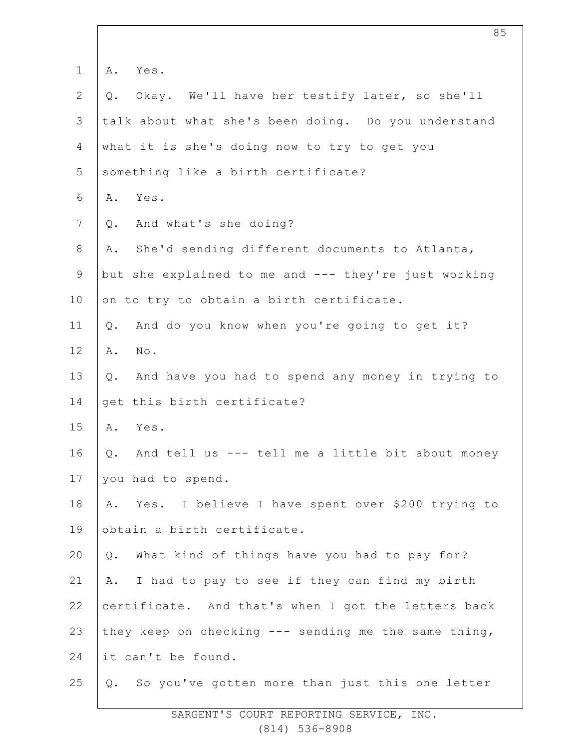1 A. Yes.

2 Q. Okay. We'll have her testify later, so she'll

3 talk about what she's been doing. Do you understand

4 what it is she's doing now to try to get you

5 something like a birth certificate?

6 A. Yes.

7 Q. And what's she doing?

8 A. She'd sending different documents to Atlanta,

9 but she explained to me and --- they're just working

10 on to try to obtain a birth certificate.

11 Q. And do you know when you're going to get it?

12 A. No.

13 Q. And have you had to spend any money in trying to

14 get this birth certificate?

15 A. Yes.

16 Q. And tell us --- tell me a little bit about money

17 you had to spend.

18 A. Yes. I believe I have spent over $200 trying to

19 obtain a birth certificate.

20 Q. What kind of things have you had to pay for?

21 A. I had to pay to see if they can find my birth

22 certificate. And that's when I got the letters back

23 they keep on checking --- sending me the same thing,

24 it can't be found.

25 Q. So you've gotten more than just this one letter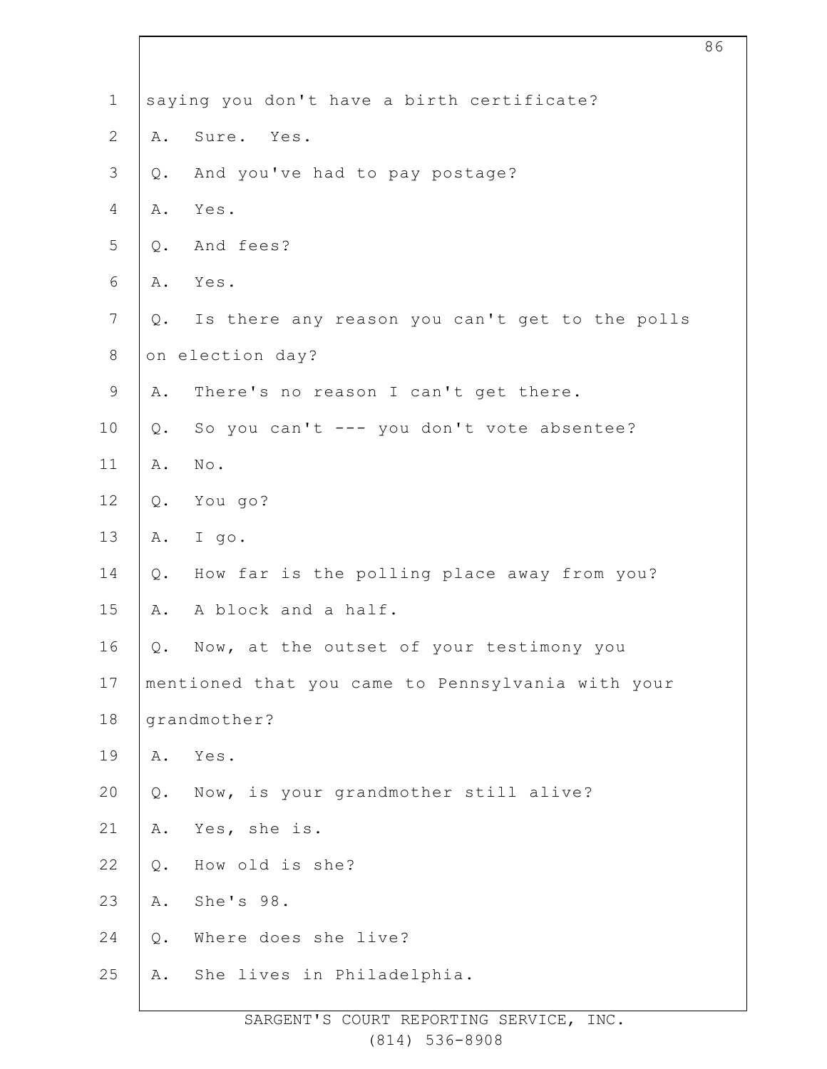saying you don't have a birth certificate?

A. Sure. Yes.

Q. And you've had to pay postage?

A. Yes.

Q. And fees?

A. Yes.

Q. Is there any reason you can't get to the polls on election day?

A. There's no reason I can't get there.

Q. So you can't --- you don't vote absentee?

A. No.

Q. You go?

A. I go.

Q. How far is the polling place away from you?

A. A block and a half.

Q. Now, at the outset of your testimony you mentioned that you came to Pennsylvania with your grandmother?

A. Yes.

Q. Now, is your grandmother still alive?

A. Yes, she is.

Q. How old is she?

A. She's 98.

Q. Where does she live?

A. She lives in Philadelphia.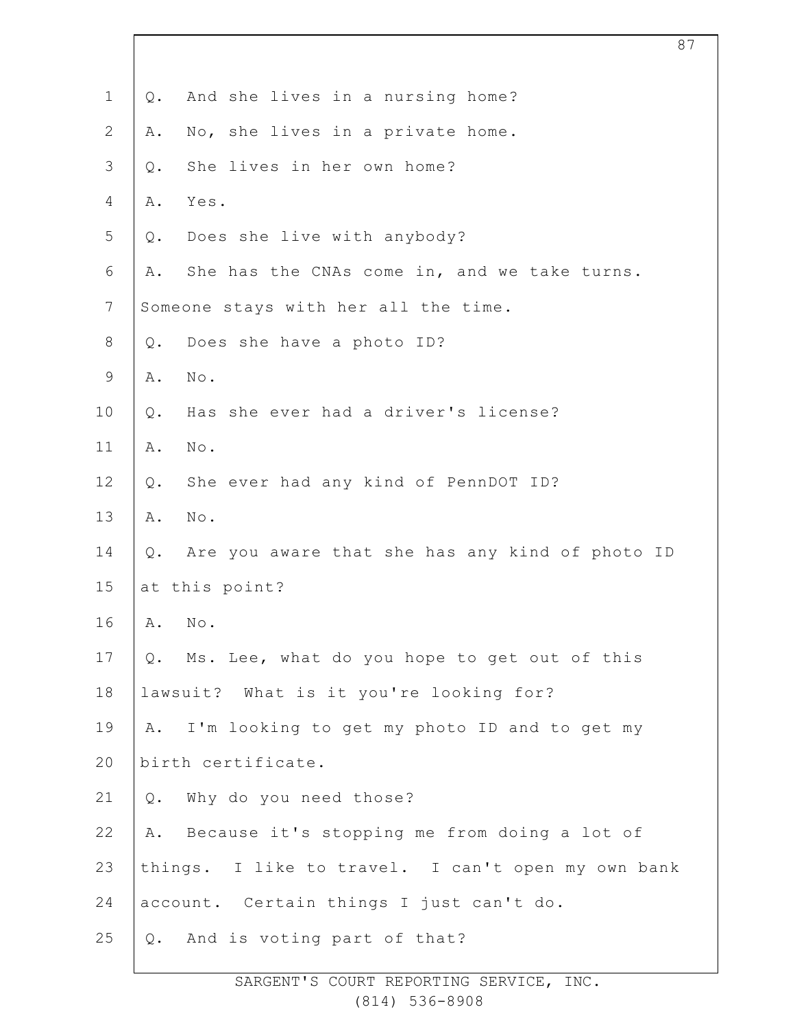Q. And she lives in a nursing home?

A. No, she lives in a private home.

Q. She lives in her own home?

A. Yes.

Q. Does she live with anybody?

A. She has the CNAs come in, and we take turns. Someone stays with her all the time.

Q. Does she have a photo ID?

A. No.

Q. Has she ever had a driver's license?

A. No.

Q. She ever had any kind of PennDOT ID?

A. No.

Q. Are you aware that she has any kind of photo ID at this point?

A. No.

Q. Ms. Lee, what do you hope to get out of this lawsuit? What is it you're looking for?

A. I'm looking to get my photo ID and to get my birth certificate.

Q. Why do you need those?

A. Because it's stopping me from doing a lot of things. I like to travel. I can't open my own bank account. Certain things I just can't do.

Q. And is voting part of that?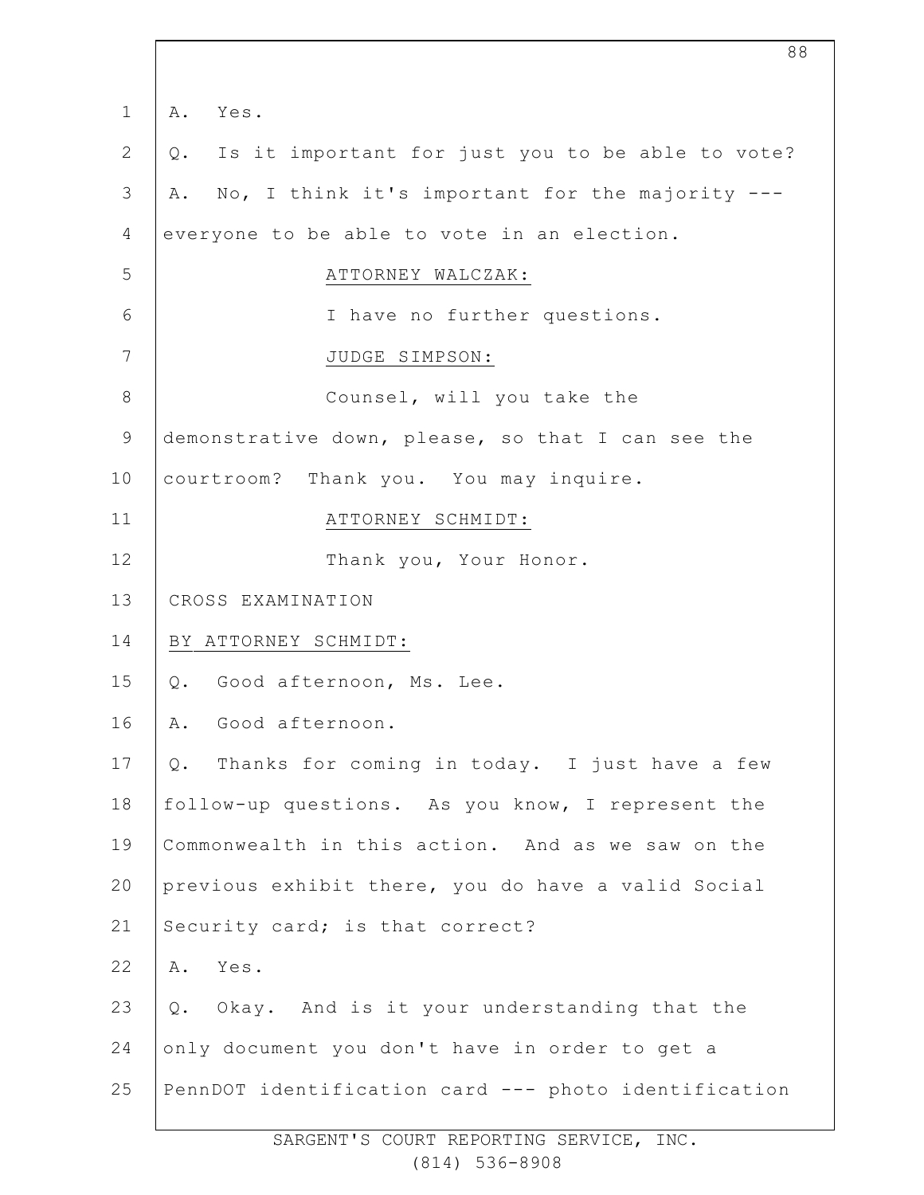A. Yes.

Q. Is it important for just you to be able to vote?

A. No, I think it's important for the majority --- everyone to be able to vote in an election.

ATTORNEY WALCZAK:

I have no further questions.

JUDGE SIMPSON:

Counsel, will you take the demonstrative down, please, so that I can see the courtroom? Thank you. You may inquire.

ATTORNEY SCHMIDT:

Thank you, Your Honor.

CROSS EXAMINATION

BY ATTORNEY SCHMIDT:

Q. Good afternoon, Ms. Lee.

A. Good afternoon.

Q. Thanks for coming in today. I just have a few follow-up questions. As you know, I represent the Commonwealth in this action. And as we saw on the previous exhibit there, you do have a valid Social Security card; is that correct?

A. Yes.

Q. Okay. And is it your understanding that the only document you don't have in order to get a PennDOT identification card --- photo identification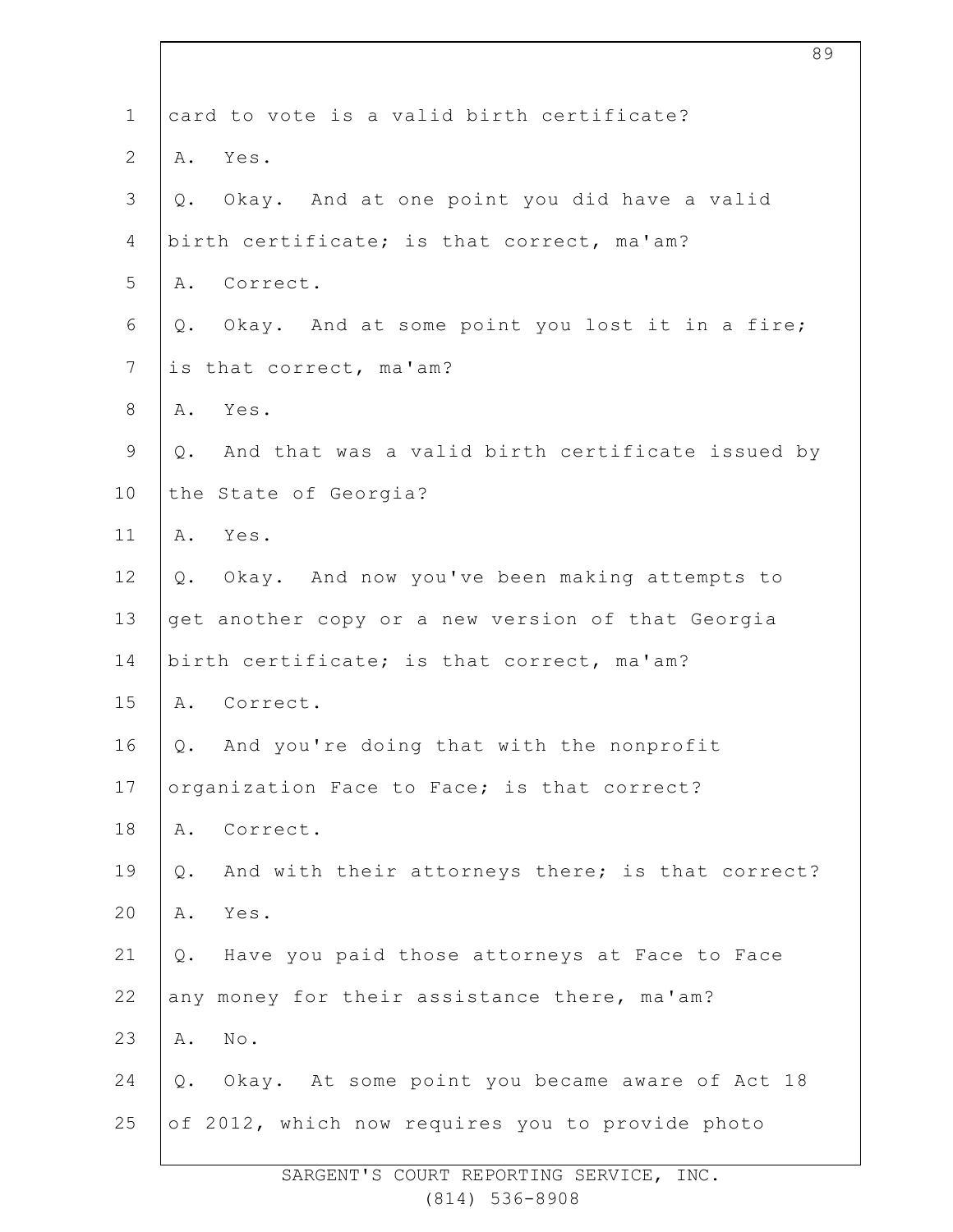1 card to vote is a valid birth certificate?

2 A. Yes.

3 Q. Okay. And at one point you did have a valid

4 birth certificate; is that correct, ma'am?

5 A. Correct.

6 Q. Okay. And at some point you lost it in a fire;

7 is that correct, ma'am?

8 A. Yes.

9 Q. And that was a valid birth certificate issued by

10 the State of Georgia?

11 A. Yes.

12 Q. Okay. And now you've been making attempts to

13 get another copy or a new version of that Georgia

14 birth certificate; is that correct, ma'am?

15 A. Correct.

16 Q. And you're doing that with the nonprofit

17 organization Face to Face; is that correct?

18 A. Correct.

19 Q. And with their attorneys there; is that correct?

20 A. Yes.

21 Q. Have you paid those attorneys at Face to Face

22 any money for their assistance there, ma'am?

23 A. No.

24 Q. Okay. At some point you became aware of Act 18

25 of 2012, which now requires you to provide photo

SARGENT'S COURT REPORTING SERVICE, INC.
(814) 536-8908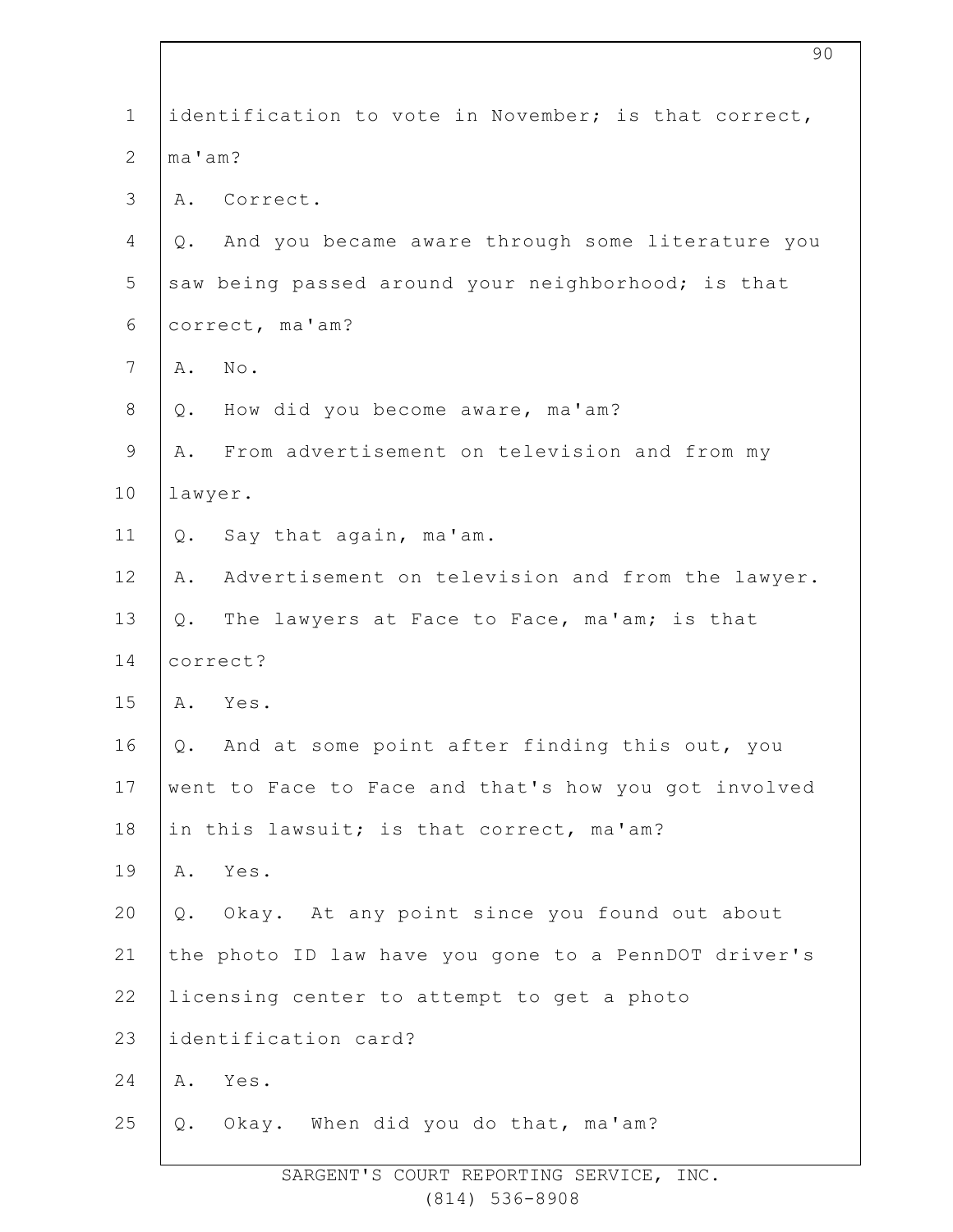identification to vote in November; is that correct, ma'am?

A. Correct.

Q. And you became aware through some literature you saw being passed around your neighborhood; is that correct, ma'am?

A. No.

Q. How did you become aware, ma'am?

A. From advertisement on television and from my lawyer.

Q. Say that again, ma'am.

A. Advertisement on television and from the lawyer.

Q. The lawyers at Face to Face, ma'am; is that correct?

A. Yes.

Q. And at some point after finding this out, you went to Face to Face and that's how you got involved in this lawsuit; is that correct, ma'am?

A. Yes.

Q. Okay. At any point since you found out about the photo ID law have you gone to a PennDOT driver's licensing center to attempt to get a photo identification card?

A. Yes.

Q. Okay. When did you do that, ma'am?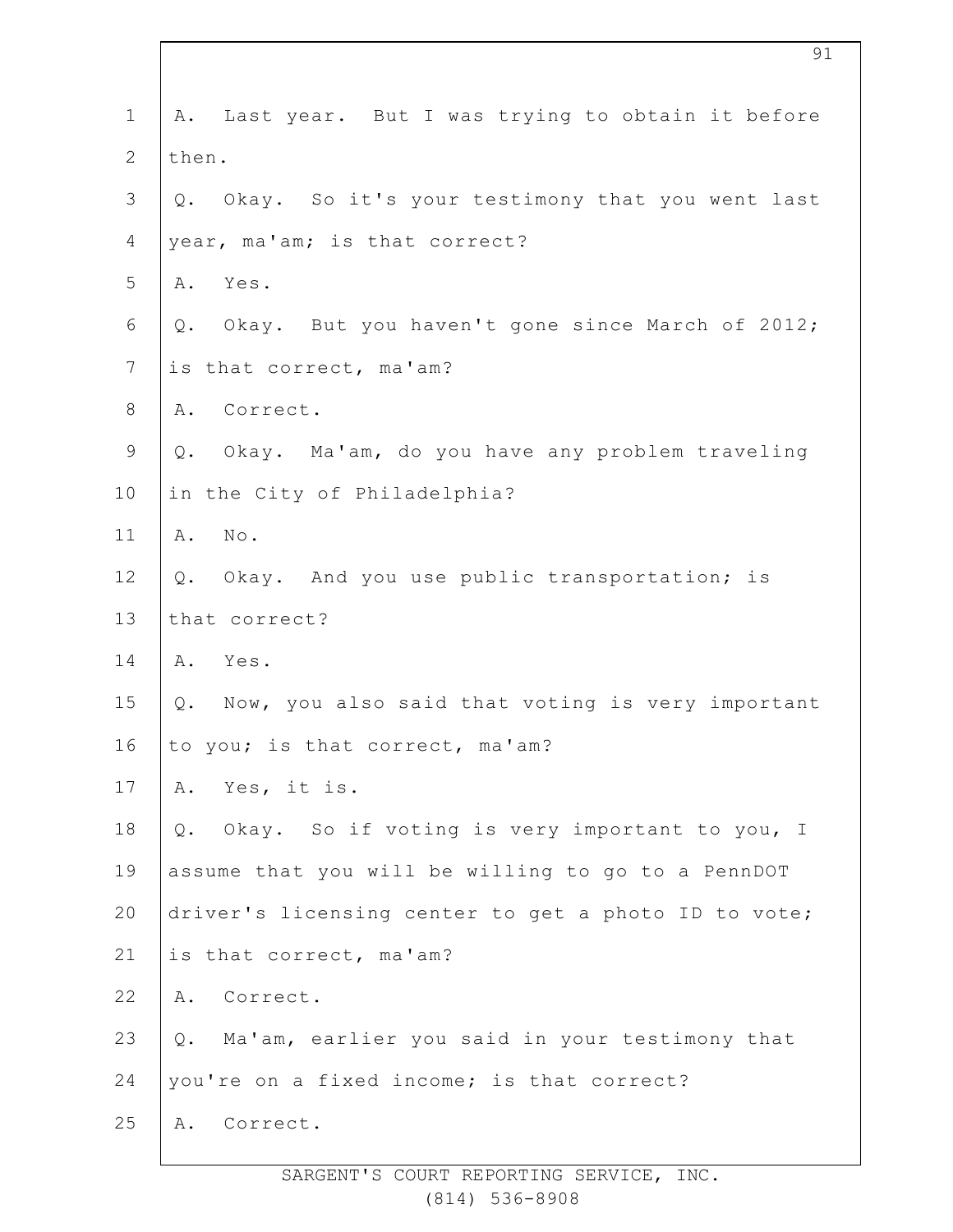A. Last year. But I was trying to obtain it before then.

Q. Okay. So it's your testimony that you went last year, ma'am; is that correct?

A. Yes.

Q. Okay. But you haven't gone since March of 2012; is that correct, ma'am?

A. Correct.

Q. Okay. Ma'am, do you have any problem traveling in the City of Philadelphia?

A. No.

Q. Okay. And you use public transportation; is that correct?

A. Yes.

Q. Now, you also said that voting is very important to you; is that correct, ma'am?

A. Yes, it is.

Q. Okay. So if voting is very important to you, I assume that you will be willing to go to a PennDOT driver's licensing center to get a photo ID to vote; is that correct, ma'am?

A. Correct.

Q. Ma'am, earlier you said in your testimony that you're on a fixed income; is that correct?

A. Correct.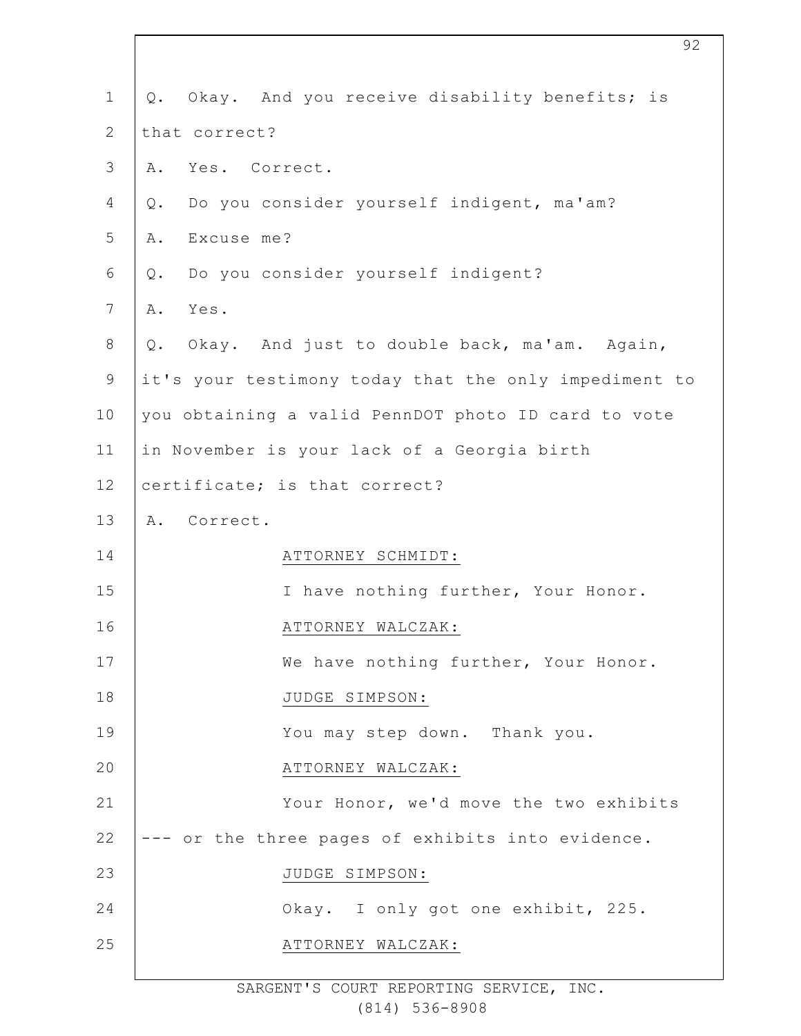Q. Okay. And you receive disability benefits; is that correct?

A. Yes. Correct.

Q. Do you consider yourself indigent, ma'am?

A. Excuse me?

Q. Do you consider yourself indigent?

A. Yes.

Q. Okay. And just to double back, ma'am. Again, it's your testimony today that the only impediment to you obtaining a valid PennDOT photo ID card to vote in November is your lack of a Georgia birth certificate; is that correct?

A. Correct.

ATTORNEY SCHMIDT:

I have nothing further, Your Honor.

ATTORNEY WALCZAK:

We have nothing further, Your Honor.

JUDGE SIMPSON:

You may step down. Thank you.

ATTORNEY WALCZAK:

Your Honor, we'd move the two exhibits --- or the three pages of exhibits into evidence.

JUDGE SIMPSON:

Okay. I only got one exhibit, 225.

ATTORNEY WALCZAK: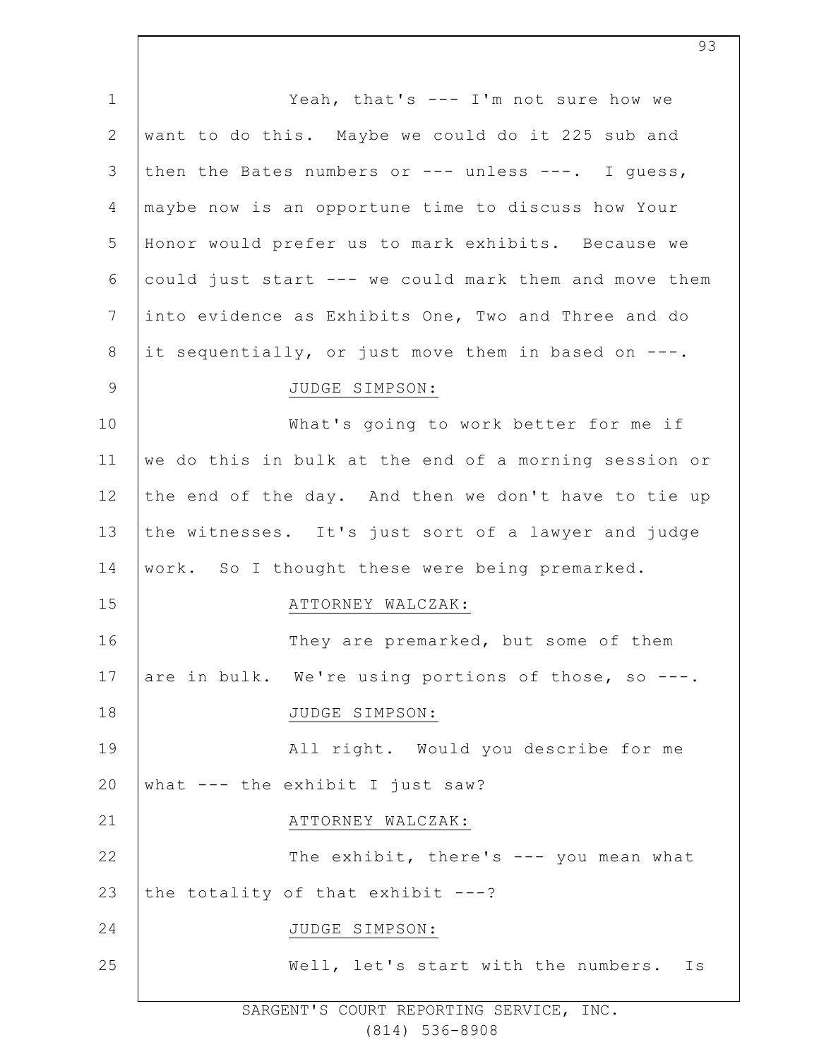Yeah, that's --- I'm not sure how we want to do this. Maybe we could do it 225 sub and then the Bates numbers or --- unless ---. I guess, maybe now is an opportune time to discuss how Your Honor would prefer us to mark exhibits. Because we could just start --- we could mark them and move them into evidence as Exhibits One, Two and Three and do it sequentially, or just move them in based on ---.

JUDGE SIMPSON:

What's going to work better for me if we do this in bulk at the end of a morning session or the end of the day. And then we don't have to tie up the witnesses. It's just sort of a lawyer and judge work. So I thought these were being premarked.

ATTORNEY WALCZAK:

They are premarked, but some of them are in bulk. We're using portions of those, so ---.

JUDGE SIMPSON:

All right. Would you describe for me what --- the exhibit I just saw?

ATTORNEY WALCZAK:

The exhibit, there's --- you mean what the totality of that exhibit ---?

JUDGE SIMPSON:

Well, let's start with the numbers. Is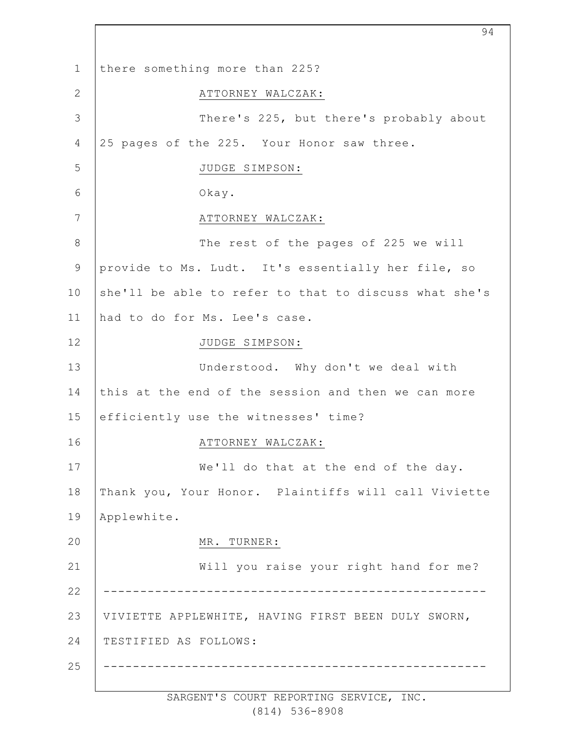there something more than 225?

ATTORNEY WALCZAK:

There's 225, but there's probably about 25 pages of the 225. Your Honor saw three.

JUDGE SIMPSON:

Okay.

ATTORNEY WALCZAK:

The rest of the pages of 225 we will provide to Ms. Ludt. It's essentially her file, so she'll be able to refer to that to discuss what she's had to do for Ms. Lee's case.

JUDGE SIMPSON:

Understood. Why don't we deal with this at the end of the session and then we can more efficiently use the witnesses' time?

ATTORNEY WALCZAK:

We'll do that at the end of the day. Thank you, Your Honor. Plaintiffs will call Viviette Applewhite.

MR. TURNER:

Will you raise your right hand for me?

---

VIVIETTE APPLEWHITE, HAVING FIRST BEEN DULY SWORN, TESTIFIED AS FOLLOWS:

---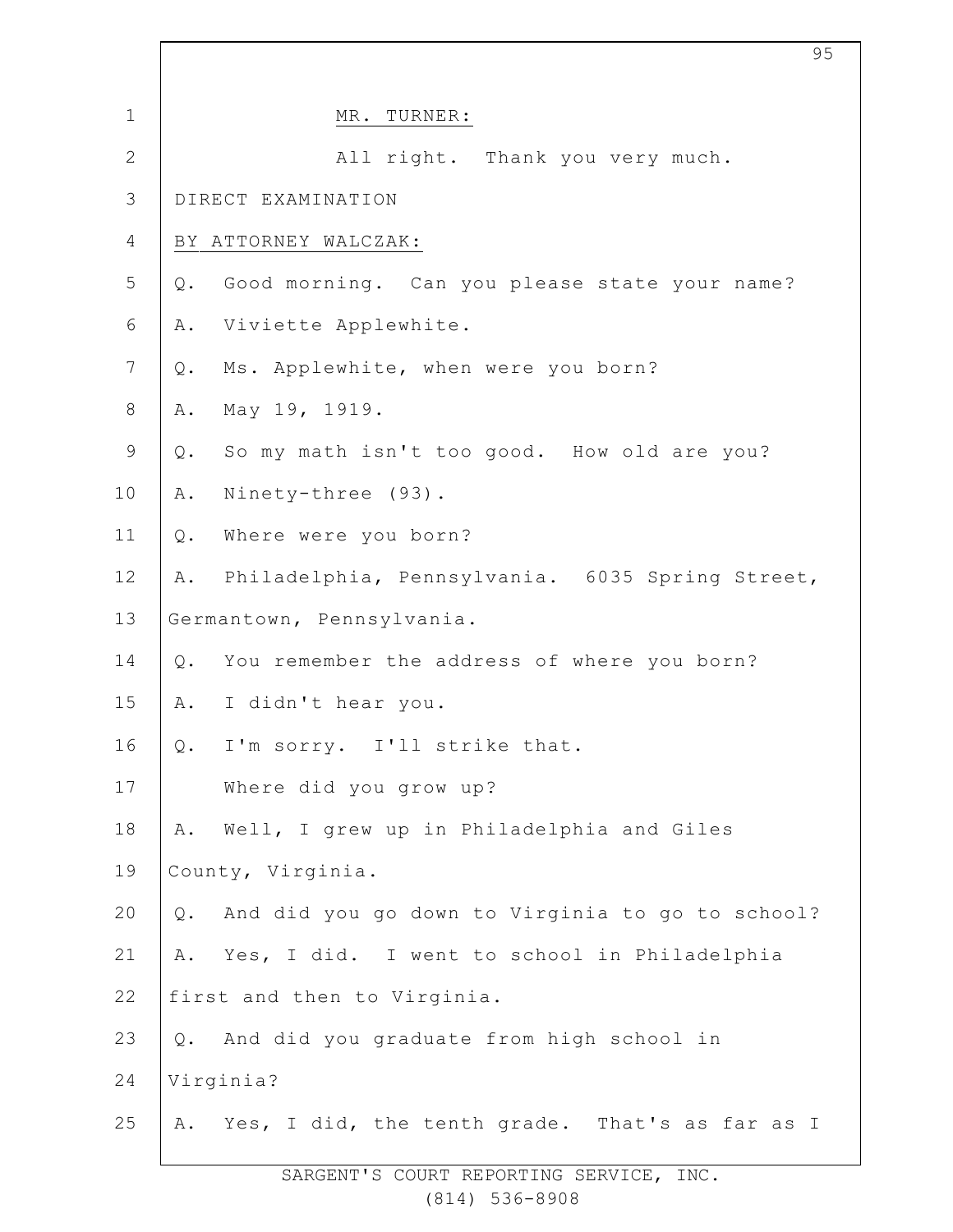MR. TURNER:

All right. Thank you very much.

DIRECT EXAMINATION

BY ATTORNEY WALCZAK:

Q. Good morning. Can you please state your name?

A. Viviette Applewhite.

Q. Ms. Applewhite, when were you born?

A. May 19, 1919.

Q. So my math isn't too good. How old are you?

A. Ninety-three (93).

Q. Where were you born?

A. Philadelphia, Pennsylvania. 6035 Spring Street, Germantown, Pennsylvania.

Q. You remember the address of where you born?

A. I didn't hear you.

Q. I'm sorry. I'll strike that.

Where did you grow up?

A. Well, I grew up in Philadelphia and Giles County, Virginia.

Q. And did you go down to Virginia to go to school?

A. Yes, I did. I went to school in Philadelphia first and then to Virginia.

Q. And did you graduate from high school in Virginia?

A. Yes, I did, the tenth grade. That's as far as I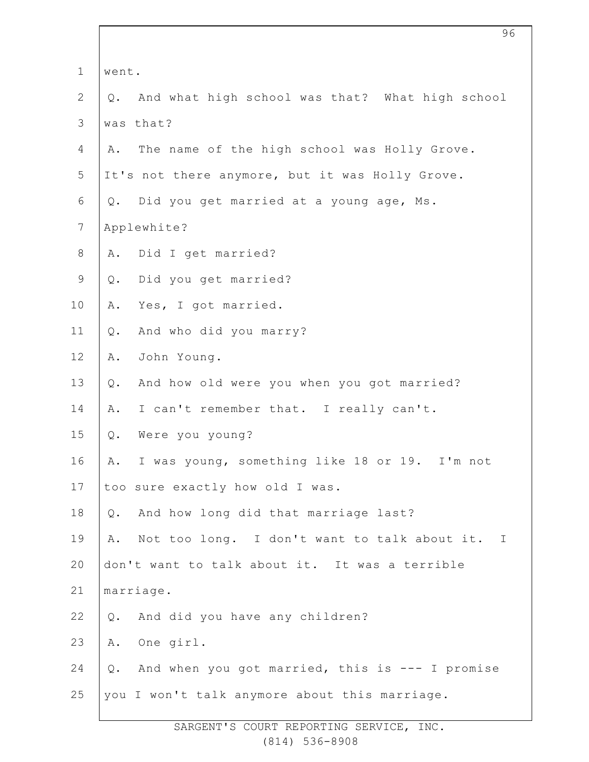1 went.

2 Q. And what high school was that? What high school

3 was that?

4 A. The name of the high school was Holly Grove.

5 It's not there anymore, but it was Holly Grove.

6 Q. Did you get married at a young age, Ms.

7 Applewhite?

8 A. Did I get married?

9 Q. Did you get married?

10 A. Yes, I got married.

11 Q. And who did you marry?

12 A. John Young.

13 Q. And how old were you when you got married?

14 A. I can't remember that. I really can't.

15 Q. Were you young?

16 A. I was young, something like 18 or 19. I'm not

17 too sure exactly how old I was.

18 Q. And how long did that marriage last?

19 A. Not too long. I don't want to talk about it. I

20 don't want to talk about it. It was a terrible

21 marriage.

22 Q. And did you have any children?

23 A. One girl.

24 Q. And when you got married, this is --- I promise

25 you I won't talk anymore about this marriage.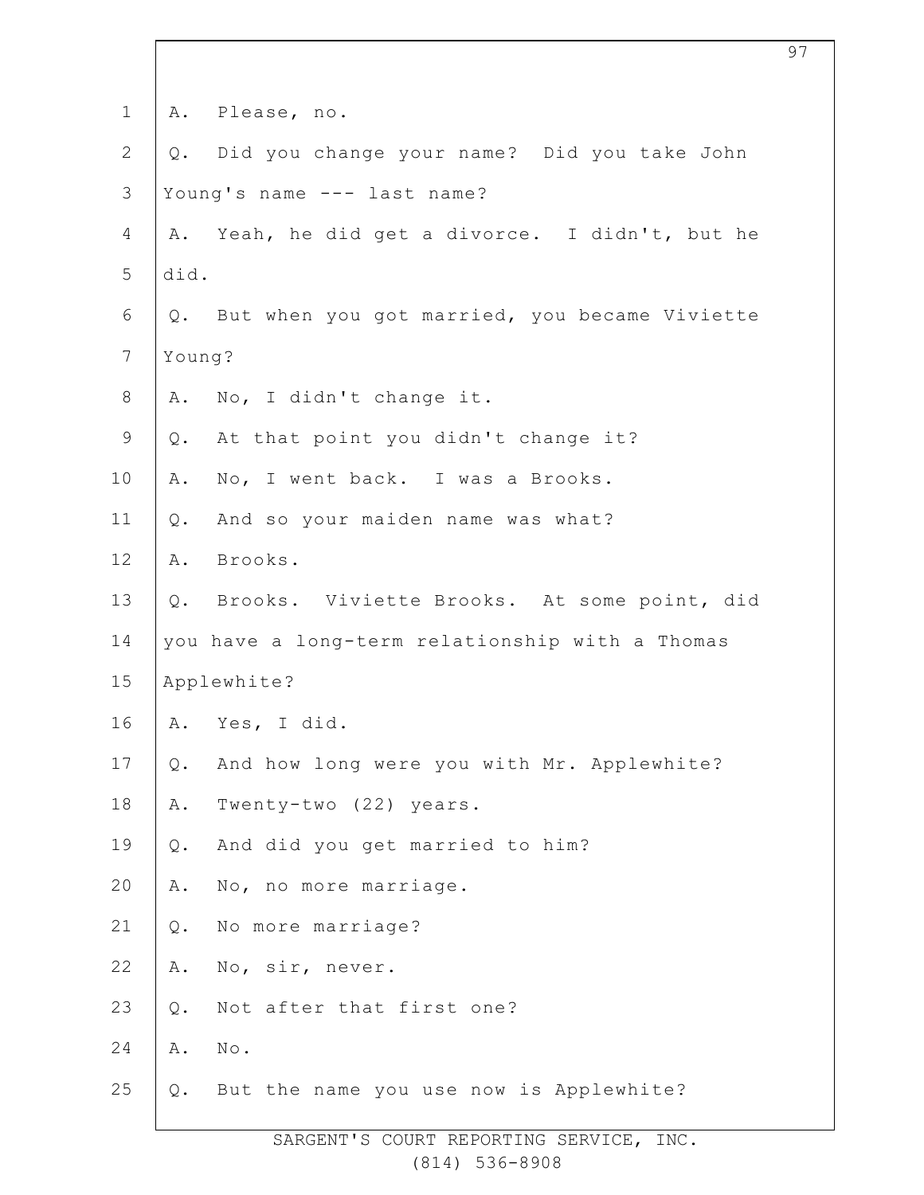A. Please, no.

Q. Did you change your name? Did you take John Young's name --- last name?

A. Yeah, he did get a divorce. I didn't, but he did.

Q. But when you got married, you became Viviette Young?

A. No, I didn't change it.

Q. At that point you didn't change it?

A. No, I went back. I was a Brooks.

Q. And so your maiden name was what?

A. Brooks.

Q. Brooks. Viviette Brooks. At some point, did you have a long-term relationship with a Thomas Applewhite?

A. Yes, I did.

Q. And how long were you with Mr. Applewhite?

A. Twenty-two (22) years.

Q. And did you get married to him?

A. No, no more marriage.

Q. No more marriage?

A. No, sir, never.

Q. Not after that first one?

A. No.

Q. But the name you use now is Applewhite?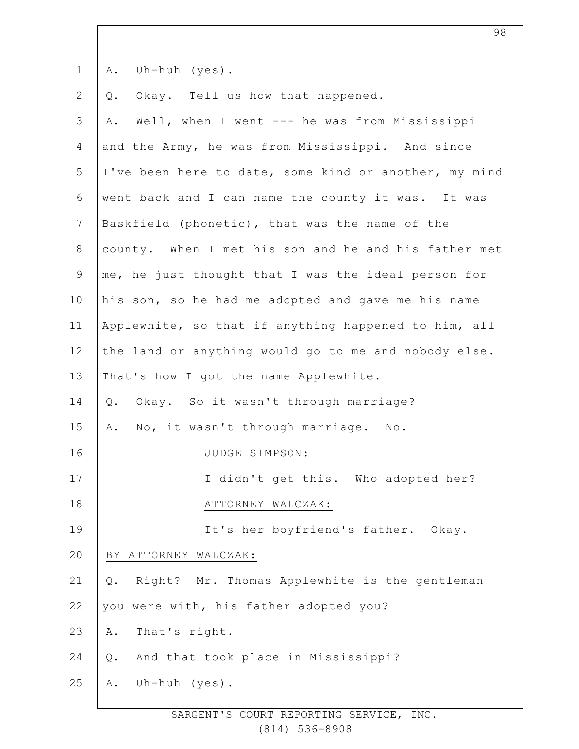A. Uh-huh (yes).

Q. Okay. Tell us how that happened.

A. Well, when I went --- he was from Mississippi and the Army, he was from Mississippi. And since I've been here to date, some kind or another, my mind went back and I can name the county it was. It was Baskfield (phonetic), that was the name of the county. When I met his son and he and his father met me, he just thought that I was the ideal person for his son, so he had me adopted and gave me his name Applewhite, so that if anything happened to him, all the land or anything would go to me and nobody else. That's how I got the name Applewhite.

Q. Okay. So it wasn't through marriage?

A. No, it wasn't through marriage. No.

JUDGE SIMPSON:

I didn't get this. Who adopted her?

ATTORNEY WALCZAK:

It's her boyfriend's father. Okay.

BY ATTORNEY WALCZAK:

Q. Right? Mr. Thomas Applewhite is the gentleman you were with, his father adopted you?

A. That's right.

Q. And that took place in Mississippi?

A. Uh-huh (yes).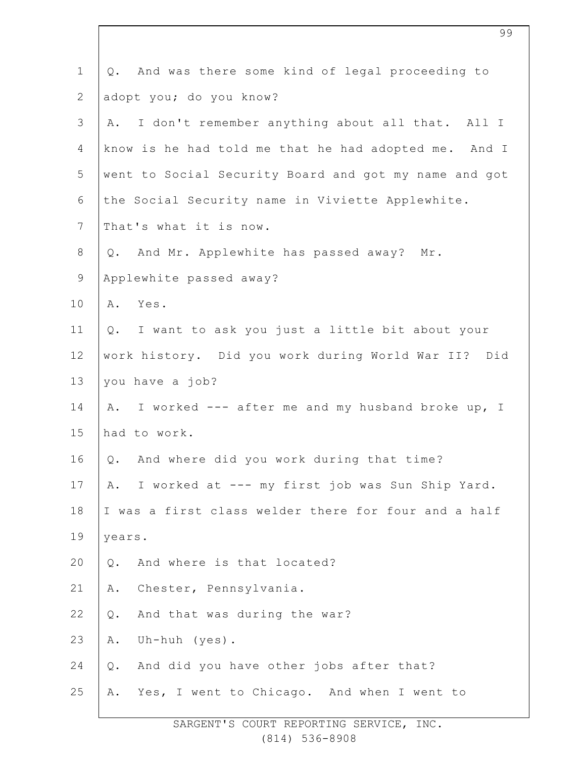Q. And was there some kind of legal proceeding to adopt you; do you know?

A. I don't remember anything about all that. All I know is he had told me that he had adopted me. And I went to Social Security Board and got my name and got the Social Security name in Viviette Applewhite. That's what it is now.

Q. And Mr. Applewhite has passed away? Mr. Applewhite passed away?

A. Yes.

Q. I want to ask you just a little bit about your work history. Did you work during World War II? Did you have a job?

A. I worked --- after me and my husband broke up, I had to work.

Q. And where did you work during that time?

A. I worked at --- my first job was Sun Ship Yard. I was a first class welder there for four and a half years.

Q. And where is that located?

A. Chester, Pennsylvania.

Q. And that was during the war?

A. Uh-huh (yes).

Q. And did you have other jobs after that?

A. Yes, I went to Chicago. And when I went to

SARGENT'S COURT REPORTING SERVICE, INC.
(814) 536-8908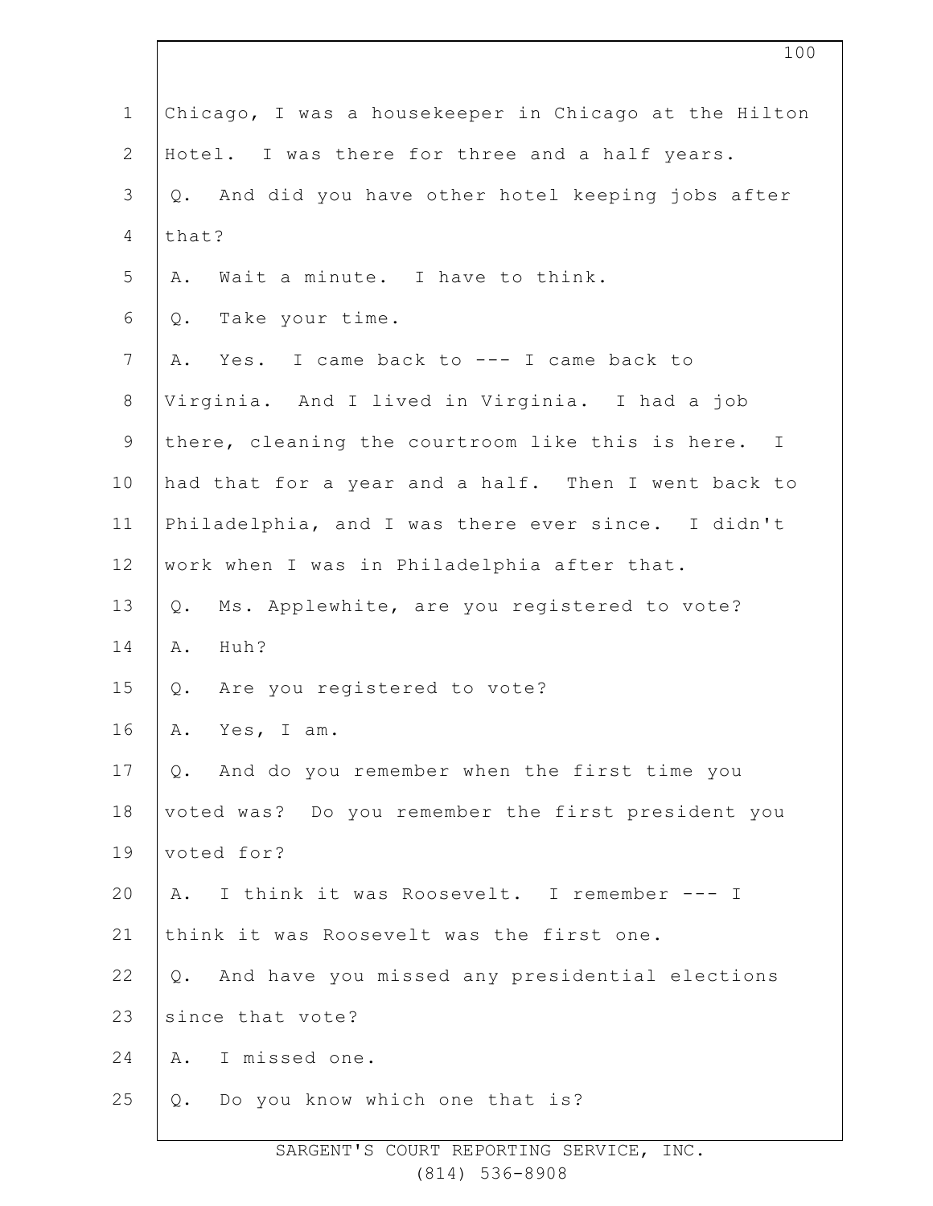Chicago, I was a housekeeper in Chicago at the Hilton Hotel. I was there for three and a half years.

Q. And did you have other hotel keeping jobs after that?

A. Wait a minute. I have to think.

Q. Take your time.

A. Yes. I came back to --- I came back to Virginia. And I lived in Virginia. I had a job there, cleaning the courtroom like this is here. I had that for a year and a half. Then I went back to Philadelphia, and I was there ever since. I didn't work when I was in Philadelphia after that.

Q. Ms. Applewhite, are you registered to vote?

A. Huh?

Q. Are you registered to vote?

A. Yes, I am.

Q. And do you remember when the first time you voted was? Do you remember the first president you voted for?

A. I think it was Roosevelt. I remember --- I think it was Roosevelt was the first one.

Q. And have you missed any presidential elections since that vote?

A. I missed one.

Q. Do you know which one that is?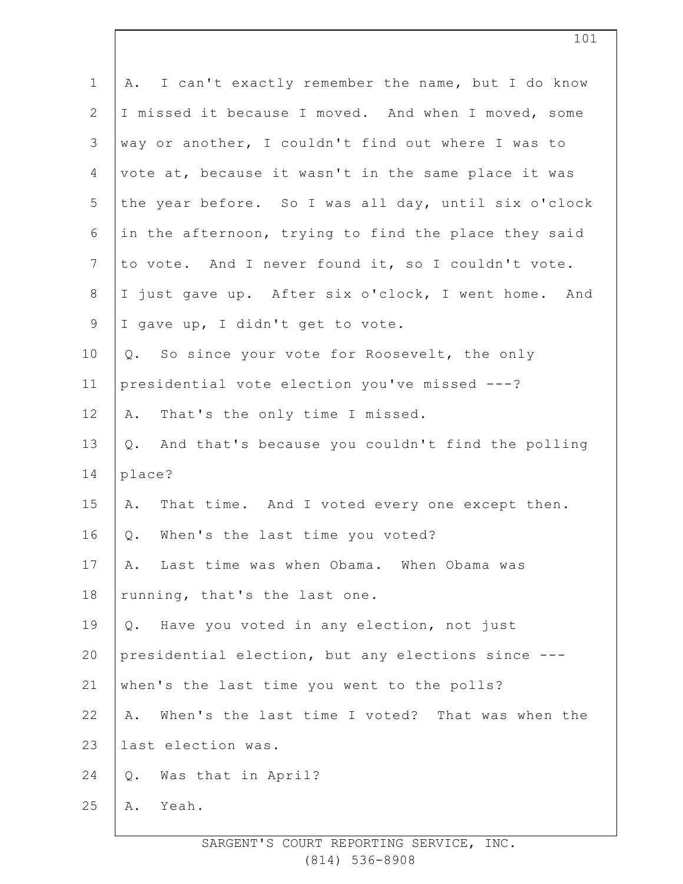A. I can't exactly remember the name, but I do know I missed it because I moved. And when I moved, some way or another, I couldn't find out where I was to vote at, because it wasn't in the same place it was the year before. So I was all day, until six o'clock in the afternoon, trying to find the place they said to vote. And I never found it, so I couldn't vote. I just gave up. After six o'clock, I went home. And I gave up, I didn't get to vote.

Q. So since your vote for Roosevelt, the only presidential vote election you've missed ---?

A. That's the only time I missed.

Q. And that's because you couldn't find the polling place?

A. That time. And I voted every one except then.

Q. When's the last time you voted?

A. Last time was when Obama. When Obama was running, that's the last one.

Q. Have you voted in any election, not just presidential election, but any elections since --- when's the last time you went to the polls?

A. When's the last time I voted? That was when the last election was.

Q. Was that in April?

A. Yeah.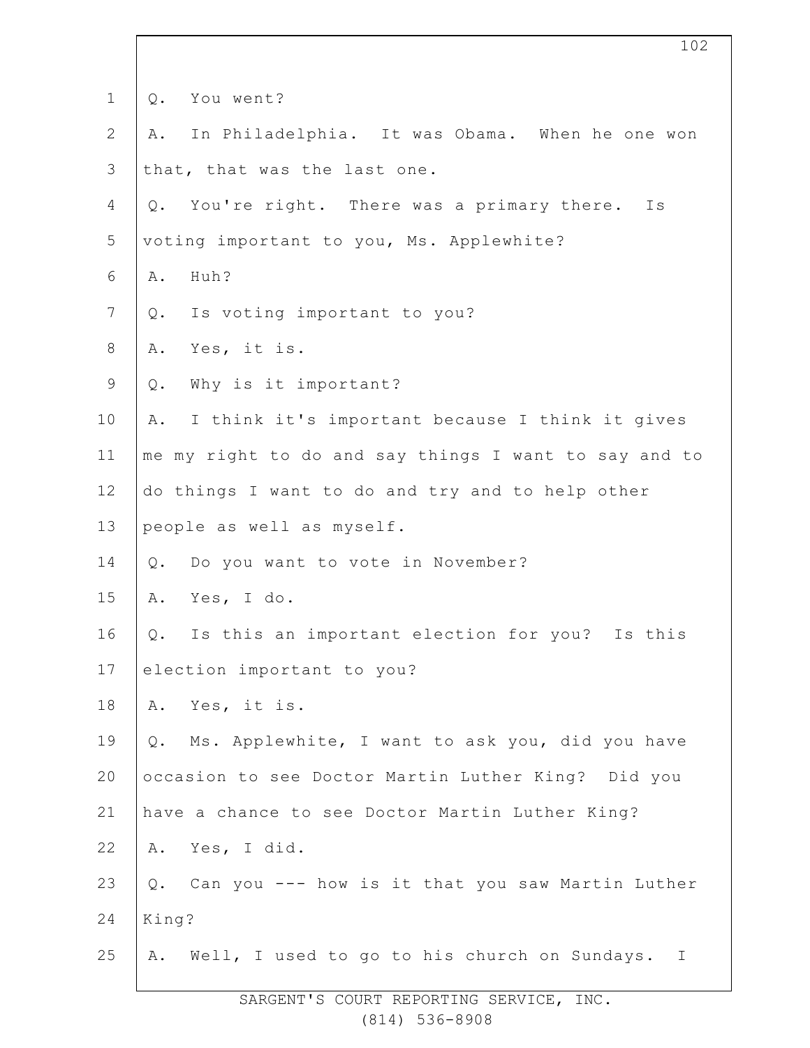Q. You went?

A. In Philadelphia. It was Obama. When he one won that, that was the last one.

Q. You're right. There was a primary there. Is voting important to you, Ms. Applewhite?

A. Huh?

Q. Is voting important to you?

A. Yes, it is.

Q. Why is it important?

A. I think it's important because I think it gives me my right to do and say things I want to say and to do things I want to do and try and to help other people as well as myself.

Q. Do you want to vote in November?

A. Yes, I do.

Q. Is this an important election for you? Is this election important to you?

A. Yes, it is.

Q. Ms. Applewhite, I want to ask you, did you have occasion to see Doctor Martin Luther King? Did you have a chance to see Doctor Martin Luther King?

A. Yes, I did.

Q. Can you --- how is it that you saw Martin Luther King?

A. Well, I used to go to his church on Sundays. I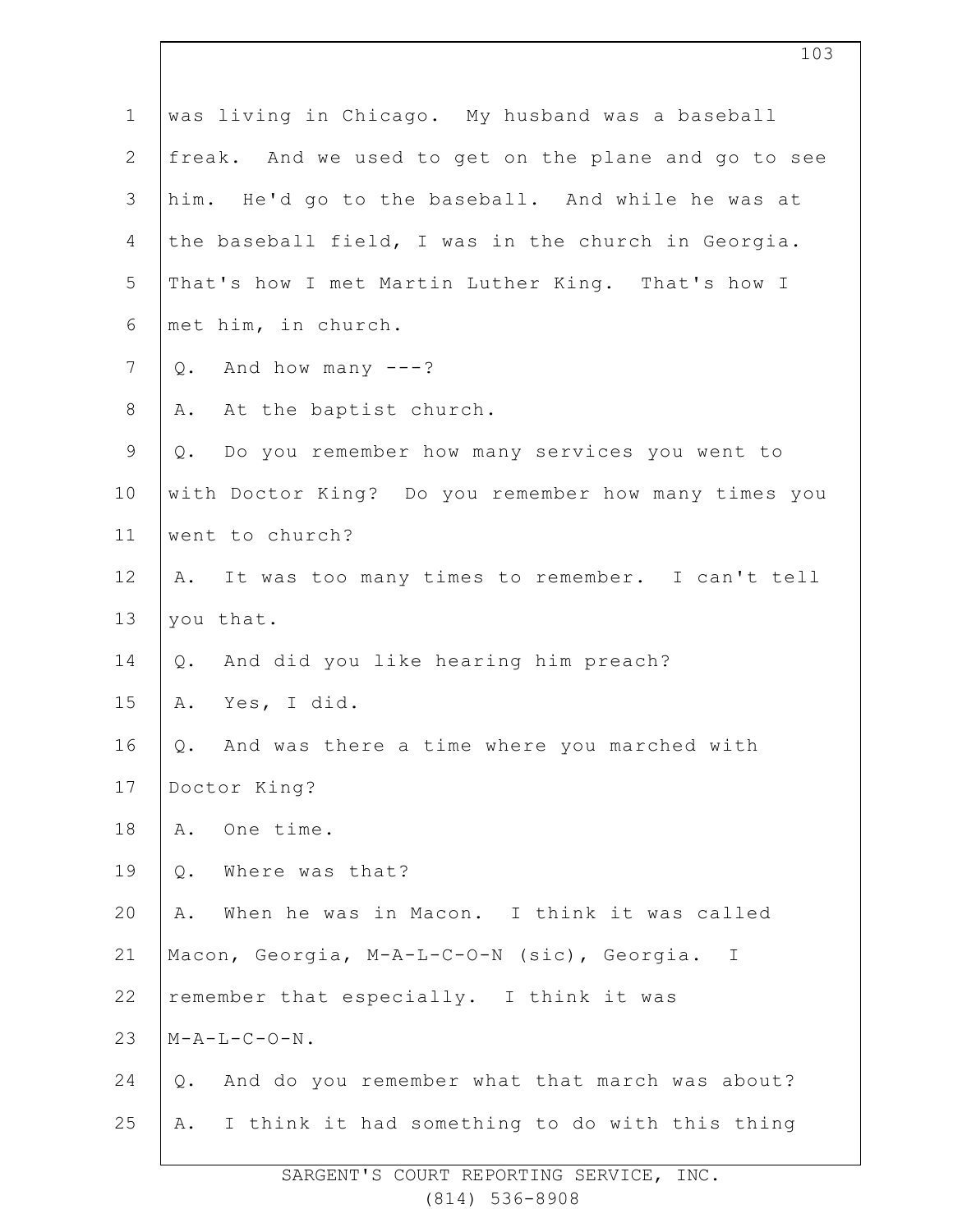was living in Chicago. My husband was a baseball freak. And we used to get on the plane and go to see him. He'd go to the baseball. And while he was at the baseball field, I was in the church in Georgia. That's how I met Martin Luther King. That's how I met him, in church.

Q. And how many ---?

A. At the baptist church.

Q. Do you remember how many services you went to with Doctor King? Do you remember how many times you went to church?

A. It was too many times to remember. I can't tell you that.

Q. And did you like hearing him preach?

A. Yes, I did.

Q. And was there a time where you marched with Doctor King?

A. One time.

Q. Where was that?

A. When he was in Macon. I think it was called Macon, Georgia, M-A-L-C-O-N (sic), Georgia. I remember that especially. I think it was M-A-L-C-O-N.

Q. And do you remember what that march was about?

A. I think it had something to do with this thing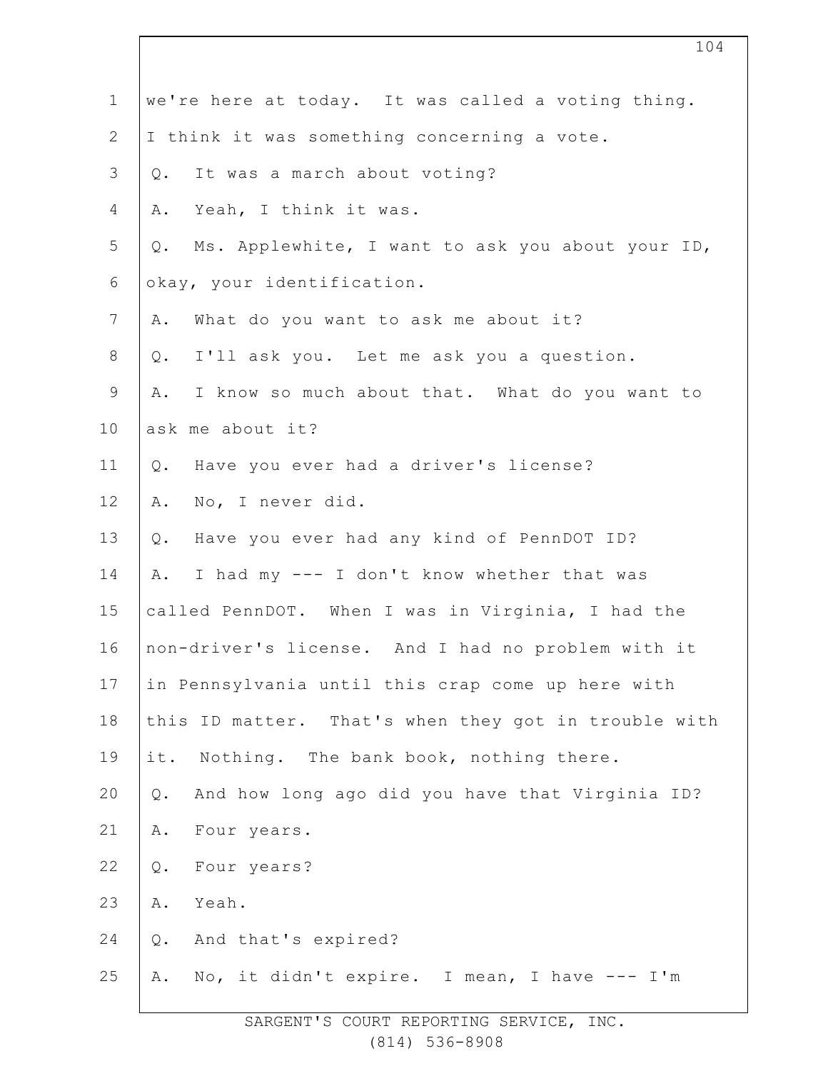we're here at today. It was called a voting thing. I think it was something concerning a vote.

Q. It was a march about voting?

A. Yeah, I think it was.

Q. Ms. Applewhite, I want to ask you about your ID, okay, your identification.

A. What do you want to ask me about it?

Q. I'll ask you. Let me ask you a question.

A. I know so much about that. What do you want to ask me about it?

Q. Have you ever had a driver's license?

A. No, I never did.

Q. Have you ever had any kind of PennDOT ID?

A. I had my --- I don't know whether that was called PennDOT. When I was in Virginia, I had the non-driver's license. And I had no problem with it in Pennsylvania until this crap come up here with this ID matter. That's when they got in trouble with it. Nothing. The bank book, nothing there.

Q. And how long ago did you have that Virginia ID?

A. Four years.

Q. Four years?

A. Yeah.

Q. And that's expired?

A. No, it didn't expire. I mean, I have --- I'm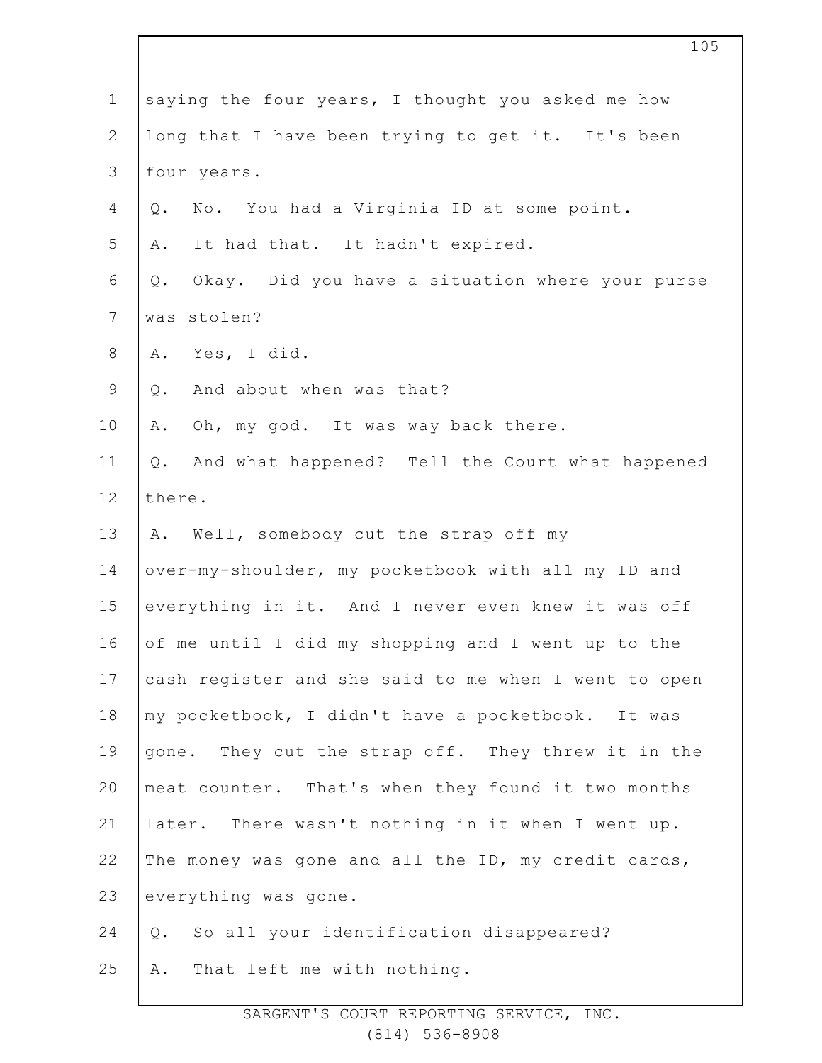saying the four years, I thought you asked me how long that I have been trying to get it. It's been four years.

Q. No. You had a Virginia ID at some point.

A. It had that. It hadn't expired.

Q. Okay. Did you have a situation where your purse was stolen?

A. Yes, I did.

Q. And about when was that?

A. Oh, my god. It was way back there.

Q. And what happened? Tell the Court what happened there.

A. Well, somebody cut the strap off my over-my-shoulder, my pocketbook with all my ID and everything in it. And I never even knew it was off of me until I did my shopping and I went up to the cash register and she said to me when I went to open my pocketbook, I didn't have a pocketbook. It was gone. They cut the strap off. They threw it in the meat counter. That's when they found it two months later. There wasn't nothing in it when I went up. The money was gone and all the ID, my credit cards, everything was gone.

Q. So all your identification disappeared?

A. That left me with nothing.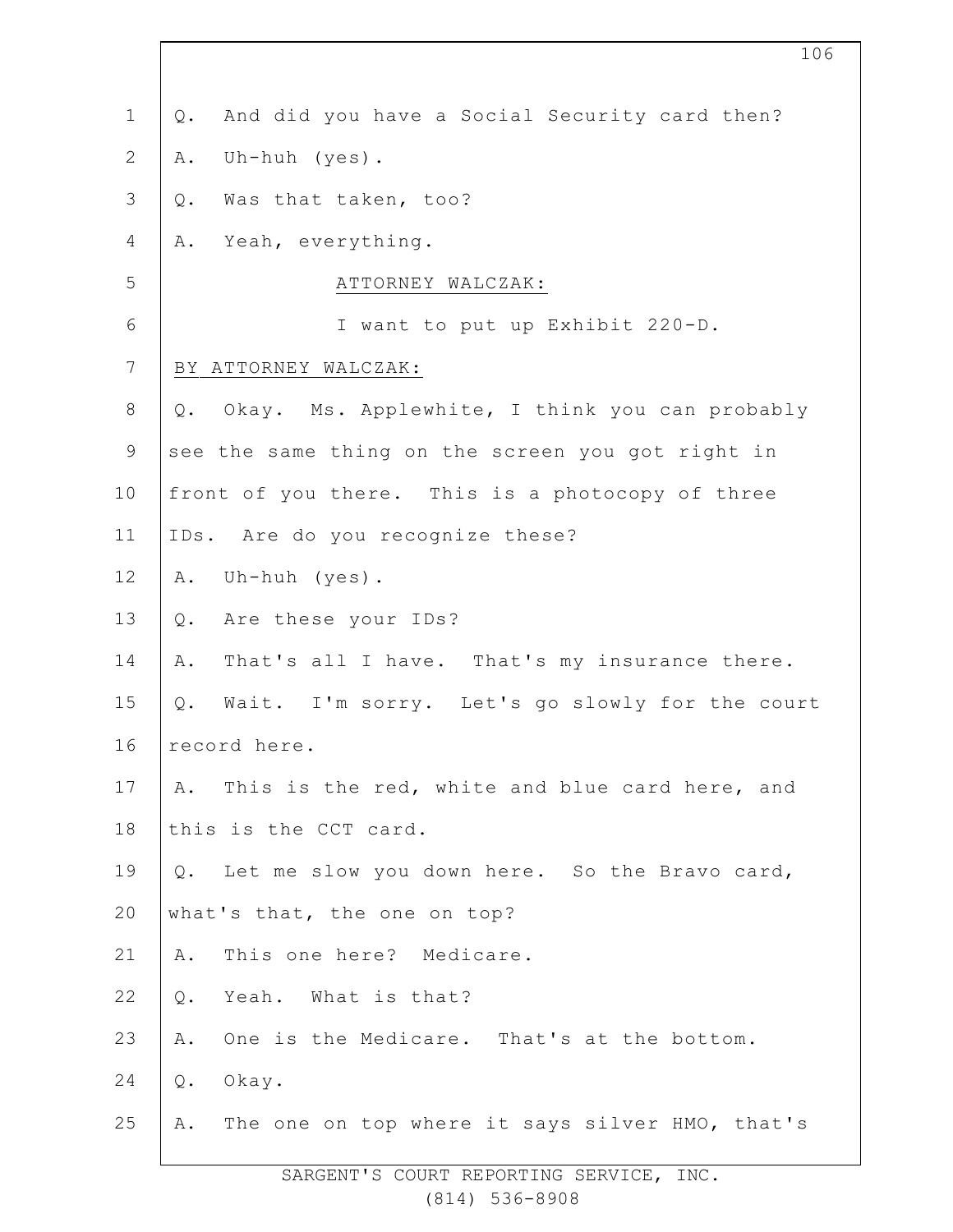Q. And did you have a Social Security card then?

A. Uh-huh (yes).

Q. Was that taken, too?

A. Yeah, everything.

ATTORNEY WALCZAK:

I want to put up Exhibit 220-D.

BY ATTORNEY WALCZAK:

Q. Okay. Ms. Applewhite, I think you can probably see the same thing on the screen you got right in front of you there. This is a photocopy of three IDs. Are do you recognize these?

A. Uh-huh (yes).

Q. Are these your IDs?

A. That's all I have. That's my insurance there.

Q. Wait. I'm sorry. Let's go slowly for the court record here.

A. This is the red, white and blue card here, and this is the CCT card.

Q. Let me slow you down here. So the Bravo card, what's that, the one on top?

A. This one here? Medicare.

Q. Yeah. What is that?

A. One is the Medicare. That's at the bottom.

Q. Okay.

A. The one on top where it says silver HMO, that's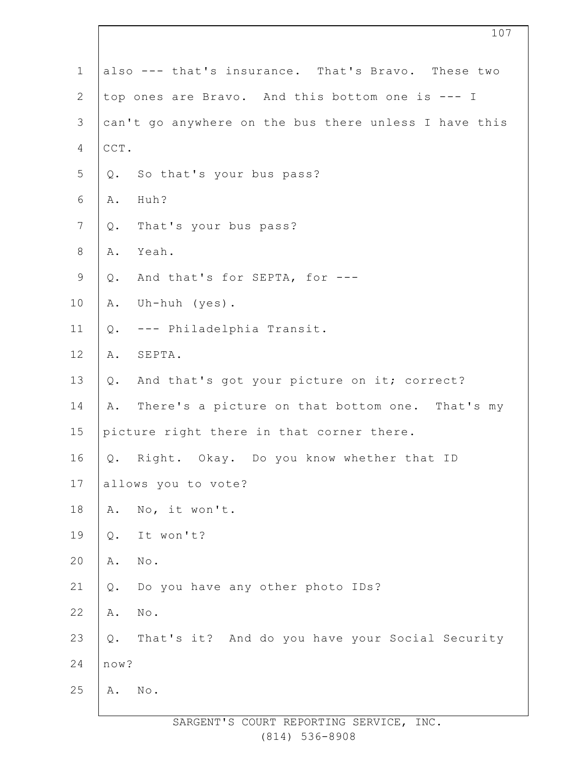also --- that's insurance. That's Bravo. These two top ones are Bravo. And this bottom one is --- I can't go anywhere on the bus there unless I have this CCT.

Q. So that's your bus pass?

A. Huh?

Q. That's your bus pass?

A. Yeah.

Q. And that's for SEPTA, for ---

A. Uh-huh (yes).

Q. --- Philadelphia Transit.

A. SEPTA.

Q. And that's got your picture on it; correct?

A. There's a picture on that bottom one. That's my picture right there in that corner there.

Q. Right. Okay. Do you know whether that ID allows you to vote?

A. No, it won't.

Q. It won't?

A. No.

Q. Do you have any other photo IDs?

A. No.

Q. That's it? And do you have your Social Security now?

A. No.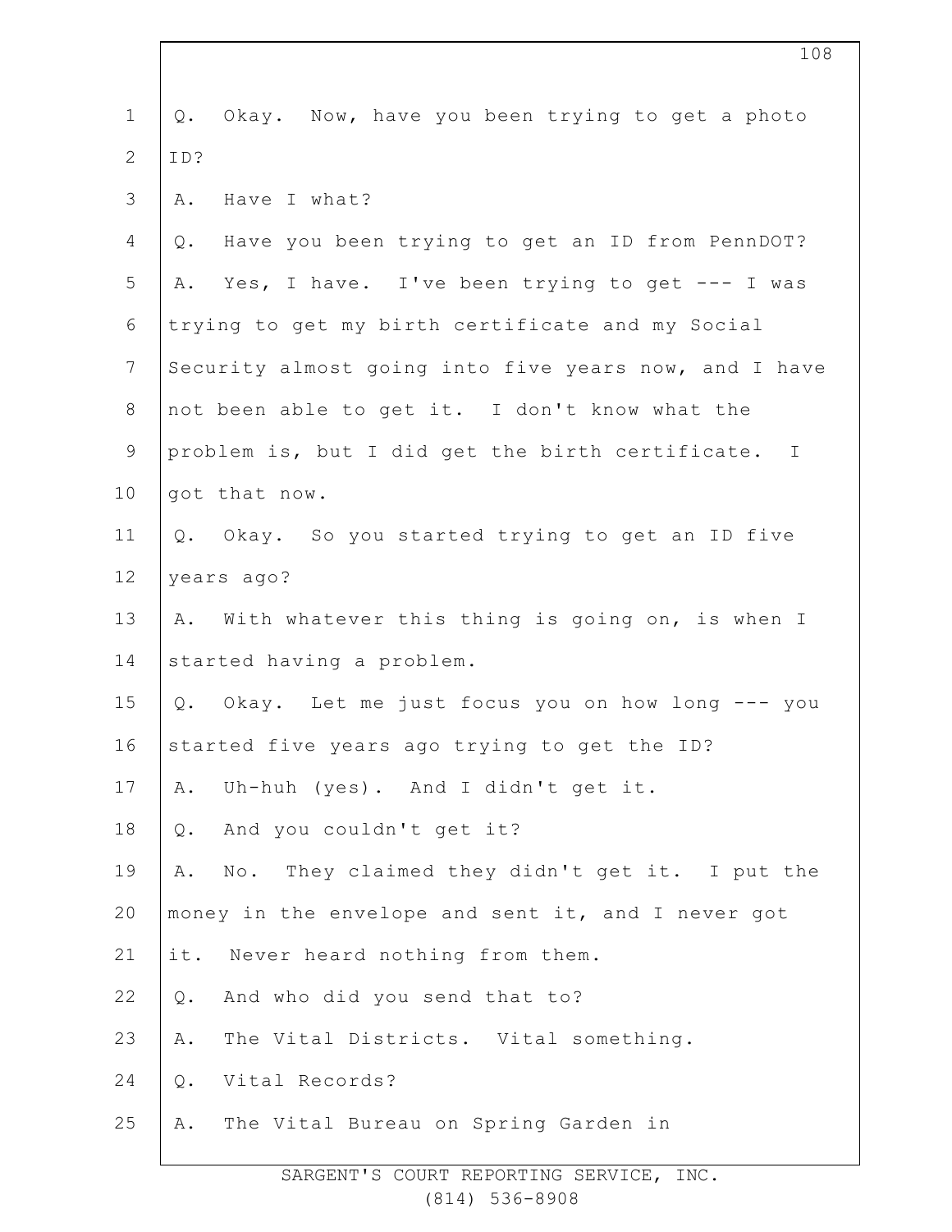Q. Okay. Now, have you been trying to get a photo ID?

A. Have I what?

Q. Have you been trying to get an ID from PennDOT?

A. Yes, I have. I've been trying to get --- I was trying to get my birth certificate and my Social Security almost going into five years now, and I have not been able to get it. I don't know what the problem is, but I did get the birth certificate. I got that now.

Q. Okay. So you started trying to get an ID five years ago?

A. With whatever this thing is going on, is when I started having a problem.

Q. Okay. Let me just focus you on how long --- you started five years ago trying to get the ID?

A. Uh-huh (yes). And I didn't get it.

Q. And you couldn't get it?

A. No. They claimed they didn't get it. I put the money in the envelope and sent it, and I never got it. Never heard nothing from them.

Q. And who did you send that to?

A. The Vital Districts. Vital something.

Q. Vital Records?

A. The Vital Bureau on Spring Garden in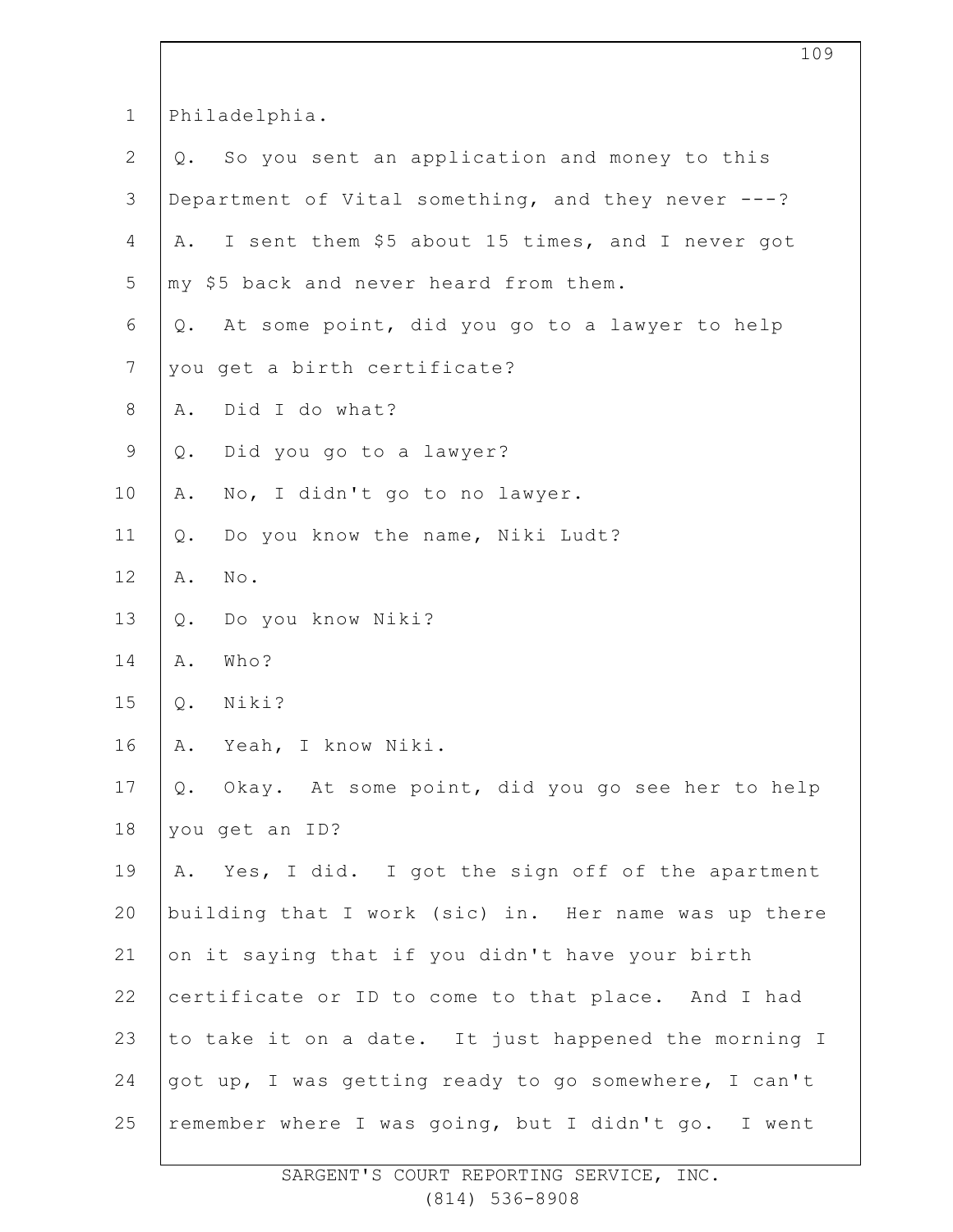Philadelphia.

Q. So you sent an application and money to this Department of Vital something, and they never ---?

A. I sent them $5 about 15 times, and I never got my $5 back and never heard from them.

Q. At some point, did you go to a lawyer to help you get a birth certificate?

A. Did I do what?

Q. Did you go to a lawyer?

A. No, I didn't go to no lawyer.

Q. Do you know the name, Niki Ludt?

A. No.

Q. Do you know Niki?

A. Who?

Q. Niki?

A. Yeah, I know Niki.

Q. Okay. At some point, did you go see her to help you get an ID?

A. Yes, I did. I got the sign off of the apartment building that I work (sic) in. Her name was up there on it saying that if you didn't have your birth certificate or ID to come to that place. And I had to take it on a date. It just happened the morning I got up, I was getting ready to go somewhere, I can't remember where I was going, but I didn't go. I went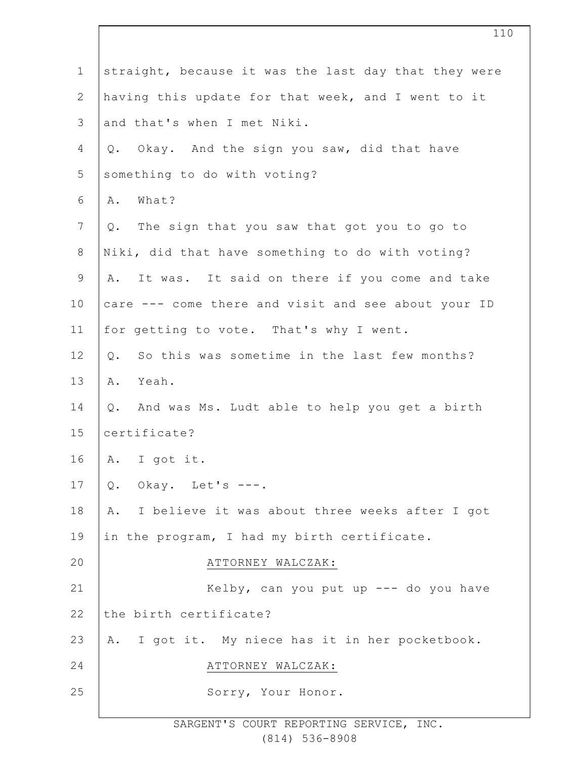straight, because it was the last day that they were having this update for that week, and I went to it and that's when I met Niki.

Q. Okay. And the sign you saw, did that have something to do with voting?

A. What?

Q. The sign that you saw that got you to go to Niki, did that have something to do with voting?

A. It was. It said on there if you come and take care --- come there and visit and see about your ID for getting to vote. That's why I went.

Q. So this was sometime in the last few months?

A. Yeah.

Q. And was Ms. Ludt able to help you get a birth certificate?

A. I got it.

Q. Okay. Let's ---.

A. I believe it was about three weeks after I got in the program, I had my birth certificate.

ATTORNEY WALCZAK:

Kelby, can you put up --- do you have the birth certificate?

A. I got it. My niece has it in her pocketbook.

ATTORNEY WALCZAK:

Sorry, Your Honor.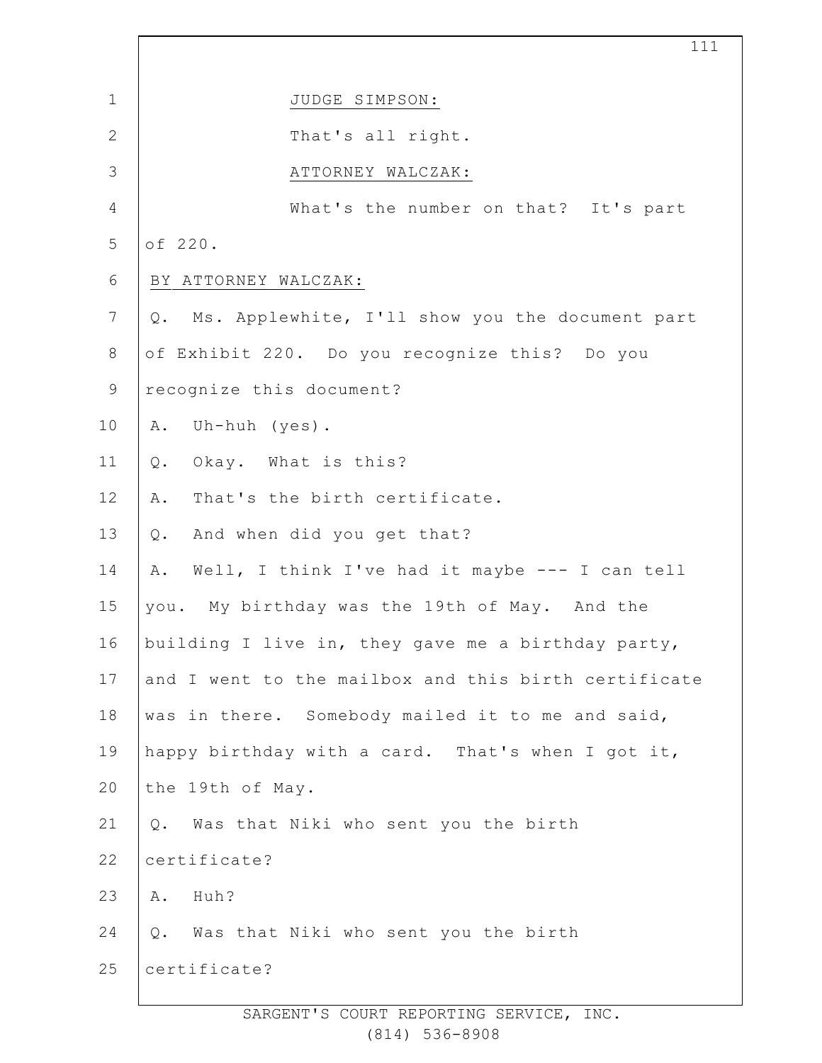JUDGE SIMPSON:

That's all right.

ATTORNEY WALCZAK:

What's the number on that? It's part of 220.

BY ATTORNEY WALCZAK:

Q. Ms. Applewhite, I'll show you the document part of Exhibit 220. Do you recognize this? Do you recognize this document?

A. Uh-huh (yes).

Q. Okay. What is this?

A. That's the birth certificate.

Q. And when did you get that?

A. Well, I think I've had it maybe --- I can tell you. My birthday was the 19th of May. And the building I live in, they gave me a birthday party, and I went to the mailbox and this birth certificate was in there. Somebody mailed it to me and said, happy birthday with a card. That's when I got it, the 19th of May.

Q. Was that Niki who sent you the birth certificate?

A. Huh?

Q. Was that Niki who sent you the birth certificate?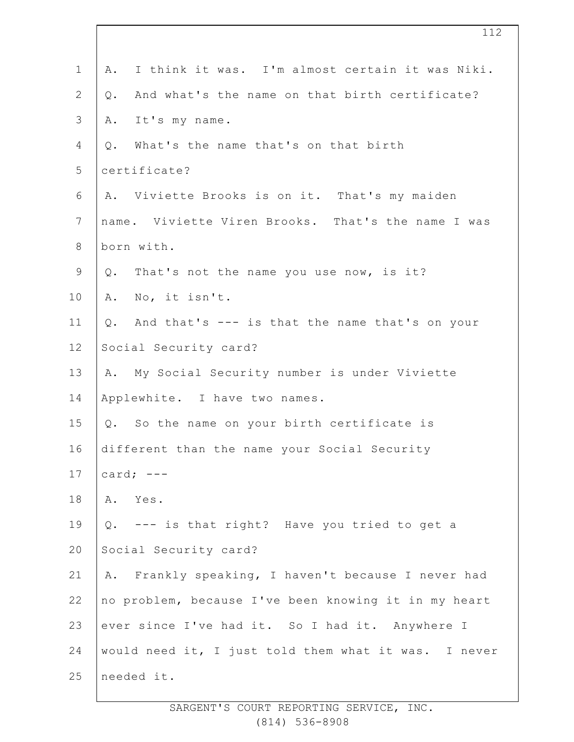A. I think it was. I'm almost certain it was Niki.

Q. And what's the name on that birth certificate?

A. It's my name.

Q. What's the name that's on that birth certificate?

A. Viviette Brooks is on it. That's my maiden name. Viviette Viren Brooks. That's the name I was born with.

Q. That's not the name you use now, is it?

A. No, it isn't.

Q. And that's --- is that the name that's on your Social Security card?

A. My Social Security number is under Viviette Applewhite. I have two names.

Q. So the name on your birth certificate is different than the name your Social Security card; ---

A. Yes.

Q. --- is that right? Have you tried to get a Social Security card?

A. Frankly speaking, I haven't because I never had no problem, because I've been knowing it in my heart ever since I've had it. So I had it. Anywhere I would need it, I just told them what it was. I never needed it.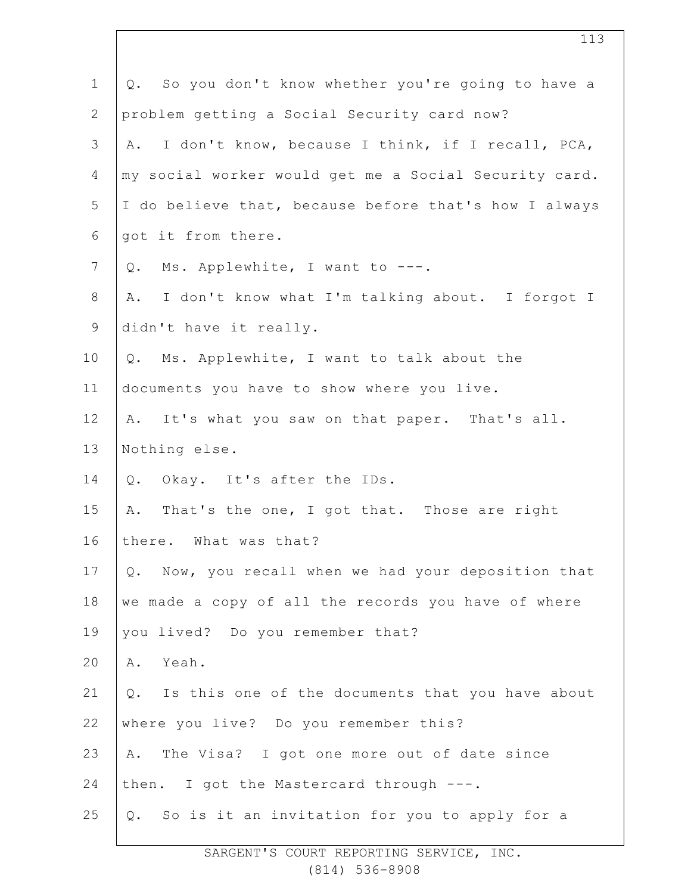Q. So you don't know whether you're going to have a problem getting a Social Security card now?

A. I don't know, because I think, if I recall, PCA, my social worker would get me a Social Security card. I do believe that, because before that's how I always got it from there.

Q. Ms. Applewhite, I want to ---.

A. I don't know what I'm talking about. I forgot I didn't have it really.

Q. Ms. Applewhite, I want to talk about the documents you have to show where you live.

A. It's what you saw on that paper. That's all. Nothing else.

Q. Okay. It's after the IDs.

A. That's the one, I got that. Those are right there. What was that?

Q. Now, you recall when we had your deposition that we made a copy of all the records you have of where you lived? Do you remember that?

A. Yeah.

Q. Is this one of the documents that you have about where you live? Do you remember this?

A. The Visa? I got one more out of date since then. I got the Mastercard through ---.

Q. So is it an invitation for you to apply for a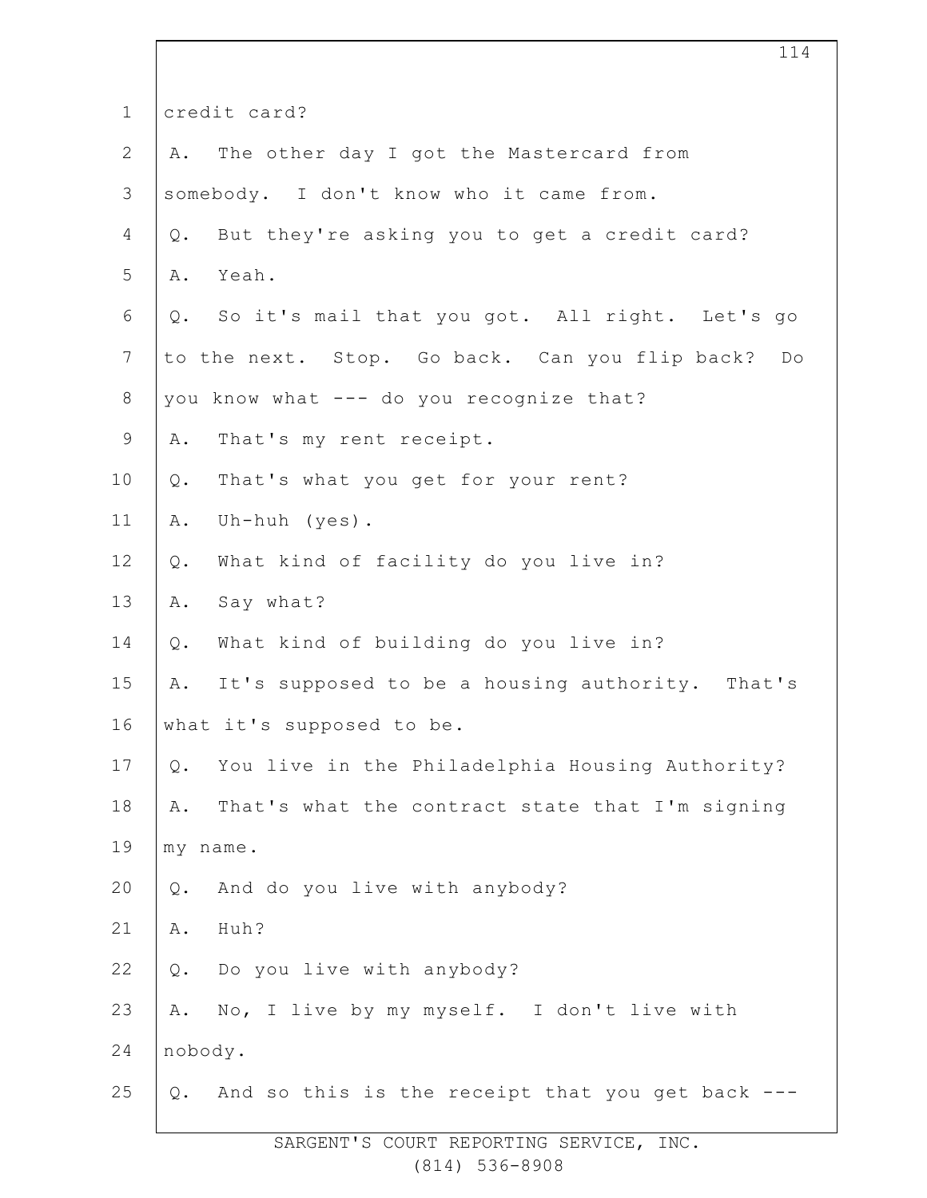credit card?

A. The other day I got the Mastercard from somebody. I don't know who it came from.

Q. But they're asking you to get a credit card?

A. Yeah.

Q. So it's mail that you got. All right. Let's go to the next. Stop. Go back. Can you flip back? Do you know what --- do you recognize that?

A. That's my rent receipt.

Q. That's what you get for your rent?

A. Uh-huh (yes).

Q. What kind of facility do you live in?

A. Say what?

Q. What kind of building do you live in?

A. It's supposed to be a housing authority. That's what it's supposed to be.

Q. You live in the Philadelphia Housing Authority?

A. That's what the contract state that I'm signing my name.

Q. And do you live with anybody?

A. Huh?

Q. Do you live with anybody?

A. No, I live by my myself. I don't live with nobody.

Q. And so this is the receipt that you get back ---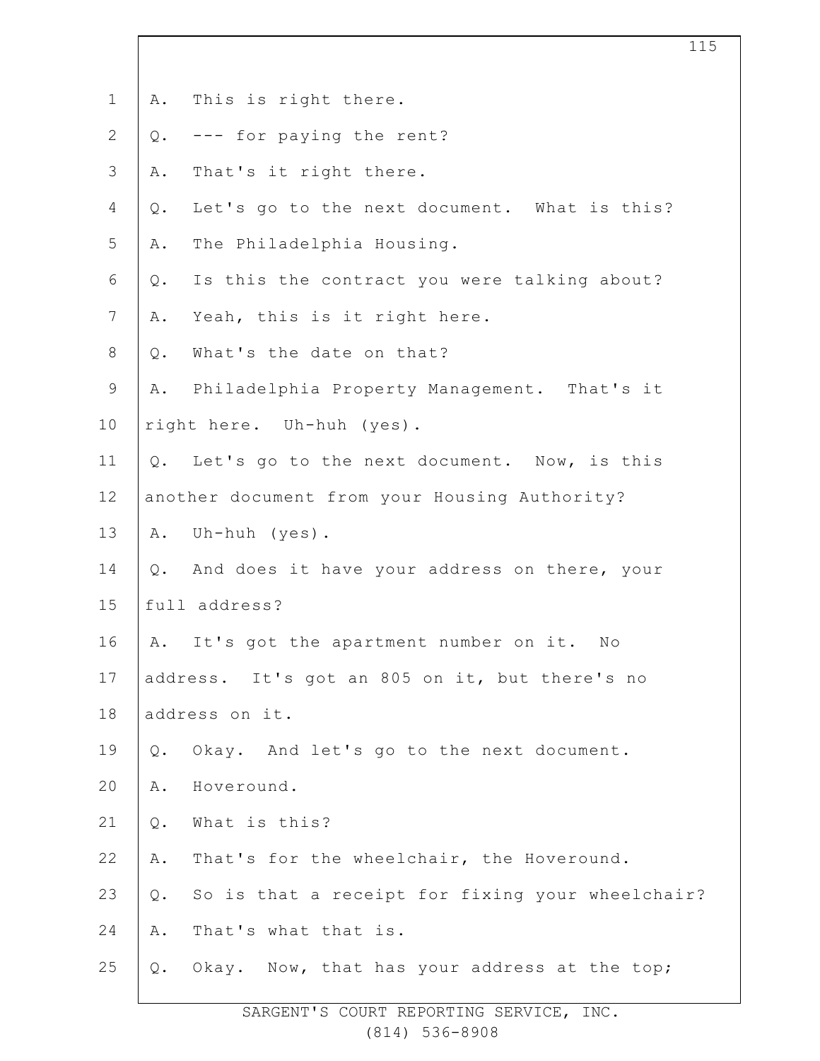1 A. This is right there.

2 Q. --- for paying the rent?

3 A. That's it right there.

4 Q. Let's go to the next document. What is this?

5 A. The Philadelphia Housing.

6 Q. Is this the contract you were talking about?

7 A. Yeah, this is it right here.

8 Q. What's the date on that?

9 A. Philadelphia Property Management. That's it

10 right here. Uh-huh (yes).

11 Q. Let's go to the next document. Now, is this

12 another document from your Housing Authority?

13 A. Uh-huh (yes).

14 Q. And does it have your address on there, your

15 full address?

16 A. It's got the apartment number on it. No

17 address. It's got an 805 on it, but there's no

18 address on it.

19 Q. Okay. And let's go to the next document.

20 A. Hoveround.

21 Q. What is this?

22 A. That's for the wheelchair, the Hoveround.

23 Q. So is that a receipt for fixing your wheelchair?

24 A. That's what that is.

25 Q. Okay. Now, that has your address at the top;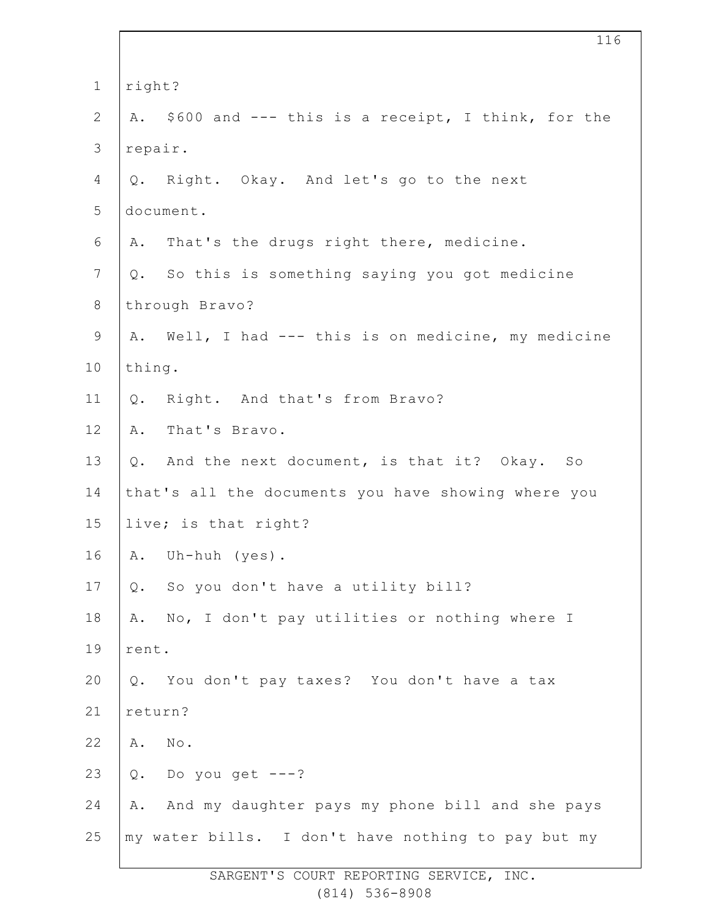1 right?

2 A. $600 and --- this is a receipt, I think, for the

3 repair.

4 Q. Right. Okay. And let's go to the next

5 document.

6 A. That's the drugs right there, medicine.

7 Q. So this is something saying you got medicine

8 through Bravo?

9 A. Well, I had --- this is on medicine, my medicine

10 thing.

11 Q. Right. And that's from Bravo?

12 A. That's Bravo.

13 Q. And the next document, is that it? Okay. So

14 that's all the documents you have showing where you

15 live; is that right?

16 A. Uh-huh (yes).

17 Q. So you don't have a utility bill?

18 A. No, I don't pay utilities or nothing where I

19 rent.

20 Q. You don't pay taxes? You don't have a tax

21 return?

22 A. No.

23 Q. Do you get ---?

24 A. And my daughter pays my phone bill and she pays

25 my water bills. I don't have nothing to pay but my

SARGENT'S COURT REPORTING SERVICE, INC.
(814) 536-8908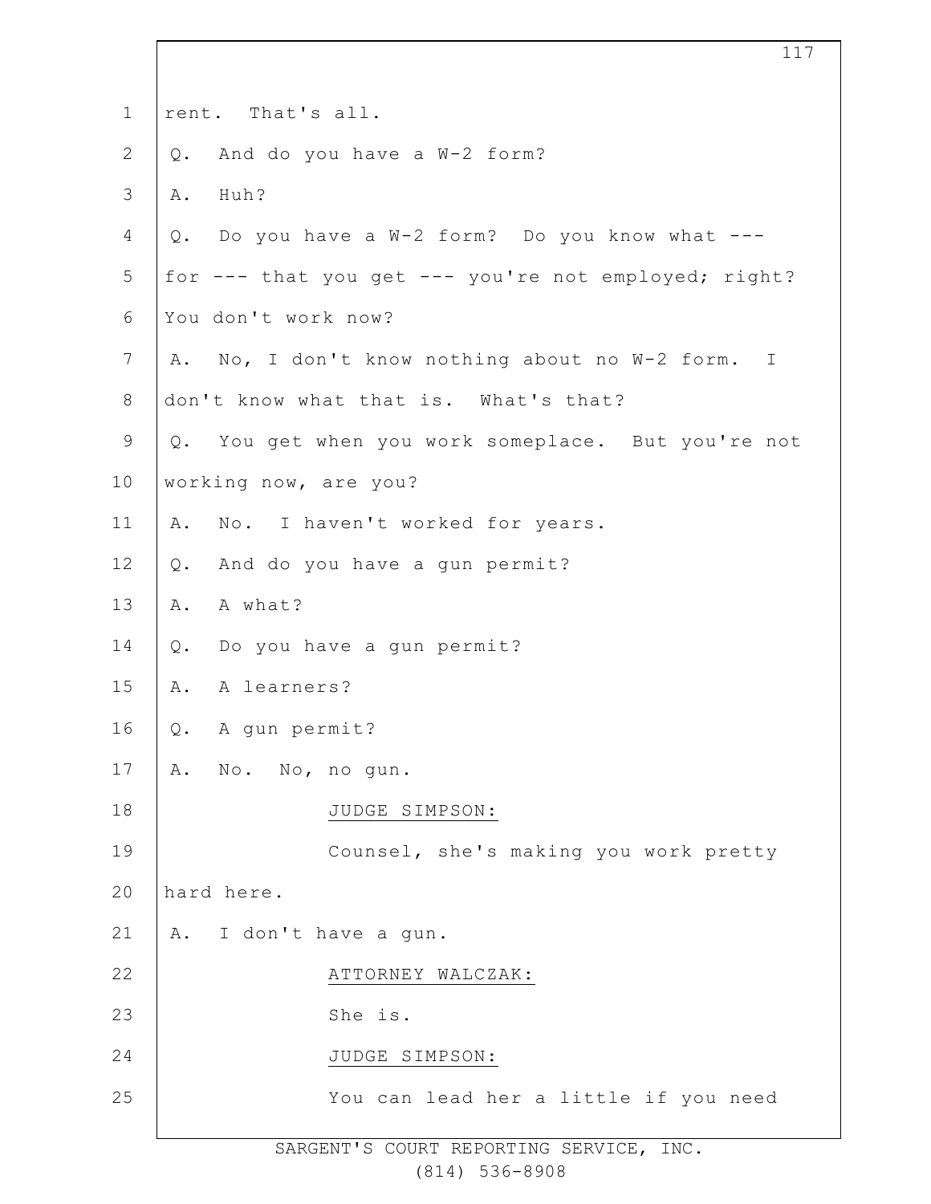rent. That's all.

Q. And do you have a W-2 form?

A. Huh?

Q. Do you have a W-2 form? Do you know what --- for --- that you get --- you're not employed; right? You don't work now?

A. No, I don't know nothing about no W-2 form. I don't know what that is. What's that?

Q. You get when you work someplace. But you're not working now, are you?

A. No. I haven't worked for years.

Q. And do you have a gun permit?

A. A what?

Q. Do you have a gun permit?

A. A learners?

Q. A gun permit?

A. No. No, no gun.

JUDGE SIMPSON:

Counsel, she's making you work pretty hard here.

A. I don't have a gun.

ATTORNEY WALCZAK:

She is.

JUDGE SIMPSON:

You can lead her a little if you need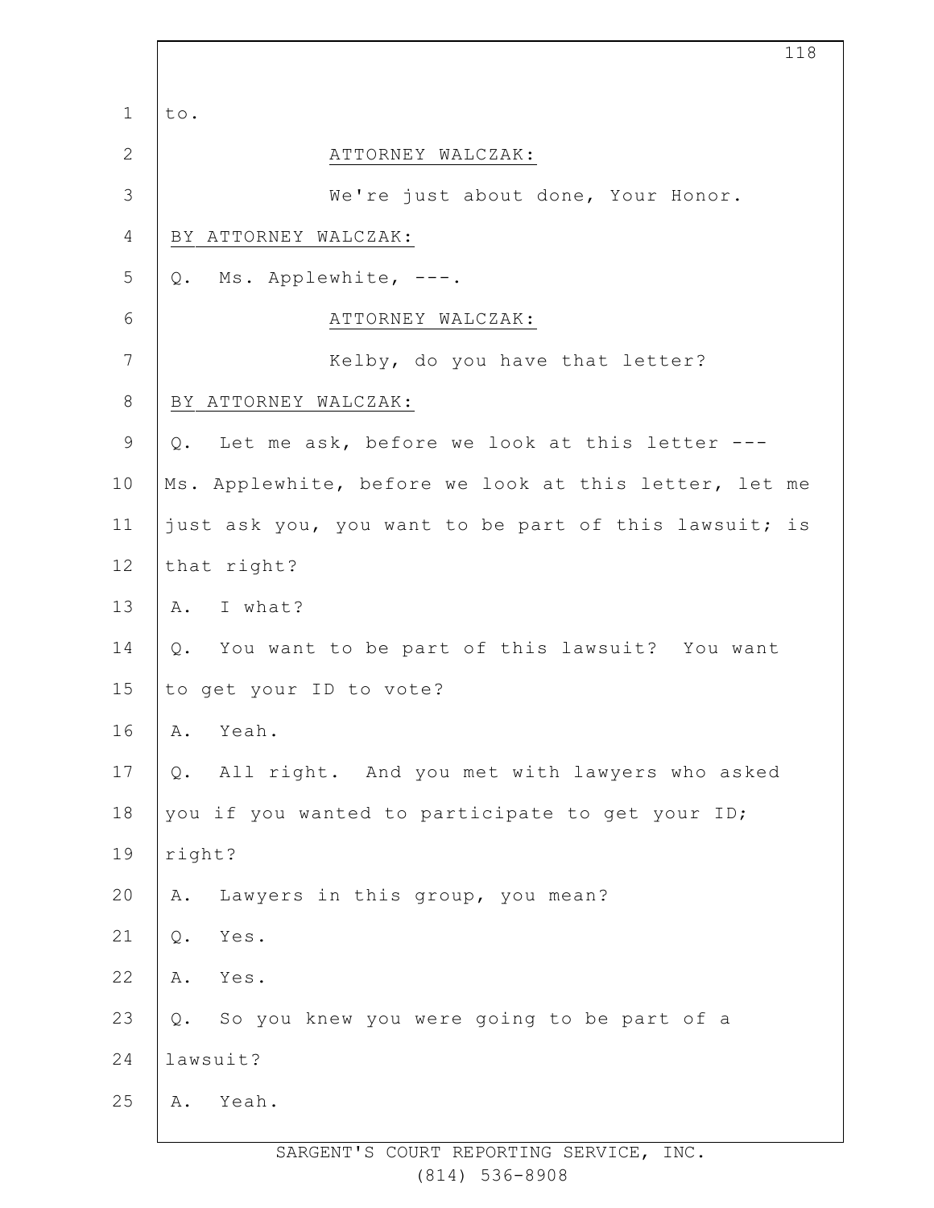to.

ATTORNEY WALCZAK:

We're just about done, Your Honor.

BY ATTORNEY WALCZAK:

Q. Ms. Applewhite, ---.

ATTORNEY WALCZAK:

Kelby, do you have that letter?

BY ATTORNEY WALCZAK:

Q. Let me ask, before we look at this letter --- Ms. Applewhite, before we look at this letter, let me just ask you, you want to be part of this lawsuit; is that right?

A. I what?

Q. You want to be part of this lawsuit? You want to get your ID to vote?

A. Yeah.

Q. All right. And you met with lawyers who asked you if you wanted to participate to get your ID; right?

A. Lawyers in this group, you mean?

Q. Yes.

A. Yes.

Q. So you knew you were going to be part of a lawsuit?

A. Yeah.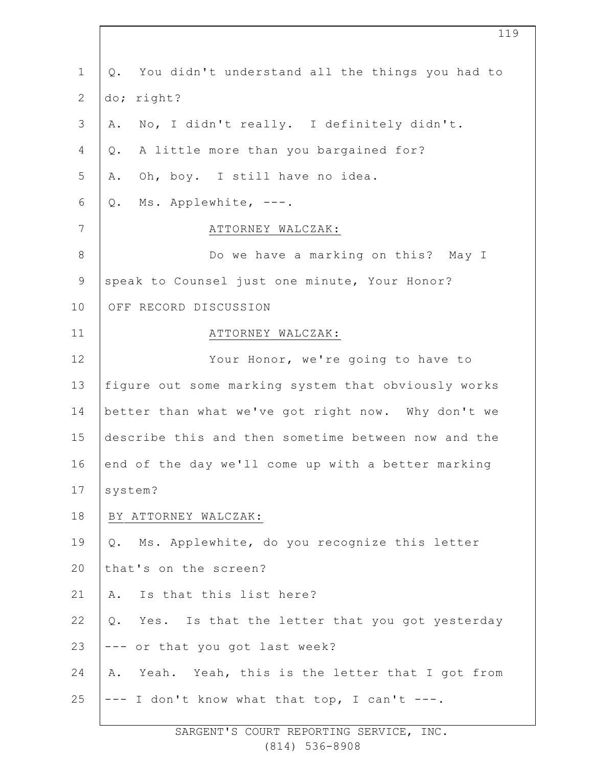Q. You didn't understand all the things you had to do; right?

A. No, I didn't really. I definitely didn't.

Q. A little more than you bargained for?

A. Oh, boy. I still have no idea.

Q. Ms. Applewhite, ---.

ATTORNEY WALCZAK:

Do we have a marking on this? May I speak to Counsel just one minute, Your Honor?

OFF RECORD DISCUSSION

ATTORNEY WALCZAK:

Your Honor, we're going to have to figure out some marking system that obviously works better than what we've got right now. Why don't we describe this and then sometime between now and the end of the day we'll come up with a better marking system?

BY ATTORNEY WALCZAK:

Q. Ms. Applewhite, do you recognize this letter that's on the screen?

A. Is that this list here?

Q. Yes. Is that the letter that you got yesterday --- or that you got last week?

A. Yeah. Yeah, this is the letter that I got from --- I don't know what that top, I can't ---.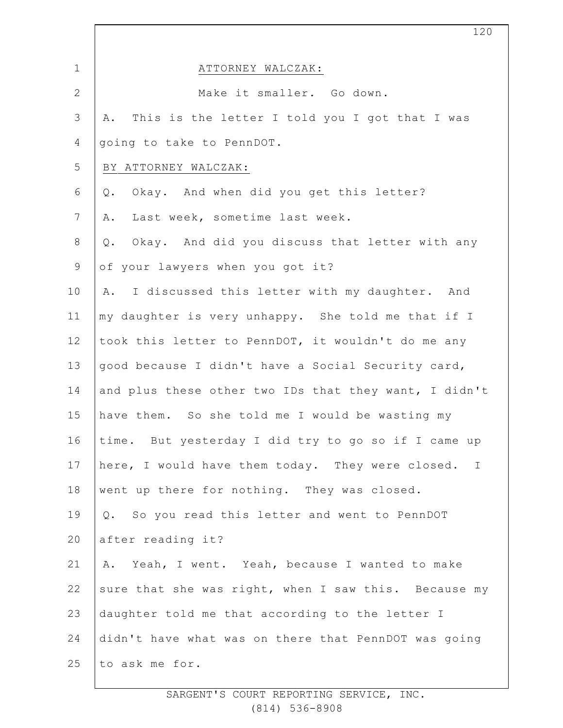ATTORNEY WALCZAK:

Make it smaller. Go down.

A. This is the letter I told you I got that I was going to take to PennDOT.

BY ATTORNEY WALCZAK:

Q. Okay. And when did you get this letter?

A. Last week, sometime last week.

Q. Okay. And did you discuss that letter with any of your lawyers when you got it?

A. I discussed this letter with my daughter. And my daughter is very unhappy. She told me that if I took this letter to PennDOT, it wouldn't do me any good because I didn't have a Social Security card, and plus these other two IDs that they want, I didn't have them. So she told me I would be wasting my time. But yesterday I did try to go so if I came up here, I would have them today. They were closed. I went up there for nothing. They was closed.

Q. So you read this letter and went to PennDOT after reading it?

A. Yeah, I went. Yeah, because I wanted to make sure that she was right, when I saw this. Because my daughter told me that according to the letter I didn't have what was on there that PennDOT was going to ask me for.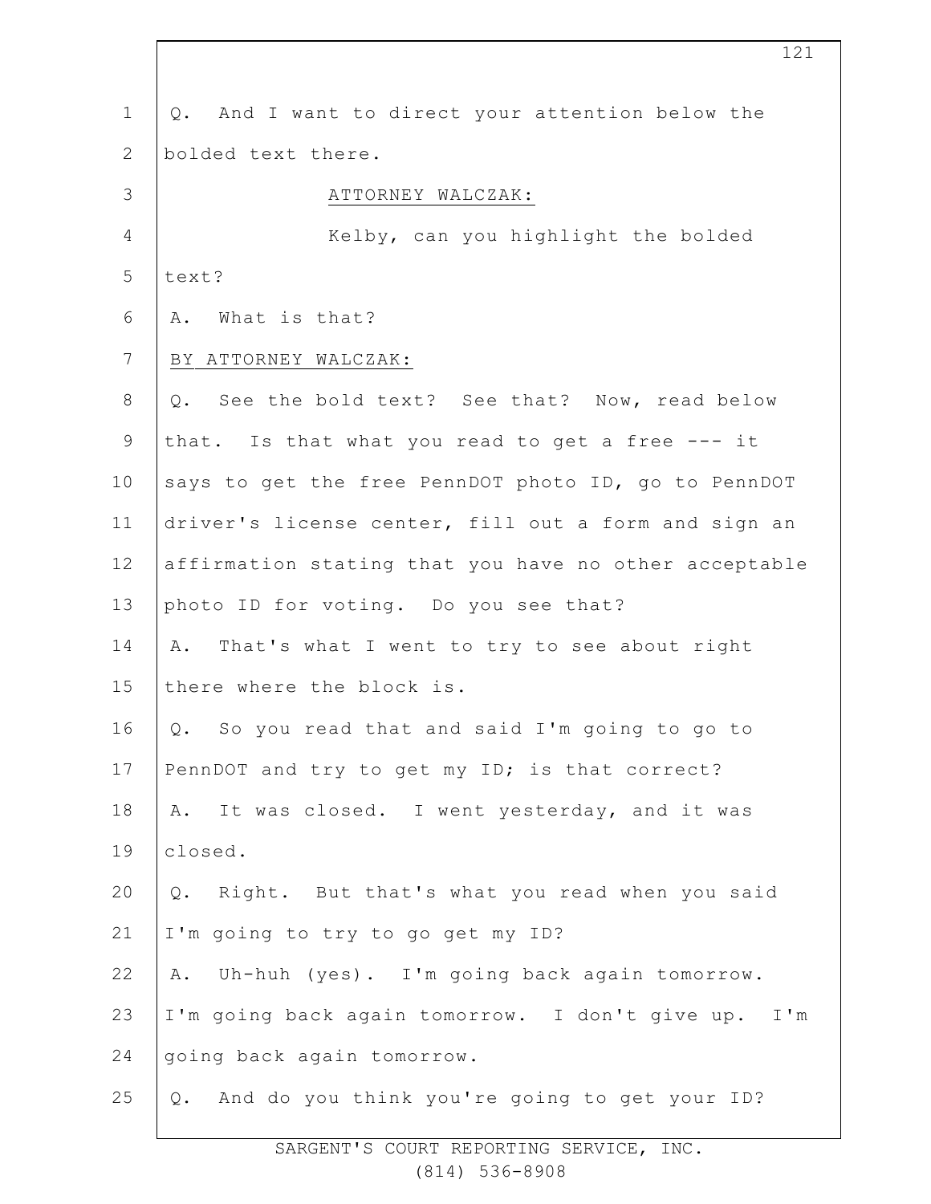Q. And I want to direct your attention below the bolded text there.

ATTORNEY WALCZAK:

Kelby, can you highlight the bolded text?

A. What is that?

BY ATTORNEY WALCZAK:

Q. See the bold text? See that? Now, read below that. Is that what you read to get a free --- it says to get the free PennDOT photo ID, go to PennDOT driver's license center, fill out a form and sign an affirmation stating that you have no other acceptable photo ID for voting. Do you see that?

A. That's what I went to try to see about right there where the block is.

Q. So you read that and said I'm going to go to PennDOT and try to get my ID; is that correct?

A. It was closed. I went yesterday, and it was closed.

Q. Right. But that's what you read when you said I'm going to try to go get my ID?

A. Uh-huh (yes). I'm going back again tomorrow. I'm going back again tomorrow. I don't give up. I'm going back again tomorrow.

Q. And do you think you're going to get your ID?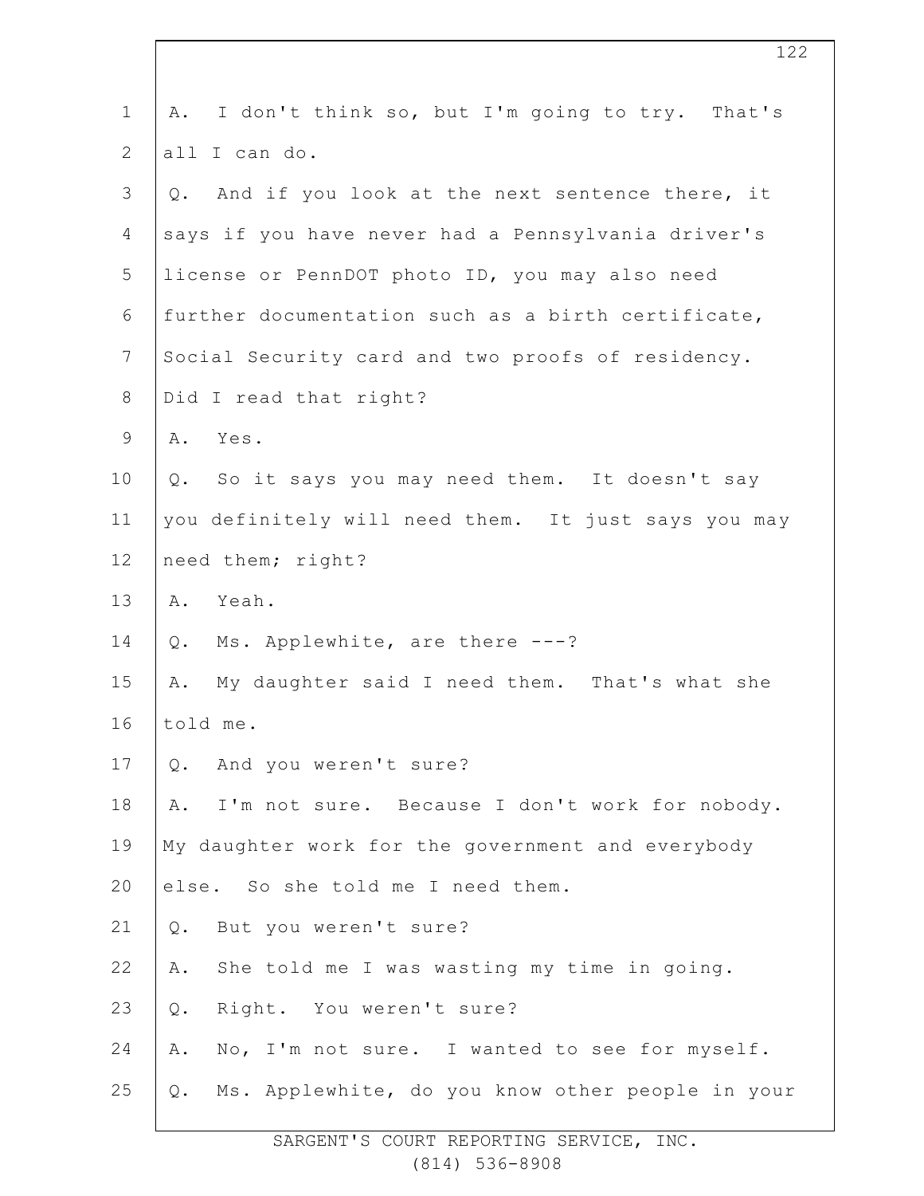1 A. I don't think so, but I'm going to try. That's
2 all I can do.
3 Q. And if you look at the next sentence there, it
4 says if you have never had a Pennsylvania driver's
5 license or PennDOT photo ID, you may also need
6 further documentation such as a birth certificate,
7 Social Security card and two proofs of residency.
8 Did I read that right?
9 A. Yes.
10 Q. So it says you may need them. It doesn't say
11 you definitely will need them. It just says you may
12 need them; right?
13 A. Yeah.
14 Q. Ms. Applewhite, are there ---?
15 A. My daughter said I need them. That's what she
16 told me.
17 Q. And you weren't sure?
18 A. I'm not sure. Because I don't work for nobody.
19 My daughter work for the government and everybody
20 else. So she told me I need them.
21 Q. But you weren't sure?
22 A. She told me I was wasting my time in going.
23 Q. Right. You weren't sure?
24 A. No, I'm not sure. I wanted to see for myself.
25 Q. Ms. Applewhite, do you know other people in your

SARGENT'S COURT REPORTING SERVICE, INC.
(814) 536-8908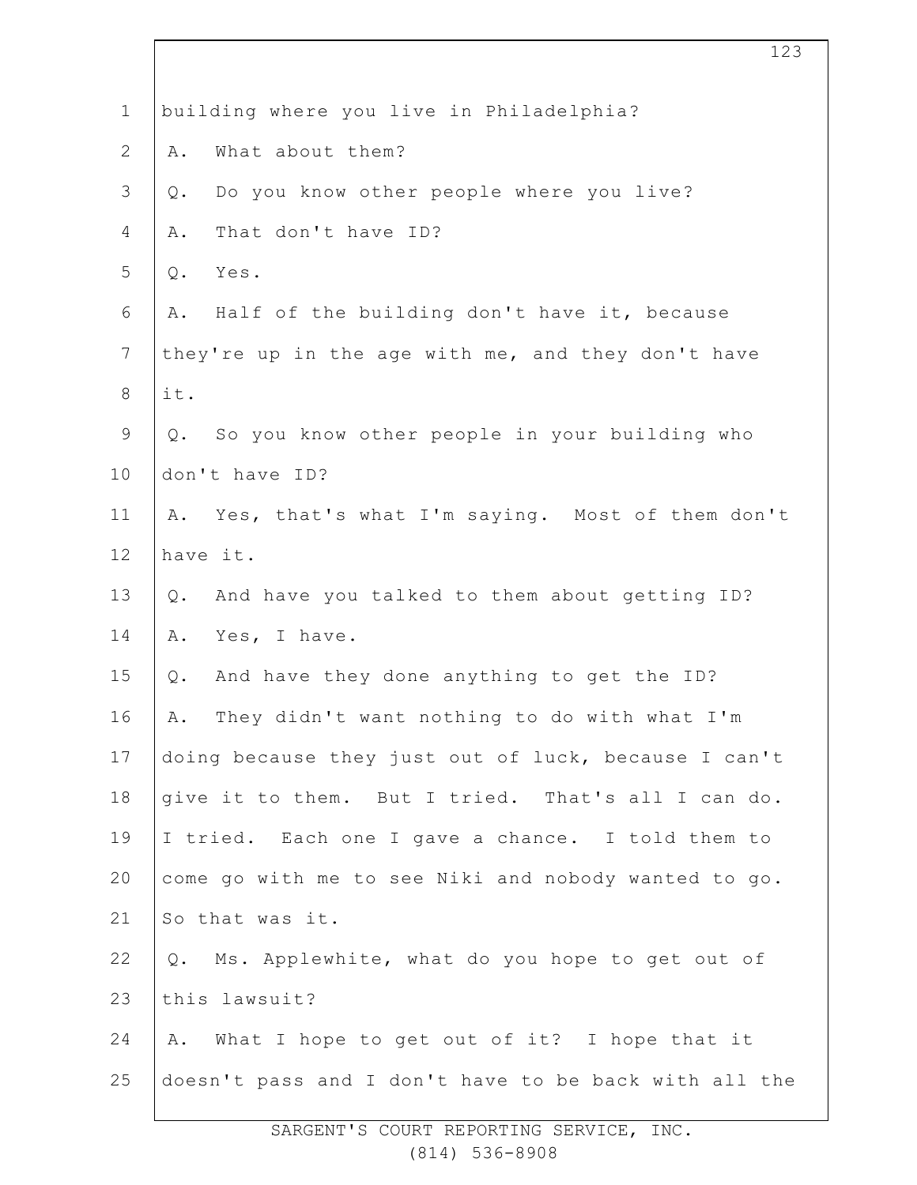building where you live in Philadelphia?

A. What about them?

Q. Do you know other people where you live?

A. That don't have ID?

Q. Yes.

A. Half of the building don't have it, because they're up in the age with me, and they don't have it.

Q. So you know other people in your building who don't have ID?

A. Yes, that's what I'm saying. Most of them don't have it.

Q. And have you talked to them about getting ID?

A. Yes, I have.

Q. And have they done anything to get the ID?

A. They didn't want nothing to do with what I'm doing because they just out of luck, because I can't give it to them. But I tried. That's all I can do. I tried. Each one I gave a chance. I told them to come go with me to see Niki and nobody wanted to go. So that was it.

Q. Ms. Applewhite, what do you hope to get out of this lawsuit?

A. What I hope to get out of it? I hope that it doesn't pass and I don't have to be back with all the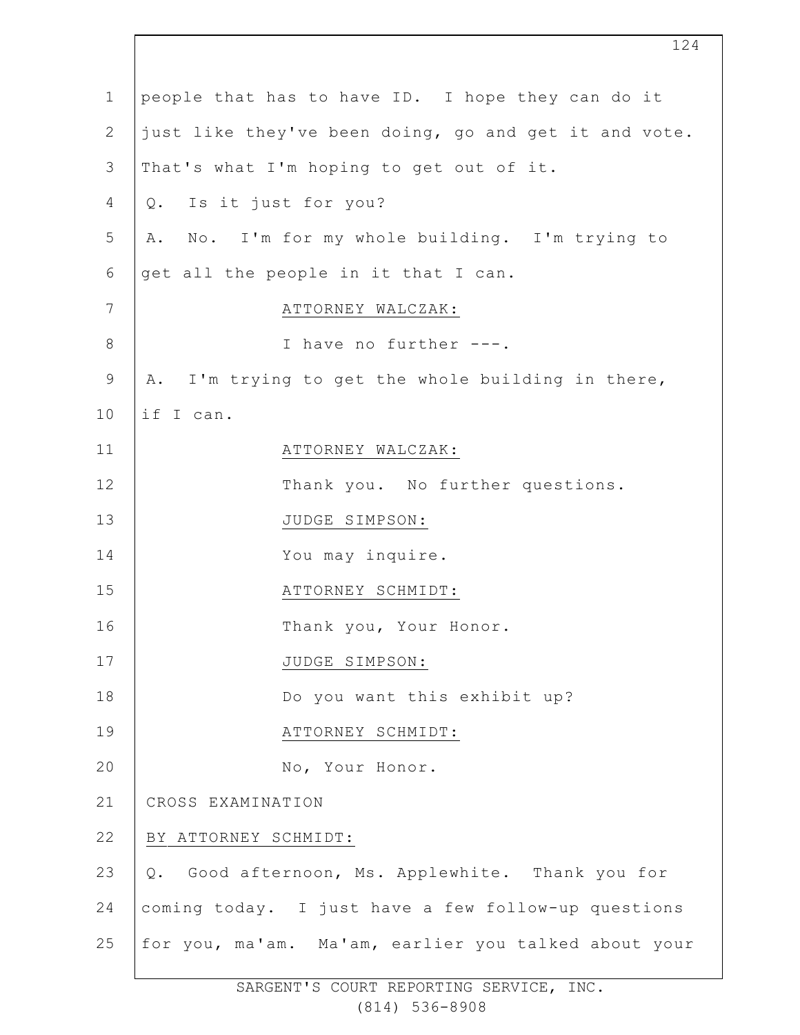people that has to have ID. I hope they can do it just like they've been doing, go and get it and vote. That's what I'm hoping to get out of it.

Q. Is it just for you?

A. No. I'm for my whole building. I'm trying to get all the people in it that I can.

ATTORNEY WALCZAK:

I have no further ---.

A. I'm trying to get the whole building in there, if I can.

ATTORNEY WALCZAK:

Thank you. No further questions.

JUDGE SIMPSON:

You may inquire.

ATTORNEY SCHMIDT:

Thank you, Your Honor.

JUDGE SIMPSON:

Do you want this exhibit up?

ATTORNEY SCHMIDT:

No, Your Honor.

CROSS EXAMINATION

BY ATTORNEY SCHMIDT:

Q. Good afternoon, Ms. Applewhite. Thank you for coming today. I just have a few follow-up questions for you, ma'am. Ma'am, earlier you talked about your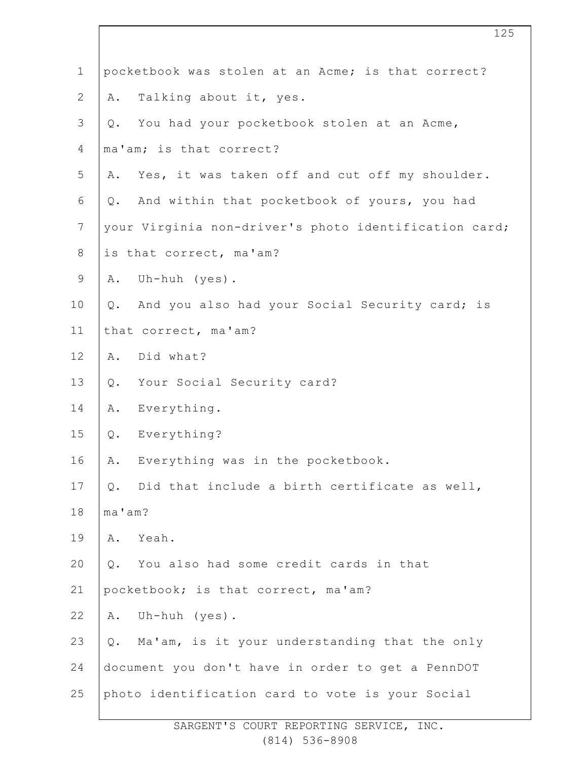1 pocketbook was stolen at an Acme; is that correct?

2 A. Talking about it, yes.

3 Q. You had your pocketbook stolen at an Acme,

4 ma'am; is that correct?

5 A. Yes, it was taken off and cut off my shoulder.

6 Q. And within that pocketbook of yours, you had

7 your Virginia non-driver's photo identification card;

8 is that correct, ma'am?

9 A. Uh-huh (yes).

10 Q. And you also had your Social Security card; is

11 that correct, ma'am?

12 A. Did what?

13 Q. Your Social Security card?

14 A. Everything.

15 Q. Everything?

16 A. Everything was in the pocketbook.

17 Q. Did that include a birth certificate as well,

18 ma'am?

19 A. Yeah.

20 Q. You also had some credit cards in that

21 pocketbook; is that correct, ma'am?

22 A. Uh-huh (yes).

23 Q. Ma'am, is it your understanding that the only

24 document you don't have in order to get a PennDOT

25 photo identification card to vote is your Social

SARGENT'S COURT REPORTING SERVICE, INC.
(814) 536-8908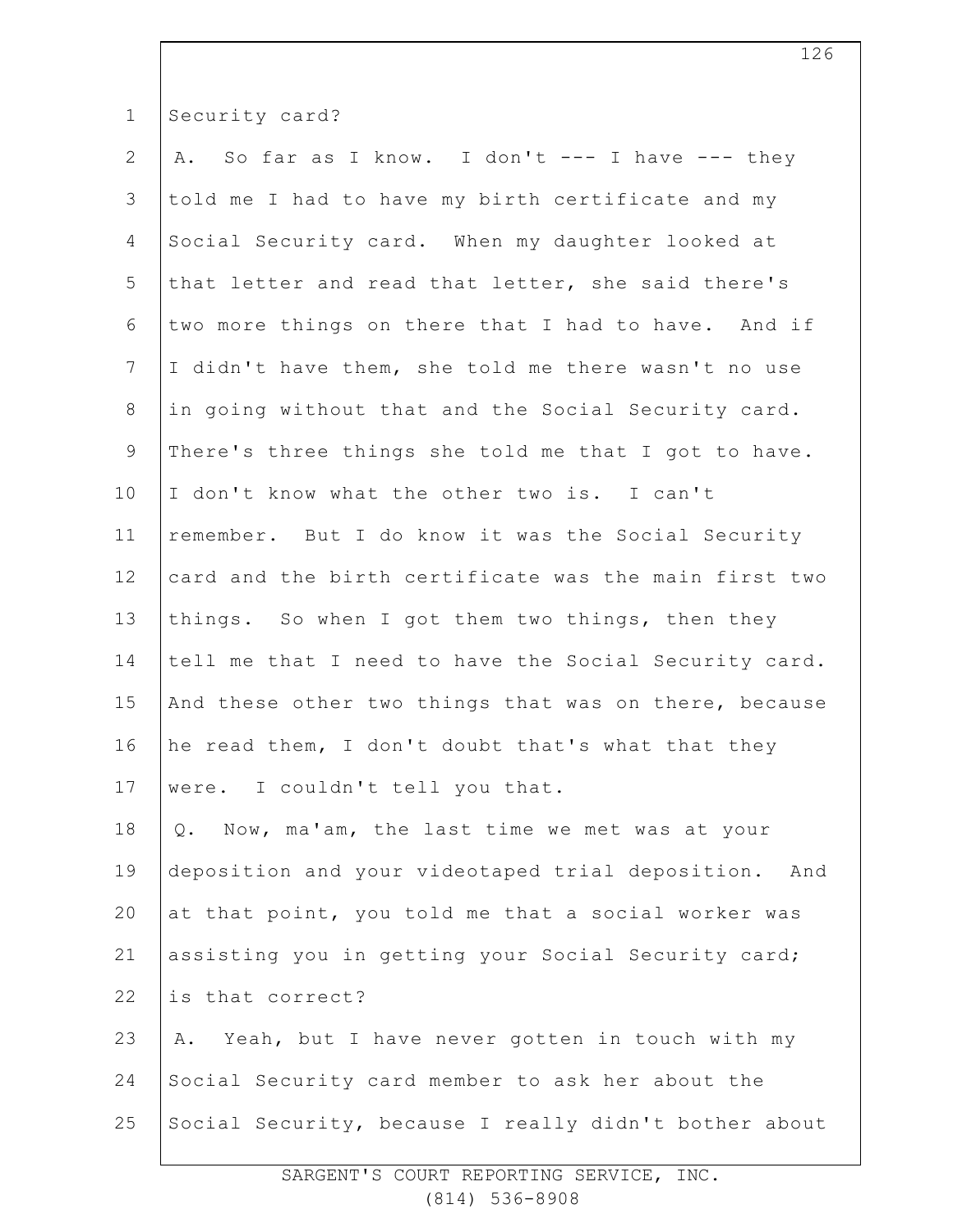Security card?

A. So far as I know. I don't --- I have --- they told me I had to have my birth certificate and my Social Security card. When my daughter looked at that letter and read that letter, she said there's two more things on there that I had to have. And if I didn't have them, she told me there wasn't no use in going without that and the Social Security card. There's three things she told me that I got to have. I don't know what the other two is. I can't remember. But I do know it was the Social Security card and the birth certificate was the main first two things. So when I got them two things, then they tell me that I need to have the Social Security card. And these other two things that was on there, because he read them, I don't doubt that's what that they were. I couldn't tell you that.

Q. Now, ma'am, the last time we met was at your deposition and your videotaped trial deposition. And at that point, you told me that a social worker was assisting you in getting your Social Security card; is that correct?

A. Yeah, but I have never gotten in touch with my Social Security card member to ask her about the Social Security, because I really didn't bother about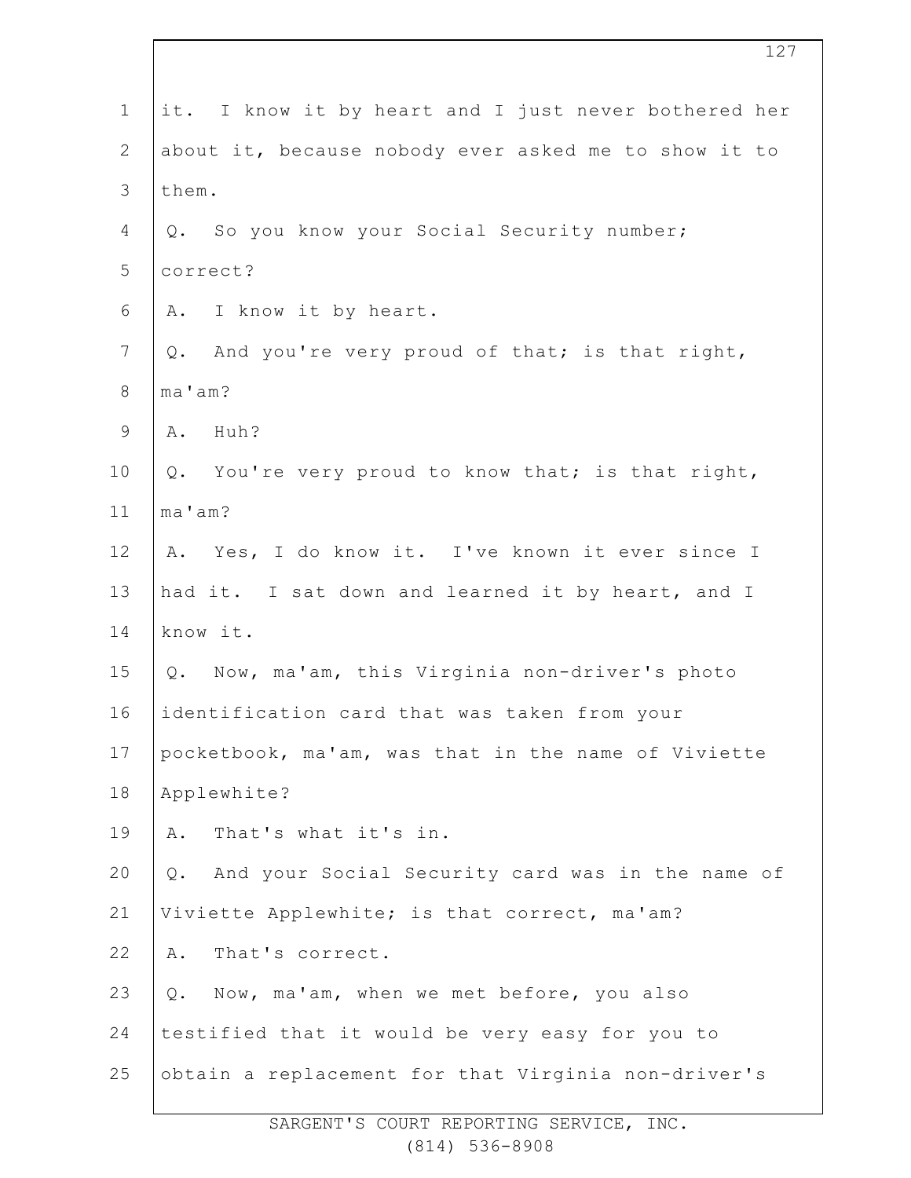it. I know it by heart and I just never bothered her about it, because nobody ever asked me to show it to them.

Q. So you know your Social Security number; correct?

A. I know it by heart.

Q. And you're very proud of that; is that right, ma'am?

A. Huh?

Q. You're very proud to know that; is that right, ma'am?

A. Yes, I do know it. I've known it ever since I had it. I sat down and learned it by heart, and I know it.

Q. Now, ma'am, this Virginia non-driver's photo identification card that was taken from your pocketbook, ma'am, was that in the name of Viviette Applewhite?

A. That's what it's in.

Q. And your Social Security card was in the name of Viviette Applewhite; is that correct, ma'am?

A. That's correct.

Q. Now, ma'am, when we met before, you also testified that it would be very easy for you to obtain a replacement for that Virginia non-driver's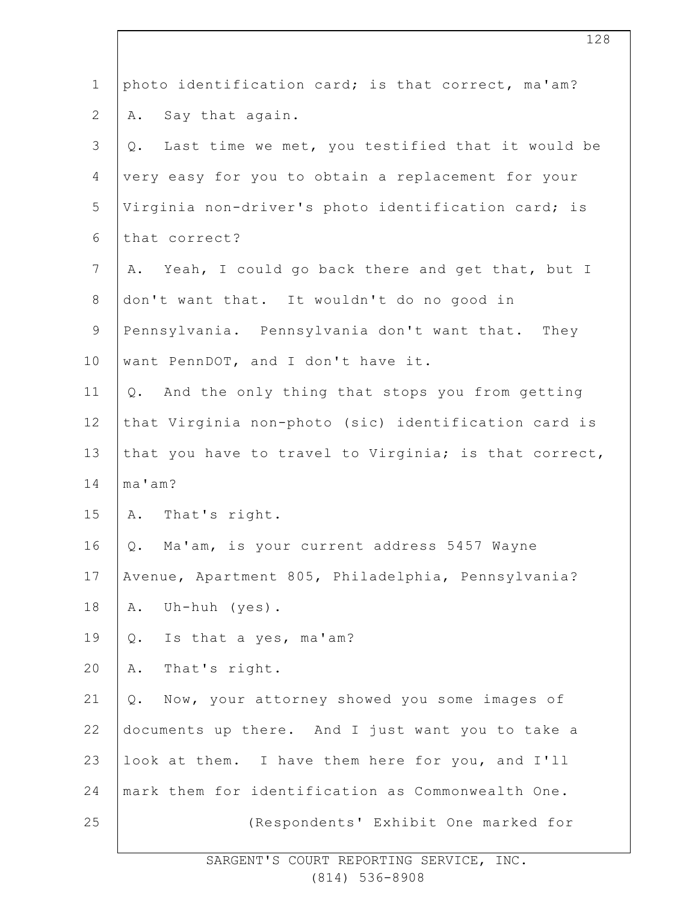1 photo identification card; is that correct, ma'am?

2 A. Say that again.

3 Q. Last time we met, you testified that it would be

4 very easy for you to obtain a replacement for your

5 Virginia non-driver's photo identification card; is

6 that correct?

7 A. Yeah, I could go back there and get that, but I

8 don't want that. It wouldn't do no good in

9 Pennsylvania. Pennsylvania don't want that. They

10 want PennDOT, and I don't have it.

11 Q. And the only thing that stops you from getting

12 that Virginia non-photo (sic) identification card is

13 that you have to travel to Virginia; is that correct,

14 ma'am?

15 A. That's right.

16 Q. Ma'am, is your current address 5457 Wayne

17 Avenue, Apartment 805, Philadelphia, Pennsylvania?

18 A. Uh-huh (yes).

19 Q. Is that a yes, ma'am?

20 A. That's right.

21 Q. Now, your attorney showed you some images of

22 documents up there. And I just want you to take a

23 look at them. I have them here for you, and I'll

24 mark them for identification as Commonwealth One.

25 (Respondents' Exhibit One marked for

SARGENT'S COURT REPORTING SERVICE, INC.
(814) 536-8908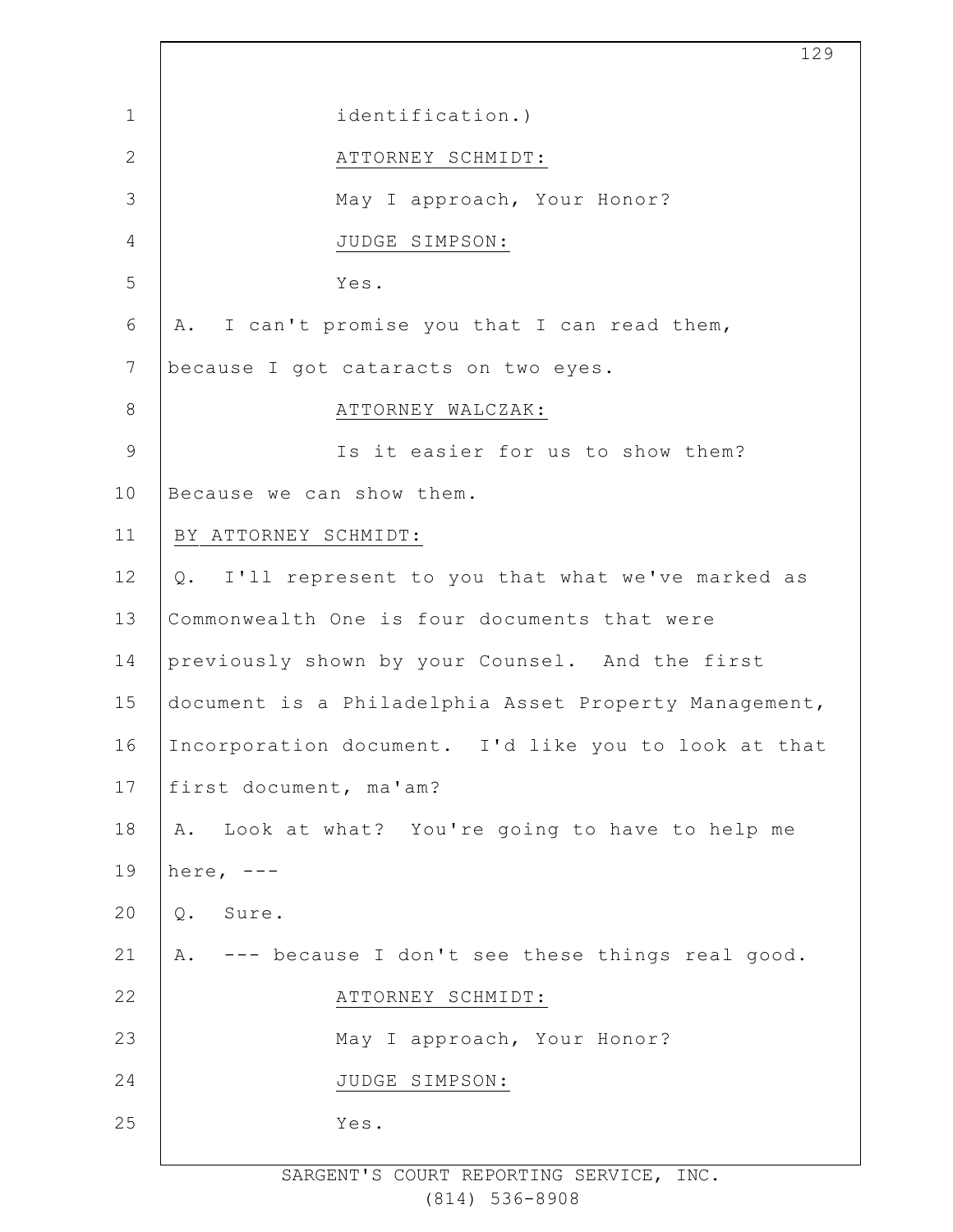identification.)

ATTORNEY SCHMIDT:

May I approach, Your Honor?

JUDGE SIMPSON:

Yes.

A. I can't promise you that I can read them, because I got cataracts on two eyes.

ATTORNEY WALCZAK:

Is it easier for us to show them? Because we can show them.

BY ATTORNEY SCHMIDT:

Q. I'll represent to you that what we've marked as Commonwealth One is four documents that were previously shown by your Counsel. And the first document is a Philadelphia Asset Property Management, Incorporation document. I'd like you to look at that first document, ma'am?

A. Look at what? You're going to have to help me here, ---

Q. Sure.

A. --- because I don't see these things real good.

ATTORNEY SCHMIDT:

May I approach, Your Honor?

JUDGE SIMPSON:

Yes.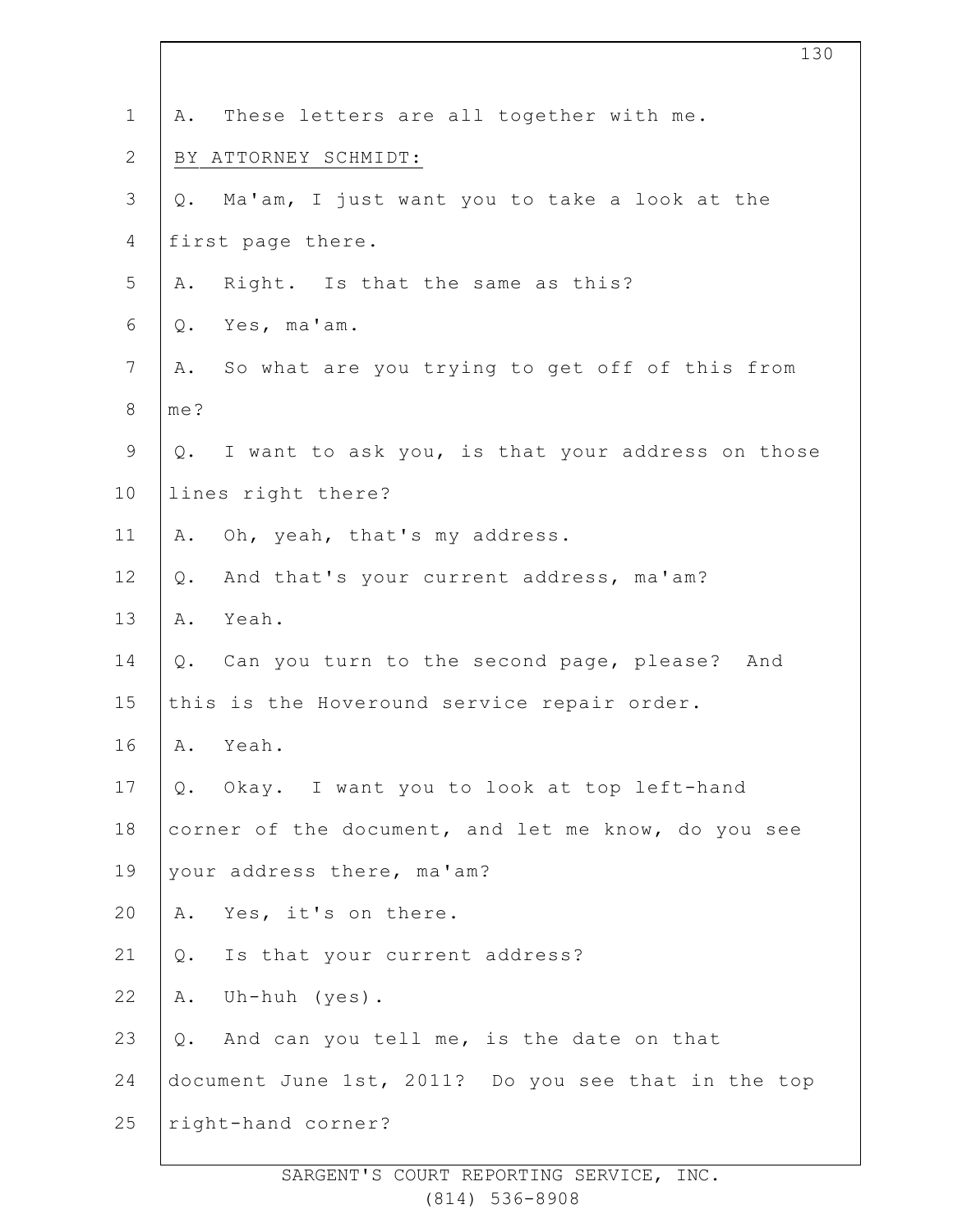1 A. These letters are all together with me.

2 BY ATTORNEY SCHMIDT:

3 Q. Ma'am, I just want you to take a look at the

4 first page there.

5 A. Right. Is that the same as this?

6 Q. Yes, ma'am.

7 A. So what are you trying to get off of this from

8 me?

9 Q. I want to ask you, is that your address on those

10 lines right there?

11 A. Oh, yeah, that's my address.

12 Q. And that's your current address, ma'am?

13 A. Yeah.

14 Q. Can you turn to the second page, please? And

15 this is the Hoveround service repair order.

16 A. Yeah.

17 Q. Okay. I want you to look at top left-hand

18 corner of the document, and let me know, do you see

19 your address there, ma'am?

20 A. Yes, it's on there.

21 Q. Is that your current address?

22 A. Uh-huh (yes).

23 Q. And can you tell me, is the date on that

24 document June 1st, 2011? Do you see that in the top

25 right-hand corner?

SARGENT'S COURT REPORTING SERVICE, INC.
(814) 536-8908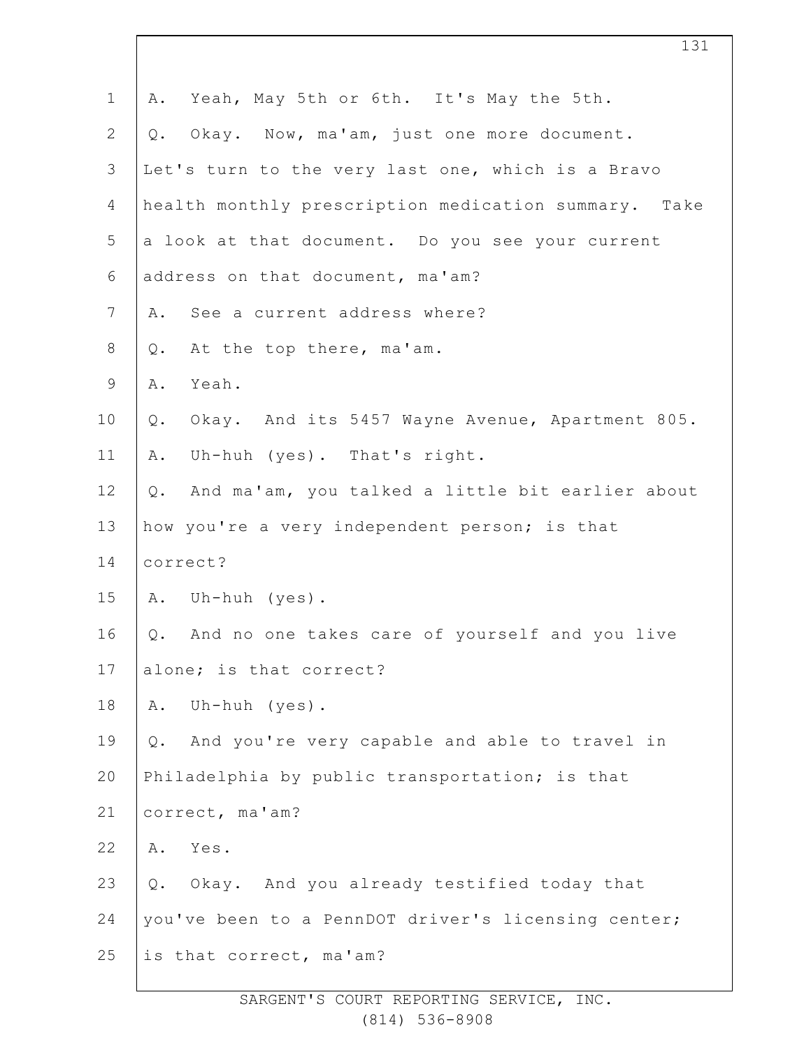A. Yeah, May 5th or 6th. It's May the 5th.

Q. Okay. Now, ma'am, just one more document. Let's turn to the very last one, which is a Bravo health monthly prescription medication summary. Take a look at that document. Do you see your current address on that document, ma'am?

A. See a current address where?

Q. At the top there, ma'am.

A. Yeah.

Q. Okay. And its 5457 Wayne Avenue, Apartment 805.

A. Uh-huh (yes). That's right.

Q. And ma'am, you talked a little bit earlier about how you're a very independent person; is that correct?

A. Uh-huh (yes).

Q. And no one takes care of yourself and you live alone; is that correct?

A. Uh-huh (yes).

Q. And you're very capable and able to travel in Philadelphia by public transportation; is that correct, ma'am?

A. Yes.

Q. Okay. And you already testified today that you've been to a PennDOT driver's licensing center; is that correct, ma'am?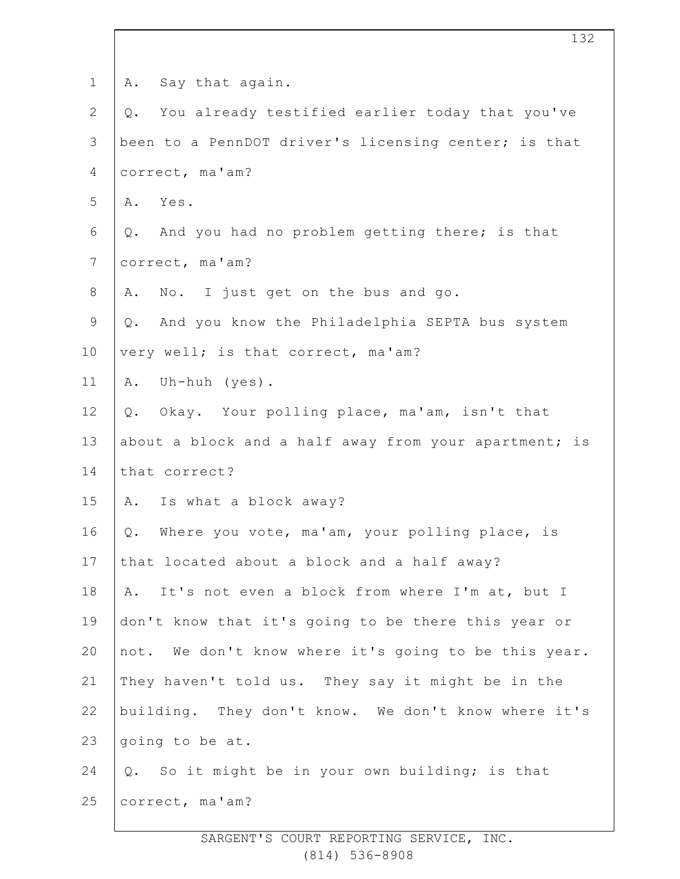1 A. Say that again.

2 Q. You already testified earlier today that you've

3 been to a PennDOT driver's licensing center; is that

4 correct, ma'am?

5 A. Yes.

6 Q. And you had no problem getting there; is that

7 correct, ma'am?

8 A. No. I just get on the bus and go.

9 Q. And you know the Philadelphia SEPTA bus system

10 very well; is that correct, ma'am?

11 A. Uh-huh (yes).

12 Q. Okay. Your polling place, ma'am, isn't that

13 about a block and a half away from your apartment; is

14 that correct?

15 A. Is what a block away?

16 Q. Where you vote, ma'am, your polling place, is

17 that located about a block and a half away?

18 A. It's not even a block from where I'm at, but I

19 don't know that it's going to be there this year or

20 not. We don't know where it's going to be this year.

21 They haven't told us. They say it might be in the

22 building. They don't know. We don't know where it's

23 going to be at.

24 Q. So it might be in your own building; is that

25 correct, ma'am?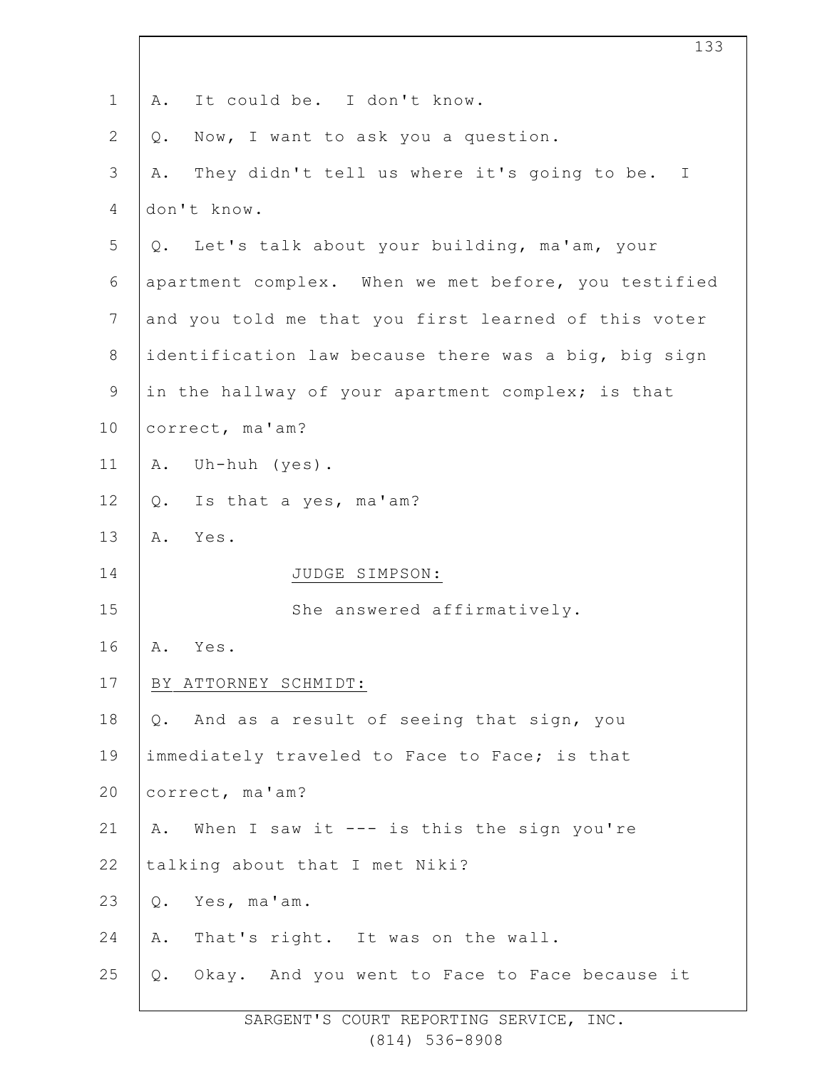A. It could be. I don't know.

Q. Now, I want to ask you a question.

A. They didn't tell us where it's going to be. I don't know.

Q. Let's talk about your building, ma'am, your apartment complex. When we met before, you testified and you told me that you first learned of this voter identification law because there was a big, big sign in the hallway of your apartment complex; is that correct, ma'am?

A. Uh-huh (yes).

Q. Is that a yes, ma'am?

A. Yes.

JUDGE SIMPSON:

She answered affirmatively.

A. Yes.

BY ATTORNEY SCHMIDT:

Q. And as a result of seeing that sign, you immediately traveled to Face to Face; is that correct, ma'am?

A. When I saw it --- is this the sign you're talking about that I met Niki?

Q. Yes, ma'am.

A. That's right. It was on the wall.

Q. Okay. And you went to Face to Face because it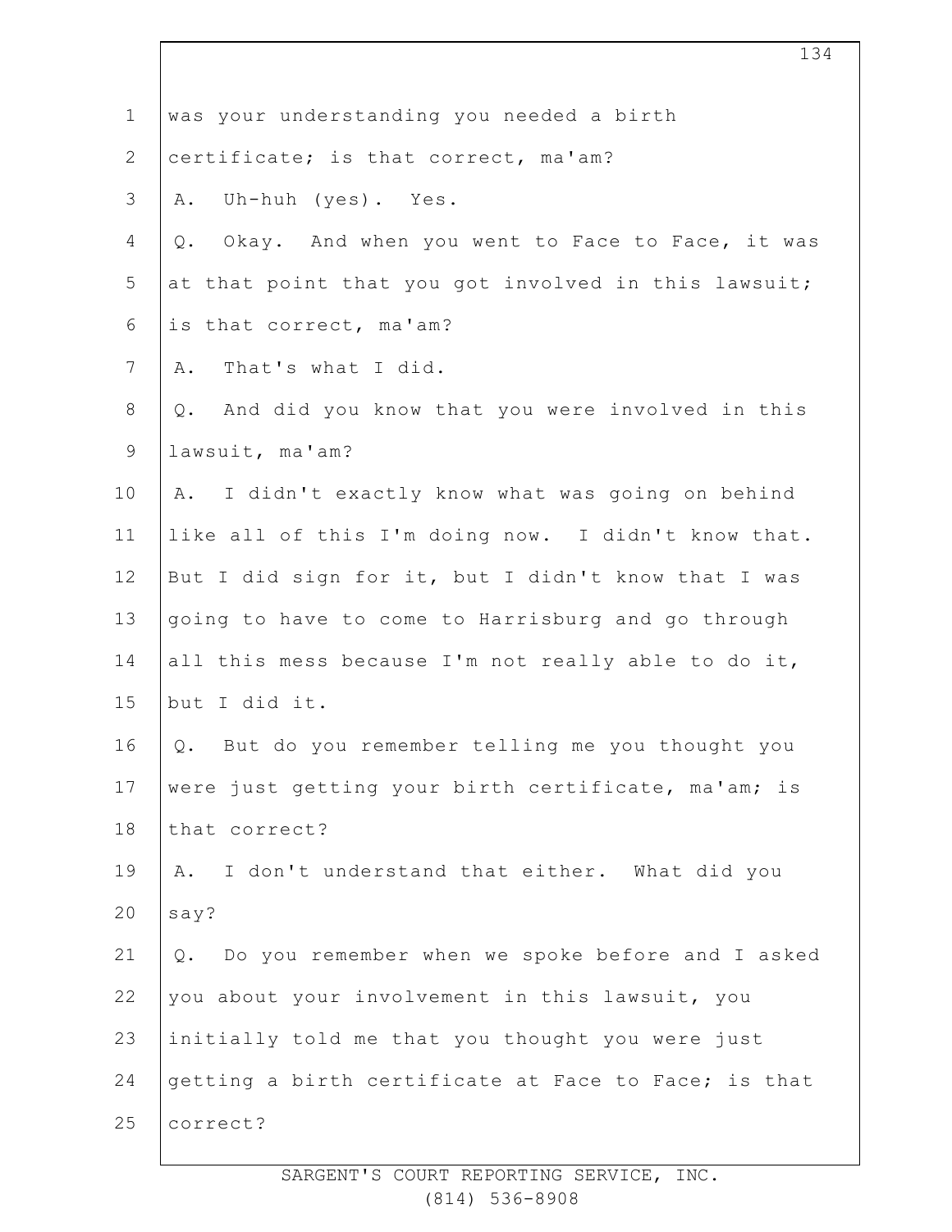1 was your understanding you needed a birth
2 certificate; is that correct, ma'am?
3 A. Uh-huh (yes). Yes.
4 Q. Okay. And when you went to Face to Face, it was
5 at that point that you got involved in this lawsuit;
6 is that correct, ma'am?
7 A. That's what I did.
8 Q. And did you know that you were involved in this
9 lawsuit, ma'am?
10 A. I didn't exactly know what was going on behind
11 like all of this I'm doing now. I didn't know that.
12 But I did sign for it, but I didn't know that I was
13 going to have to come to Harrisburg and go through
14 all this mess because I'm not really able to do it,
15 but I did it.
16 Q. But do you remember telling me you thought you
17 were just getting your birth certificate, ma'am; is
18 that correct?
19 A. I don't understand that either. What did you
20 say?
21 Q. Do you remember when we spoke before and I asked
22 you about your involvement in this lawsuit, you
23 initially told me that you thought you were just
24 getting a birth certificate at Face to Face; is that
25 correct?

SARGENT'S COURT REPORTING SERVICE, INC.
(814) 536-8908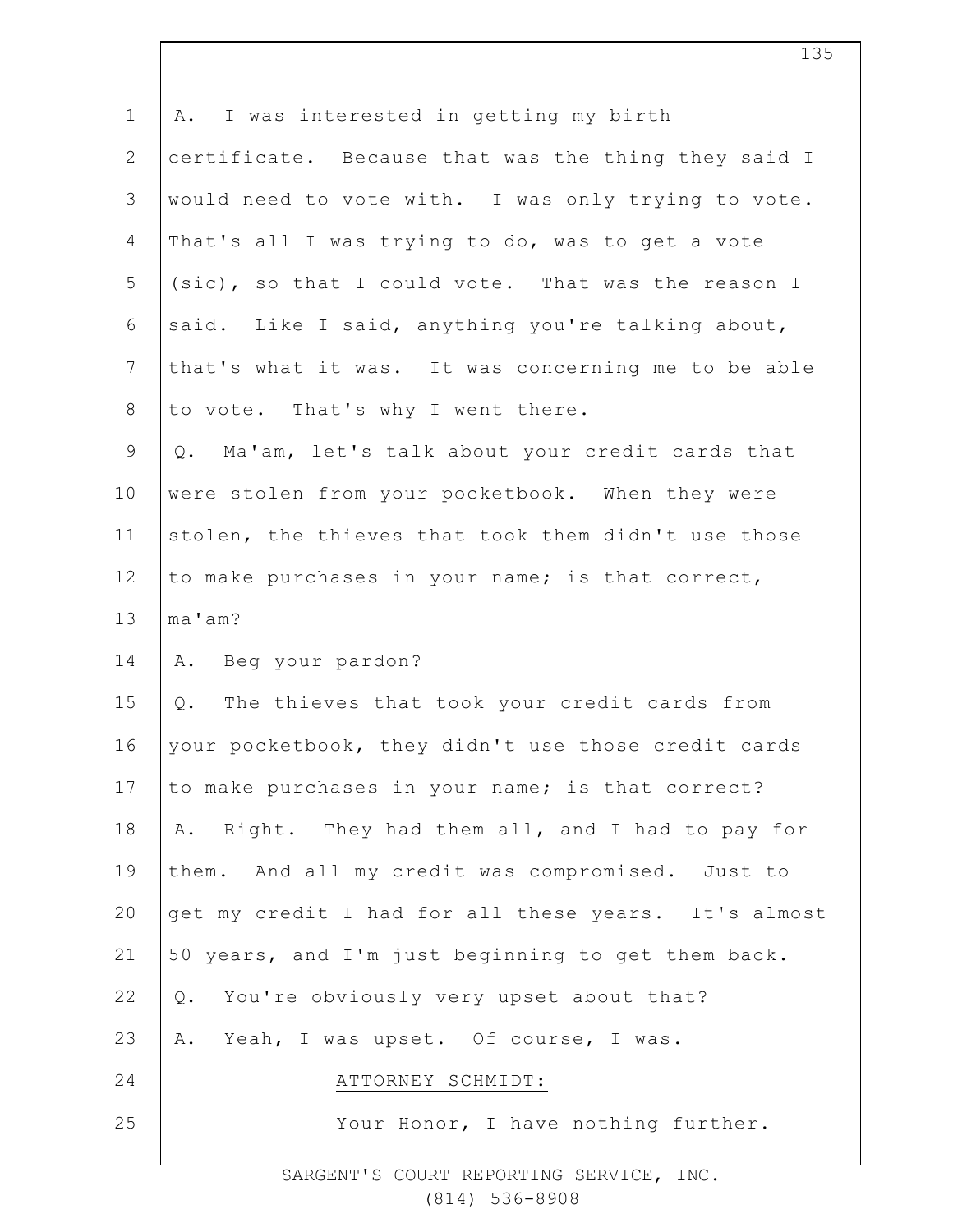A. I was interested in getting my birth certificate. Because that was the thing they said I would need to vote with. I was only trying to vote. That's all I was trying to do, was to get a vote (sic), so that I could vote. That was the reason I said. Like I said, anything you're talking about, that's what it was. It was concerning me to be able to vote. That's why I went there.

Q. Ma'am, let's talk about your credit cards that were stolen from your pocketbook. When they were stolen, the thieves that took them didn't use those to make purchases in your name; is that correct, ma'am?

A. Beg your pardon?

Q. The thieves that took your credit cards from your pocketbook, they didn't use those credit cards to make purchases in your name; is that correct?

A. Right. They had them all, and I had to pay for them. And all my credit was compromised. Just to get my credit I had for all these years. It's almost 50 years, and I'm just beginning to get them back.

Q. You're obviously very upset about that?

A. Yeah, I was upset. Of course, I was.

ATTORNEY SCHMIDT:

Your Honor, I have nothing further.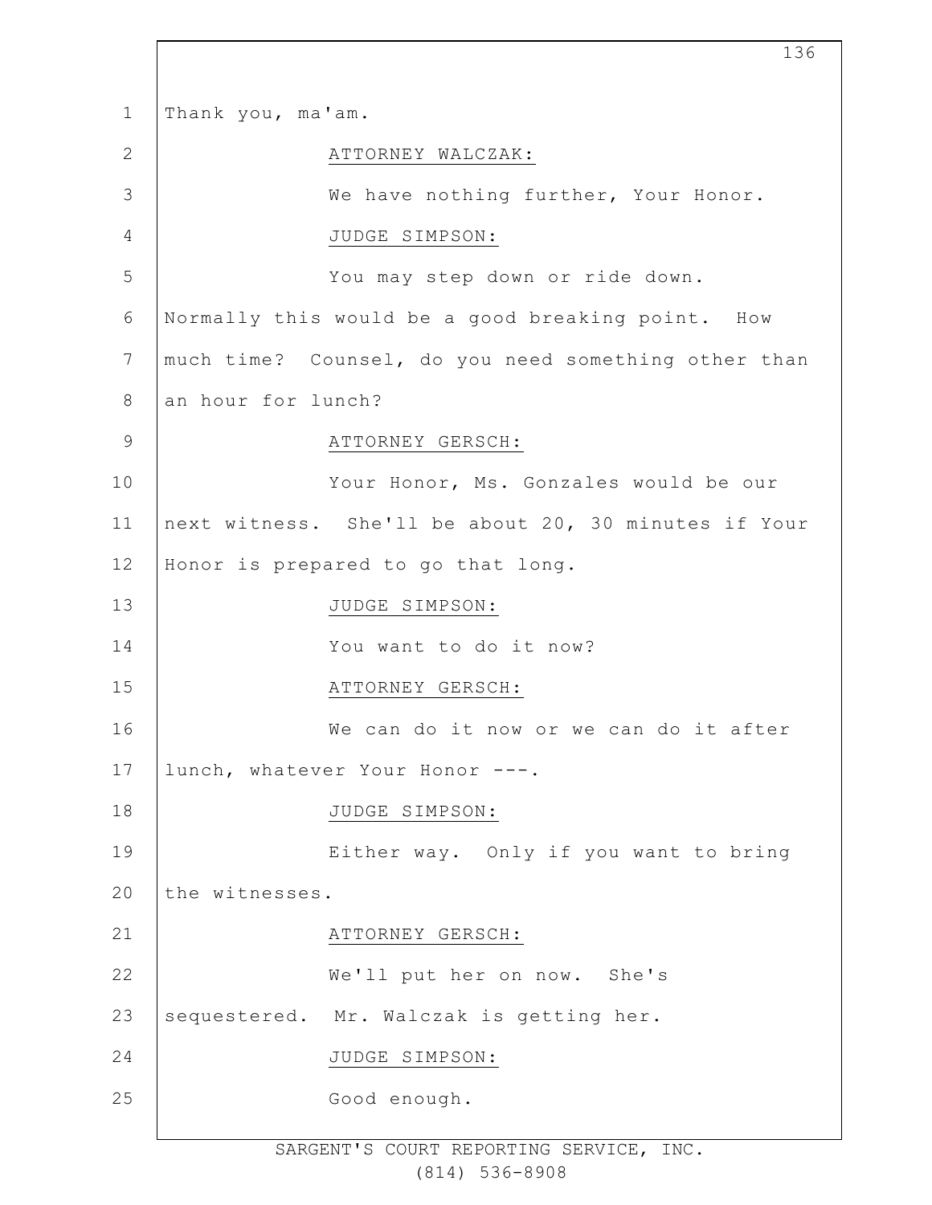Thank you, ma'am.

ATTORNEY WALCZAK:

We have nothing further, Your Honor.

JUDGE SIMPSON:

You may step down or ride down. Normally this would be a good breaking point. How much time? Counsel, do you need something other than an hour for lunch?

ATTORNEY GERSCH:

Your Honor, Ms. Gonzales would be our next witness. She'll be about 20, 30 minutes if Your Honor is prepared to go that long.

JUDGE SIMPSON:

You want to do it now?

ATTORNEY GERSCH:

We can do it now or we can do it after lunch, whatever Your Honor ---.

JUDGE SIMPSON:

Either way. Only if you want to bring the witnesses.

ATTORNEY GERSCH:

We'll put her on now. She's sequestered. Mr. Walczak is getting her.

JUDGE SIMPSON:

Good enough.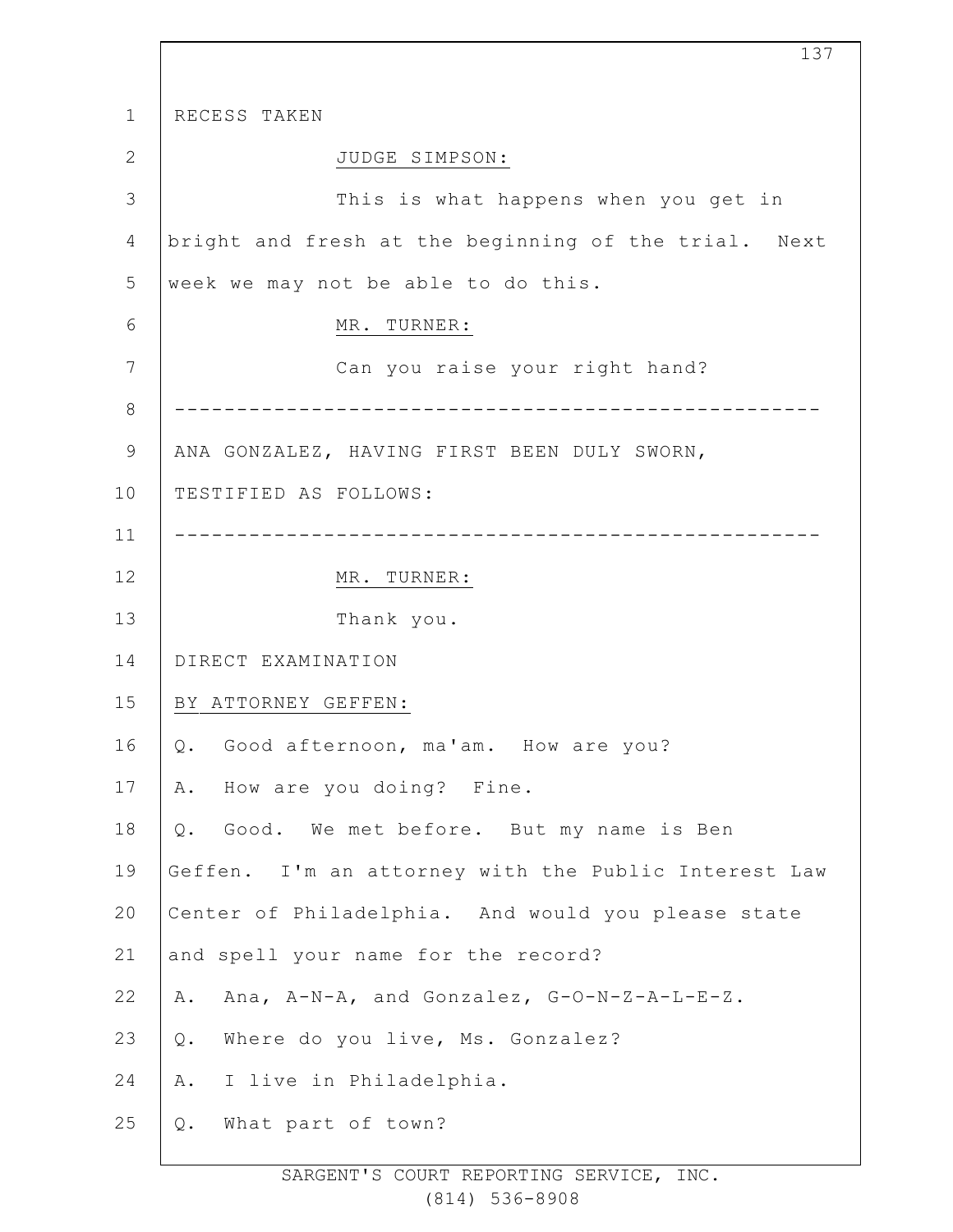RECESS TAKEN

JUDGE SIMPSON:

This is what happens when you get in bright and fresh at the beginning of the trial. Next week we may not be able to do this.

MR. TURNER:

Can you raise your right hand?

---

ANA GONZALEZ, HAVING FIRST BEEN DULY SWORN, TESTIFIED AS FOLLOWS:

---

MR. TURNER:

Thank you.

DIRECT EXAMINATION

BY ATTORNEY GEFFEN:

Q. Good afternoon, ma'am. How are you?

A. How are you doing? Fine.

Q. Good. We met before. But my name is Ben Geffen. I'm an attorney with the Public Interest Law Center of Philadelphia. And would you please state and spell your name for the record?

A. Ana, A-N-A, and Gonzalez, G-O-N-Z-A-L-E-Z.

Q. Where do you live, Ms. Gonzalez?

A. I live in Philadelphia.

Q. What part of town?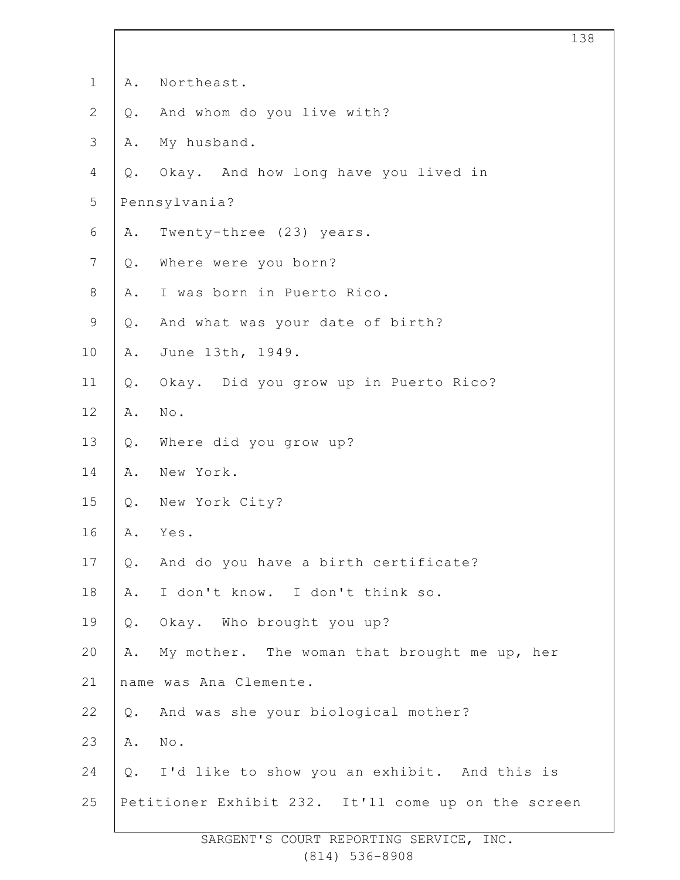A. Northeast.

Q. And whom do you live with?

A. My husband.

Q. Okay. And how long have you lived in Pennsylvania?

A. Twenty-three (23) years.

Q. Where were you born?

A. I was born in Puerto Rico.

Q. And what was your date of birth?

A. June 13th, 1949.

Q. Okay. Did you grow up in Puerto Rico?

A. No.

Q. Where did you grow up?

A. New York.

Q. New York City?

A. Yes.

Q. And do you have a birth certificate?

A. I don't know. I don't think so.

Q. Okay. Who brought you up?

A. My mother. The woman that brought me up, her name was Ana Clemente.

Q. And was she your biological mother?

A. No.

Q. I'd like to show you an exhibit. And this is Petitioner Exhibit 232. It'll come up on the screen

SARGENT'S COURT REPORTING SERVICE, INC.
(814) 536-8908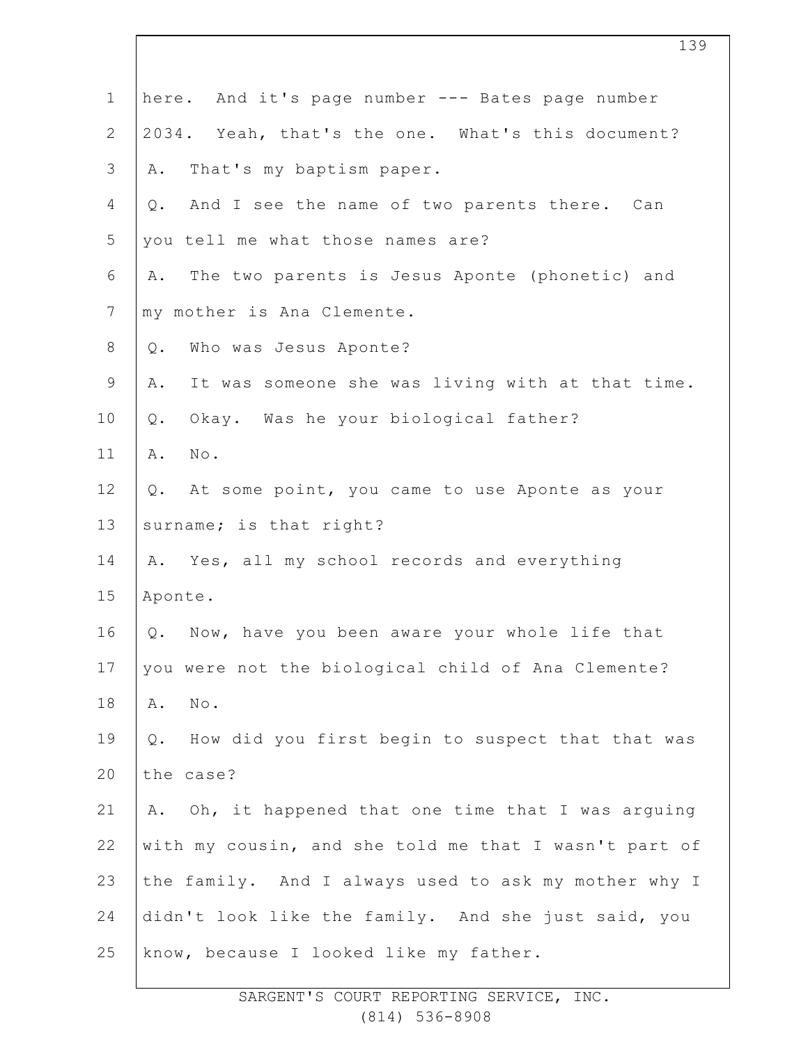here. And it's page number --- Bates page number 2034. Yeah, that's the one. What's this document?

A. That's my baptism paper.

Q. And I see the name of two parents there. Can you tell me what those names are?

A. The two parents is Jesus Aponte (phonetic) and my mother is Ana Clemente.

Q. Who was Jesus Aponte?

A. It was someone she was living with at that time.

Q. Okay. Was he your biological father?

A. No.

Q. At some point, you came to use Aponte as your surname; is that right?

A. Yes, all my school records and everything Aponte.

Q. Now, have you been aware your whole life that you were not the biological child of Ana Clemente?

A. No.

Q. How did you first begin to suspect that that was the case?

A. Oh, it happened that one time that I was arguing with my cousin, and she told me that I wasn't part of the family. And I always used to ask my mother why I didn't look like the family. And she just said, you know, because I looked like my father.

SARGENT'S COURT REPORTING SERVICE, INC.
(814) 536-8908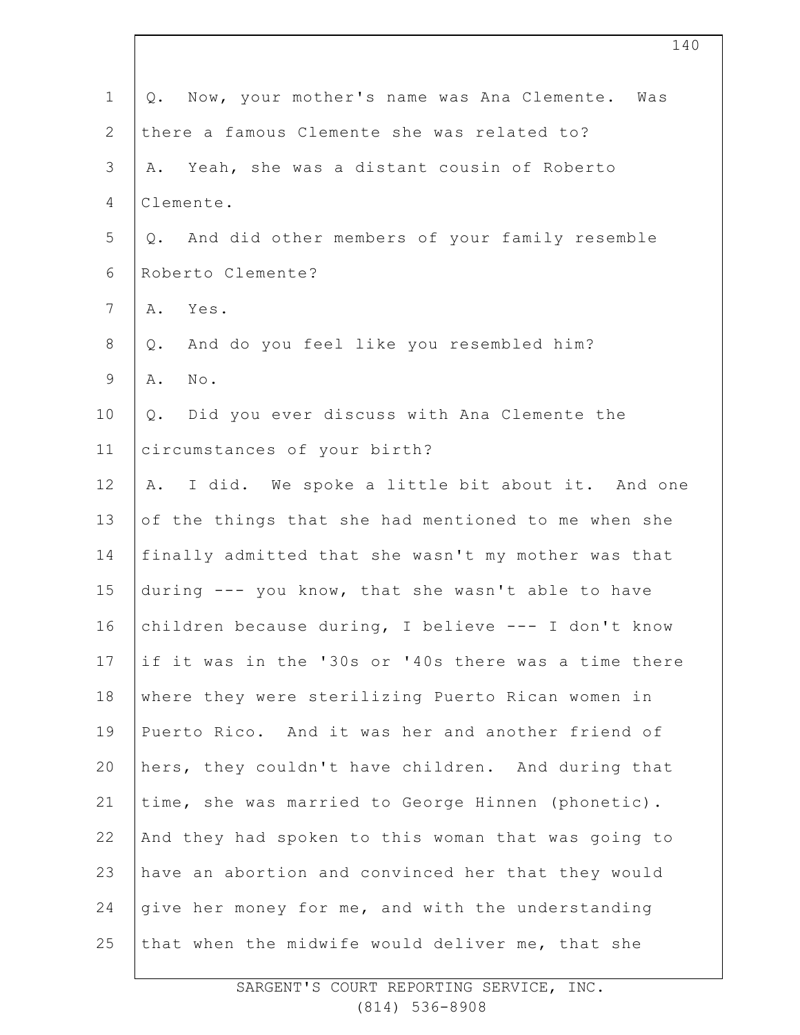Q. Now, your mother's name was Ana Clemente. Was there a famous Clemente she was related to?

A. Yeah, she was a distant cousin of Roberto Clemente.

Q. And did other members of your family resemble Roberto Clemente?

A. Yes.

Q. And do you feel like you resembled him?

A. No.

Q. Did you ever discuss with Ana Clemente the circumstances of your birth?

A. I did. We spoke a little bit about it. And one of the things that she had mentioned to me when she finally admitted that she wasn't my mother was that during --- you know, that she wasn't able to have children because during, I believe --- I don't know if it was in the '30s or '40s there was a time there where they were sterilizing Puerto Rican women in Puerto Rico. And it was her and another friend of hers, they couldn't have children. And during that time, she was married to George Hinnen (phonetic). And they had spoken to this woman that was going to have an abortion and convinced her that they would give her money for me, and with the understanding that when the midwife would deliver me, that she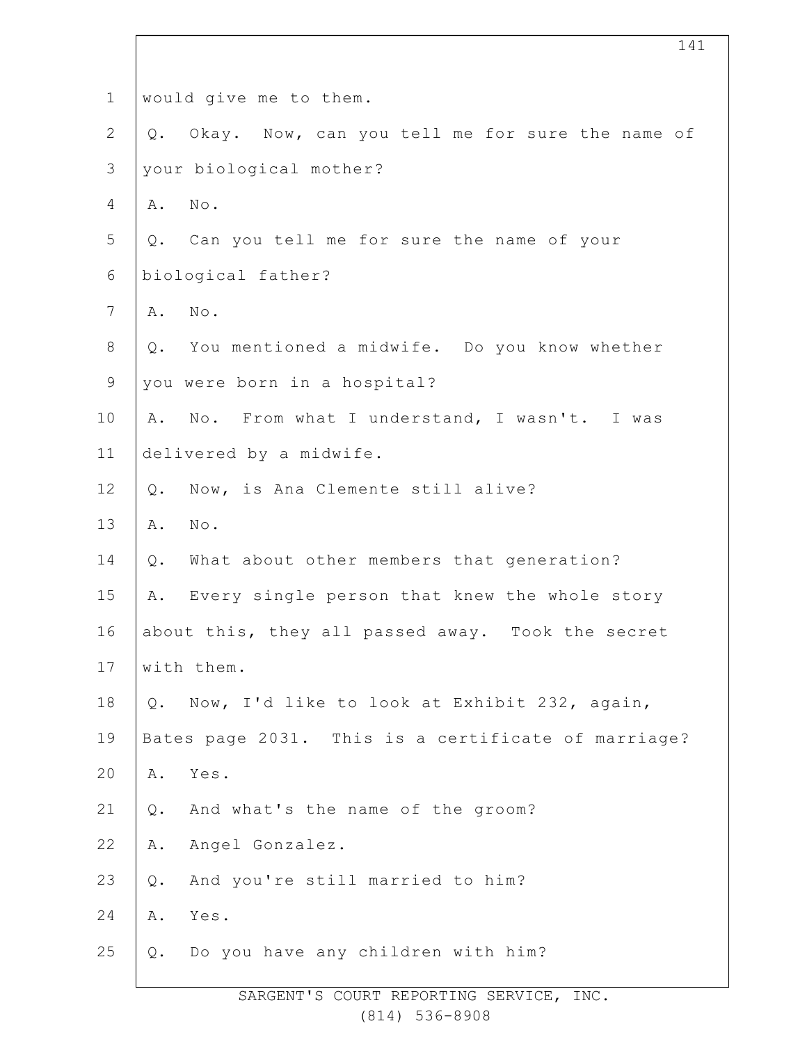would give me to them.

Q. Okay. Now, can you tell me for sure the name of your biological mother?

A. No.

Q. Can you tell me for sure the name of your biological father?

A. No.

Q. You mentioned a midwife. Do you know whether you were born in a hospital?

A. No. From what I understand, I wasn't. I was delivered by a midwife.

Q. Now, is Ana Clemente still alive?

A. No.

Q. What about other members that generation?

A. Every single person that knew the whole story about this, they all passed away. Took the secret with them.

Q. Now, I'd like to look at Exhibit 232, again, Bates page 2031. This is a certificate of marriage?

A. Yes.

Q. And what's the name of the groom?

A. Angel Gonzalez.

Q. And you're still married to him?

A. Yes.

Q. Do you have any children with him?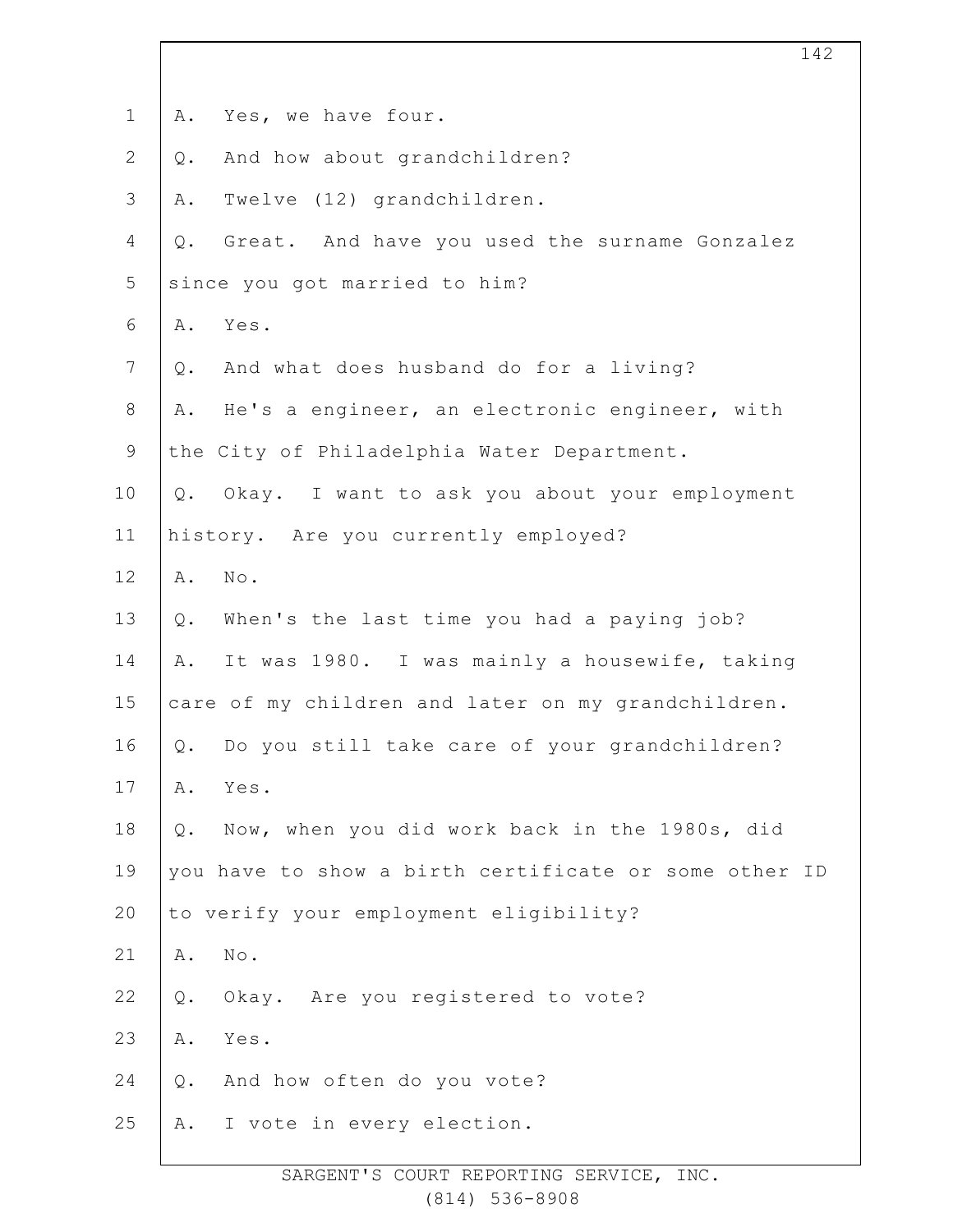1 A. Yes, we have four.

2 Q. And how about grandchildren?

3 A. Twelve (12) grandchildren.

4 Q. Great. And have you used the surname Gonzalez

5 since you got married to him?

6 A. Yes.

7 Q. And what does husband do for a living?

8 A. He's a engineer, an electronic engineer, with

9 the City of Philadelphia Water Department.

10 Q. Okay. I want to ask you about your employment

11 history. Are you currently employed?

12 A. No.

13 Q. When's the last time you had a paying job?

14 A. It was 1980. I was mainly a housewife, taking

15 care of my children and later on my grandchildren.

16 Q. Do you still take care of your grandchildren?

17 A. Yes.

18 Q. Now, when you did work back in the 1980s, did

19 you have to show a birth certificate or some other ID

20 to verify your employment eligibility?

21 A. No.

22 Q. Okay. Are you registered to vote?

23 A. Yes.

24 Q. And how often do you vote?

25 A. I vote in every election.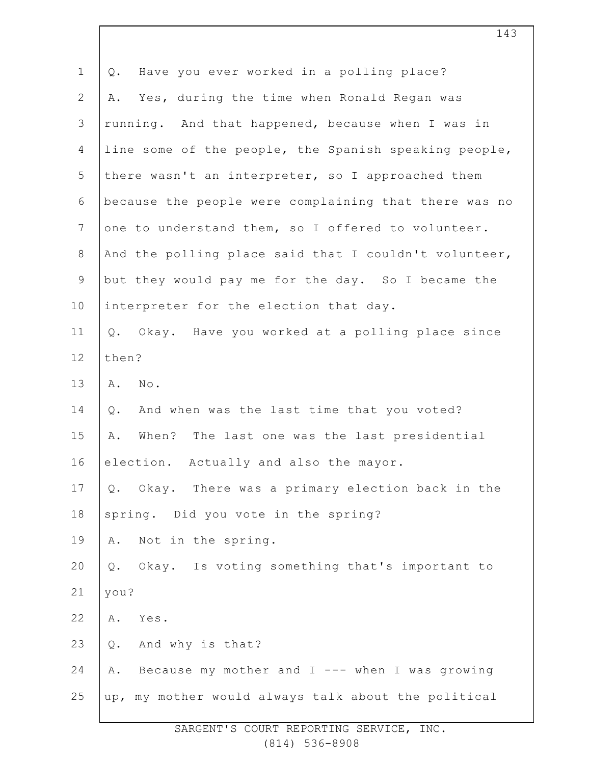Q. Have you ever worked in a polling place?

A. Yes, during the time when Ronald Regan was running. And that happened, because when I was in line some of the people, the Spanish speaking people, there wasn't an interpreter, so I approached them because the people were complaining that there was no one to understand them, so I offered to volunteer. And the polling place said that I couldn't volunteer, but they would pay me for the day. So I became the interpreter for the election that day.

Q. Okay. Have you worked at a polling place since then?

A. No.

Q. And when was the last time that you voted?

A. When? The last one was the last presidential election. Actually and also the mayor.

Q. Okay. There was a primary election back in the spring. Did you vote in the spring?

A. Not in the spring.

Q. Okay. Is voting something that's important to you?

A. Yes.

Q. And why is that?

A. Because my mother and I --- when I was growing up, my mother would always talk about the political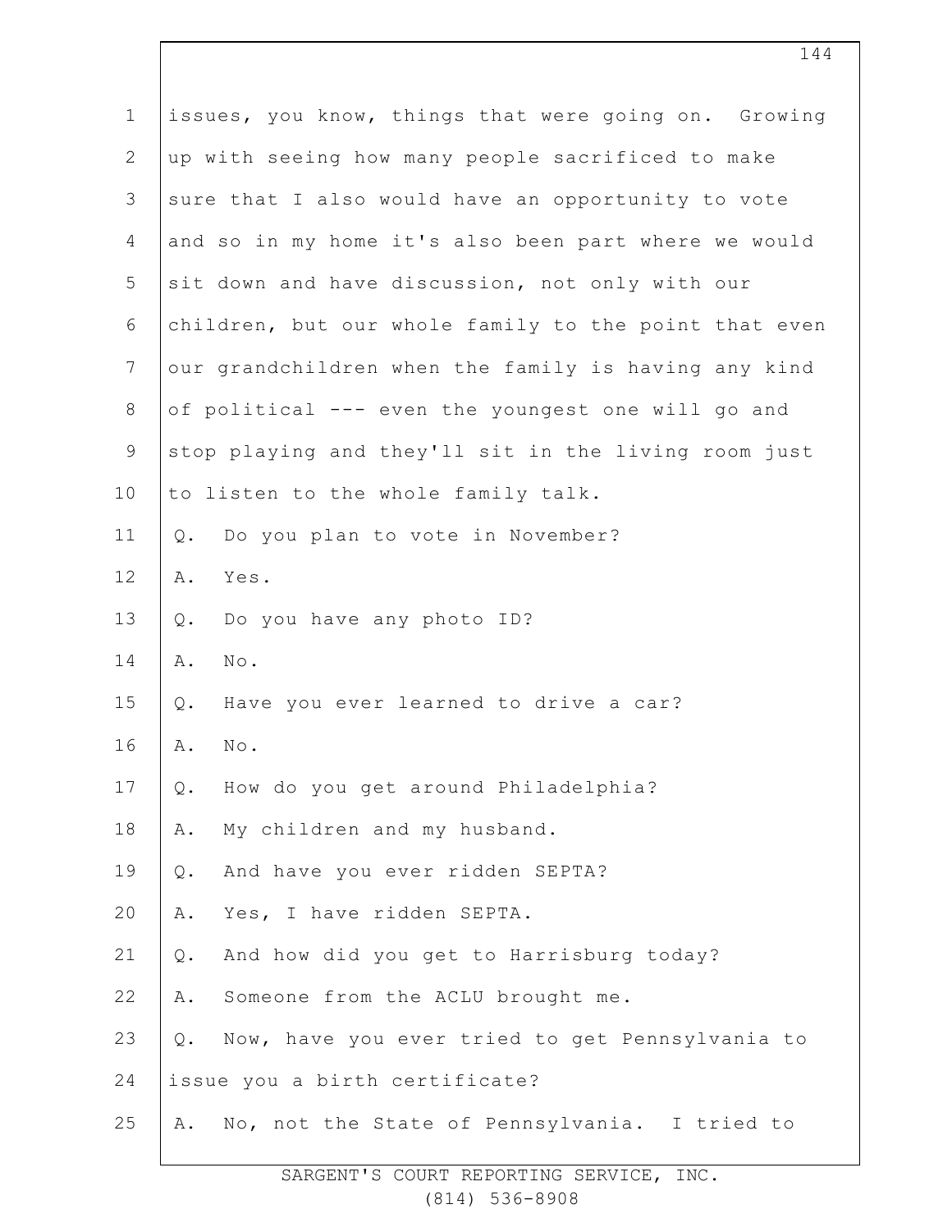1 issues, you know, things that were going on. Growing
2 up with seeing how many people sacrificed to make
3 sure that I also would have an opportunity to vote
4 and so in my home it's also been part where we would
5 sit down and have discussion, not only with our
6 children, but our whole family to the point that even
7 our grandchildren when the family is having any kind
8 of political --- even the youngest one will go and
9 stop playing and they'll sit in the living room just
10 to listen to the whole family talk.
11 Q. Do you plan to vote in November?
12 A. Yes.
13 Q. Do you have any photo ID?
14 A. No.
15 Q. Have you ever learned to drive a car?
16 A. No.
17 Q. How do you get around Philadelphia?
18 A. My children and my husband.
19 Q. And have you ever ridden SEPTA?
20 A. Yes, I have ridden SEPTA.
21 Q. And how did you get to Harrisburg today?
22 A. Someone from the ACLU brought me.
23 Q. Now, have you ever tried to get Pennsylvania to
24 issue you a birth certificate?
25 A. No, not the State of Pennsylvania. I tried to

SARGENT'S COURT REPORTING SERVICE, INC.
(814) 536-8908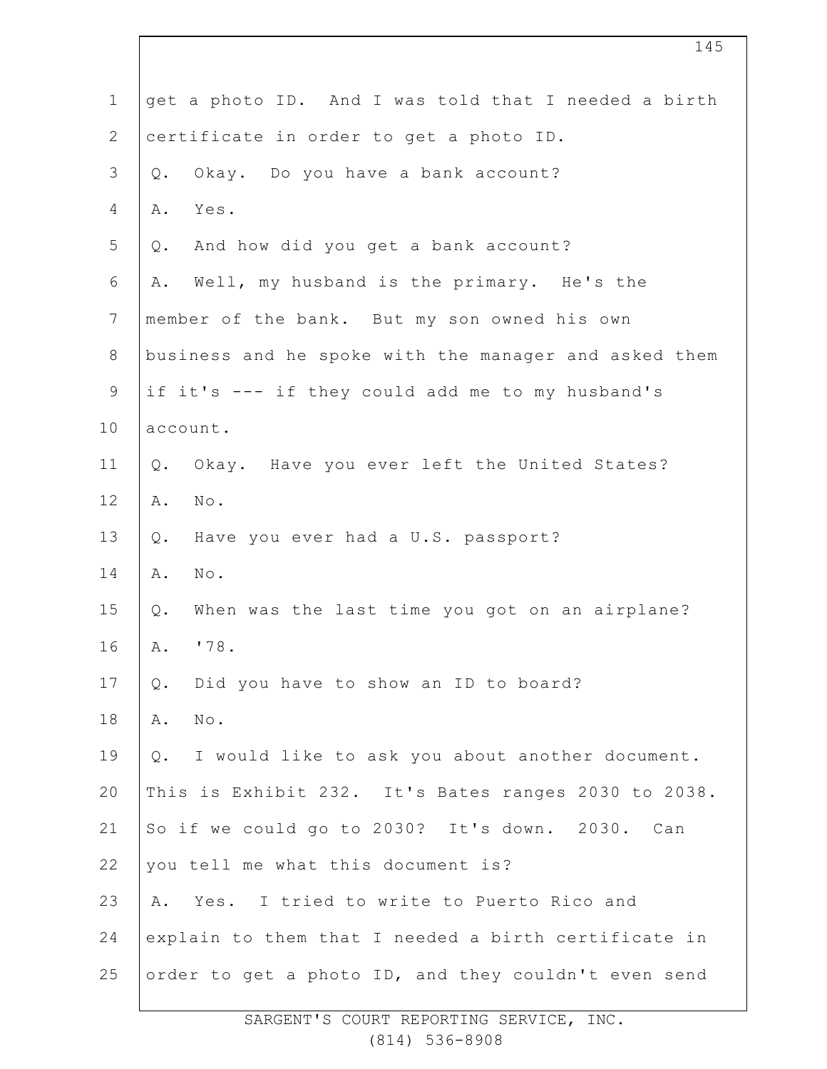get a photo ID. And I was told that I needed a birth certificate in order to get a photo ID.

Q. Okay. Do you have a bank account?

A. Yes.

Q. And how did you get a bank account?

A. Well, my husband is the primary. He's the member of the bank. But my son owned his own business and he spoke with the manager and asked them if it's --- if they could add me to my husband's account.

Q. Okay. Have you ever left the United States?

A. No.

Q. Have you ever had a U.S. passport?

A. No.

Q. When was the last time you got on an airplane?

A. '78.

Q. Did you have to show an ID to board?

A. No.

Q. I would like to ask you about another document. This is Exhibit 232. It's Bates ranges 2030 to 2038. So if we could go to 2030? It's down. 2030. Can you tell me what this document is?

A. Yes. I tried to write to Puerto Rico and explain to them that I needed a birth certificate in order to get a photo ID, and they couldn't even send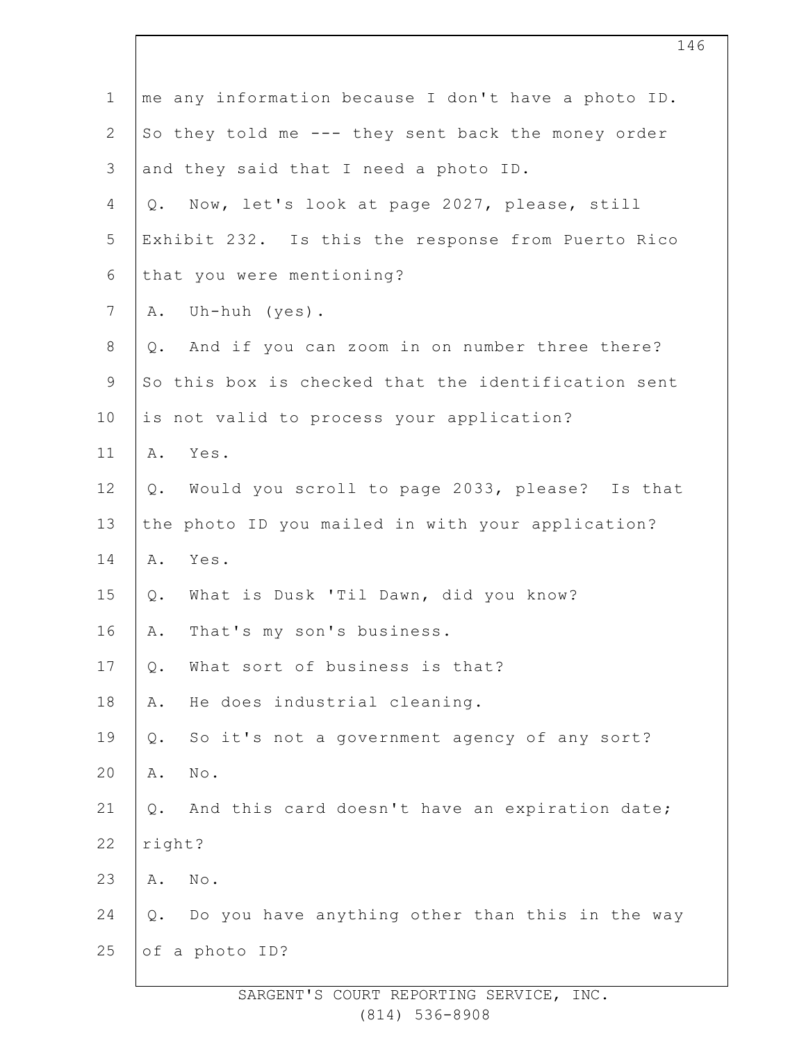me any information because I don't have a photo ID. So they told me --- they sent back the money order and they said that I need a photo ID.

Q. Now, let's look at page 2027, please, still Exhibit 232. Is this the response from Puerto Rico that you were mentioning?

A. Uh-huh (yes).

Q. And if you can zoom in on number three there? So this box is checked that the identification sent is not valid to process your application?

A. Yes.

Q. Would you scroll to page 2033, please? Is that the photo ID you mailed in with your application?

A. Yes.

Q. What is Dusk 'Til Dawn, did you know?

A. That's my son's business.

Q. What sort of business is that?

A. He does industrial cleaning.

Q. So it's not a government agency of any sort?

A. No.

Q. And this card doesn't have an expiration date; right?

A. No.

Q. Do you have anything other than this in the way of a photo ID?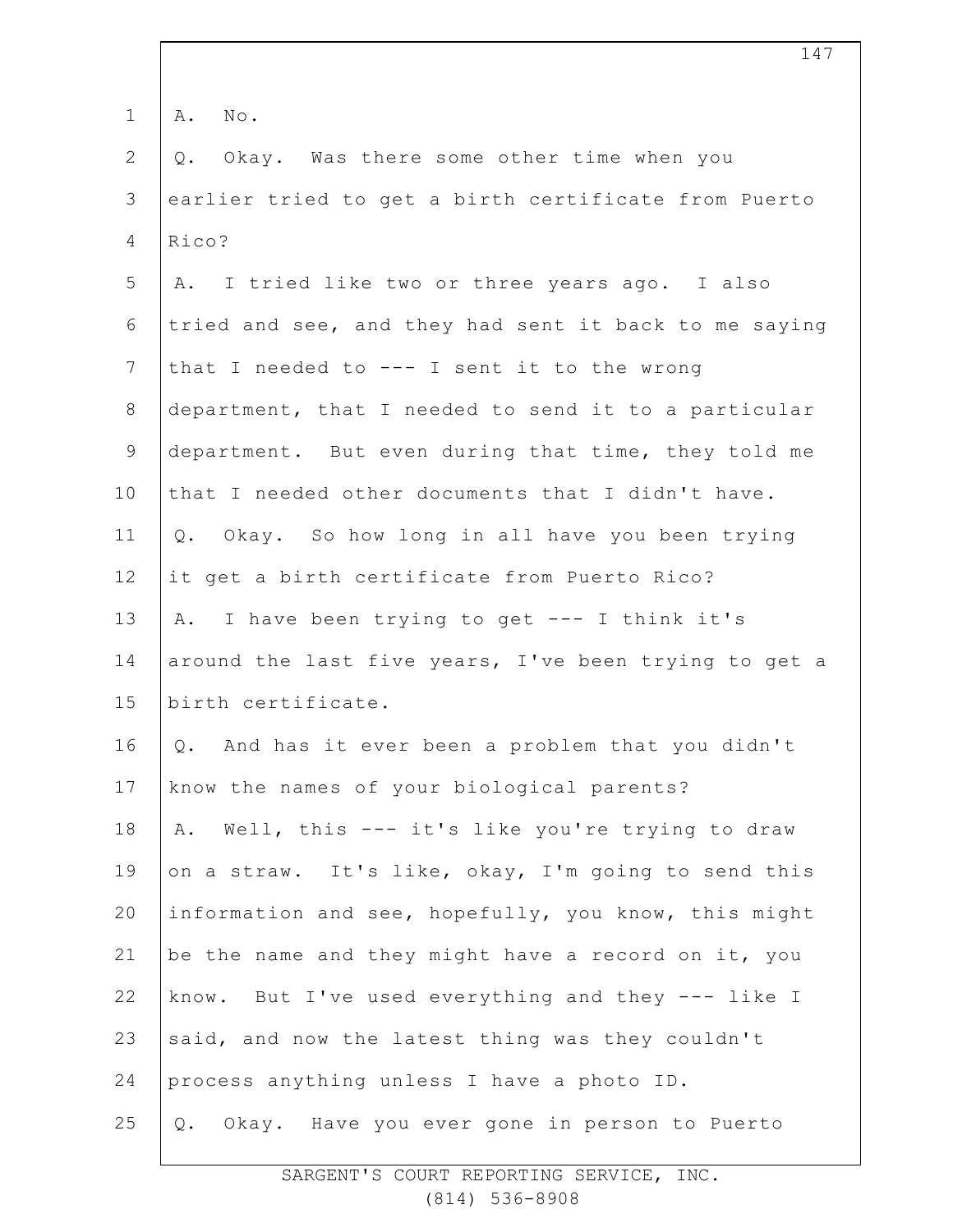A. No.

Q. Okay. Was there some other time when you earlier tried to get a birth certificate from Puerto Rico?

A. I tried like two or three years ago. I also tried and see, and they had sent it back to me saying that I needed to --- I sent it to the wrong department, that I needed to send it to a particular department. But even during that time, they told me that I needed other documents that I didn't have.

Q. Okay. So how long in all have you been trying it get a birth certificate from Puerto Rico?

A. I have been trying to get --- I think it's around the last five years, I've been trying to get a birth certificate.

Q. And has it ever been a problem that you didn't know the names of your biological parents?

A. Well, this --- it's like you're trying to draw on a straw. It's like, okay, I'm going to send this information and see, hopefully, you know, this might be the name and they might have a record on it, you know. But I've used everything and they --- like I said, and now the latest thing was they couldn't process anything unless I have a photo ID.

Q. Okay. Have you ever gone in person to Puerto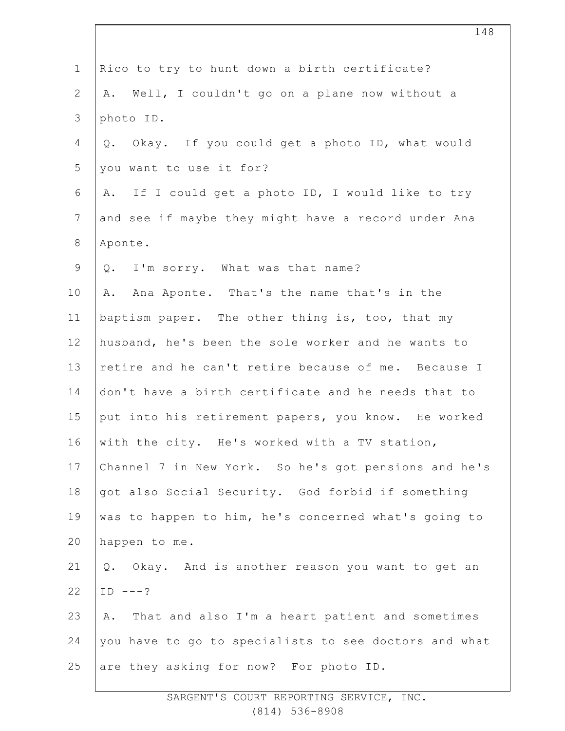Rico to try to hunt down a birth certificate?

A. Well, I couldn't go on a plane now without a photo ID.

Q. Okay. If you could get a photo ID, what would you want to use it for?

A. If I could get a photo ID, I would like to try and see if maybe they might have a record under Ana Aponte.

Q. I'm sorry. What was that name?

A. Ana Aponte. That's the name that's in the baptism paper. The other thing is, too, that my husband, he's been the sole worker and he wants to retire and he can't retire because of me. Because I don't have a birth certificate and he needs that to put into his retirement papers, you know. He worked with the city. He's worked with a TV station, Channel 7 in New York. So he's got pensions and he's got also Social Security. God forbid if something was to happen to him, he's concerned what's going to happen to me.

Q. Okay. And is another reason you want to get an ID ---?

A. That and also I'm a heart patient and sometimes you have to go to specialists to see doctors and what are they asking for now? For photo ID.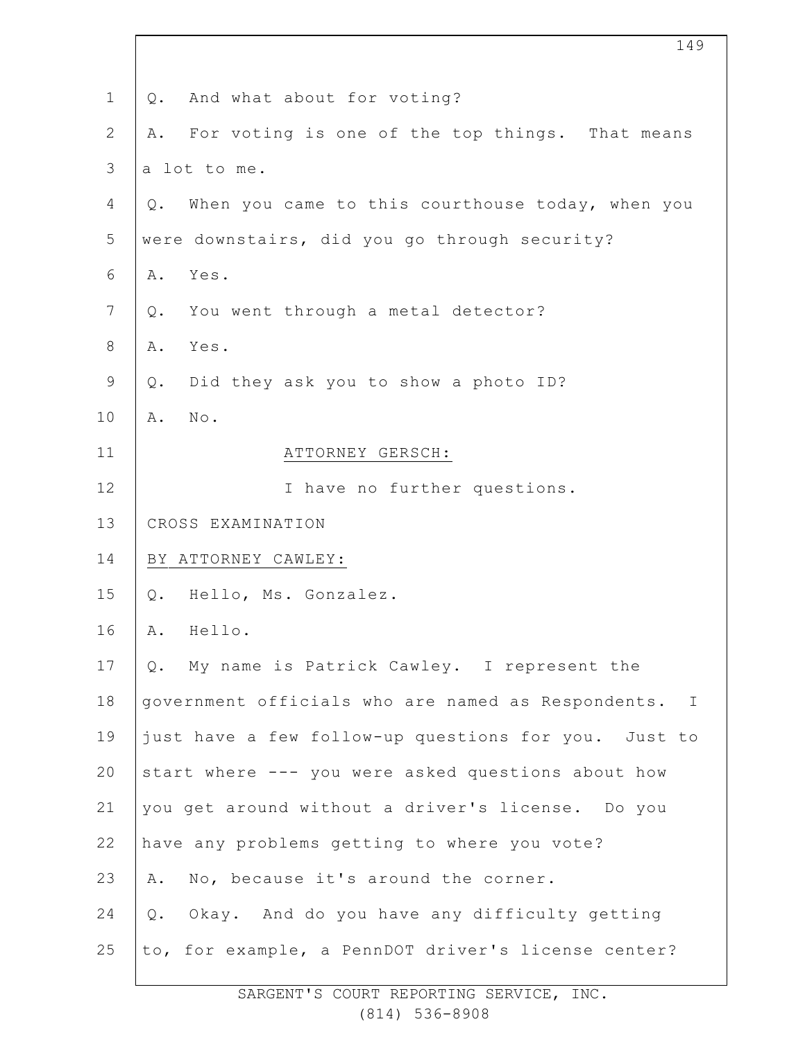Q. And what about for voting?

A. For voting is one of the top things. That means a lot to me.

Q. When you came to this courthouse today, when you were downstairs, did you go through security?

A. Yes.

Q. You went through a metal detector?

A. Yes.

Q. Did they ask you to show a photo ID?

A. No.

ATTORNEY GERSCH:

I have no further questions.

CROSS EXAMINATION

BY ATTORNEY CAWLEY:

Q. Hello, Ms. Gonzalez.

A. Hello.

Q. My name is Patrick Cawley. I represent the government officials who are named as Respondents. I just have a few follow-up questions for you. Just to start where --- you were asked questions about how you get around without a driver's license. Do you have any problems getting to where you vote?

A. No, because it's around the corner.

Q. Okay. And do you have any difficulty getting to, for example, a PennDOT driver's license center?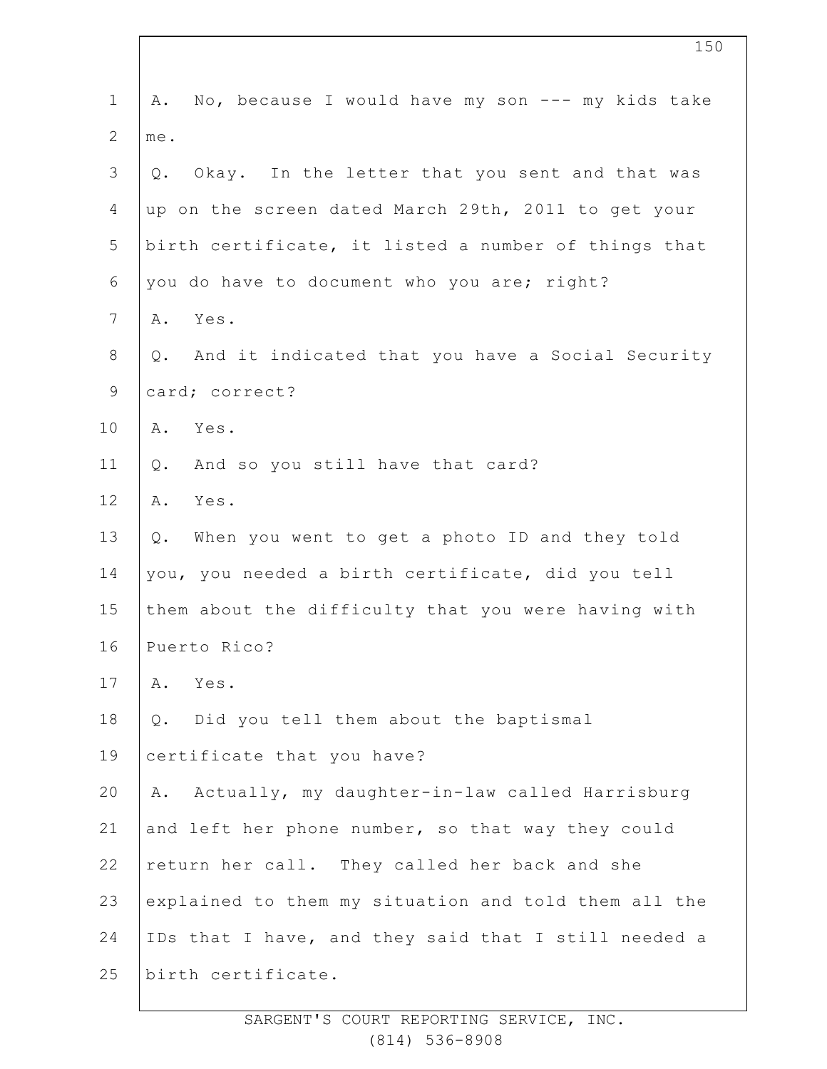A. No, because I would have my son --- my kids take me.

Q. Okay. In the letter that you sent and that was up on the screen dated March 29th, 2011 to get your birth certificate, it listed a number of things that you do have to document who you are; right?

A. Yes.

Q. And it indicated that you have a Social Security card; correct?

A. Yes.

Q. And so you still have that card?

A. Yes.

Q. When you went to get a photo ID and they told you, you needed a birth certificate, did you tell them about the difficulty that you were having with Puerto Rico?

A. Yes.

Q. Did you tell them about the baptismal certificate that you have?

A. Actually, my daughter-in-law called Harrisburg and left her phone number, so that way they could return her call. They called her back and she explained to them my situation and told them all the IDs that I have, and they said that I still needed a birth certificate.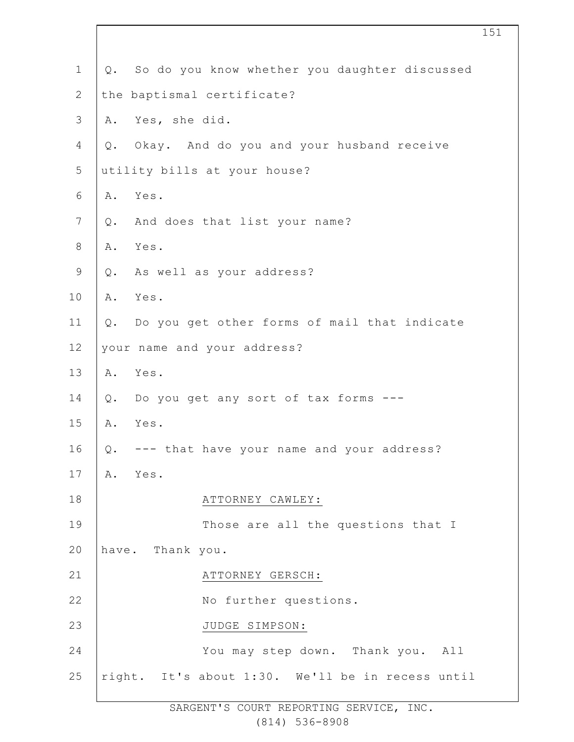Q. So do you know whether you daughter discussed the baptismal certificate?

A. Yes, she did.

Q. Okay. And do you and your husband receive utility bills at your house?

A. Yes.

Q. And does that list your name?

A. Yes.

Q. As well as your address?

A. Yes.

Q. Do you get other forms of mail that indicate your name and your address?

A. Yes.

Q. Do you get any sort of tax forms ---

A. Yes.

Q. --- that have your name and your address?

A. Yes.

ATTORNEY CAWLEY:

Those are all the questions that I have. Thank you.

ATTORNEY GERSCH:

No further questions.

JUDGE SIMPSON:

You may step down. Thank you. All right. It's about 1:30. We'll be in recess until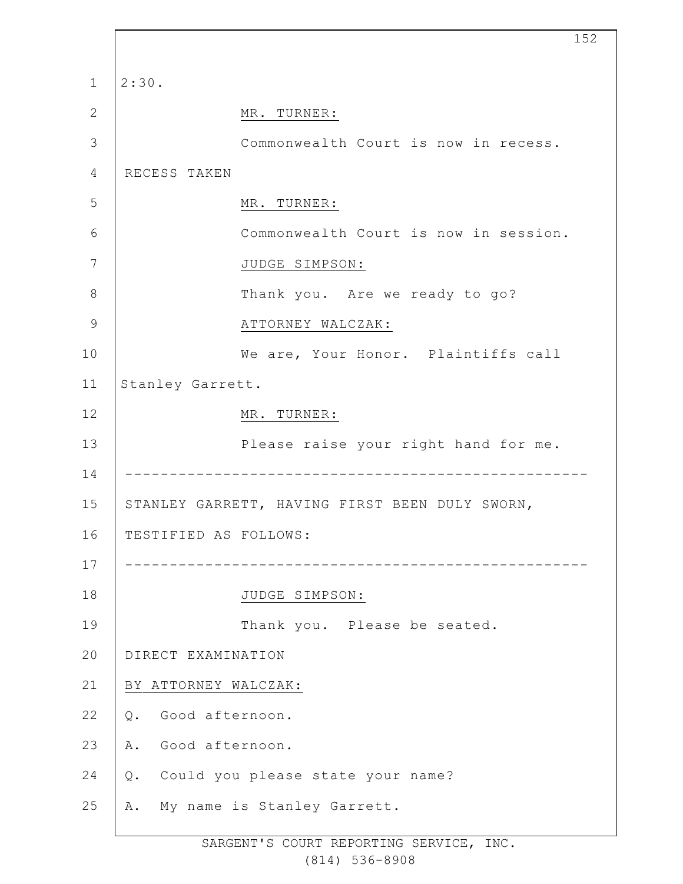2:30.

MR. TURNER:

Commonwealth Court is now in recess.

RECESS TAKEN

MR. TURNER:

Commonwealth Court is now in session.

JUDGE SIMPSON:

Thank you. Are we ready to go?

ATTORNEY WALCZAK:

We are, Your Honor. Plaintiffs call Stanley Garrett.

MR. TURNER:

Please raise your right hand for me.

---

STANLEY GARRETT, HAVING FIRST BEEN DULY SWORN, TESTIFIED AS FOLLOWS:

---

JUDGE SIMPSON:

Thank you. Please be seated.

DIRECT EXAMINATION

BY ATTORNEY WALCZAK:

Q. Good afternoon.

A. Good afternoon.

Q. Could you please state your name?

A. My name is Stanley Garrett.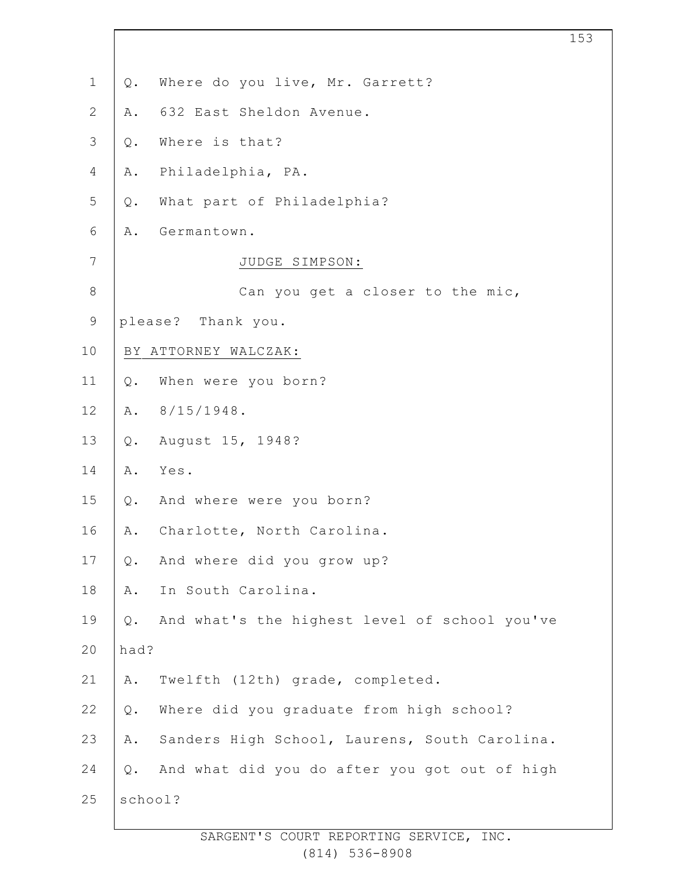Q. Where do you live, Mr. Garrett?

A. 632 East Sheldon Avenue.

Q. Where is that?

A. Philadelphia, PA.

Q. What part of Philadelphia?

A. Germantown.

JUDGE SIMPSON:

Can you get a closer to the mic, please? Thank you.

BY ATTORNEY WALCZAK:

Q. When were you born?

A. 8/15/1948.

Q. August 15, 1948?

A. Yes.

Q. And where were you born?

A. Charlotte, North Carolina.

Q. And where did you grow up?

A. In South Carolina.

Q. And what's the highest level of school you've had?

A. Twelfth (12th) grade, completed.

Q. Where did you graduate from high school?

A. Sanders High School, Laurens, South Carolina.

Q. And what did you do after you got out of high school?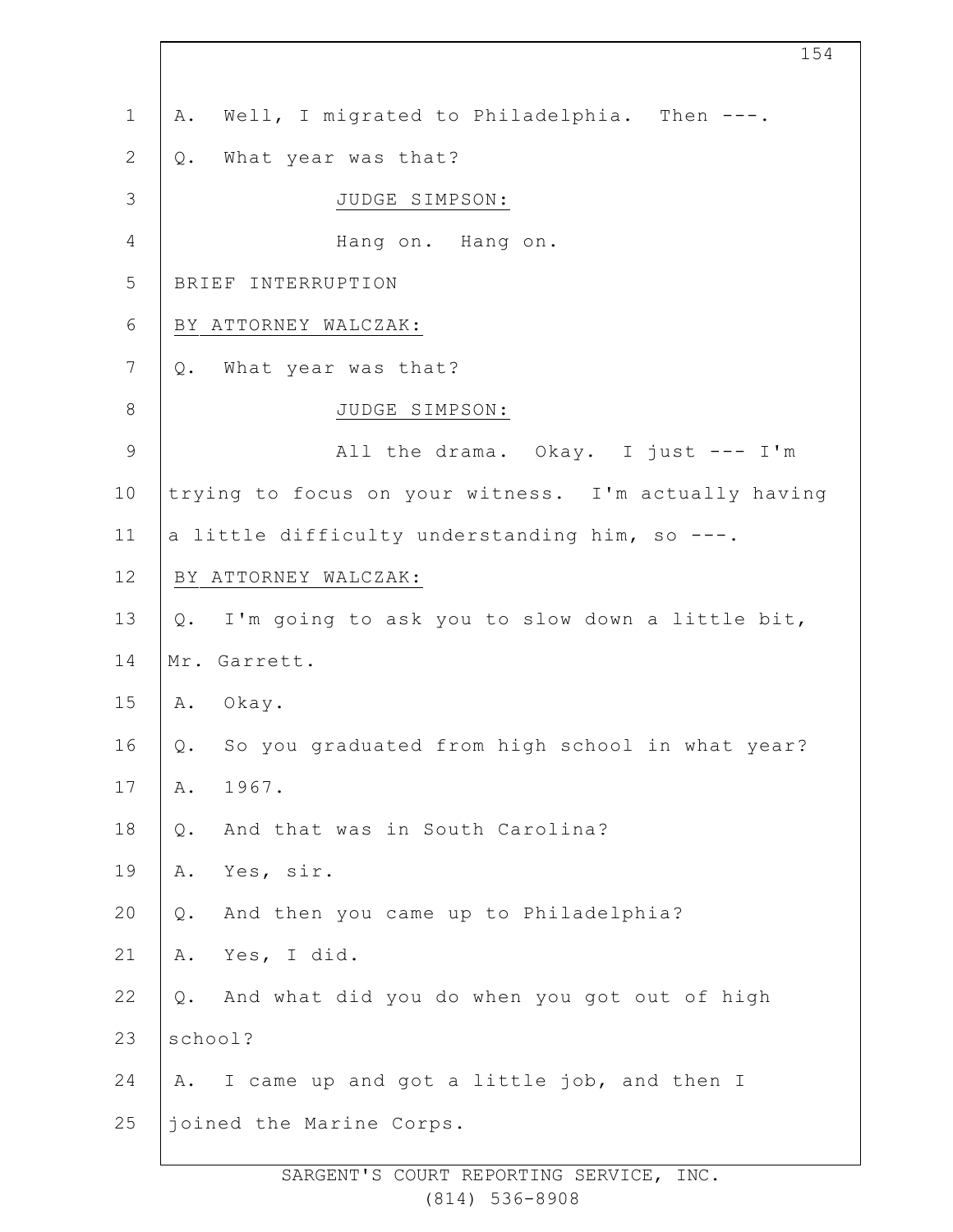A. Well, I migrated to Philadelphia. Then ---.

Q. What year was that?

JUDGE SIMPSON:

Hang on. Hang on.

BRIEF INTERRUPTION

BY ATTORNEY WALCZAK:

Q. What year was that?

JUDGE SIMPSON:

All the drama. Okay. I just --- I'm trying to focus on your witness. I'm actually having a little difficulty understanding him, so ---.

BY ATTORNEY WALCZAK:

Q. I'm going to ask you to slow down a little bit, Mr. Garrett.

A. Okay.

Q. So you graduated from high school in what year?

A. 1967.

Q. And that was in South Carolina?

A. Yes, sir.

Q. And then you came up to Philadelphia?

A. Yes, I did.

Q. And what did you do when you got out of high school?

A. I came up and got a little job, and then I joined the Marine Corps.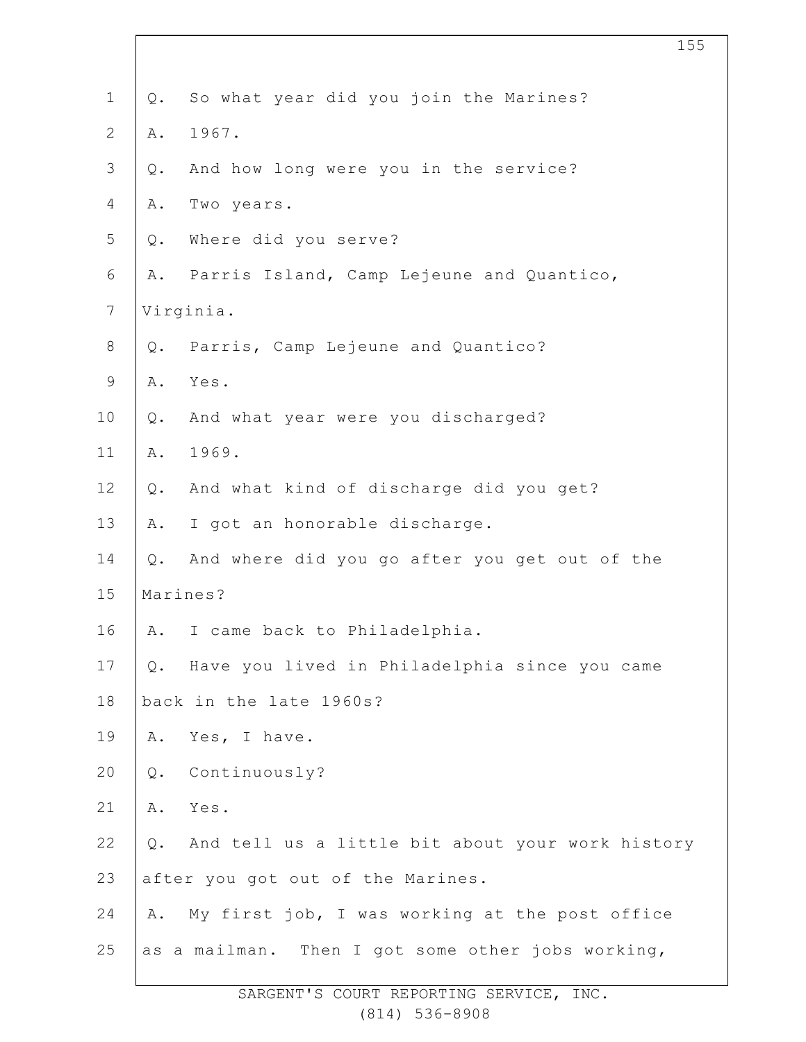Q. So what year did you join the Marines?

A. 1967.

Q. And how long were you in the service?

A. Two years.

Q. Where did you serve?

A. Parris Island, Camp Lejeune and Quantico, Virginia.

Q. Parris, Camp Lejeune and Quantico?

A. Yes.

Q. And what year were you discharged?

A. 1969.

Q. And what kind of discharge did you get?

A. I got an honorable discharge.

Q. And where did you go after you get out of the Marines?

A. I came back to Philadelphia.

Q. Have you lived in Philadelphia since you came back in the late 1960s?

A. Yes, I have.

Q. Continuously?

A. Yes.

Q. And tell us a little bit about your work history after you got out of the Marines.

A. My first job, I was working at the post office as a mailman. Then I got some other jobs working,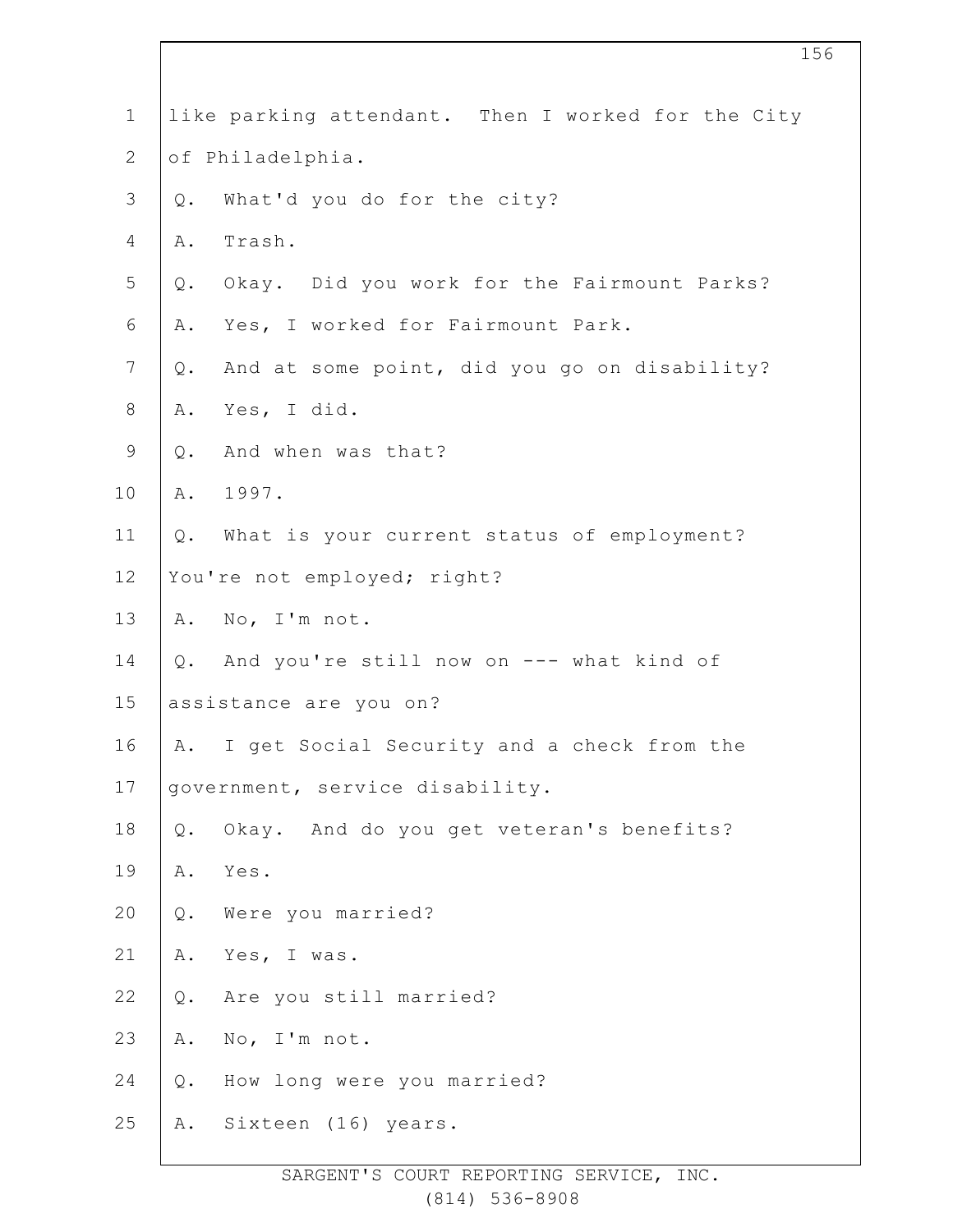1 like parking attendant. Then I worked for the City
2 of Philadelphia.
3 Q. What'd you do for the city?
4 A. Trash.
5 Q. Okay. Did you work for the Fairmount Parks?
6 A. Yes, I worked for Fairmount Park.
7 Q. And at some point, did you go on disability?
8 A. Yes, I did.
9 Q. And when was that?
10 A. 1997.
11 Q. What is your current status of employment?
12 You're not employed; right?
13 A. No, I'm not.
14 Q. And you're still now on --- what kind of
15 assistance are you on?
16 A. I get Social Security and a check from the
17 government, service disability.
18 Q. Okay. And do you get veteran's benefits?
19 A. Yes.
20 Q. Were you married?
21 A. Yes, I was.
22 Q. Are you still married?
23 A. No, I'm not.
24 Q. How long were you married?
25 A. Sixteen (16) years.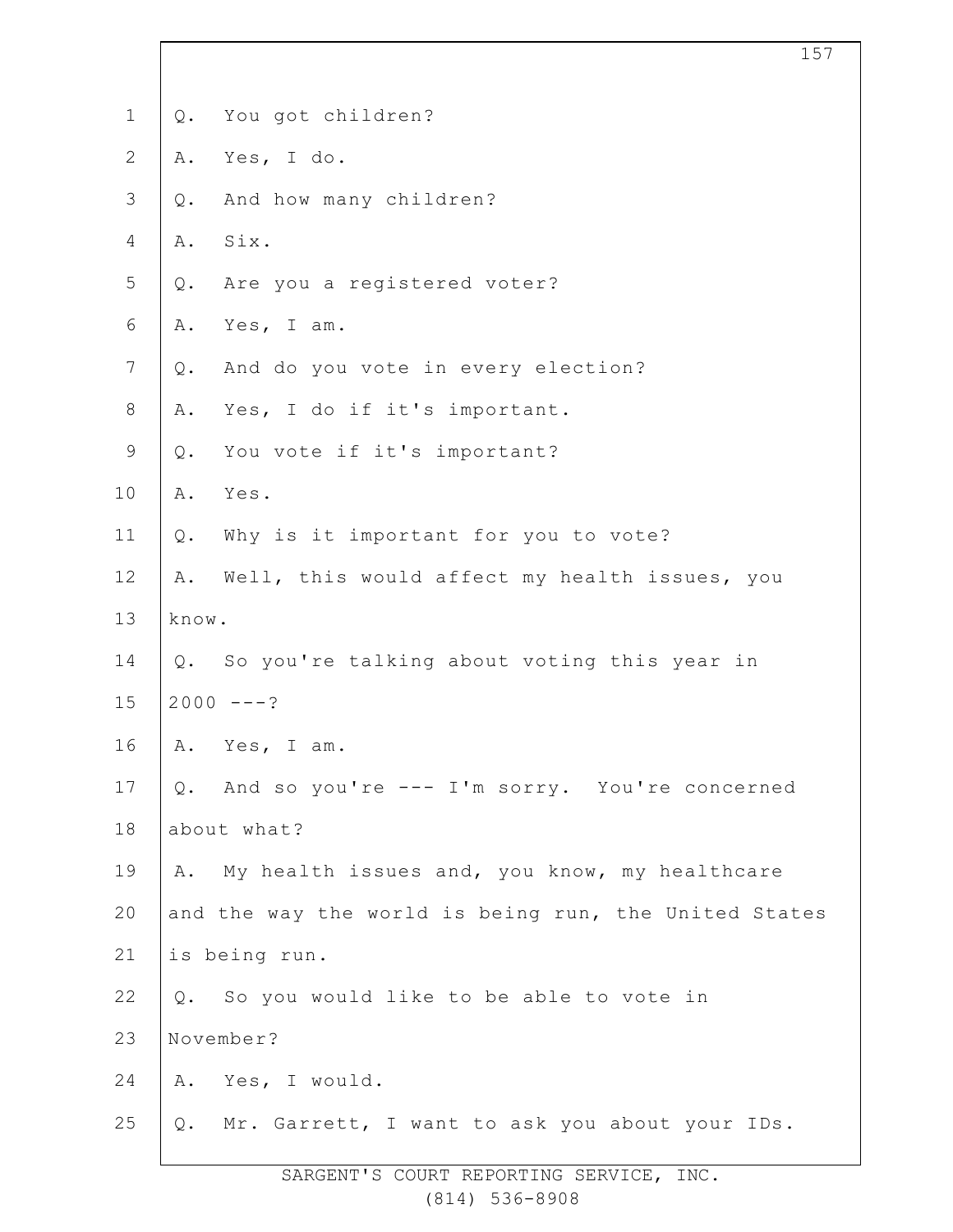Q. You got children?

A. Yes, I do.

Q. And how many children?

A. Six.

Q. Are you a registered voter?

A. Yes, I am.

Q. And do you vote in every election?

A. Yes, I do if it's important.

Q. You vote if it's important?

A. Yes.

Q. Why is it important for you to vote?

A. Well, this would affect my health issues, you know.

Q. So you're talking about voting this year in 2000 ---?

A. Yes, I am.

Q. And so you're --- I'm sorry. You're concerned about what?

A. My health issues and, you know, my healthcare and the way the world is being run, the United States is being run.

Q. So you would like to be able to vote in November?

A. Yes, I would.

Q. Mr. Garrett, I want to ask you about your IDs.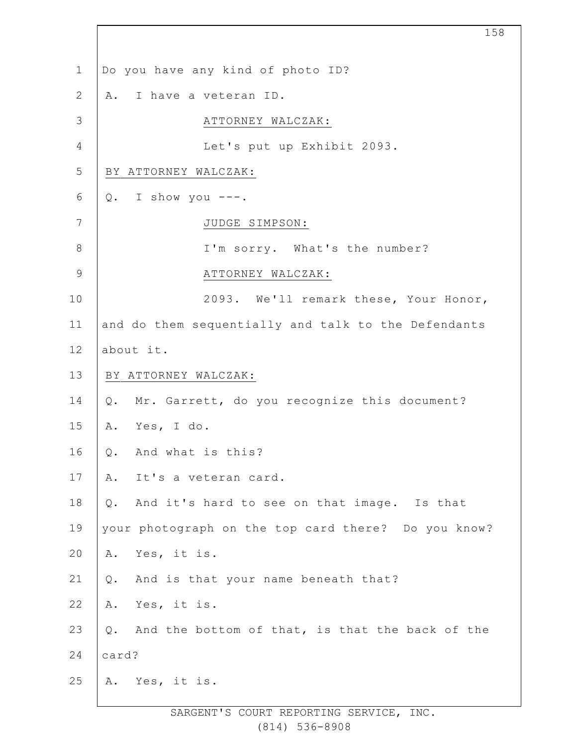Do you have any kind of photo ID?

A. I have a veteran ID.

ATTORNEY WALCZAK:

Let's put up Exhibit 2093.

BY ATTORNEY WALCZAK:

Q. I show you ---.

JUDGE SIMPSON:

I'm sorry. What's the number?

ATTORNEY WALCZAK:

2093. We'll remark these, Your Honor, and do them sequentially and talk to the Defendants about it.

BY ATTORNEY WALCZAK:

Q. Mr. Garrett, do you recognize this document?

A. Yes, I do.

Q. And what is this?

A. It's a veteran card.

Q. And it's hard to see on that image. Is that your photograph on the top card there? Do you know?

A. Yes, it is.

Q. And is that your name beneath that?

A. Yes, it is.

Q. And the bottom of that, is that the back of the card?

A. Yes, it is.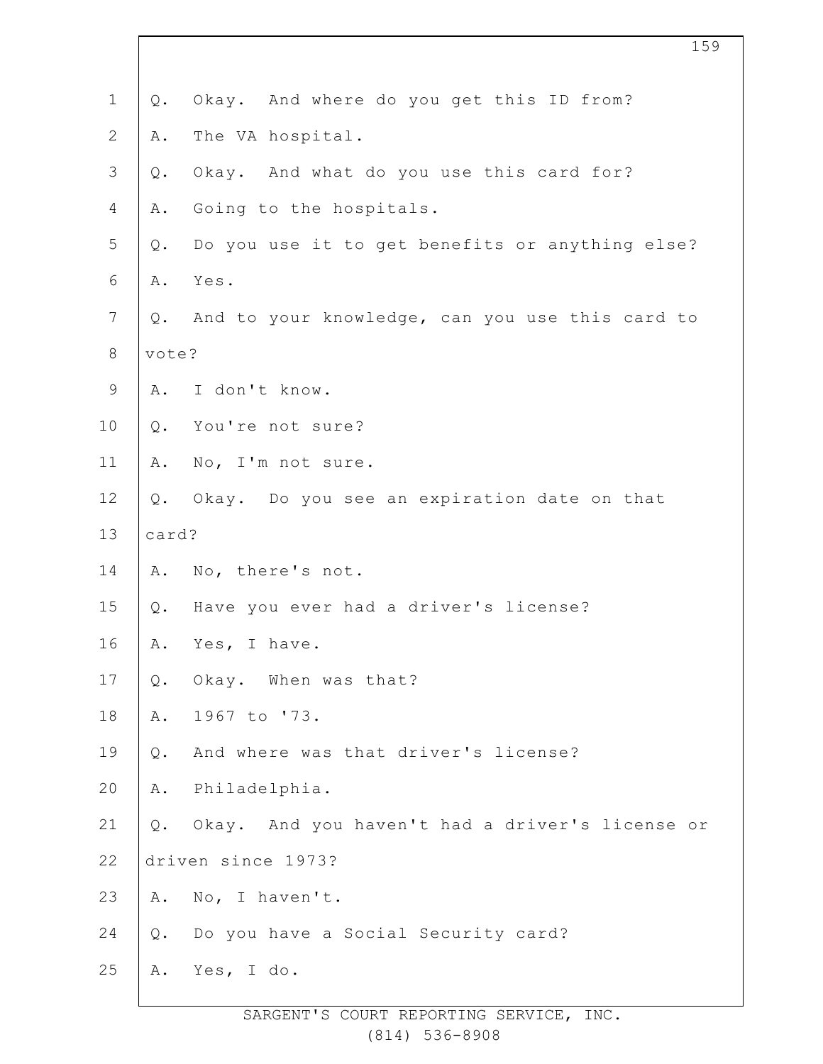Q. Okay. And where do you get this ID from?

A. The VA hospital.

Q. Okay. And what do you use this card for?

A. Going to the hospitals.

Q. Do you use it to get benefits or anything else?

A. Yes.

Q. And to your knowledge, can you use this card to vote?

A. I don't know.

Q. You're not sure?

A. No, I'm not sure.

Q. Okay. Do you see an expiration date on that card?

A. No, there's not.

Q. Have you ever had a driver's license?

A. Yes, I have.

Q. Okay. When was that?

A. 1967 to '73.

Q. And where was that driver's license?

A. Philadelphia.

Q. Okay. And you haven't had a driver's license or driven since 1973?

A. No, I haven't.

Q. Do you have a Social Security card?

A. Yes, I do.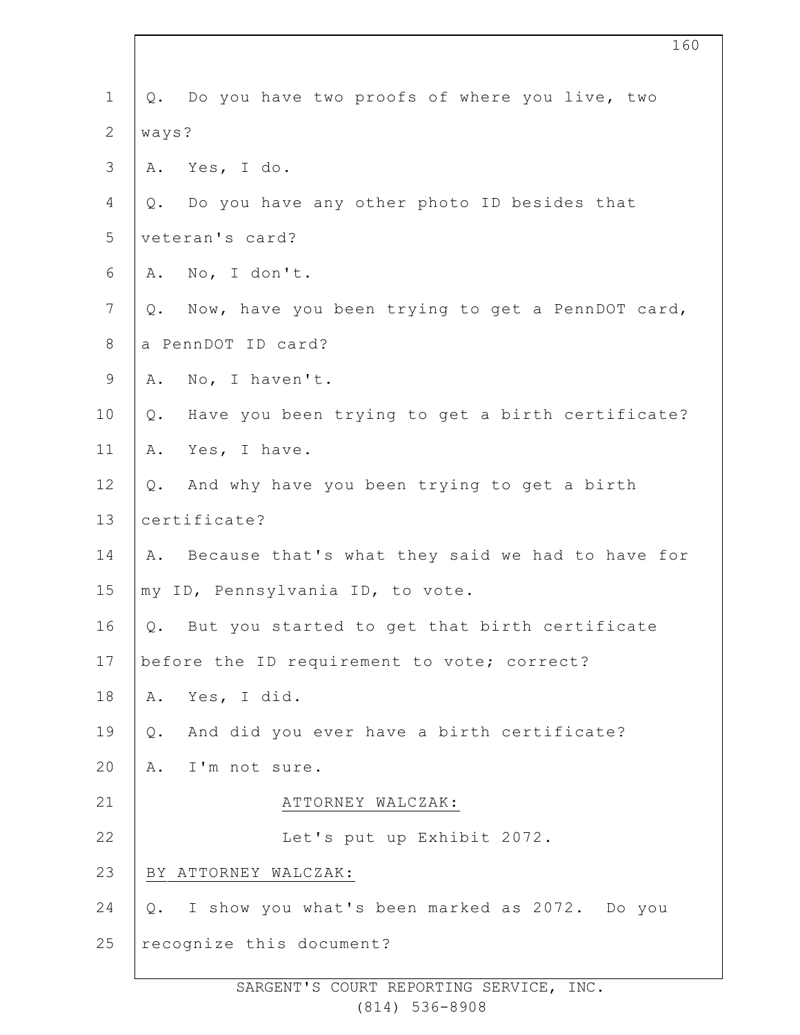Q. Do you have two proofs of where you live, two ways?

A. Yes, I do.

Q. Do you have any other photo ID besides that veteran's card?

A. No, I don't.

Q. Now, have you been trying to get a PennDOT card, a PennDOT ID card?

A. No, I haven't.

Q. Have you been trying to get a birth certificate?

A. Yes, I have.

Q. And why have you been trying to get a birth certificate?

A. Because that's what they said we had to have for my ID, Pennsylvania ID, to vote.

Q. But you started to get that birth certificate before the ID requirement to vote; correct?

A. Yes, I did.

Q. And did you ever have a birth certificate?

A. I'm not sure.

ATTORNEY WALCZAK:

Let's put up Exhibit 2072.

BY ATTORNEY WALCZAK:

Q. I show you what's been marked as 2072. Do you recognize this document?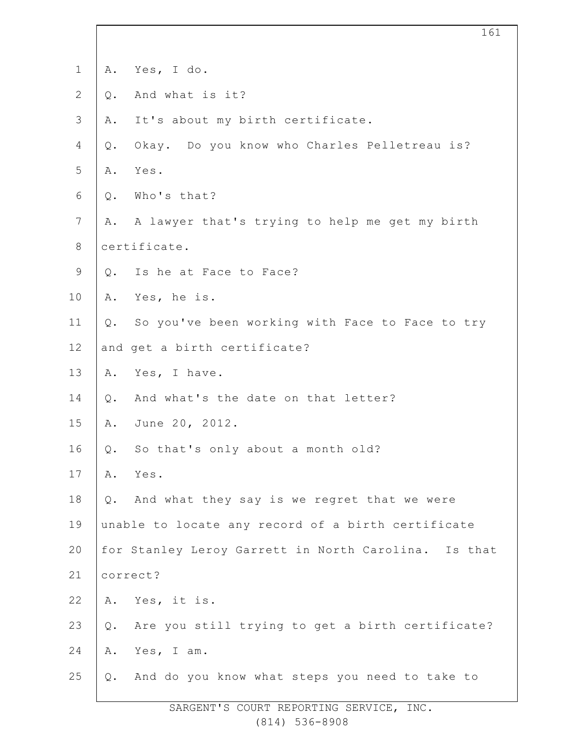A. Yes, I do.

Q. And what is it?

A. It's about my birth certificate.

Q. Okay. Do you know who Charles Pelletreau is?

A. Yes.

Q. Who's that?

A. A lawyer that's trying to help me get my birth certificate.

Q. Is he at Face to Face?

A. Yes, he is.

Q. So you've been working with Face to Face to try and get a birth certificate?

A. Yes, I have.

Q. And what's the date on that letter?

A. June 20, 2012.

Q. So that's only about a month old?

A. Yes.

Q. And what they say is we regret that we were unable to locate any record of a birth certificate for Stanley Leroy Garrett in North Carolina. Is that correct?

A. Yes, it is.

Q. Are you still trying to get a birth certificate?

A. Yes, I am.

Q. And do you know what steps you need to take to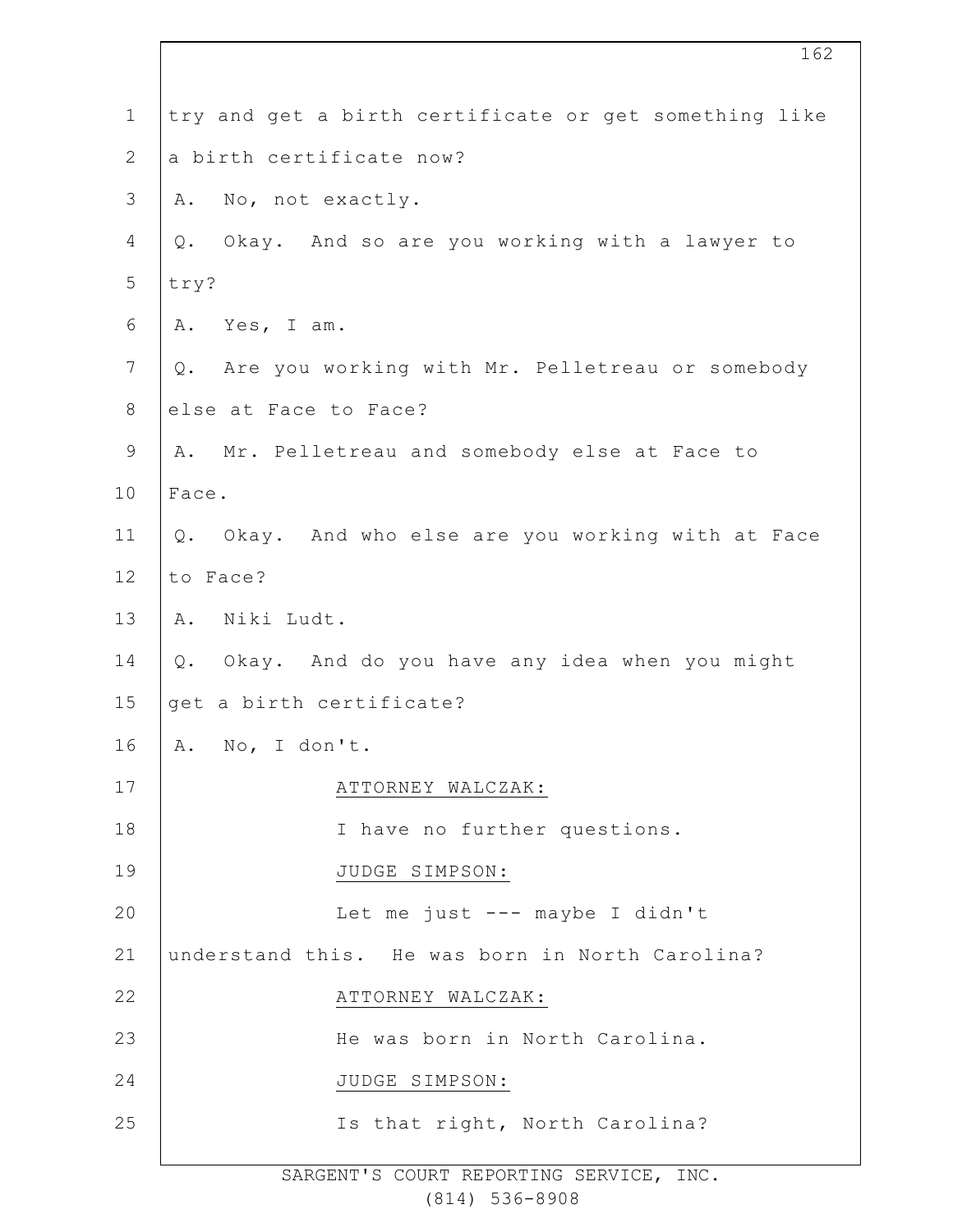try and get a birth certificate or get something like a birth certificate now?

A. No, not exactly.

Q. Okay. And so are you working with a lawyer to try?

A. Yes, I am.

Q. Are you working with Mr. Pelletreau or somebody else at Face to Face?

A. Mr. Pelletreau and somebody else at Face to Face.

Q. Okay. And who else are you working with at Face to Face?

A. Niki Ludt.

Q. Okay. And do you have any idea when you might get a birth certificate?

A. No, I don't.

ATTORNEY WALCZAK:

I have no further questions.

JUDGE SIMPSON:

Let me just --- maybe I didn't understand this. He was born in North Carolina?

ATTORNEY WALCZAK:

He was born in North Carolina.

JUDGE SIMPSON:

Is that right, North Carolina?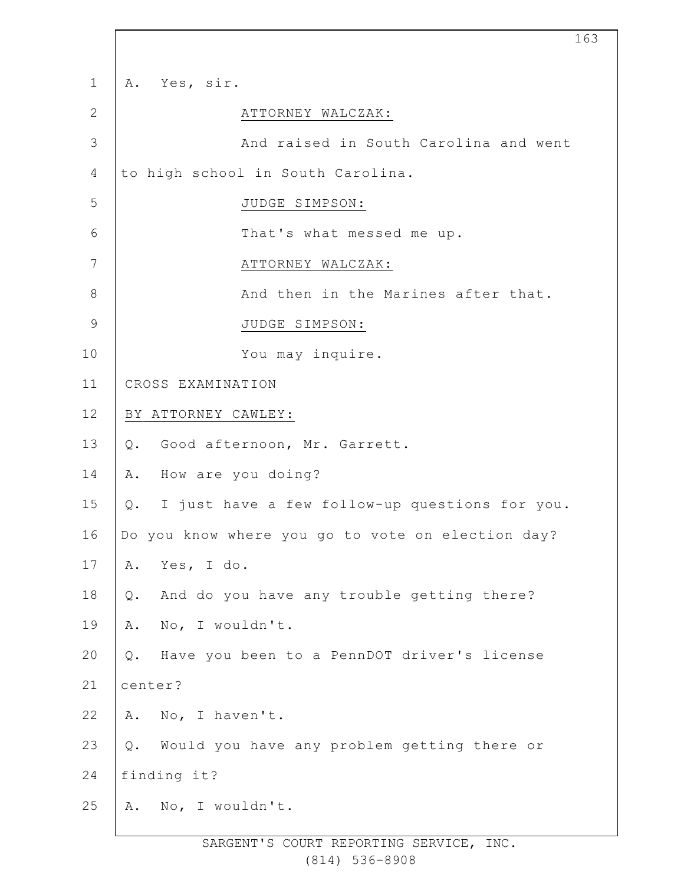A. Yes, sir.

ATTORNEY WALCZAK:

And raised in South Carolina and went to high school in South Carolina.

JUDGE SIMPSON:

That's what messed me up.

ATTORNEY WALCZAK:

And then in the Marines after that.

JUDGE SIMPSON:

You may inquire.

CROSS EXAMINATION

BY ATTORNEY CAWLEY:

Q. Good afternoon, Mr. Garrett.

A. How are you doing?

Q. I just have a few follow-up questions for you. Do you know where you go to vote on election day?

A. Yes, I do.

Q. And do you have any trouble getting there?

A. No, I wouldn't.

Q. Have you been to a PennDOT driver's license center?

A. No, I haven't.

Q. Would you have any problem getting there or finding it?

A. No, I wouldn't.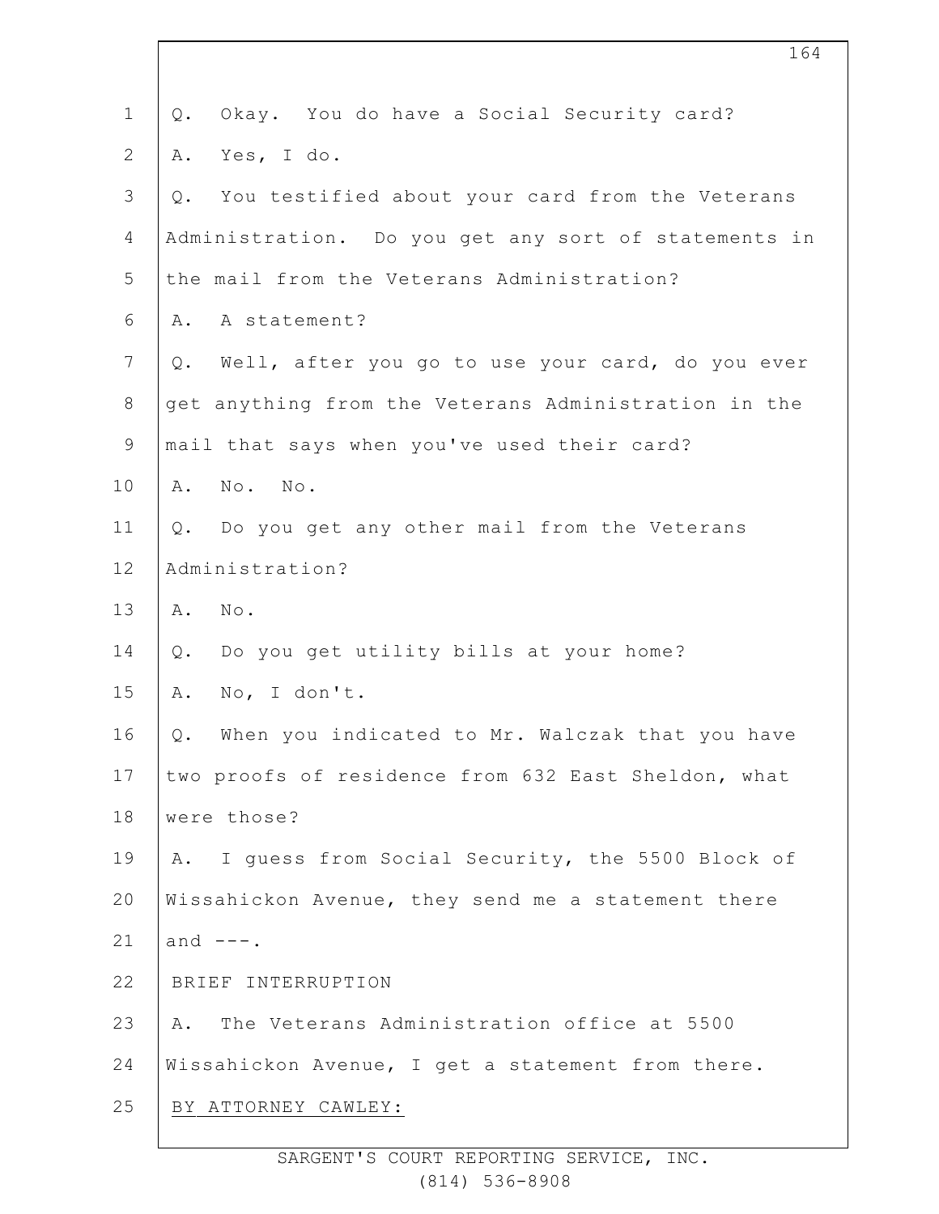Q. Okay. You do have a Social Security card?

A. Yes, I do.

Q. You testified about your card from the Veterans Administration. Do you get any sort of statements in the mail from the Veterans Administration?

A. A statement?

Q. Well, after you go to use your card, do you ever get anything from the Veterans Administration in the mail that says when you've used their card?

A. No. No.

Q. Do you get any other mail from the Veterans Administration?

A. No.

Q. Do you get utility bills at your home?

A. No, I don't.

Q. When you indicated to Mr. Walczak that you have two proofs of residence from 632 East Sheldon, what were those?

A. I guess from Social Security, the 5500 Block of Wissahickon Avenue, they send me a statement there and ---.

BRIEF INTERRUPTION

A. The Veterans Administration office at 5500 Wissahickon Avenue, I get a statement from there.

BY ATTORNEY CAWLEY: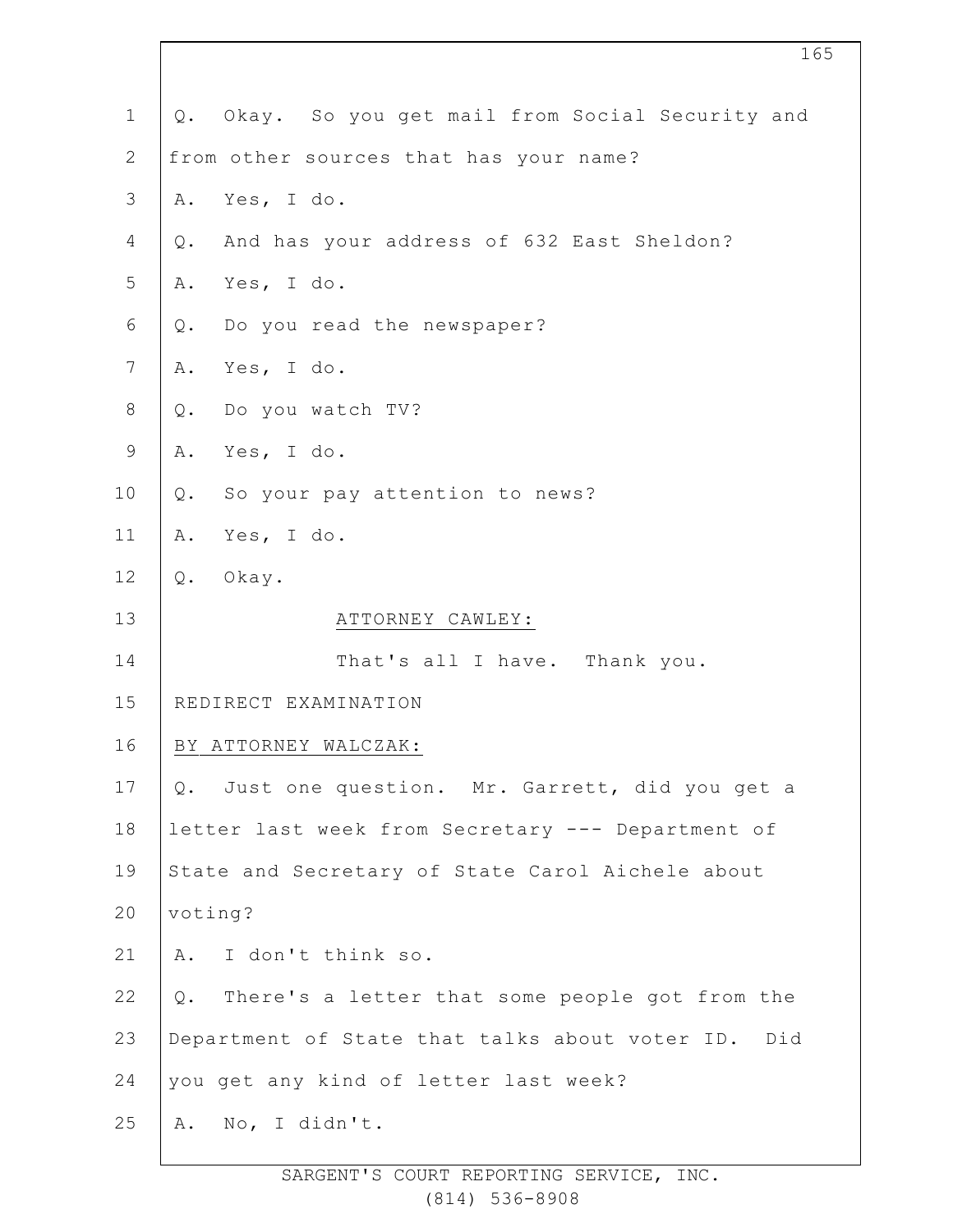Q. Okay. So you get mail from Social Security and from other sources that has your name?

A. Yes, I do.

Q. And has your address of 632 East Sheldon?

A. Yes, I do.

Q. Do you read the newspaper?

A. Yes, I do.

Q. Do you watch TV?

A. Yes, I do.

Q. So your pay attention to news?

A. Yes, I do.

Q. Okay.

ATTORNEY CAWLEY:

That's all I have. Thank you.

REDIRECT EXAMINATION

BY ATTORNEY WALCZAK:

Q. Just one question. Mr. Garrett, did you get a letter last week from Secretary --- Department of State and Secretary of State Carol Aichele about voting?

A. I don't think so.

Q. There's a letter that some people got from the Department of State that talks about voter ID. Did you get any kind of letter last week?

A. No, I didn't.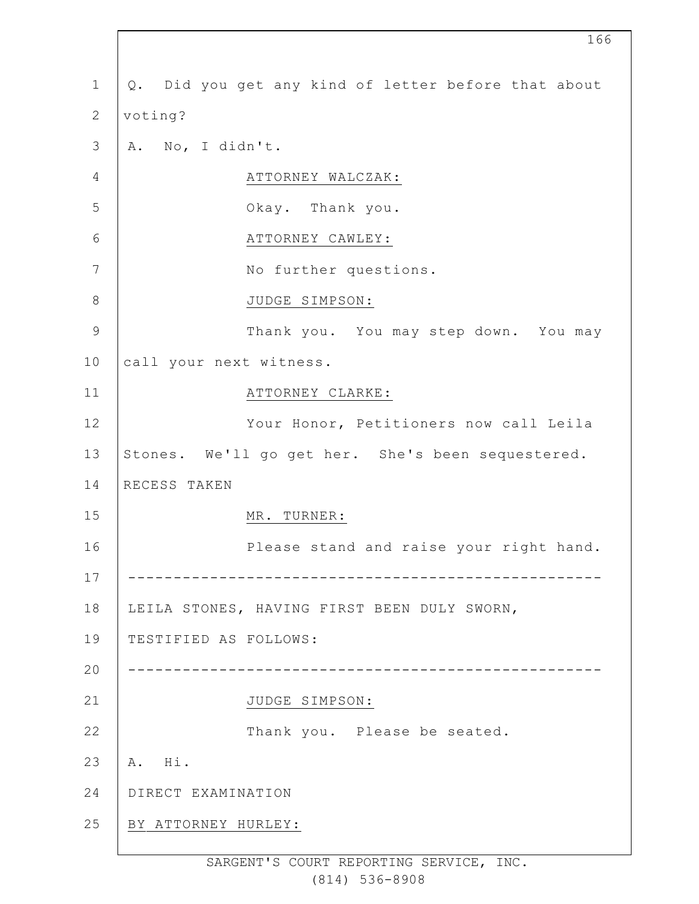Q. Did you get any kind of letter before that about voting?

A. No, I didn't.

ATTORNEY WALCZAK:

Okay. Thank you.

ATTORNEY CAWLEY:

No further questions.

JUDGE SIMPSON:

Thank you. You may step down. You may call your next witness.

ATTORNEY CLARKE:

Your Honor, Petitioners now call Leila Stones. We'll go get her. She's been sequestered.

RECESS TAKEN

MR. TURNER:

Please stand and raise your right hand.

---

LEILA STONES, HAVING FIRST BEEN DULY SWORN, TESTIFIED AS FOLLOWS:

---

JUDGE SIMPSON:

Thank you. Please be seated.

A. Hi.

DIRECT EXAMINATION

BY ATTORNEY HURLEY: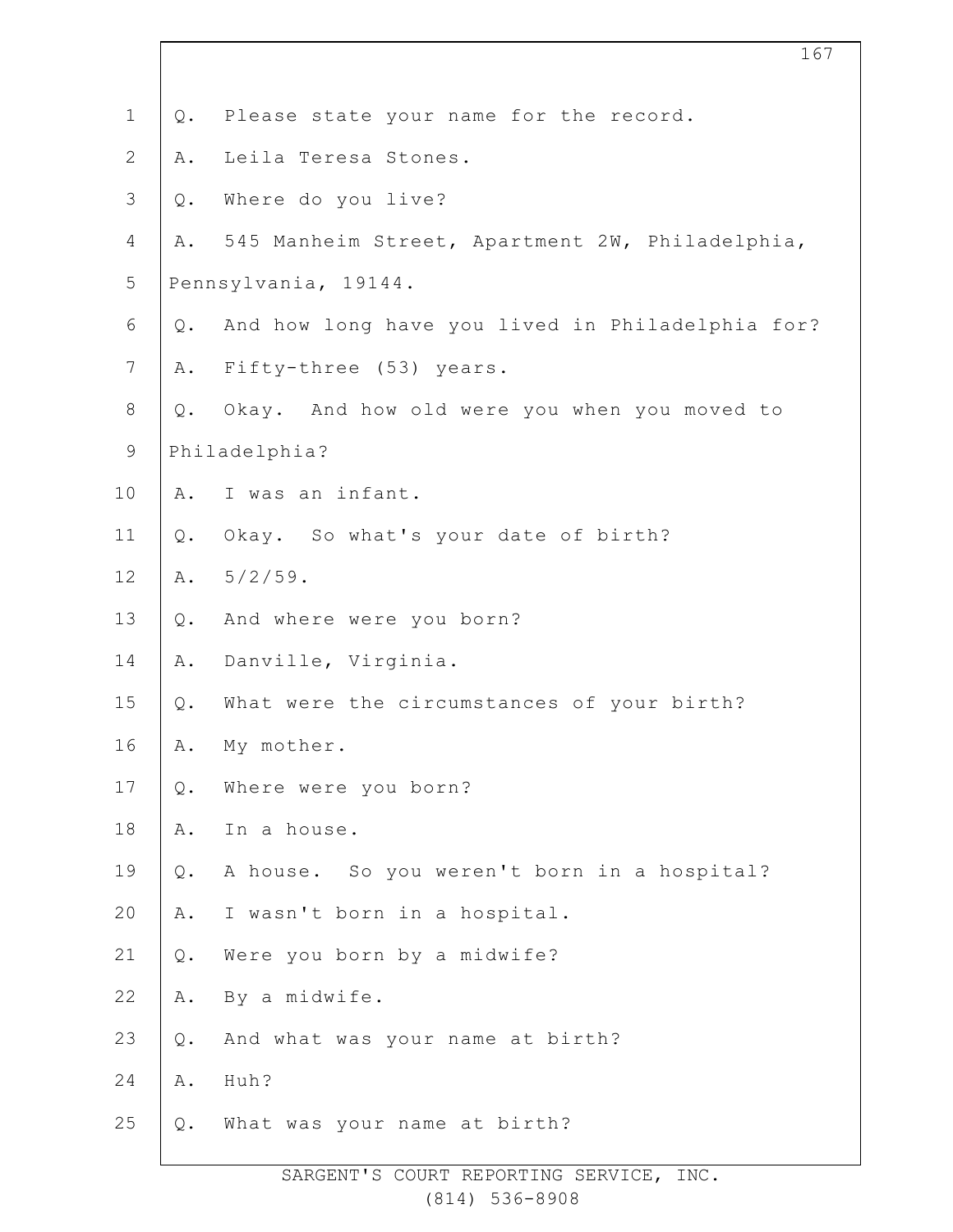1 Q. Please state your name for the record.

2 A. Leila Teresa Stones.

3 Q. Where do you live?

4 A. 545 Manheim Street, Apartment 2W, Philadelphia,

5 Pennsylvania, 19144.

6 Q. And how long have you lived in Philadelphia for?

7 A. Fifty-three (53) years.

8 Q. Okay. And how old were you when you moved to

9 Philadelphia?

10 A. I was an infant.

11 Q. Okay. So what's your date of birth?

12 A. 5/2/59.

13 Q. And where were you born?

14 A. Danville, Virginia.

15 Q. What were the circumstances of your birth?

16 A. My mother.

17 Q. Where were you born?

18 A. In a house.

19 Q. A house. So you weren't born in a hospital?

20 A. I wasn't born in a hospital.

21 Q. Were you born by a midwife?

22 A. By a midwife.

23 Q. And what was your name at birth?

24 A. Huh?

25 Q. What was your name at birth?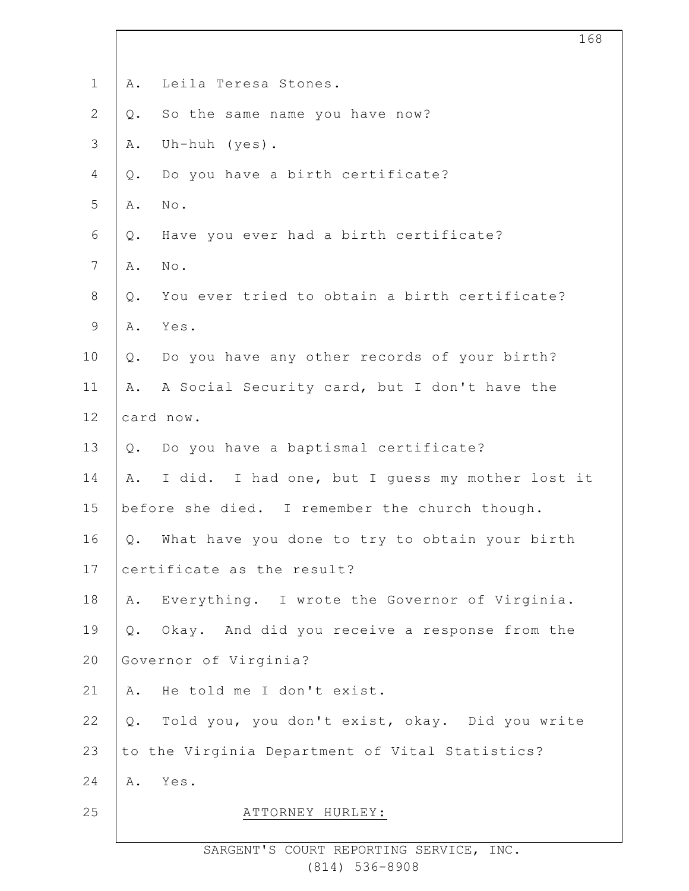A. Leila Teresa Stones.

Q. So the same name you have now?

A. Uh-huh (yes).

Q. Do you have a birth certificate?

A. No.

Q. Have you ever had a birth certificate?

A. No.

Q. You ever tried to obtain a birth certificate?

A. Yes.

Q. Do you have any other records of your birth?

A. A Social Security card, but I don't have the card now.

Q. Do you have a baptismal certificate?

A. I did. I had one, but I guess my mother lost it before she died. I remember the church though.

Q. What have you done to try to obtain your birth certificate as the result?

A. Everything. I wrote the Governor of Virginia.

Q. Okay. And did you receive a response from the Governor of Virginia?

A. He told me I don't exist.

Q. Told you, you don't exist, okay. Did you write to the Virginia Department of Vital Statistics?

A. Yes.

ATTORNEY HURLEY: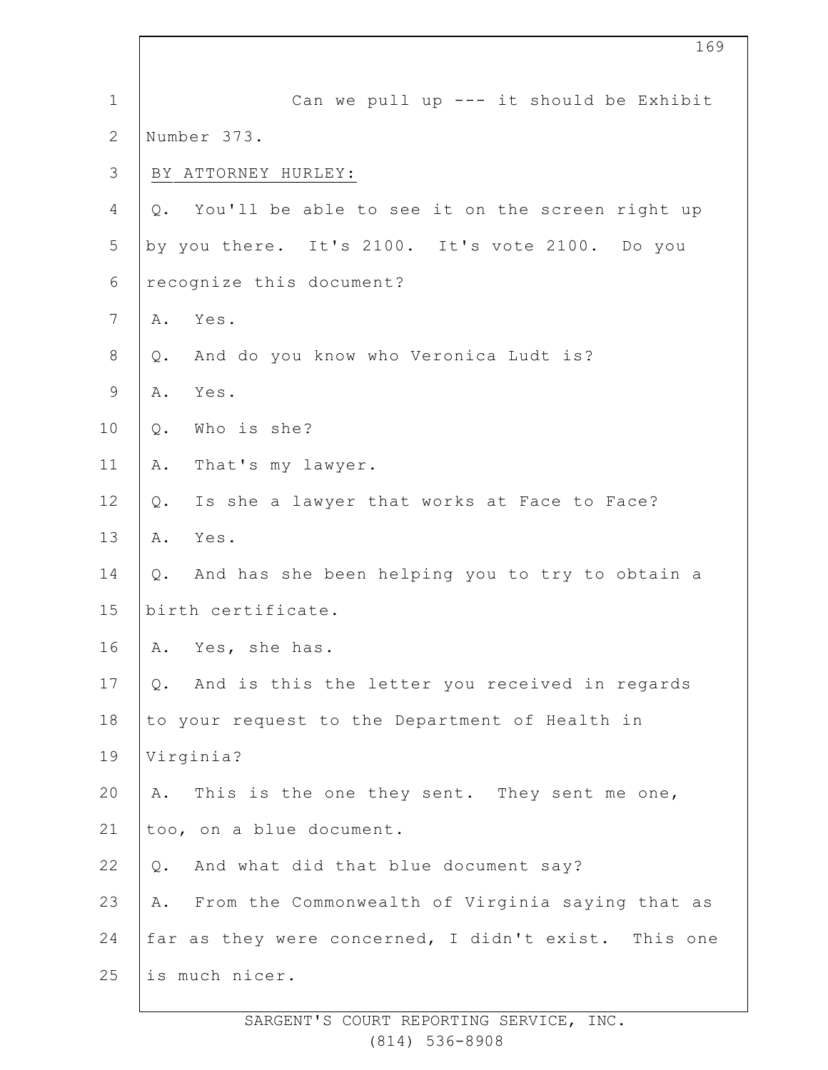Can we pull up --- it should be Exhibit Number 373.

BY ATTORNEY HURLEY:

Q. You'll be able to see it on the screen right up by you there. It's 2100. It's vote 2100. Do you recognize this document?

A. Yes.

Q. And do you know who Veronica Ludt is?

A. Yes.

Q. Who is she?

A. That's my lawyer.

Q. Is she a lawyer that works at Face to Face?

A. Yes.

Q. And has she been helping you to try to obtain a birth certificate.

A. Yes, she has.

Q. And is this the letter you received in regards to your request to the Department of Health in Virginia?

A. This is the one they sent. They sent me one, too, on a blue document.

Q. And what did that blue document say?

A. From the Commonwealth of Virginia saying that as far as they were concerned, I didn't exist. This one is much nicer.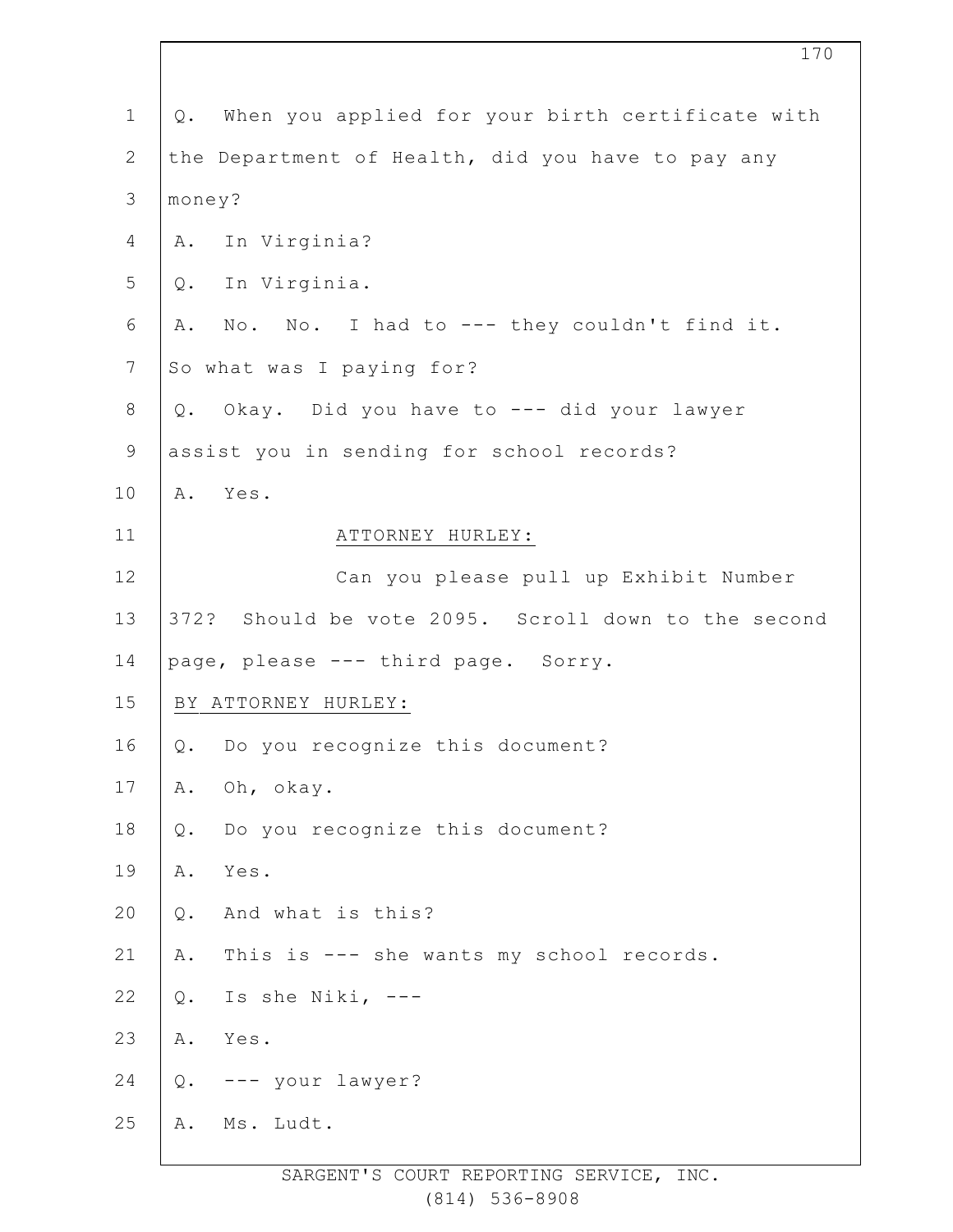Q. When you applied for your birth certificate with the Department of Health, did you have to pay any money?

A. In Virginia?

Q. In Virginia.

A. No. No. I had to --- they couldn't find it. So what was I paying for?

Q. Okay. Did you have to --- did your lawyer assist you in sending for school records?

A. Yes.

ATTORNEY HURLEY:

Can you please pull up Exhibit Number 372? Should be vote 2095. Scroll down to the second page, please --- third page. Sorry.

BY ATTORNEY HURLEY:

Q. Do you recognize this document?

A. Oh, okay.

Q. Do you recognize this document?

A. Yes.

Q. And what is this?

A. This is --- she wants my school records.

Q. Is she Niki, ---

A. Yes.

Q. --- your lawyer?

A. Ms. Ludt.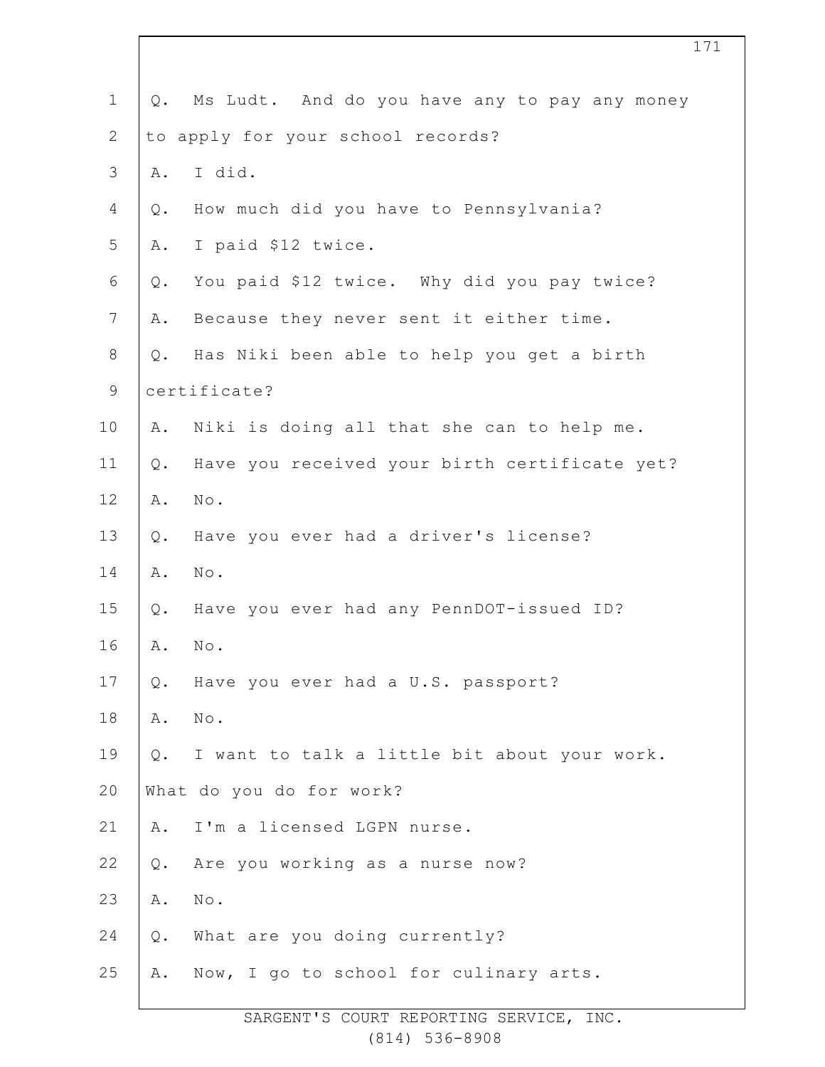Q. Ms Ludt. And do you have any to pay any money to apply for your school records?

A. I did.

Q. How much did you have to Pennsylvania?

A. I paid $12 twice.

Q. You paid $12 twice. Why did you pay twice?

A. Because they never sent it either time.

Q. Has Niki been able to help you get a birth certificate?

A. Niki is doing all that she can to help me.

Q. Have you received your birth certificate yet?

A. No.

Q. Have you ever had a driver's license?

A. No.

Q. Have you ever had any PennDOT-issued ID?

A. No.

Q. Have you ever had a U.S. passport?

A. No.

Q. I want to talk a little bit about your work. What do you do for work?

A. I'm a licensed LGPN nurse.

Q. Are you working as a nurse now?

A. No.

Q. What are you doing currently?

A. Now, I go to school for culinary arts.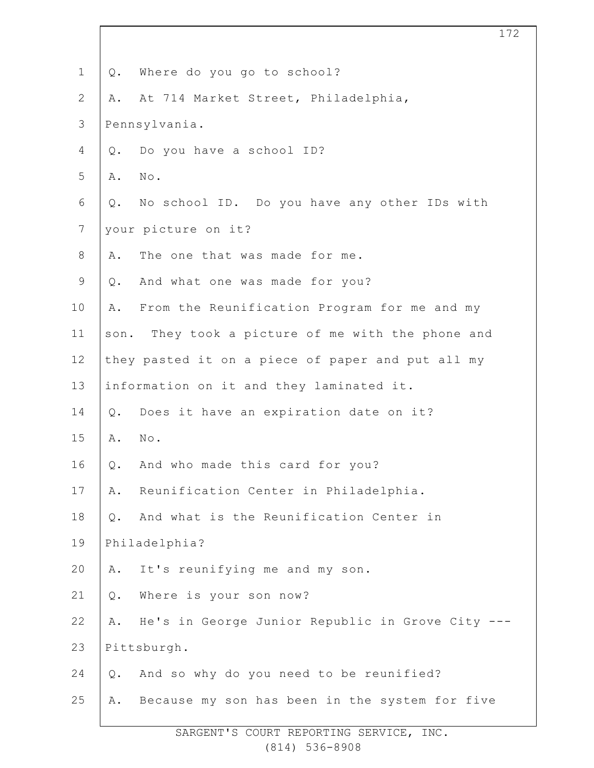1 Q. Where do you go to school?

2 A. At 714 Market Street, Philadelphia,

3 Pennsylvania.

4 Q. Do you have a school ID?

5 A. No.

6 Q. No school ID. Do you have any other IDs with

7 your picture on it?

8 A. The one that was made for me.

9 Q. And what one was made for you?

10 A. From the Reunification Program for me and my

11 son. They took a picture of me with the phone and

12 they pasted it on a piece of paper and put all my

13 information on it and they laminated it.

14 Q. Does it have an expiration date on it?

15 A. No.

16 Q. And who made this card for you?

17 A. Reunification Center in Philadelphia.

18 Q. And what is the Reunification Center in

19 Philadelphia?

20 A. It's reunifying me and my son.

21 Q. Where is your son now?

22 A. He's in George Junior Republic in Grove City ---

23 Pittsburgh.

24 Q. And so why do you need to be reunified?

25 A. Because my son has been in the system for five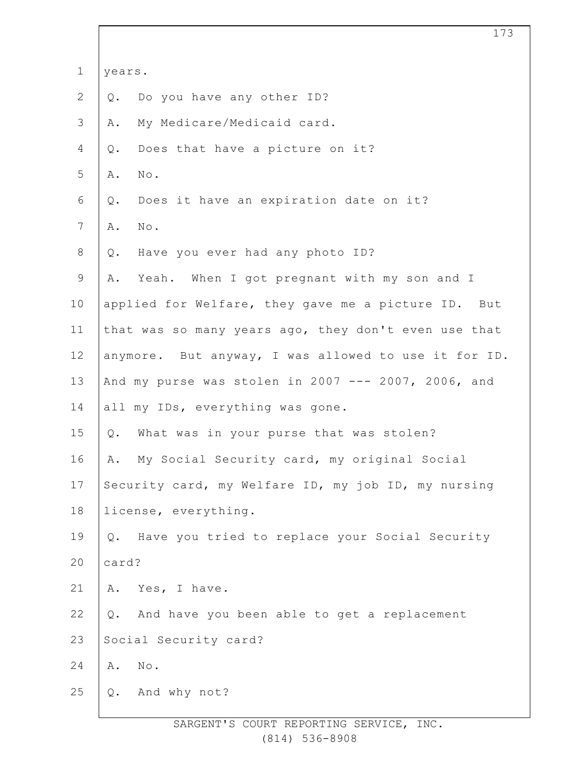years.

Q. Do you have any other ID?

A. My Medicare/Medicaid card.

Q. Does that have a picture on it?

A. No.

Q. Does it have an expiration date on it?

A. No.

Q. Have you ever had any photo ID?

A. Yeah. When I got pregnant with my son and I applied for Welfare, they gave me a picture ID. But that was so many years ago, they don't even use that anymore. But anyway, I was allowed to use it for ID. And my purse was stolen in 2007 --- 2007, 2006, and all my IDs, everything was gone.

Q. What was in your purse that was stolen?

A. My Social Security card, my original Social Security card, my Welfare ID, my job ID, my nursing license, everything.

Q. Have you tried to replace your Social Security card?

A. Yes, I have.

Q. And have you been able to get a replacement Social Security card?

A. No.

Q. And why not?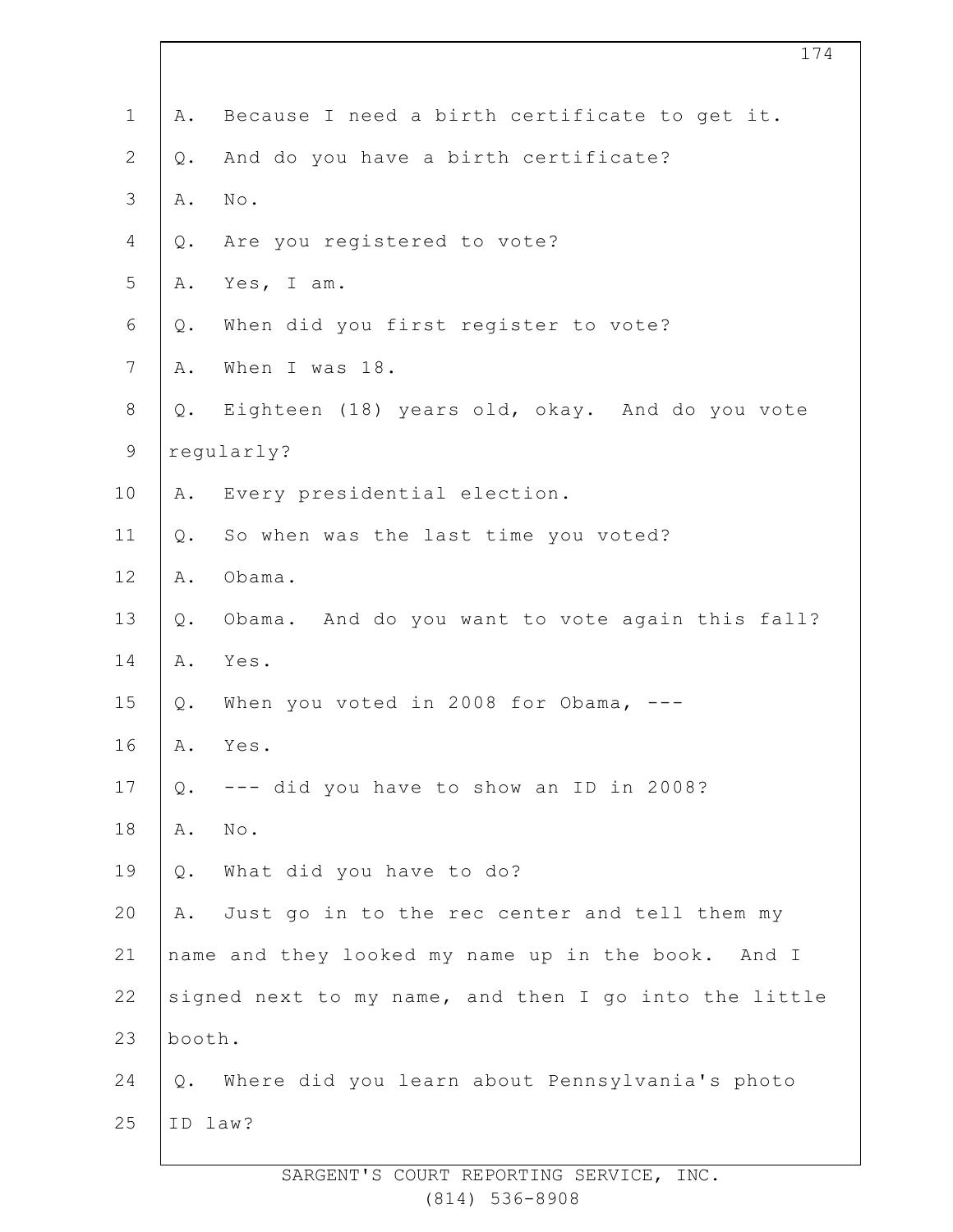A. Because I need a birth certificate to get it.

Q. And do you have a birth certificate?

A. No.

Q. Are you registered to vote?

A. Yes, I am.

Q. When did you first register to vote?

A. When I was 18.

Q. Eighteen (18) years old, okay. And do you vote regularly?

A. Every presidential election.

Q. So when was the last time you voted?

A. Obama.

Q. Obama. And do you want to vote again this fall?

A. Yes.

Q. When you voted in 2008 for Obama, ---

A. Yes.

Q. --- did you have to show an ID in 2008?

A. No.

Q. What did you have to do?

A. Just go in to the rec center and tell them my name and they looked my name up in the book. And I signed next to my name, and then I go into the little booth.

Q. Where did you learn about Pennsylvania's photo ID law?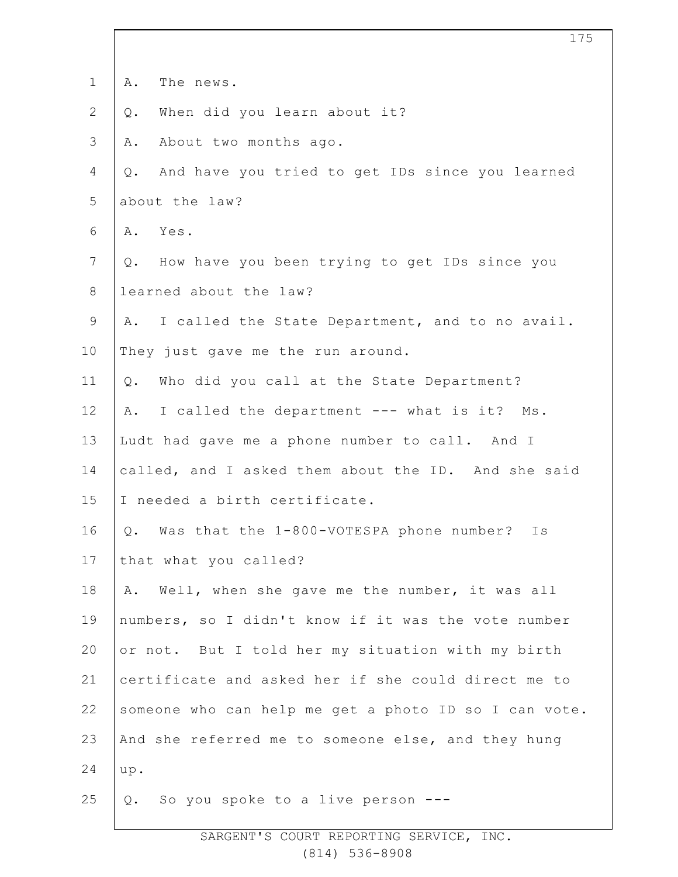A. The news.

Q. When did you learn about it?

A. About two months ago.

Q. And have you tried to get IDs since you learned about the law?

A. Yes.

Q. How have you been trying to get IDs since you learned about the law?

A. I called the State Department, and to no avail. They just gave me the run around.

Q. Who did you call at the State Department?

A. I called the department --- what is it? Ms. Ludt had gave me a phone number to call. And I called, and I asked them about the ID. And she said I needed a birth certificate.

Q. Was that the 1-800-VOTESPA phone number? Is that what you called?

A. Well, when she gave me the number, it was all numbers, so I didn't know if it was the vote number or not. But I told her my situation with my birth certificate and asked her if she could direct me to someone who can help me get a photo ID so I can vote. And she referred me to someone else, and they hung up.

Q. So you spoke to a live person ---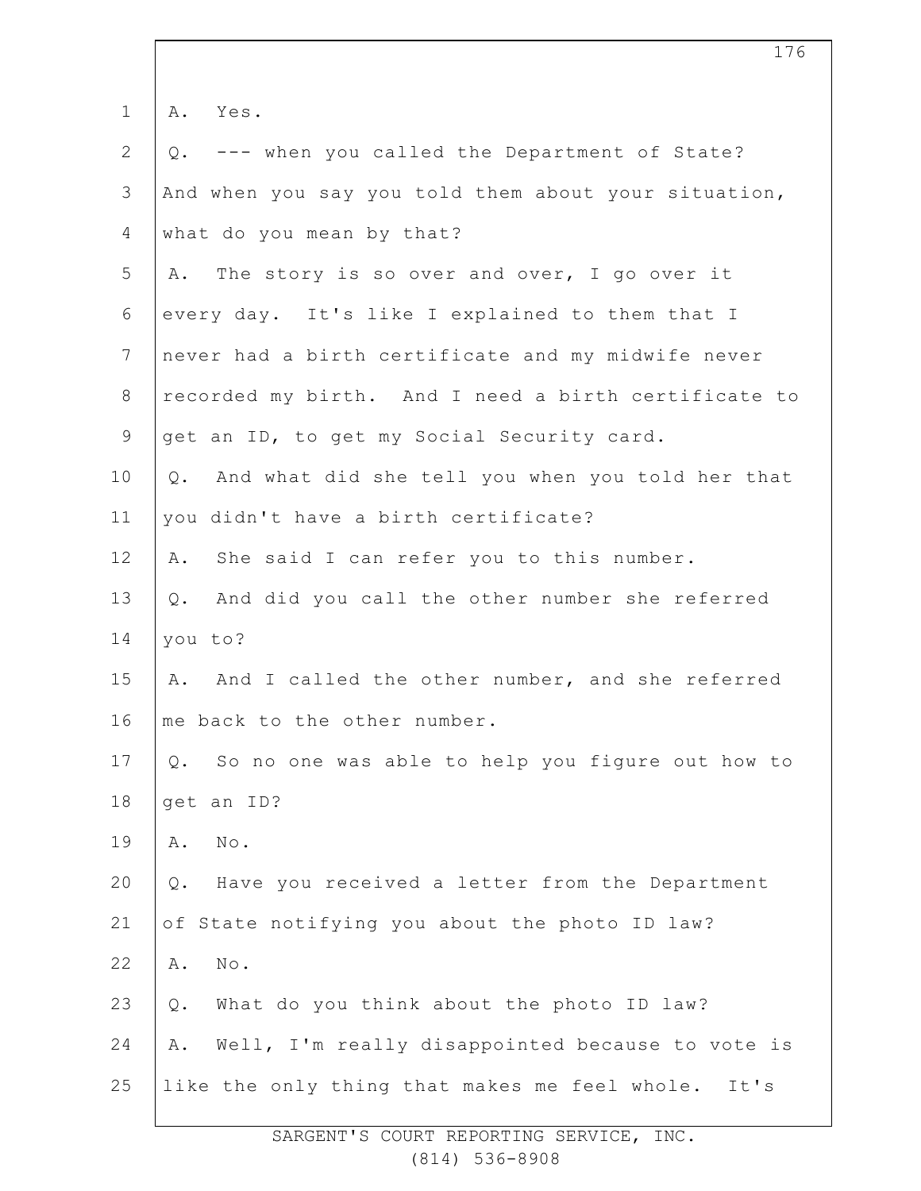A. Yes.

Q. --- when you called the Department of State? And when you say you told them about your situation, what do you mean by that?

A. The story is so over and over, I go over it every day. It's like I explained to them that I never had a birth certificate and my midwife never recorded my birth. And I need a birth certificate to get an ID, to get my Social Security card.

Q. And what did she tell you when you told her that you didn't have a birth certificate?

A. She said I can refer you to this number.

Q. And did you call the other number she referred you to?

A. And I called the other number, and she referred me back to the other number.

Q. So no one was able to help you figure out how to get an ID?

A. No.

Q. Have you received a letter from the Department of State notifying you about the photo ID law?

A. No.

Q. What do you think about the photo ID law?

A. Well, I'm really disappointed because to vote is like the only thing that makes me feel whole. It's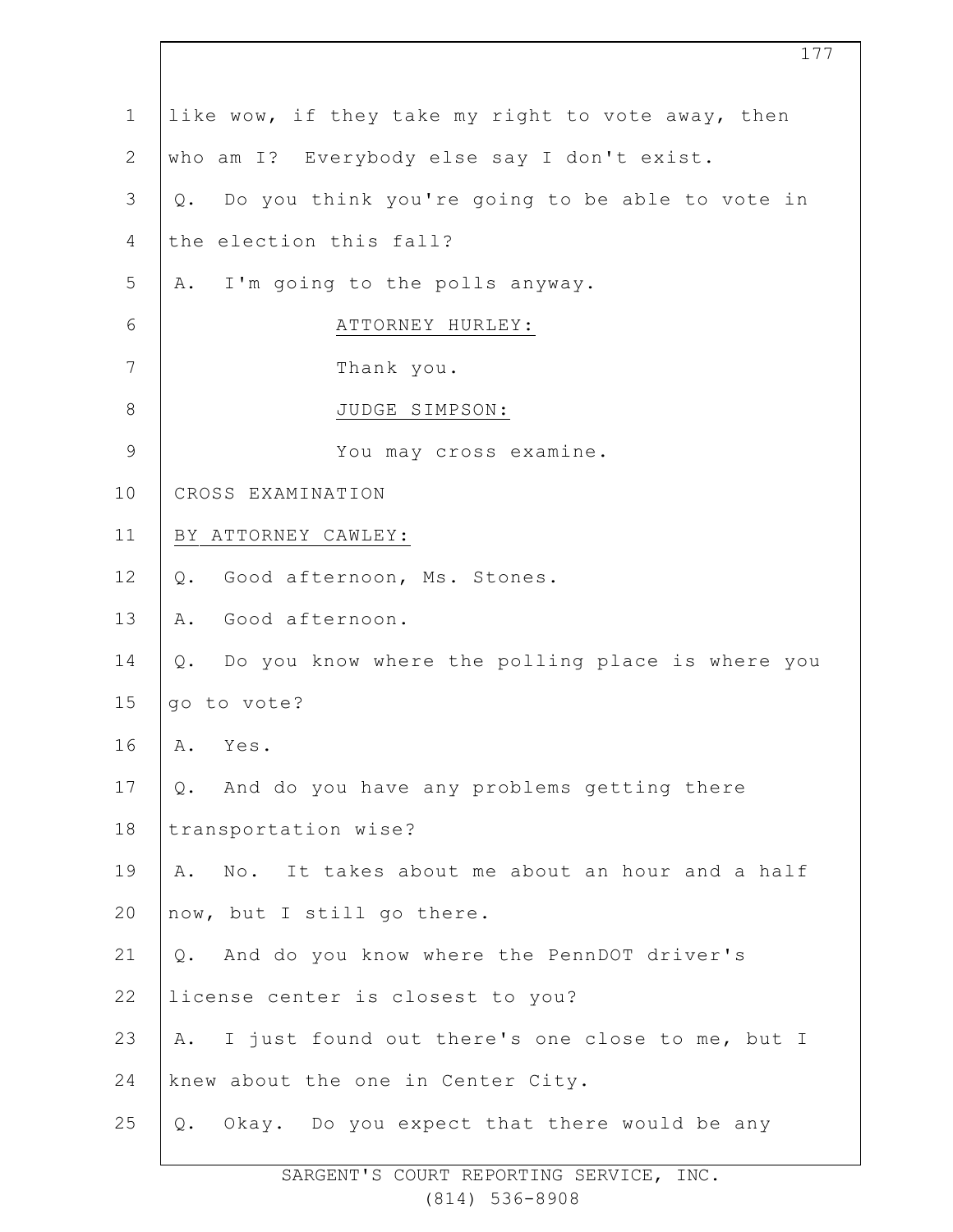like wow, if they take my right to vote away, then who am I? Everybody else say I don't exist.

Q. Do you think you're going to be able to vote in the election this fall?

A. I'm going to the polls anyway.

ATTORNEY HURLEY:

Thank you.

JUDGE SIMPSON:

You may cross examine.

CROSS EXAMINATION

BY ATTORNEY CAWLEY:

Q. Good afternoon, Ms. Stones.

A. Good afternoon.

Q. Do you know where the polling place is where you go to vote?

A. Yes.

Q. And do you have any problems getting there transportation wise?

A. No. It takes about me about an hour and a half now, but I still go there.

Q. And do you know where the PennDOT driver's license center is closest to you?

A. I just found out there's one close to me, but I knew about the one in Center City.

Q. Okay. Do you expect that there would be any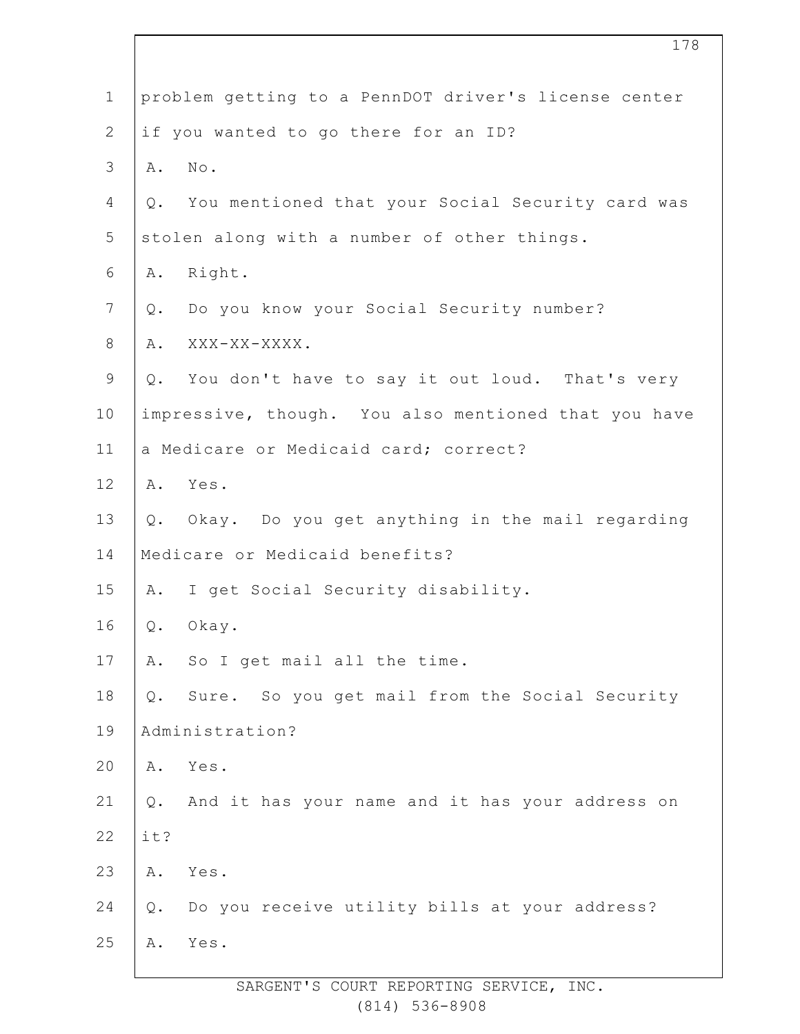problem getting to a PennDOT driver's license center if you wanted to go there for an ID?

A. No.

Q. You mentioned that your Social Security card was stolen along with a number of other things.

A. Right.

Q. Do you know your Social Security number?

A. XXX-XX-XXXX.

Q. You don't have to say it out loud. That's very impressive, though. You also mentioned that you have a Medicare or Medicaid card; correct?

A. Yes.

Q. Okay. Do you get anything in the mail regarding Medicare or Medicaid benefits?

A. I get Social Security disability.

Q. Okay.

A. So I get mail all the time.

Q. Sure. So you get mail from the Social Security Administration?

A. Yes.

Q. And it has your name and it has your address on it?

A. Yes.

Q. Do you receive utility bills at your address?

A. Yes.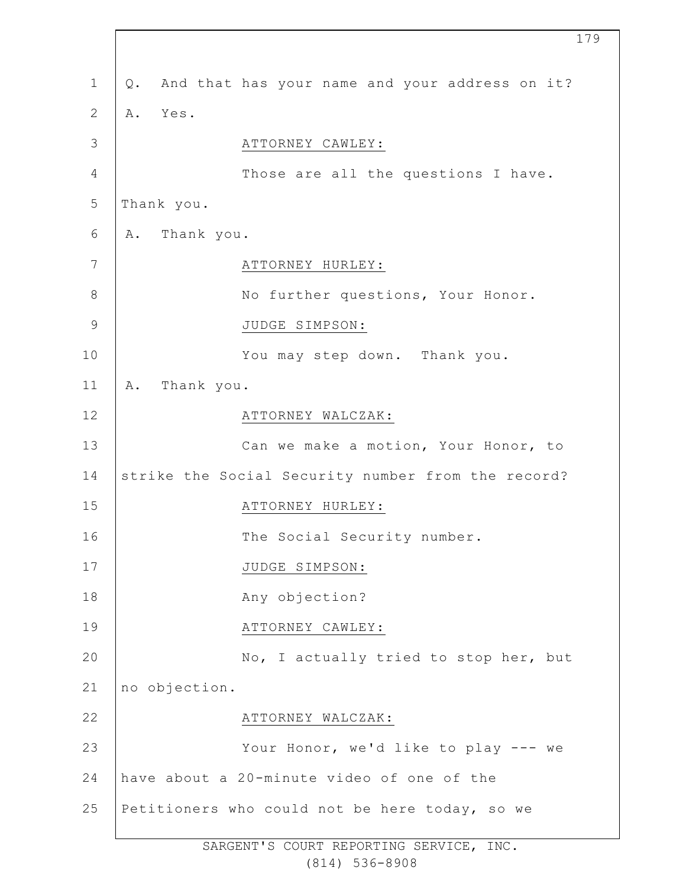Q. And that has your name and your address on it?

A. Yes.

ATTORNEY CAWLEY:

Those are all the questions I have. Thank you.

A. Thank you.

ATTORNEY HURLEY:

No further questions, Your Honor.

JUDGE SIMPSON:

You may step down. Thank you.

A. Thank you.

ATTORNEY WALCZAK:

Can we make a motion, Your Honor, to strike the Social Security number from the record?

ATTORNEY HURLEY:

The Social Security number.

JUDGE SIMPSON:

Any objection?

ATTORNEY CAWLEY:

No, I actually tried to stop her, but no objection.

ATTORNEY WALCZAK:

Your Honor, we'd like to play --- we have about a 20-minute video of one of the Petitioners who could not be here today, so we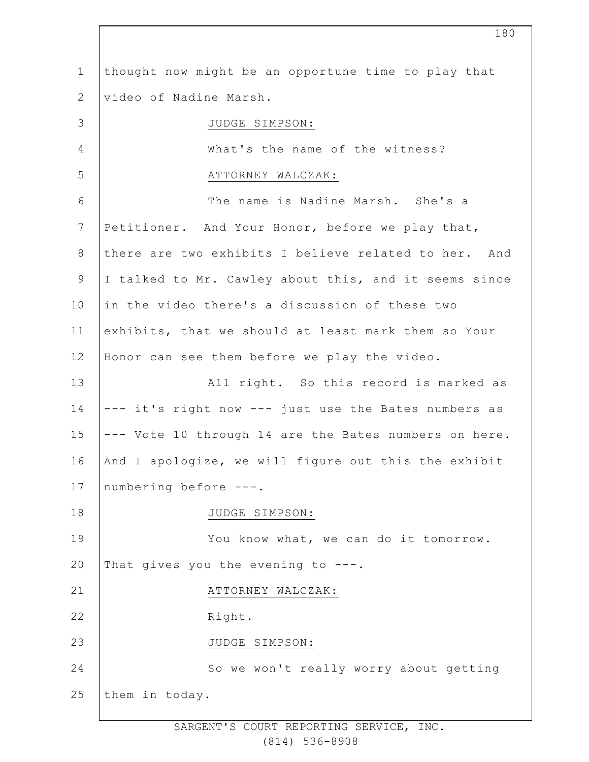thought now might be an opportune time to play that video of Nadine Marsh.

JUDGE SIMPSON:

What's the name of the witness?

ATTORNEY WALCZAK:

The name is Nadine Marsh. She's a Petitioner. And Your Honor, before we play that, there are two exhibits I believe related to her. And I talked to Mr. Cawley about this, and it seems since in the video there's a discussion of these two exhibits, that we should at least mark them so Your Honor can see them before we play the video.

All right. So this record is marked as --- it's right now --- just use the Bates numbers as --- Vote 10 through 14 are the Bates numbers on here. And I apologize, we will figure out this the exhibit numbering before ---.

JUDGE SIMPSON:

You know what, we can do it tomorrow. That gives you the evening to ---.

ATTORNEY WALCZAK:

Right.

JUDGE SIMPSON:

So we won't really worry about getting them in today.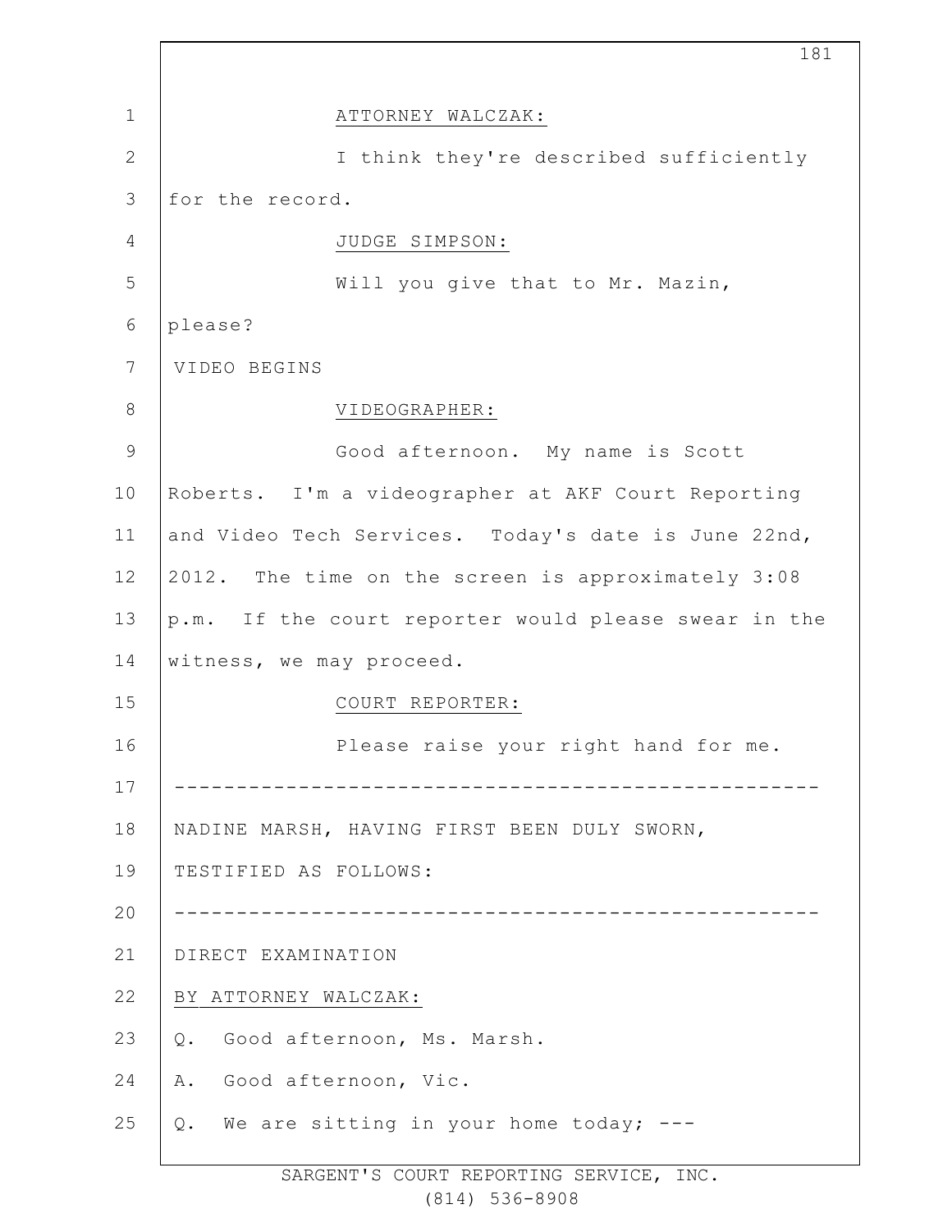ATTORNEY WALCZAK:

I think they're described sufficiently for the record.

JUDGE SIMPSON:

Will you give that to Mr. Mazin, please?

VIDEO BEGINS

VIDEOGRAPHER:

Good afternoon. My name is Scott Roberts. I'm a videographer at AKF Court Reporting and Video Tech Services. Today's date is June 22nd, 2012. The time on the screen is approximately 3:08 p.m. If the court reporter would please swear in the witness, we may proceed.

COURT REPORTER:

Please raise your right hand for me.

---

NADINE MARSH, HAVING FIRST BEEN DULY SWORN, TESTIFIED AS FOLLOWS:

---

DIRECT EXAMINATION

BY ATTORNEY WALCZAK:

Q. Good afternoon, Ms. Marsh.

A. Good afternoon, Vic.

Q. We are sitting in your home today; ---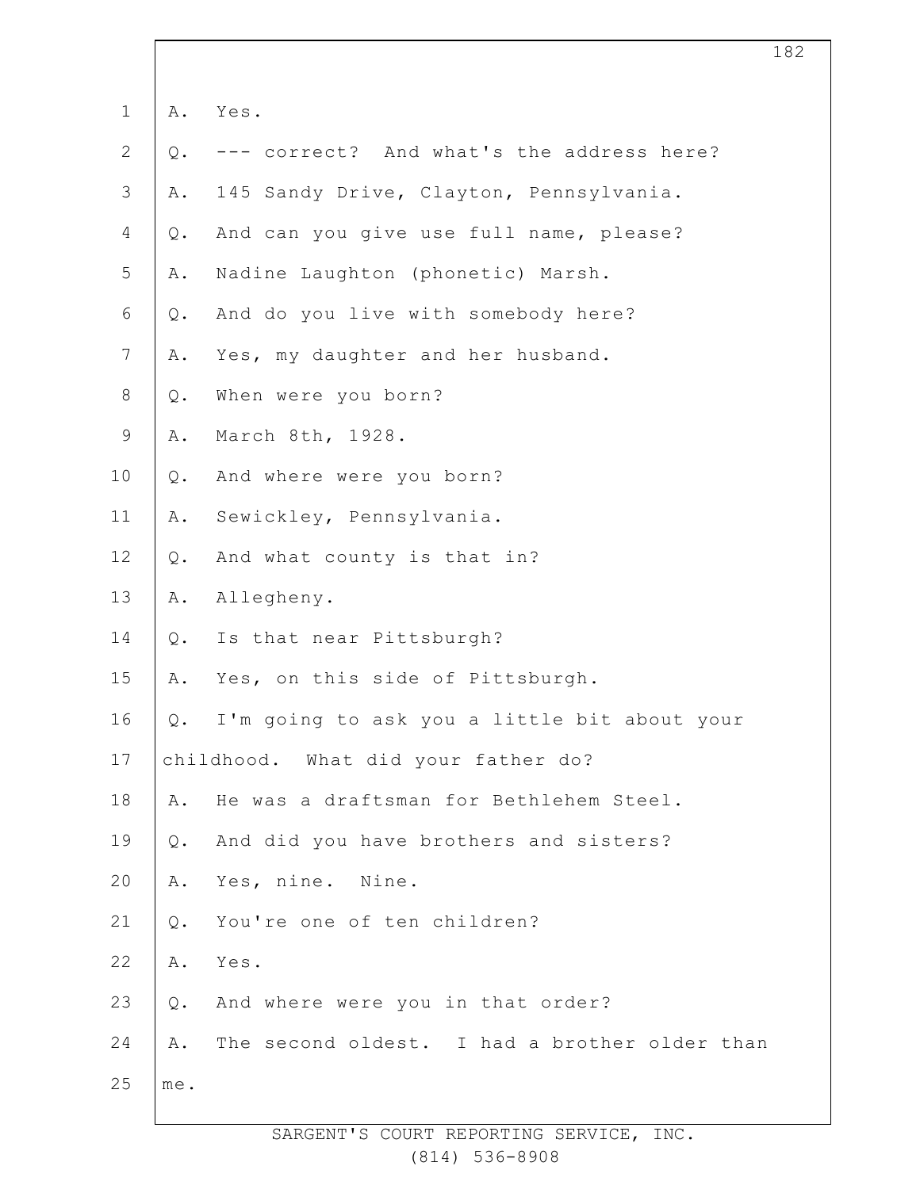A. Yes.

Q. --- correct? And what's the address here?

A. 145 Sandy Drive, Clayton, Pennsylvania.

Q. And can you give use full name, please?

A. Nadine Laughton (phonetic) Marsh.

Q. And do you live with somebody here?

A. Yes, my daughter and her husband.

Q. When were you born?

A. March 8th, 1928.

Q. And where were you born?

A. Sewickley, Pennsylvania.

Q. And what county is that in?

A. Allegheny.

Q. Is that near Pittsburgh?

A. Yes, on this side of Pittsburgh.

Q. I'm going to ask you a little bit about your childhood. What did your father do?

A. He was a draftsman for Bethlehem Steel.

Q. And did you have brothers and sisters?

A. Yes, nine. Nine.

Q. You're one of ten children?

A. Yes.

Q. And where were you in that order?

A. The second oldest. I had a brother older than me.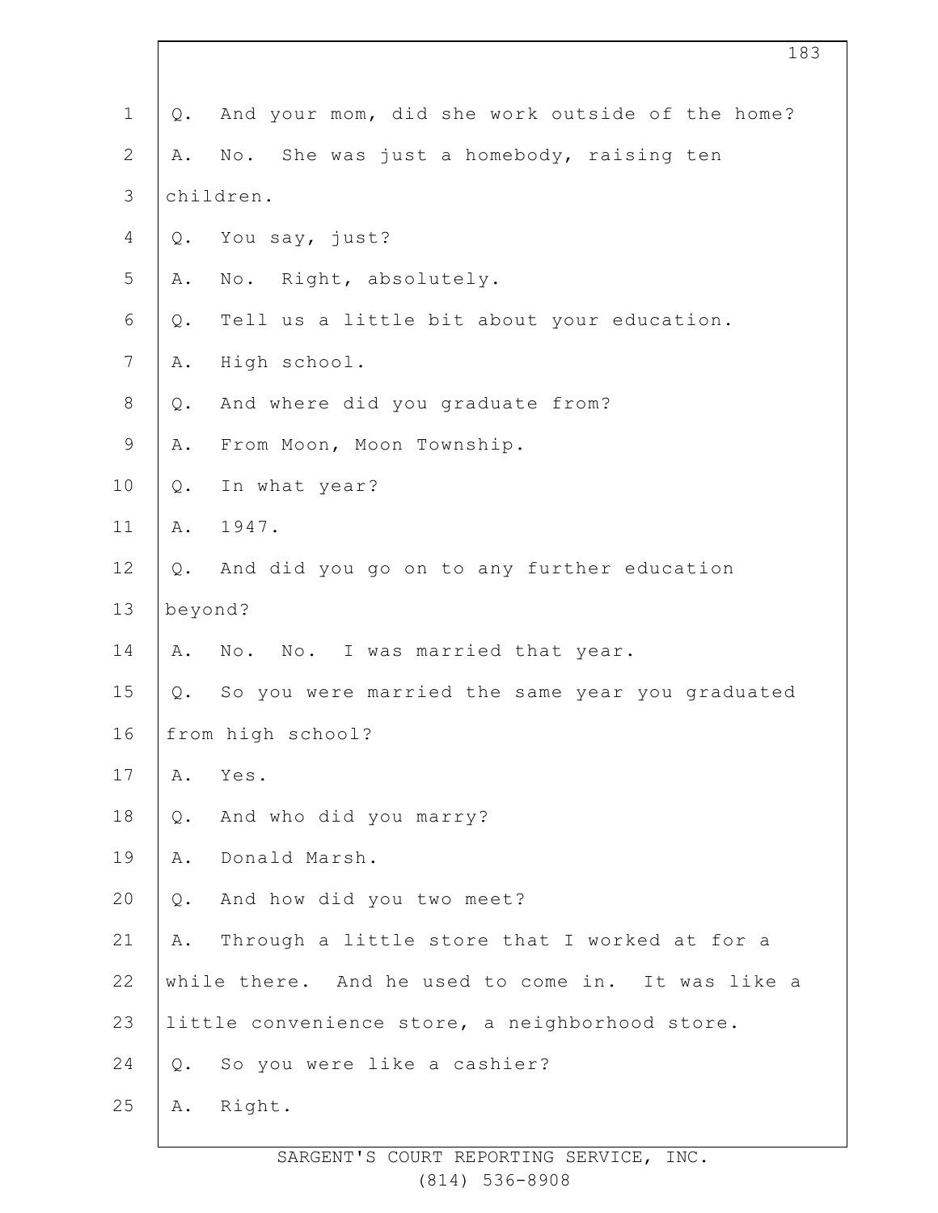Q. And your mom, did she work outside of the home?

A. No. She was just a homebody, raising ten children.

Q. You say, just?

A. No. Right, absolutely.

Q. Tell us a little bit about your education.

A. High school.

Q. And where did you graduate from?

A. From Moon, Moon Township.

Q. In what year?

A. 1947.

Q. And did you go on to any further education beyond?

A. No. No. I was married that year.

Q. So you were married the same year you graduated from high school?

A. Yes.

Q. And who did you marry?

A. Donald Marsh.

Q. And how did you two meet?

A. Through a little store that I worked at for a while there. And he used to come in. It was like a little convenience store, a neighborhood store.

Q. So you were like a cashier?

A. Right.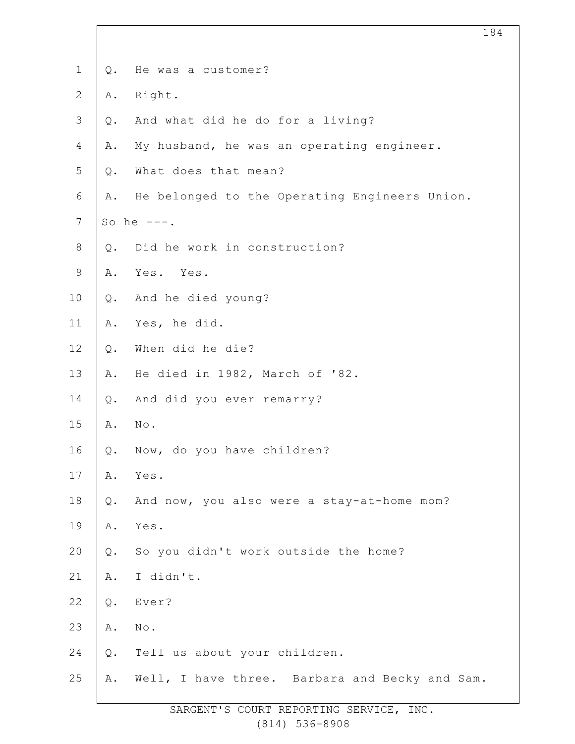Q. He was a customer?

A. Right.

Q. And what did he do for a living?

A. My husband, he was an operating engineer.

Q. What does that mean?

A. He belonged to the Operating Engineers Union. So he ---.

Q. Did he work in construction?

A. Yes. Yes.

Q. And he died young?

A. Yes, he did.

Q. When did he die?

A. He died in 1982, March of '82.

Q. And did you ever remarry?

A. No.

Q. Now, do you have children?

A. Yes.

Q. And now, you also were a stay-at-home mom?

A. Yes.

Q. So you didn't work outside the home?

A. I didn't.

Q. Ever?

A. No.

Q. Tell us about your children.

A. Well, I have three. Barbara and Becky and Sam.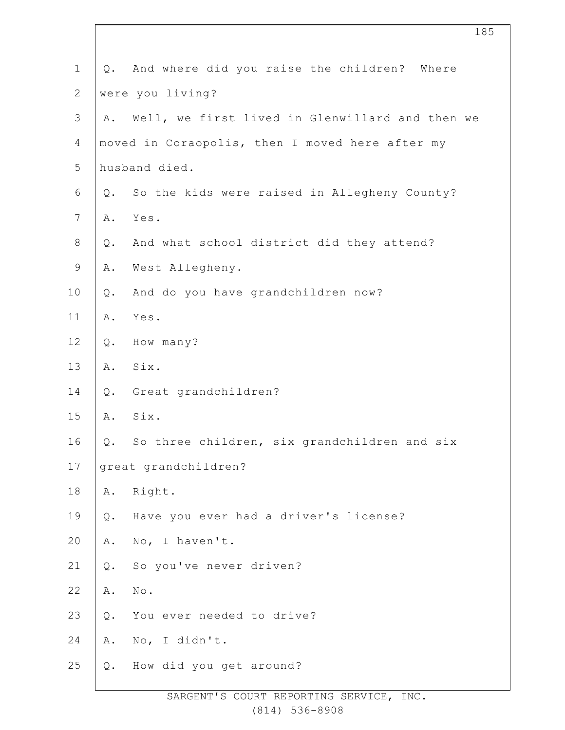Q. And where did you raise the children? Where were you living?

A. Well, we first lived in Glenwillard and then we moved in Coraopolis, then I moved here after my husband died.

Q. So the kids were raised in Allegheny County?

A. Yes.

Q. And what school district did they attend?

A. West Allegheny.

Q. And do you have grandchildren now?

A. Yes.

Q. How many?

A. Six.

Q. Great grandchildren?

A. Six.

Q. So three children, six grandchildren and six great grandchildren?

A. Right.

Q. Have you ever had a driver's license?

A. No, I haven't.

Q. So you've never driven?

A. No.

Q. You ever needed to drive?

A. No, I didn't.

Q. How did you get around?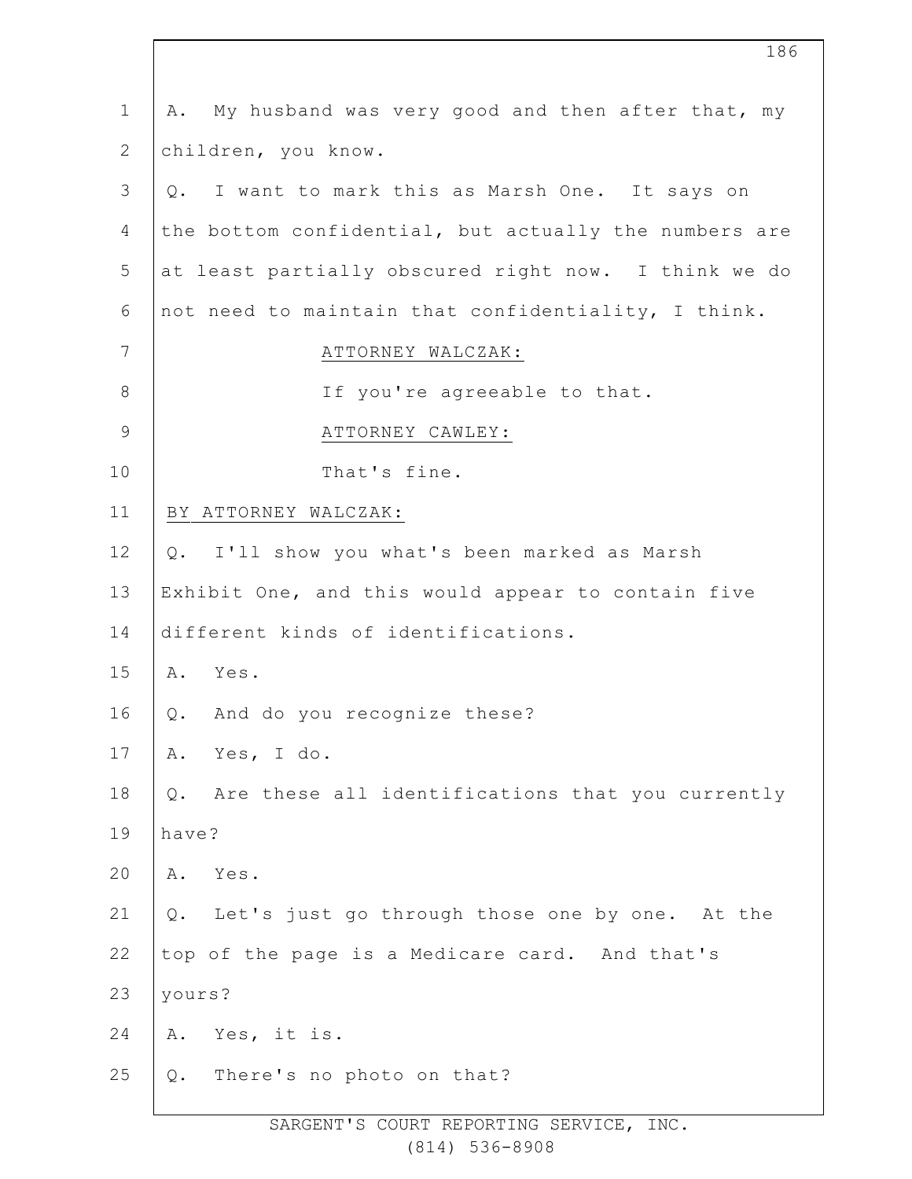A. My husband was very good and then after that, my children, you know.

Q. I want to mark this as Marsh One. It says on the bottom confidential, but actually the numbers are at least partially obscured right now. I think we do not need to maintain that confidentiality, I think.

ATTORNEY WALCZAK:

If you're agreeable to that.

ATTORNEY CAWLEY:

That's fine.

BY ATTORNEY WALCZAK:

Q. I'll show you what's been marked as Marsh Exhibit One, and this would appear to contain five different kinds of identifications.

A. Yes.

Q. And do you recognize these?

A. Yes, I do.

Q. Are these all identifications that you currently have?

A. Yes.

Q. Let's just go through those one by one. At the top of the page is a Medicare card. And that's yours?

A. Yes, it is.

Q. There's no photo on that?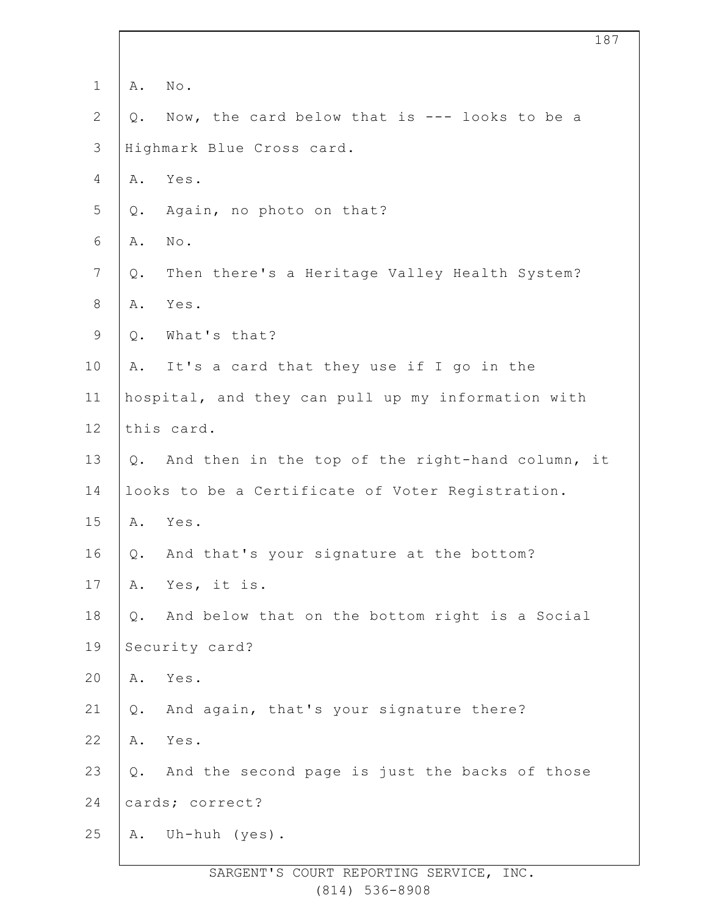A. No.

Q. Now, the card below that is --- looks to be a Highmark Blue Cross card.

A. Yes.

Q. Again, no photo on that?

A. No.

Q. Then there's a Heritage Valley Health System?

A. Yes.

Q. What's that?

A. It's a card that they use if I go in the hospital, and they can pull up my information with this card.

Q. And then in the top of the right-hand column, it looks to be a Certificate of Voter Registration.

A. Yes.

Q. And that's your signature at the bottom?

A. Yes, it is.

Q. And below that on the bottom right is a Social Security card?

A. Yes.

Q. And again, that's your signature there?

A. Yes.

Q. And the second page is just the backs of those cards; correct?

A. Uh-huh (yes).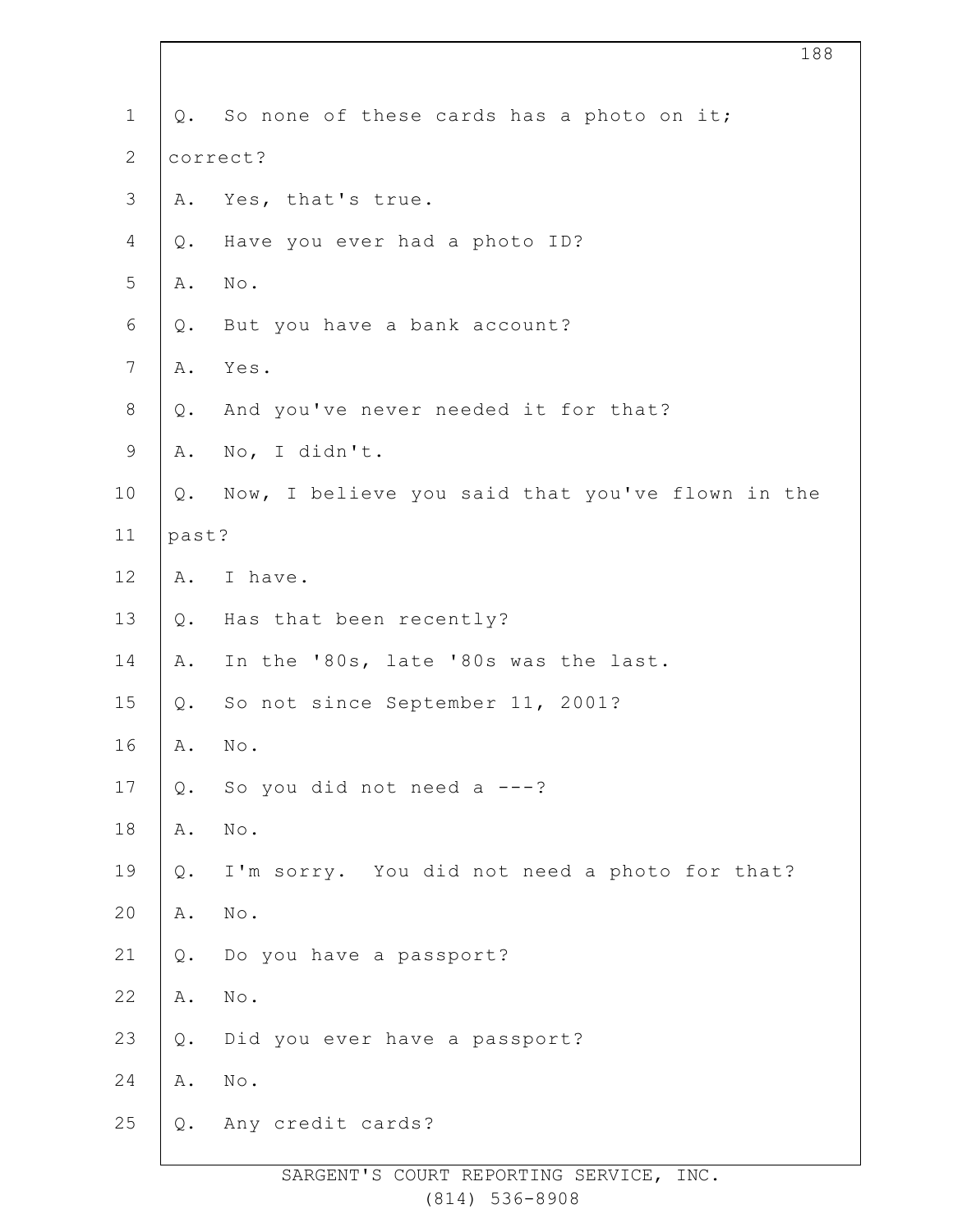Q. So none of these cards has a photo on it; correct?

A. Yes, that's true.

Q. Have you ever had a photo ID?

A. No.

Q. But you have a bank account?

A. Yes.

Q. And you've never needed it for that?

A. No, I didn't.

Q. Now, I believe you said that you've flown in the past?

A. I have.

Q. Has that been recently?

A. In the '80s, late '80s was the last.

Q. So not since September 11, 2001?

A. No.

Q. So you did not need a ---?

A. No.

Q. I'm sorry. You did not need a photo for that?

A. No.

Q. Do you have a passport?

A. No.

Q. Did you ever have a passport?

A. No.

Q. Any credit cards?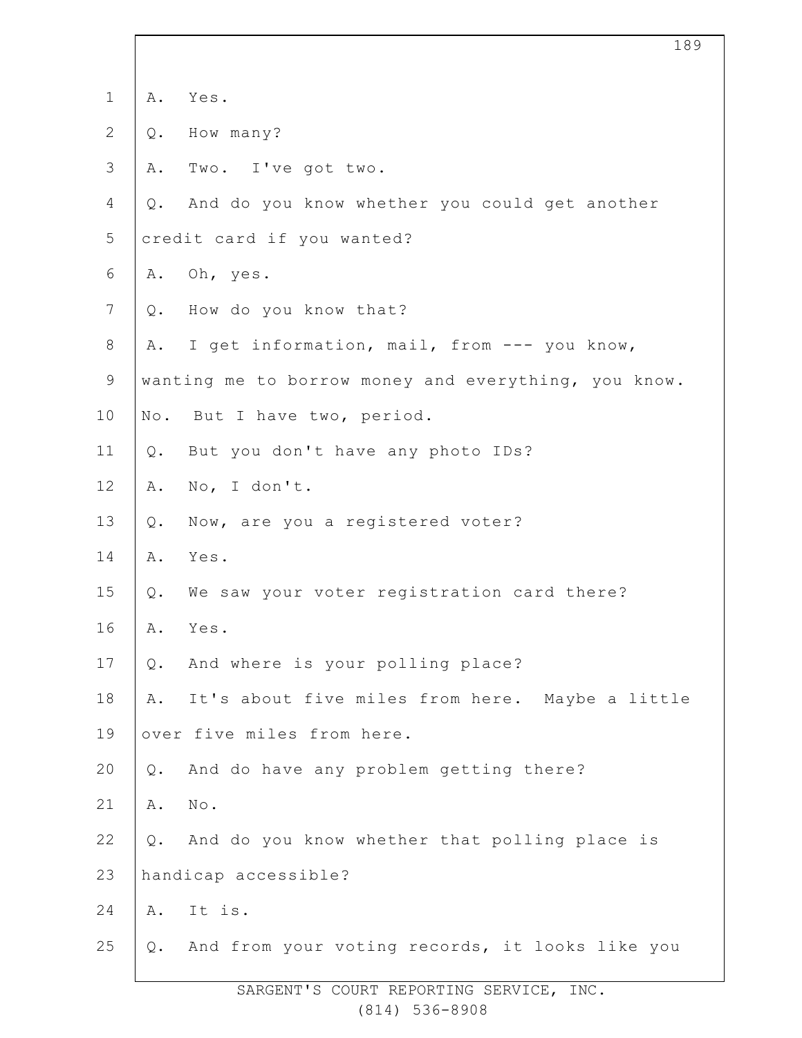1 A. Yes.

2 Q. How many?

3 A. Two. I've got two.

4 Q. And do you know whether you could get another

5 credit card if you wanted?

6 A. Oh, yes.

7 Q. How do you know that?

8 A. I get information, mail, from --- you know,

9 wanting me to borrow money and everything, you know.

10 No. But I have two, period.

11 Q. But you don't have any photo IDs?

12 A. No, I don't.

13 Q. Now, are you a registered voter?

14 A. Yes.

15 Q. We saw your voter registration card there?

16 A. Yes.

17 Q. And where is your polling place?

18 A. It's about five miles from here. Maybe a little

19 over five miles from here.

20 Q. And do have any problem getting there?

21 A. No.

22 Q. And do you know whether that polling place is

23 handicap accessible?

24 A. It is.

25 Q. And from your voting records, it looks like you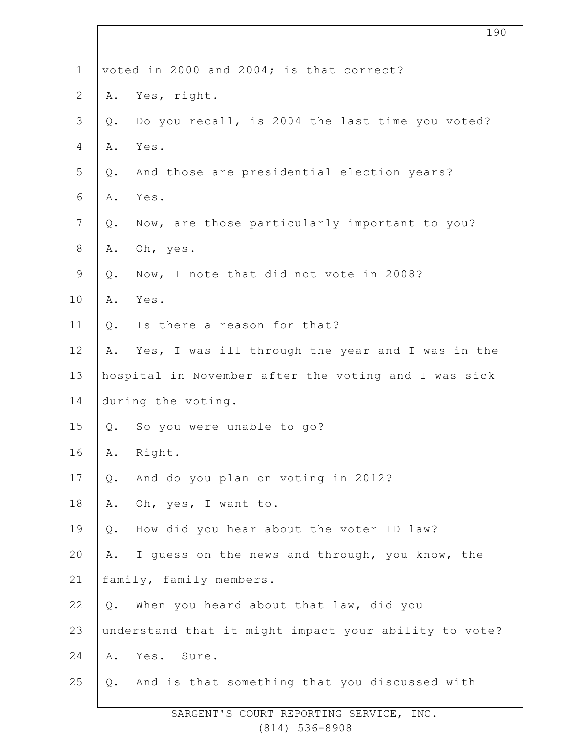voted in 2000 and 2004; is that correct?

A. Yes, right.

Q. Do you recall, is 2004 the last time you voted?

A. Yes.

Q. And those are presidential election years?

A. Yes.

Q. Now, are those particularly important to you?

A. Oh, yes.

Q. Now, I note that did not vote in 2008?

A. Yes.

Q. Is there a reason for that?

A. Yes, I was ill through the year and I was in the hospital in November after the voting and I was sick during the voting.

Q. So you were unable to go?

A. Right.

Q. And do you plan on voting in 2012?

A. Oh, yes, I want to.

Q. How did you hear about the voter ID law?

A. I guess on the news and through, you know, the family, family members.

Q. When you heard about that law, did you understand that it might impact your ability to vote?

A. Yes. Sure.

Q. And is that something that you discussed with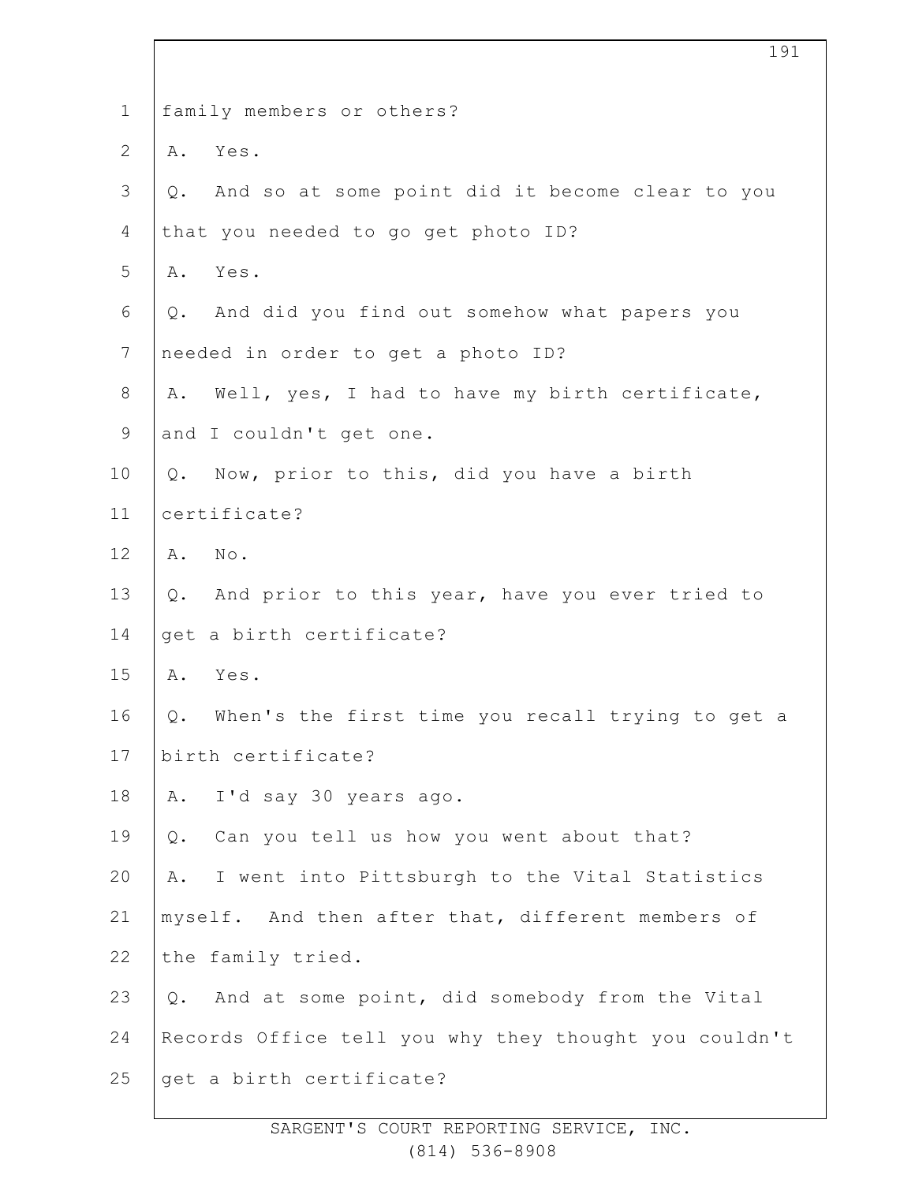family members or others?

A. Yes.

Q. And so at some point did it become clear to you that you needed to go get photo ID?

A. Yes.

Q. And did you find out somehow what papers you needed in order to get a photo ID?

A. Well, yes, I had to have my birth certificate, and I couldn't get one.

Q. Now, prior to this, did you have a birth certificate?

A. No.

Q. And prior to this year, have you ever tried to get a birth certificate?

A. Yes.

Q. When's the first time you recall trying to get a birth certificate?

A. I'd say 30 years ago.

Q. Can you tell us how you went about that?

A. I went into Pittsburgh to the Vital Statistics myself. And then after that, different members of the family tried.

Q. And at some point, did somebody from the Vital Records Office tell you why they thought you couldn't get a birth certificate?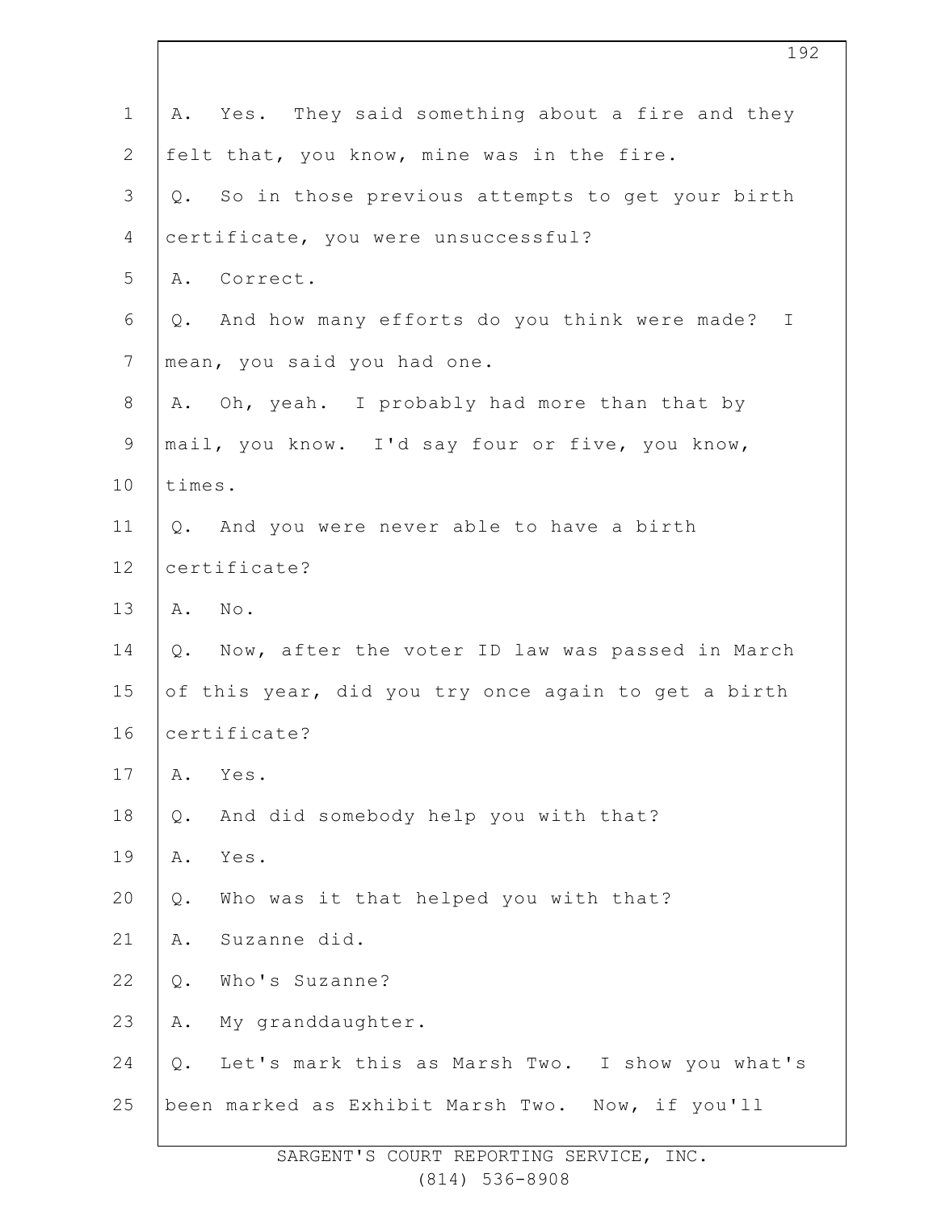A. Yes. They said something about a fire and they felt that, you know, mine was in the fire.

Q. So in those previous attempts to get your birth certificate, you were unsuccessful?

A. Correct.

Q. And how many efforts do you think were made? I mean, you said you had one.

A. Oh, yeah. I probably had more than that by mail, you know. I'd say four or five, you know, times.

Q. And you were never able to have a birth certificate?

A. No.

Q. Now, after the voter ID law was passed in March of this year, did you try once again to get a birth certificate?

A. Yes.

Q. And did somebody help you with that?

A. Yes.

Q. Who was it that helped you with that?

A. Suzanne did.

Q. Who's Suzanne?

A. My granddaughter.

Q. Let's mark this as Marsh Two. I show you what's been marked as Exhibit Marsh Two. Now, if you'll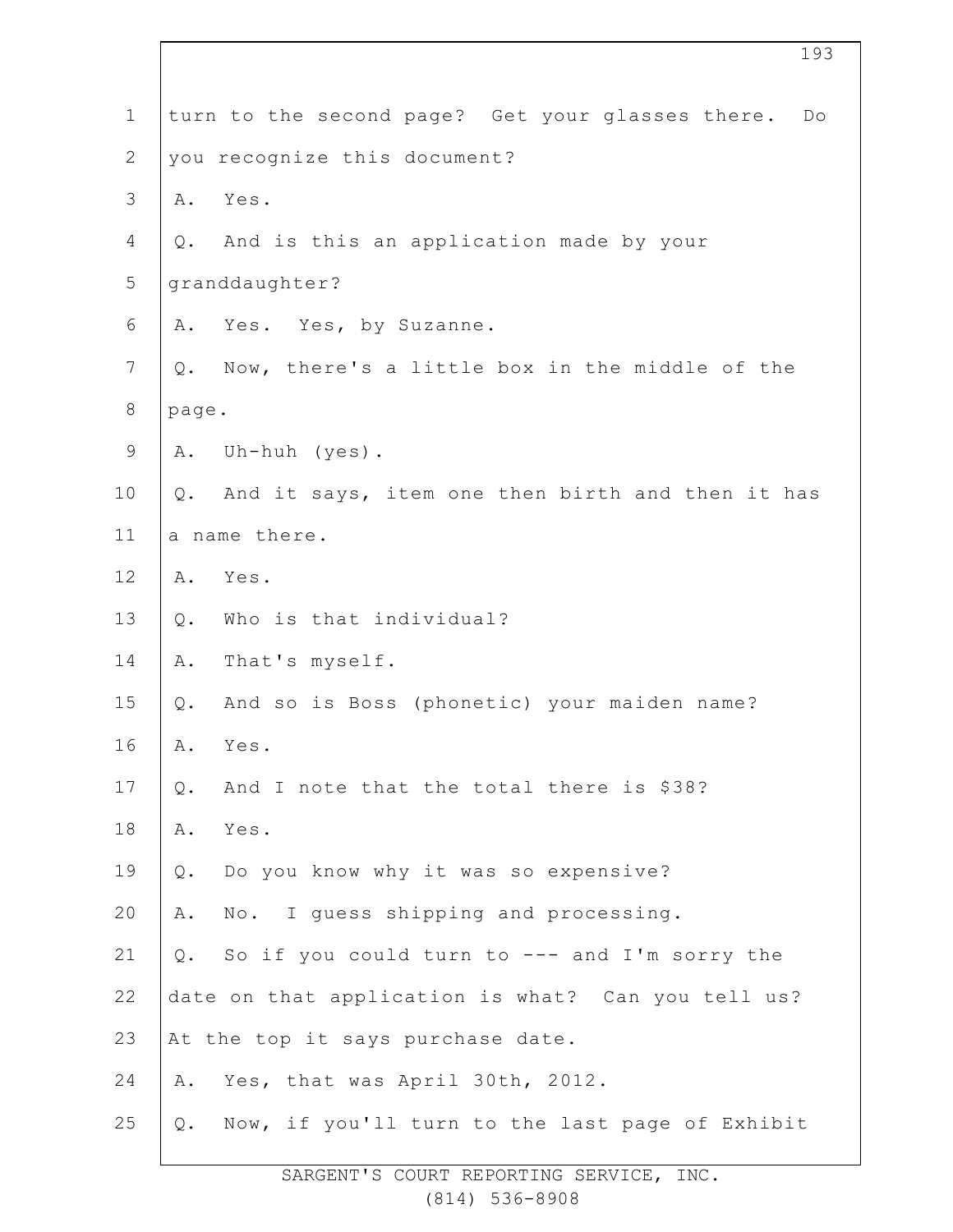turn to the second page? Get your glasses there. Do you recognize this document?

A. Yes.

Q. And is this an application made by your granddaughter?

A. Yes. Yes, by Suzanne.

Q. Now, there's a little box in the middle of the page.

A. Uh-huh (yes).

Q. And it says, item one then birth and then it has a name there.

A. Yes.

Q. Who is that individual?

A. That's myself.

Q. And so is Boss (phonetic) your maiden name?

A. Yes.

Q. And I note that the total there is $38?

A. Yes.

Q. Do you know why it was so expensive?

A. No. I guess shipping and processing.

Q. So if you could turn to --- and I'm sorry the date on that application is what? Can you tell us? At the top it says purchase date.

A. Yes, that was April 30th, 2012.

Q. Now, if you'll turn to the last page of Exhibit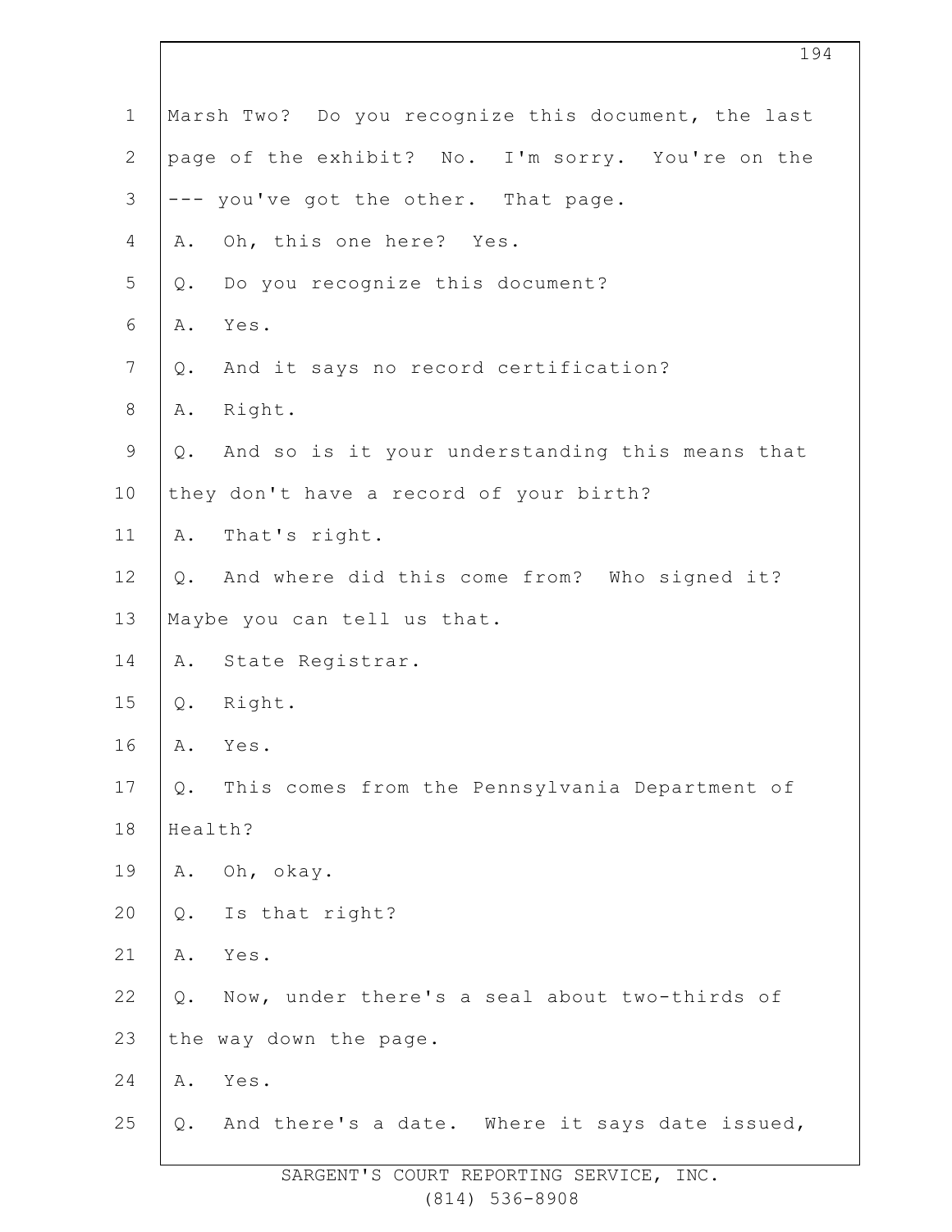Marsh Two? Do you recognize this document, the last page of the exhibit? No. I'm sorry. You're on the --- you've got the other. That page.

A. Oh, this one here? Yes.

Q. Do you recognize this document?

A. Yes.

Q. And it says no record certification?

A. Right.

Q. And so is it your understanding this means that they don't have a record of your birth?

A. That's right.

Q. And where did this come from? Who signed it? Maybe you can tell us that.

A. State Registrar.

Q. Right.

A. Yes.

Q. This comes from the Pennsylvania Department of Health?

A. Oh, okay.

Q. Is that right?

A. Yes.

Q. Now, under there's a seal about two-thirds of the way down the page.

A. Yes.

Q. And there's a date. Where it says date issued,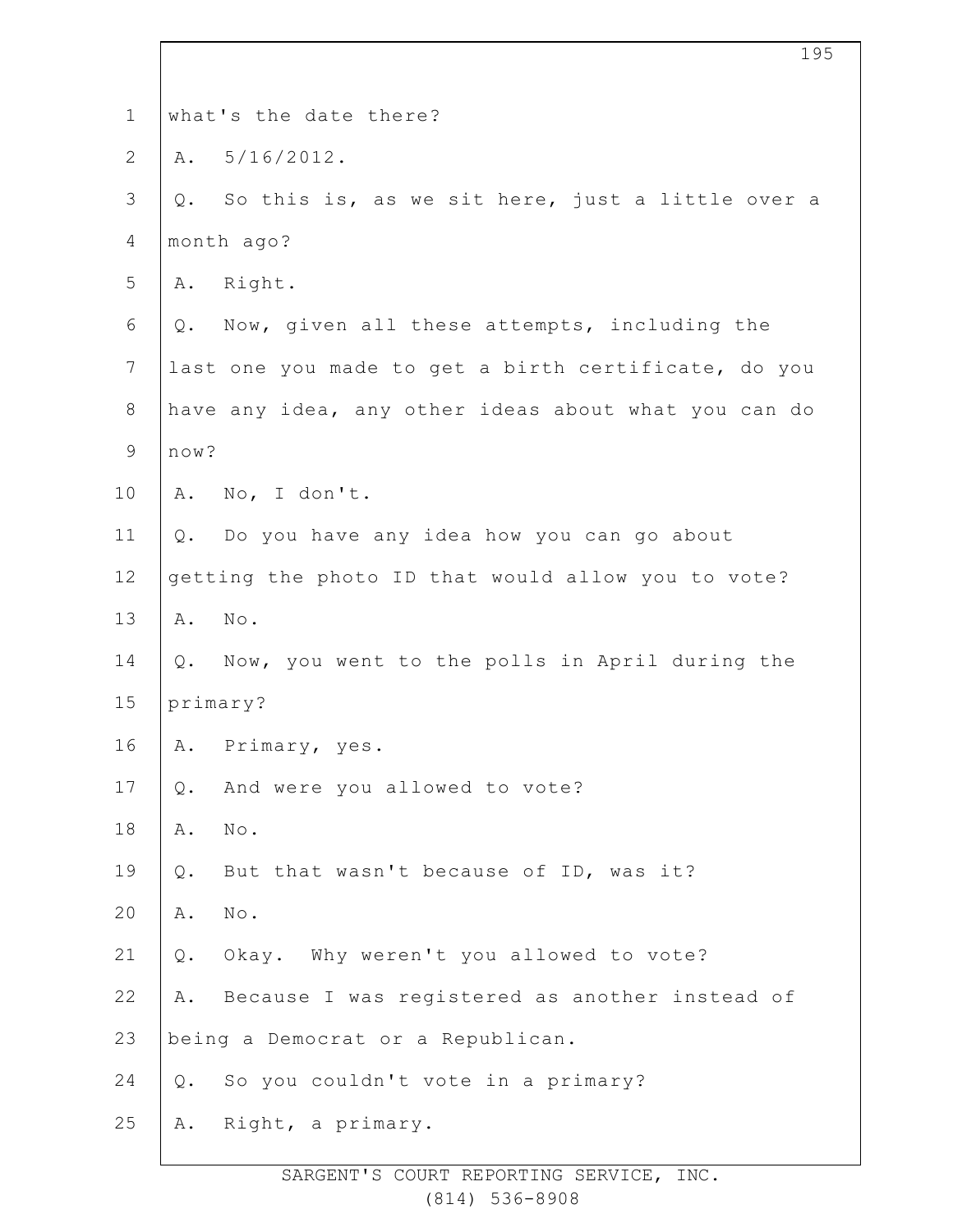1 what's the date there?

2 A. 5/16/2012.

3 Q. So this is, as we sit here, just a little over a

4 month ago?

5 A. Right.

6 Q. Now, given all these attempts, including the

7 last one you made to get a birth certificate, do you

8 have any idea, any other ideas about what you can do

9 now?

10 A. No, I don't.

11 Q. Do you have any idea how you can go about

12 getting the photo ID that would allow you to vote?

13 A. No.

14 Q. Now, you went to the polls in April during the

15 primary?

16 A. Primary, yes.

17 Q. And were you allowed to vote?

18 A. No.

19 Q. But that wasn't because of ID, was it?

20 A. No.

21 Q. Okay. Why weren't you allowed to vote?

22 A. Because I was registered as another instead of

23 being a Democrat or a Republican.

24 Q. So you couldn't vote in a primary?

25 A. Right, a primary.

SARGENT'S COURT REPORTING SERVICE, INC.
(814) 536-8908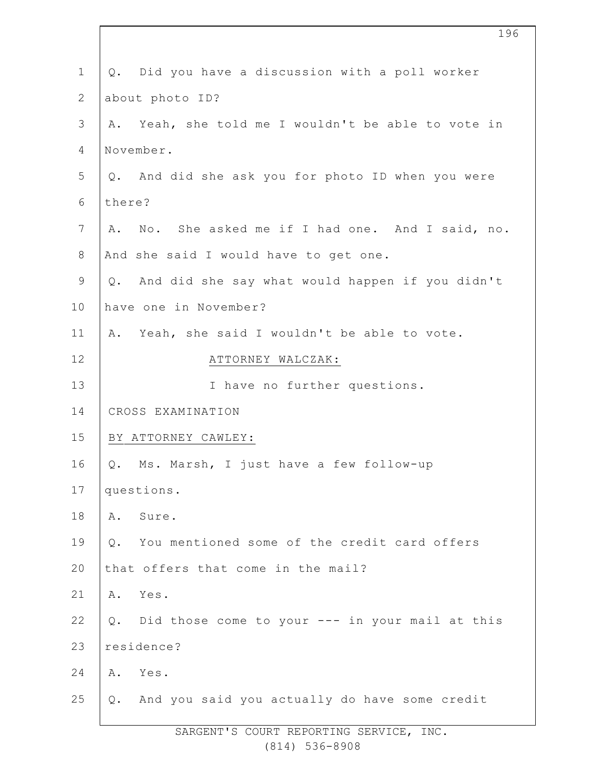Q. Did you have a discussion with a poll worker about photo ID?

A. Yeah, she told me I wouldn't be able to vote in November.

Q. And did she ask you for photo ID when you were there?

A. No. She asked me if I had one. And I said, no. And she said I would have to get one.

Q. And did she say what would happen if you didn't have one in November?

A. Yeah, she said I wouldn't be able to vote.

ATTORNEY WALCZAK:

I have no further questions.

CROSS EXAMINATION

BY ATTORNEY CAWLEY:

Q. Ms. Marsh, I just have a few follow-up questions.

A. Sure.

Q. You mentioned some of the credit card offers that offers that come in the mail?

A. Yes.

Q. Did those come to your --- in your mail at this residence?

A. Yes.

Q. And you said you actually do have some credit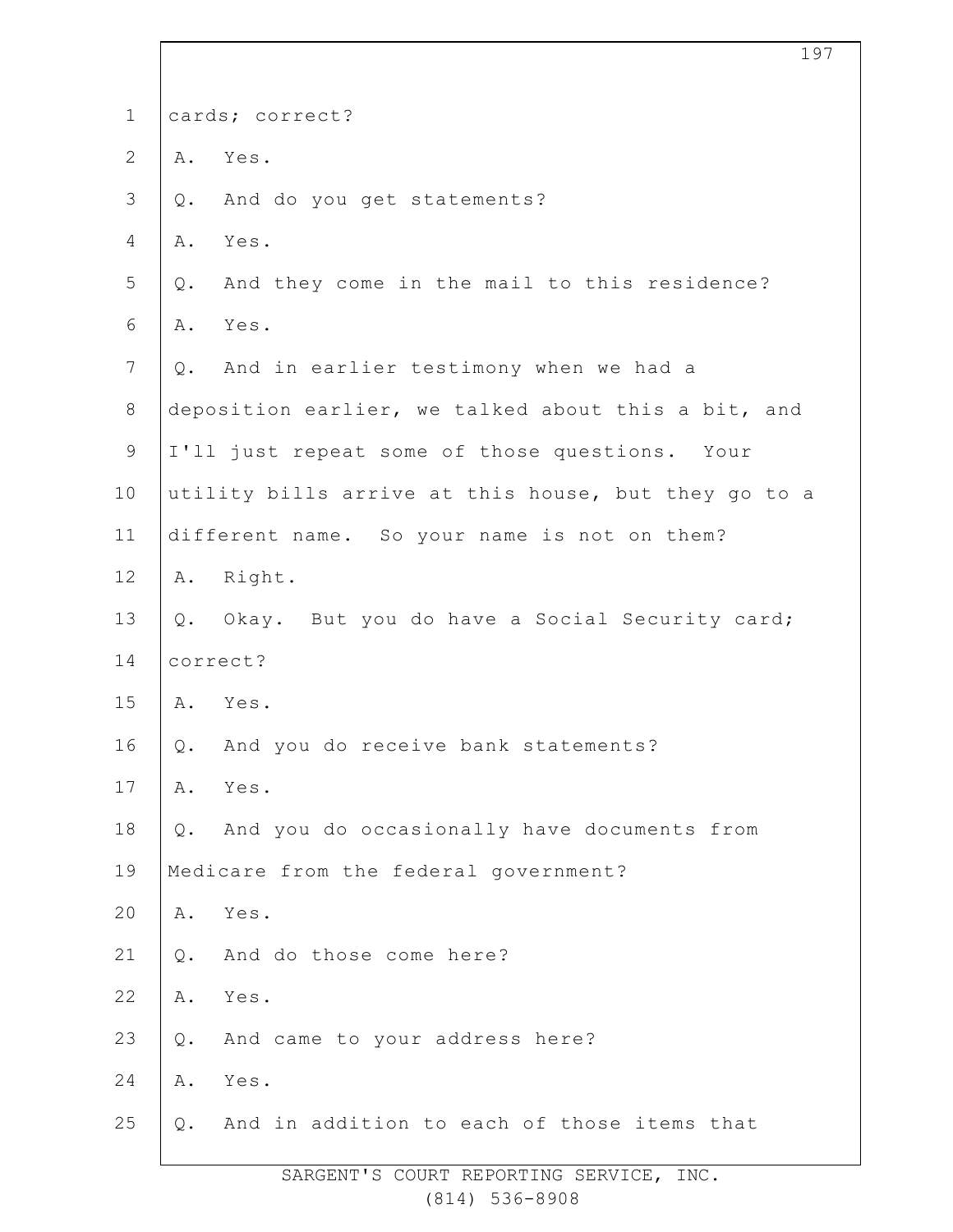cards; correct?

A. Yes.

Q. And do you get statements?

A. Yes.

Q. And they come in the mail to this residence?

A. Yes.

Q. And in earlier testimony when we had a deposition earlier, we talked about this a bit, and I'll just repeat some of those questions. Your utility bills arrive at this house, but they go to a different name. So your name is not on them?

A. Right.

Q. Okay. But you do have a Social Security card; correct?

A. Yes.

Q. And you do receive bank statements?

A. Yes.

Q. And you do occasionally have documents from Medicare from the federal government?

A. Yes.

Q. And do those come here?

A. Yes.

Q. And came to your address here?

A. Yes.

Q. And in addition to each of those items that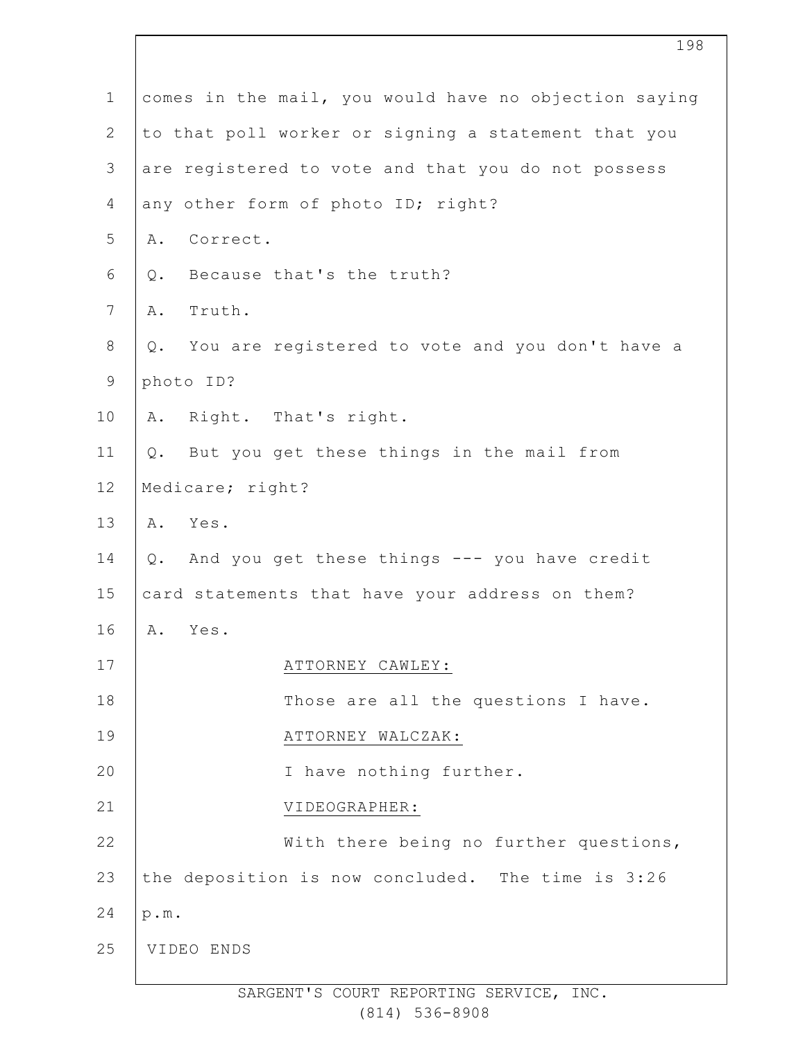comes in the mail, you would have no objection saying to that poll worker or signing a statement that you are registered to vote and that you do not possess any other form of photo ID; right?

A. Correct.

Q. Because that's the truth?

A. Truth.

Q. You are registered to vote and you don't have a photo ID?

A. Right. That's right.

Q. But you get these things in the mail from Medicare; right?

A. Yes.

Q. And you get these things --- you have credit card statements that have your address on them?

A. Yes.

ATTORNEY CAWLEY:

Those are all the questions I have.

ATTORNEY WALCZAK:

I have nothing further.

VIDEOGRAPHER:

With there being no further questions, the deposition is now concluded. The time is 3:26 p.m.

VIDEO ENDS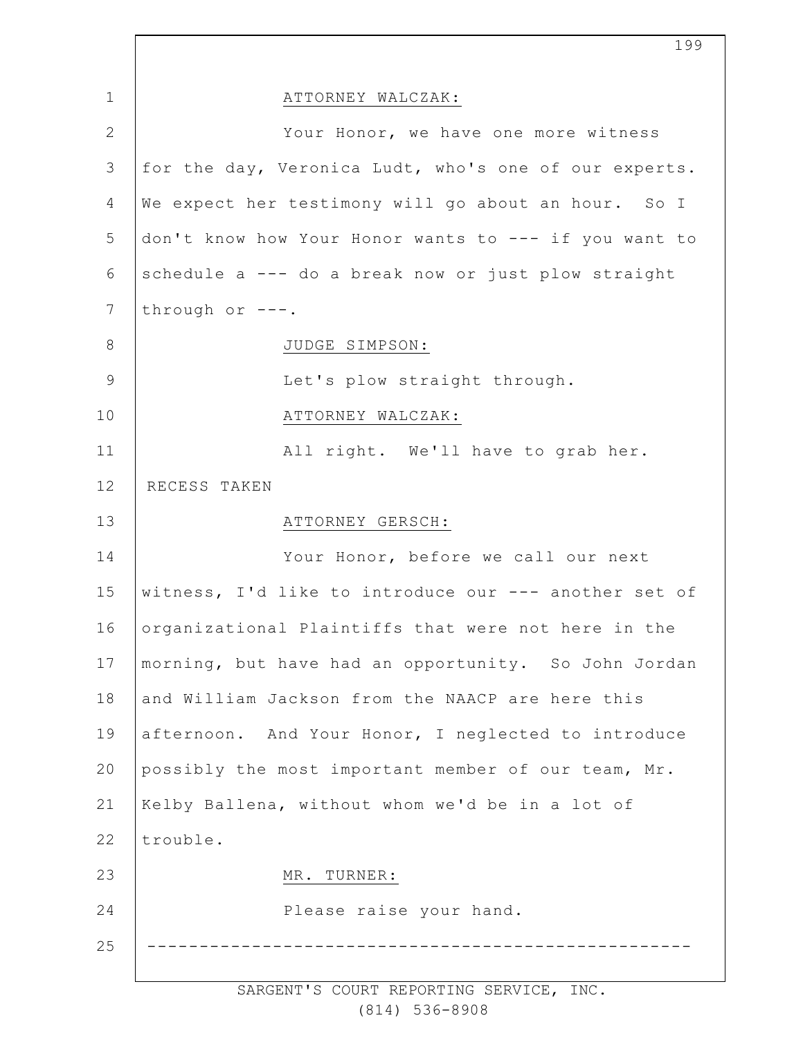ATTORNEY WALCZAK:

Your Honor, we have one more witness for the day, Veronica Ludt, who's one of our experts. We expect her testimony will go about an hour. So I don't know how Your Honor wants to --- if you want to schedule a --- do a break now or just plow straight through or ---.

JUDGE SIMPSON:

Let's plow straight through.

ATTORNEY WALCZAK:

All right. We'll have to grab her.

RECESS TAKEN

ATTORNEY GERSCH:

Your Honor, before we call our next witness, I'd like to introduce our --- another set of organizational Plaintiffs that were not here in the morning, but have had an opportunity. So John Jordan and William Jackson from the NAACP are here this afternoon. And Your Honor, I neglected to introduce possibly the most important member of our team, Mr. Kelby Ballena, without whom we'd be in a lot of trouble.

MR. TURNER:

Please raise your hand.

----------------------------------------------------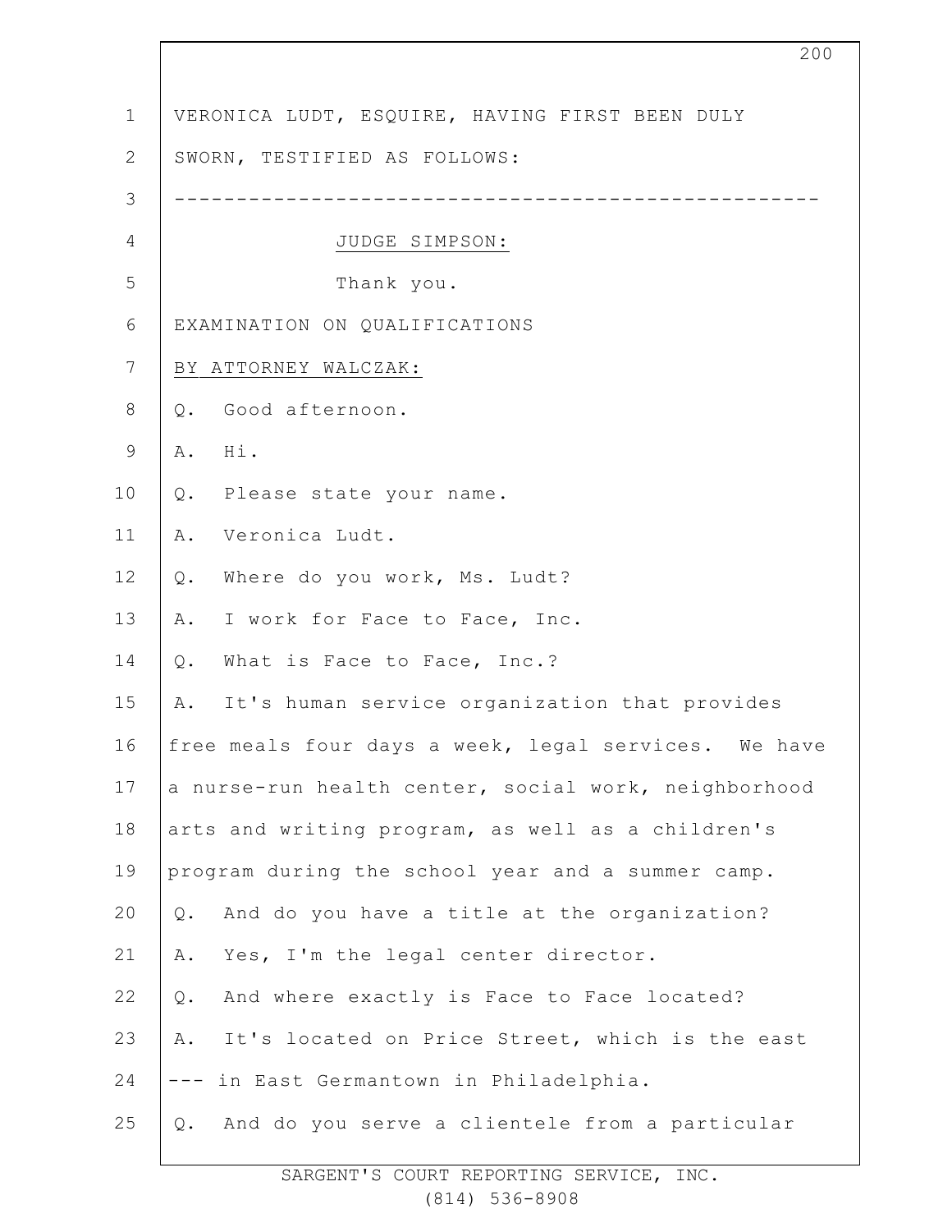VERONICA LUDT, ESQUIRE, HAVING FIRST BEEN DULY SWORN, TESTIFIED AS FOLLOWS:

---

JUDGE SIMPSON:

Thank you.

EXAMINATION ON QUALIFICATIONS

BY ATTORNEY WALCZAK:

Q. Good afternoon.

A. Hi.

Q. Please state your name.

A. Veronica Ludt.

Q. Where do you work, Ms. Ludt?

A. I work for Face to Face, Inc.

Q. What is Face to Face, Inc.?

A. It's human service organization that provides free meals four days a week, legal services. We have a nurse-run health center, social work, neighborhood arts and writing program, as well as a children's program during the school year and a summer camp.

Q. And do you have a title at the organization?

A. Yes, I'm the legal center director.

Q. And where exactly is Face to Face located?

A. It's located on Price Street, which is the east --- in East Germantown in Philadelphia.

Q. And do you serve a clientele from a particular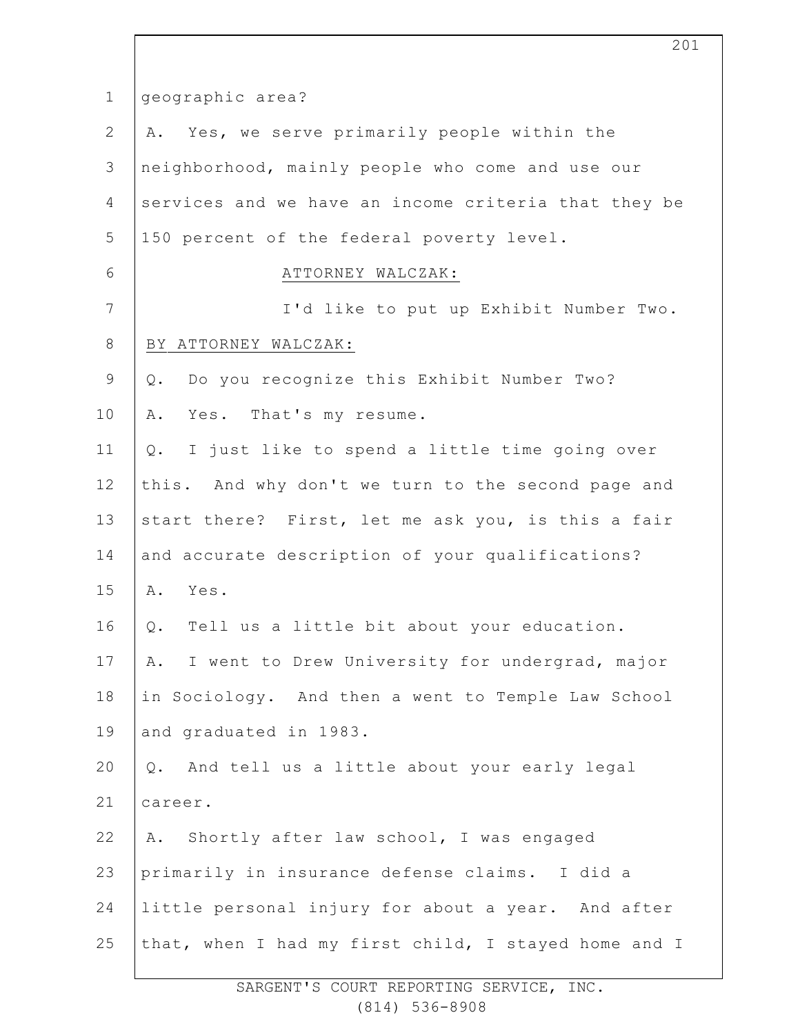geographic area?

A. Yes, we serve primarily people within the neighborhood, mainly people who come and use our services and we have an income criteria that they be 150 percent of the federal poverty level.

ATTORNEY WALCZAK:

I'd like to put up Exhibit Number Two.

BY ATTORNEY WALCZAK:

Q. Do you recognize this Exhibit Number Two?

A. Yes. That's my resume.

Q. I just like to spend a little time going over this. And why don't we turn to the second page and start there? First, let me ask you, is this a fair and accurate description of your qualifications?

A. Yes.

Q. Tell us a little bit about your education.

A. I went to Drew University for undergrad, major in Sociology. And then a went to Temple Law School and graduated in 1983.

Q. And tell us a little about your early legal career.

A. Shortly after law school, I was engaged primarily in insurance defense claims. I did a little personal injury for about a year. And after that, when I had my first child, I stayed home and I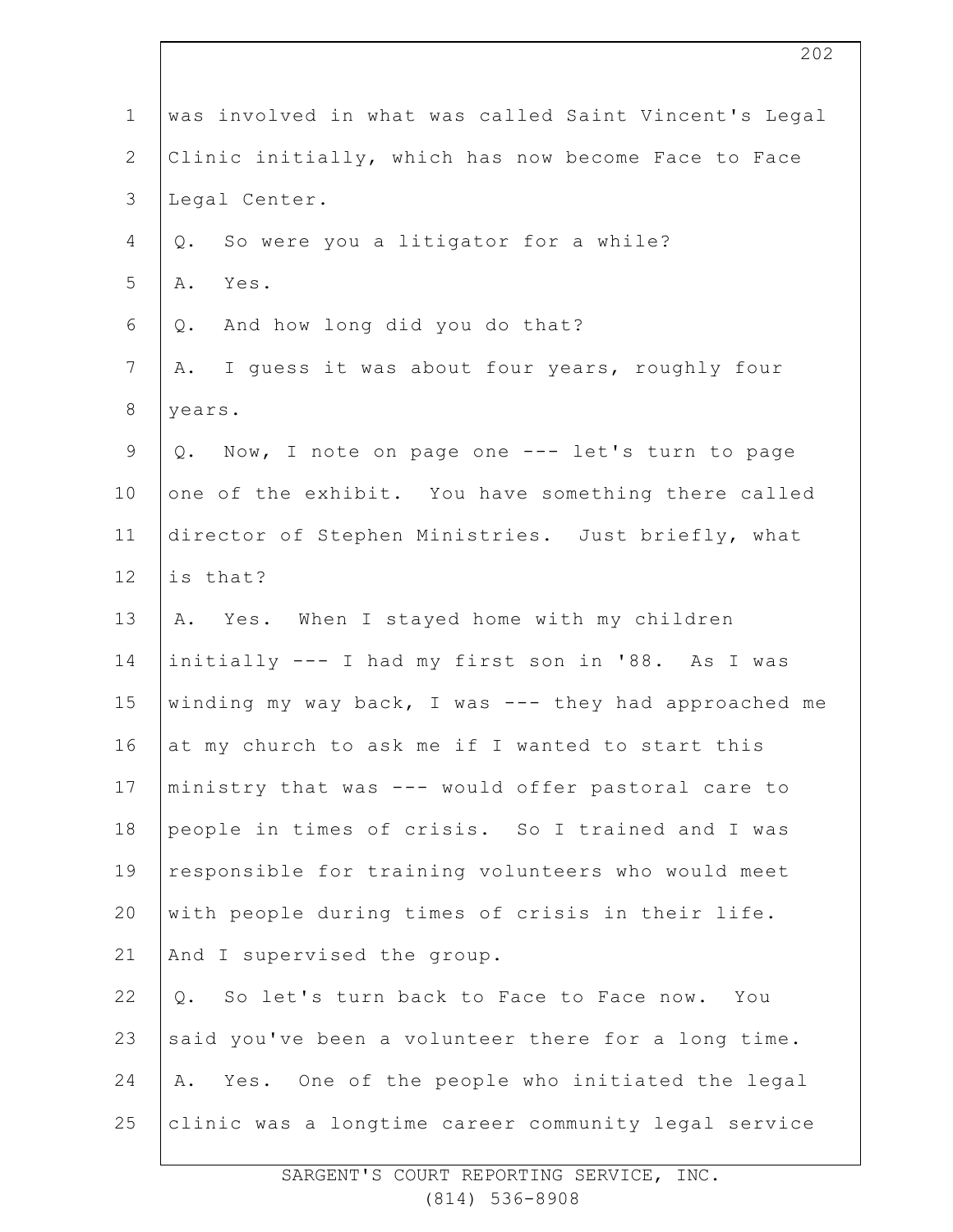was involved in what was called Saint Vincent's Legal Clinic initially, which has now become Face to Face Legal Center.

Q. So were you a litigator for a while?

A. Yes.

Q. And how long did you do that?

A. I guess it was about four years, roughly four years.

Q. Now, I note on page one --- let's turn to page one of the exhibit. You have something there called director of Stephen Ministries. Just briefly, what is that?

A. Yes. When I stayed home with my children initially --- I had my first son in '88. As I was winding my way back, I was --- they had approached me at my church to ask me if I wanted to start this ministry that was --- would offer pastoral care to people in times of crisis. So I trained and I was responsible for training volunteers who would meet with people during times of crisis in their life. And I supervised the group.

Q. So let's turn back to Face to Face now. You said you've been a volunteer there for a long time.

A. Yes. One of the people who initiated the legal clinic was a longtime career community legal service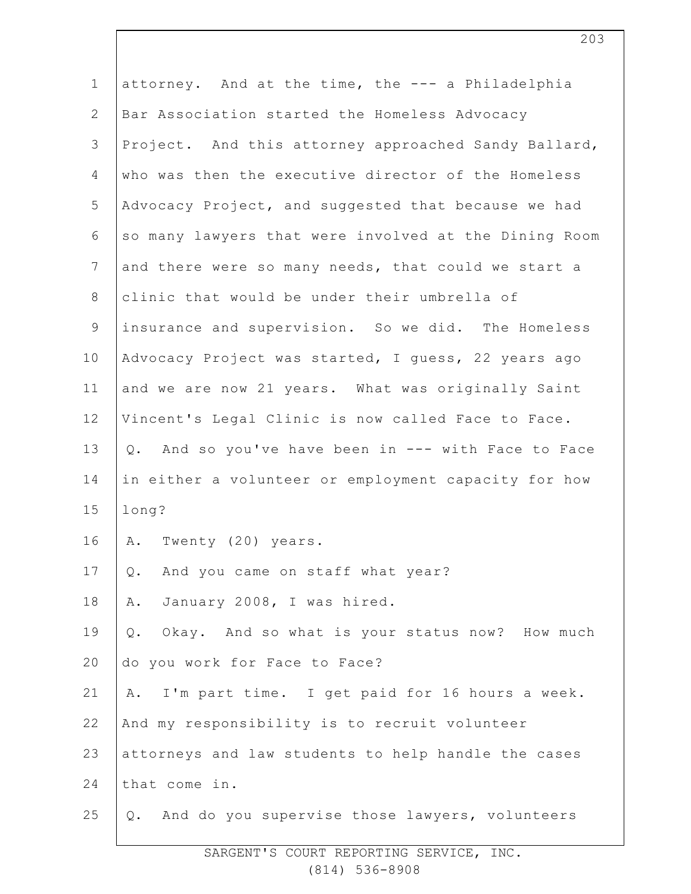attorney. And at the time, the --- a Philadelphia Bar Association started the Homeless Advocacy Project. And this attorney approached Sandy Ballard, who was then the executive director of the Homeless Advocacy Project, and suggested that because we had so many lawyers that were involved at the Dining Room and there were so many needs, that could we start a clinic that would be under their umbrella of insurance and supervision. So we did. The Homeless Advocacy Project was started, I guess, 22 years ago and we are now 21 years. What was originally Saint Vincent's Legal Clinic is now called Face to Face.

Q. And so you've have been in --- with Face to Face in either a volunteer or employment capacity for how long?

A. Twenty (20) years.

Q. And you came on staff what year?

A. January 2008, I was hired.

Q. Okay. And so what is your status now? How much do you work for Face to Face?

A. I'm part time. I get paid for 16 hours a week. And my responsibility is to recruit volunteer attorneys and law students to help handle the cases that come in.

Q. And do you supervise those lawyers, volunteers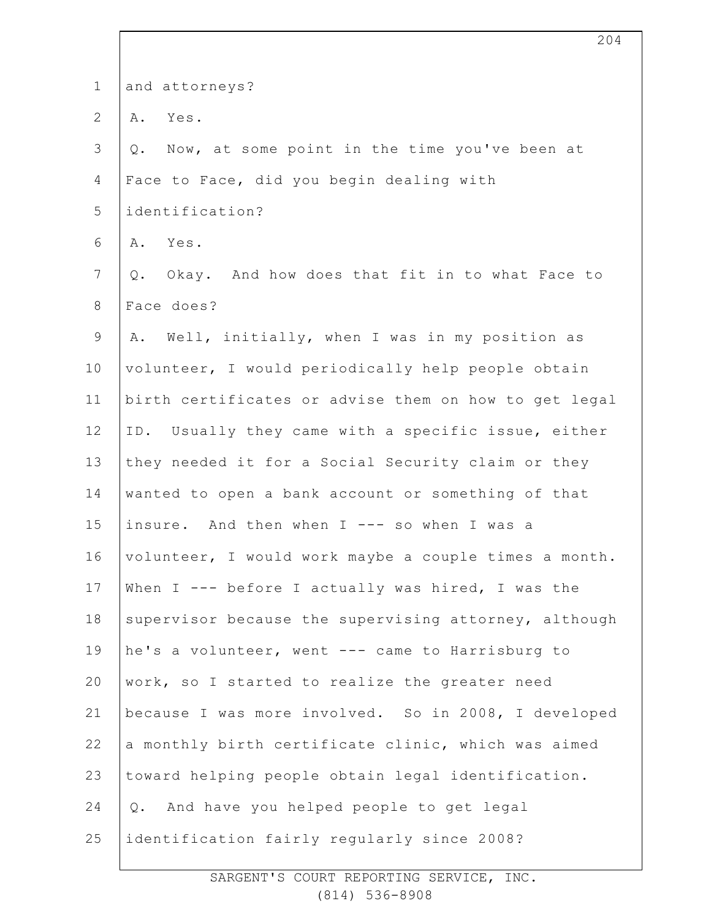and attorneys?

A. Yes.

Q. Now, at some point in the time you've been at Face to Face, did you begin dealing with identification?

A. Yes.

Q. Okay. And how does that fit in to what Face to Face does?

A. Well, initially, when I was in my position as volunteer, I would periodically help people obtain birth certificates or advise them on how to get legal ID. Usually they came with a specific issue, either they needed it for a Social Security claim or they wanted to open a bank account or something of that insure. And then when I --- so when I was a volunteer, I would work maybe a couple times a month. When I --- before I actually was hired, I was the supervisor because the supervising attorney, although he's a volunteer, went --- came to Harrisburg to work, so I started to realize the greater need because I was more involved. So in 2008, I developed a monthly birth certificate clinic, which was aimed toward helping people obtain legal identification.

Q. And have you helped people to get legal identification fairly regularly since 2008?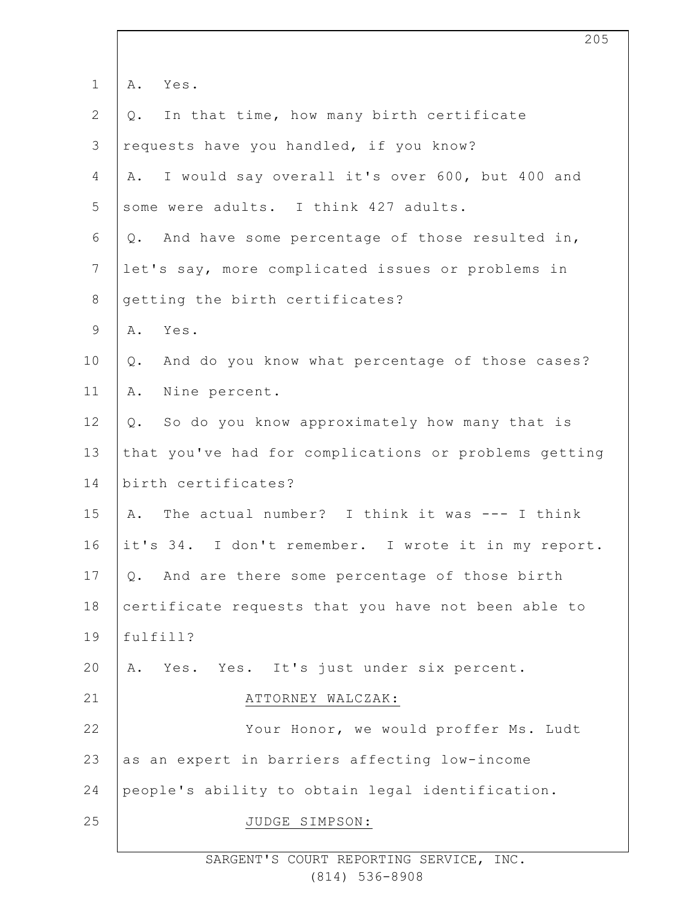A. Yes.

Q. In that time, how many birth certificate requests have you handled, if you know?

A. I would say overall it's over 600, but 400 and some were adults. I think 427 adults.

Q. And have some percentage of those resulted in, let's say, more complicated issues or problems in getting the birth certificates?

A. Yes.

Q. And do you know what percentage of those cases?

A. Nine percent.

Q. So do you know approximately how many that is that you've had for complications or problems getting birth certificates?

A. The actual number? I think it was --- I think it's 34. I don't remember. I wrote it in my report.

Q. And are there some percentage of those birth certificate requests that you have not been able to fulfill?

A. Yes. Yes. It's just under six percent.

ATTORNEY WALCZAK:

Your Honor, we would proffer Ms. Ludt as an expert in barriers affecting low-income people's ability to obtain legal identification.

JUDGE SIMPSON: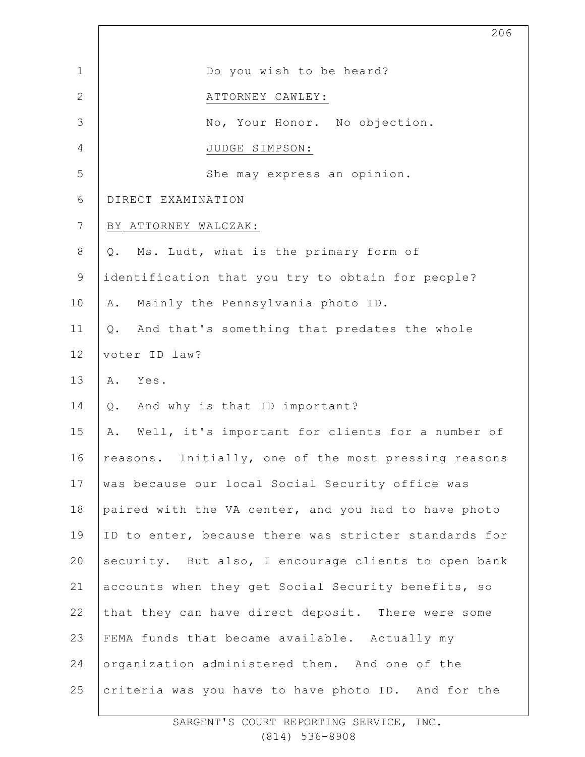Do you wish to be heard?

ATTORNEY CAWLEY:

No, Your Honor. No objection.

JUDGE SIMPSON:

She may express an opinion.

DIRECT EXAMINATION

BY ATTORNEY WALCZAK:

Q. Ms. Ludt, what is the primary form of identification that you try to obtain for people?

A. Mainly the Pennsylvania photo ID.

Q. And that's something that predates the whole voter ID law?

A. Yes.

Q. And why is that ID important?

A. Well, it's important for clients for a number of reasons. Initially, one of the most pressing reasons was because our local Social Security office was paired with the VA center, and you had to have photo ID to enter, because there was stricter standards for security. But also, I encourage clients to open bank accounts when they get Social Security benefits, so that they can have direct deposit. There were some FEMA funds that became available. Actually my organization administered them. And one of the criteria was you have to have photo ID. And for the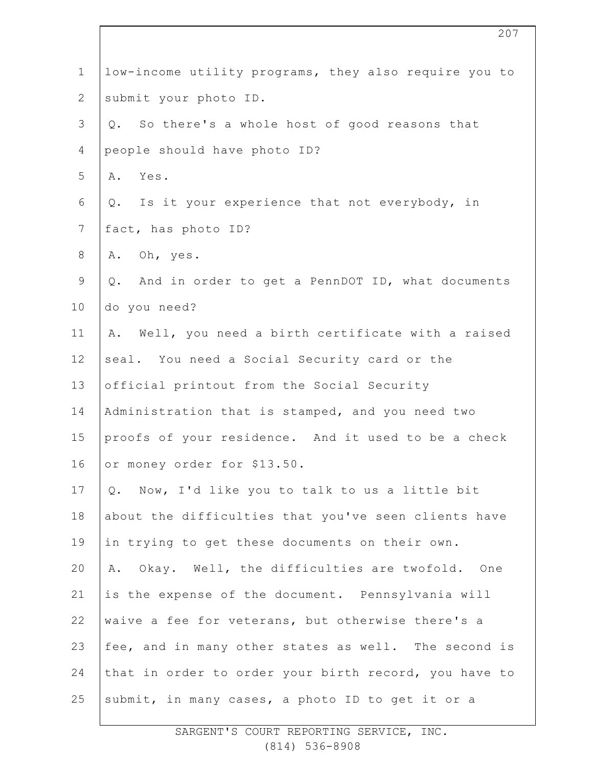low-income utility programs, they also require you to submit your photo ID.

Q. So there's a whole host of good reasons that people should have photo ID?

A. Yes.

Q. Is it your experience that not everybody, in fact, has photo ID?

A. Oh, yes.

Q. And in order to get a PennDOT ID, what documents do you need?

A. Well, you need a birth certificate with a raised seal. You need a Social Security card or the official printout from the Social Security Administration that is stamped, and you need two proofs of your residence. And it used to be a check or money order for $13.50.

Q. Now, I'd like you to talk to us a little bit about the difficulties that you've seen clients have in trying to get these documents on their own.

A. Okay. Well, the difficulties are twofold. One is the expense of the document. Pennsylvania will waive a fee for veterans, but otherwise there's a fee, and in many other states as well. The second is that in order to order your birth record, you have to submit, in many cases, a photo ID to get it or a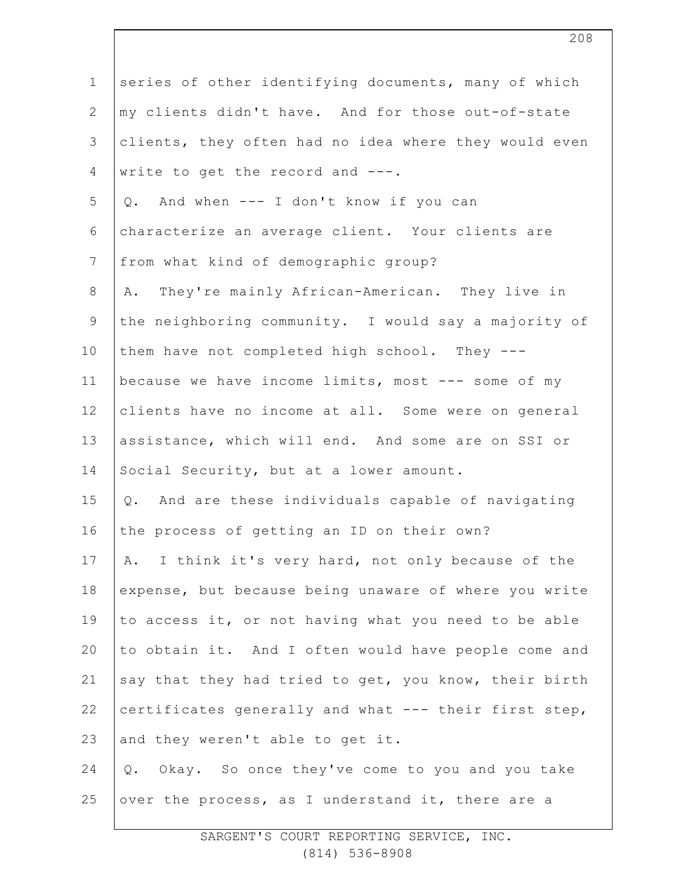series of other identifying documents, many of which my clients didn't have. And for those out-of-state clients, they often had no idea where they would even write to get the record and ---.

Q. And when --- I don't know if you can characterize an average client. Your clients are from what kind of demographic group?

A. They're mainly African-American. They live in the neighboring community. I would say a majority of them have not completed high school. They --- because we have income limits, most --- some of my clients have no income at all. Some were on general assistance, which will end. And some are on SSI or Social Security, but at a lower amount.

Q. And are these individuals capable of navigating the process of getting an ID on their own?

A. I think it's very hard, not only because of the expense, but because being unaware of where you write to access it, or not having what you need to be able to obtain it. And I often would have people come and say that they had tried to get, you know, their birth certificates generally and what --- their first step, and they weren't able to get it.

Q. Okay. So once they've come to you and you take over the process, as I understand it, there are a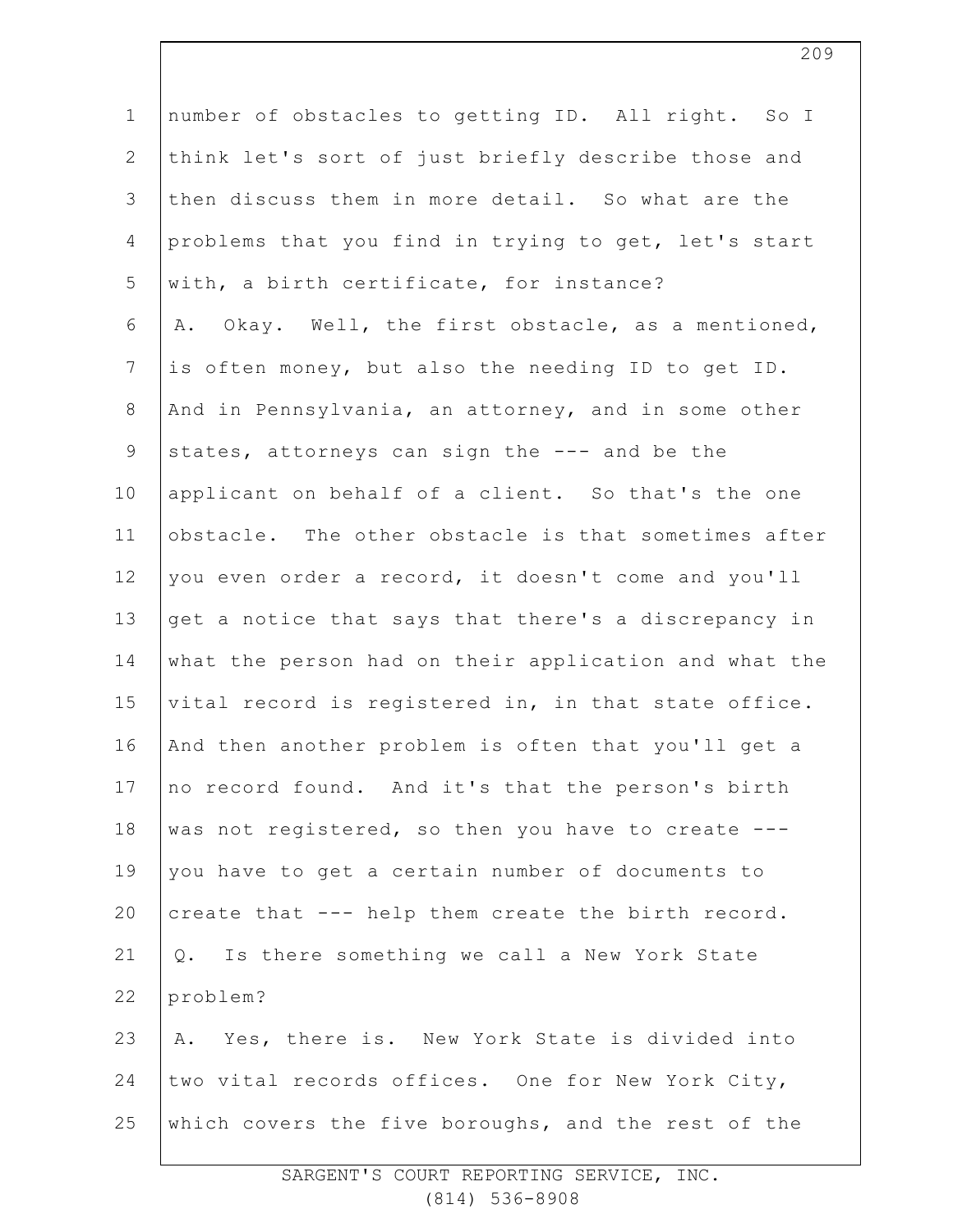number of obstacles to getting ID. All right. So I think let's sort of just briefly describe those and then discuss them in more detail. So what are the problems that you find in trying to get, let's start with, a birth certificate, for instance?

A. Okay. Well, the first obstacle, as a mentioned, is often money, but also the needing ID to get ID. And in Pennsylvania, an attorney, and in some other states, attorneys can sign the --- and be the applicant on behalf of a client. So that's the one obstacle. The other obstacle is that sometimes after you even order a record, it doesn't come and you'll get a notice that says that there's a discrepancy in what the person had on their application and what the vital record is registered in, in that state office. And then another problem is often that you'll get a no record found. And it's that the person's birth was not registered, so then you have to create --- you have to get a certain number of documents to create that --- help them create the birth record.

Q. Is there something we call a New York State problem?

A. Yes, there is. New York State is divided into two vital records offices. One for New York City, which covers the five boroughs, and the rest of the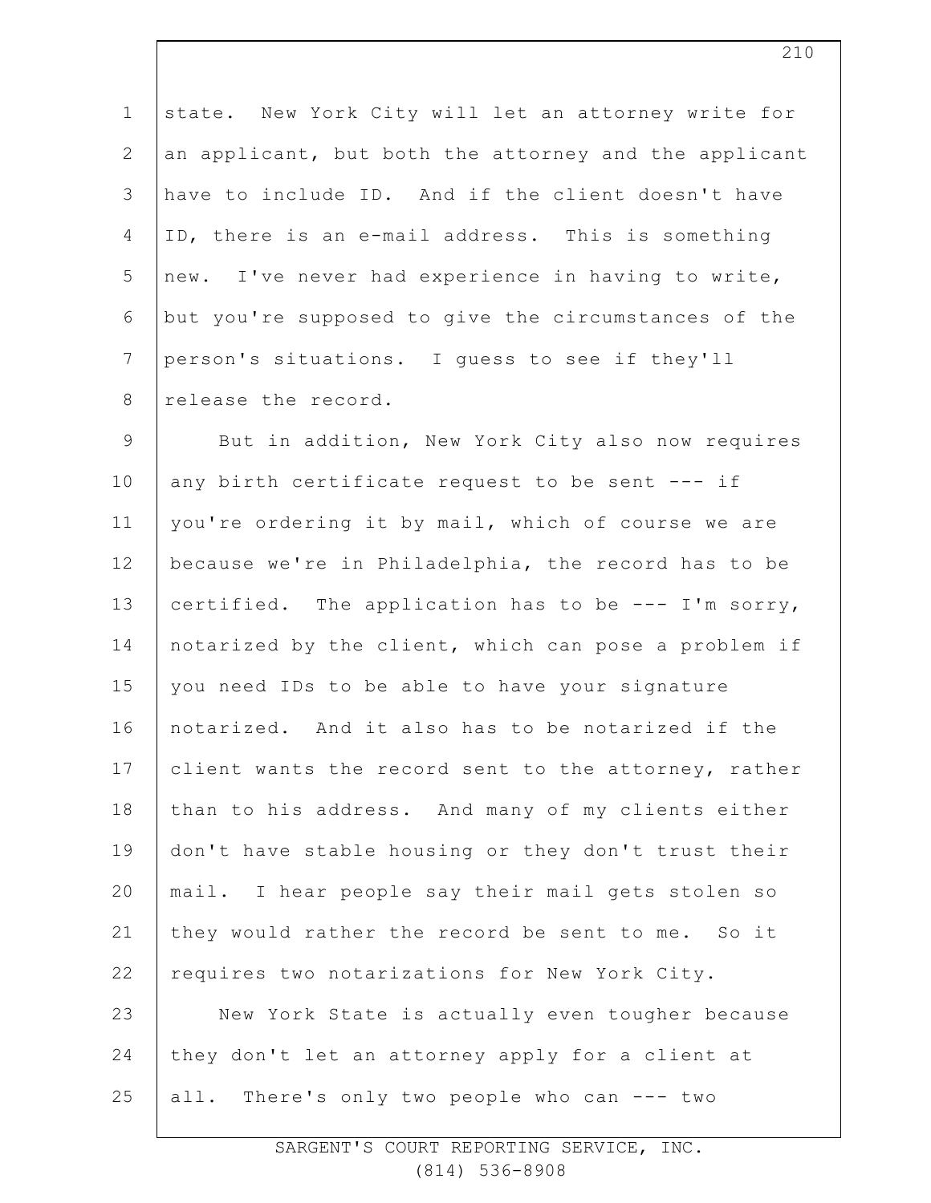state. New York City will let an attorney write for an applicant, but both the attorney and the applicant have to include ID. And if the client doesn't have ID, there is an e-mail address. This is something new. I've never had experience in having to write, but you're supposed to give the circumstances of the person's situations. I guess to see if they'll release the record.

But in addition, New York City also now requires any birth certificate request to be sent --- if you're ordering it by mail, which of course we are because we're in Philadelphia, the record has to be certified. The application has to be --- I'm sorry, notarized by the client, which can pose a problem if you need IDs to be able to have your signature notarized. And it also has to be notarized if the client wants the record sent to the attorney, rather than to his address. And many of my clients either don't have stable housing or they don't trust their mail. I hear people say their mail gets stolen so they would rather the record be sent to me. So it requires two notarizations for New York City.

New York State is actually even tougher because they don't let an attorney apply for a client at all. There's only two people who can --- two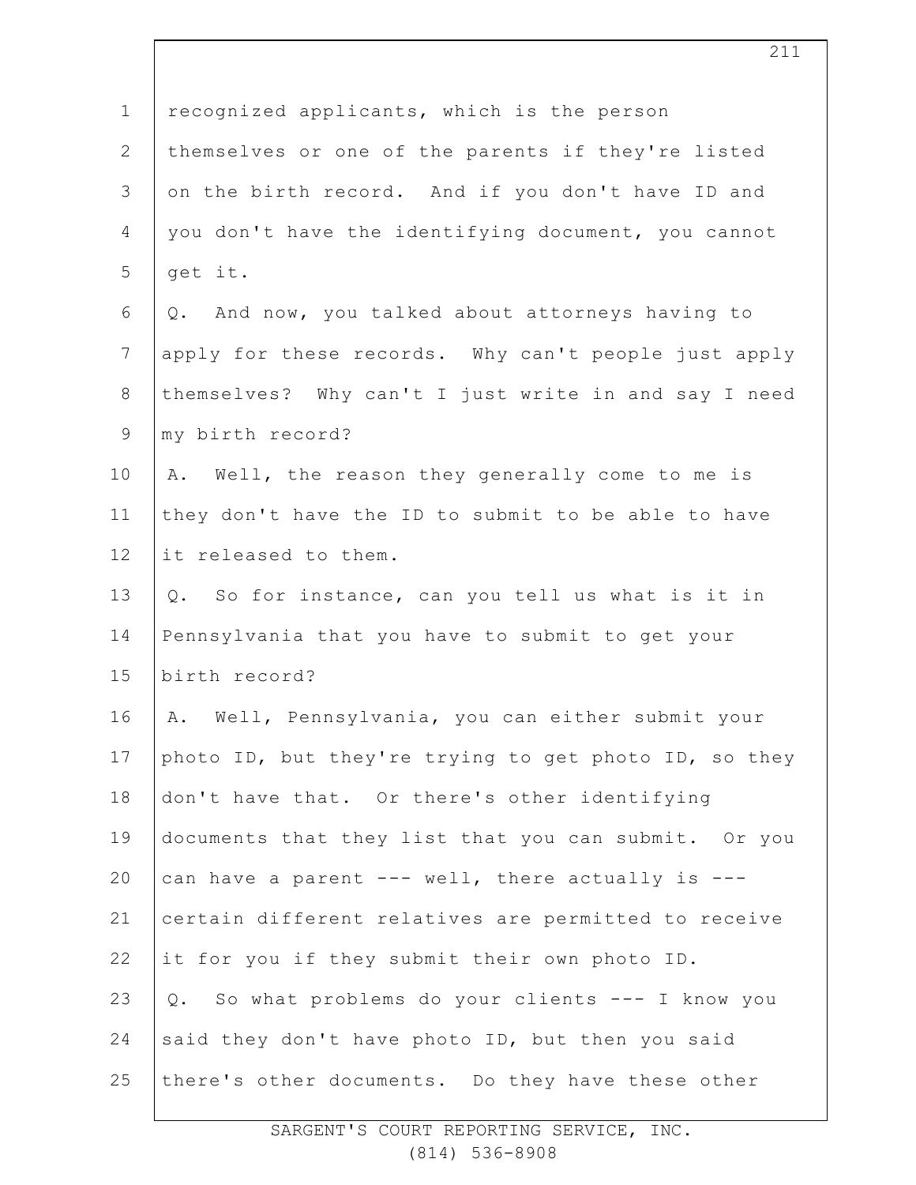recognized applicants, which is the person themselves or one of the parents if they're listed on the birth record. And if you don't have ID and you don't have the identifying document, you cannot get it.

Q. And now, you talked about attorneys having to apply for these records. Why can't people just apply themselves? Why can't I just write in and say I need my birth record?

A. Well, the reason they generally come to me is they don't have the ID to submit to be able to have it released to them.

Q. So for instance, can you tell us what is it in Pennsylvania that you have to submit to get your birth record?

A. Well, Pennsylvania, you can either submit your photo ID, but they're trying to get photo ID, so they don't have that. Or there's other identifying documents that they list that you can submit. Or you can have a parent --- well, there actually is --- certain different relatives are permitted to receive it for you if they submit their own photo ID.

Q. So what problems do your clients --- I know you said they don't have photo ID, but then you said there's other documents. Do they have these other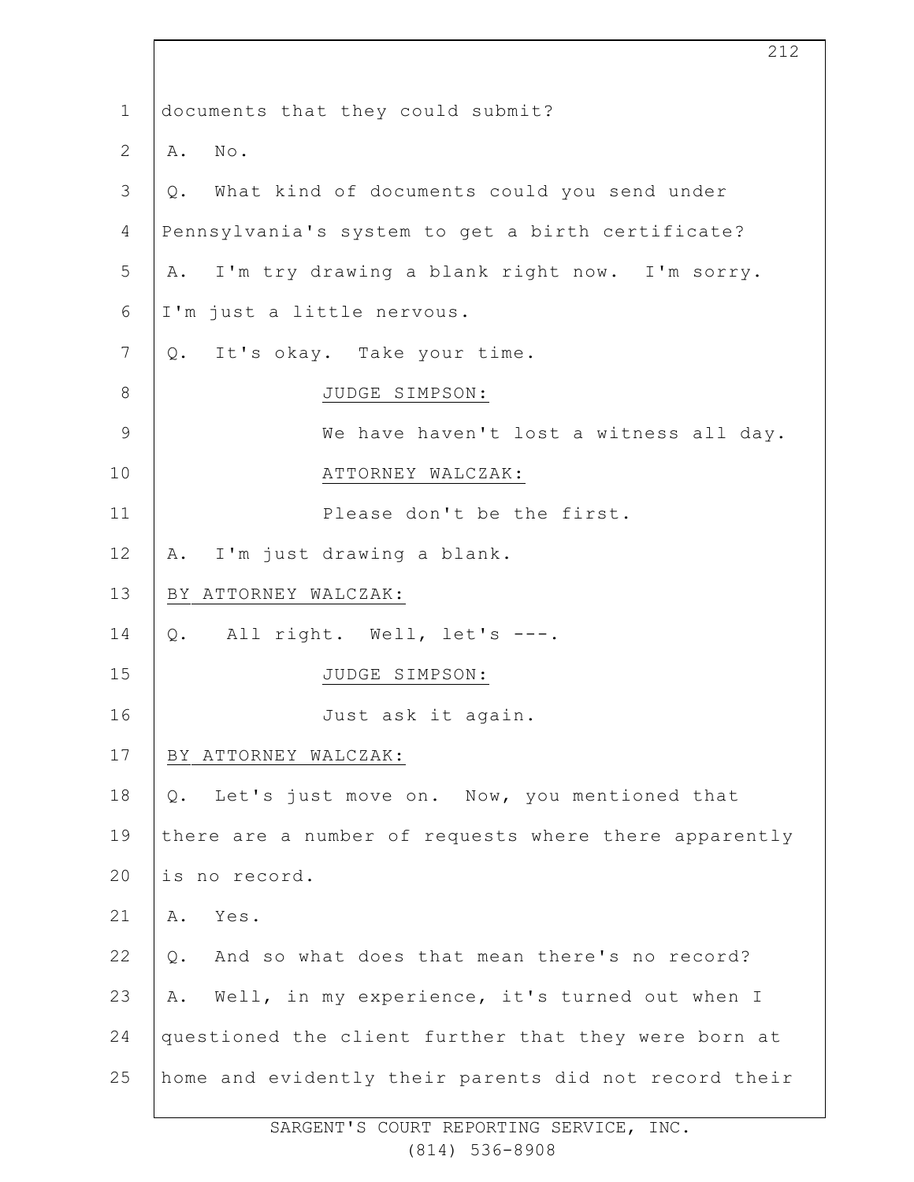documents that they could submit?

A. No.

Q. What kind of documents could you send under Pennsylvania's system to get a birth certificate?

A. I'm try drawing a blank right now. I'm sorry. I'm just a little nervous.

Q. It's okay. Take your time.

JUDGE SIMPSON:

We have haven't lost a witness all day.

ATTORNEY WALCZAK:

Please don't be the first.

A. I'm just drawing a blank.

BY ATTORNEY WALCZAK:

Q. All right. Well, let's ---.

JUDGE SIMPSON:

Just ask it again.

BY ATTORNEY WALCZAK:

Q. Let's just move on. Now, you mentioned that there are a number of requests where there apparently is no record.

A. Yes.

Q. And so what does that mean there's no record?

A. Well, in my experience, it's turned out when I questioned the client further that they were born at home and evidently their parents did not record their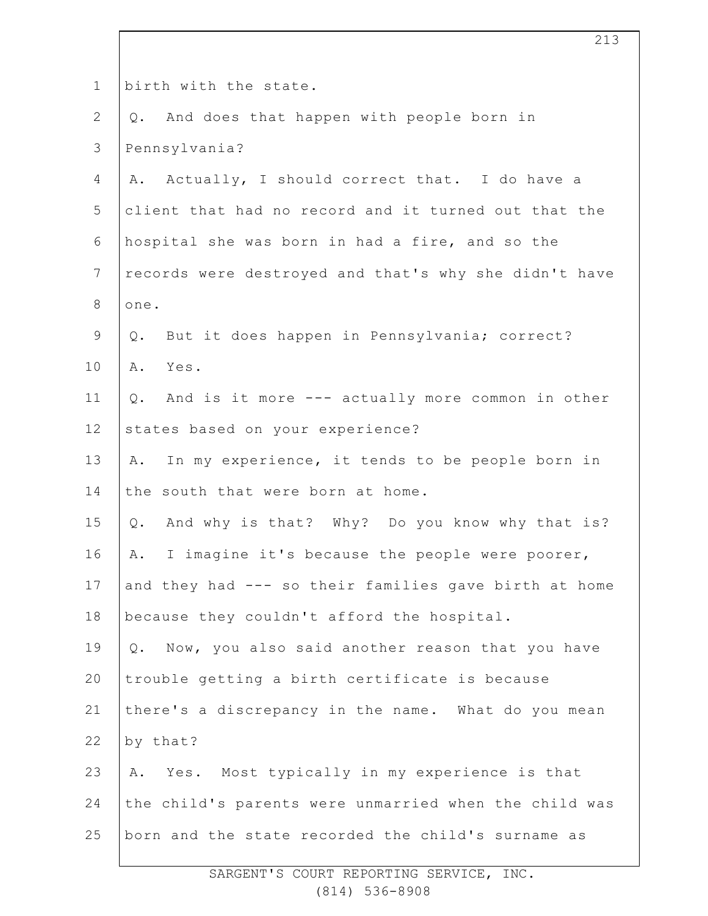birth with the state.

Q. And does that happen with people born in Pennsylvania?

A. Actually, I should correct that. I do have a client that had no record and it turned out that the hospital she was born in had a fire, and so the records were destroyed and that's why she didn't have one.

Q. But it does happen in Pennsylvania; correct?

A. Yes.

Q. And is it more --- actually more common in other states based on your experience?

A. In my experience, it tends to be people born in the south that were born at home.

Q. And why is that? Why? Do you know why that is?

A. I imagine it's because the people were poorer, and they had --- so their families gave birth at home because they couldn't afford the hospital.

Q. Now, you also said another reason that you have trouble getting a birth certificate is because there's a discrepancy in the name. What do you mean by that?

A. Yes. Most typically in my experience is that the child's parents were unmarried when the child was born and the state recorded the child's surname as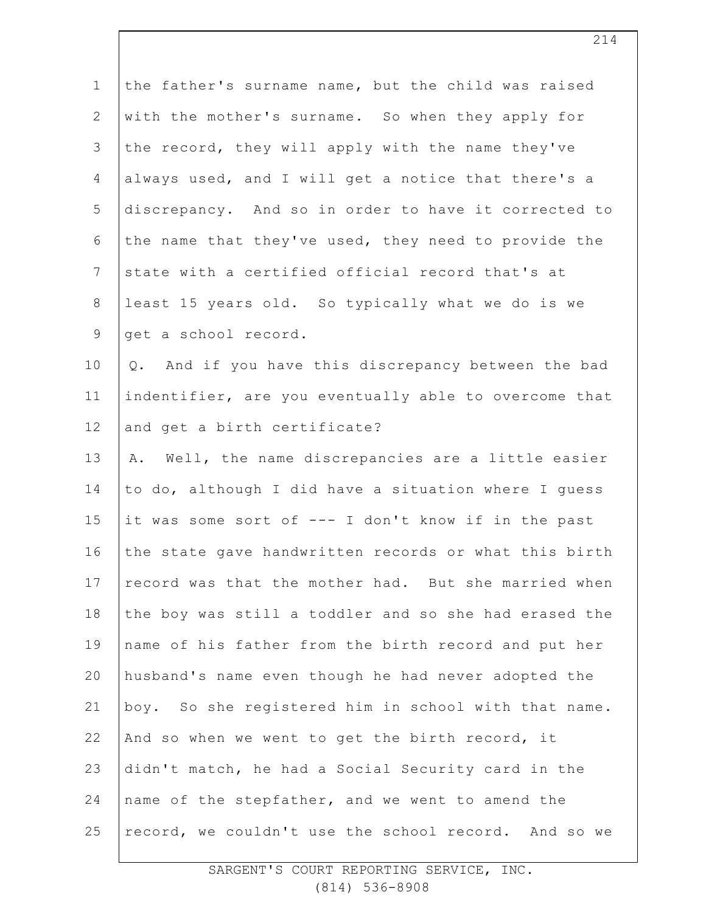the father's surname name, but the child was raised with the mother's surname. So when they apply for the record, they will apply with the name they've always used, and I will get a notice that there's a discrepancy. And so in order to have it corrected to the name that they've used, they need to provide the state with a certified official record that's at least 15 years old. So typically what we do is we get a school record.

Q. And if you have this discrepancy between the bad indentifier, are you eventually able to overcome that and get a birth certificate?

A. Well, the name discrepancies are a little easier to do, although I did have a situation where I guess it was some sort of --- I don't know if in the past the state gave handwritten records or what this birth record was that the mother had. But she married when the boy was still a toddler and so she had erased the name of his father from the birth record and put her husband's name even though he had never adopted the boy. So she registered him in school with that name. And so when we went to get the birth record, it didn't match, he had a Social Security card in the name of the stepfather, and we went to amend the record, we couldn't use the school record. And so we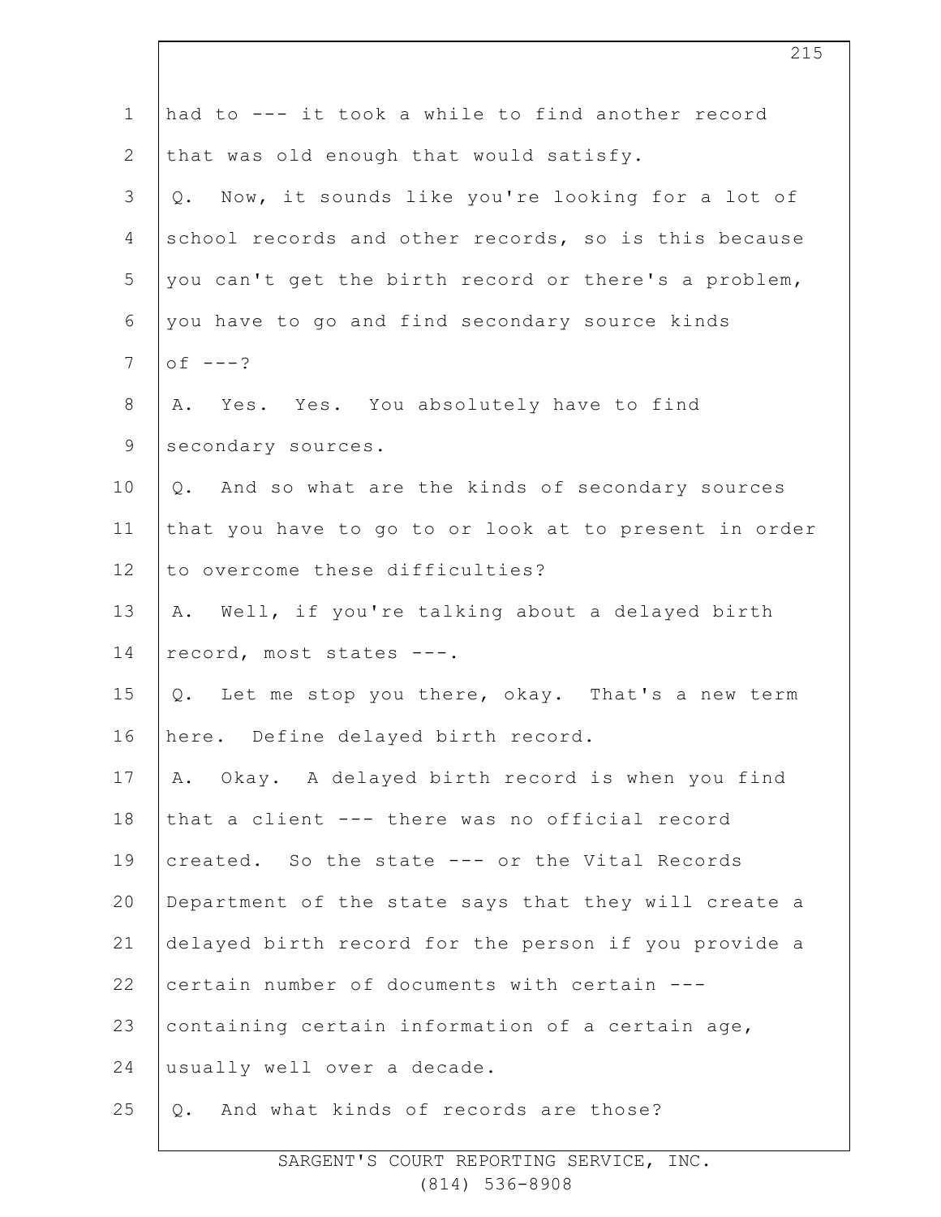had to --- it took a while to find another record that was old enough that would satisfy.

Q. Now, it sounds like you're looking for a lot of school records and other records, so is this because you can't get the birth record or there's a problem, you have to go and find secondary source kinds of ---?

A. Yes. Yes. You absolutely have to find secondary sources.

Q. And so what are the kinds of secondary sources that you have to go to or look at to present in order to overcome these difficulties?

A. Well, if you're talking about a delayed birth record, most states ---.

Q. Let me stop you there, okay. That's a new term here. Define delayed birth record.

A. Okay. A delayed birth record is when you find that a client --- there was no official record created. So the state --- or the Vital Records Department of the state says that they will create a delayed birth record for the person if you provide a certain number of documents with certain --- containing certain information of a certain age, usually well over a decade.

Q. And what kinds of records are those?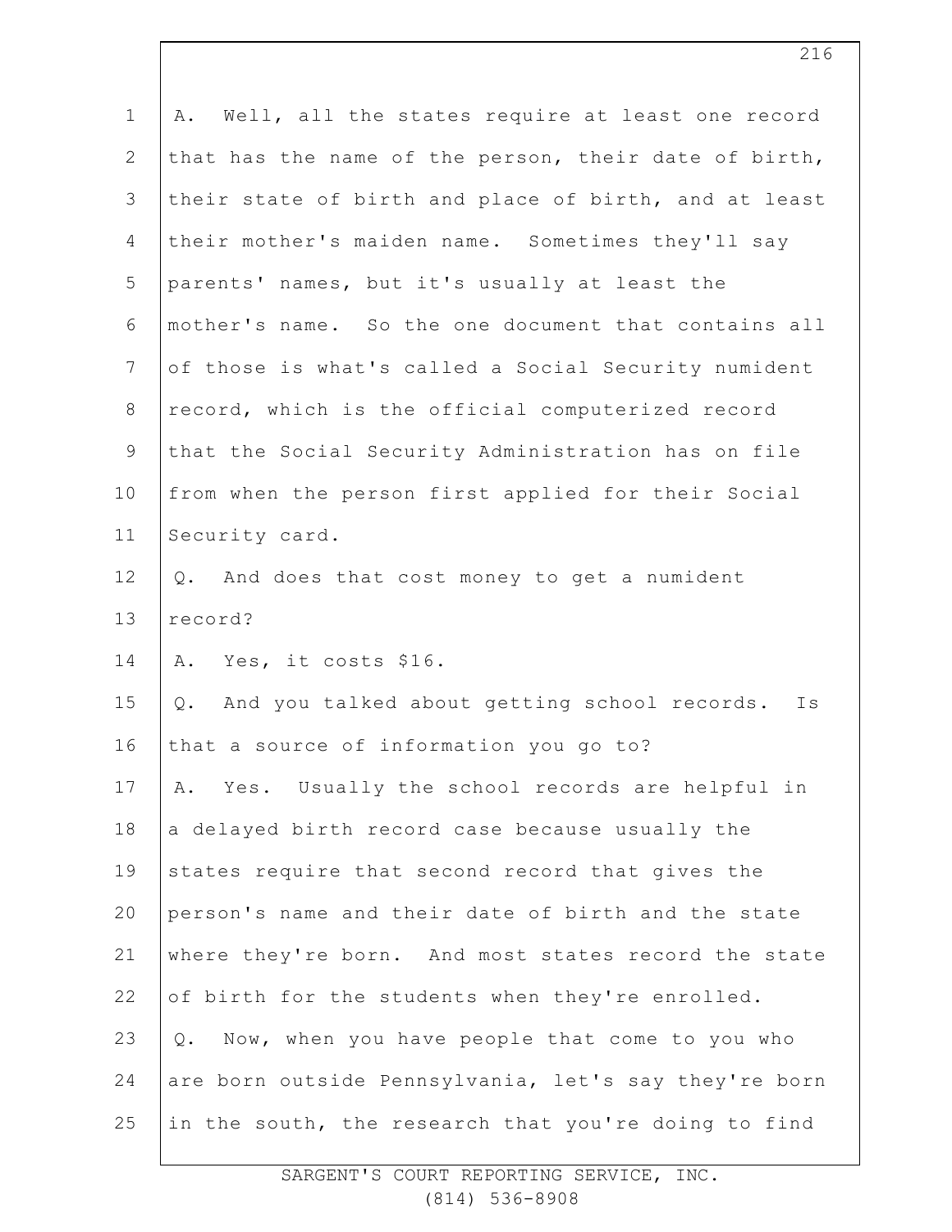A. Well, all the states require at least one record that has the name of the person, their date of birth, their state of birth and place of birth, and at least their mother's maiden name. Sometimes they'll say parents' names, but it's usually at least the mother's name. So the one document that contains all of those is what's called a Social Security numident record, which is the official computerized record that the Social Security Administration has on file from when the person first applied for their Social Security card.

Q. And does that cost money to get a numident record?

A. Yes, it costs $16.

Q. And you talked about getting school records. Is that a source of information you go to?

A. Yes. Usually the school records are helpful in a delayed birth record case because usually the states require that second record that gives the person's name and their date of birth and the state where they're born. And most states record the state of birth for the students when they're enrolled.

Q. Now, when you have people that come to you who are born outside Pennsylvania, let's say they're born in the south, the research that you're doing to find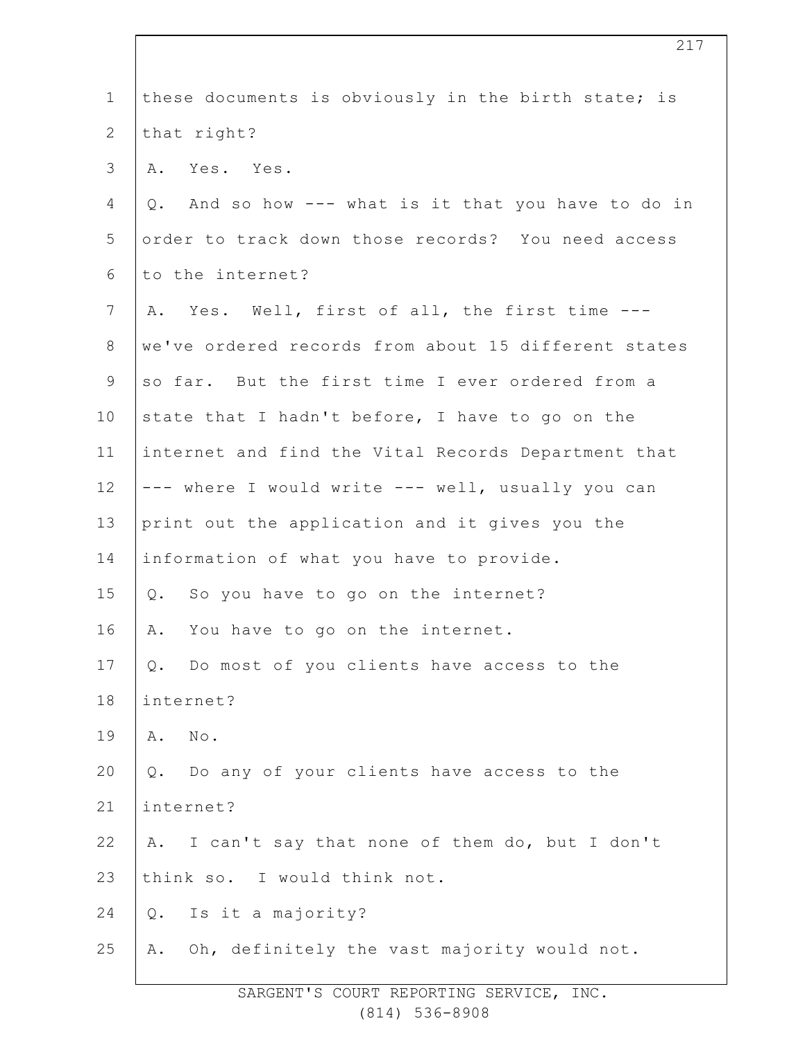these documents is obviously in the birth state; is that right?

A. Yes. Yes.

Q. And so how --- what is it that you have to do in order to track down those records? You need access to the internet?

A. Yes. Well, first of all, the first time --- we've ordered records from about 15 different states so far. But the first time I ever ordered from a state that I hadn't before, I have to go on the internet and find the Vital Records Department that --- where I would write --- well, usually you can print out the application and it gives you the information of what you have to provide.

Q. So you have to go on the internet?

A. You have to go on the internet.

Q. Do most of you clients have access to the internet?

A. No.

Q. Do any of your clients have access to the internet?

A. I can't say that none of them do, but I don't think so. I would think not.

Q. Is it a majority?

A. Oh, definitely the vast majority would not.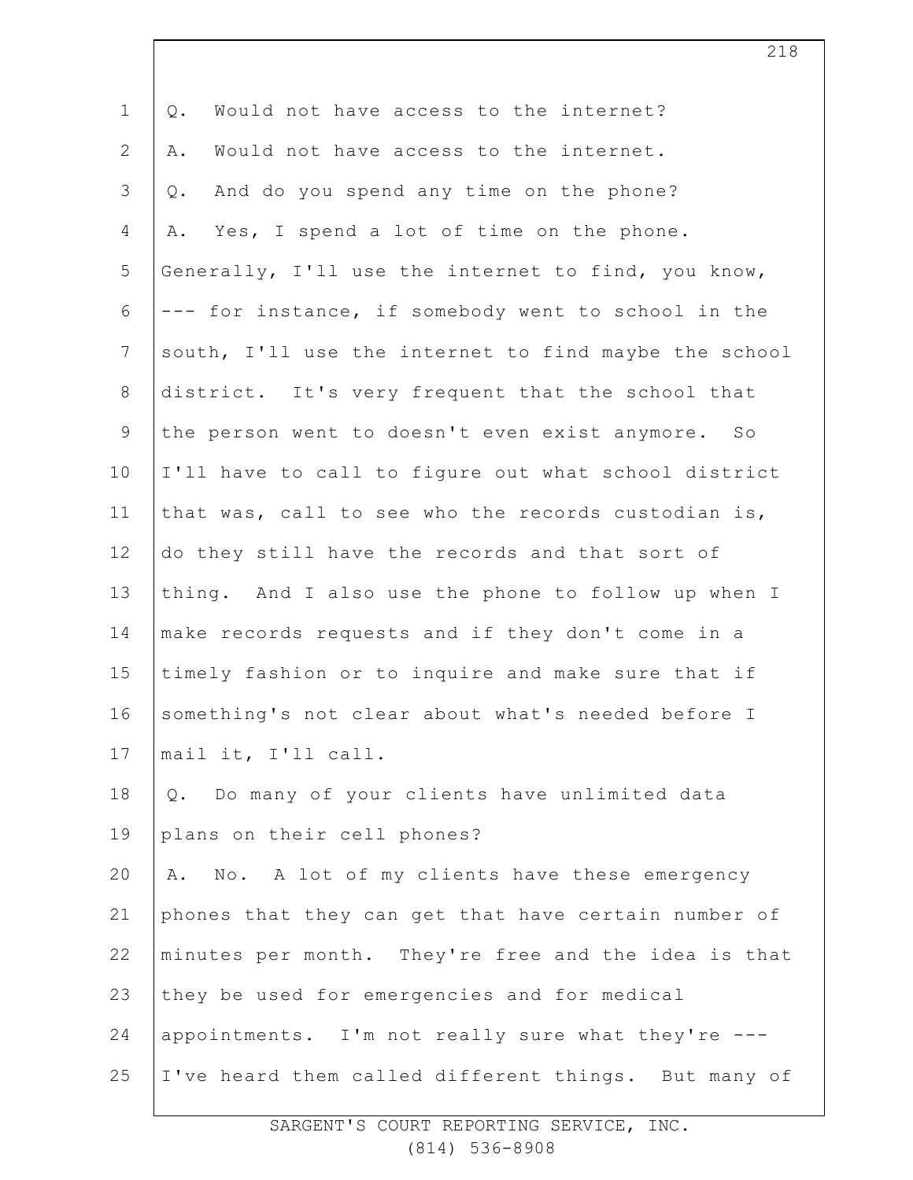Q. Would not have access to the internet?

A. Would not have access to the internet.

Q. And do you spend any time on the phone?

A. Yes, I spend a lot of time on the phone. Generally, I'll use the internet to find, you know, --- for instance, if somebody went to school in the south, I'll use the internet to find maybe the school district. It's very frequent that the school that the person went to doesn't even exist anymore. So I'll have to call to figure out what school district that was, call to see who the records custodian is, do they still have the records and that sort of thing. And I also use the phone to follow up when I make records requests and if they don't come in a timely fashion or to inquire and make sure that if something's not clear about what's needed before I mail it, I'll call.

Q. Do many of your clients have unlimited data plans on their cell phones?

A. No. A lot of my clients have these emergency phones that they can get that have certain number of minutes per month. They're free and the idea is that they be used for emergencies and for medical appointments. I'm not really sure what they're --- I've heard them called different things. But many of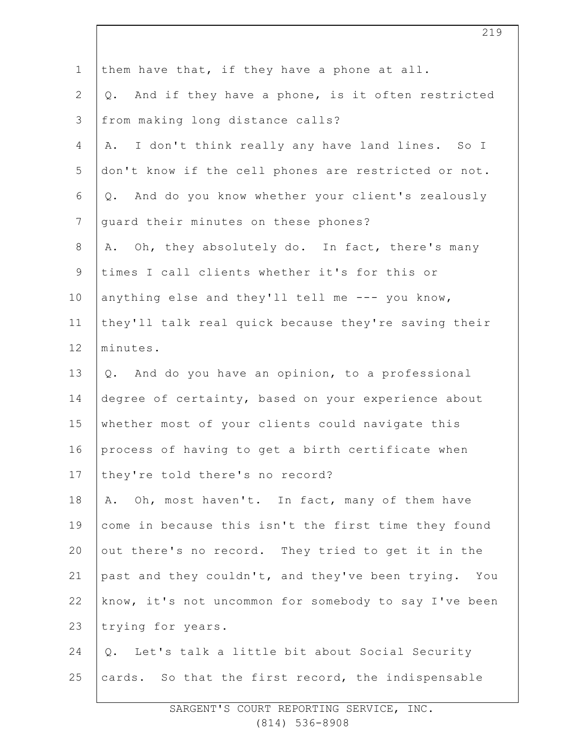them have that, if they have a phone at all.

Q. And if they have a phone, is it often restricted from making long distance calls?

A. I don't think really any have land lines. So I don't know if the cell phones are restricted or not.

Q. And do you know whether your client's zealously guard their minutes on these phones?

A. Oh, they absolutely do. In fact, there's many times I call clients whether it's for this or anything else and they'll tell me --- you know, they'll talk real quick because they're saving their minutes.

Q. And do you have an opinion, to a professional degree of certainty, based on your experience about whether most of your clients could navigate this process of having to get a birth certificate when they're told there's no record?

A. Oh, most haven't. In fact, many of them have come in because this isn't the first time they found out there's no record. They tried to get it in the past and they couldn't, and they've been trying. You know, it's not uncommon for somebody to say I've been trying for years.

Q. Let's talk a little bit about Social Security cards. So that the first record, the indispensable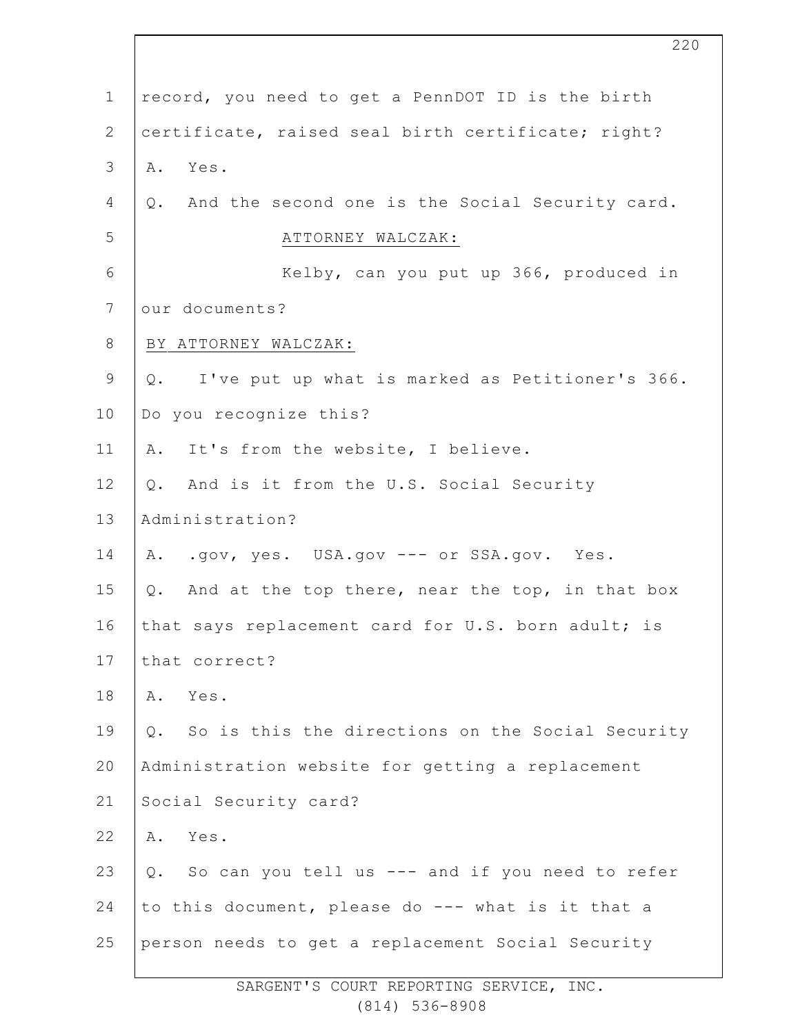record, you need to get a PennDOT ID is the birth certificate, raised seal birth certificate; right?

A. Yes.

Q. And the second one is the Social Security card.

ATTORNEY WALCZAK:

Kelby, can you put up 366, produced in our documents?

BY ATTORNEY WALCZAK:

Q. I've put up what is marked as Petitioner's 366. Do you recognize this?

A. It's from the website, I believe.

Q. And is it from the U.S. Social Security Administration?

A. .gov, yes. USA.gov --- or SSA.gov. Yes.

Q. And at the top there, near the top, in that box that says replacement card for U.S. born adult; is that correct?

A. Yes.

Q. So is this the directions on the Social Security Administration website for getting a replacement Social Security card?

A. Yes.

Q. So can you tell us --- and if you need to refer to this document, please do --- what is it that a person needs to get a replacement Social Security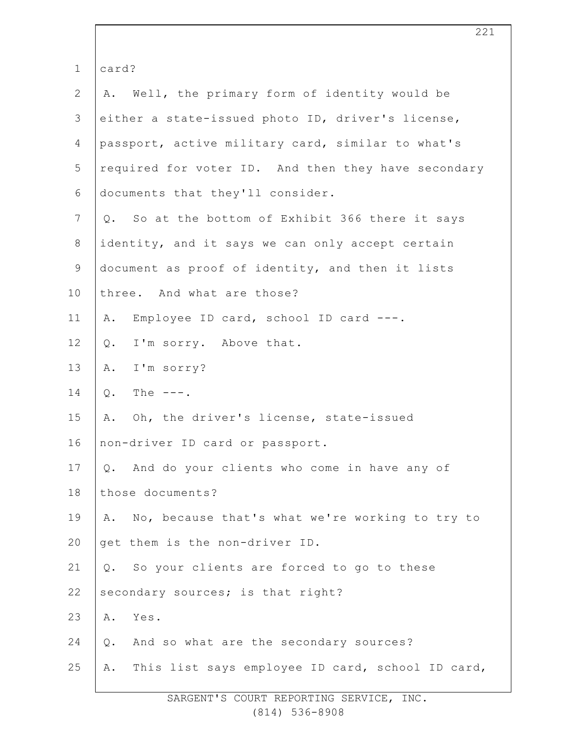card?

A. Well, the primary form of identity would be either a state-issued photo ID, driver's license, passport, active military card, similar to what's required for voter ID. And then they have secondary documents that they'll consider.

Q. So at the bottom of Exhibit 366 there it says identity, and it says we can only accept certain document as proof of identity, and then it lists three. And what are those?

A. Employee ID card, school ID card ---.

Q. I'm sorry. Above that.

A. I'm sorry?

Q. The ---.

A. Oh, the driver's license, state-issued non-driver ID card or passport.

Q. And do your clients who come in have any of those documents?

A. No, because that's what we're working to try to get them is the non-driver ID.

Q. So your clients are forced to go to these secondary sources; is that right?

A. Yes.

Q. And so what are the secondary sources?

A. This list says employee ID card, school ID card,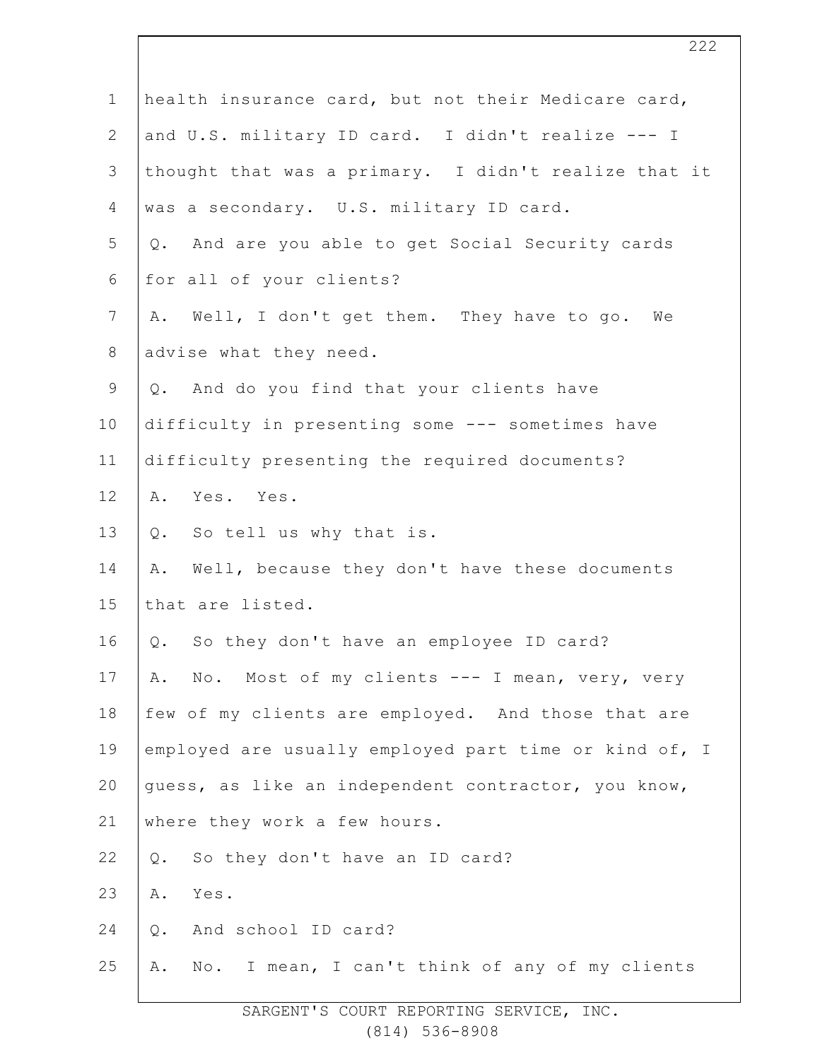health insurance card, but not their Medicare card, and U.S. military ID card. I didn't realize --- I thought that was a primary. I didn't realize that it was a secondary. U.S. military ID card.

Q. And are you able to get Social Security cards for all of your clients?

A. Well, I don't get them. They have to go. We advise what they need.

Q. And do you find that your clients have difficulty in presenting some --- sometimes have difficulty presenting the required documents?

A. Yes. Yes.

Q. So tell us why that is.

A. Well, because they don't have these documents that are listed.

Q. So they don't have an employee ID card?

A. No. Most of my clients --- I mean, very, very few of my clients are employed. And those that are employed are usually employed part time or kind of, I guess, as like an independent contractor, you know, where they work a few hours.

Q. So they don't have an ID card?

A. Yes.

Q. And school ID card?

A. No. I mean, I can't think of any of my clients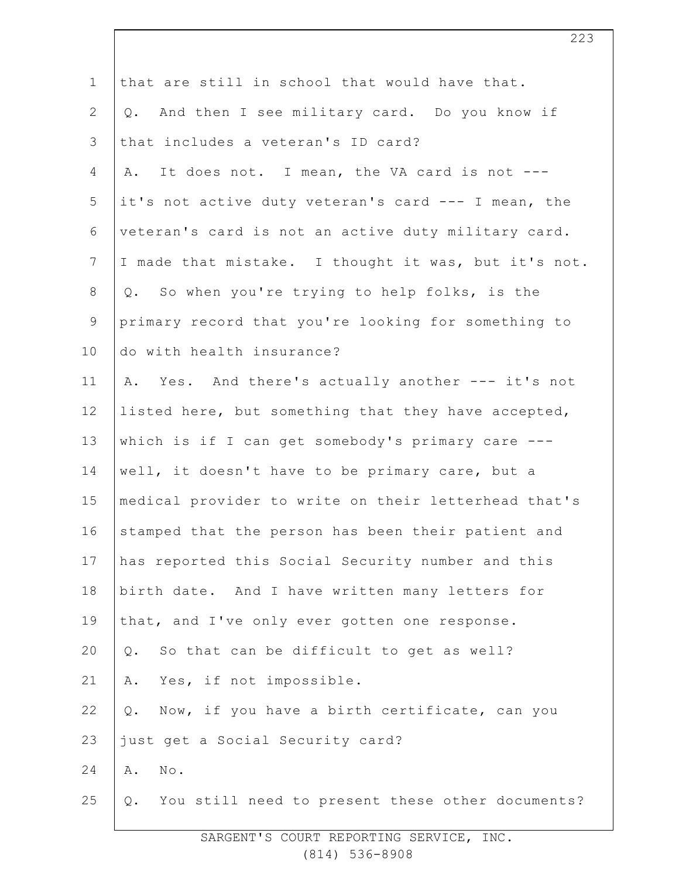that are still in school that would have that.

Q. And then I see military card. Do you know if that includes a veteran's ID card?

A. It does not. I mean, the VA card is not --- it's not active duty veteran's card --- I mean, the veteran's card is not an active duty military card. I made that mistake. I thought it was, but it's not.

Q. So when you're trying to help folks, is the primary record that you're looking for something to do with health insurance?

A. Yes. And there's actually another --- it's not listed here, but something that they have accepted, which is if I can get somebody's primary care --- well, it doesn't have to be primary care, but a medical provider to write on their letterhead that's stamped that the person has been their patient and has reported this Social Security number and this birth date. And I have written many letters for that, and I've only ever gotten one response.

Q. So that can be difficult to get as well?

A. Yes, if not impossible.

Q. Now, if you have a birth certificate, can you just get a Social Security card?

A. No.

Q. You still need to present these other documents?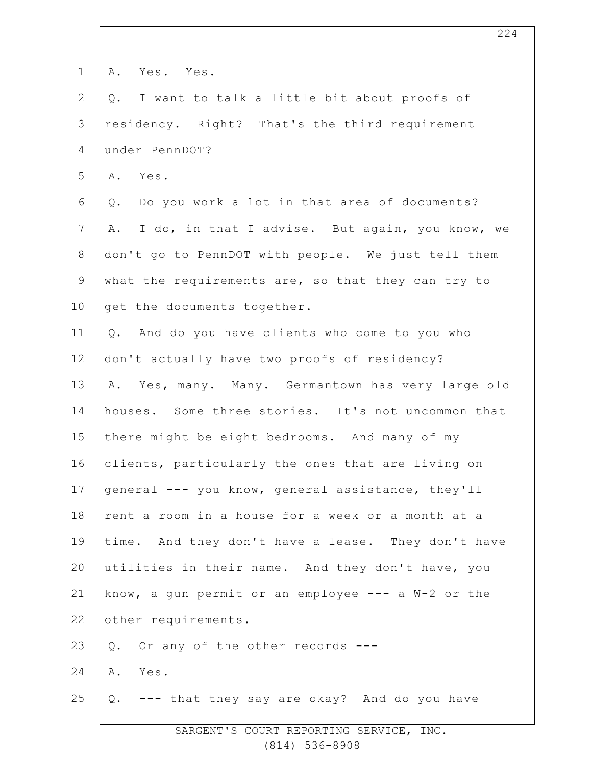1 A. Yes. Yes.
2 Q. I want to talk a little bit about proofs of
3 residency. Right? That's the third requirement
4 under PennDOT?
5 A. Yes.
6 Q. Do you work a lot in that area of documents?
7 A. I do, in that I advise. But again, you know, we
8 don't go to PennDOT with people. We just tell them
9 what the requirements are, so that they can try to
10 get the documents together.
11 Q. And do you have clients who come to you who
12 don't actually have two proofs of residency?
13 A. Yes, many. Many. Germantown has very large old
14 houses. Some three stories. It's not uncommon that
15 there might be eight bedrooms. And many of my
16 clients, particularly the ones that are living on
17 general --- you know, general assistance, they'll
18 rent a room in a house for a week or a month at a
19 time. And they don't have a lease. They don't have
20 utilities in their name. And they don't have, you
21 know, a gun permit or an employee --- a W-2 or the
22 other requirements.
23 Q. Or any of the other records ---
24 A. Yes.
25 Q. --- that they say are okay? And do you have

SARGENT'S COURT REPORTING SERVICE, INC.
(814) 536-8908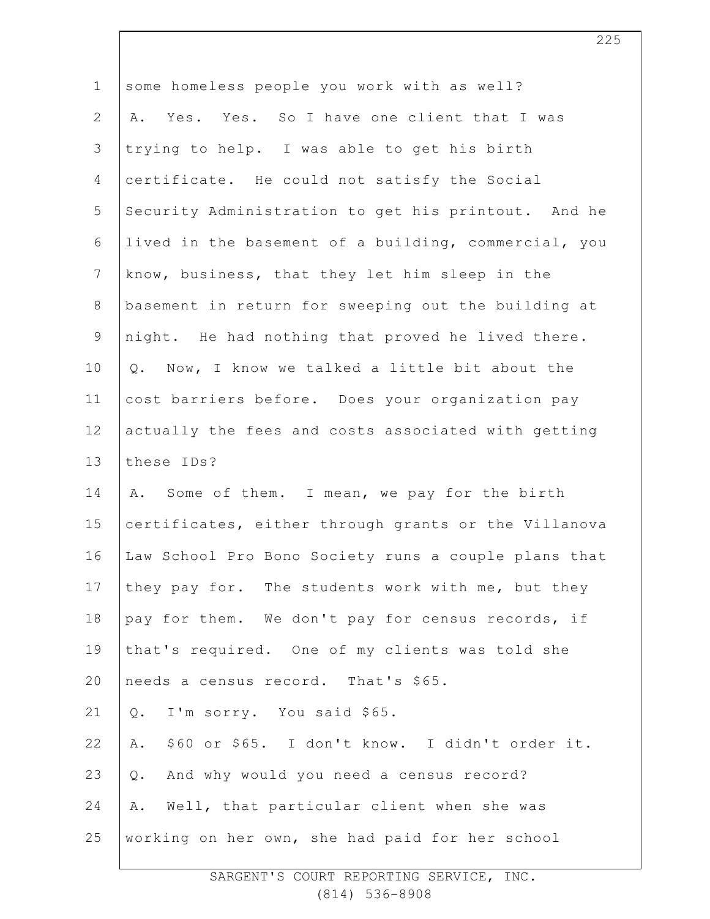some homeless people you work with as well?

A. Yes. Yes. So I have one client that I was trying to help. I was able to get his birth certificate. He could not satisfy the Social Security Administration to get his printout. And he lived in the basement of a building, commercial, you know, business, that they let him sleep in the basement in return for sweeping out the building at night. He had nothing that proved he lived there.

Q. Now, I know we talked a little bit about the cost barriers before. Does your organization pay actually the fees and costs associated with getting these IDs?

A. Some of them. I mean, we pay for the birth certificates, either through grants or the Villanova Law School Pro Bono Society runs a couple plans that they pay for. The students work with me, but they pay for them. We don't pay for census records, if that's required. One of my clients was told she needs a census record. That's $65.

Q. I'm sorry. You said $65.

A. $60 or $65. I don't know. I didn't order it.

Q. And why would you need a census record?

A. Well, that particular client when she was working on her own, she had paid for her school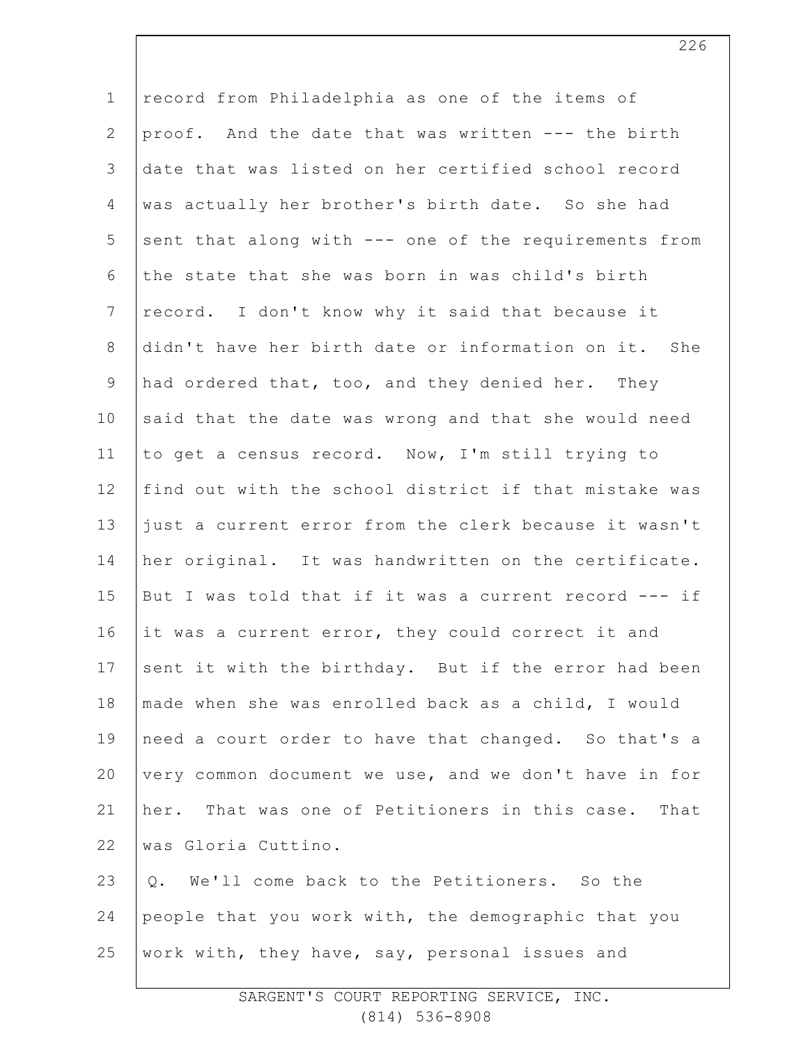record from Philadelphia as one of the items of proof. And the date that was written --- the birth date that was listed on her certified school record was actually her brother's birth date. So she had sent that along with --- one of the requirements from the state that she was born in was child's birth record. I don't know why it said that because it didn't have her birth date or information on it. She had ordered that, too, and they denied her. They said that the date was wrong and that she would need to get a census record. Now, I'm still trying to find out with the school district if that mistake was just a current error from the clerk because it wasn't her original. It was handwritten on the certificate. But I was told that if it was a current record --- if it was a current error, they could correct it and sent it with the birthday. But if the error had been made when she was enrolled back as a child, I would need a court order to have that changed. So that's a very common document we use, and we don't have in for her. That was one of Petitioners in this case. That was Gloria Cuttino.

Q. We'll come back to the Petitioners. So the people that you work with, the demographic that you work with, they have, say, personal issues and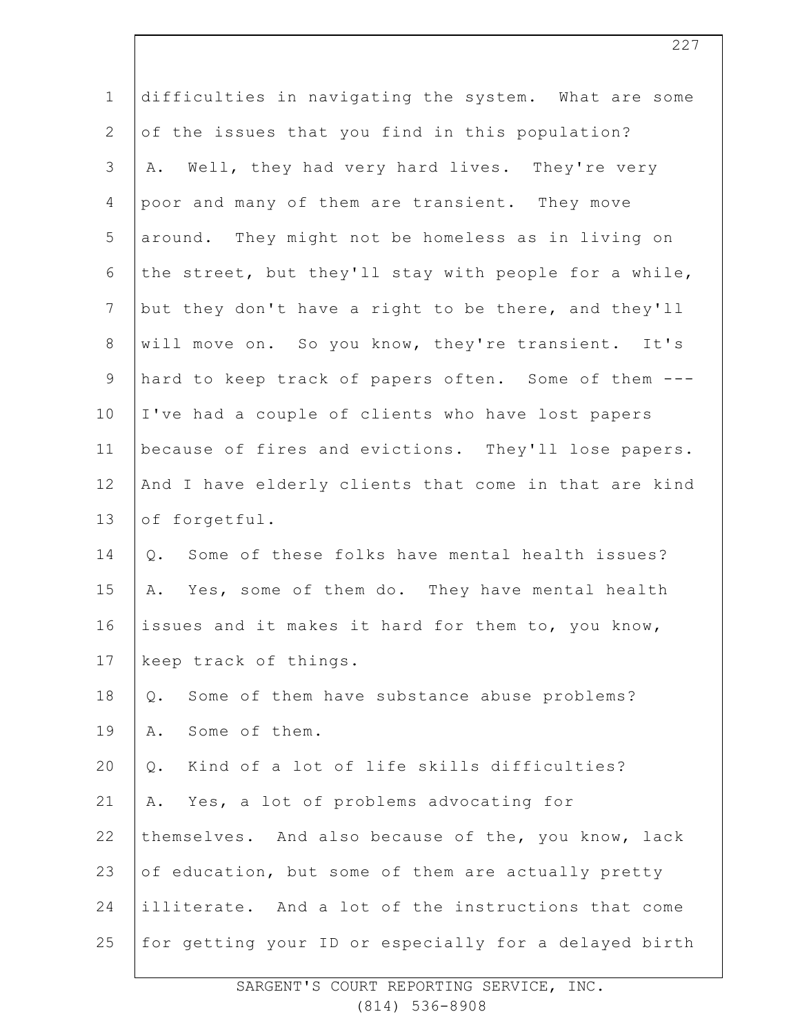difficulties in navigating the system. What are some of the issues that you find in this population?

A. Well, they had very hard lives. They're very poor and many of them are transient. They move around. They might not be homeless as in living on the street, but they'll stay with people for a while, but they don't have a right to be there, and they'll will move on. So you know, they're transient. It's hard to keep track of papers often. Some of them --- I've had a couple of clients who have lost papers because of fires and evictions. They'll lose papers. And I have elderly clients that come in that are kind of forgetful.

Q. Some of these folks have mental health issues?

A. Yes, some of them do. They have mental health issues and it makes it hard for them to, you know, keep track of things.

Q. Some of them have substance abuse problems?

A. Some of them.

Q. Kind of a lot of life skills difficulties?

A. Yes, a lot of problems advocating for themselves. And also because of the, you know, lack of education, but some of them are actually pretty illiterate. And a lot of the instructions that come for getting your ID or especially for a delayed birth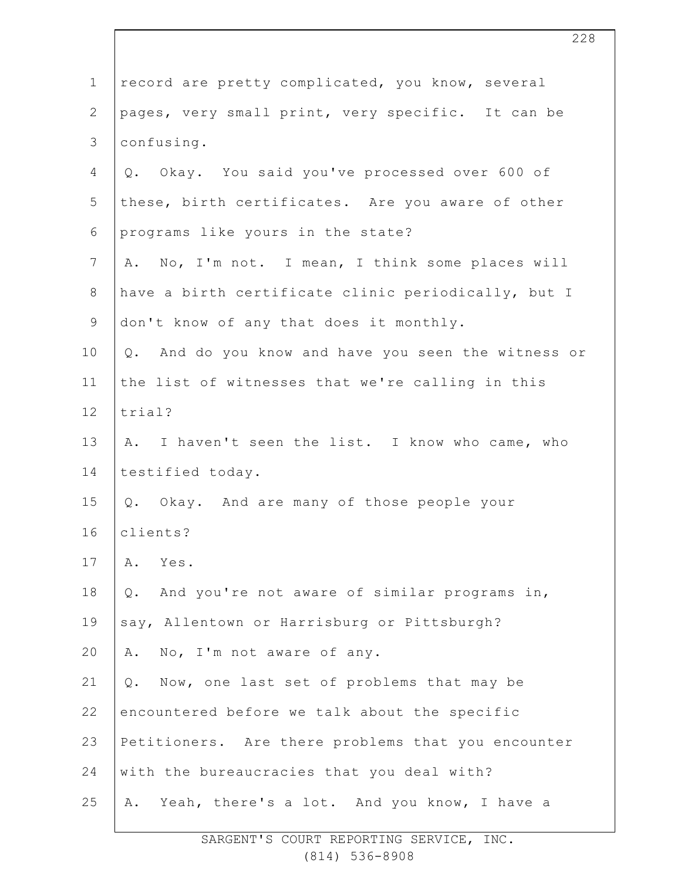record are pretty complicated, you know, several pages, very small print, very specific. It can be confusing.

Q. Okay. You said you've processed over 600 of these, birth certificates. Are you aware of other programs like yours in the state?

A. No, I'm not. I mean, I think some places will have a birth certificate clinic periodically, but I don't know of any that does it monthly.

Q. And do you know and have you seen the witness or the list of witnesses that we're calling in this trial?

A. I haven't seen the list. I know who came, who testified today.

Q. Okay. And are many of those people your clients?

A. Yes.

Q. And you're not aware of similar programs in, say, Allentown or Harrisburg or Pittsburgh?

A. No, I'm not aware of any.

Q. Now, one last set of problems that may be encountered before we talk about the specific Petitioners. Are there problems that you encounter with the bureaucracies that you deal with?

A. Yeah, there's a lot. And you know, I have a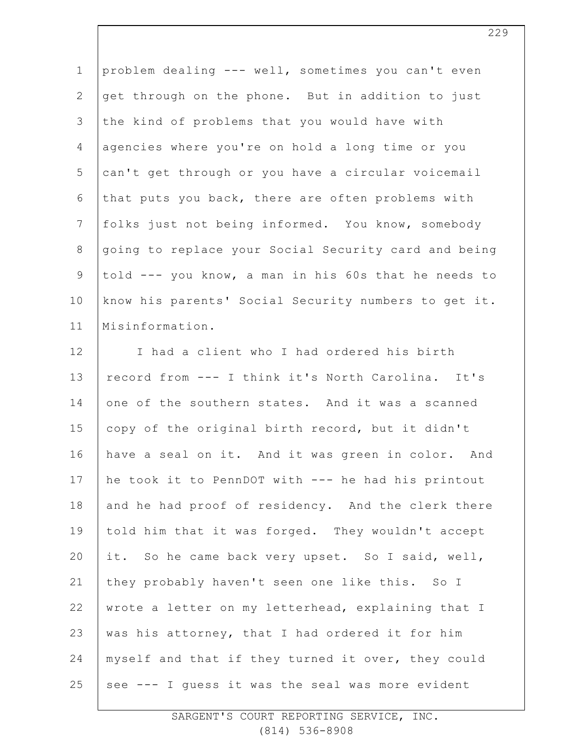problem dealing --- well, sometimes you can't even get through on the phone. But in addition to just the kind of problems that you would have with agencies where you're on hold a long time or you can't get through or you have a circular voicemail that puts you back, there are often problems with folks just not being informed. You know, somebody going to replace your Social Security card and being told --- you know, a man in his 60s that he needs to know his parents' Social Security numbers to get it. Misinformation.

I had a client who I had ordered his birth record from --- I think it's North Carolina. It's one of the southern states. And it was a scanned copy of the original birth record, but it didn't have a seal on it. And it was green in color. And he took it to PennDOT with --- he had his printout and he had proof of residency. And the clerk there told him that it was forged. They wouldn't accept it. So he came back very upset. So I said, well, they probably haven't seen one like this. So I wrote a letter on my letterhead, explaining that I was his attorney, that I had ordered it for him myself and that if they turned it over, they could see --- I guess it was the seal was more evident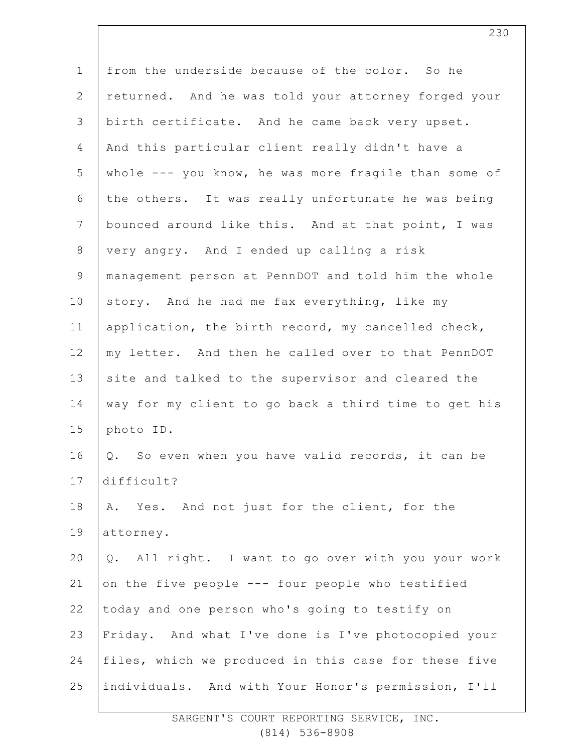1 from the underside because of the color. So he
2 returned. And he was told your attorney forged your
3 birth certificate. And he came back very upset.
4 And this particular client really didn't have a
5 whole --- you know, he was more fragile than some of
6 the others. It was really unfortunate he was being
7 bounced around like this. And at that point, I was
8 very angry. And I ended up calling a risk
9 management person at PennDOT and told him the whole
10 story. And he had me fax everything, like my
11 application, the birth record, my cancelled check,
12 my letter. And then he called over to that PennDOT
13 site and talked to the supervisor and cleared the
14 way for my client to go back a third time to get his
15 photo ID.
16 Q. So even when you have valid records, it can be
17 difficult?
18 A. Yes. And not just for the client, for the
19 attorney.
20 Q. All right. I want to go over with you your work
21 on the five people --- four people who testified
22 today and one person who's going to testify on
23 Friday. And what I've done is I've photocopied your
24 files, which we produced in this case for these five
25 individuals. And with Your Honor's permission, I'll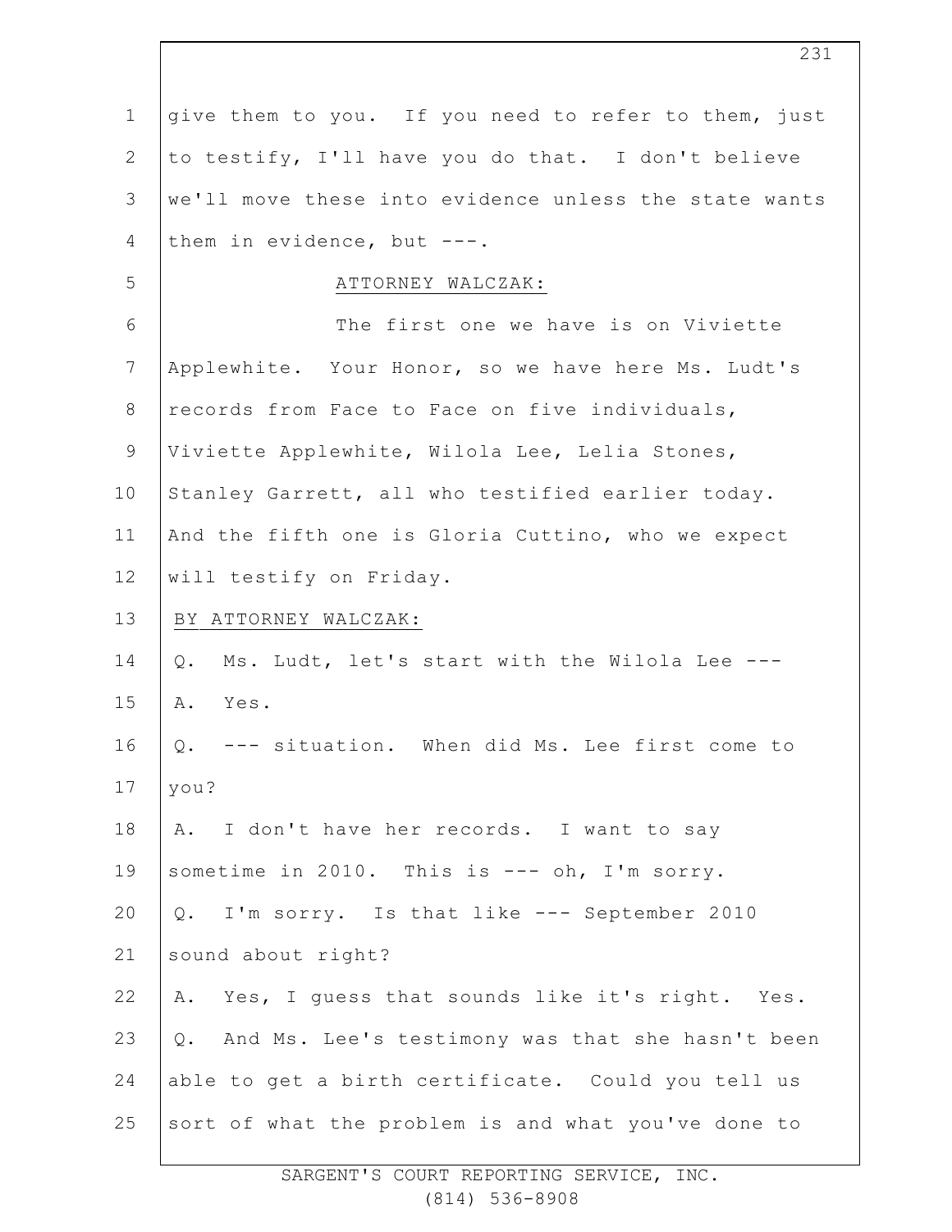give them to you. If you need to refer to them, just to testify, I'll have you do that. I don't believe we'll move these into evidence unless the state wants them in evidence, but ---.

ATTORNEY WALCZAK:

The first one we have is on Viviette Applewhite. Your Honor, so we have here Ms. Ludt's records from Face to Face on five individuals, Viviette Applewhite, Wilola Lee, Lelia Stones, Stanley Garrett, all who testified earlier today. And the fifth one is Gloria Cuttino, who we expect will testify on Friday.

BY ATTORNEY WALCZAK:

Q. Ms. Ludt, let's start with the Wilola Lee ---

A. Yes.

Q. --- situation. When did Ms. Lee first come to you?

A. I don't have her records. I want to say sometime in 2010. This is --- oh, I'm sorry.

Q. I'm sorry. Is that like --- September 2010 sound about right?

A. Yes, I guess that sounds like it's right. Yes.

Q. And Ms. Lee's testimony was that she hasn't been able to get a birth certificate. Could you tell us sort of what the problem is and what you've done to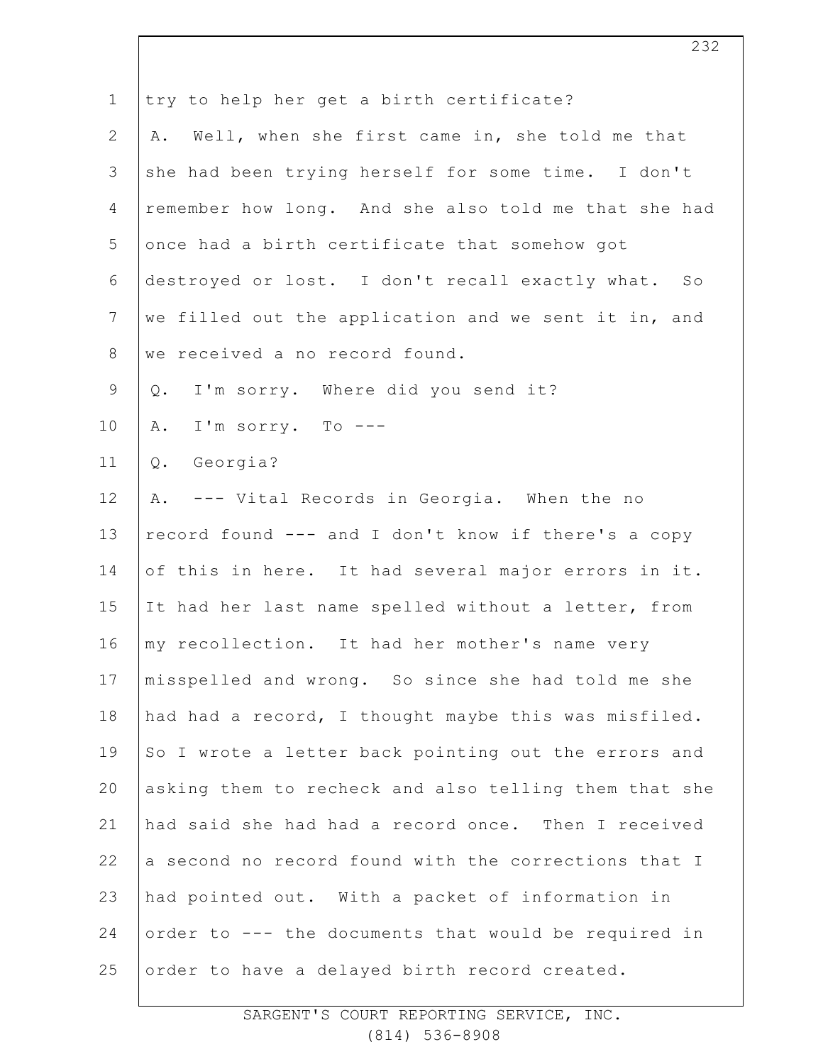try to help her get a birth certificate?

A. Well, when she first came in, she told me that she had been trying herself for some time. I don't remember how long. And she also told me that she had once had a birth certificate that somehow got destroyed or lost. I don't recall exactly what. So we filled out the application and we sent it in, and we received a no record found.

Q. I'm sorry. Where did you send it?

A. I'm sorry. To ---

Q. Georgia?

A. --- Vital Records in Georgia. When the no record found --- and I don't know if there's a copy of this in here. It had several major errors in it. It had her last name spelled without a letter, from my recollection. It had her mother's name very misspelled and wrong. So since she had told me she had had a record, I thought maybe this was misfiled. So I wrote a letter back pointing out the errors and asking them to recheck and also telling them that she had said she had had a record once. Then I received a second no record found with the corrections that I had pointed out. With a packet of information in order to --- the documents that would be required in order to have a delayed birth record created.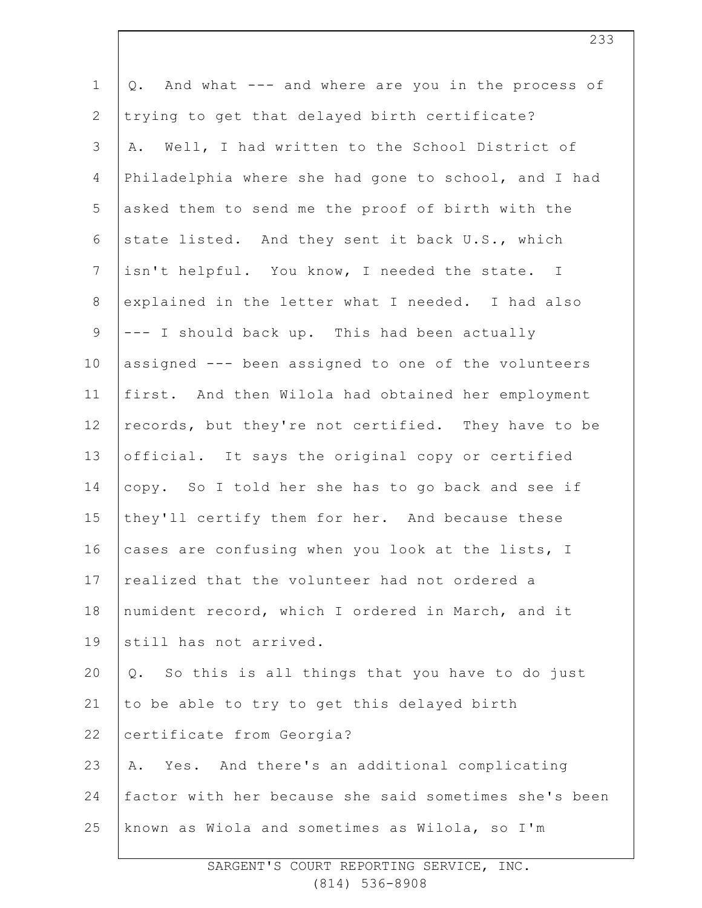Q. And what --- and where are you in the process of trying to get that delayed birth certificate?

A. Well, I had written to the School District of Philadelphia where she had gone to school, and I had asked them to send me the proof of birth with the state listed. And they sent it back U.S., which isn't helpful. You know, I needed the state. I explained in the letter what I needed. I had also --- I should back up. This had been actually assigned --- been assigned to one of the volunteers first. And then Wilola had obtained her employment records, but they're not certified. They have to be official. It says the original copy or certified copy. So I told her she has to go back and see if they'll certify them for her. And because these cases are confusing when you look at the lists, I realized that the volunteer had not ordered a numident record, which I ordered in March, and it still has not arrived.

Q. So this is all things that you have to do just to be able to try to get this delayed birth certificate from Georgia?

A. Yes. And there's an additional complicating factor with her because she said sometimes she's been known as Wiola and sometimes as Wilola, so I'm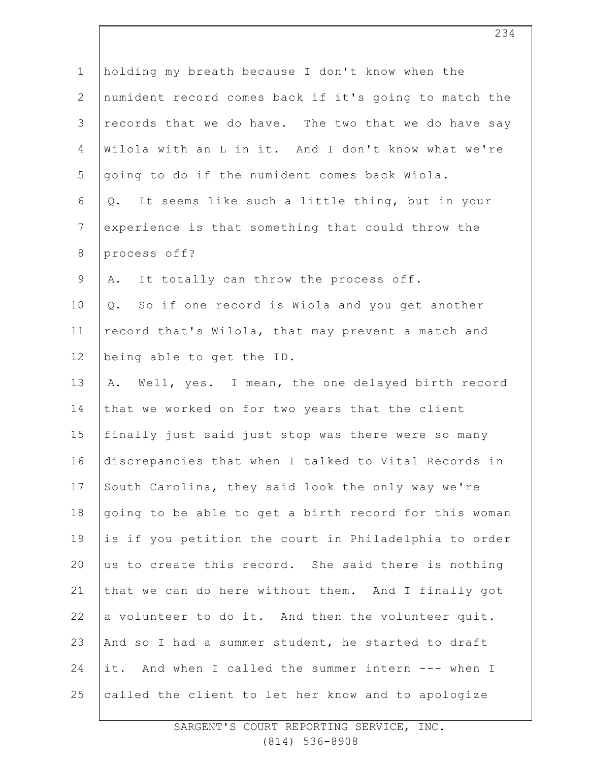holding my breath because I don't know when the numident record comes back if it's going to match the records that we do have. The two that we do have say Wilola with an L in it. And I don't know what we're going to do if the numident comes back Wiola.

Q. It seems like such a little thing, but in your experience is that something that could throw the process off?

A. It totally can throw the process off.

Q. So if one record is Wiola and you get another record that's Wilola, that may prevent a match and being able to get the ID.

A. Well, yes. I mean, the one delayed birth record that we worked on for two years that the client finally just said just stop was there were so many discrepancies that when I talked to Vital Records in South Carolina, they said look the only way we're going to be able to get a birth record for this woman is if you petition the court in Philadelphia to order us to create this record. She said there is nothing that we can do here without them. And I finally got a volunteer to do it. And then the volunteer quit. And so I had a summer student, he started to draft it. And when I called the summer intern --- when I called the client to let her know and to apologize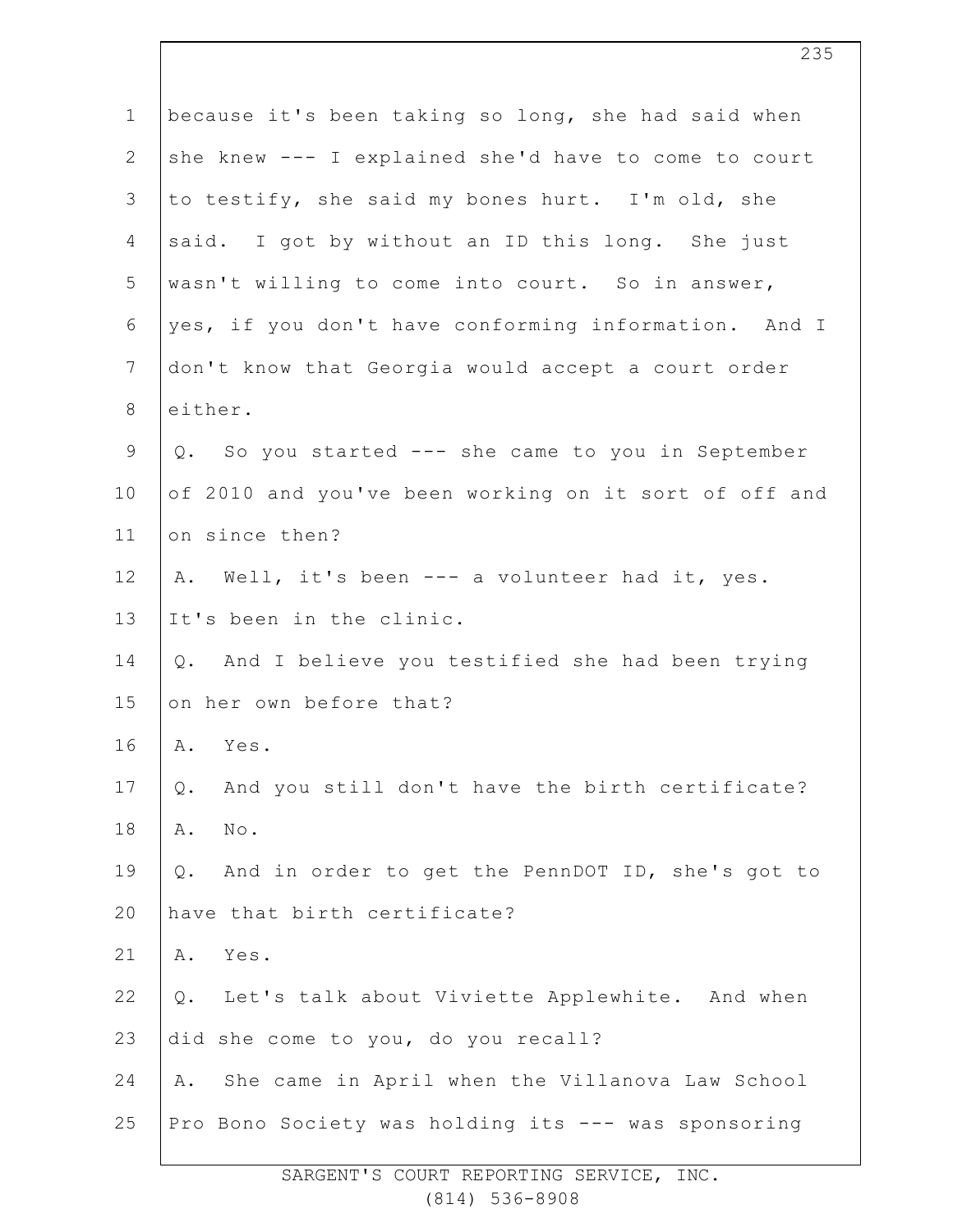because it's been taking so long, she had said when she knew --- I explained she'd have to come to court to testify, she said my bones hurt. I'm old, she said. I got by without an ID this long. She just wasn't willing to come into court. So in answer, yes, if you don't have conforming information. And I don't know that Georgia would accept a court order either.

Q. So you started --- she came to you in September of 2010 and you've been working on it sort of off and on since then?

A. Well, it's been --- a volunteer had it, yes. It's been in the clinic.

Q. And I believe you testified she had been trying on her own before that?

A. Yes.

Q. And you still don't have the birth certificate?

A. No.

Q. And in order to get the PennDOT ID, she's got to have that birth certificate?

A. Yes.

Q. Let's talk about Viviette Applewhite. And when did she come to you, do you recall?

A. She came in April when the Villanova Law School Pro Bono Society was holding its --- was sponsoring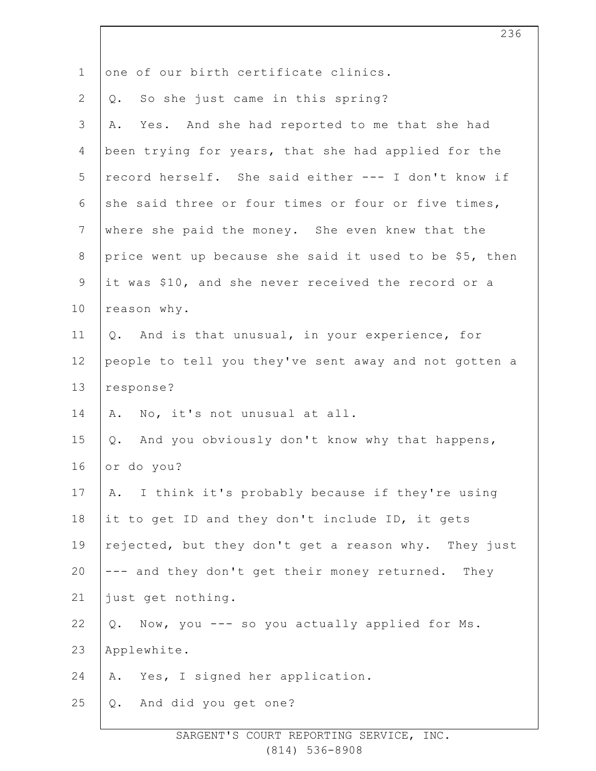one of our birth certificate clinics.

Q. So she just came in this spring?

A. Yes. And she had reported to me that she had been trying for years, that she had applied for the record herself. She said either --- I don't know if she said three or four times or four or five times, where she paid the money. She even knew that the price went up because she said it used to be $5, then it was $10, and she never received the record or a reason why.

Q. And is that unusual, in your experience, for people to tell you they've sent away and not gotten a response?

A. No, it's not unusual at all.

Q. And you obviously don't know why that happens, or do you?

A. I think it's probably because if they're using it to get ID and they don't include ID, it gets rejected, but they don't get a reason why. They just --- and they don't get their money returned. They just get nothing.

Q. Now, you --- so you actually applied for Ms. Applewhite.

A. Yes, I signed her application.

Q. And did you get one?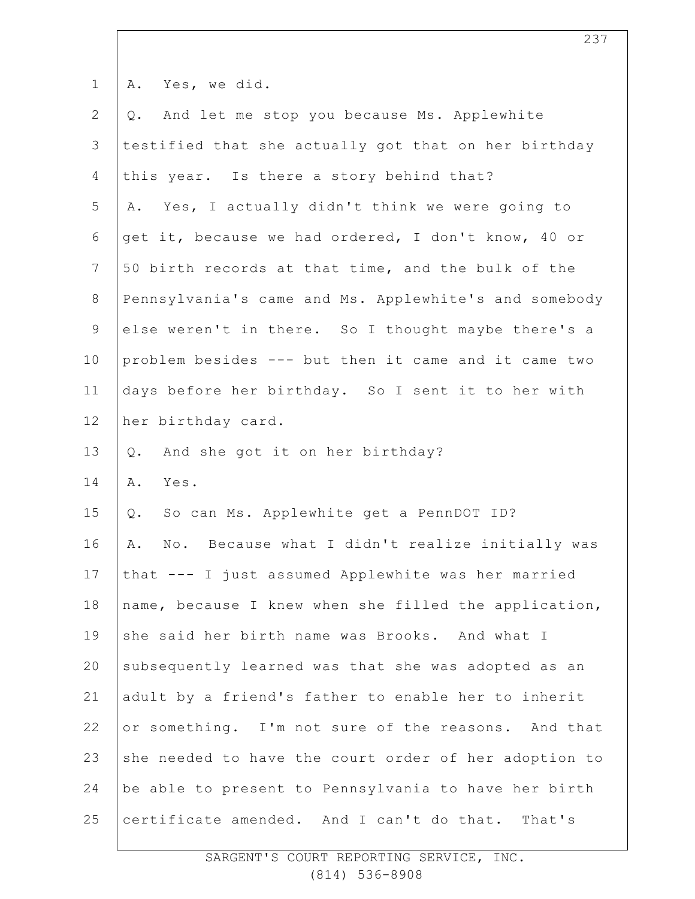A. Yes, we did.

Q. And let me stop you because Ms. Applewhite testified that she actually got that on her birthday this year. Is there a story behind that?

A. Yes, I actually didn't think we were going to get it, because we had ordered, I don't know, 40 or 50 birth records at that time, and the bulk of the Pennsylvania's came and Ms. Applewhite's and somebody else weren't in there. So I thought maybe there's a problem besides --- but then it came and it came two days before her birthday. So I sent it to her with her birthday card.

Q. And she got it on her birthday?

A. Yes.

Q. So can Ms. Applewhite get a PennDOT ID?

A. No. Because what I didn't realize initially was that --- I just assumed Applewhite was her married name, because I knew when she filled the application, she said her birth name was Brooks. And what I subsequently learned was that she was adopted as an adult by a friend's father to enable her to inherit or something. I'm not sure of the reasons. And that she needed to have the court order of her adoption to be able to present to Pennsylvania to have her birth certificate amended. And I can't do that. That's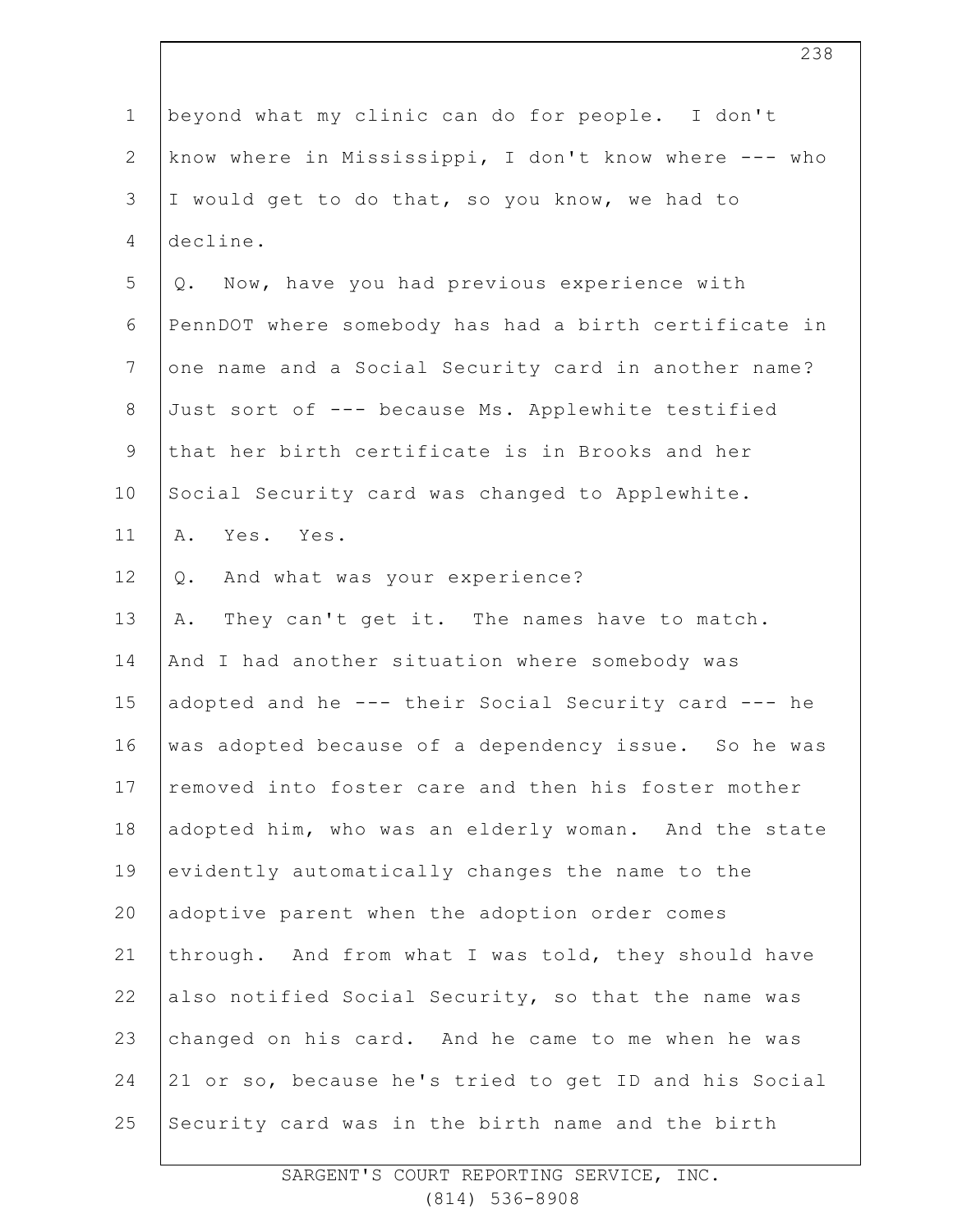beyond what my clinic can do for people. I don't know where in Mississippi, I don't know where --- who I would get to do that, so you know, we had to decline.

Q. Now, have you had previous experience with PennDOT where somebody has had a birth certificate in one name and a Social Security card in another name? Just sort of --- because Ms. Applewhite testified that her birth certificate is in Brooks and her Social Security card was changed to Applewhite.

A. Yes. Yes.

Q. And what was your experience?

A. They can't get it. The names have to match. And I had another situation where somebody was adopted and he --- their Social Security card --- he was adopted because of a dependency issue. So he was removed into foster care and then his foster mother adopted him, who was an elderly woman. And the state evidently automatically changes the name to the adoptive parent when the adoption order comes through. And from what I was told, they should have also notified Social Security, so that the name was changed on his card. And he came to me when he was 21 or so, because he's tried to get ID and his Social Security card was in the birth name and the birth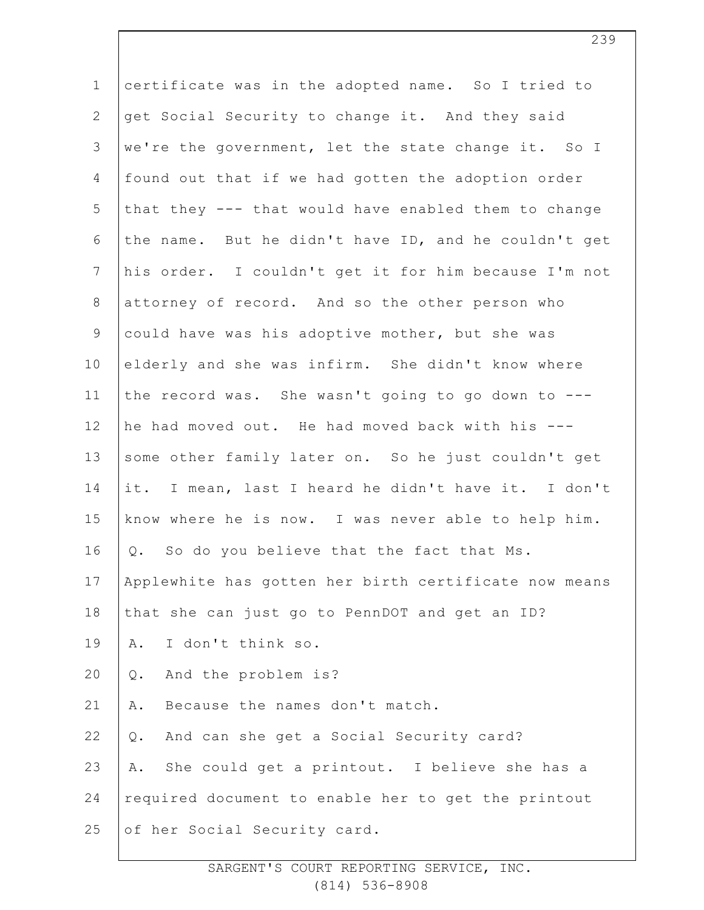certificate was in the adopted name. So I tried to get Social Security to change it. And they said we're the government, let the state change it. So I found out that if we had gotten the adoption order that they --- that would have enabled them to change the name. But he didn't have ID, and he couldn't get his order. I couldn't get it for him because I'm not attorney of record. And so the other person who could have was his adoptive mother, but she was elderly and she was infirm. She didn't know where the record was. She wasn't going to go down to --- he had moved out. He had moved back with his --- some other family later on. So he just couldn't get it. I mean, last I heard he didn't have it. I don't know where he is now. I was never able to help him.

Q. So do you believe that the fact that Ms. Applewhite has gotten her birth certificate now means that she can just go to PennDOT and get an ID?

A. I don't think so.

Q. And the problem is?

A. Because the names don't match.

Q. And can she get a Social Security card?

A. She could get a printout. I believe she has a required document to enable her to get the printout of her Social Security card.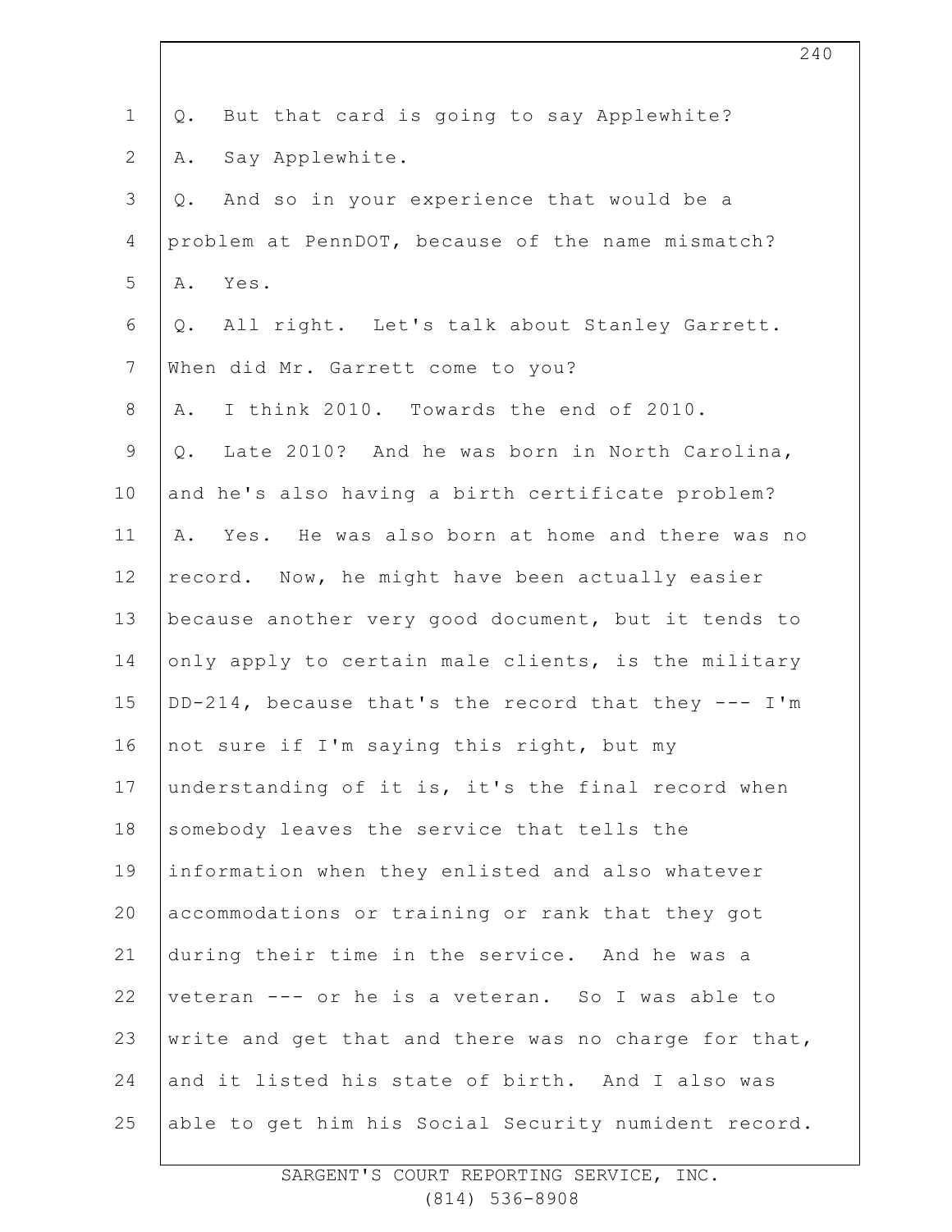Q. But that card is going to say Applewhite?

A. Say Applewhite.

Q. And so in your experience that would be a problem at PennDOT, because of the name mismatch?

A. Yes.

Q. All right. Let's talk about Stanley Garrett. When did Mr. Garrett come to you?

A. I think 2010. Towards the end of 2010.

Q. Late 2010? And he was born in North Carolina, and he's also having a birth certificate problem?

A. Yes. He was also born at home and there was no record. Now, he might have been actually easier because another very good document, but it tends to only apply to certain male clients, is the military DD-214, because that's the record that they --- I'm not sure if I'm saying this right, but my understanding of it is, it's the final record when somebody leaves the service that tells the information when they enlisted and also whatever accommodations or training or rank that they got during their time in the service. And he was a veteran --- or he is a veteran. So I was able to write and get that and there was no charge for that, and it listed his state of birth. And I also was able to get him his Social Security numident record.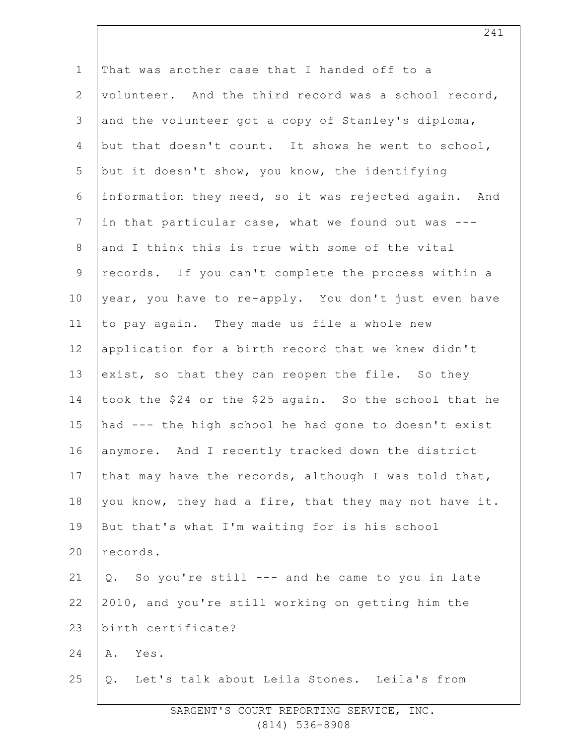That was another case that I handed off to a volunteer. And the third record was a school record, and the volunteer got a copy of Stanley's diploma, but that doesn't count. It shows he went to school, but it doesn't show, you know, the identifying information they need, so it was rejected again. And in that particular case, what we found out was --- and I think this is true with some of the vital records. If you can't complete the process within a year, you have to re-apply. You don't just even have to pay again. They made us file a whole new application for a birth record that we knew didn't exist, so that they can reopen the file. So they took the $24 or the $25 again. So the school that he had --- the high school he had gone to doesn't exist anymore. And I recently tracked down the district that may have the records, although I was told that, you know, they had a fire, that they may not have it. But that's what I'm waiting for is his school records.

Q. So you're still --- and he came to you in late 2010, and you're still working on getting him the birth certificate?

A. Yes.

Q. Let's talk about Leila Stones. Leila's from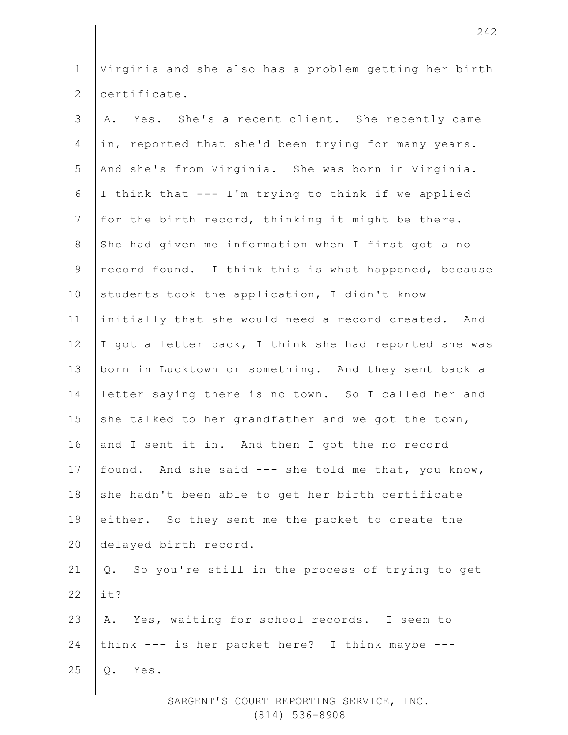Virginia and she also has a problem getting her birth certificate.

A. Yes. She's a recent client. She recently came in, reported that she'd been trying for many years. And she's from Virginia. She was born in Virginia. I think that --- I'm trying to think if we applied for the birth record, thinking it might be there. She had given me information when I first got a no record found. I think this is what happened, because students took the application, I didn't know initially that she would need a record created. And I got a letter back, I think she had reported she was born in Lucktown or something. And they sent back a letter saying there is no town. So I called her and she talked to her grandfather and we got the town, and I sent it in. And then I got the no record found. And she said --- she told me that, you know, she hadn't been able to get her birth certificate either. So they sent me the packet to create the delayed birth record.

Q. So you're still in the process of trying to get it?

A. Yes, waiting for school records. I seem to think --- is her packet here? I think maybe ---

Q. Yes.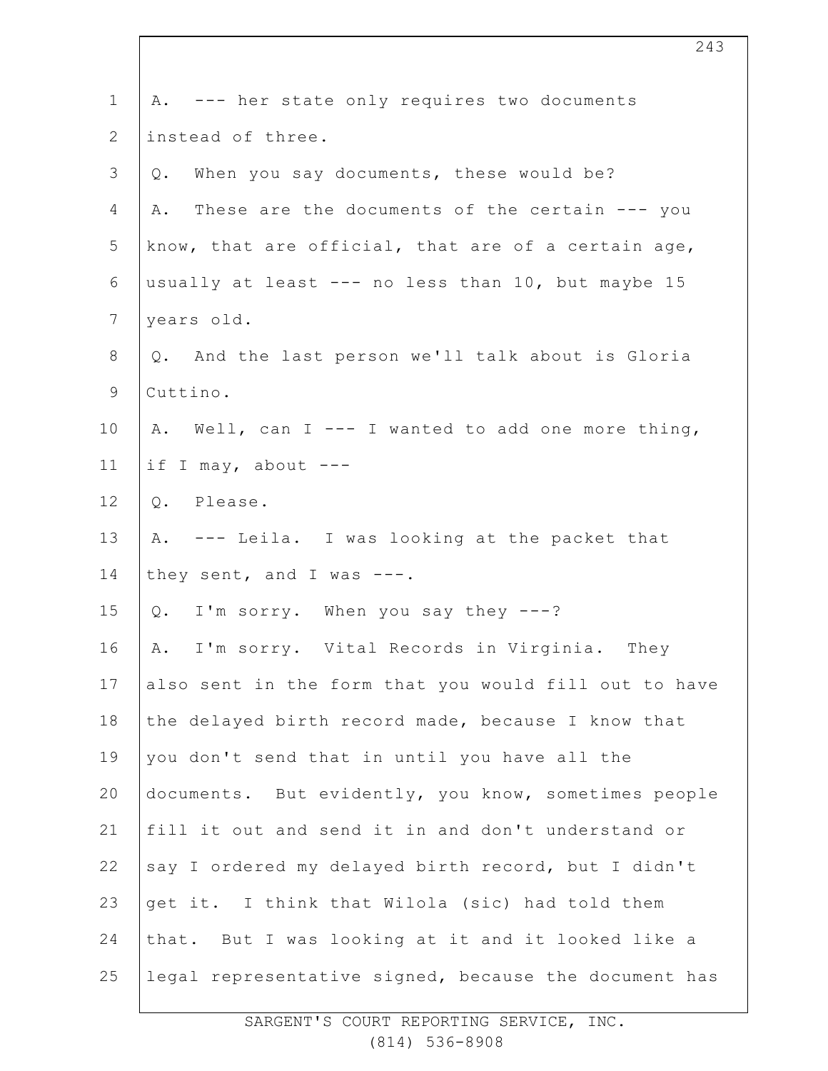A. --- her state only requires two documents instead of three.

Q. When you say documents, these would be?

A. These are the documents of the certain --- you know, that are official, that are of a certain age, usually at least --- no less than 10, but maybe 15 years old.

Q. And the last person we'll talk about is Gloria Cuttino.

A. Well, can I --- I wanted to add one more thing, if I may, about ---

Q. Please.

A. --- Leila. I was looking at the packet that they sent, and I was ---.

Q. I'm sorry. When you say they ---?

A. I'm sorry. Vital Records in Virginia. They also sent in the form that you would fill out to have the delayed birth record made, because I know that you don't send that in until you have all the documents. But evidently, you know, sometimes people fill it out and send it in and don't understand or say I ordered my delayed birth record, but I didn't get it. I think that Wilola (sic) had told them that. But I was looking at it and it looked like a legal representative signed, because the document has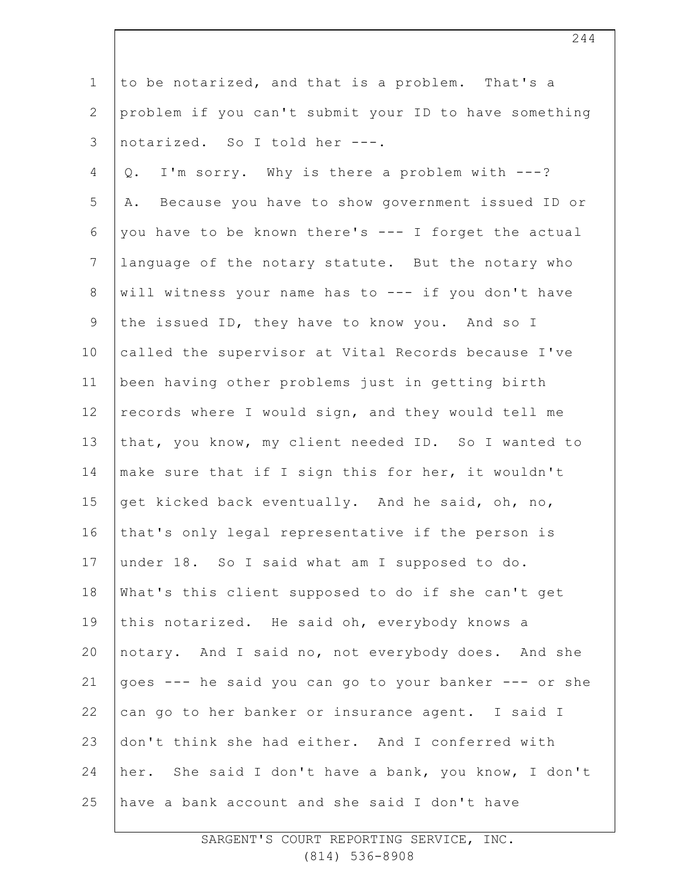to be notarized, and that is a problem. That's a problem if you can't submit your ID to have something notarized. So I told her ---.

Q. I'm sorry. Why is there a problem with ---?

A. Because you have to show government issued ID or you have to be known there's --- I forget the actual language of the notary statute. But the notary who will witness your name has to --- if you don't have the issued ID, they have to know you. And so I called the supervisor at Vital Records because I've been having other problems just in getting birth records where I would sign, and they would tell me that, you know, my client needed ID. So I wanted to make sure that if I sign this for her, it wouldn't get kicked back eventually. And he said, oh, no, that's only legal representative if the person is under 18. So I said what am I supposed to do. What's this client supposed to do if she can't get this notarized. He said oh, everybody knows a notary. And I said no, not everybody does. And she goes --- he said you can go to your banker --- or she can go to her banker or insurance agent. I said I don't think she had either. And I conferred with her. She said I don't have a bank, you know, I don't have a bank account and she said I don't have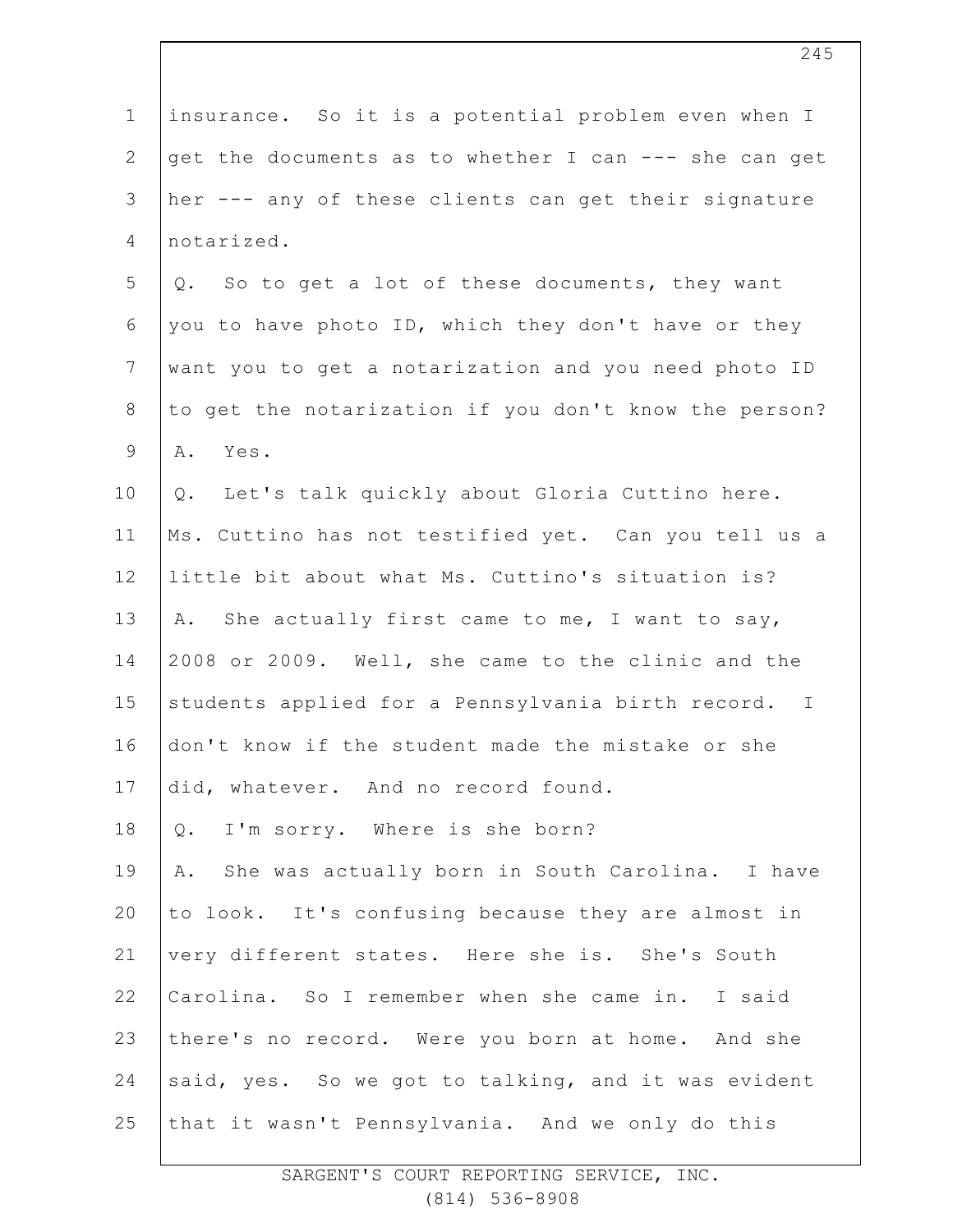insurance. So it is a potential problem even when I get the documents as to whether I can --- she can get her --- any of these clients can get their signature notarized.

Q. So to get a lot of these documents, they want you to have photo ID, which they don't have or they want you to get a notarization and you need photo ID to get the notarization if you don't know the person?

A. Yes.

Q. Let's talk quickly about Gloria Cuttino here. Ms. Cuttino has not testified yet. Can you tell us a little bit about what Ms. Cuttino's situation is?

A. She actually first came to me, I want to say, 2008 or 2009. Well, she came to the clinic and the students applied for a Pennsylvania birth record. I don't know if the student made the mistake or she did, whatever. And no record found.

Q. I'm sorry. Where is she born?

A. She was actually born in South Carolina. I have to look. It's confusing because they are almost in very different states. Here she is. She's South Carolina. So I remember when she came in. I said there's no record. Were you born at home. And she said, yes. So we got to talking, and it was evident that it wasn't Pennsylvania. And we only do this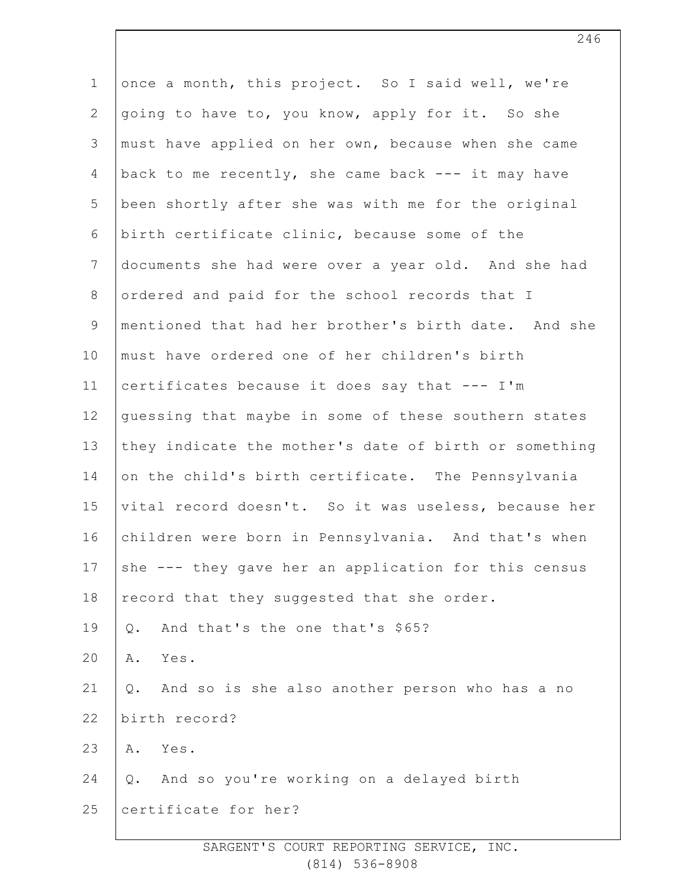once a month, this project. So I said well, we're going to have to, you know, apply for it. So she must have applied on her own, because when she came back to me recently, she came back --- it may have been shortly after she was with me for the original birth certificate clinic, because some of the documents she had were over a year old. And she had ordered and paid for the school records that I mentioned that had her brother's birth date. And she must have ordered one of her children's birth certificates because it does say that --- I'm guessing that maybe in some of these southern states they indicate the mother's date of birth or something on the child's birth certificate. The Pennsylvania vital record doesn't. So it was useless, because her children were born in Pennsylvania. And that's when she --- they gave her an application for this census record that they suggested that she order.

Q. And that's the one that's $65?

A. Yes.

Q. And so is she also another person who has a no birth record?

A. Yes.

Q. And so you're working on a delayed birth certificate for her?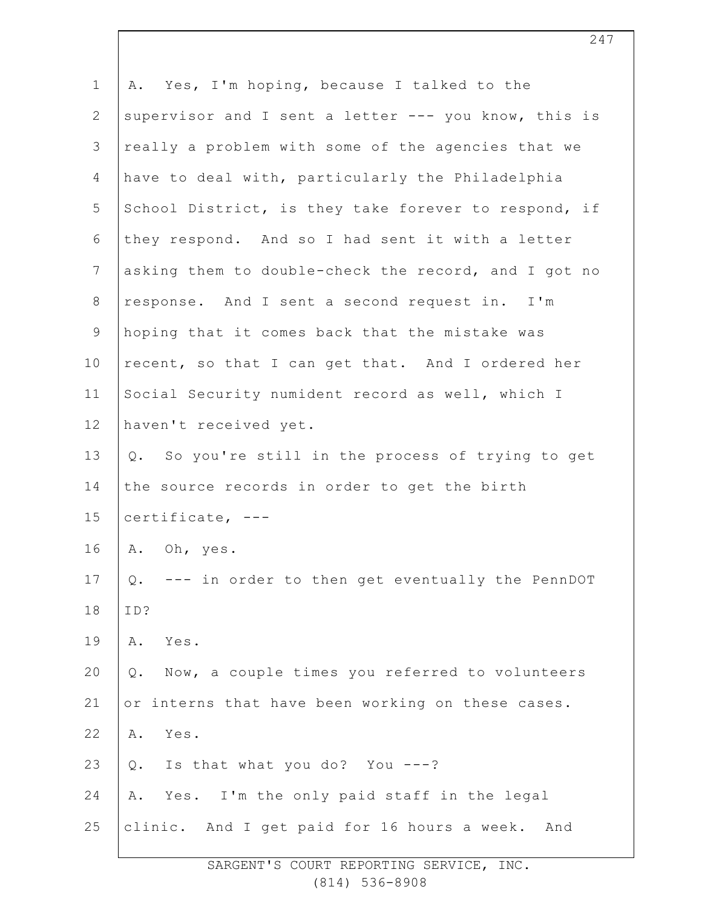A. Yes, I'm hoping, because I talked to the supervisor and I sent a letter --- you know, this is really a problem with some of the agencies that we have to deal with, particularly the Philadelphia School District, is they take forever to respond, if they respond. And so I had sent it with a letter asking them to double-check the record, and I got no response. And I sent a second request in. I'm hoping that it comes back that the mistake was recent, so that I can get that. And I ordered her Social Security numident record as well, which I haven't received yet.

Q. So you're still in the process of trying to get the source records in order to get the birth certificate, ---

A. Oh, yes.

Q. --- in order to then get eventually the PennDOT ID?

A. Yes.

Q. Now, a couple times you referred to volunteers or interns that have been working on these cases.

A. Yes.

Q. Is that what you do? You ---?

A. Yes. I'm the only paid staff in the legal clinic. And I get paid for 16 hours a week. And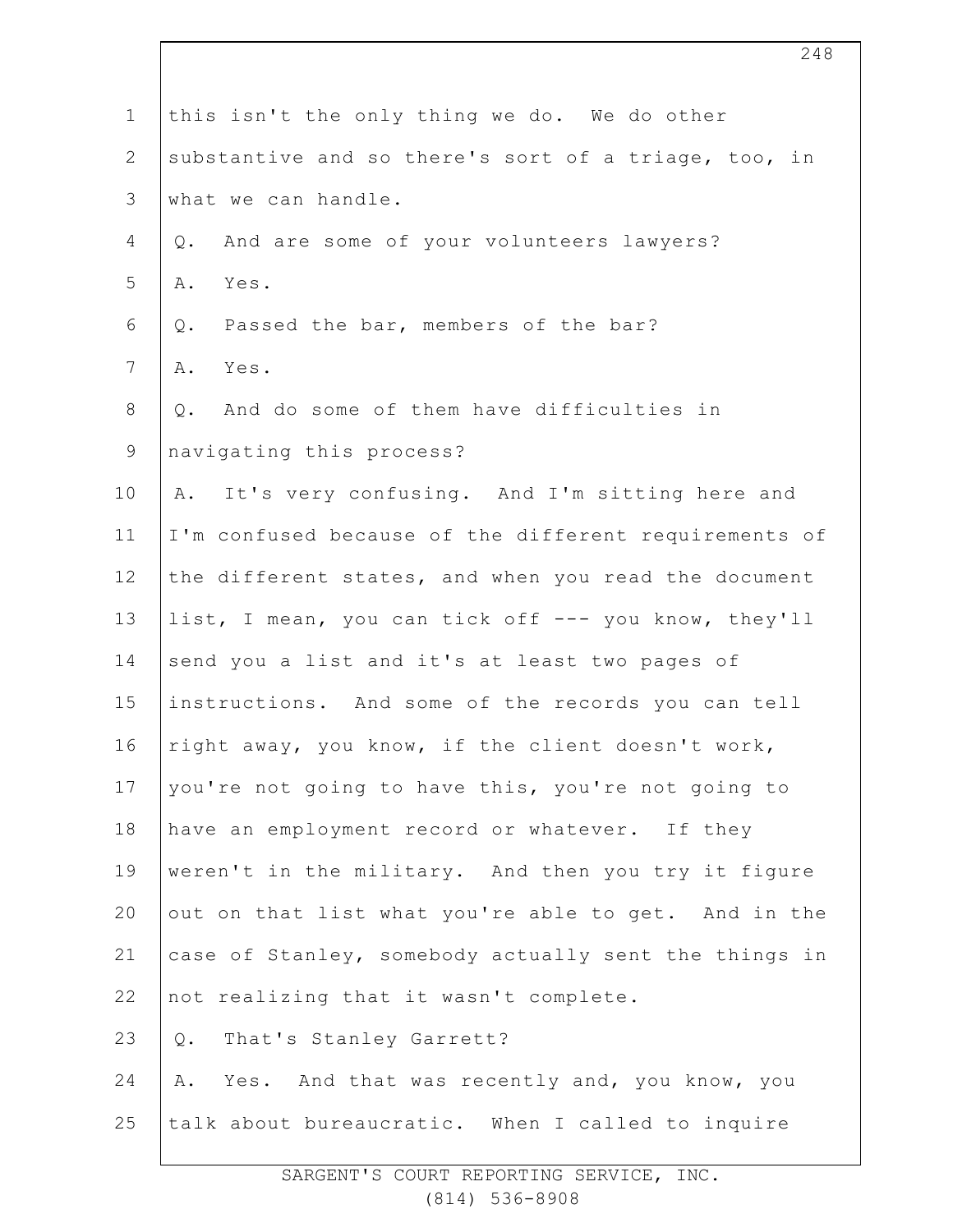this isn't the only thing we do. We do other substantive and so there's sort of a triage, too, in what we can handle.

Q. And are some of your volunteers lawyers?

A. Yes.

Q. Passed the bar, members of the bar?

A. Yes.

Q. And do some of them have difficulties in navigating this process?

A. It's very confusing. And I'm sitting here and I'm confused because of the different requirements of the different states, and when you read the document list, I mean, you can tick off --- you know, they'll send you a list and it's at least two pages of instructions. And some of the records you can tell right away, you know, if the client doesn't work, you're not going to have this, you're not going to have an employment record or whatever. If they weren't in the military. And then you try it figure out on that list what you're able to get. And in the case of Stanley, somebody actually sent the things in not realizing that it wasn't complete.

Q. That's Stanley Garrett?

A. Yes. And that was recently and, you know, you talk about bureaucratic. When I called to inquire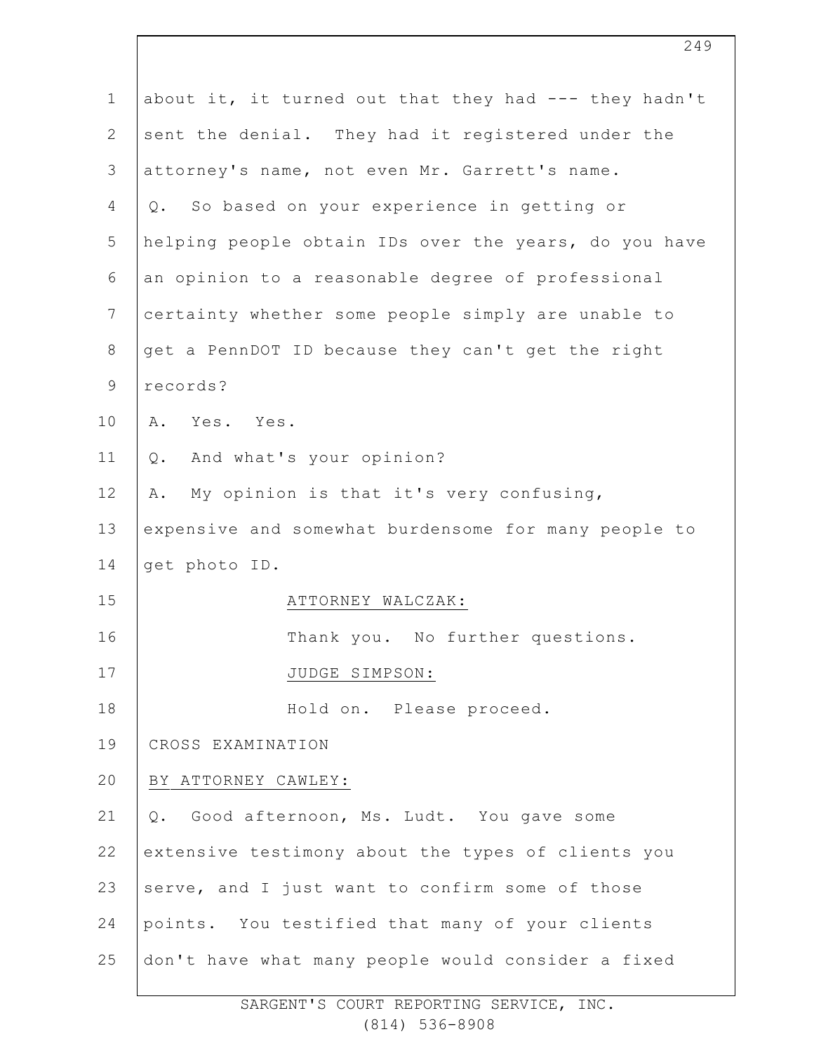about it, it turned out that they had --- they hadn't sent the denial. They had it registered under the attorney's name, not even Mr. Garrett's name.

Q. So based on your experience in getting or helping people obtain IDs over the years, do you have an opinion to a reasonable degree of professional certainty whether some people simply are unable to get a PennDOT ID because they can't get the right records?

A. Yes. Yes.

Q. And what's your opinion?

A. My opinion is that it's very confusing, expensive and somewhat burdensome for many people to get photo ID.

ATTORNEY WALCZAK:

Thank you. No further questions.

JUDGE SIMPSON:

Hold on. Please proceed.

CROSS EXAMINATION

BY ATTORNEY CAWLEY:

Q. Good afternoon, Ms. Ludt. You gave some extensive testimony about the types of clients you serve, and I just want to confirm some of those points. You testified that many of your clients don't have what many people would consider a fixed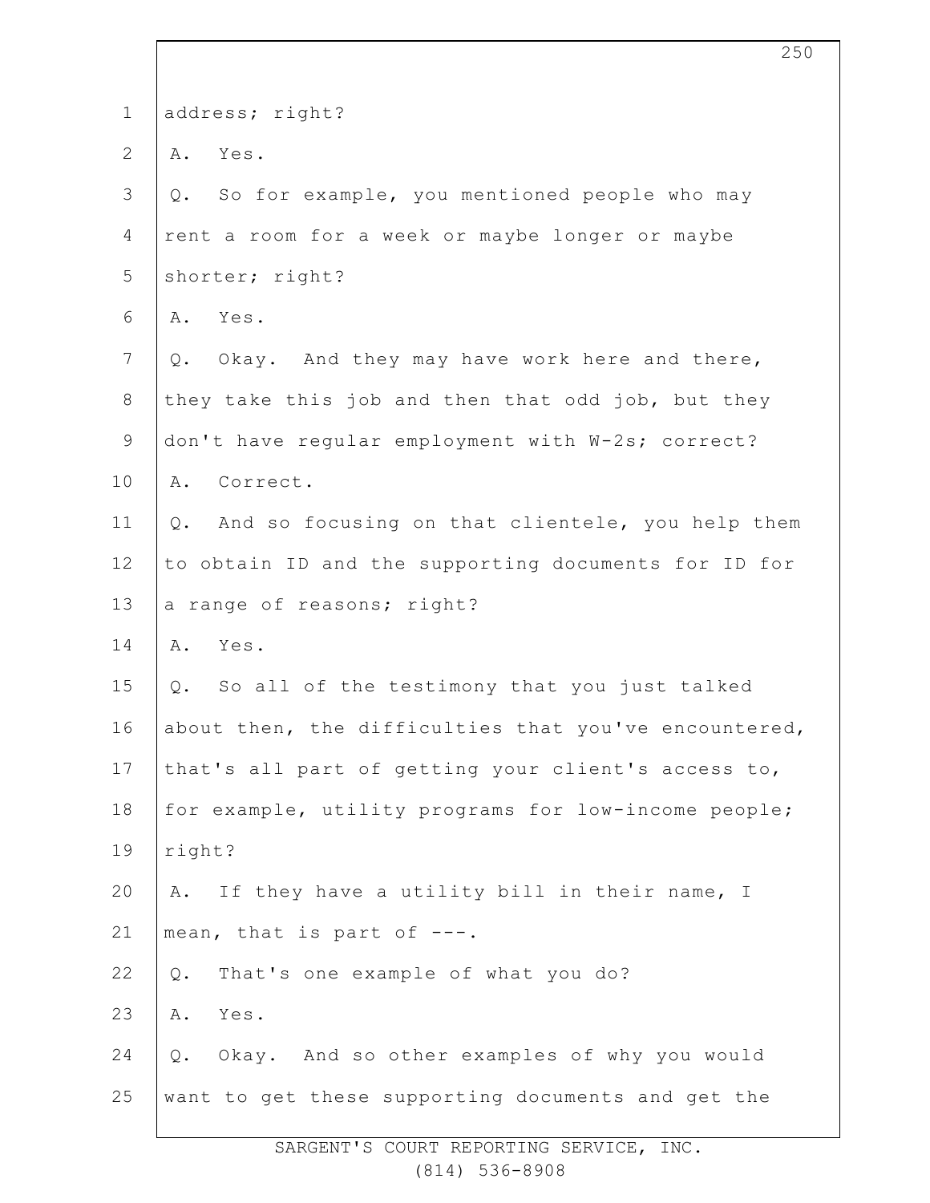address; right?

A. Yes.

Q. So for example, you mentioned people who may rent a room for a week or maybe longer or maybe shorter; right?

A. Yes.

Q. Okay. And they may have work here and there, they take this job and then that odd job, but they don't have regular employment with W-2s; correct?

A. Correct.

Q. And so focusing on that clientele, you help them to obtain ID and the supporting documents for ID for a range of reasons; right?

A. Yes.

Q. So all of the testimony that you just talked about then, the difficulties that you've encountered, that's all part of getting your client's access to, for example, utility programs for low-income people; right?

A. If they have a utility bill in their name, I mean, that is part of ---.

Q. That's one example of what you do?

A. Yes.

Q. Okay. And so other examples of why you would want to get these supporting documents and get the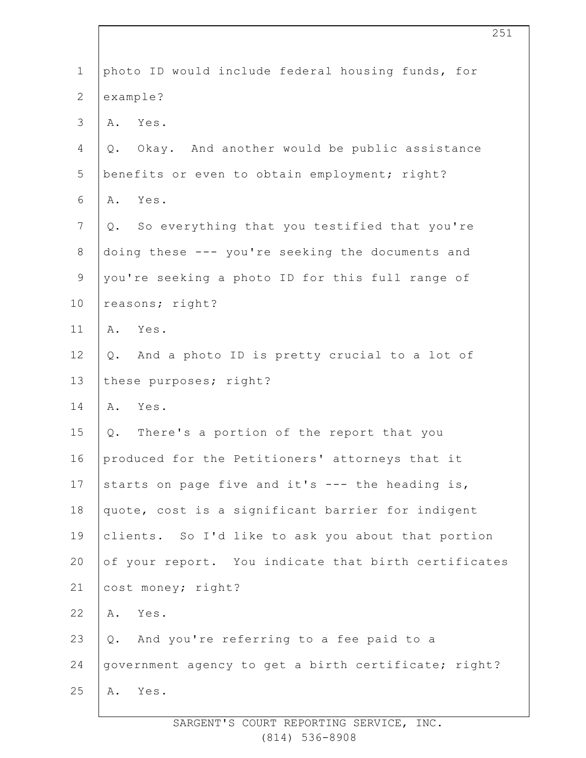1 photo ID would include federal housing funds, for
2 example?
3 A. Yes.
4 Q. Okay. And another would be public assistance
5 benefits or even to obtain employment; right?
6 A. Yes.
7 Q. So everything that you testified that you're
8 doing these --- you're seeking the documents and
9 you're seeking a photo ID for this full range of
10 reasons; right?
11 A. Yes.
12 Q. And a photo ID is pretty crucial to a lot of
13 these purposes; right?
14 A. Yes.
15 Q. There's a portion of the report that you
16 produced for the Petitioners' attorneys that it
17 starts on page five and it's --- the heading is,
18 quote, cost is a significant barrier for indigent
19 clients. So I'd like to ask you about that portion
20 of your report. You indicate that birth certificates
21 cost money; right?
22 A. Yes.
23 Q. And you're referring to a fee paid to a
24 government agency to get a birth certificate; right?
25 A. Yes.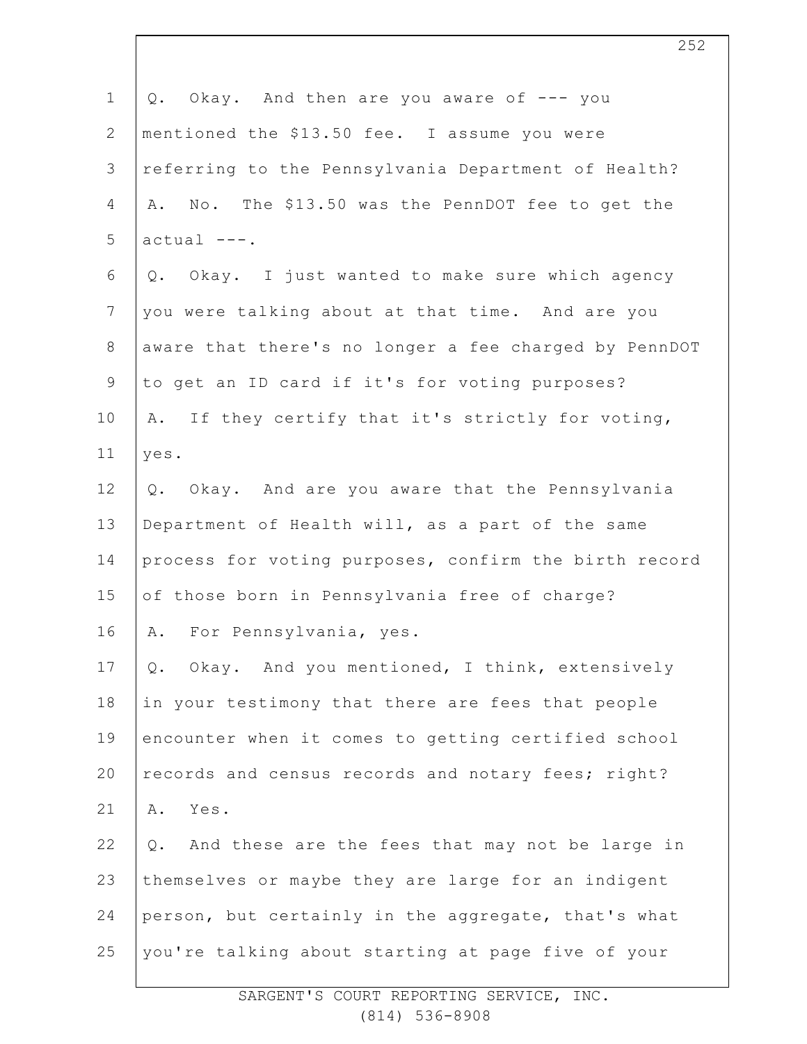Q. Okay. And then are you aware of --- you mentioned the $13.50 fee. I assume you were referring to the Pennsylvania Department of Health?

A. No. The $13.50 was the PennDOT fee to get the actual ---.

Q. Okay. I just wanted to make sure which agency you were talking about at that time. And are you aware that there's no longer a fee charged by PennDOT to get an ID card if it's for voting purposes?

A. If they certify that it's strictly for voting, yes.

Q. Okay. And are you aware that the Pennsylvania Department of Health will, as a part of the same process for voting purposes, confirm the birth record of those born in Pennsylvania free of charge?

A. For Pennsylvania, yes.

Q. Okay. And you mentioned, I think, extensively in your testimony that there are fees that people encounter when it comes to getting certified school records and census records and notary fees; right?

A. Yes.

Q. And these are the fees that may not be large in themselves or maybe they are large for an indigent person, but certainly in the aggregate, that's what you're talking about starting at page five of your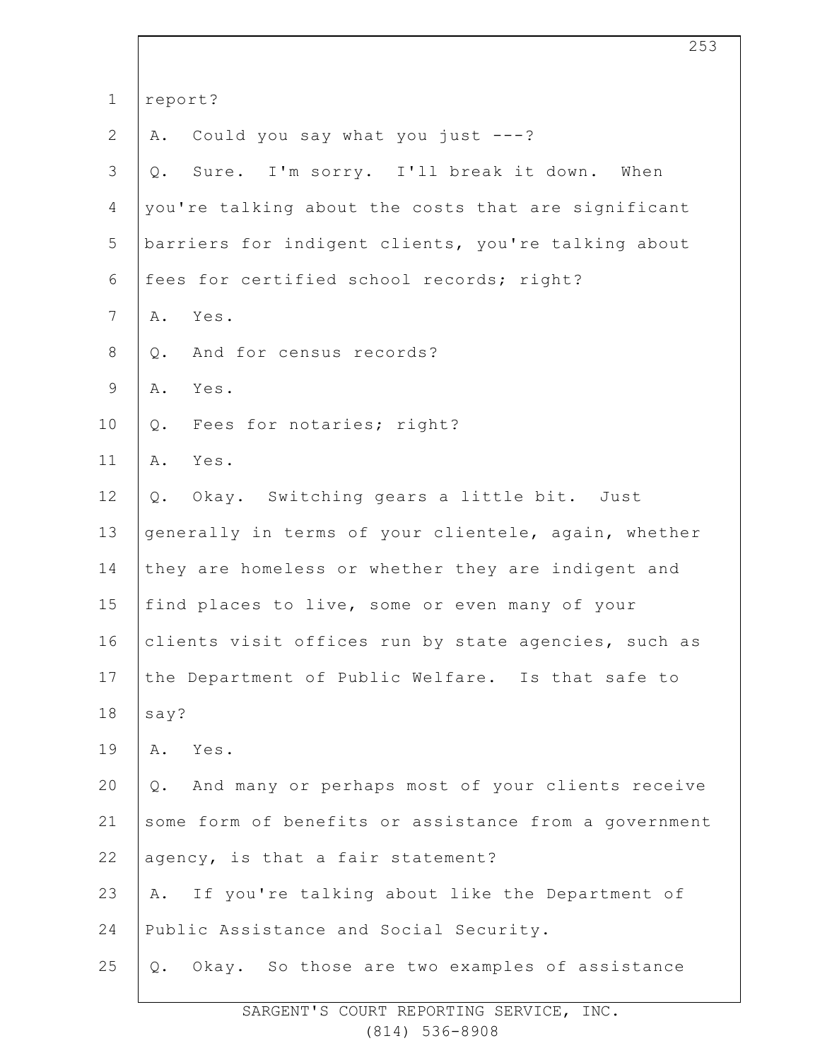report?

A. Could you say what you just ---?

Q. Sure. I'm sorry. I'll break it down. When you're talking about the costs that are significant barriers for indigent clients, you're talking about fees for certified school records; right?

A. Yes.

Q. And for census records?

A. Yes.

Q. Fees for notaries; right?

A. Yes.

Q. Okay. Switching gears a little bit. Just generally in terms of your clientele, again, whether they are homeless or whether they are indigent and find places to live, some or even many of your clients visit offices run by state agencies, such as the Department of Public Welfare. Is that safe to say?

A. Yes.

Q. And many or perhaps most of your clients receive some form of benefits or assistance from a government agency, is that a fair statement?

A. If you're talking about like the Department of Public Assistance and Social Security.

Q. Okay. So those are two examples of assistance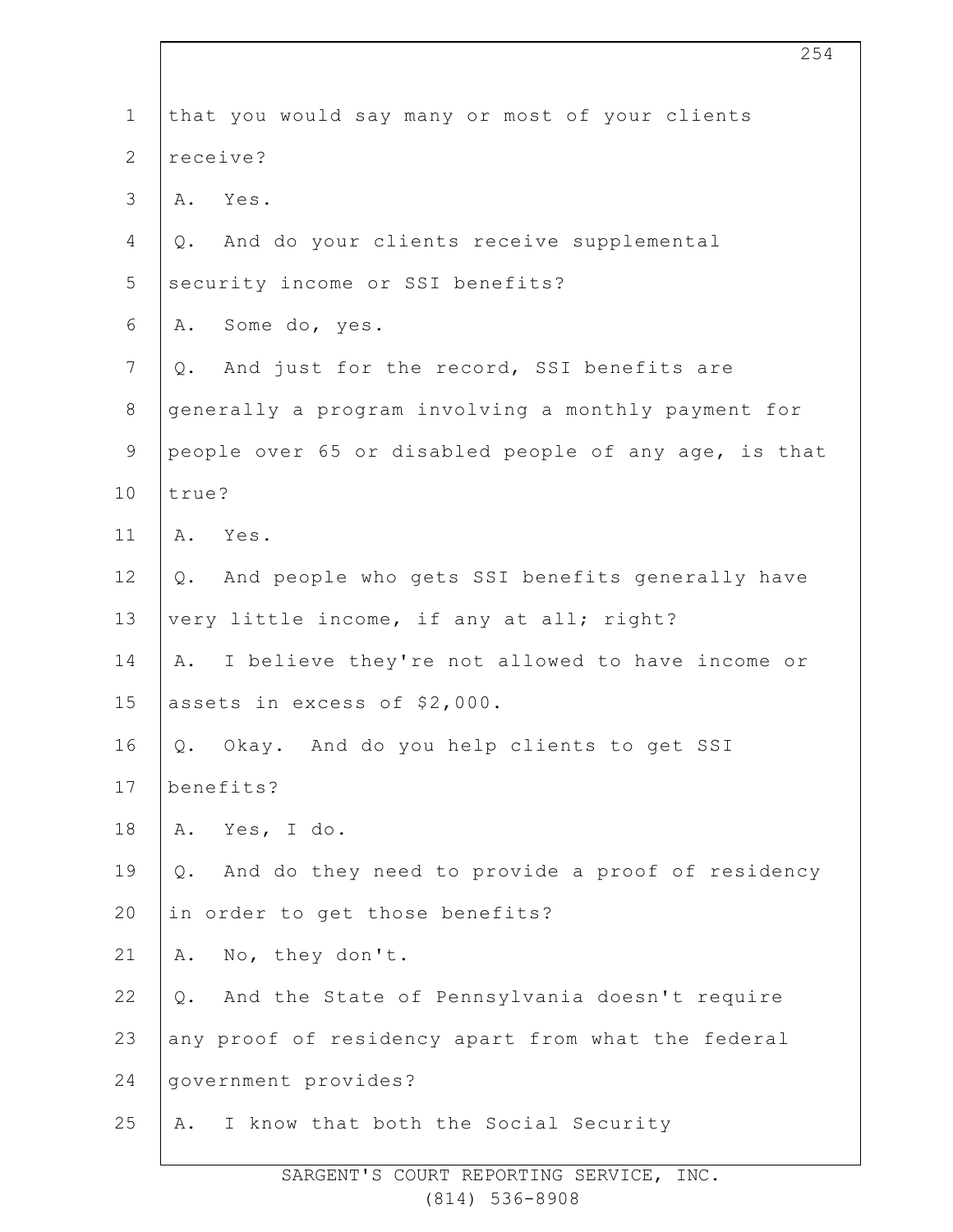1 that you would say many or most of your clients
2 receive?
3 A. Yes.
4 Q. And do your clients receive supplemental
5 security income or SSI benefits?
6 A. Some do, yes.
7 Q. And just for the record, SSI benefits are
8 generally a program involving a monthly payment for
9 people over 65 or disabled people of any age, is that
10 true?
11 A. Yes.
12 Q. And people who gets SSI benefits generally have
13 very little income, if any at all; right?
14 A. I believe they're not allowed to have income or
15 assets in excess of $2,000.
16 Q. Okay. And do you help clients to get SSI
17 benefits?
18 A. Yes, I do.
19 Q. And do they need to provide a proof of residency
20 in order to get those benefits?
21 A. No, they don't.
22 Q. And the State of Pennsylvania doesn't require
23 any proof of residency apart from what the federal
24 government provides?
25 A. I know that both the Social Security

SARGENT'S COURT REPORTING SERVICE, INC.
(814) 536-8908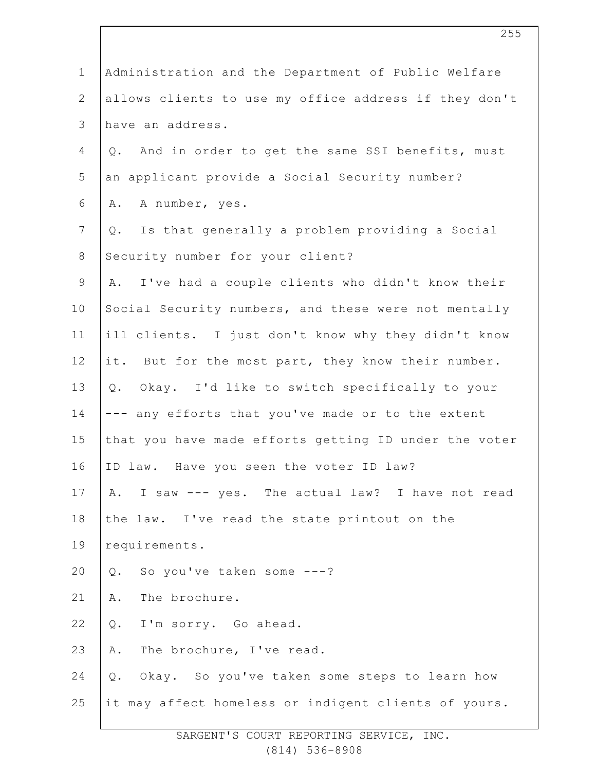Administration and the Department of Public Welfare allows clients to use my office address if they don't have an address.

Q. And in order to get the same SSI benefits, must an applicant provide a Social Security number?

A. A number, yes.

Q. Is that generally a problem providing a Social Security number for your client?

A. I've had a couple clients who didn't know their Social Security numbers, and these were not mentally ill clients. I just don't know why they didn't know it. But for the most part, they know their number.

Q. Okay. I'd like to switch specifically to your --- any efforts that you've made or to the extent that you have made efforts getting ID under the voter ID law. Have you seen the voter ID law?

A. I saw --- yes. The actual law? I have not read the law. I've read the state printout on the requirements.

Q. So you've taken some ---?

A. The brochure.

Q. I'm sorry. Go ahead.

A. The brochure, I've read.

Q. Okay. So you've taken some steps to learn how it may affect homeless or indigent clients of yours.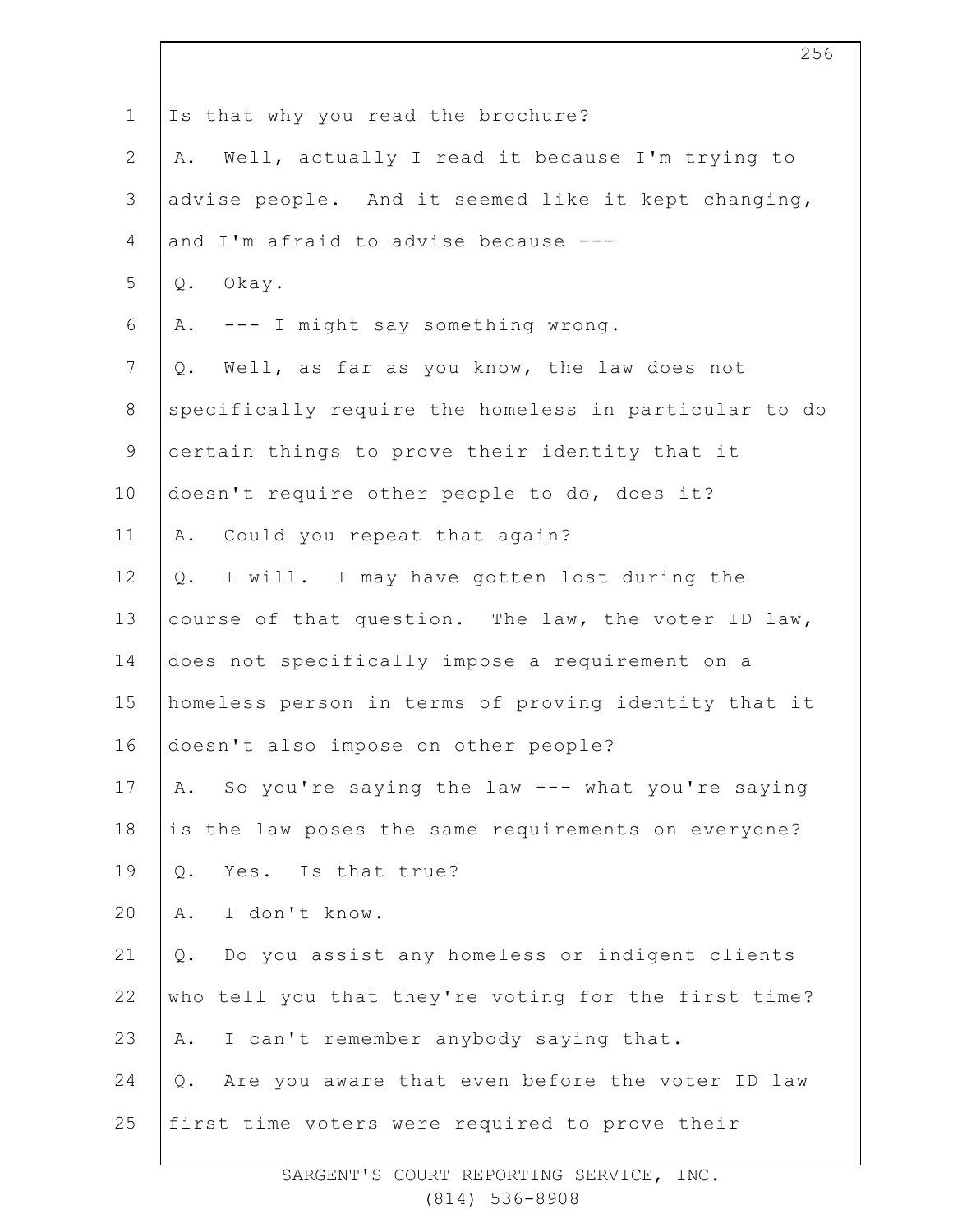1 Is that why you read the brochure?

2 A. Well, actually I read it because I'm trying to

3 advise people. And it seemed like it kept changing,

4 and I'm afraid to advise because ---

5 Q. Okay.

6 A. --- I might say something wrong.

7 Q. Well, as far as you know, the law does not

8 specifically require the homeless in particular to do

9 certain things to prove their identity that it

10 doesn't require other people to do, does it?

11 A. Could you repeat that again?

12 Q. I will. I may have gotten lost during the

13 course of that question. The law, the voter ID law,

14 does not specifically impose a requirement on a

15 homeless person in terms of proving identity that it

16 doesn't also impose on other people?

17 A. So you're saying the law --- what you're saying

18 is the law poses the same requirements on everyone?

19 Q. Yes. Is that true?

20 A. I don't know.

21 Q. Do you assist any homeless or indigent clients

22 who tell you that they're voting for the first time?

23 A. I can't remember anybody saying that.

24 Q. Are you aware that even before the voter ID law

25 first time voters were required to prove their

SARGENT'S COURT REPORTING SERVICE, INC.
(814) 536-8908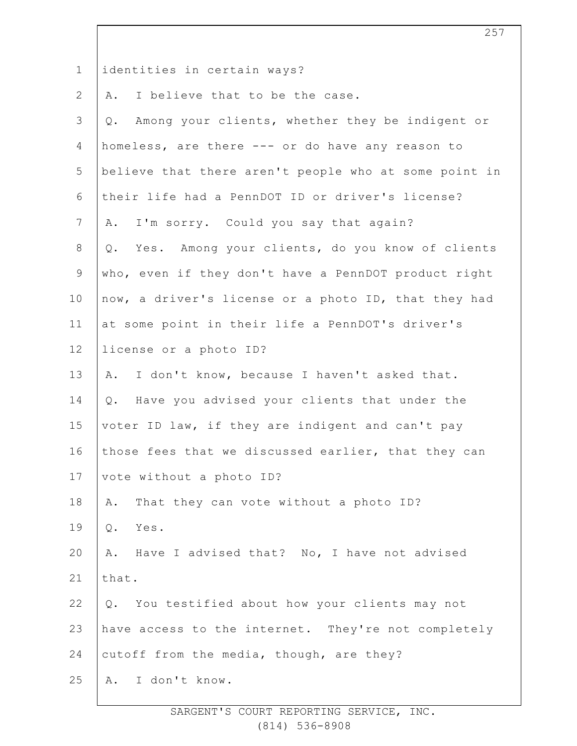identities in certain ways?

A. I believe that to be the case.

Q. Among your clients, whether they be indigent or homeless, are there --- or do have any reason to believe that there aren't people who at some point in their life had a PennDOT ID or driver's license?

A. I'm sorry. Could you say that again?

Q. Yes. Among your clients, do you know of clients who, even if they don't have a PennDOT product right now, a driver's license or a photo ID, that they had at some point in their life a PennDOT's driver's license or a photo ID?

A. I don't know, because I haven't asked that.

Q. Have you advised your clients that under the voter ID law, if they are indigent and can't pay those fees that we discussed earlier, that they can vote without a photo ID?

A. That they can vote without a photo ID?

Q. Yes.

A. Have I advised that? No, I have not advised that.

Q. You testified about how your clients may not have access to the internet. They're not completely cutoff from the media, though, are they?

A. I don't know.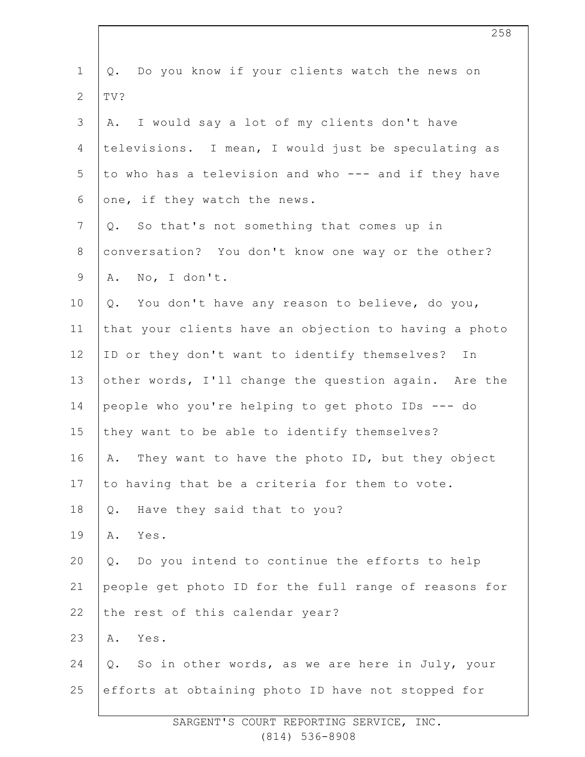Q. Do you know if your clients watch the news on TV?

A. I would say a lot of my clients don't have televisions. I mean, I would just be speculating as to who has a television and who --- and if they have one, if they watch the news.

Q. So that's not something that comes up in conversation? You don't know one way or the other?

A. No, I don't.

Q. You don't have any reason to believe, do you, that your clients have an objection to having a photo ID or they don't want to identify themselves? In other words, I'll change the question again. Are the people who you're helping to get photo IDs --- do they want to be able to identify themselves?

A. They want to have the photo ID, but they object to having that be a criteria for them to vote.

Q. Have they said that to you?

A. Yes.

Q. Do you intend to continue the efforts to help people get photo ID for the full range of reasons for the rest of this calendar year?

A. Yes.

Q. So in other words, as we are here in July, your efforts at obtaining photo ID have not stopped for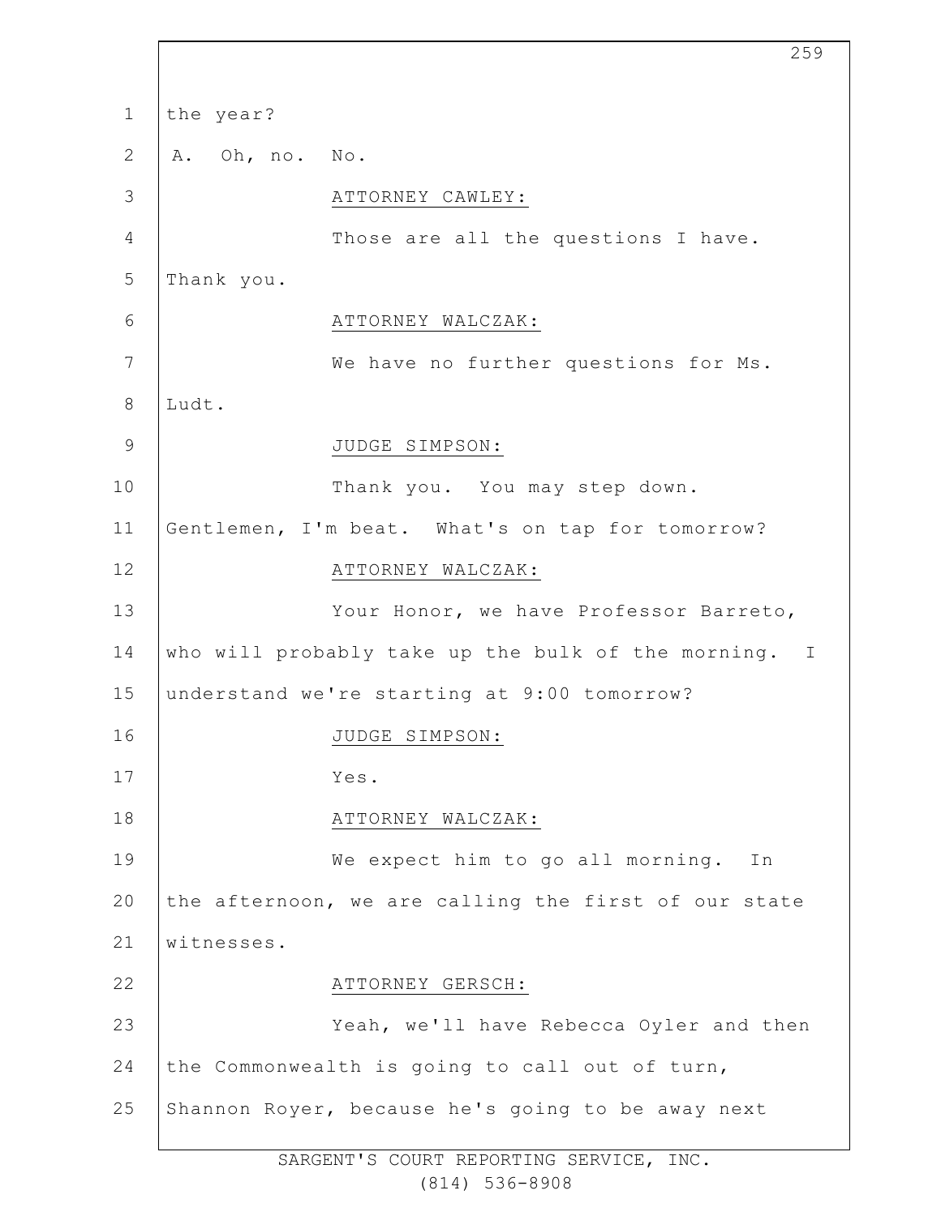the year?

A. Oh, no. No.

ATTORNEY CAWLEY:

Those are all the questions I have. Thank you.

ATTORNEY WALCZAK:

We have no further questions for Ms. Ludt.

JUDGE SIMPSON:

Thank you. You may step down. Gentlemen, I'm beat. What's on tap for tomorrow?

ATTORNEY WALCZAK:

Your Honor, we have Professor Barreto, who will probably take up the bulk of the morning. I understand we're starting at 9:00 tomorrow?

JUDGE SIMPSON:

Yes.

ATTORNEY WALCZAK:

We expect him to go all morning. In the afternoon, we are calling the first of our state witnesses.

ATTORNEY GERSCH:

Yeah, we'll have Rebecca Oyler and then the Commonwealth is going to call out of turn, Shannon Royer, because he's going to be away next

SARGENT'S COURT REPORTING SERVICE, INC.
(814) 536-8908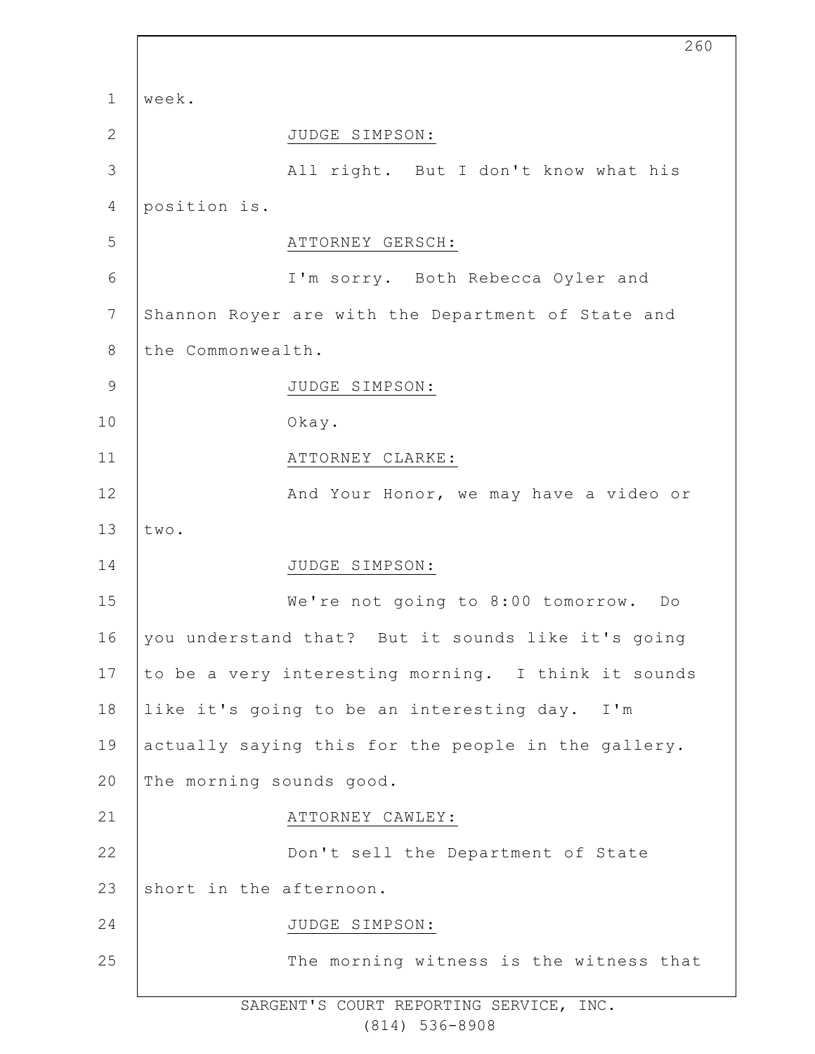week.

JUDGE SIMPSON:

All right. But I don't know what his position is.

ATTORNEY GERSCH:

I'm sorry. Both Rebecca Oyler and Shannon Royer are with the Department of State and the Commonwealth.

JUDGE SIMPSON:

Okay.

ATTORNEY CLARKE:

And Your Honor, we may have a video or two.

JUDGE SIMPSON:

We're not going to 8:00 tomorrow. Do you understand that? But it sounds like it's going to be a very interesting morning. I think it sounds like it's going to be an interesting day. I'm actually saying this for the people in the gallery. The morning sounds good.

ATTORNEY CAWLEY:

Don't sell the Department of State short in the afternoon.

JUDGE SIMPSON:

The morning witness is the witness that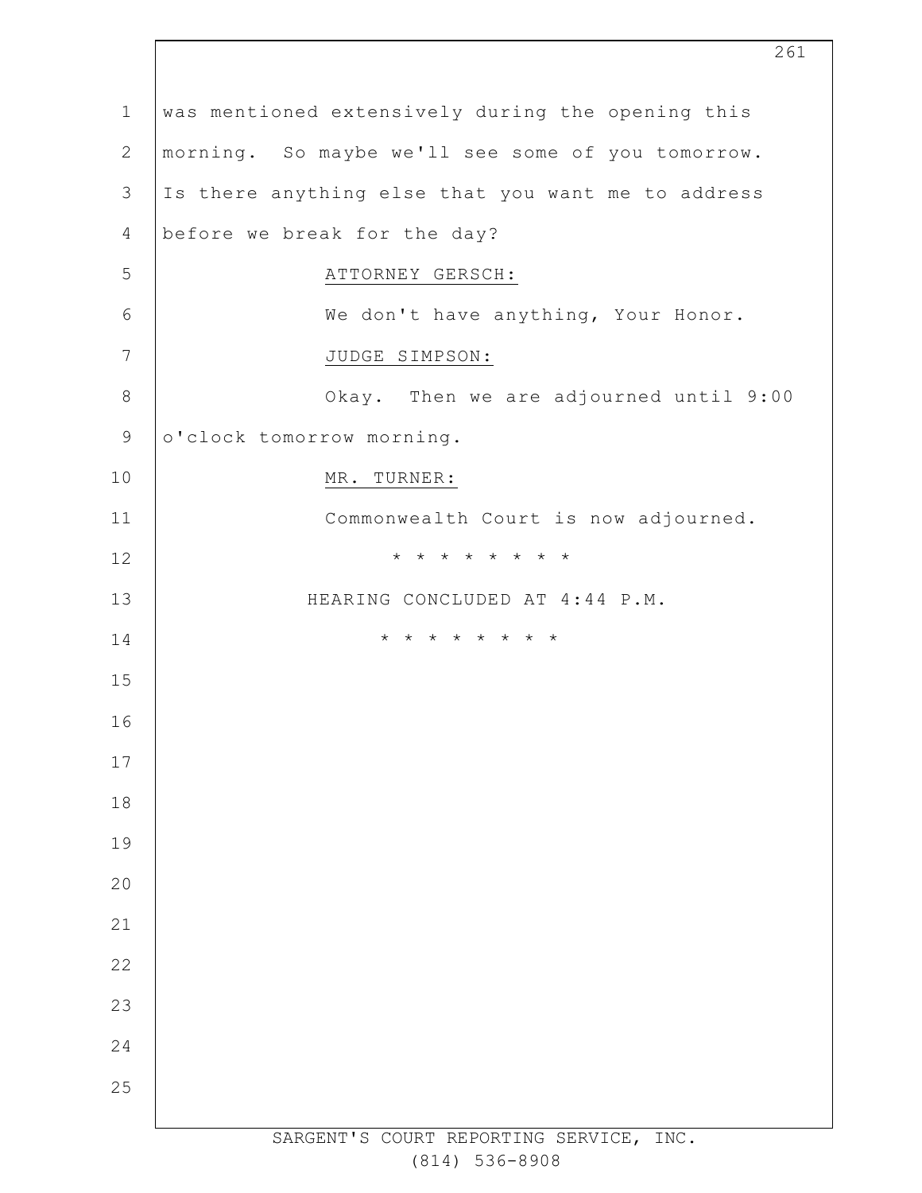was mentioned extensively during the opening this morning. So maybe we'll see some of you tomorrow. Is there anything else that you want me to address before we break for the day?

ATTORNEY GERSCH:

We don't have anything, Your Honor.

JUDGE SIMPSON:

Okay. Then we are adjourned until 9:00 o'clock tomorrow morning.

MR. TURNER:

Commonwealth Court is now adjourned.

\* \* \* \* \* \* \* \* \*

HEARING CONCLUDED AT 4:44 P.M.

\* \* \* \* \* \* \* \* \*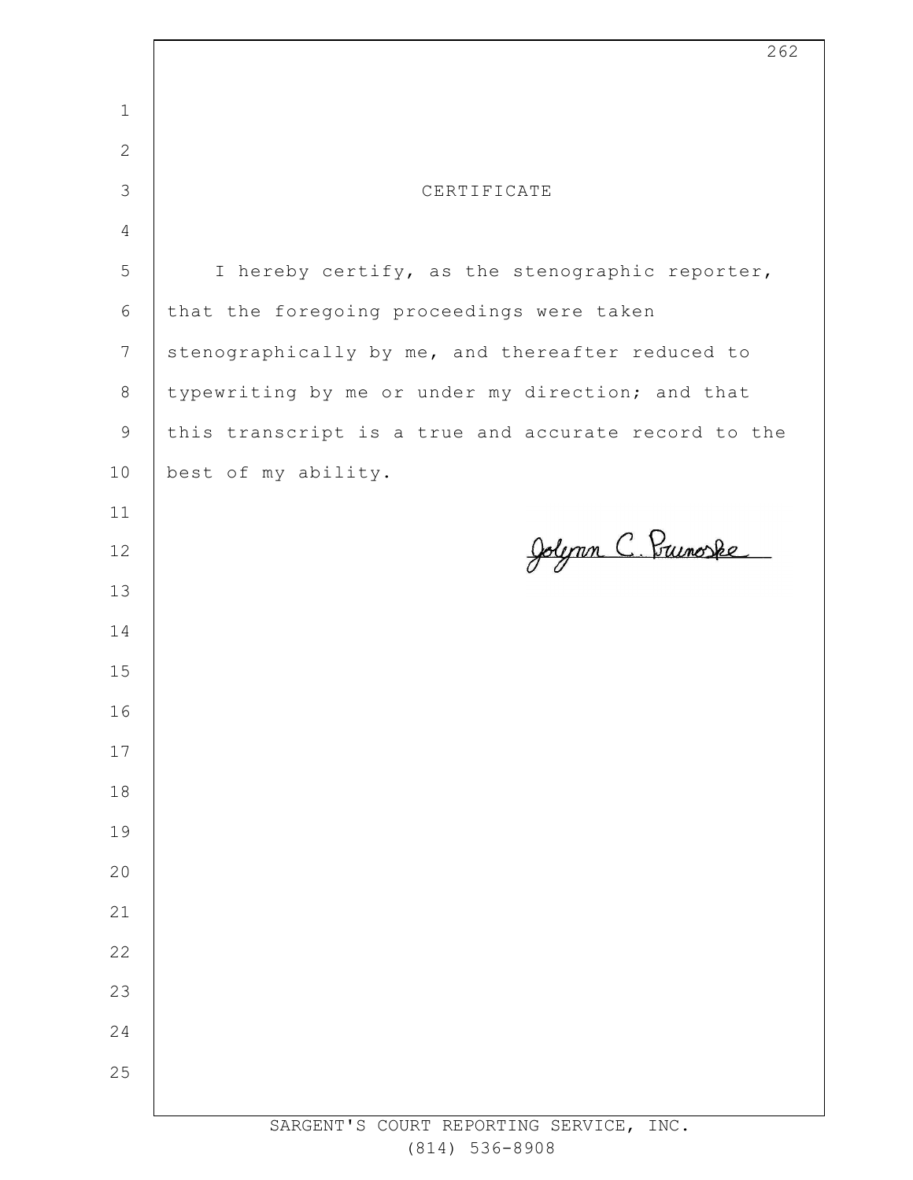# CERTIFICATE

I hereby certify, as the stenographic reporter, that the foregoing proceedings were taken stenographically by me, and thereafter reduced to typewriting by me or under my direction; and that this transcript is a true and accurate record to the best of my ability.

Jolynn C. Prunoske